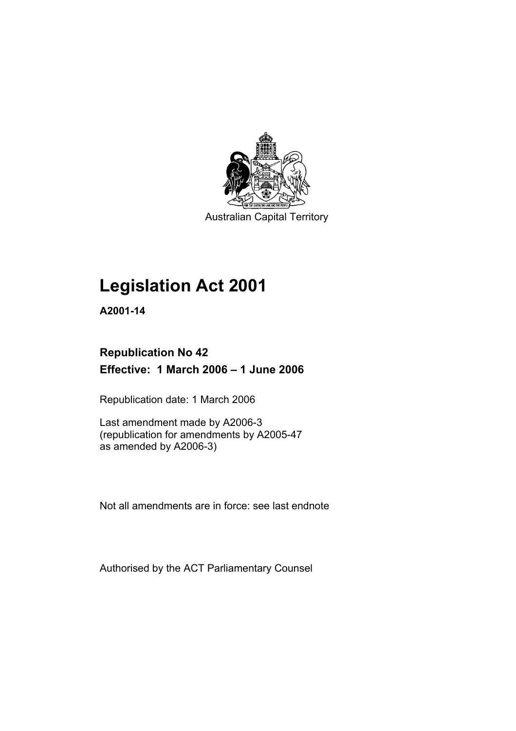Australian Capital Territory

# Legislation Act 2001

**A2001-14**

**Republication No 42**
**Effective: 1 March 2006 – 1 June 2006**

Republication date: 1 March 2006

Last amendment made by A2006-3
(republication for amendments by A2005-47
as amended by A2006-3)

Not all amendments are in force: see last endnote

Authorised by the ACT Parliamentary Counsel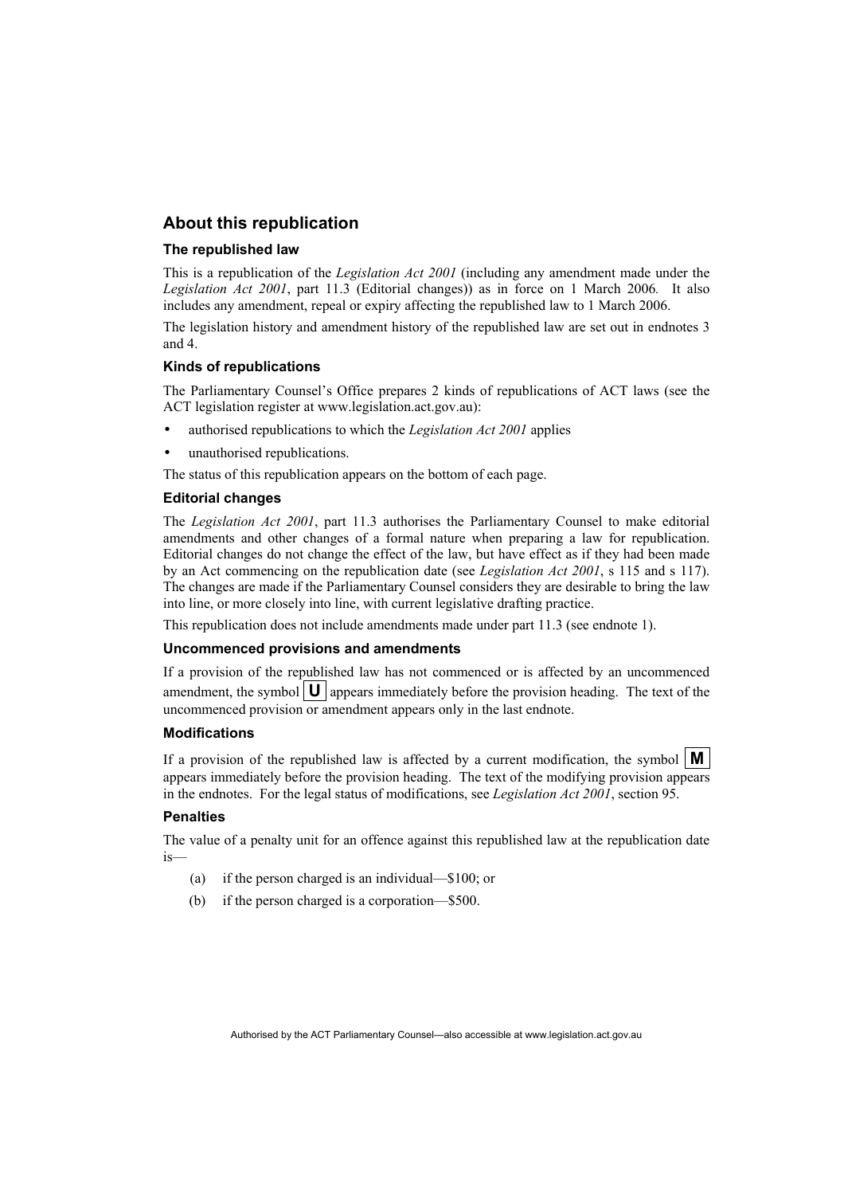## About this republication

### The republished law

This is a republication of the *Legislation Act 2001* (including any amendment made under the *Legislation Act 2001*, part 11.3 (Editorial changes)) as in force on 1 March 2006*.* It also includes any amendment, repeal or expiry affecting the republished law to 1 March 2006.

The legislation history and amendment history of the republished law are set out in endnotes 3 and 4.

### Kinds of republications

The Parliamentary Counsel's Office prepares 2 kinds of republications of ACT laws (see the ACT legislation register at www.legislation.act.gov.au):

- authorised republications to which the *Legislation Act 2001* applies
- unauthorised republications.

The status of this republication appears on the bottom of each page.

### Editorial changes

The *Legislation Act 2001*, part 11.3 authorises the Parliamentary Counsel to make editorial amendments and other changes of a formal nature when preparing a law for republication. Editorial changes do not change the effect of the law, but have effect as if they had been made by an Act commencing on the republication date (see *Legislation Act 2001*, s 115 and s 117). The changes are made if the Parliamentary Counsel considers they are desirable to bring the law into line, or more closely into line, with current legislative drafting practice.

This republication does not include amendments made under part 11.3 (see endnote 1).

### Uncommenced provisions and amendments

If a provision of the republished law has not commenced or is affected by an uncommenced amendment, the symbol **U** appears immediately before the provision heading. The text of the uncommenced provision or amendment appears only in the last endnote.

### Modifications

If a provision of the republished law is affected by a current modification, the symbol **M** appears immediately before the provision heading. The text of the modifying provision appears in the endnotes. For the legal status of modifications, see *Legislation Act 2001*, section 95.

### Penalties

The value of a penalty unit for an offence against this republished law at the republication date is—

(a) if the person charged is an individual—$100; or

(b) if the person charged is a corporation—$500.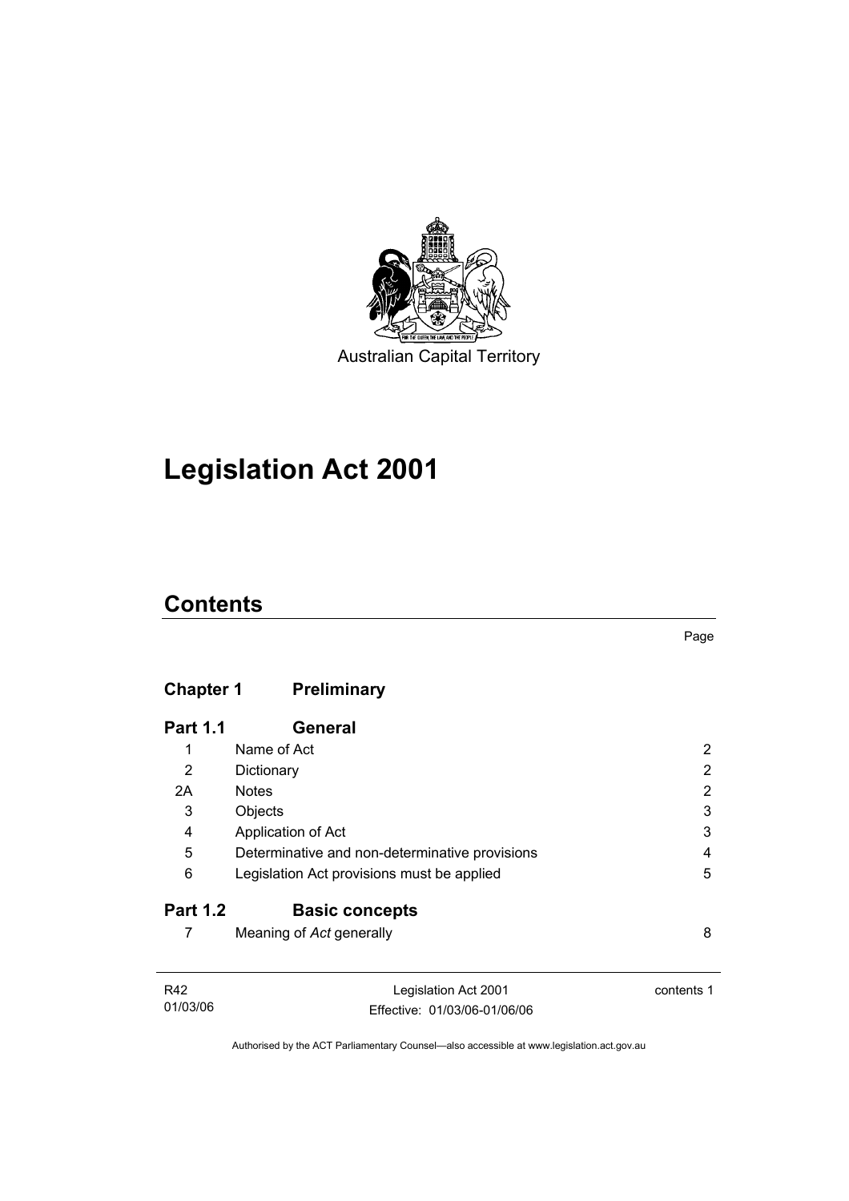Australian Capital Territory

# Legislation Act 2001

## Contents

Page

| | | |
|---|---|---|
| **Chapter 1** | **Preliminary** | |
| **Part 1.1** | **General** | |
| 1 | Name of Act | 2 |
| 2 | Dictionary | 2 |
| 2A | Notes | 2 |
| 3 | Objects | 3 |
| 4 | Application of Act | 3 |
| 5 | Determinative and non-determinative provisions | 4 |
| 6 | Legislation Act provisions must be applied | 5 |
| **Part 1.2** | **Basic concepts** | |
| 7 | Meaning of *Act* generally | 8 |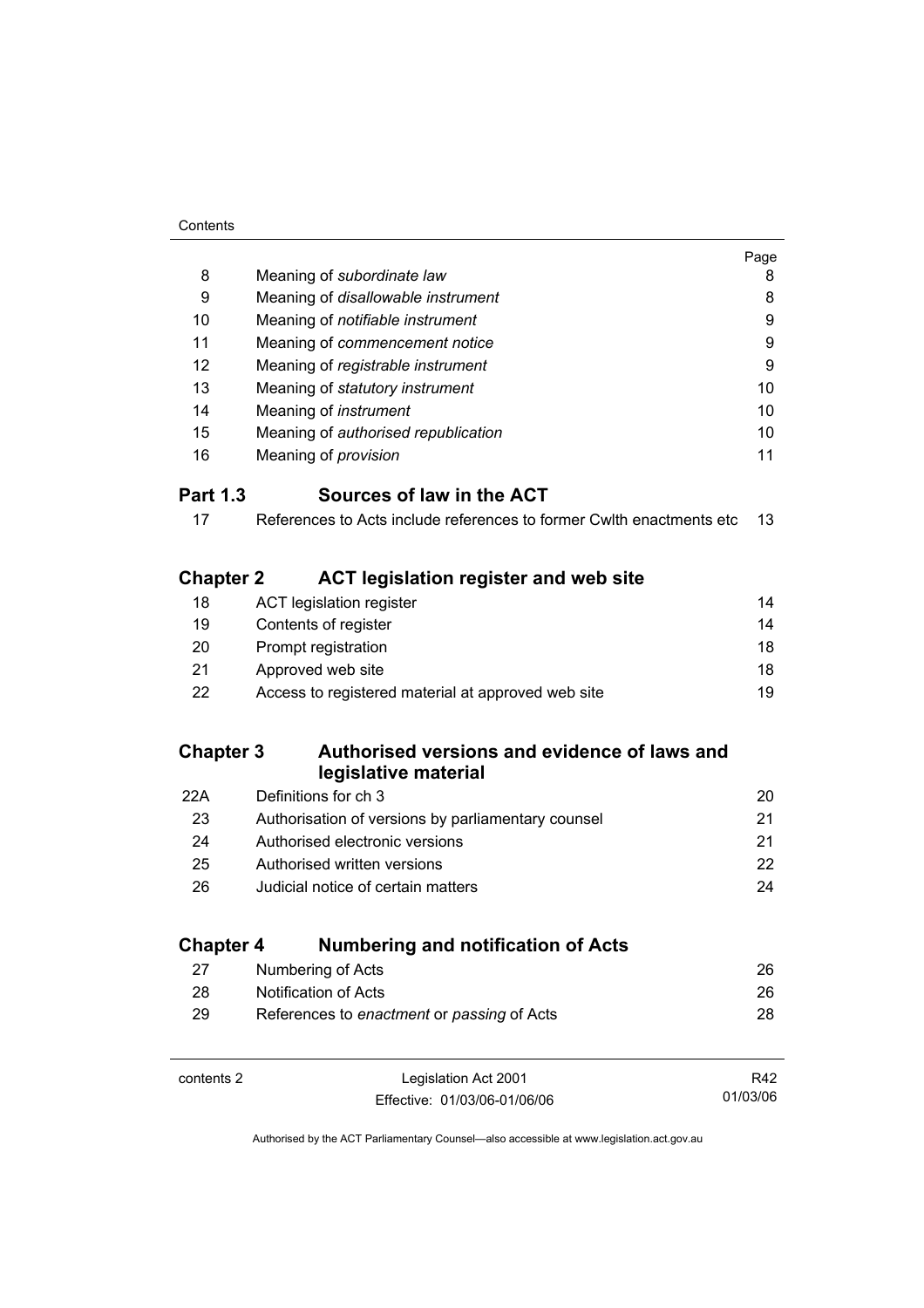| | | Page |
|---|---|---|
| 8 | Meaning of *subordinate law* | 8 |
| 9 | Meaning of *disallowable instrument* | 8 |
| 10 | Meaning of *notifiable instrument* | 9 |
| 11 | Meaning of *commencement notice* | 9 |
| 12 | Meaning of *registrable instrument* | 9 |
| 13 | Meaning of *statutory instrument* | 10 |
| 14 | Meaning of *instrument* | 10 |
| 15 | Meaning of *authorised republication* | 10 |
| 16 | Meaning of *provision* | 11 |

## Part 1.3 Sources of law in the ACT

| | | |
|---|---|---|
| 17 | References to Acts include references to former Cwlth enactments etc | 13 |

## Chapter 2 ACT legislation register and web site

| | | |
|---|---|---|
| 18 | ACT legislation register | 14 |
| 19 | Contents of register | 14 |
| 20 | Prompt registration | 18 |
| 21 | Approved web site | 18 |
| 22 | Access to registered material at approved web site | 19 |

## Chapter 3 Authorised versions and evidence of laws and legislative material

| | | |
|---|---|---|
| 22A | Definitions for ch 3 | 20 |
| 23 | Authorisation of versions by parliamentary counsel | 21 |
| 24 | Authorised electronic versions | 21 |
| 25 | Authorised written versions | 22 |
| 26 | Judicial notice of certain matters | 24 |

## Chapter 4 Numbering and notification of Acts

| | | |
|---|---|---|
| 27 | Numbering of Acts | 26 |
| 28 | Notification of Acts | 26 |
| 29 | References to *enactment* or *passing* of Acts | 28 |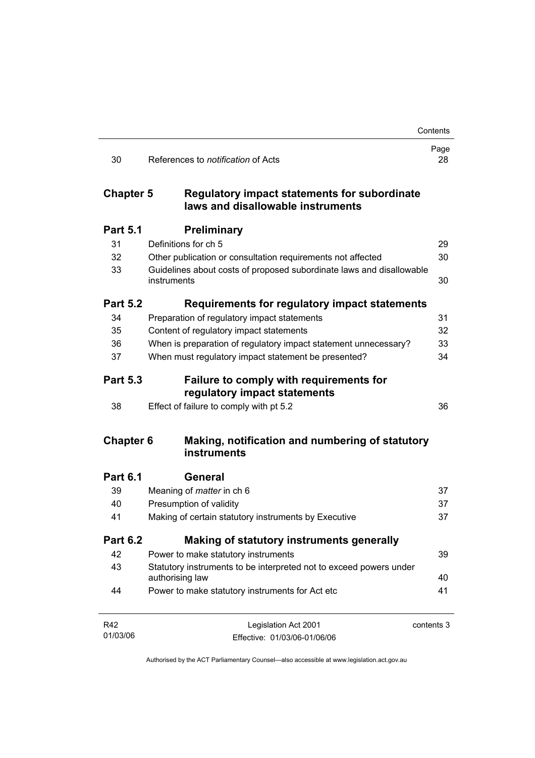| | | Page |
|---|---|---|
| 30 | References to *notification* of Acts | 28 |

## Chapter 5 Regulatory impact statements for subordinate laws and disallowable instruments

### Part 5.1 Preliminary

| | | |
|---|---|---|
| 31 | Definitions for ch 5 | 29 |
| 32 | Other publication or consultation requirements not affected | 30 |
| 33 | Guidelines about costs of proposed subordinate laws and disallowable instruments | 30 |

### Part 5.2 Requirements for regulatory impact statements

| | | |
|---|---|---|
| 34 | Preparation of regulatory impact statements | 31 |
| 35 | Content of regulatory impact statements | 32 |
| 36 | When is preparation of regulatory impact statement unnecessary? | 33 |
| 37 | When must regulatory impact statement be presented? | 34 |

### Part 5.3 Failure to comply with requirements for regulatory impact statements

| | | |
|---|---|---|
| 38 | Effect of failure to comply with pt 5.2 | 36 |

## Chapter 6 Making, notification and numbering of statutory instruments

### Part 6.1 General

| | | |
|---|---|---|
| 39 | Meaning of *matter* in ch 6 | 37 |
| 40 | Presumption of validity | 37 |
| 41 | Making of certain statutory instruments by Executive | 37 |

### Part 6.2 Making of statutory instruments generally

| | | |
|---|---|---|
| 42 | Power to make statutory instruments | 39 |
| 43 | Statutory instruments to be interpreted not to exceed powers under authorising law | 40 |
| 44 | Power to make statutory instruments for Act etc | 41 |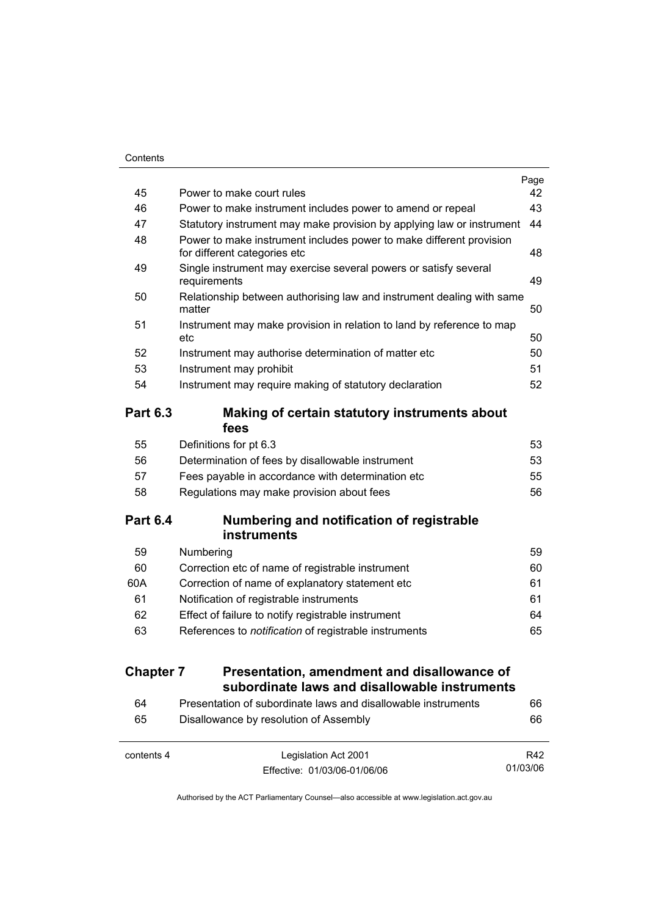| | | Page |
|---|---|---|
| 45 | Power to make court rules | 42 |
| 46 | Power to make instrument includes power to amend or repeal | 43 |
| 47 | Statutory instrument may make provision by applying law or instrument | 44 |
| 48 | Power to make instrument includes power to make different provision for different categories etc | 48 |
| 49 | Single instrument may exercise several powers or satisfy several requirements | 49 |
| 50 | Relationship between authorising law and instrument dealing with same matter | 50 |
| 51 | Instrument may make provision in relation to land by reference to map etc | 50 |
| 52 | Instrument may authorise determination of matter etc | 50 |
| 53 | Instrument may prohibit | 51 |
| 54 | Instrument may require making of statutory declaration | 52 |

## Part 6.3 Making of certain statutory instruments about fees

| | | |
|---|---|---|
| 55 | Definitions for pt 6.3 | 53 |
| 56 | Determination of fees by disallowable instrument | 53 |
| 57 | Fees payable in accordance with determination etc | 55 |
| 58 | Regulations may make provision about fees | 56 |

## Part 6.4 Numbering and notification of registrable instruments

| | | |
|---|---|---|
| 59 | Numbering | 59 |
| 60 | Correction etc of name of registrable instrument | 60 |
| 60A | Correction of name of explanatory statement etc | 61 |
| 61 | Notification of registrable instruments | 61 |
| 62 | Effect of failure to notify registrable instrument | 64 |
| 63 | References to *notification* of registrable instruments | 65 |

# Chapter 7 Presentation, amendment and disallowance of subordinate laws and disallowable instruments

| | | |
|---|---|---|
| 64 | Presentation of subordinate laws and disallowable instruments | 66 |
| 65 | Disallowance by resolution of Assembly | 66 |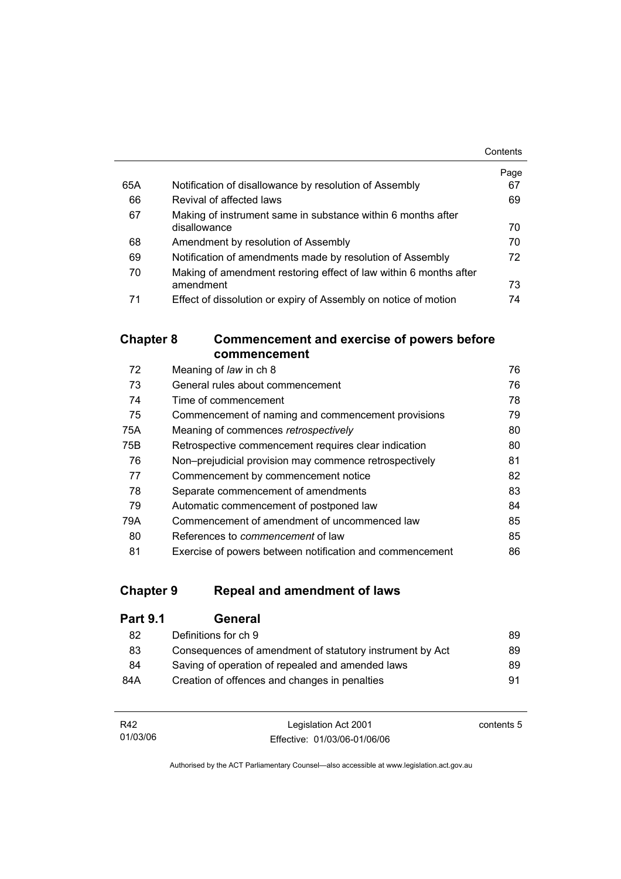| | | Page |
|---|---|---|
| 65A | Notification of disallowance by resolution of Assembly | 67 |
| 66 | Revival of affected laws | 69 |
| 67 | Making of instrument same in substance within 6 months after disallowance | 70 |
| 68 | Amendment by resolution of Assembly | 70 |
| 69 | Notification of amendments made by resolution of Assembly | 72 |
| 70 | Making of amendment restoring effect of law within 6 months after amendment | 73 |
| 71 | Effect of dissolution or expiry of Assembly on notice of motion | 74 |

## Chapter 8 Commencement and exercise of powers before commencement

| | | |
|---|---|---|
| 72 | Meaning of *law* in ch 8 | 76 |
| 73 | General rules about commencement | 76 |
| 74 | Time of commencement | 78 |
| 75 | Commencement of naming and commencement provisions | 79 |
| 75A | Meaning of commences *retrospectively* | 80 |
| 75B | Retrospective commencement requires clear indication | 80 |
| 76 | Non–prejudicial provision may commence retrospectively | 81 |
| 77 | Commencement by commencement notice | 82 |
| 78 | Separate commencement of amendments | 83 |
| 79 | Automatic commencement of postponed law | 84 |
| 79A | Commencement of amendment of uncommenced law | 85 |
| 80 | References to *commencement* of law | 85 |
| 81 | Exercise of powers between notification and commencement | 86 |

## Chapter 9 Repeal and amendment of laws

### Part 9.1 General

| | | |
|---|---|---|
| 82 | Definitions for ch 9 | 89 |
| 83 | Consequences of amendment of statutory instrument by Act | 89 |
| 84 | Saving of operation of repealed and amended laws | 89 |
| 84A | Creation of offences and changes in penalties | 91 |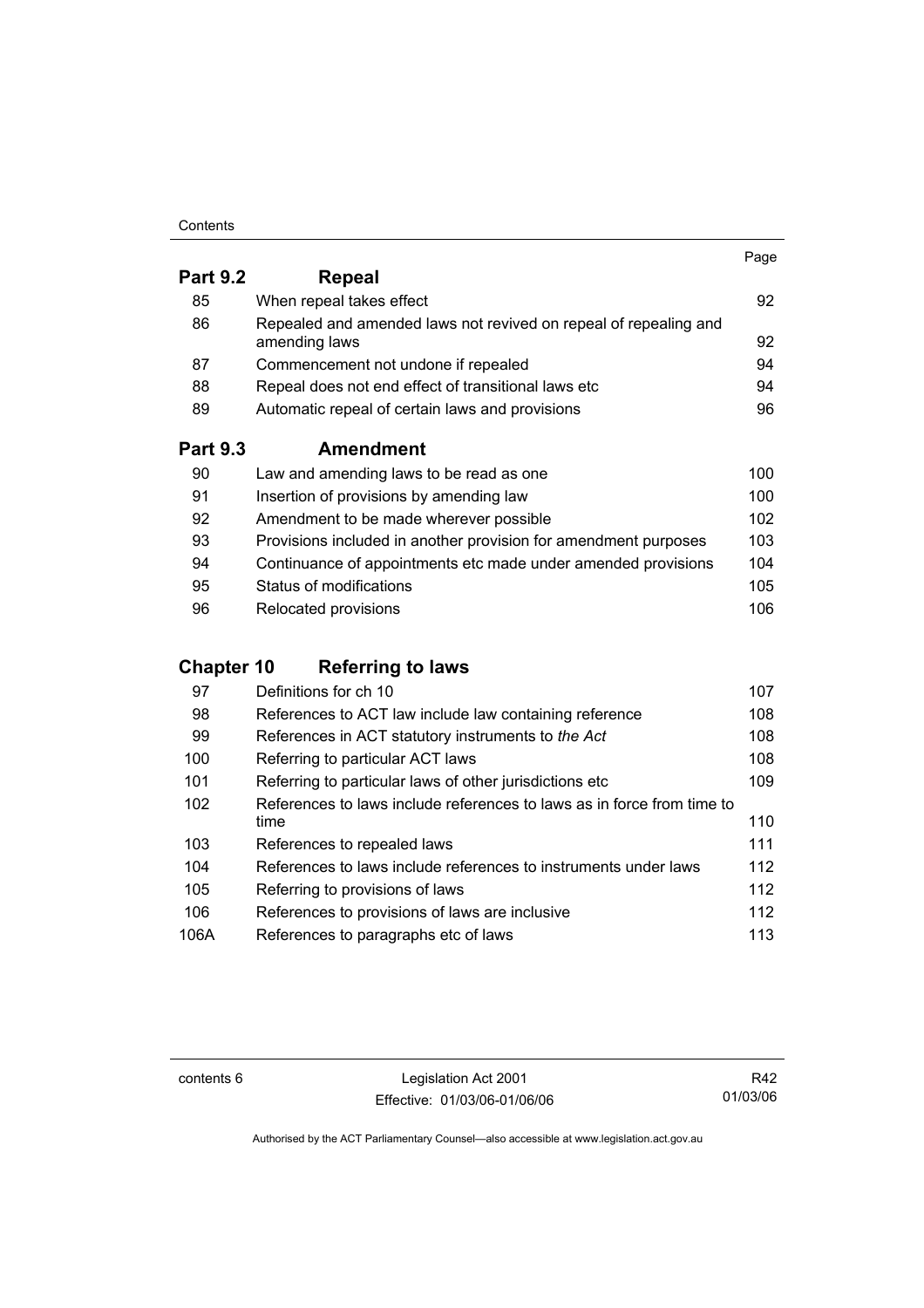| | | Page |
|---|---|---|
| **Part 9.2** | **Repeal** | |
| 85 | When repeal takes effect | 92 |
| 86 | Repealed and amended laws not revived on repeal of repealing and amending laws | 92 |
| 87 | Commencement not undone if repealed | 94 |
| 88 | Repeal does not end effect of transitional laws etc | 94 |
| 89 | Automatic repeal of certain laws and provisions | 96 |
| **Part 9.3** | **Amendment** | |
| 90 | Law and amending laws to be read as one | 100 |
| 91 | Insertion of provisions by amending law | 100 |
| 92 | Amendment to be made wherever possible | 102 |
| 93 | Provisions included in another provision for amendment purposes | 103 |
| 94 | Continuance of appointments etc made under amended provisions | 104 |
| 95 | Status of modifications | 105 |
| 96 | Relocated provisions | 106 |
| **Chapter 10** | **Referring to laws** | |
| 97 | Definitions for ch 10 | 107 |
| 98 | References to ACT law include law containing reference | 108 |
| 99 | References in ACT statutory instruments to *the Act* | 108 |
| 100 | Referring to particular ACT laws | 108 |
| 101 | Referring to particular laws of other jurisdictions etc | 109 |
| 102 | References to laws include references to laws as in force from time to time | 110 |
| 103 | References to repealed laws | 111 |
| 104 | References to laws include references to instruments under laws | 112 |
| 105 | Referring to provisions of laws | 112 |
| 106 | References to provisions of laws are inclusive | 112 |
| 106A | References to paragraphs etc of laws | 113 |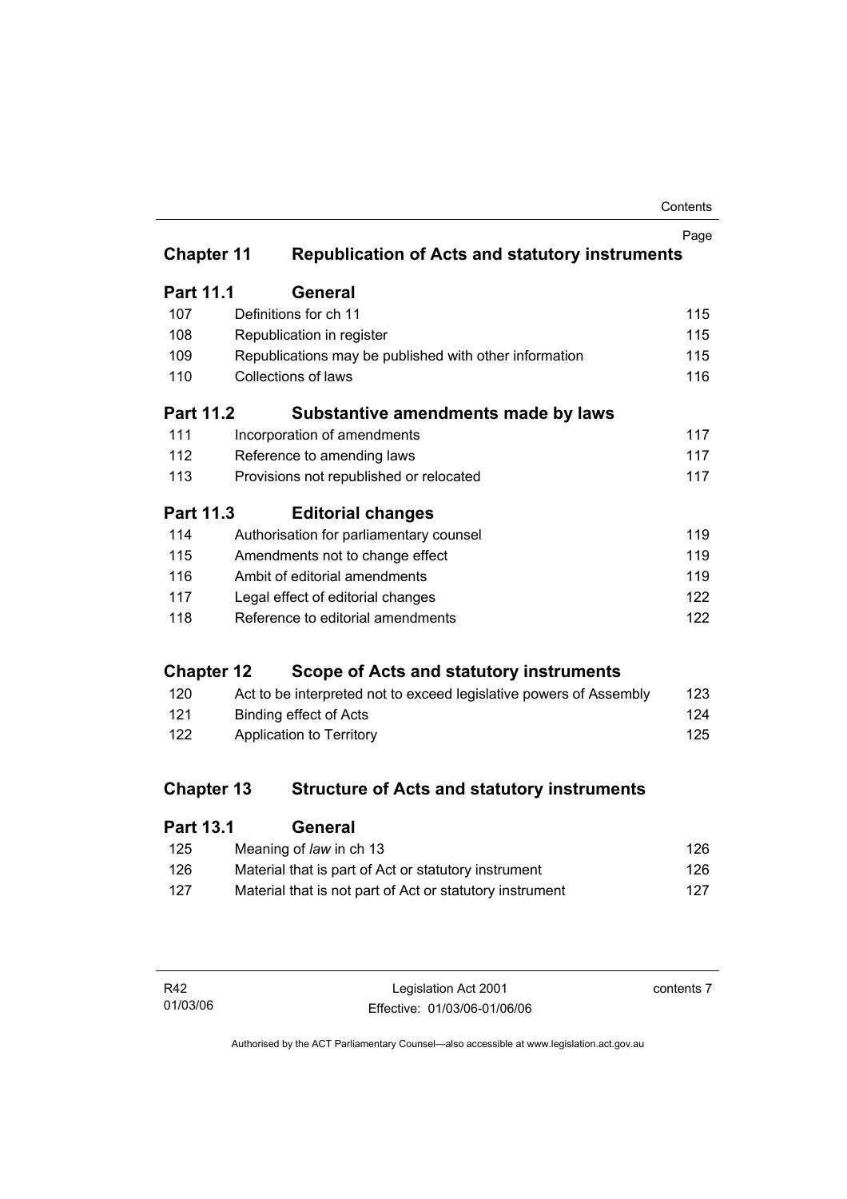| | | Page |
|---|---|---|
| **Chapter 11** | **Republication of Acts and statutory instruments** | |
| **Part 11.1** | **General** | |
| 107 | Definitions for ch 11 | 115 |
| 108 | Republication in register | 115 |
| 109 | Republications may be published with other information | 115 |
| 110 | Collections of laws | 116 |
| **Part 11.2** | **Substantive amendments made by laws** | |
| 111 | Incorporation of amendments | 117 |
| 112 | Reference to amending laws | 117 |
| 113 | Provisions not republished or relocated | 117 |
| **Part 11.3** | **Editorial changes** | |
| 114 | Authorisation for parliamentary counsel | 119 |
| 115 | Amendments not to change effect | 119 |
| 116 | Ambit of editorial amendments | 119 |
| 117 | Legal effect of editorial changes | 122 |
| 118 | Reference to editorial amendments | 122 |
| **Chapter 12** | **Scope of Acts and statutory instruments** | |
| 120 | Act to be interpreted not to exceed legislative powers of Assembly | 123 |
| 121 | Binding effect of Acts | 124 |
| 122 | Application to Territory | 125 |
| **Chapter 13** | **Structure of Acts and statutory instruments** | |
| **Part 13.1** | **General** | |
| 125 | Meaning of *law* in ch 13 | 126 |
| 126 | Material that is part of Act or statutory instrument | 126 |
| 127 | Material that is not part of Act or statutory instrument | 127 |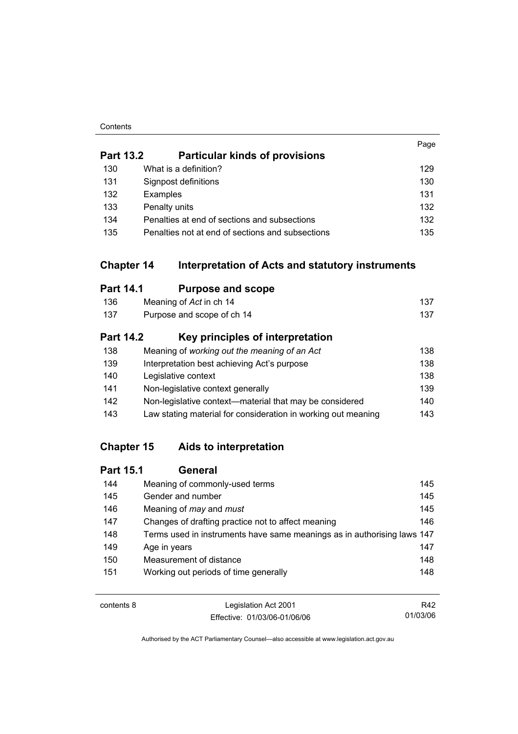| | | Page |
|---|---|---|
| **Part 13.2** | **Particular kinds of provisions** | |
| 130 | What is a definition? | 129 |
| 131 | Signpost definitions | 130 |
| 132 | Examples | 131 |
| 133 | Penalty units | 132 |
| 134 | Penalties at end of sections and subsections | 132 |
| 135 | Penalties not at end of sections and subsections | 135 |

## Chapter 14 Interpretation of Acts and statutory instruments

| | | |
|---|---|---|
| **Part 14.1** | **Purpose and scope** | |
| 136 | Meaning of *Act* in ch 14 | 137 |
| 137 | Purpose and scope of ch 14 | 137 |
| **Part 14.2** | **Key principles of interpretation** | |
| 138 | Meaning of *working out the meaning of an Act* | 138 |
| 139 | Interpretation best achieving Act's purpose | 138 |
| 140 | Legislative context | 138 |
| 141 | Non-legislative context generally | 139 |
| 142 | Non-legislative context—material that may be considered | 140 |
| 143 | Law stating material for consideration in working out meaning | 143 |

## Chapter 15 Aids to interpretation

| | | |
|---|---|---|
| **Part 15.1** | **General** | |
| 144 | Meaning of commonly-used terms | 145 |
| 145 | Gender and number | 145 |
| 146 | Meaning of *may* and *must* | 145 |
| 147 | Changes of drafting practice not to affect meaning | 146 |
| 148 | Terms used in instruments have same meanings as in authorising laws | 147 |
| 149 | Age in years | 147 |
| 150 | Measurement of distance | 148 |
| 151 | Working out periods of time generally | 148 |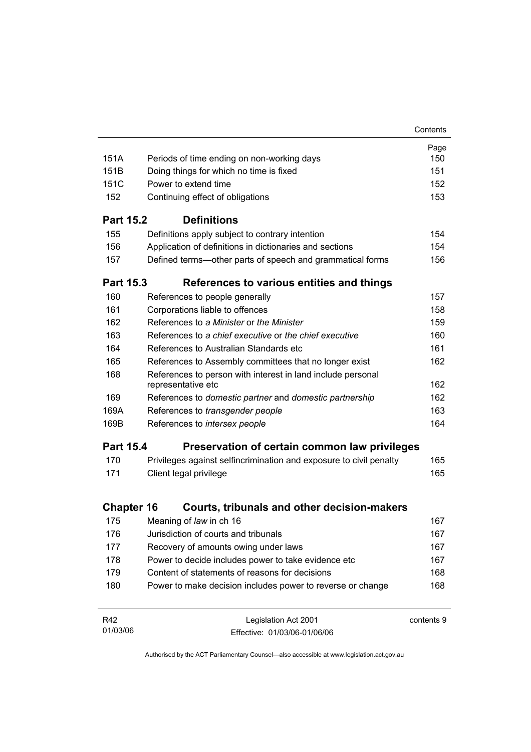| | | Page |
|---|---|---|
| 151A | Periods of time ending on non-working days | 150 |
| 151B | Doing things for which no time is fixed | 151 |
| 151C | Power to extend time | 152 |
| 152 | Continuing effect of obligations | 153 |

## Part 15.2 Definitions

| | | |
|---|---|---|
| 155 | Definitions apply subject to contrary intention | 154 |
| 156 | Application of definitions in dictionaries and sections | 154 |
| 157 | Defined terms—other parts of speech and grammatical forms | 156 |

## Part 15.3 References to various entities and things

| | | |
|---|---|---|
| 160 | References to people generally | 157 |
| 161 | Corporations liable to offences | 158 |
| 162 | References to *a Minister* or *the Minister* | 159 |
| 163 | References to *a chief executive* or *the chief executive* | 160 |
| 164 | References to Australian Standards etc | 161 |
| 165 | References to Assembly committees that no longer exist | 162 |
| 168 | References to person with interest in land include personal representative etc | 162 |
| 169 | References to *domestic partner* and *domestic partnership* | 162 |
| 169A | References to *transgender people* | 163 |
| 169B | References to *intersex people* | 164 |

## Part 15.4 Preservation of certain common law privileges

| | | |
|---|---|---|
| 170 | Privileges against selfincrimination and exposure to civil penalty | 165 |
| 171 | Client legal privilege | 165 |

# Chapter 16 Courts, tribunals and other decision-makers

| | | |
|---|---|---|
| 175 | Meaning of *law* in ch 16 | 167 |
| 176 | Jurisdiction of courts and tribunals | 167 |
| 177 | Recovery of amounts owing under laws | 167 |
| 178 | Power to decide includes power to take evidence etc | 167 |
| 179 | Content of statements of reasons for decisions | 168 |
| 180 | Power to make decision includes power to reverse or change | 168 |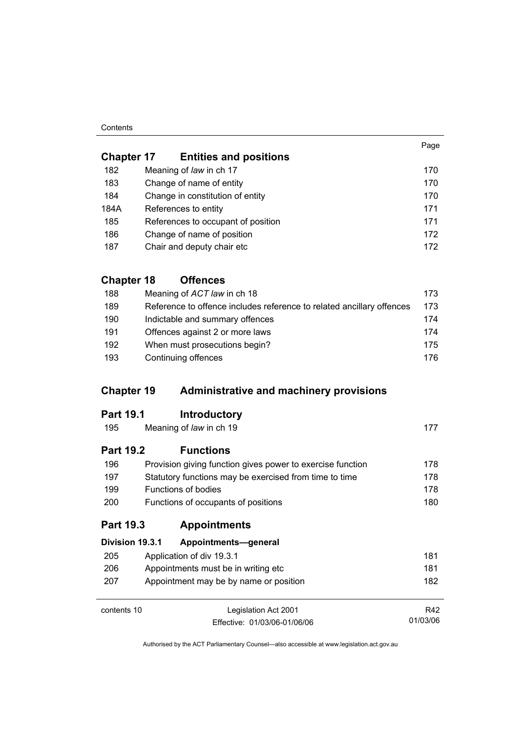| | | Page |
|---|---|---|
| **Chapter 17** | **Entities and positions** | |
| 182 | Meaning of *law* in ch 17 | 170 |
| 183 | Change of name of entity | 170 |
| 184 | Change in constitution of entity | 170 |
| 184A | References to entity | 171 |
| 185 | References to occupant of position | 171 |
| 186 | Change of name of position | 172 |
| 187 | Chair and deputy chair etc | 172 |
| **Chapter 18** | **Offences** | |
| 188 | Meaning of *ACT law* in ch 18 | 173 |
| 189 | Reference to offence includes reference to related ancillary offences | 173 |
| 190 | Indictable and summary offences | 174 |
| 191 | Offences against 2 or more laws | 174 |
| 192 | When must prosecutions begin? | 175 |
| 193 | Continuing offences | 176 |
| **Chapter 19** | **Administrative and machinery provisions** | |
| **Part 19.1** | **Introductory** | |
| 195 | Meaning of *law* in ch 19 | 177 |
| **Part 19.2** | **Functions** | |
| 196 | Provision giving function gives power to exercise function | 178 |
| 197 | Statutory functions may be exercised from time to time | 178 |
| 199 | Functions of bodies | 178 |
| 200 | Functions of occupants of positions | 180 |
| **Part 19.3** | **Appointments** | |
| **Division 19.3.1** | **Appointments—general** | |
| 205 | Application of div 19.3.1 | 181 |
| 206 | Appointments must be in writing etc | 181 |
| 207 | Appointment may be by name or position | 182 |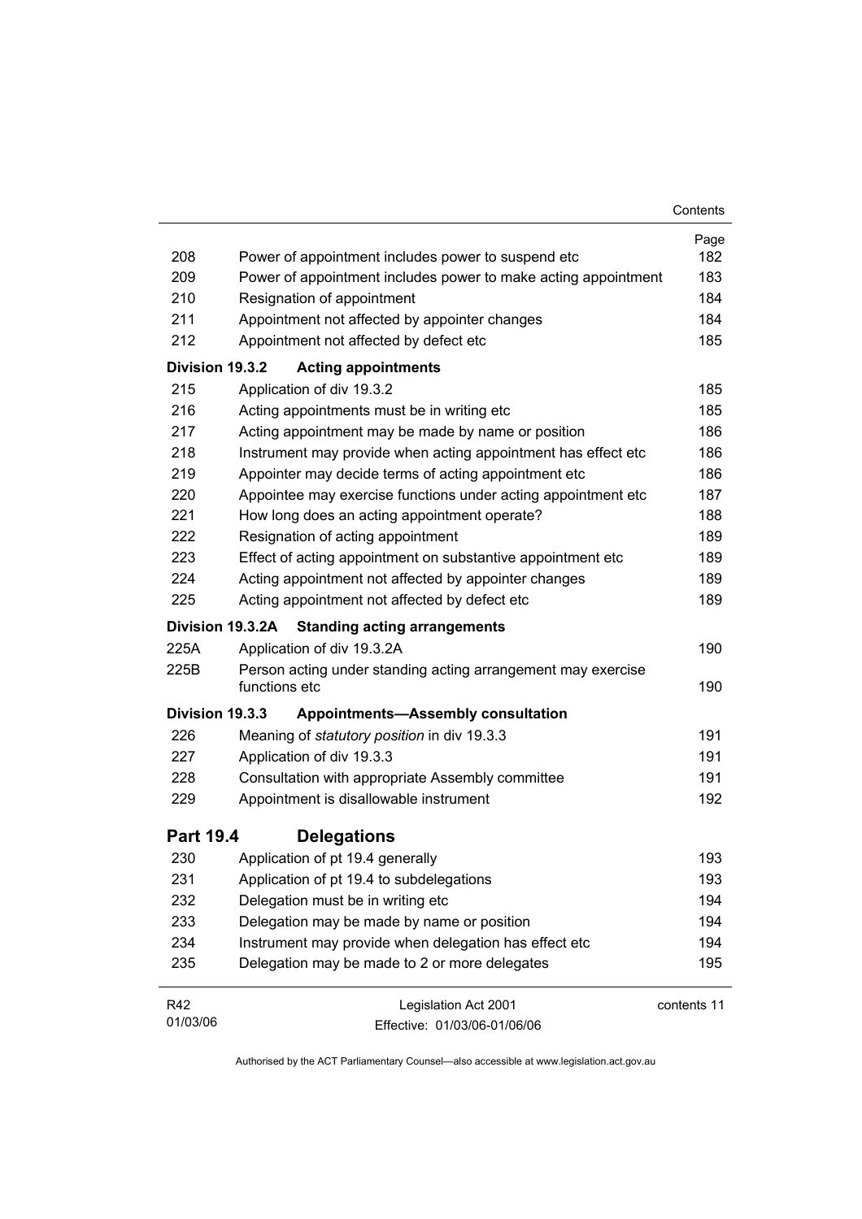| | | Page |
|---|---|---|
| 208 | Power of appointment includes power to suspend etc | 182 |
| 209 | Power of appointment includes power to make acting appointment | 183 |
| 210 | Resignation of appointment | 184 |
| 211 | Appointment not affected by appointer changes | 184 |
| 212 | Appointment not affected by defect etc | 185 |
| **Division 19.3.2** | **Acting appointments** | |
| 215 | Application of div 19.3.2 | 185 |
| 216 | Acting appointments must be in writing etc | 185 |
| 217 | Acting appointment may be made by name or position | 186 |
| 218 | Instrument may provide when acting appointment has effect etc | 186 |
| 219 | Appointer may decide terms of acting appointment etc | 186 |
| 220 | Appointee may exercise functions under acting appointment etc | 187 |
| 221 | How long does an acting appointment operate? | 188 |
| 222 | Resignation of acting appointment | 189 |
| 223 | Effect of acting appointment on substantive appointment etc | 189 |
| 224 | Acting appointment not affected by appointer changes | 189 |
| 225 | Acting appointment not affected by defect etc | 189 |
| **Division 19.3.2A** | **Standing acting arrangements** | |
| 225A | Application of div 19.3.2A | 190 |
| 225B | Person acting under standing acting arrangement may exercise functions etc | 190 |
| **Division 19.3.3** | **Appointments—Assembly consultation** | |
| 226 | Meaning of *statutory position* in div 19.3.3 | 191 |
| 227 | Application of div 19.3.3 | 191 |
| 228 | Consultation with appropriate Assembly committee | 191 |
| 229 | Appointment is disallowable instrument | 192 |
| **Part 19.4** | **Delegations** | |
| 230 | Application of pt 19.4 generally | 193 |
| 231 | Application of pt 19.4 to subdelegations | 193 |
| 232 | Delegation must be in writing etc | 194 |
| 233 | Delegation may be made by name or position | 194 |
| 234 | Instrument may provide when delegation has effect etc | 194 |
| 235 | Delegation may be made to 2 or more delegates | 195 |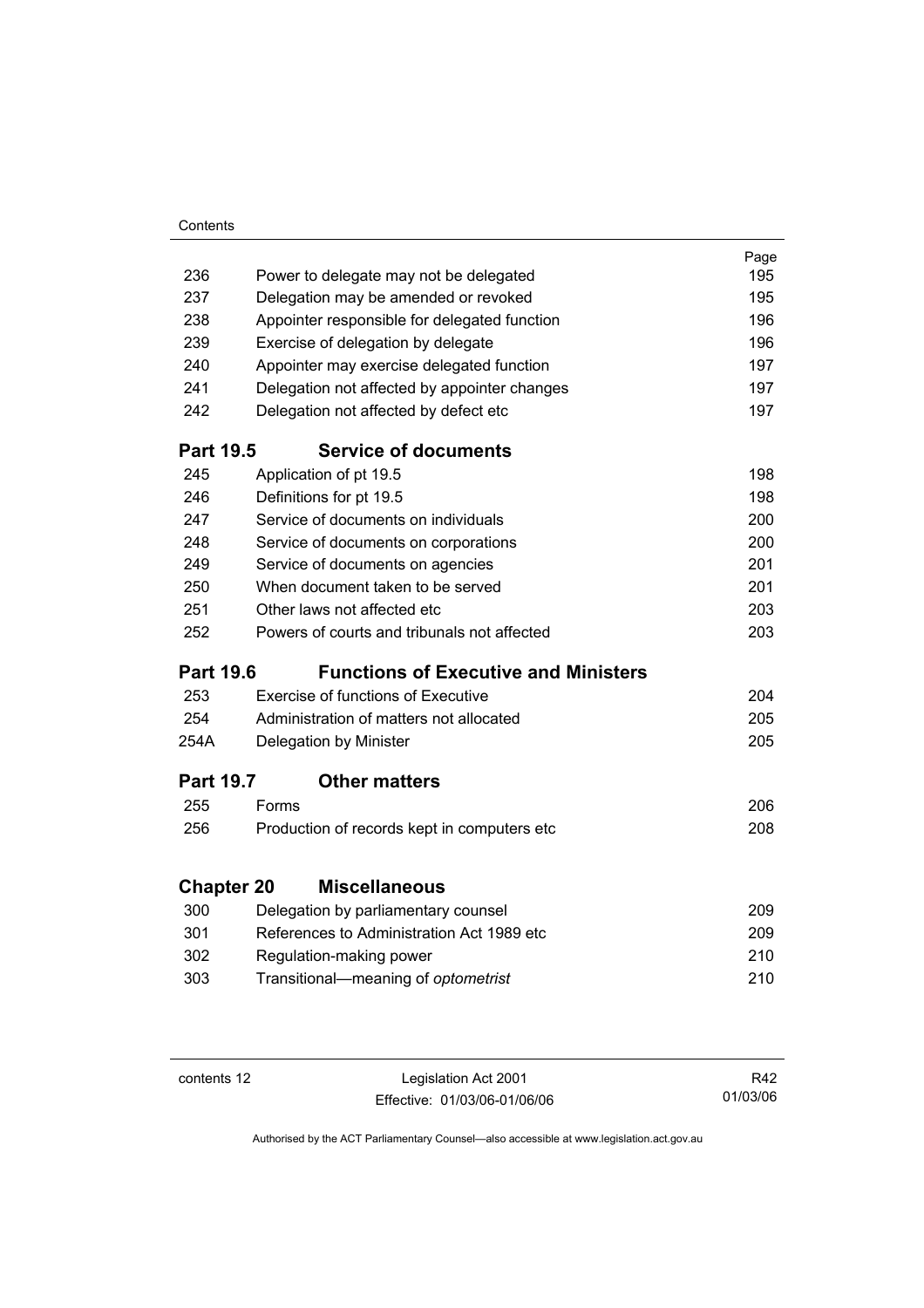| | | Page |
|---|---|---|
| 236 | Power to delegate may not be delegated | 195 |
| 237 | Delegation may be amended or revoked | 195 |
| 238 | Appointer responsible for delegated function | 196 |
| 239 | Exercise of delegation by delegate | 196 |
| 240 | Appointer may exercise delegated function | 197 |
| 241 | Delegation not affected by appointer changes | 197 |
| 242 | Delegation not affected by defect etc | 197 |

## Part 19.5 Service of documents

| | | |
|---|---|---|
| 245 | Application of pt 19.5 | 198 |
| 246 | Definitions for pt 19.5 | 198 |
| 247 | Service of documents on individuals | 200 |
| 248 | Service of documents on corporations | 200 |
| 249 | Service of documents on agencies | 201 |
| 250 | When document taken to be served | 201 |
| 251 | Other laws not affected etc | 203 |
| 252 | Powers of courts and tribunals not affected | 203 |

## Part 19.6 Functions of Executive and Ministers

| | | |
|---|---|---|
| 253 | Exercise of functions of Executive | 204 |
| 254 | Administration of matters not allocated | 205 |
| 254A | Delegation by Minister | 205 |

## Part 19.7 Other matters

| | | |
|---|---|---|
| 255 | Forms | 206 |
| 256 | Production of records kept in computers etc | 208 |

# Chapter 20 Miscellaneous

| | | |
|---|---|---|
| 300 | Delegation by parliamentary counsel | 209 |
| 301 | References to Administration Act 1989 etc | 209 |
| 302 | Regulation-making power | 210 |
| 303 | Transitional—meaning of *optometrist* | 210 |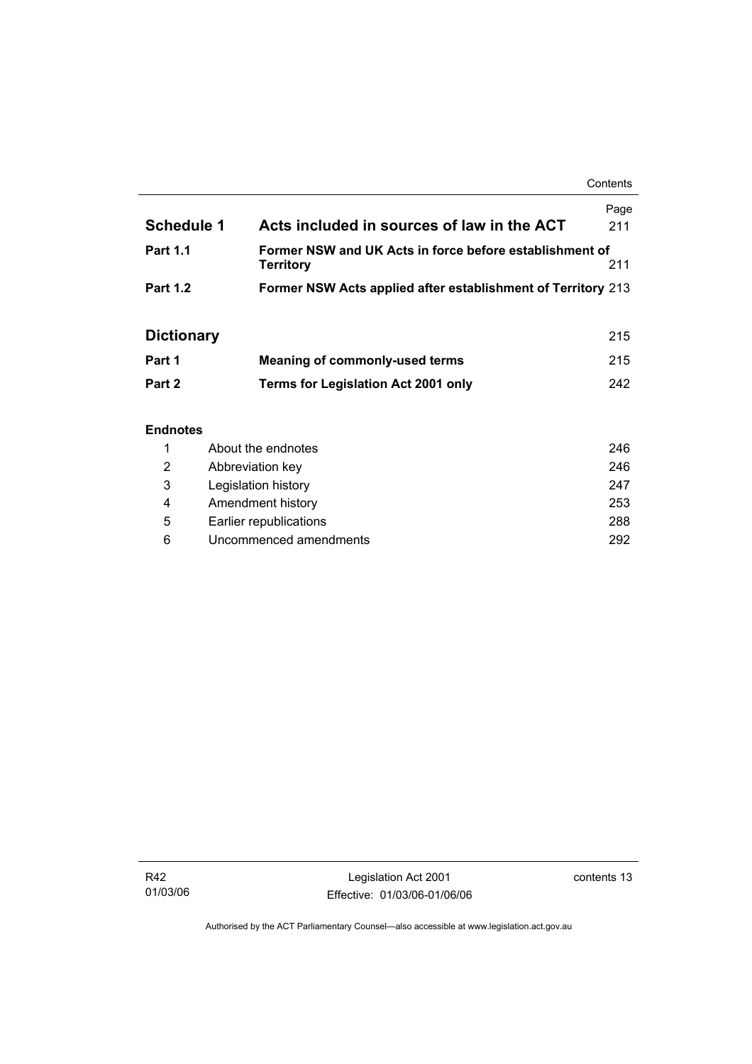| | | Page |
|---|---|---|
| **Schedule 1** | **Acts included in sources of law in the ACT** | 211 |
| **Part 1.1** | **Former NSW and UK Acts in force before establishment of Territory** | 211 |
| **Part 1.2** | **Former NSW Acts applied after establishment of Territory** | 213 |
| | | |
| **Dictionary** | | 215 |
| **Part 1** | **Meaning of commonly-used terms** | 215 |
| **Part 2** | **Terms for Legislation Act 2001 only** | 242 |

**Endnotes**

| | | |
|---|---|---|
| 1 | About the endnotes | 246 |
| 2 | Abbreviation key | 246 |
| 3 | Legislation history | 247 |
| 4 | Amendment history | 253 |
| 5 | Earlier republications | 288 |
| 6 | Uncommenced amendments | 292 |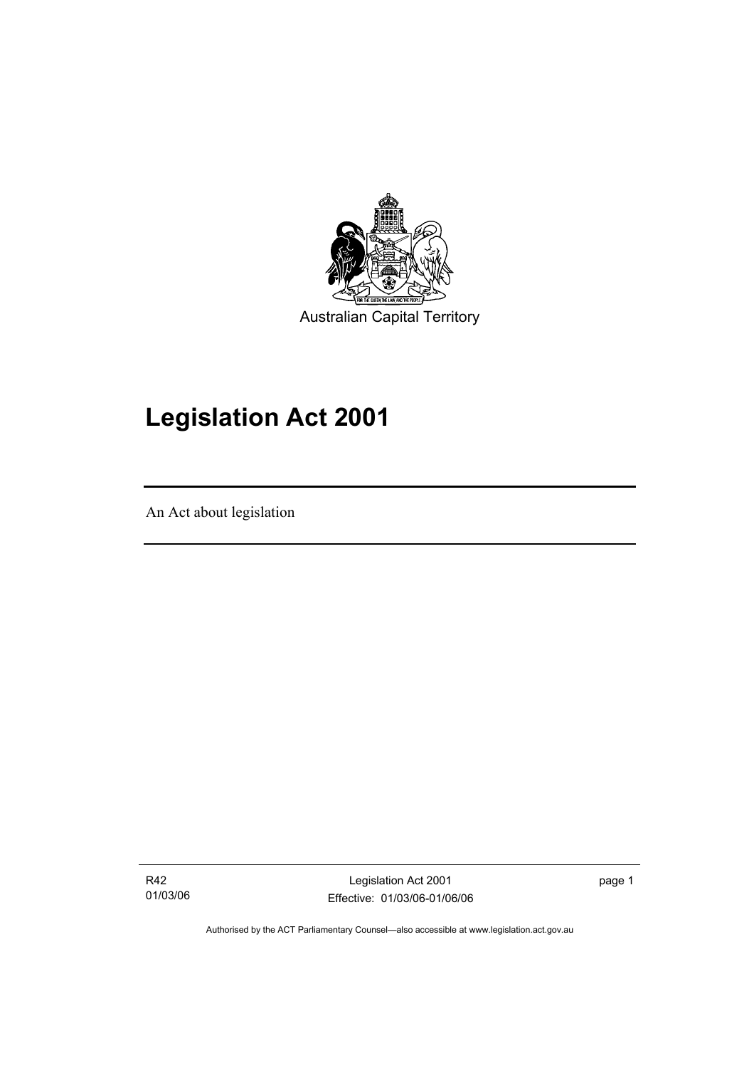Australian Capital Territory

# Legislation Act 2001

An Act about legislation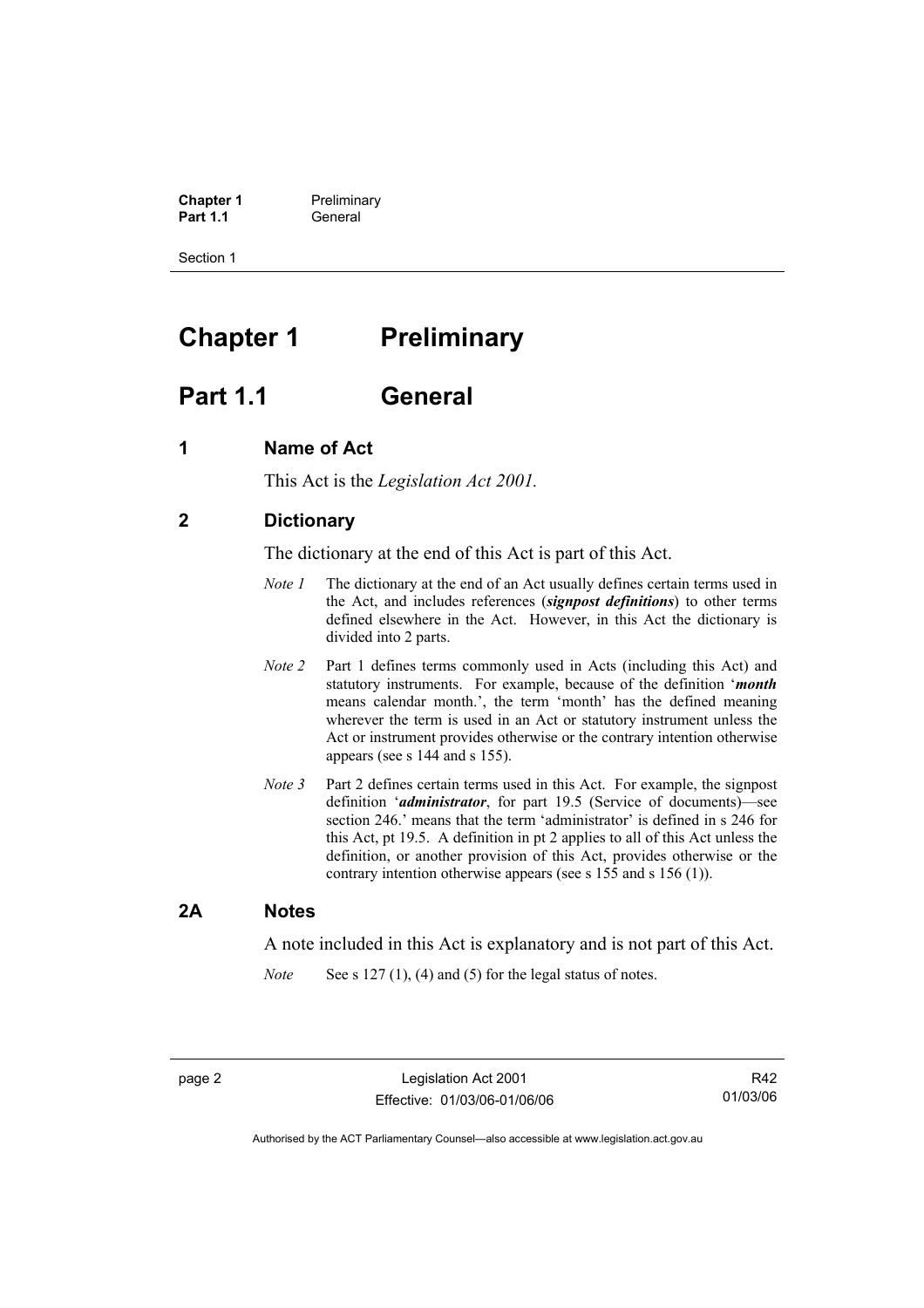# Chapter 1 Preliminary

## Part 1.1 General

### 1 Name of Act

This Act is the *Legislation Act 2001*.

### 2 Dictionary

The dictionary at the end of this Act is part of this Act.

*Note 1* The dictionary at the end of an Act usually defines certain terms used in the Act, and includes references (***signpost definitions***) to other terms defined elsewhere in the Act. However, in this Act the dictionary is divided into 2 parts.

*Note 2* Part 1 defines terms commonly used in Acts (including this Act) and statutory instruments. For example, because of the definition '***month*** means calendar month.', the term 'month' has the defined meaning wherever the term is used in an Act or statutory instrument unless the Act or instrument provides otherwise or the contrary intention otherwise appears (see s 144 and s 155).

*Note 3* Part 2 defines certain terms used in this Act. For example, the signpost definition '***administrator***, for part 19.5 (Service of documents)—see section 246.' means that the term 'administrator' is defined in s 246 for this Act, pt 19.5. A definition in pt 2 applies to all of this Act unless the definition, or another provision of this Act, provides otherwise or the contrary intention otherwise appears (see s 155 and s 156 (1)).

### 2A Notes

A note included in this Act is explanatory and is not part of this Act.

*Note* See s 127 (1), (4) and (5) for the legal status of notes.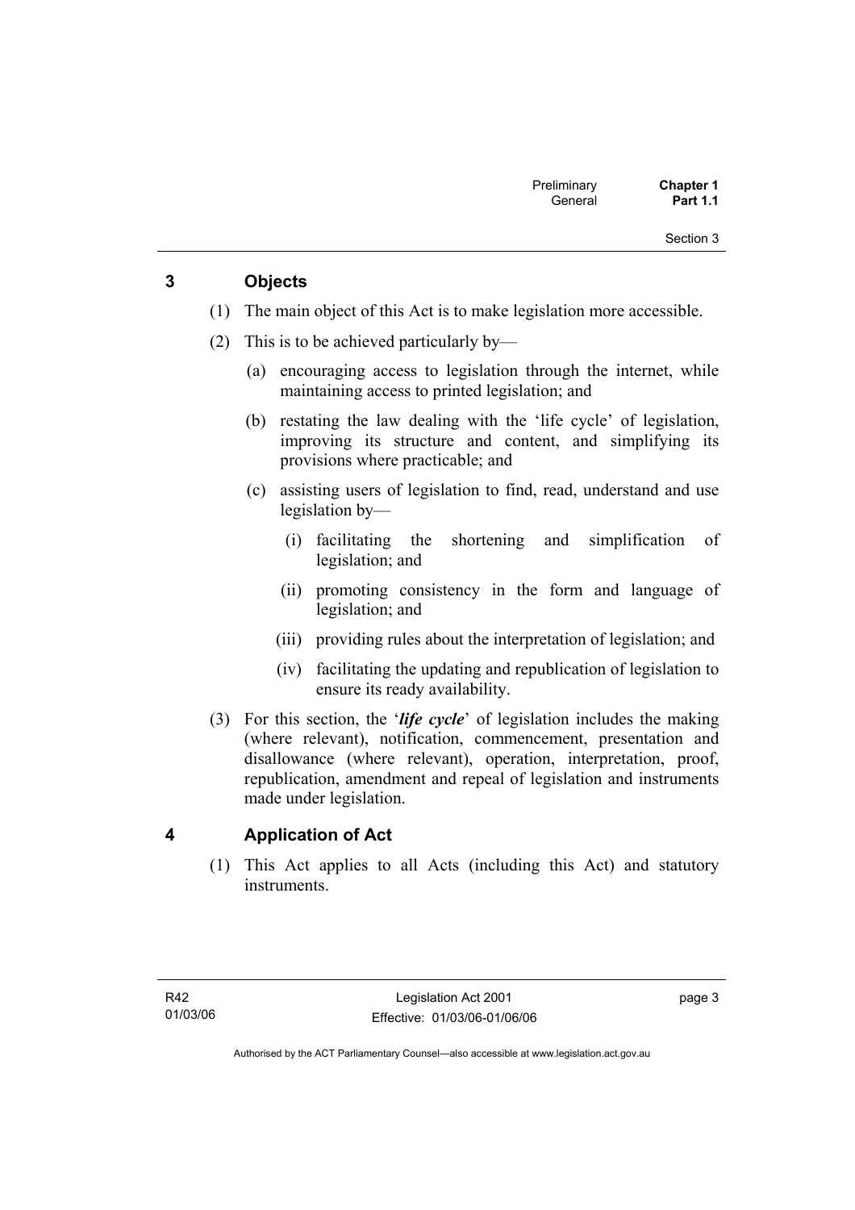## 3 Objects

(1) The main object of this Act is to make legislation more accessible.

(2) This is to be achieved particularly by—

(a) encouraging access to legislation through the internet, while maintaining access to printed legislation; and

(b) restating the law dealing with the 'life cycle' of legislation, improving its structure and content, and simplifying its provisions where practicable; and

(c) assisting users of legislation to find, read, understand and use legislation by—

(i) facilitating the shortening and simplification of legislation; and

(ii) promoting consistency in the form and language of legislation; and

(iii) providing rules about the interpretation of legislation; and

(iv) facilitating the updating and republication of legislation to ensure its ready availability.

(3) For this section, the '***life cycle***' of legislation includes the making (where relevant), notification, commencement, presentation and disallowance (where relevant), operation, interpretation, proof, republication, amendment and repeal of legislation and instruments made under legislation.

## 4 Application of Act

(1) This Act applies to all Acts (including this Act) and statutory instruments.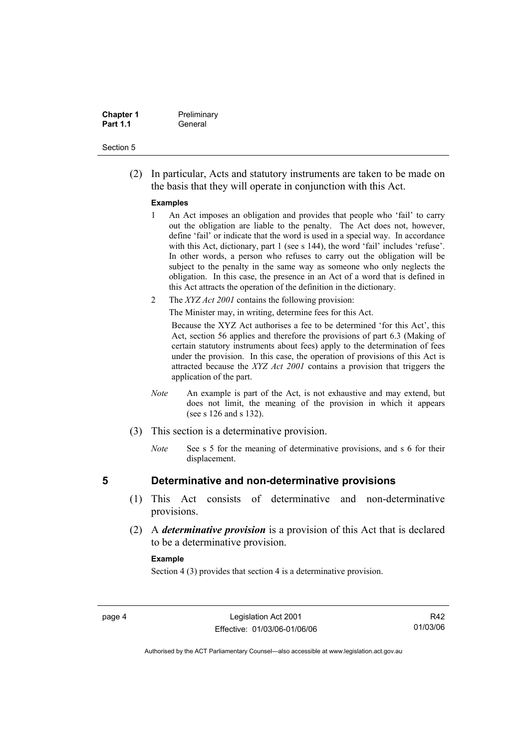(2) In particular, Acts and statutory instruments are taken to be made on the basis that they will operate in conjunction with this Act.

**Examples**

1 An Act imposes an obligation and provides that people who 'fail' to carry out the obligation are liable to the penalty. The Act does not, however, define 'fail' or indicate that the word is used in a special way. In accordance with this Act, dictionary, part 1 (see s 144), the word 'fail' includes 'refuse'. In other words, a person who refuses to carry out the obligation will be subject to the penalty in the same way as someone who only neglects the obligation. In this case, the presence in an Act of a word that is defined in this Act attracts the operation of the definition in the dictionary.

2 The *XYZ Act 2001* contains the following provision:

The Minister may, in writing, determine fees for this Act.

Because the XYZ Act authorises a fee to be determined 'for this Act', this Act, section 56 applies and therefore the provisions of part 6.3 (Making of certain statutory instruments about fees) apply to the determination of fees under the provision. In this case, the operation of provisions of this Act is attracted because the *XYZ Act 2001* contains a provision that triggers the application of the part.

*Note* An example is part of the Act, is not exhaustive and may extend, but does not limit, the meaning of the provision in which it appears (see s 126 and s 132).

(3) This section is a determinative provision.

*Note* See s 5 for the meaning of determinative provisions, and s 6 for their displacement.

## 5 Determinative and non-determinative provisions

(1) This Act consists of determinative and non-determinative provisions.

(2) A ***determinative provision*** is a provision of this Act that is declared to be a determinative provision.

**Example**

Section 4 (3) provides that section 4 is a determinative provision.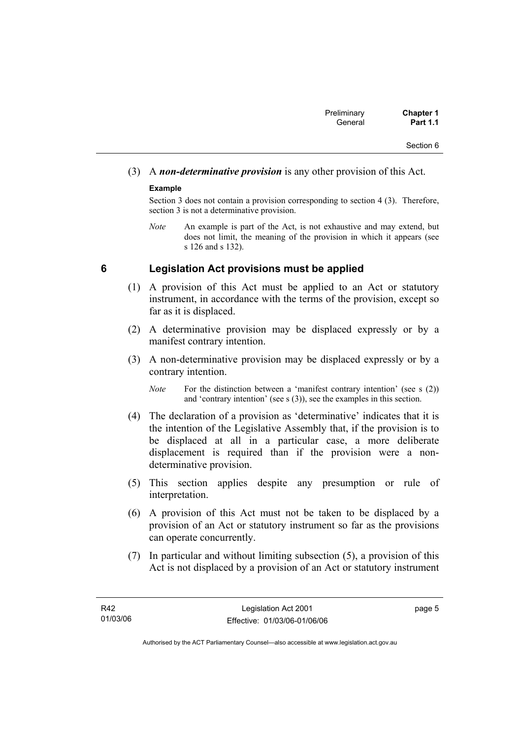(3) A ***non-determinative provision*** is any other provision of this Act.

**Example**

Section 3 does not contain a provision corresponding to section 4 (3). Therefore, section 3 is not a determinative provision.

*Note* An example is part of the Act, is not exhaustive and may extend, but does not limit, the meaning of the provision in which it appears (see s 126 and s 132).

## 6 Legislation Act provisions must be applied

(1) A provision of this Act must be applied to an Act or statutory instrument, in accordance with the terms of the provision, except so far as it is displaced.

(2) A determinative provision may be displaced expressly or by a manifest contrary intention.

(3) A non-determinative provision may be displaced expressly or by a contrary intention.

*Note* For the distinction between a 'manifest contrary intention' (see s (2)) and 'contrary intention' (see s (3)), see the examples in this section.

(4) The declaration of a provision as 'determinative' indicates that it is the intention of the Legislative Assembly that, if the provision is to be displaced at all in a particular case, a more deliberate displacement is required than if the provision were a non-determinative provision.

(5) This section applies despite any presumption or rule of interpretation.

(6) A provision of this Act must not be taken to be displaced by a provision of an Act or statutory instrument so far as the provisions can operate concurrently.

(7) In particular and without limiting subsection (5), a provision of this Act is not displaced by a provision of an Act or statutory instrument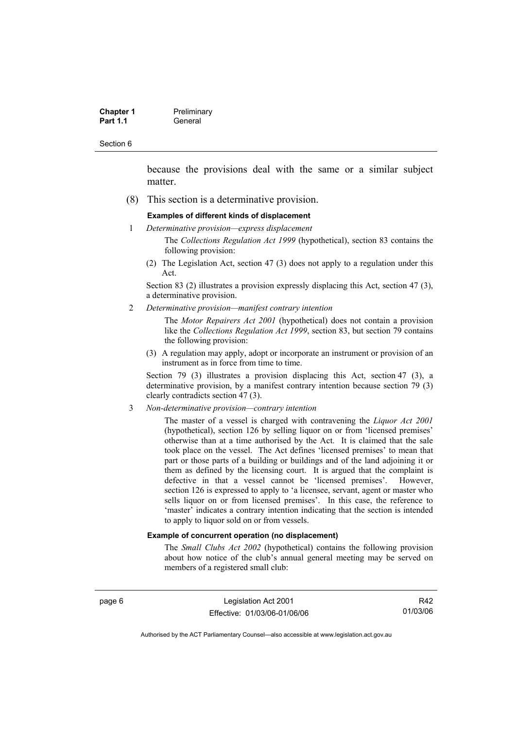because the provisions deal with the same or a similar subject matter.

(8) This section is a determinative provision.

**Examples of different kinds of displacement**

1 *Determinative provision—express displacement*

The *Collections Regulation Act 1999* (hypothetical), section 83 contains the following provision:

(2) The Legislation Act, section 47 (3) does not apply to a regulation under this Act.

Section 83 (2) illustrates a provision expressly displacing this Act, section 47 (3), a determinative provision.

2 *Determinative provision—manifest contrary intention*

The *Motor Repairers Act 2001* (hypothetical) does not contain a provision like the *Collections Regulation Act 1999*, section 83, but section 79 contains the following provision:

(3) A regulation may apply, adopt or incorporate an instrument or provision of an instrument as in force from time to time.

Section 79 (3) illustrates a provision displacing this Act, section 47 (3), a determinative provision, by a manifest contrary intention because section 79 (3) clearly contradicts section 47 (3).

3 *Non-determinative provision—contrary intention*

The master of a vessel is charged with contravening the *Liquor Act 2001* (hypothetical), section 126 by selling liquor on or from 'licensed premises' otherwise than at a time authorised by the Act. It is claimed that the sale took place on the vessel. The Act defines 'licensed premises' to mean that part or those parts of a building or buildings and of the land adjoining it or them as defined by the licensing court. It is argued that the complaint is defective in that a vessel cannot be 'licensed premises'. However, section 126 is expressed to apply to 'a licensee, servant, agent or master who sells liquor on or from licensed premises'. In this case, the reference to 'master' indicates a contrary intention indicating that the section is intended to apply to liquor sold on or from vessels.

**Example of concurrent operation (no displacement)**

The *Small Clubs Act 2002* (hypothetical) contains the following provision about how notice of the club's annual general meeting may be served on members of a registered small club: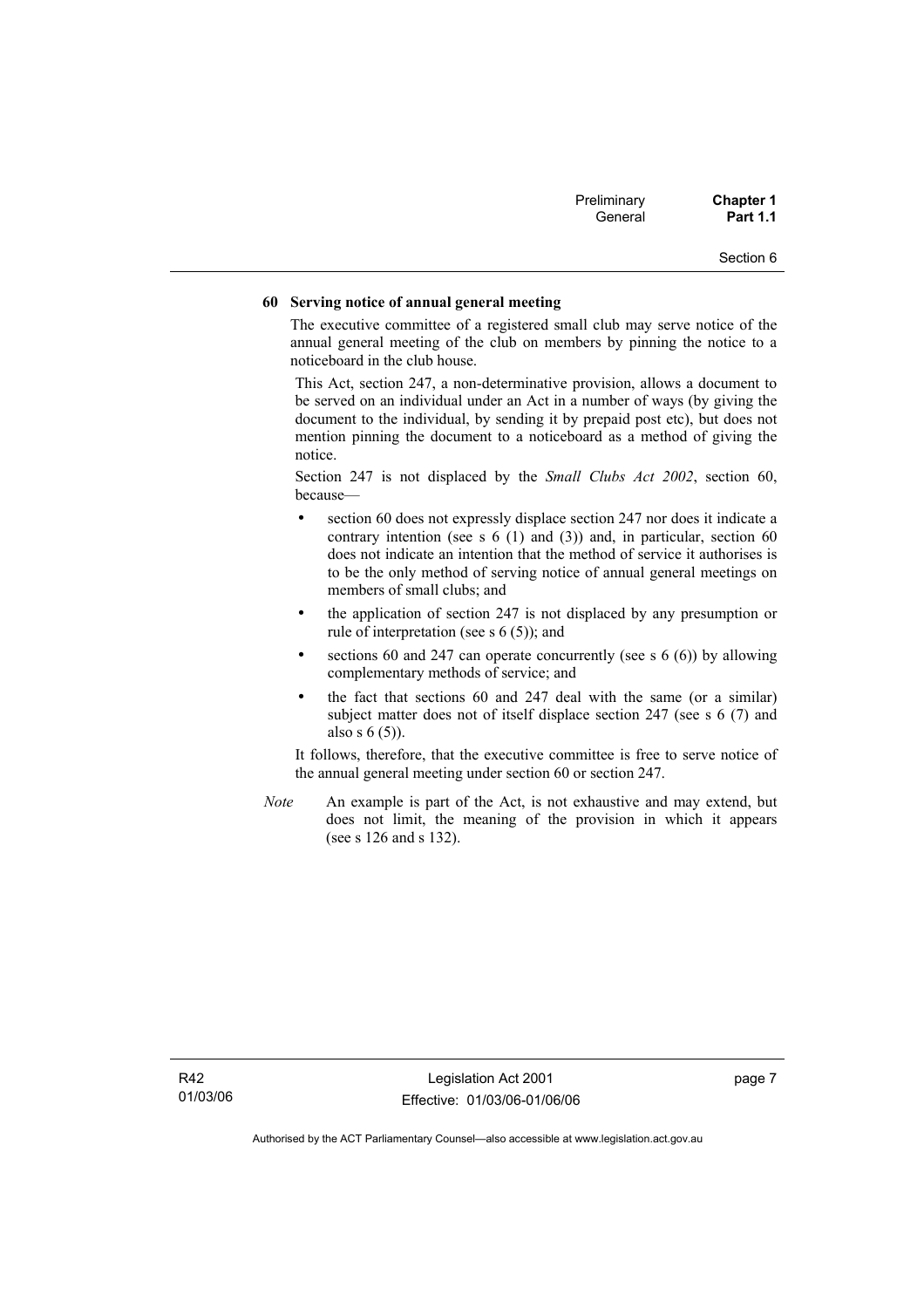**60 Serving notice of annual general meeting**

The executive committee of a registered small club may serve notice of the annual general meeting of the club on members by pinning the notice to a noticeboard in the club house.

This Act, section 247, a non-determinative provision, allows a document to be served on an individual under an Act in a number of ways (by giving the document to the individual, by sending it by prepaid post etc), but does not mention pinning the document to a noticeboard as a method of giving the notice.

Section 247 is not displaced by the *Small Clubs Act 2002*, section 60, because—

- section 60 does not expressly displace section 247 nor does it indicate a contrary intention (see s 6 (1) and (3)) and, in particular, section 60 does not indicate an intention that the method of service it authorises is to be the only method of serving notice of annual general meetings on members of small clubs; and
- the application of section 247 is not displaced by any presumption or rule of interpretation (see s 6 (5)); and
- sections 60 and 247 can operate concurrently (see s 6 (6)) by allowing complementary methods of service; and
- the fact that sections 60 and 247 deal with the same (or a similar) subject matter does not of itself displace section 247 (see s 6 (7) and also s 6 (5)).

It follows, therefore, that the executive committee is free to serve notice of the annual general meeting under section 60 or section 247.

*Note* An example is part of the Act, is not exhaustive and may extend, but does not limit, the meaning of the provision in which it appears (see s 126 and s 132).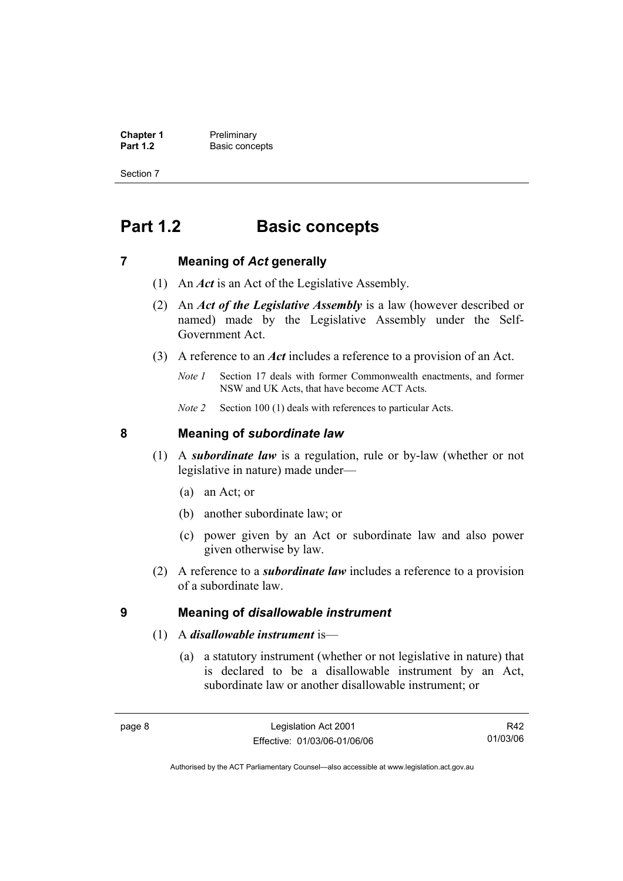# Part 1.2 Basic concepts

## 7 Meaning of *Act* generally

(1) An ***Act*** is an Act of the Legislative Assembly.

(2) An ***Act of the Legislative Assembly*** is a law (however described or named) made by the Legislative Assembly under the Self-Government Act.

(3) A reference to an ***Act*** includes a reference to a provision of an Act.

*Note 1* Section 17 deals with former Commonwealth enactments, and former NSW and UK Acts, that have become ACT Acts.

*Note 2* Section 100 (1) deals with references to particular Acts.

## 8 Meaning of *subordinate law*

(1) A ***subordinate law*** is a regulation, rule or by-law (whether or not legislative in nature) made under—

(a) an Act; or

(b) another subordinate law; or

(c) power given by an Act or subordinate law and also power given otherwise by law.

(2) A reference to a ***subordinate law*** includes a reference to a provision of a subordinate law.

## 9 Meaning of *disallowable instrument*

(1) A ***disallowable instrument*** is—

(a) a statutory instrument (whether or not legislative in nature) that is declared to be a disallowable instrument by an Act, subordinate law or another disallowable instrument; or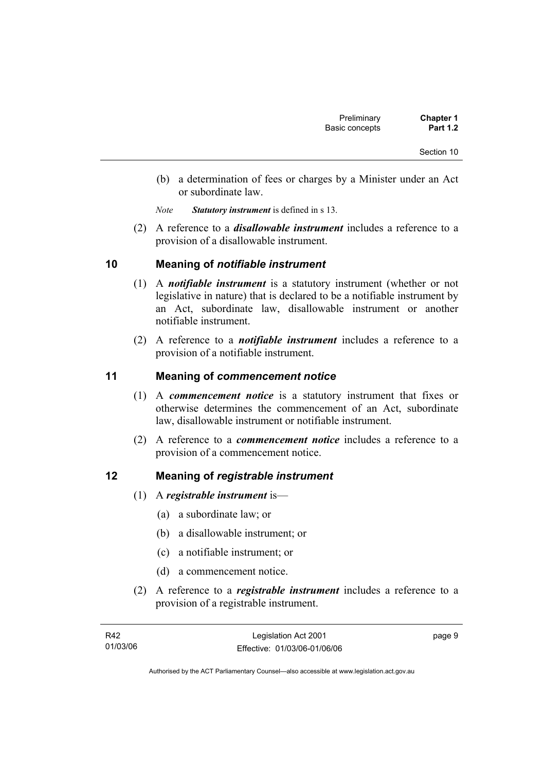(b) a determination of fees or charges by a Minister under an Act or subordinate law.

*Note* ***Statutory instrument*** is defined in s 13.

(2) A reference to a ***disallowable instrument*** includes a reference to a provision of a disallowable instrument.

## 10 Meaning of *notifiable instrument*

(1) A ***notifiable instrument*** is a statutory instrument (whether or not legislative in nature) that is declared to be a notifiable instrument by an Act, subordinate law, disallowable instrument or another notifiable instrument.

(2) A reference to a ***notifiable instrument*** includes a reference to a provision of a notifiable instrument.

## 11 Meaning of *commencement notice*

(1) A ***commencement notice*** is a statutory instrument that fixes or otherwise determines the commencement of an Act, subordinate law, disallowable instrument or notifiable instrument.

(2) A reference to a ***commencement notice*** includes a reference to a provision of a commencement notice.

## 12 Meaning of *registrable instrument*

(1) A ***registrable instrument*** is—

(a) a subordinate law; or

(b) a disallowable instrument; or

(c) a notifiable instrument; or

(d) a commencement notice.

(2) A reference to a ***registrable instrument*** includes a reference to a provision of a registrable instrument.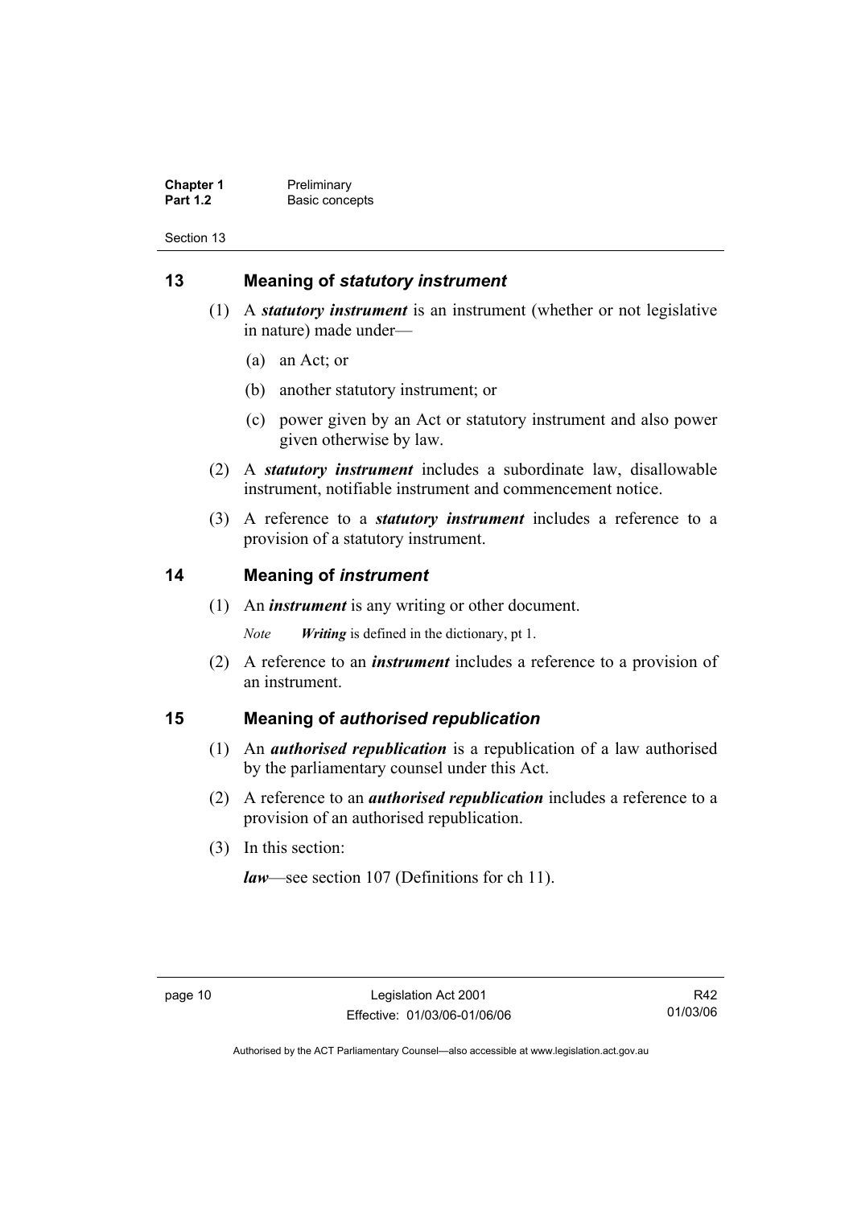## 13 Meaning of *statutory instrument*

(1) A ***statutory instrument*** is an instrument (whether or not legislative in nature) made under—

(a) an Act; or

(b) another statutory instrument; or

(c) power given by an Act or statutory instrument and also power given otherwise by law.

(2) A ***statutory instrument*** includes a subordinate law, disallowable instrument, notifiable instrument and commencement notice.

(3) A reference to a ***statutory instrument*** includes a reference to a provision of a statutory instrument.

## 14 Meaning of *instrument*

(1) An ***instrument*** is any writing or other document.

*Note* ***Writing*** is defined in the dictionary, pt 1.

(2) A reference to an ***instrument*** includes a reference to a provision of an instrument.

## 15 Meaning of *authorised republication*

(1) An ***authorised republication*** is a republication of a law authorised by the parliamentary counsel under this Act.

(2) A reference to an ***authorised republication*** includes a reference to a provision of an authorised republication.

(3) In this section:

***law***—see section 107 (Definitions for ch 11).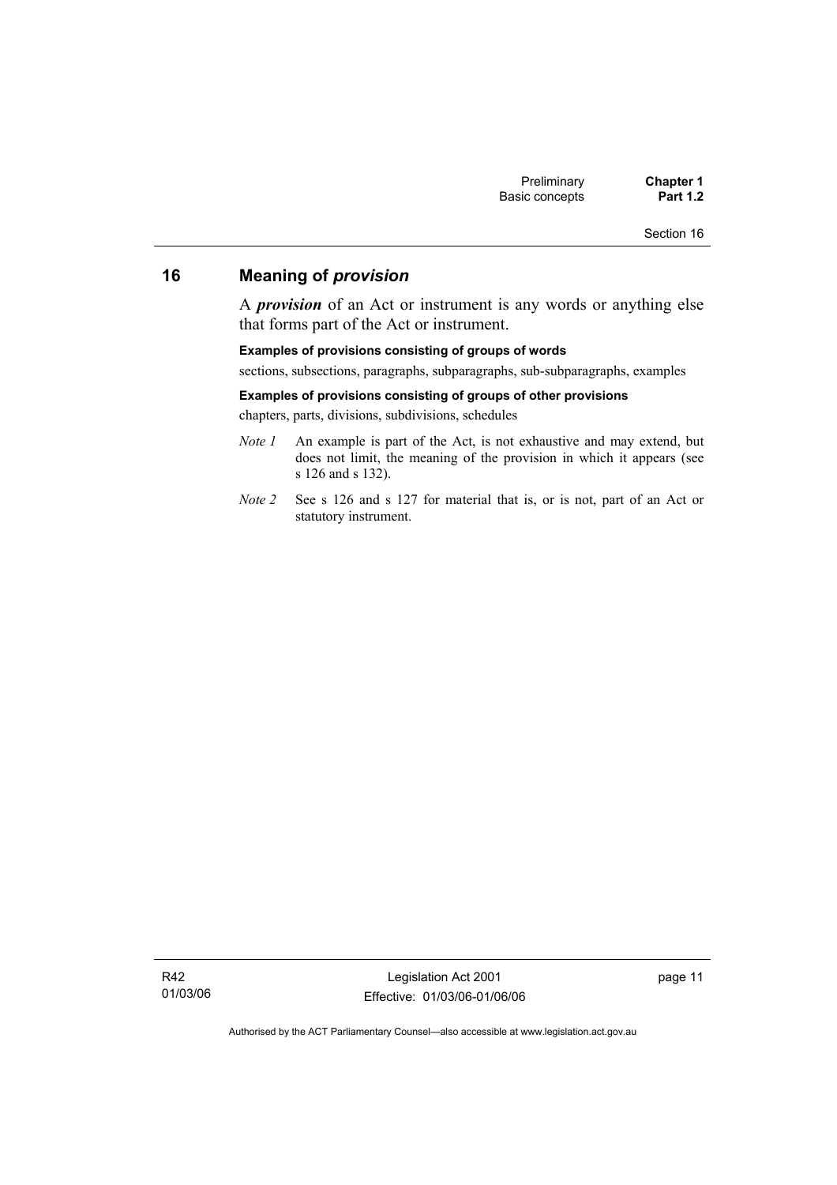## 16 Meaning of *provision*

A ***provision*** of an Act or instrument is any words or anything else that forms part of the Act or instrument.

**Examples of provisions consisting of groups of words**

sections, subsections, paragraphs, subparagraphs, sub-subparagraphs, examples

**Examples of provisions consisting of groups of other provisions**

chapters, parts, divisions, subdivisions, schedules

*Note 1* An example is part of the Act, is not exhaustive and may extend, but does not limit, the meaning of the provision in which it appears (see s 126 and s 132).

*Note 2* See s 126 and s 127 for material that is, or is not, part of an Act or statutory instrument.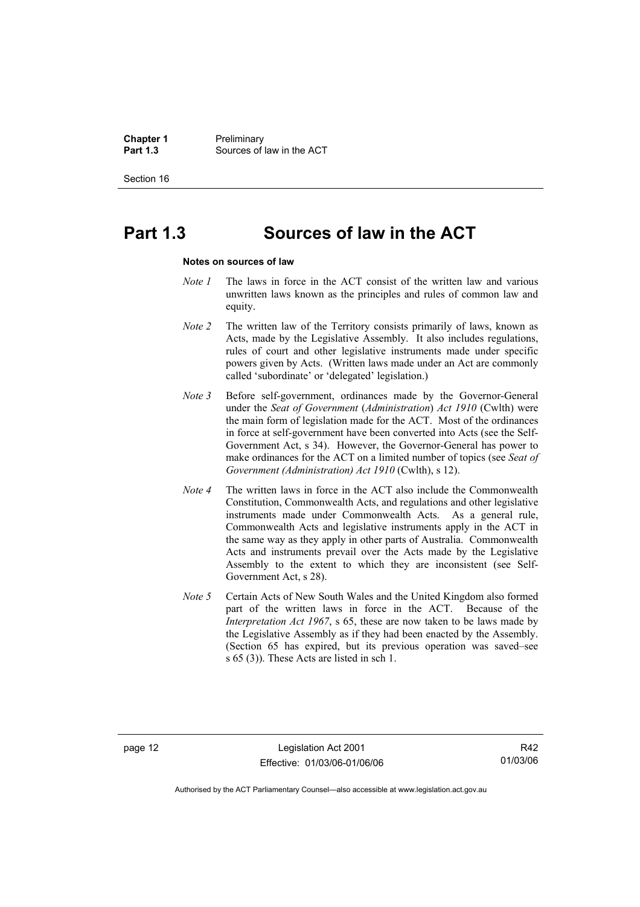# Part 1.3 Sources of law in the ACT

**Notes on sources of law**

*Note 1* The laws in force in the ACT consist of the written law and various unwritten laws known as the principles and rules of common law and equity.

*Note 2* The written law of the Territory consists primarily of laws, known as Acts, made by the Legislative Assembly. It also includes regulations, rules of court and other legislative instruments made under specific powers given by Acts. (Written laws made under an Act are commonly called 'subordinate' or 'delegated' legislation.)

*Note 3* Before self-government, ordinances made by the Governor-General under the *Seat of Government* (*Administration*) *Act 1910* (Cwlth) were the main form of legislation made for the ACT. Most of the ordinances in force at self-government have been converted into Acts (see the Self-Government Act, s 34). However, the Governor-General has power to make ordinances for the ACT on a limited number of topics (see *Seat of Government (Administration) Act 1910* (Cwlth), s 12).

*Note 4* The written laws in force in the ACT also include the Commonwealth Constitution, Commonwealth Acts, and regulations and other legislative instruments made under Commonwealth Acts. As a general rule, Commonwealth Acts and legislative instruments apply in the ACT in the same way as they apply in other parts of Australia. Commonwealth Acts and instruments prevail over the Acts made by the Legislative Assembly to the extent to which they are inconsistent (see Self-Government Act, s 28).

*Note 5* Certain Acts of New South Wales and the United Kingdom also formed part of the written laws in force in the ACT. Because of the *Interpretation Act 1967*, s 65, these are now taken to be laws made by the Legislative Assembly as if they had been enacted by the Assembly. (Section 65 has expired, but its previous operation was saved–see s 65 (3)). These Acts are listed in sch 1.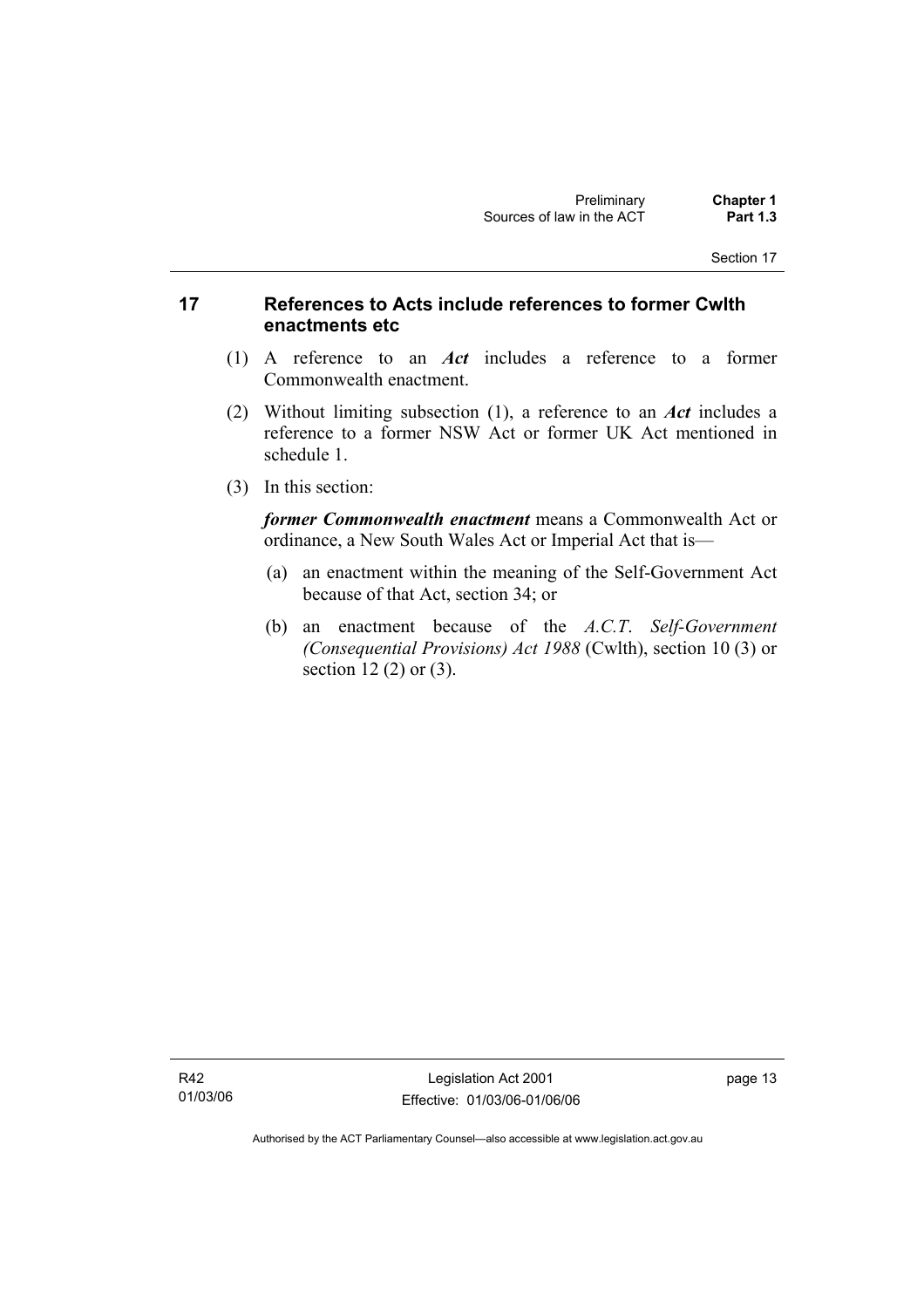## 17 References to Acts include references to former Cwlth enactments etc

(1) A reference to an ***Act*** includes a reference to a former Commonwealth enactment.

(2) Without limiting subsection (1), a reference to an ***Act*** includes a reference to a former NSW Act or former UK Act mentioned in schedule 1.

(3) In this section:

***former Commonwealth enactment*** means a Commonwealth Act or ordinance, a New South Wales Act or Imperial Act that is—

(a) an enactment within the meaning of the Self-Government Act because of that Act, section 34; or

(b) an enactment because of the *A.C.T. Self-Government (Consequential Provisions) Act 1988* (Cwlth), section 10 (3) or section 12 (2) or (3).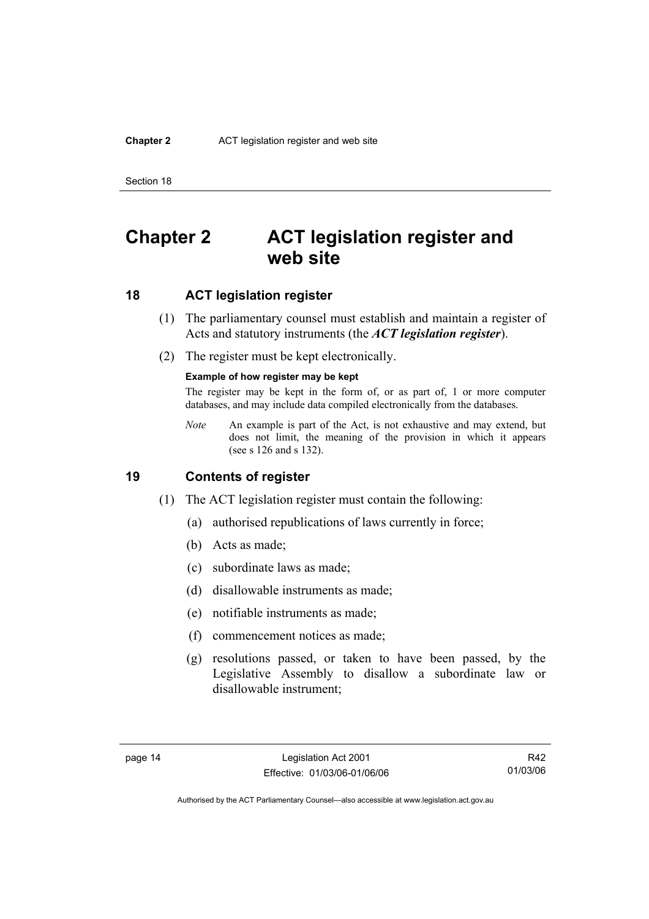# Chapter 2 ACT legislation register and web site

## 18 ACT legislation register

(1) The parliamentary counsel must establish and maintain a register of Acts and statutory instruments (the ***ACT legislation register***).

(2) The register must be kept electronically.

**Example of how register may be kept**

The register may be kept in the form of, or as part of, 1 or more computer databases, and may include data compiled electronically from the databases.

*Note* An example is part of the Act, is not exhaustive and may extend, but does not limit, the meaning of the provision in which it appears (see s 126 and s 132).

## 19 Contents of register

(1) The ACT legislation register must contain the following:

(a) authorised republications of laws currently in force;

(b) Acts as made;

(c) subordinate laws as made;

(d) disallowable instruments as made;

(e) notifiable instruments as made;

(f) commencement notices as made;

(g) resolutions passed, or taken to have been passed, by the Legislative Assembly to disallow a subordinate law or disallowable instrument;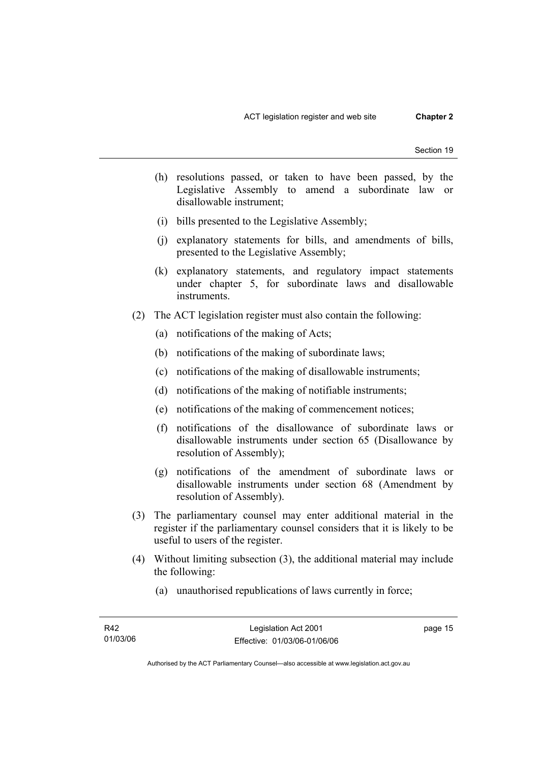(h) resolutions passed, or taken to have been passed, by the Legislative Assembly to amend a subordinate law or disallowable instrument;

(i) bills presented to the Legislative Assembly;

(j) explanatory statements for bills, and amendments of bills, presented to the Legislative Assembly;

(k) explanatory statements, and regulatory impact statements under chapter 5, for subordinate laws and disallowable instruments.

(2) The ACT legislation register must also contain the following:

(a) notifications of the making of Acts;

(b) notifications of the making of subordinate laws;

(c) notifications of the making of disallowable instruments;

(d) notifications of the making of notifiable instruments;

(e) notifications of the making of commencement notices;

(f) notifications of the disallowance of subordinate laws or disallowable instruments under section 65 (Disallowance by resolution of Assembly);

(g) notifications of the amendment of subordinate laws or disallowable instruments under section 68 (Amendment by resolution of Assembly).

(3) The parliamentary counsel may enter additional material in the register if the parliamentary counsel considers that it is likely to be useful to users of the register.

(4) Without limiting subsection (3), the additional material may include the following:

(a) unauthorised republications of laws currently in force;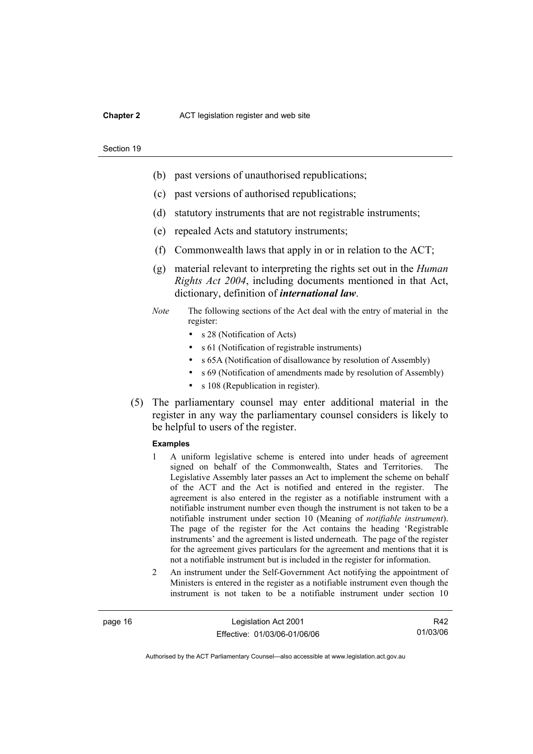- (b) past versions of unauthorised republications;
- (c) past versions of authorised republications;
- (d) statutory instruments that are not registrable instruments;
- (e) repealed Acts and statutory instruments;
- (f) Commonwealth laws that apply in or in relation to the ACT;
- (g) material relevant to interpreting the rights set out in the *Human Rights Act 2004*, including documents mentioned in that Act, dictionary, definition of ***international law***.

*Note* The following sections of the Act deal with the entry of material in the register:

- s 28 (Notification of Acts)
- s 61 (Notification of registrable instruments)
- s 65A (Notification of disallowance by resolution of Assembly)
- s 69 (Notification of amendments made by resolution of Assembly)
- s 108 (Republication in register).

(5) The parliamentary counsel may enter additional material in the register in any way the parliamentary counsel considers is likely to be helpful to users of the register.

**Examples**

1 A uniform legislative scheme is entered into under heads of agreement signed on behalf of the Commonwealth, States and Territories. The Legislative Assembly later passes an Act to implement the scheme on behalf of the ACT and the Act is notified and entered in the register. The agreement is also entered in the register as a notifiable instrument with a notifiable instrument number even though the instrument is not taken to be a notifiable instrument under section 10 (Meaning of *notifiable instrument*). The page of the register for the Act contains the heading 'Registrable instruments' and the agreement is listed underneath. The page of the register for the agreement gives particulars for the agreement and mentions that it is not a notifiable instrument but is included in the register for information.

2 An instrument under the Self-Government Act notifying the appointment of Ministers is entered in the register as a notifiable instrument even though the instrument is not taken to be a notifiable instrument under section 10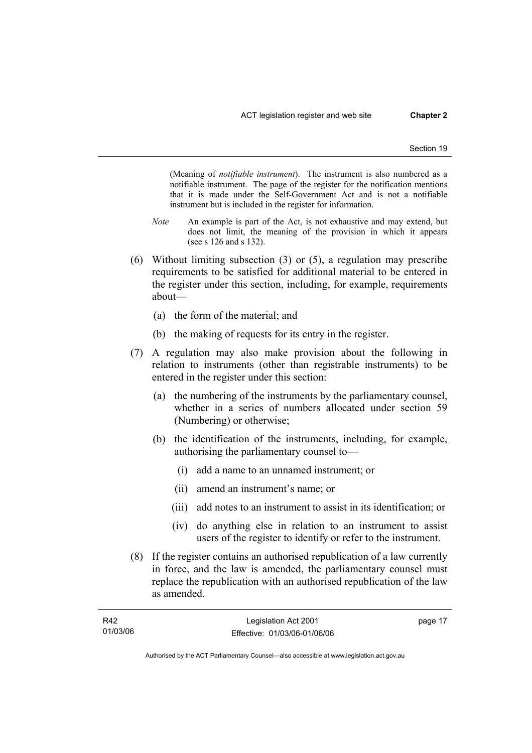(Meaning of *notifiable instrument*). The instrument is also numbered as a notifiable instrument. The page of the register for the notification mentions that it is made under the Self-Government Act and is not a notifiable instrument but is included in the register for information.

*Note* An example is part of the Act, is not exhaustive and may extend, but does not limit, the meaning of the provision in which it appears (see s 126 and s 132).

(6) Without limiting subsection (3) or (5), a regulation may prescribe requirements to be satisfied for additional material to be entered in the register under this section, including, for example, requirements about—

(a) the form of the material; and

(b) the making of requests for its entry in the register.

(7) A regulation may also make provision about the following in relation to instruments (other than registrable instruments) to be entered in the register under this section:

(a) the numbering of the instruments by the parliamentary counsel, whether in a series of numbers allocated under section 59 (Numbering) or otherwise;

(b) the identification of the instruments, including, for example, authorising the parliamentary counsel to—

(i) add a name to an unnamed instrument; or

(ii) amend an instrument's name; or

(iii) add notes to an instrument to assist in its identification; or

(iv) do anything else in relation to an instrument to assist users of the register to identify or refer to the instrument.

(8) If the register contains an authorised republication of a law currently in force, and the law is amended, the parliamentary counsel must replace the republication with an authorised republication of the law as amended.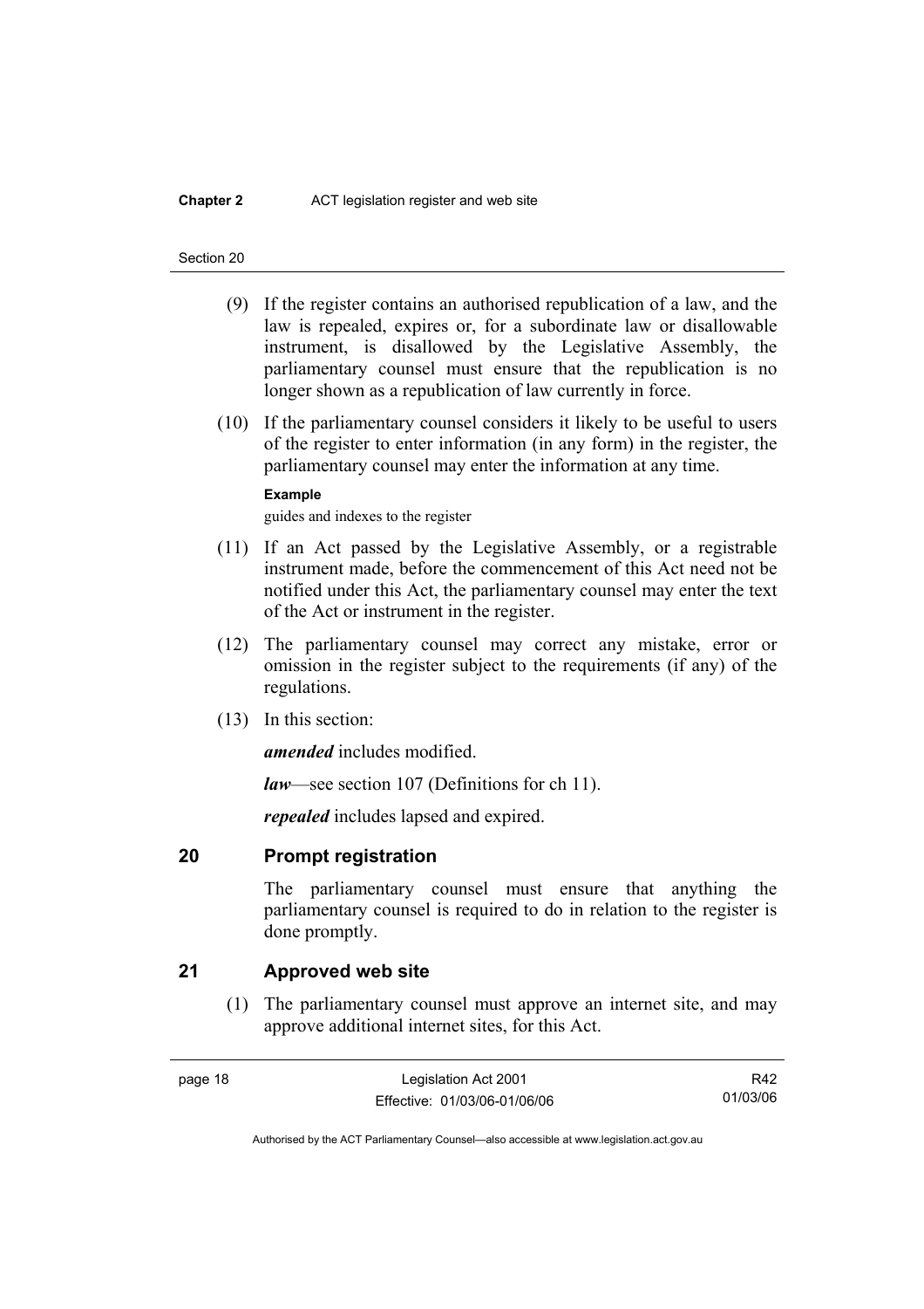(9) If the register contains an authorised republication of a law, and the law is repealed, expires or, for a subordinate law or disallowable instrument, is disallowed by the Legislative Assembly, the parliamentary counsel must ensure that the republication is no longer shown as a republication of law currently in force.

(10) If the parliamentary counsel considers it likely to be useful to users of the register to enter information (in any form) in the register, the parliamentary counsel may enter the information at any time.

**Example**

guides and indexes to the register

(11) If an Act passed by the Legislative Assembly, or a registrable instrument made, before the commencement of this Act need not be notified under this Act, the parliamentary counsel may enter the text of the Act or instrument in the register.

(12) The parliamentary counsel may correct any mistake, error or omission in the register subject to the requirements (if any) of the regulations.

(13) In this section:

***amended*** includes modified.

***law***—see section 107 (Definitions for ch 11).

***repealed*** includes lapsed and expired.

## 20 Prompt registration

The parliamentary counsel must ensure that anything the parliamentary counsel is required to do in relation to the register is done promptly.

## 21 Approved web site

(1) The parliamentary counsel must approve an internet site, and may approve additional internet sites, for this Act.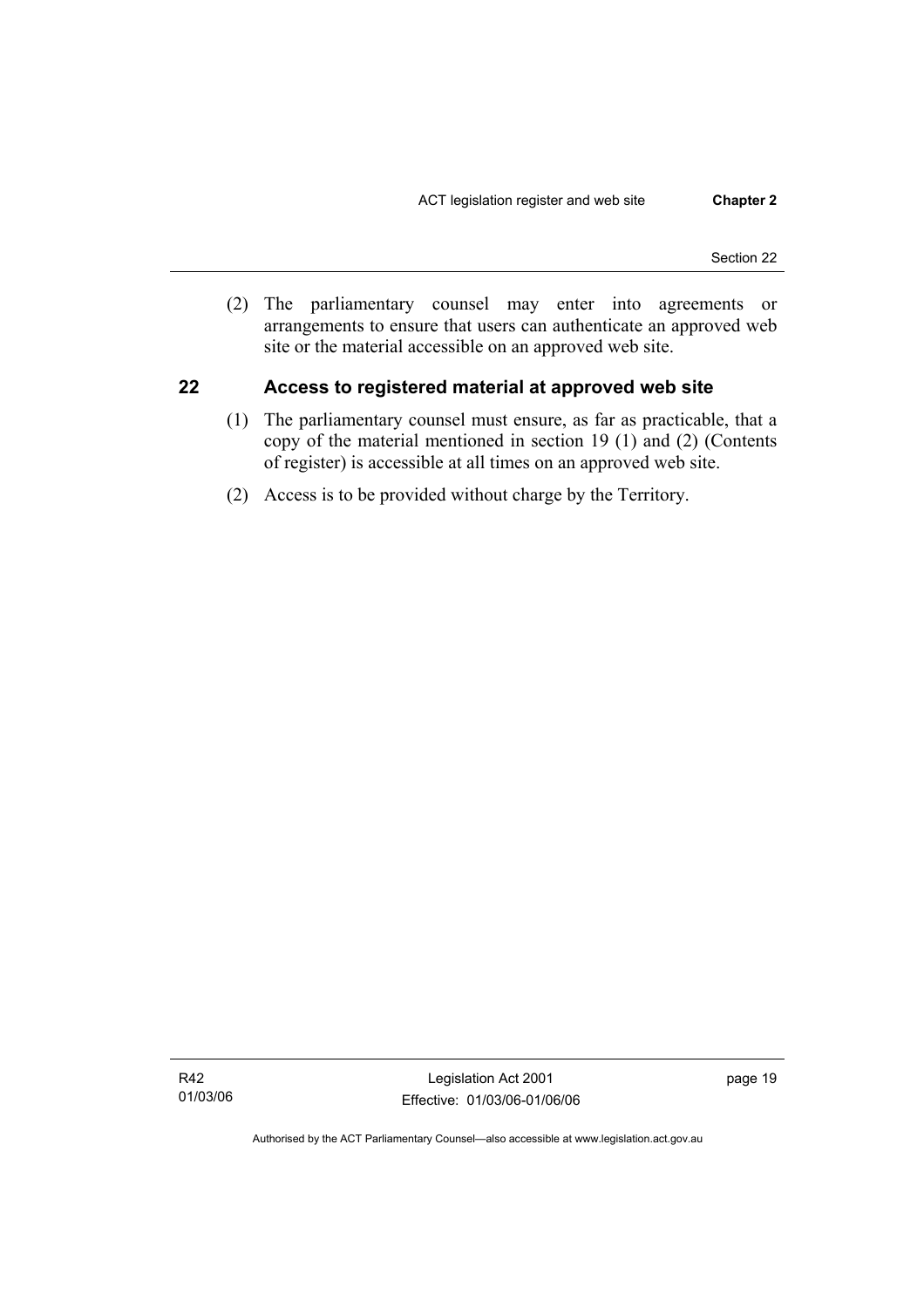(2) The parliamentary counsel may enter into agreements or arrangements to ensure that users can authenticate an approved web site or the material accessible on an approved web site.

## 22 Access to registered material at approved web site

(1) The parliamentary counsel must ensure, as far as practicable, that a copy of the material mentioned in section 19 (1) and (2) (Contents of register) is accessible at all times on an approved web site.

(2) Access is to be provided without charge by the Territory.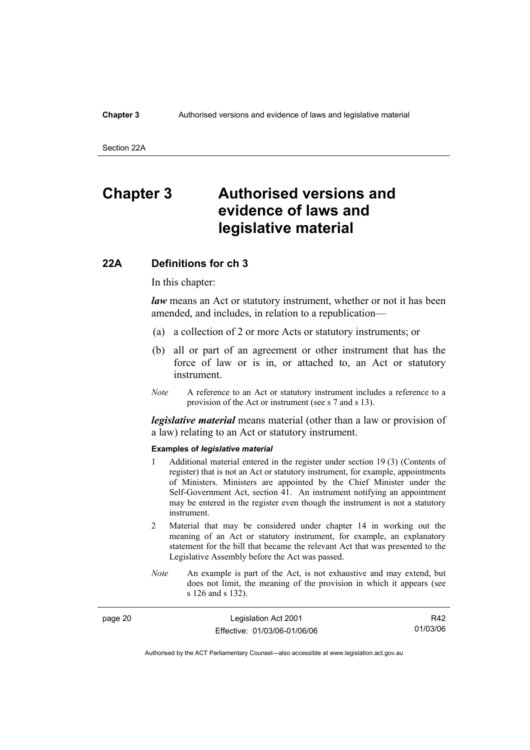# Chapter 3 Authorised versions and evidence of laws and legislative material

## 22A Definitions for ch 3

In this chapter:

***law*** means an Act or statutory instrument, whether or not it has been amended, and includes, in relation to a republication—

(a) a collection of 2 or more Acts or statutory instruments; or

(b) all or part of an agreement or other instrument that has the force of law or is in, or attached to, an Act or statutory instrument.

*Note* A reference to an Act or statutory instrument includes a reference to a provision of the Act or instrument (see s 7 and s 13).

***legislative material*** means material (other than a law or provision of a law) relating to an Act or statutory instrument.

**Examples of *legislative material***

1 Additional material entered in the register under section 19 (3) (Contents of register) that is not an Act or statutory instrument, for example, appointments of Ministers. Ministers are appointed by the Chief Minister under the Self-Government Act, section 41. An instrument notifying an appointment may be entered in the register even though the instrument is not a statutory instrument.

2 Material that may be considered under chapter 14 in working out the meaning of an Act or statutory instrument, for example, an explanatory statement for the bill that became the relevant Act that was presented to the Legislative Assembly before the Act was passed.

*Note* An example is part of the Act, is not exhaustive and may extend, but does not limit, the meaning of the provision in which it appears (see s 126 and s 132).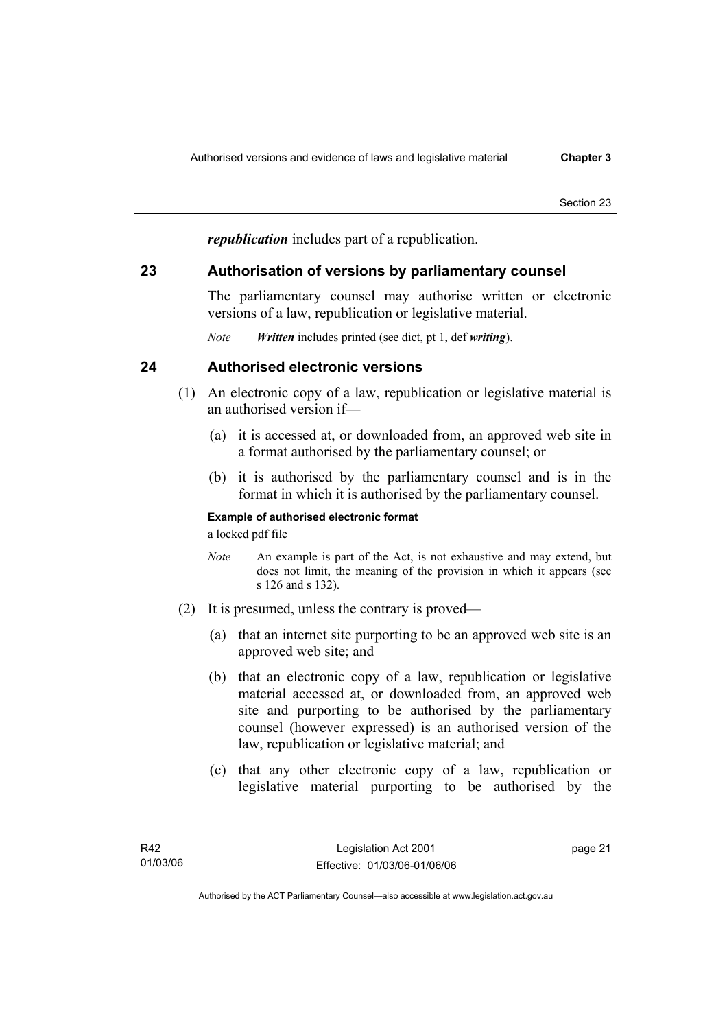***republication*** includes part of a republication.

## 23 Authorisation of versions by parliamentary counsel

The parliamentary counsel may authorise written or electronic versions of a law, republication or legislative material.

*Note* ***Written*** includes printed (see dict, pt 1, def ***writing***).

## 24 Authorised electronic versions

(1) An electronic copy of a law, republication or legislative material is an authorised version if—

   (a) it is accessed at, or downloaded from, an approved web site in a format authorised by the parliamentary counsel; or

   (b) it is authorised by the parliamentary counsel and is in the format in which it is authorised by the parliamentary counsel.

**Example of authorised electronic format**

a locked pdf file

*Note* An example is part of the Act, is not exhaustive and may extend, but does not limit, the meaning of the provision in which it appears (see s 126 and s 132).

(2) It is presumed, unless the contrary is proved—

   (a) that an internet site purporting to be an approved web site is an approved web site; and

   (b) that an electronic copy of a law, republication or legislative material accessed at, or downloaded from, an approved web site and purporting to be authorised by the parliamentary counsel (however expressed) is an authorised version of the law, republication or legislative material; and

   (c) that any other electronic copy of a law, republication or legislative material purporting to be authorised by the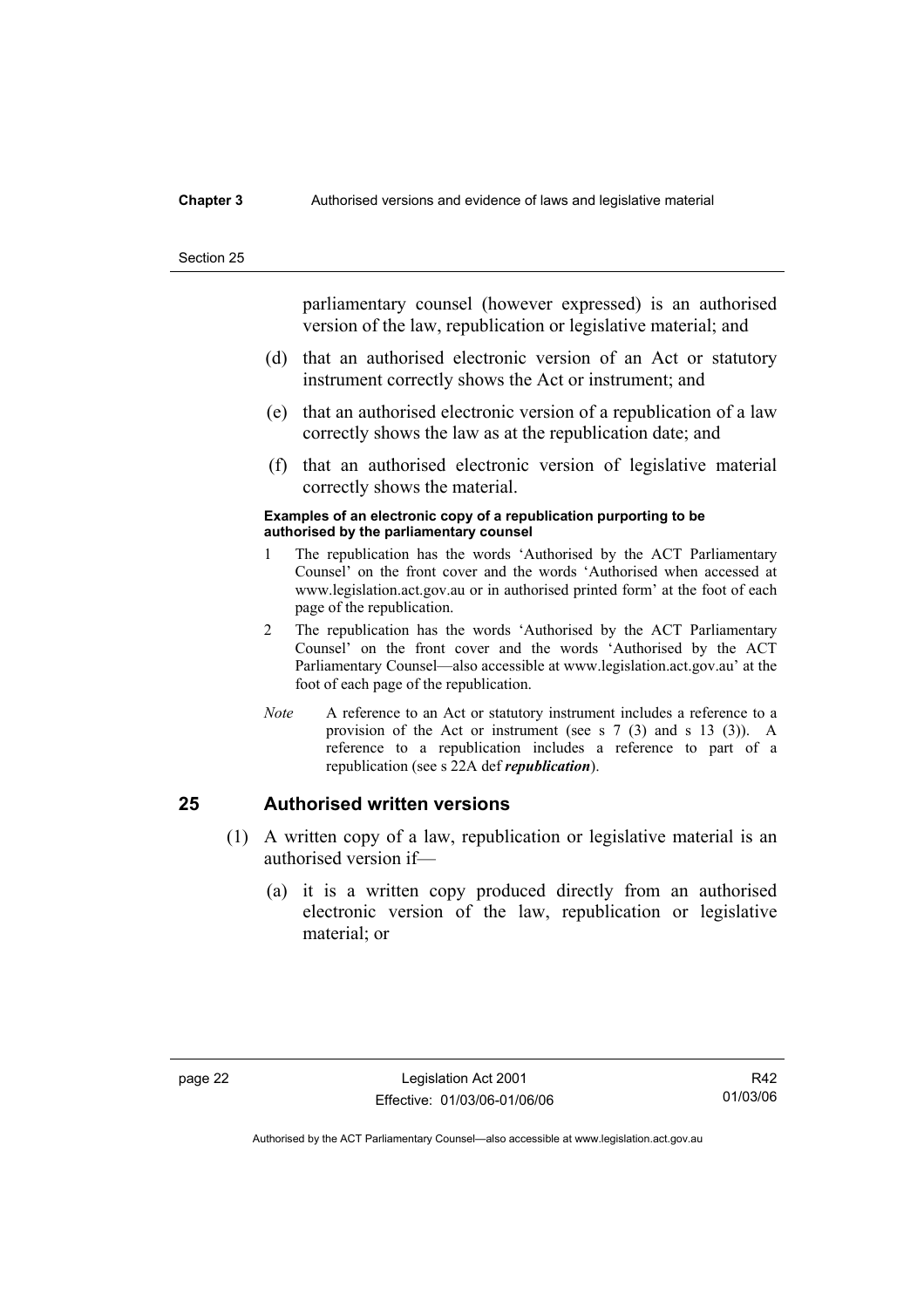parliamentary counsel (however expressed) is an authorised version of the law, republication or legislative material; and

(d) that an authorised electronic version of an Act or statutory instrument correctly shows the Act or instrument; and

(e) that an authorised electronic version of a republication of a law correctly shows the law as at the republication date; and

(f) that an authorised electronic version of legislative material correctly shows the material.

**Examples of an electronic copy of a republication purporting to be authorised by the parliamentary counsel**

1 The republication has the words 'Authorised by the ACT Parliamentary Counsel' on the front cover and the words 'Authorised when accessed at www.legislation.act.gov.au or in authorised printed form' at the foot of each page of the republication.

2 The republication has the words 'Authorised by the ACT Parliamentary Counsel' on the front cover and the words 'Authorised by the ACT Parliamentary Counsel—also accessible at www.legislation.act.gov.au' at the foot of each page of the republication.

*Note* A reference to an Act or statutory instrument includes a reference to a provision of the Act or instrument (see s 7 (3) and s 13 (3)). A reference to a republication includes a reference to part of a republication (see s 22A def ***republication***).

## 25 Authorised written versions

(1) A written copy of a law, republication or legislative material is an authorised version if—

(a) it is a written copy produced directly from an authorised electronic version of the law, republication or legislative material; or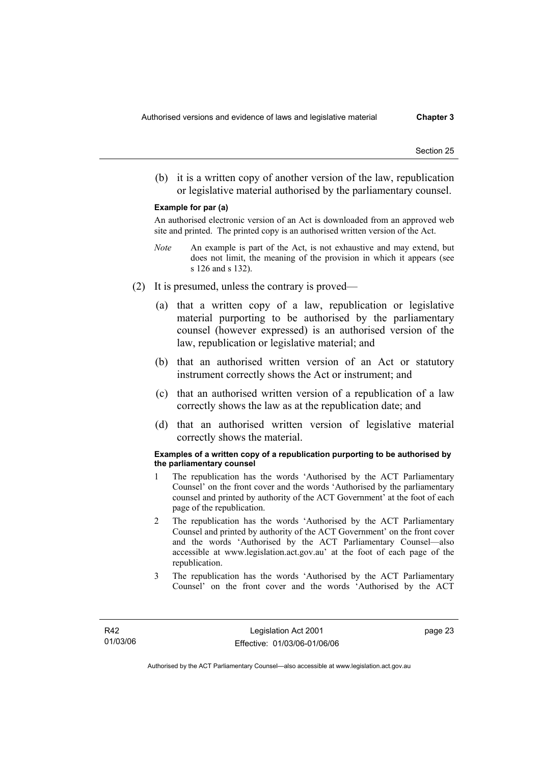(b) it is a written copy of another version of the law, republication or legislative material authorised by the parliamentary counsel.

**Example for par (a)**

An authorised electronic version of an Act is downloaded from an approved web site and printed. The printed copy is an authorised written version of the Act.

*Note* An example is part of the Act, is not exhaustive and may extend, but does not limit, the meaning of the provision in which it appears (see s 126 and s 132).

(2) It is presumed, unless the contrary is proved—

(a) that a written copy of a law, republication or legislative material purporting to be authorised by the parliamentary counsel (however expressed) is an authorised version of the law, republication or legislative material; and

(b) that an authorised written version of an Act or statutory instrument correctly shows the Act or instrument; and

(c) that an authorised written version of a republication of a law correctly shows the law as at the republication date; and

(d) that an authorised written version of legislative material correctly shows the material.

**Examples of a written copy of a republication purporting to be authorised by the parliamentary counsel**

1 The republication has the words 'Authorised by the ACT Parliamentary Counsel' on the front cover and the words 'Authorised by the parliamentary counsel and printed by authority of the ACT Government' at the foot of each page of the republication.

2 The republication has the words 'Authorised by the ACT Parliamentary Counsel and printed by authority of the ACT Government' on the front cover and the words 'Authorised by the ACT Parliamentary Counsel—also accessible at www.legislation.act.gov.au' at the foot of each page of the republication.

3 The republication has the words 'Authorised by the ACT Parliamentary Counsel' on the front cover and the words 'Authorised by the ACT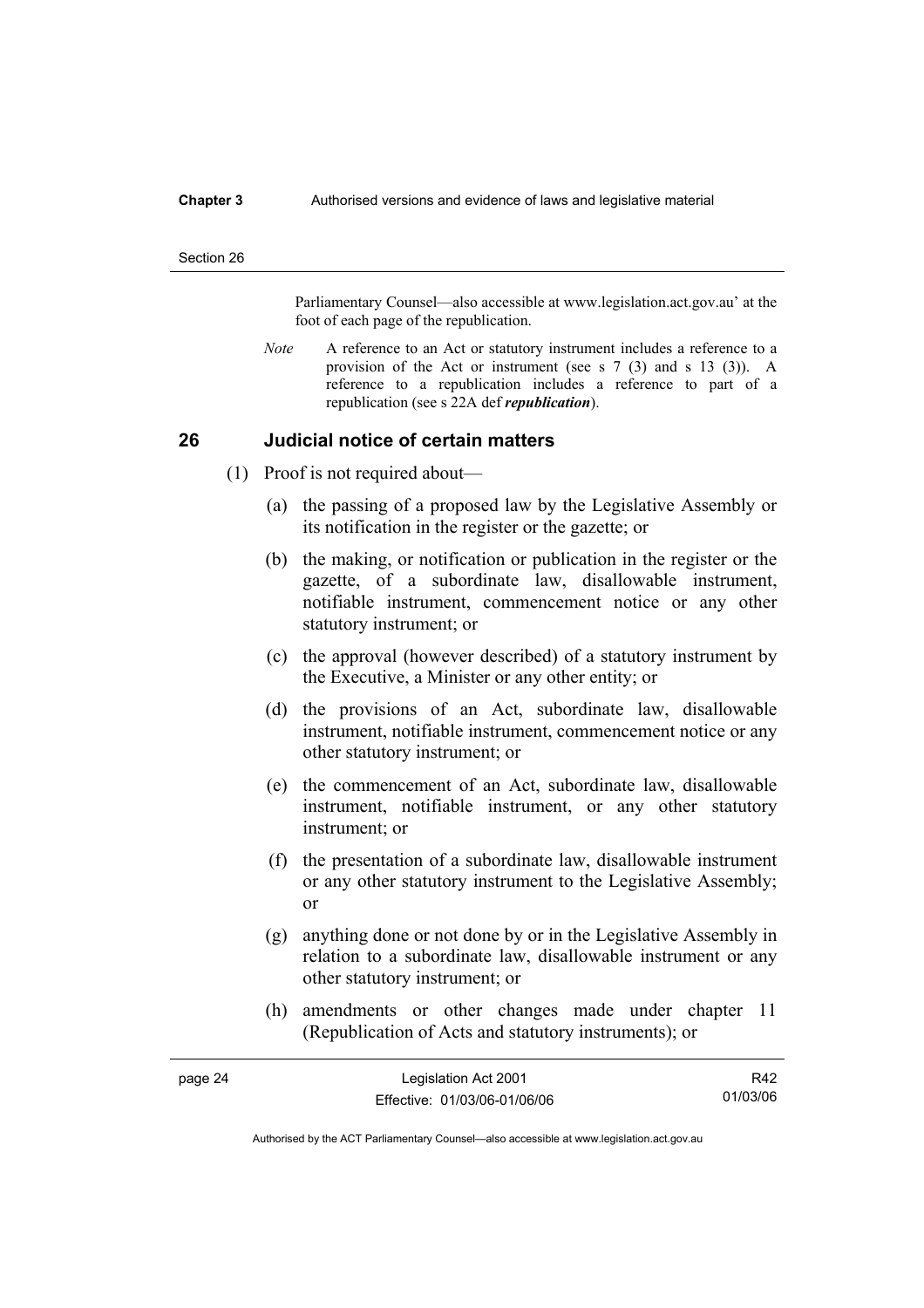Parliamentary Counsel—also accessible at www.legislation.act.gov.au' at the foot of each page of the republication.

*Note* A reference to an Act or statutory instrument includes a reference to a provision of the Act or instrument (see s 7 (3) and s 13 (3)). A reference to a republication includes a reference to part of a republication (see s 22A def ***republication***).

## 26 Judicial notice of certain matters

(1) Proof is not required about—

(a) the passing of a proposed law by the Legislative Assembly or its notification in the register or the gazette; or

(b) the making, or notification or publication in the register or the gazette, of a subordinate law, disallowable instrument, notifiable instrument, commencement notice or any other statutory instrument; or

(c) the approval (however described) of a statutory instrument by the Executive, a Minister or any other entity; or

(d) the provisions of an Act, subordinate law, disallowable instrument, notifiable instrument, commencement notice or any other statutory instrument; or

(e) the commencement of an Act, subordinate law, disallowable instrument, notifiable instrument, or any other statutory instrument; or

(f) the presentation of a subordinate law, disallowable instrument or any other statutory instrument to the Legislative Assembly; or

(g) anything done or not done by or in the Legislative Assembly in relation to a subordinate law, disallowable instrument or any other statutory instrument; or

(h) amendments or other changes made under chapter 11 (Republication of Acts and statutory instruments); or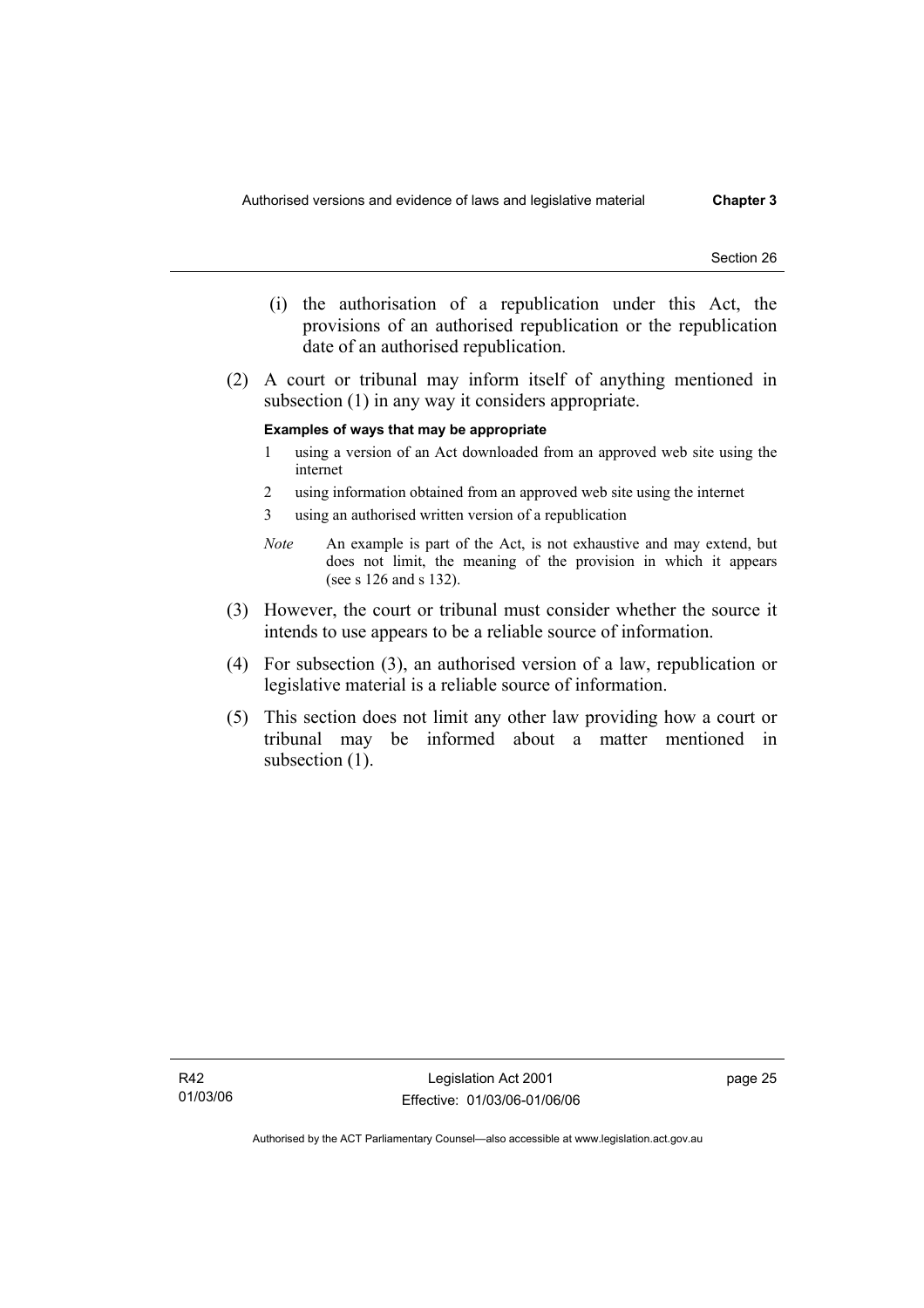(i) the authorisation of a republication under this Act, the provisions of an authorised republication or the republication date of an authorised republication.

(2) A court or tribunal may inform itself of anything mentioned in subsection (1) in any way it considers appropriate.

**Examples of ways that may be appropriate**

1 using a version of an Act downloaded from an approved web site using the internet

2 using information obtained from an approved web site using the internet

3 using an authorised written version of a republication

*Note* An example is part of the Act, is not exhaustive and may extend, but does not limit, the meaning of the provision in which it appears (see s 126 and s 132).

(3) However, the court or tribunal must consider whether the source it intends to use appears to be a reliable source of information.

(4) For subsection (3), an authorised version of a law, republication or legislative material is a reliable source of information.

(5) This section does not limit any other law providing how a court or tribunal may be informed about a matter mentioned in subsection (1).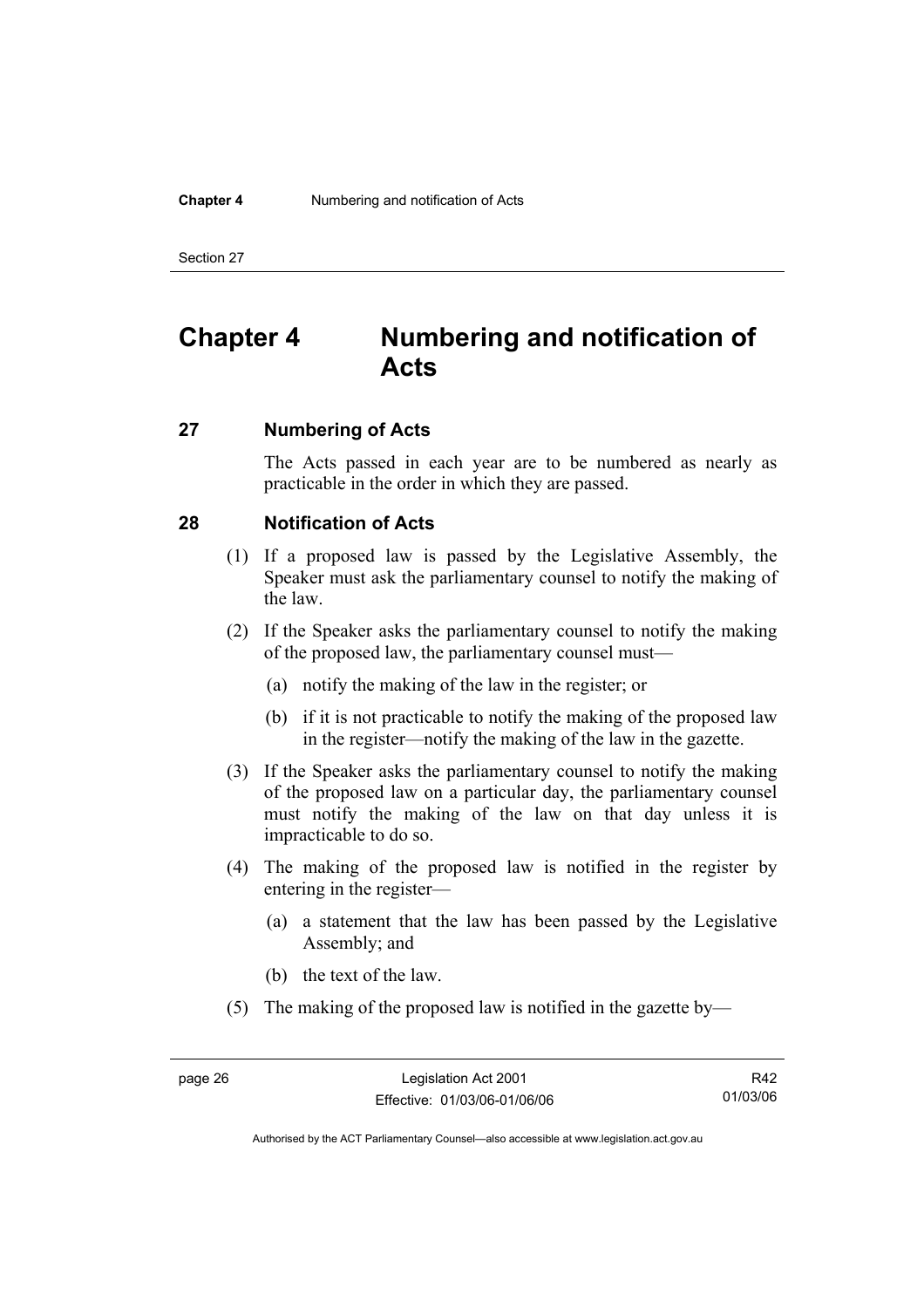# Chapter 4 Numbering and notification of Acts

## 27 Numbering of Acts

The Acts passed in each year are to be numbered as nearly as practicable in the order in which they are passed.

## 28 Notification of Acts

(1) If a proposed law is passed by the Legislative Assembly, the Speaker must ask the parliamentary counsel to notify the making of the law.

(2) If the Speaker asks the parliamentary counsel to notify the making of the proposed law, the parliamentary counsel must—

(a) notify the making of the law in the register; or

(b) if it is not practicable to notify the making of the proposed law in the register—notify the making of the law in the gazette.

(3) If the Speaker asks the parliamentary counsel to notify the making of the proposed law on a particular day, the parliamentary counsel must notify the making of the law on that day unless it is impracticable to do so.

(4) The making of the proposed law is notified in the register by entering in the register—

(a) a statement that the law has been passed by the Legislative Assembly; and

(b) the text of the law.

(5) The making of the proposed law is notified in the gazette by—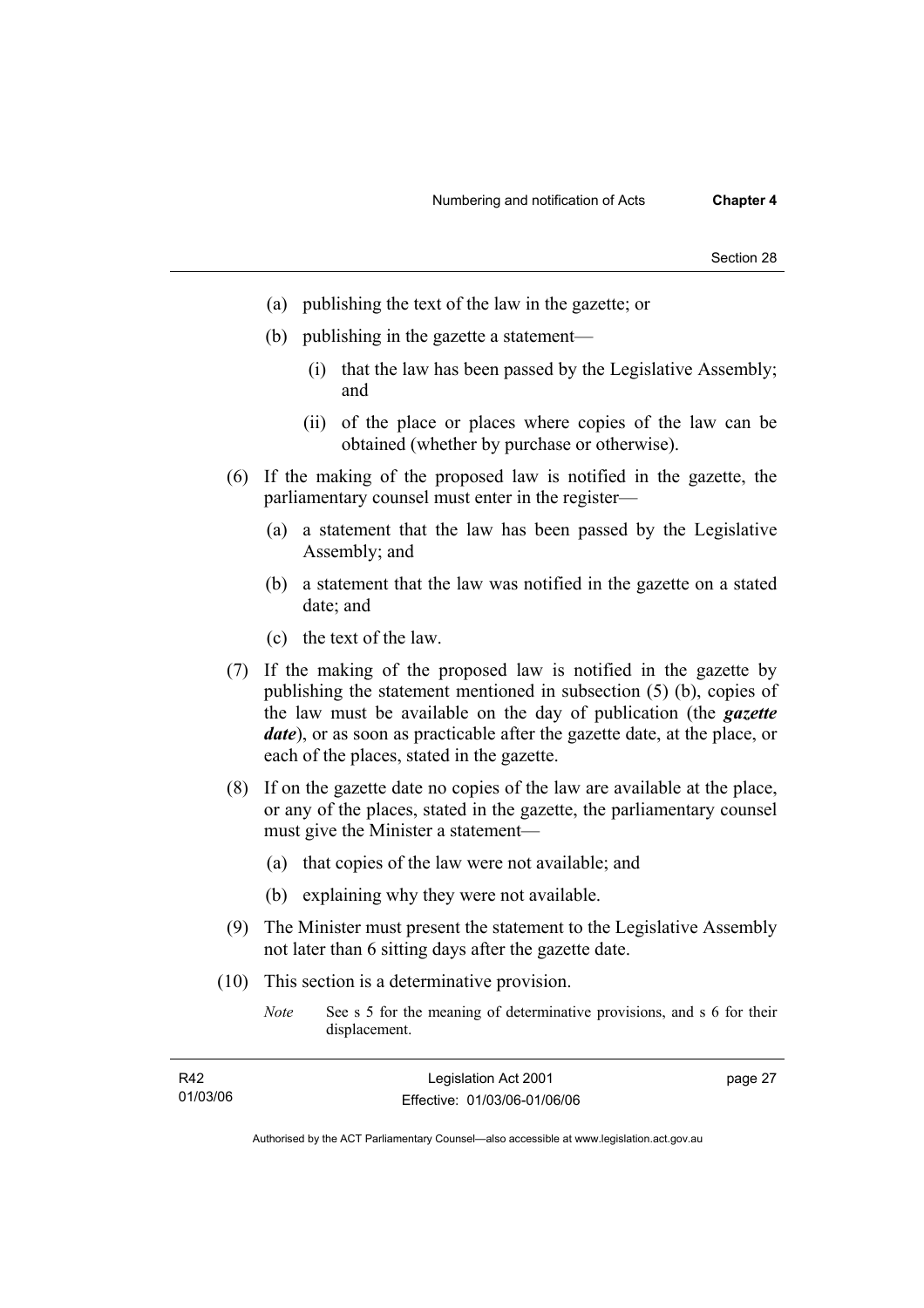(a) publishing the text of the law in the gazette; or

(b) publishing in the gazette a statement—

(i) that the law has been passed by the Legislative Assembly; and

(ii) of the place or places where copies of the law can be obtained (whether by purchase or otherwise).

(6) If the making of the proposed law is notified in the gazette, the parliamentary counsel must enter in the register—

(a) a statement that the law has been passed by the Legislative Assembly; and

(b) a statement that the law was notified in the gazette on a stated date; and

(c) the text of the law.

(7) If the making of the proposed law is notified in the gazette by publishing the statement mentioned in subsection (5) (b), copies of the law must be available on the day of publication (the ***gazette date***), or as soon as practicable after the gazette date, at the place, or each of the places, stated in the gazette.

(8) If on the gazette date no copies of the law are available at the place, or any of the places, stated in the gazette, the parliamentary counsel must give the Minister a statement—

(a) that copies of the law were not available; and

(b) explaining why they were not available.

(9) The Minister must present the statement to the Legislative Assembly not later than 6 sitting days after the gazette date.

(10) This section is a determinative provision.

*Note* See s 5 for the meaning of determinative provisions, and s 6 for their displacement.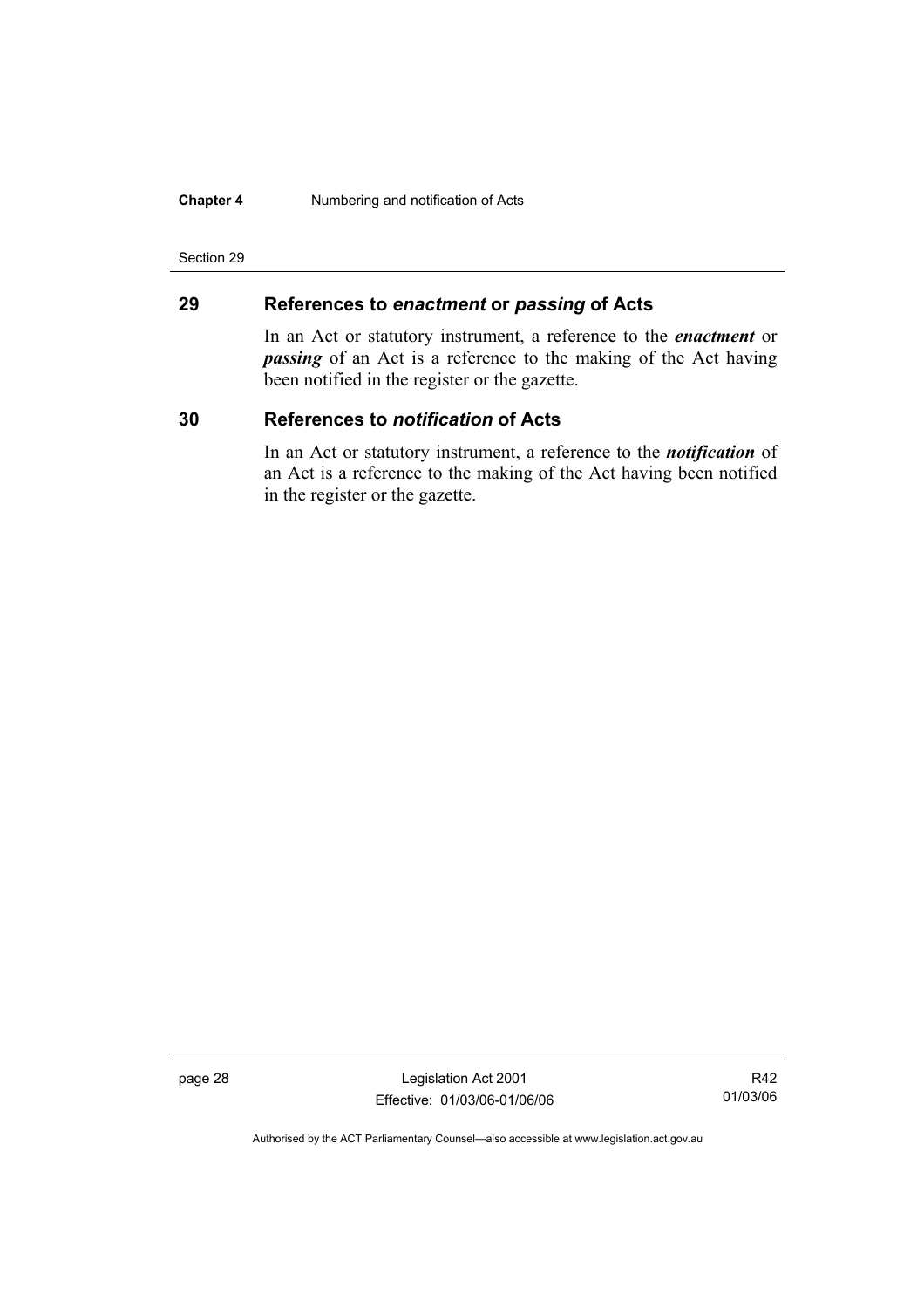## 29 References to *enactment* or *passing* of Acts

In an Act or statutory instrument, a reference to the ***enactment*** or ***passing*** of an Act is a reference to the making of the Act having been notified in the register or the gazette.

## 30 References to *notification* of Acts

In an Act or statutory instrument, a reference to the ***notification*** of an Act is a reference to the making of the Act having been notified in the register or the gazette.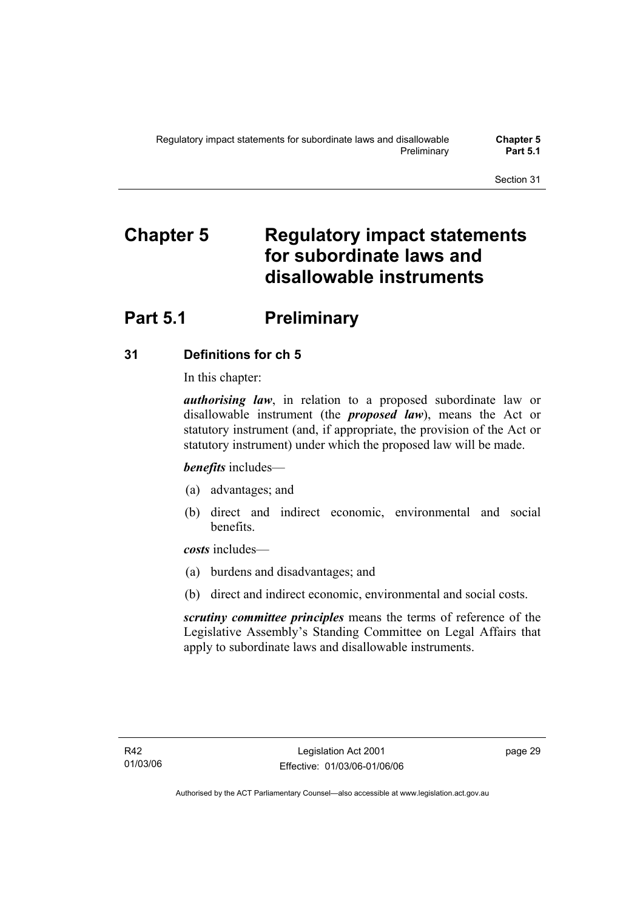# Chapter 5 Regulatory impact statements for subordinate laws and disallowable instruments

## Part 5.1 Preliminary

### 31 Definitions for ch 5

In this chapter:

***authorising law***, in relation to a proposed subordinate law or disallowable instrument (the ***proposed law***), means the Act or statutory instrument (and, if appropriate, the provision of the Act or statutory instrument) under which the proposed law will be made.

***benefits*** includes—

(a) advantages; and

(b) direct and indirect economic, environmental and social benefits.

***costs*** includes—

(a) burdens and disadvantages; and

(b) direct and indirect economic, environmental and social costs.

***scrutiny committee principles*** means the terms of reference of the Legislative Assembly's Standing Committee on Legal Affairs that apply to subordinate laws and disallowable instruments.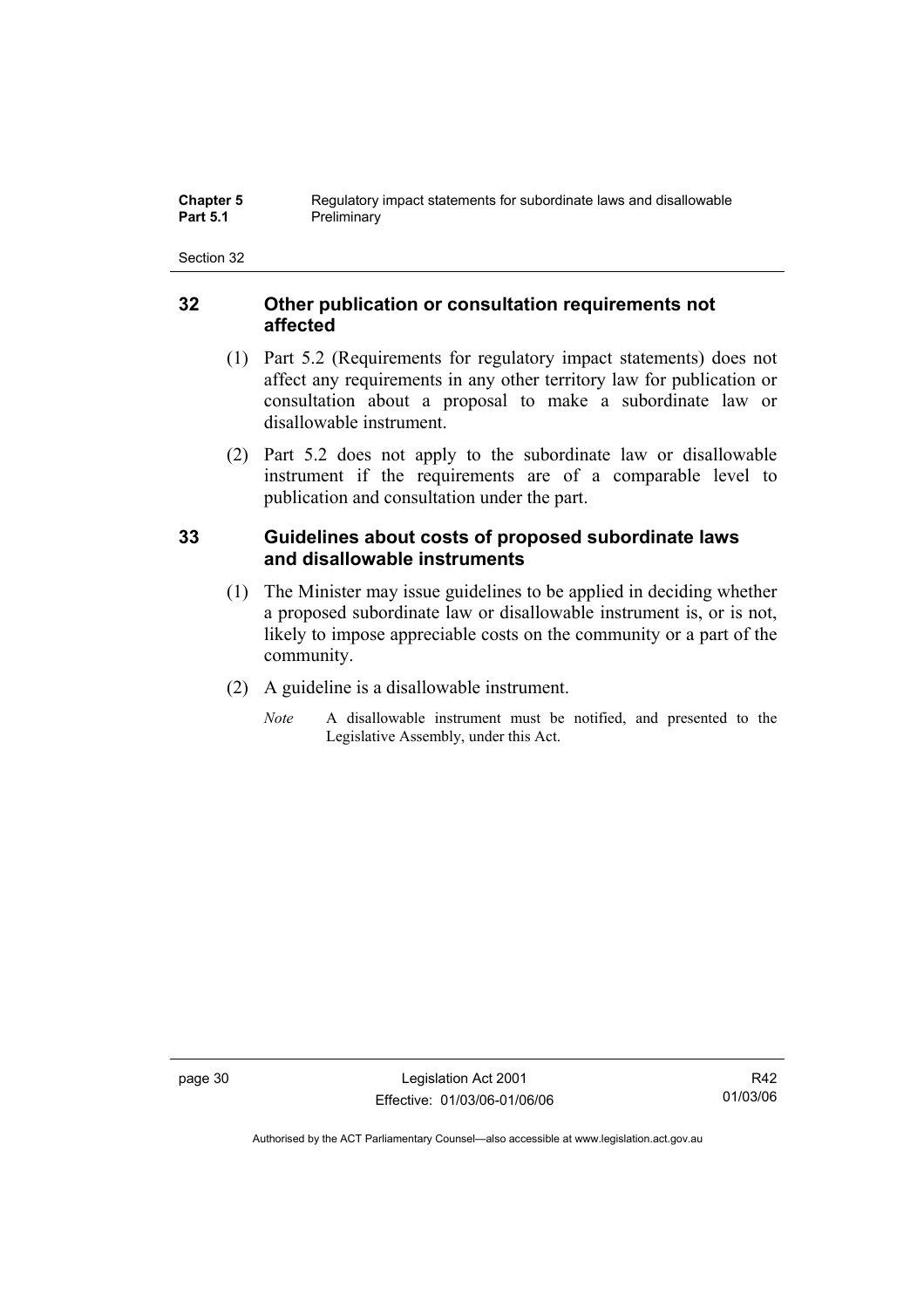## 32 Other publication or consultation requirements not affected

(1) Part 5.2 (Requirements for regulatory impact statements) does not affect any requirements in any other territory law for publication or consultation about a proposal to make a subordinate law or disallowable instrument.

(2) Part 5.2 does not apply to the subordinate law or disallowable instrument if the requirements are of a comparable level to publication and consultation under the part.

## 33 Guidelines about costs of proposed subordinate laws and disallowable instruments

(1) The Minister may issue guidelines to be applied in deciding whether a proposed subordinate law or disallowable instrument is, or is not, likely to impose appreciable costs on the community or a part of the community.

(2) A guideline is a disallowable instrument.

*Note* A disallowable instrument must be notified, and presented to the Legislative Assembly, under this Act.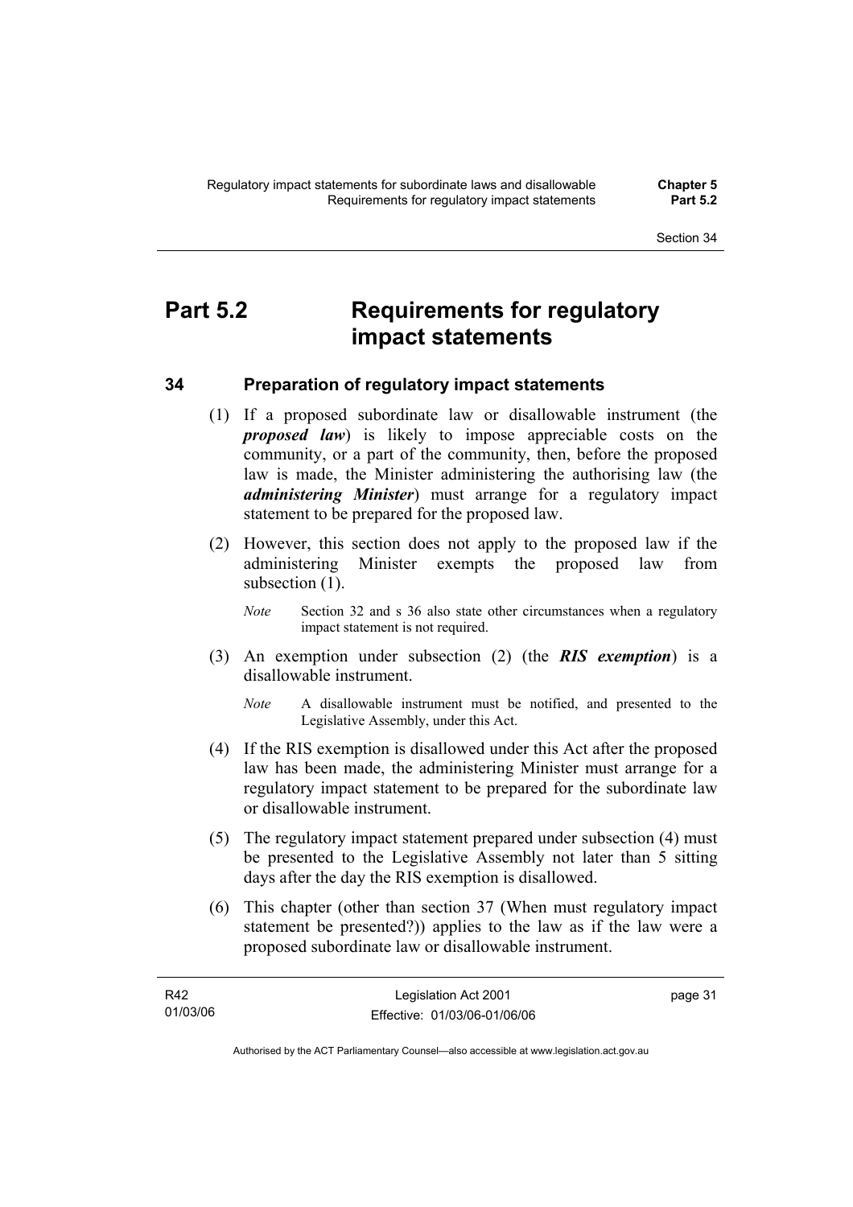# Part 5.2 Requirements for regulatory impact statements

## 34 Preparation of regulatory impact statements

(1) If a proposed subordinate law or disallowable instrument (the ***proposed law***) is likely to impose appreciable costs on the community, or a part of the community, then, before the proposed law is made, the Minister administering the authorising law (the ***administering Minister***) must arrange for a regulatory impact statement to be prepared for the proposed law.

(2) However, this section does not apply to the proposed law if the administering Minister exempts the proposed law from subsection (1).

*Note* Section 32 and s 36 also state other circumstances when a regulatory impact statement is not required.

(3) An exemption under subsection (2) (the ***RIS exemption***) is a disallowable instrument.

*Note* A disallowable instrument must be notified, and presented to the Legislative Assembly, under this Act.

(4) If the RIS exemption is disallowed under this Act after the proposed law has been made, the administering Minister must arrange for a regulatory impact statement to be prepared for the subordinate law or disallowable instrument.

(5) The regulatory impact statement prepared under subsection (4) must be presented to the Legislative Assembly not later than 5 sitting days after the day the RIS exemption is disallowed.

(6) This chapter (other than section 37 (When must regulatory impact statement be presented?)) applies to the law as if the law were a proposed subordinate law or disallowable instrument.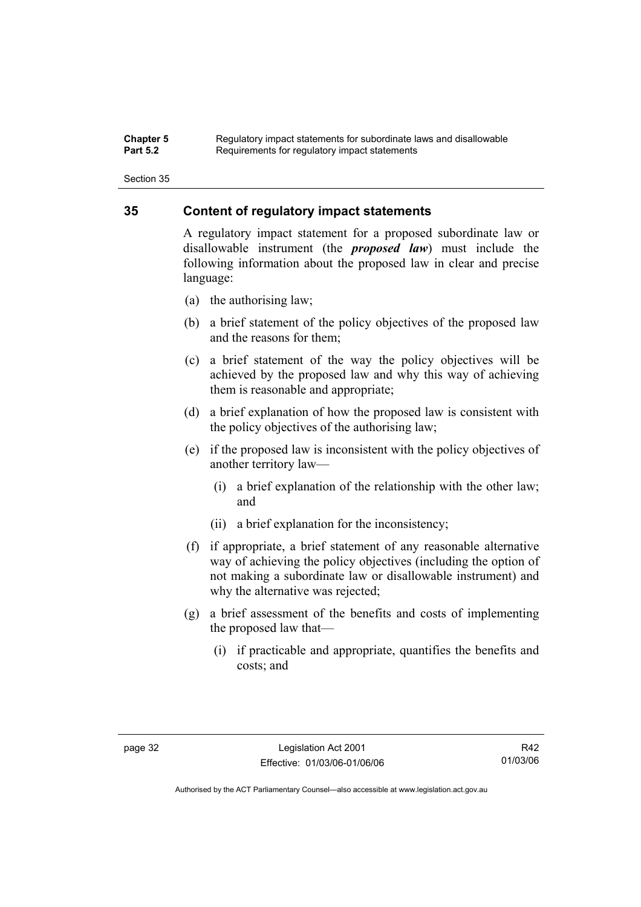## 35 Content of regulatory impact statements

A regulatory impact statement for a proposed subordinate law or disallowable instrument (the ***proposed law***) must include the following information about the proposed law in clear and precise language:

(a) the authorising law;

(b) a brief statement of the policy objectives of the proposed law and the reasons for them;

(c) a brief statement of the way the policy objectives will be achieved by the proposed law and why this way of achieving them is reasonable and appropriate;

(d) a brief explanation of how the proposed law is consistent with the policy objectives of the authorising law;

(e) if the proposed law is inconsistent with the policy objectives of another territory law—

  (i) a brief explanation of the relationship with the other law; and

  (ii) a brief explanation for the inconsistency;

(f) if appropriate, a brief statement of any reasonable alternative way of achieving the policy objectives (including the option of not making a subordinate law or disallowable instrument) and why the alternative was rejected;

(g) a brief assessment of the benefits and costs of implementing the proposed law that—

  (i) if practicable and appropriate, quantifies the benefits and costs; and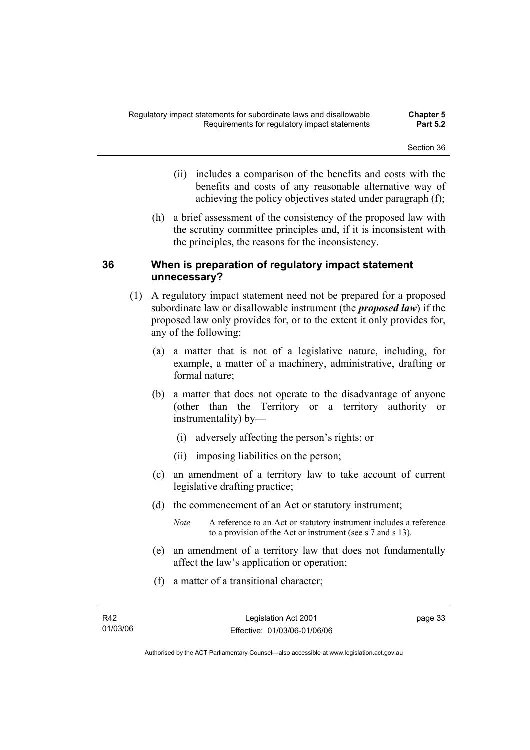(ii) includes a comparison of the benefits and costs with the benefits and costs of any reasonable alternative way of achieving the policy objectives stated under paragraph (f);

(h) a brief assessment of the consistency of the proposed law with the scrutiny committee principles and, if it is inconsistent with the principles, the reasons for the inconsistency.

### 36 When is preparation of regulatory impact statement unnecessary?

(1) A regulatory impact statement need not be prepared for a proposed subordinate law or disallowable instrument (the ***proposed law***) if the proposed law only provides for, or to the extent it only provides for, any of the following:

(a) a matter that is not of a legislative nature, including, for example, a matter of a machinery, administrative, drafting or formal nature;

(b) a matter that does not operate to the disadvantage of anyone (other than the Territory or a territory authority or instrumentality) by—

(i) adversely affecting the person's rights; or

(ii) imposing liabilities on the person;

(c) an amendment of a territory law to take account of current legislative drafting practice;

(d) the commencement of an Act or statutory instrument;

*Note* A reference to an Act or statutory instrument includes a reference to a provision of the Act or instrument (see s 7 and s 13).

(e) an amendment of a territory law that does not fundamentally affect the law's application or operation;

(f) a matter of a transitional character;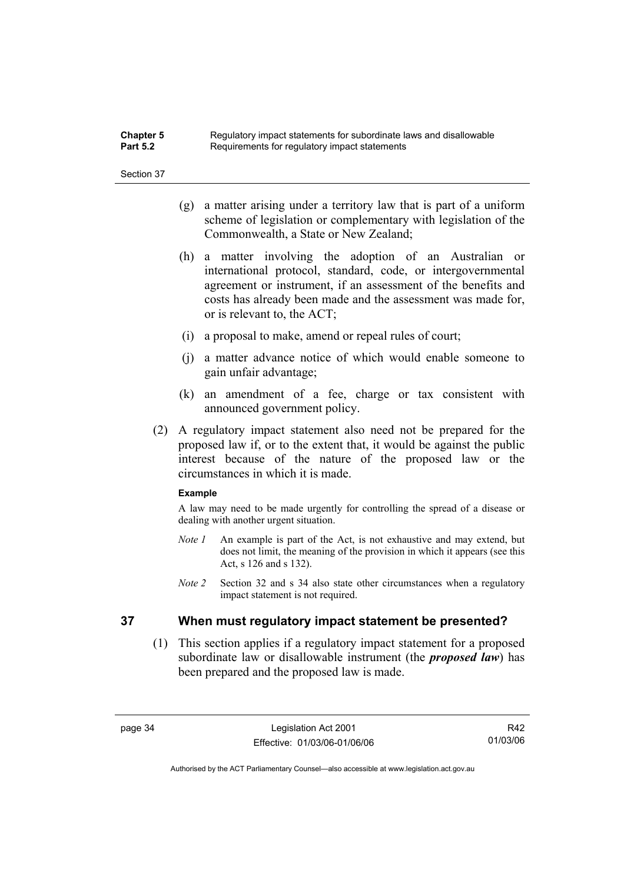(g) a matter arising under a territory law that is part of a uniform scheme of legislation or complementary with legislation of the Commonwealth, a State or New Zealand;

(h) a matter involving the adoption of an Australian or international protocol, standard, code, or intergovernmental agreement or instrument, if an assessment of the benefits and costs has already been made and the assessment was made for, or is relevant to, the ACT;

(i) a proposal to make, amend or repeal rules of court;

(j) a matter advance notice of which would enable someone to gain unfair advantage;

(k) an amendment of a fee, charge or tax consistent with announced government policy.

(2) A regulatory impact statement also need not be prepared for the proposed law if, or to the extent that, it would be against the public interest because of the nature of the proposed law or the circumstances in which it is made.

**Example**

A law may need to be made urgently for controlling the spread of a disease or dealing with another urgent situation.

*Note 1* An example is part of the Act, is not exhaustive and may extend, but does not limit, the meaning of the provision in which it appears (see this Act, s 126 and s 132).

*Note 2* Section 32 and s 34 also state other circumstances when a regulatory impact statement is not required.

## 37 When must regulatory impact statement be presented?

(1) This section applies if a regulatory impact statement for a proposed subordinate law or disallowable instrument (the ***proposed law***) has been prepared and the proposed law is made.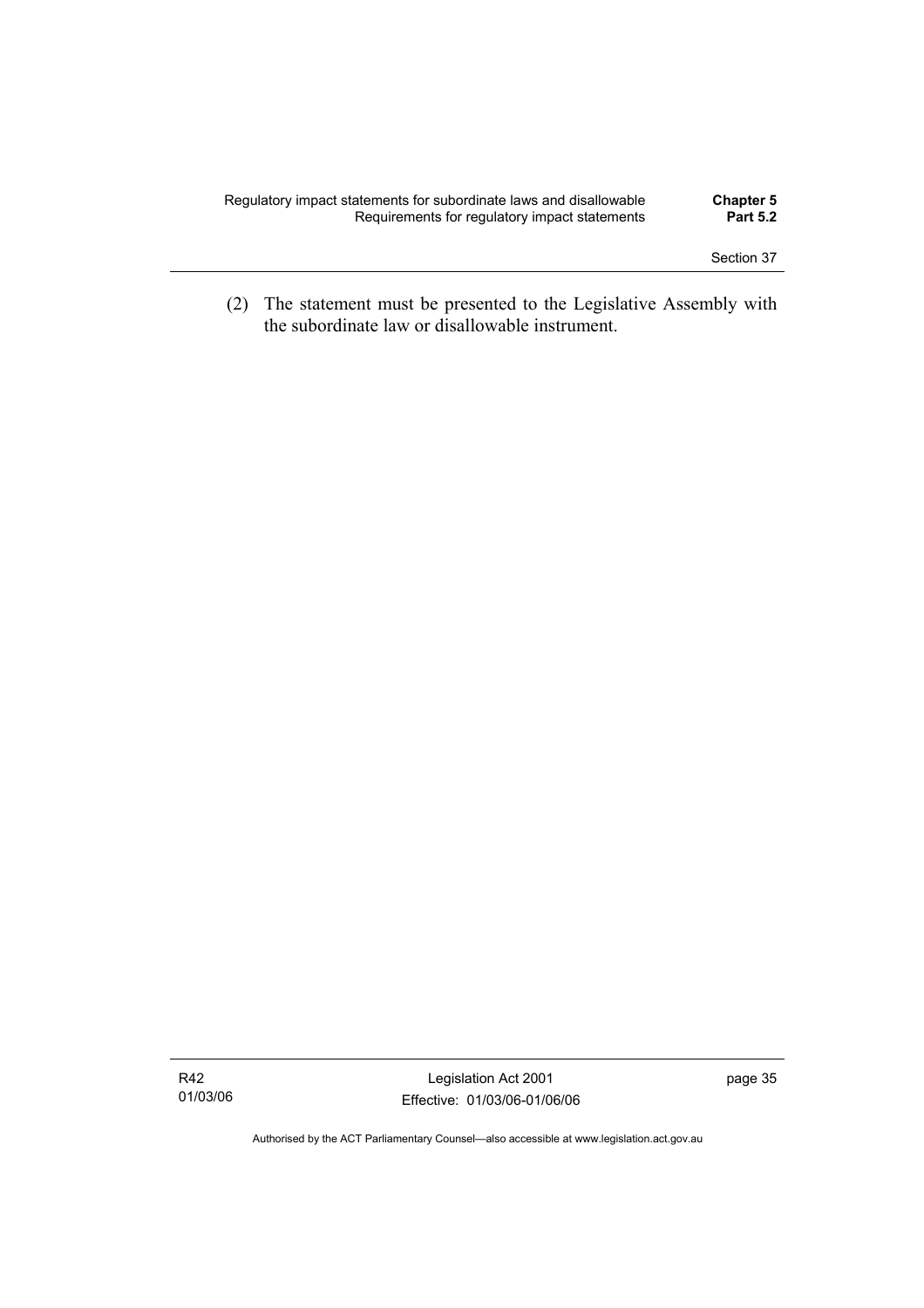(2) The statement must be presented to the Legislative Assembly with the subordinate law or disallowable instrument.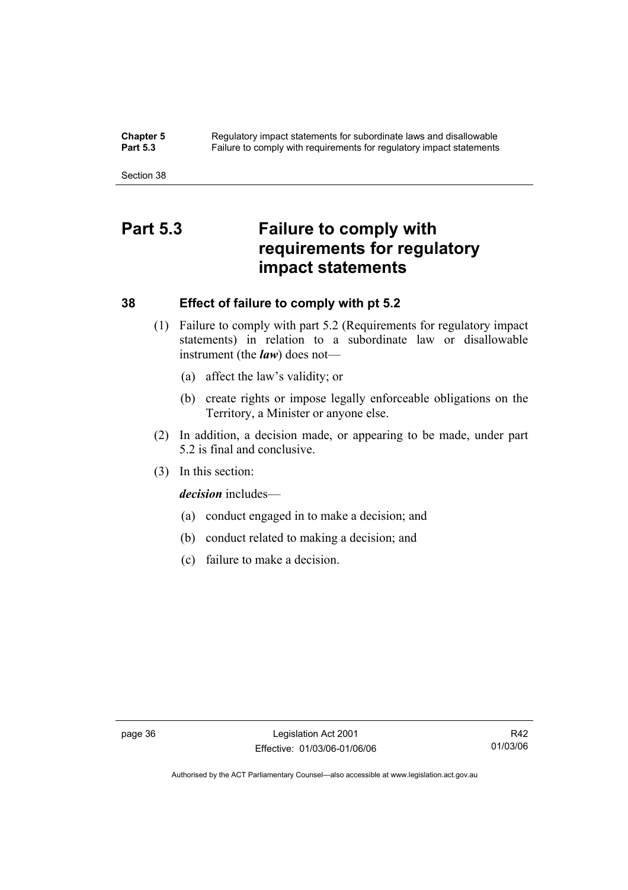# Part 5.3 Failure to comply with requirements for regulatory impact statements

## 38 Effect of failure to comply with pt 5.2

(1) Failure to comply with part 5.2 (Requirements for regulatory impact statements) in relation to a subordinate law or disallowable instrument (the ***law***) does not—

(a) affect the law's validity; or

(b) create rights or impose legally enforceable obligations on the Territory, a Minister or anyone else.

(2) In addition, a decision made, or appearing to be made, under part 5.2 is final and conclusive.

(3) In this section:

***decision*** includes—

(a) conduct engaged in to make a decision; and

(b) conduct related to making a decision; and

(c) failure to make a decision.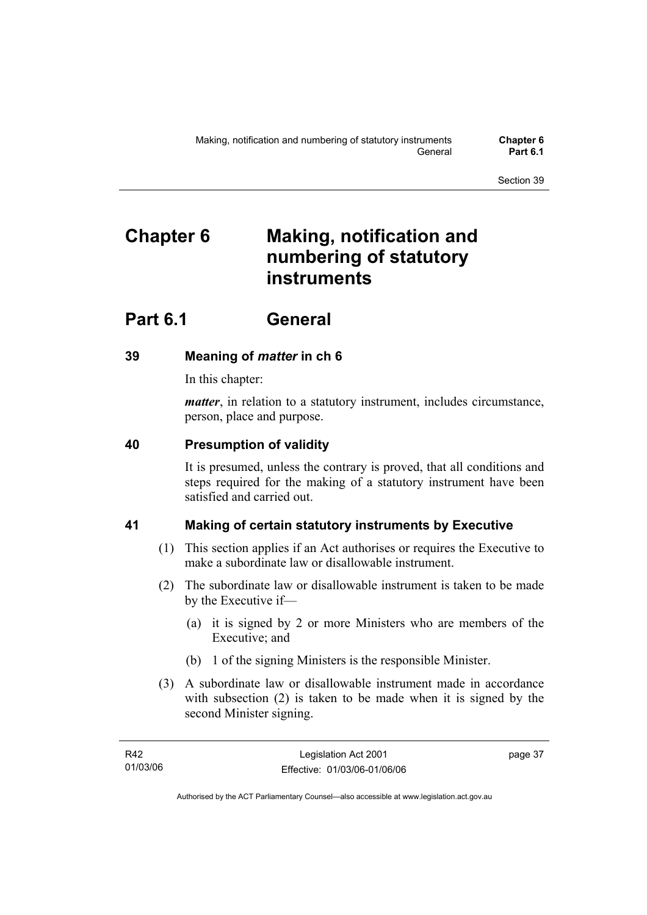# Chapter 6 Making, notification and numbering of statutory instruments

## Part 6.1 General

### 39 Meaning of *matter* in ch 6

In this chapter:

***matter***, in relation to a statutory instrument, includes circumstance, person, place and purpose.

### 40 Presumption of validity

It is presumed, unless the contrary is proved, that all conditions and steps required for the making of a statutory instrument have been satisfied and carried out.

### 41 Making of certain statutory instruments by Executive

(1) This section applies if an Act authorises or requires the Executive to make a subordinate law or disallowable instrument.

(2) The subordinate law or disallowable instrument is taken to be made by the Executive if—

(a) it is signed by 2 or more Ministers who are members of the Executive; and

(b) 1 of the signing Ministers is the responsible Minister.

(3) A subordinate law or disallowable instrument made in accordance with subsection (2) is taken to be made when it is signed by the second Minister signing.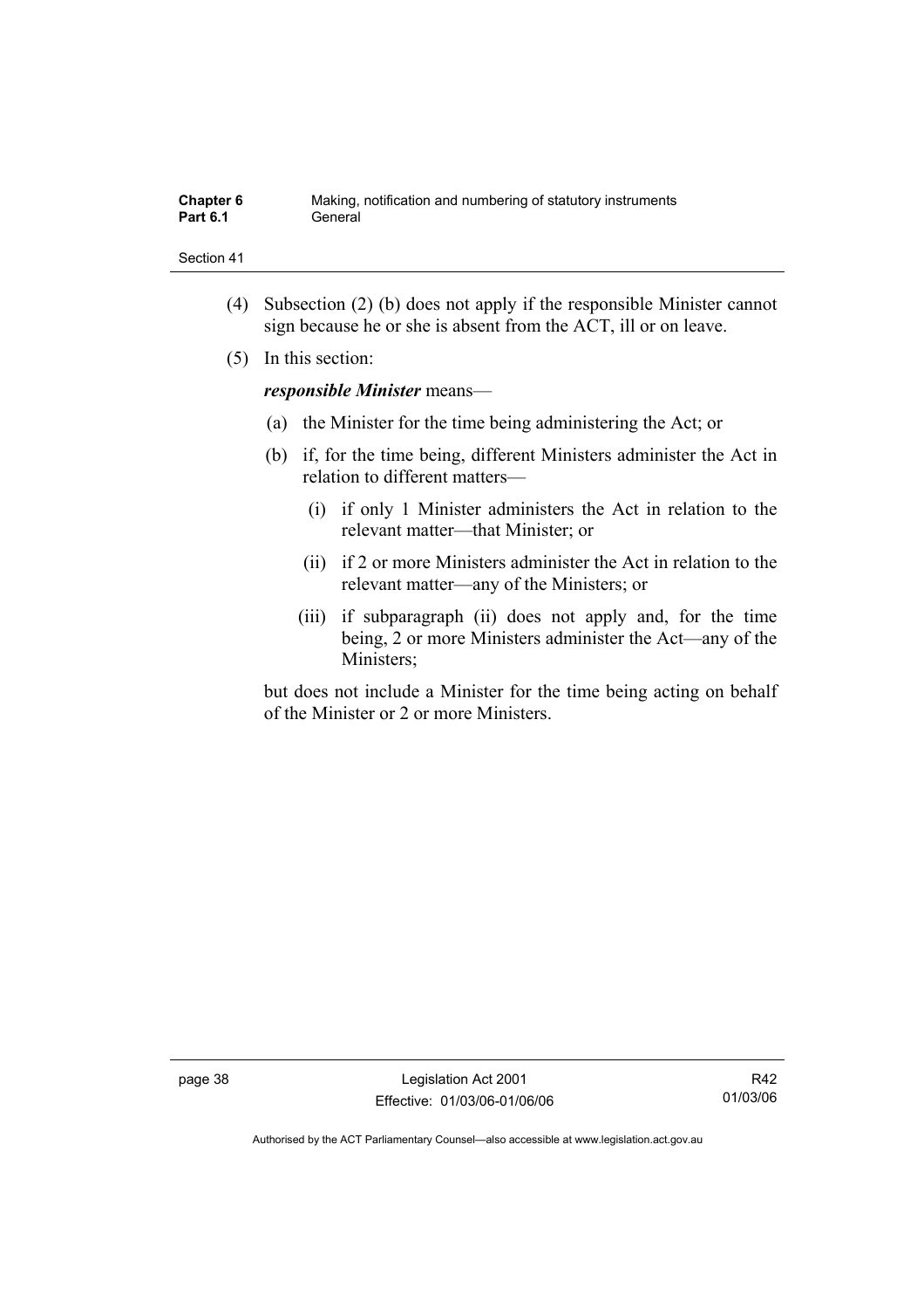(4) Subsection (2) (b) does not apply if the responsible Minister cannot sign because he or she is absent from the ACT, ill or on leave.

(5) In this section:

***responsible Minister*** means—

(a) the Minister for the time being administering the Act; or

(b) if, for the time being, different Ministers administer the Act in relation to different matters—

(i) if only 1 Minister administers the Act in relation to the relevant matter—that Minister; or

(ii) if 2 or more Ministers administer the Act in relation to the relevant matter—any of the Ministers; or

(iii) if subparagraph (ii) does not apply and, for the time being, 2 or more Ministers administer the Act—any of the Ministers;

but does not include a Minister for the time being acting on behalf of the Minister or 2 or more Ministers.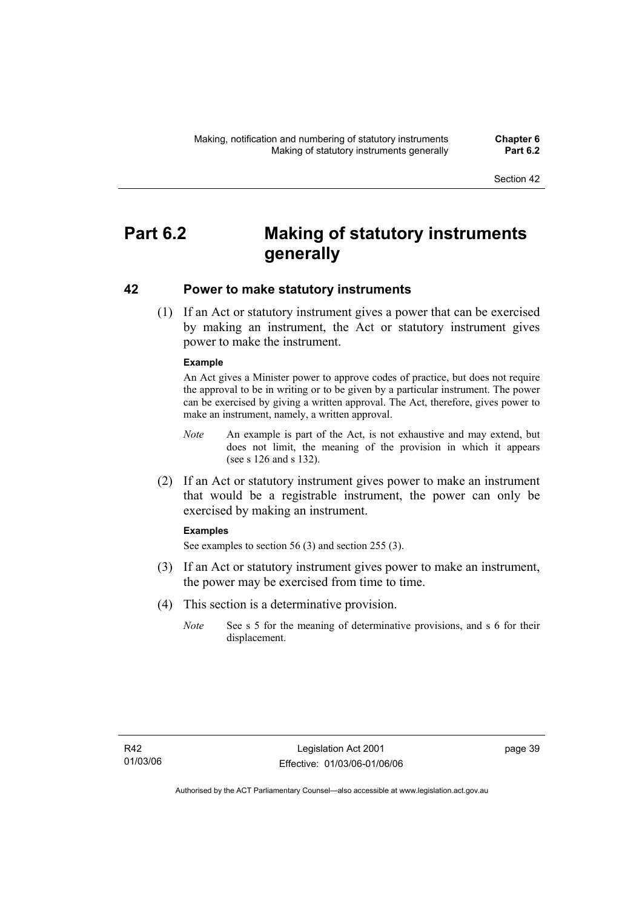# Part 6.2 Making of statutory instruments generally

## 42 Power to make statutory instruments

(1) If an Act or statutory instrument gives a power that can be exercised by making an instrument, the Act or statutory instrument gives power to make the instrument.

**Example**

An Act gives a Minister power to approve codes of practice, but does not require the approval to be in writing or to be given by a particular instrument. The power can be exercised by giving a written approval. The Act, therefore, gives power to make an instrument, namely, a written approval.

*Note* An example is part of the Act, is not exhaustive and may extend, but does not limit, the meaning of the provision in which it appears (see s 126 and s 132).

(2) If an Act or statutory instrument gives power to make an instrument that would be a registrable instrument, the power can only be exercised by making an instrument.

**Examples**

See examples to section 56 (3) and section 255 (3).

(3) If an Act or statutory instrument gives power to make an instrument, the power may be exercised from time to time.

(4) This section is a determinative provision.

*Note* See s 5 for the meaning of determinative provisions, and s 6 for their displacement.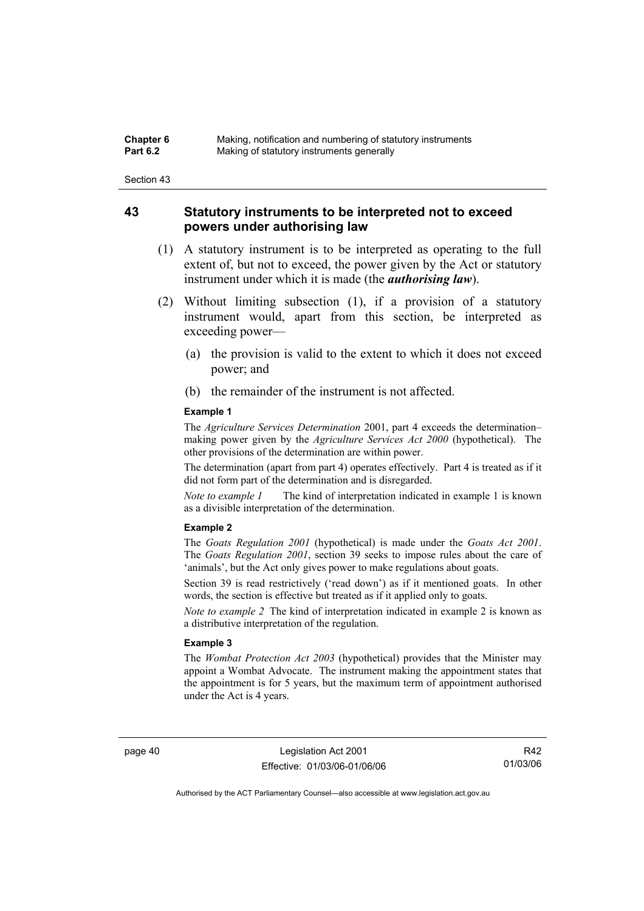## 43 Statutory instruments to be interpreted not to exceed powers under authorising law

(1) A statutory instrument is to be interpreted as operating to the full extent of, but not to exceed, the power given by the Act or statutory instrument under which it is made (the ***authorising law***).

(2) Without limiting subsection (1), if a provision of a statutory instrument would, apart from this section, be interpreted as exceeding power—

(a) the provision is valid to the extent to which it does not exceed power; and

(b) the remainder of the instrument is not affected.

**Example 1**

The *Agriculture Services Determination* 2001, part 4 exceeds the determination–making power given by the *Agriculture Services Act 2000* (hypothetical). The other provisions of the determination are within power.

The determination (apart from part 4) operates effectively. Part 4 is treated as if it did not form part of the determination and is disregarded.

*Note to example 1* The kind of interpretation indicated in example 1 is known as a divisible interpretation of the determination.

**Example 2**

The *Goats Regulation 2001* (hypothetical) is made under the *Goats Act 2001*. The *Goats Regulation 2001*, section 39 seeks to impose rules about the care of 'animals', but the Act only gives power to make regulations about goats.

Section 39 is read restrictively ('read down') as if it mentioned goats. In other words, the section is effective but treated as if it applied only to goats.

*Note to example 2* The kind of interpretation indicated in example 2 is known as a distributive interpretation of the regulation.

**Example 3**

The *Wombat Protection Act 2003* (hypothetical) provides that the Minister may appoint a Wombat Advocate. The instrument making the appointment states that the appointment is for 5 years, but the maximum term of appointment authorised under the Act is 4 years.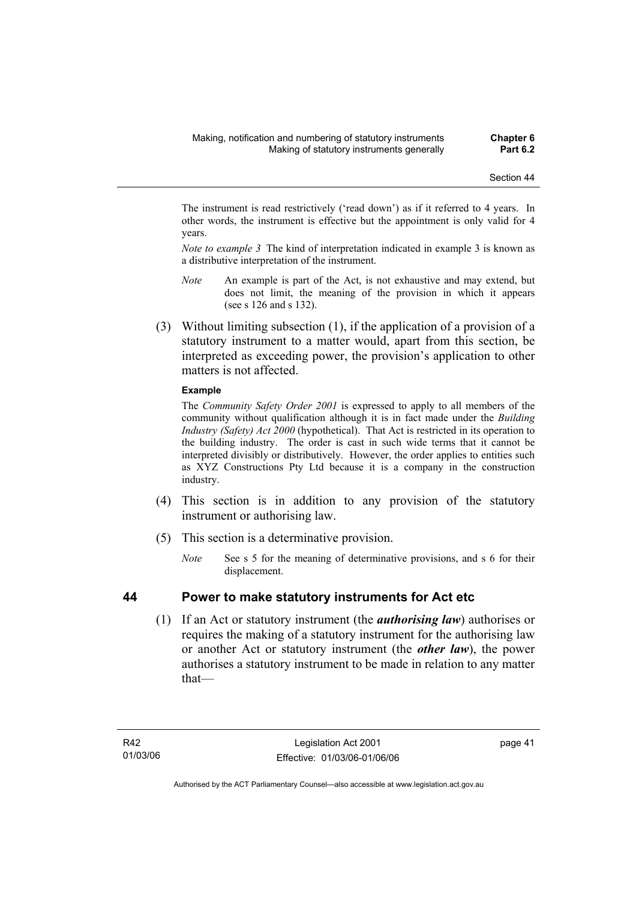The instrument is read restrictively ('read down') as if it referred to 4 years. In other words, the instrument is effective but the appointment is only valid for 4 years.

*Note to example 3* The kind of interpretation indicated in example 3 is known as a distributive interpretation of the instrument.

*Note* An example is part of the Act, is not exhaustive and may extend, but does not limit, the meaning of the provision in which it appears (see s 126 and s 132).

(3) Without limiting subsection (1), if the application of a provision of a statutory instrument to a matter would, apart from this section, be interpreted as exceeding power, the provision's application to other matters is not affected.

**Example**

The *Community Safety Order 2001* is expressed to apply to all members of the community without qualification although it is in fact made under the *Building Industry (Safety) Act 2000* (hypothetical). That Act is restricted in its operation to the building industry. The order is cast in such wide terms that it cannot be interpreted divisibly or distributively. However, the order applies to entities such as XYZ Constructions Pty Ltd because it is a company in the construction industry.

(4) This section is in addition to any provision of the statutory instrument or authorising law.

(5) This section is a determinative provision.

*Note* See s 5 for the meaning of determinative provisions, and s 6 for their displacement.

## 44 Power to make statutory instruments for Act etc

(1) If an Act or statutory instrument (the ***authorising law***) authorises or requires the making of a statutory instrument for the authorising law or another Act or statutory instrument (the ***other law***), the power authorises a statutory instrument to be made in relation to any matter that—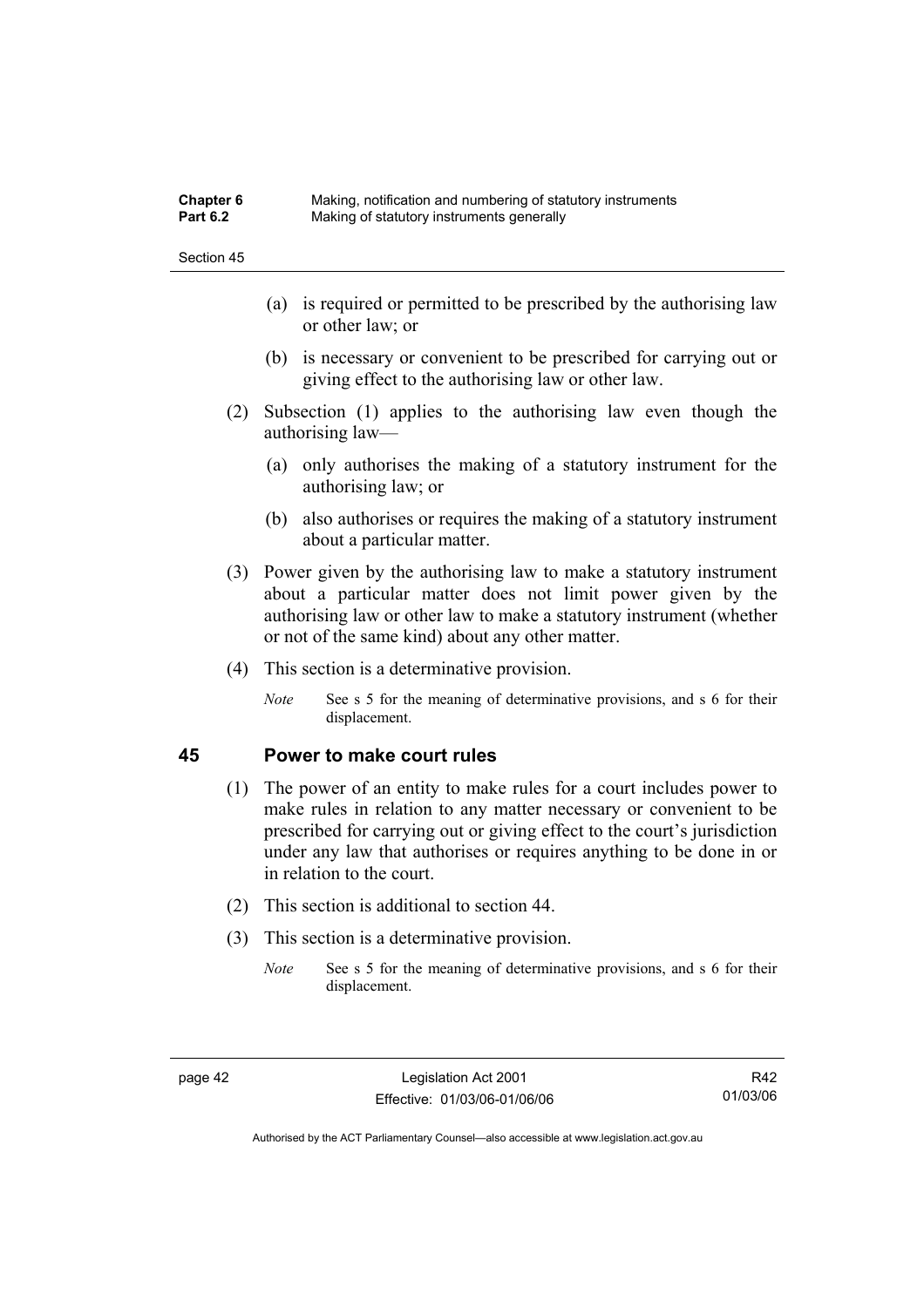(a) is required or permitted to be prescribed by the authorising law or other law; or

(b) is necessary or convenient to be prescribed for carrying out or giving effect to the authorising law or other law.

(2) Subsection (1) applies to the authorising law even though the authorising law—

(a) only authorises the making of a statutory instrument for the authorising law; or

(b) also authorises or requires the making of a statutory instrument about a particular matter.

(3) Power given by the authorising law to make a statutory instrument about a particular matter does not limit power given by the authorising law or other law to make a statutory instrument (whether or not of the same kind) about any other matter.

(4) This section is a determinative provision.

*Note* See s 5 for the meaning of determinative provisions, and s 6 for their displacement.

## 45 Power to make court rules

(1) The power of an entity to make rules for a court includes power to make rules in relation to any matter necessary or convenient to be prescribed for carrying out or giving effect to the court's jurisdiction under any law that authorises or requires anything to be done in or in relation to the court.

(2) This section is additional to section 44.

(3) This section is a determinative provision.

*Note* See s 5 for the meaning of determinative provisions, and s 6 for their displacement.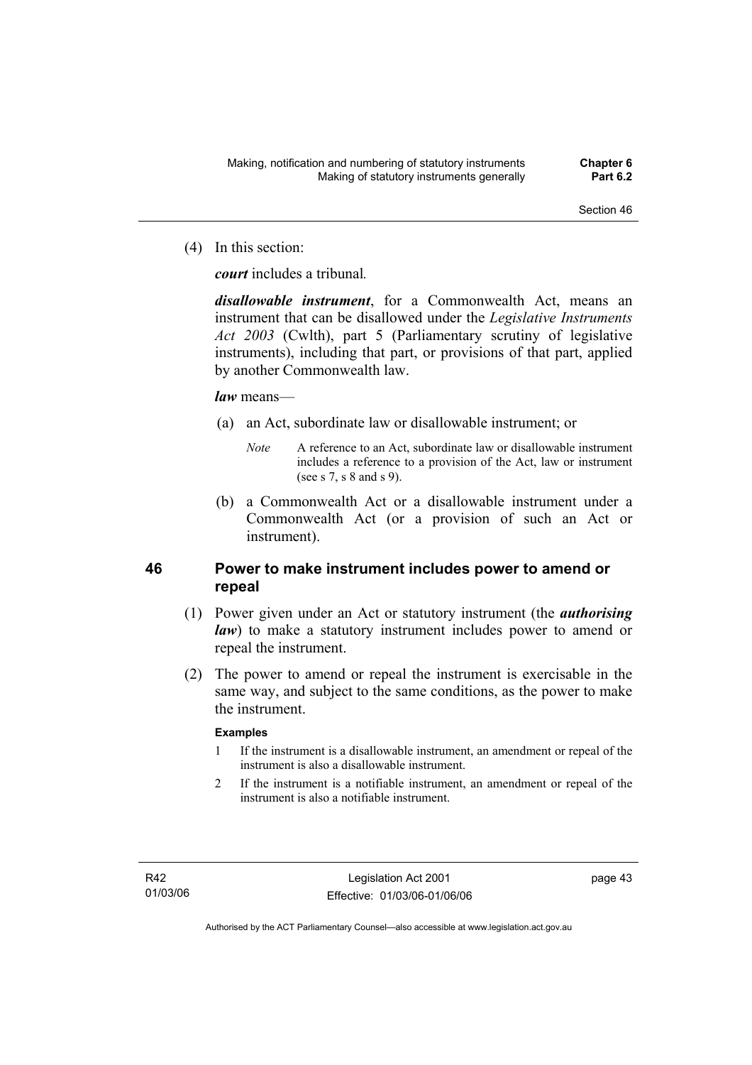(4) In this section:

***court*** includes a tribunal.

***disallowable instrument***, for a Commonwealth Act, means an instrument that can be disallowed under the *Legislative Instruments Act 2003* (Cwlth), part 5 (Parliamentary scrutiny of legislative instruments), including that part, or provisions of that part, applied by another Commonwealth law.

***law*** means—

(a) an Act, subordinate law or disallowable instrument; or

*Note* A reference to an Act, subordinate law or disallowable instrument includes a reference to a provision of the Act, law or instrument (see s 7, s 8 and s 9).

(b) a Commonwealth Act or a disallowable instrument under a Commonwealth Act (or a provision of such an Act or instrument).

## 46 Power to make instrument includes power to amend or repeal

(1) Power given under an Act or statutory instrument (the ***authorising law***) to make a statutory instrument includes power to amend or repeal the instrument.

(2) The power to amend or repeal the instrument is exercisable in the same way, and subject to the same conditions, as the power to make the instrument.

**Examples**

1 If the instrument is a disallowable instrument, an amendment or repeal of the instrument is also a disallowable instrument.

2 If the instrument is a notifiable instrument, an amendment or repeal of the instrument is also a notifiable instrument.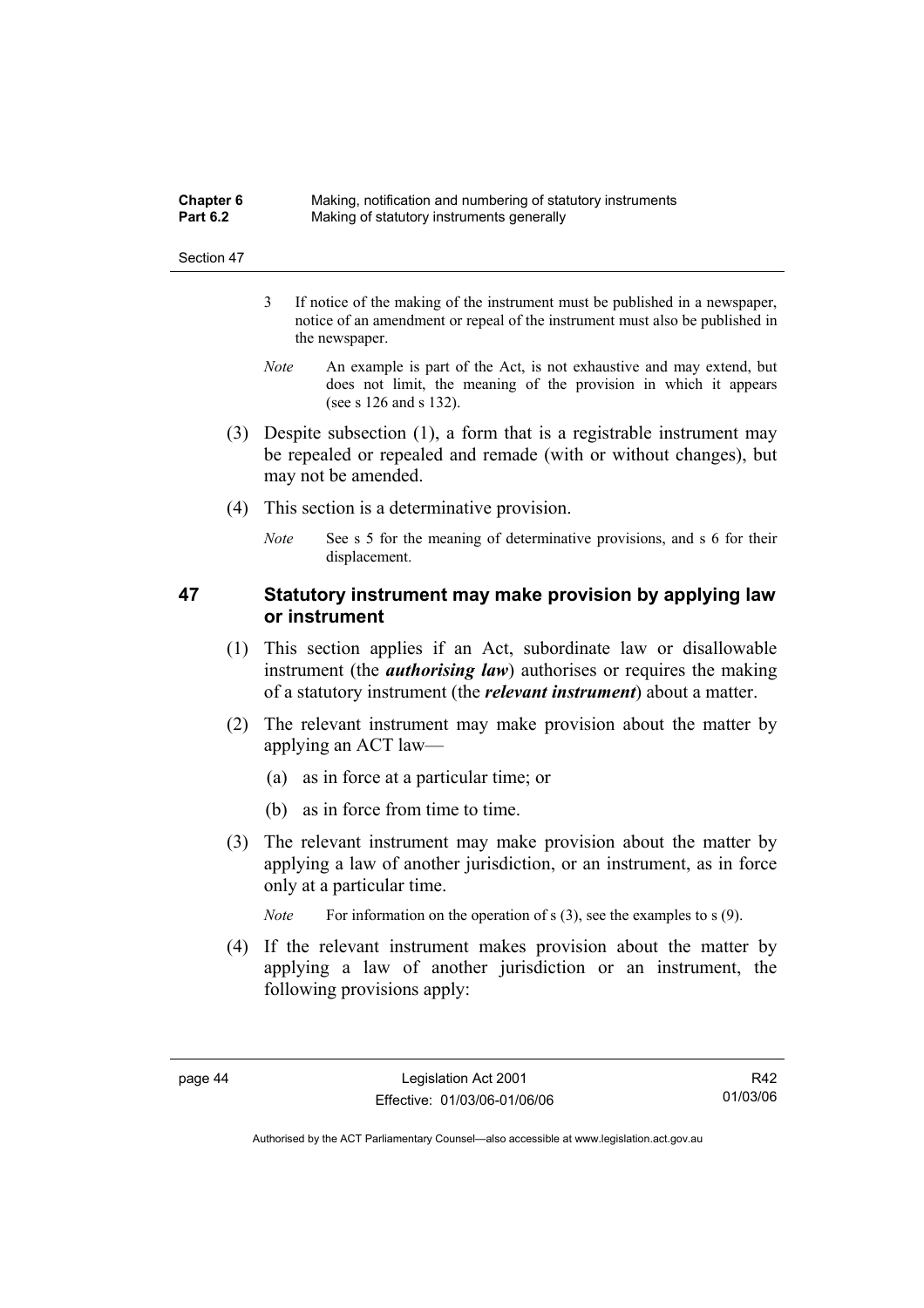3 If notice of the making of the instrument must be published in a newspaper, notice of an amendment or repeal of the instrument must also be published in the newspaper.

*Note* An example is part of the Act, is not exhaustive and may extend, but does not limit, the meaning of the provision in which it appears (see s 126 and s 132).

(3) Despite subsection (1), a form that is a registrable instrument may be repealed or repealed and remade (with or without changes), but may not be amended.

(4) This section is a determinative provision.

*Note* See s 5 for the meaning of determinative provisions, and s 6 for their displacement.

## 47 Statutory instrument may make provision by applying law or instrument

(1) This section applies if an Act, subordinate law or disallowable instrument (the ***authorising law***) authorises or requires the making of a statutory instrument (the ***relevant instrument***) about a matter.

(2) The relevant instrument may make provision about the matter by applying an ACT law—

(a) as in force at a particular time; or

(b) as in force from time to time.

(3) The relevant instrument may make provision about the matter by applying a law of another jurisdiction, or an instrument, as in force only at a particular time.

*Note* For information on the operation of s (3), see the examples to s (9).

(4) If the relevant instrument makes provision about the matter by applying a law of another jurisdiction or an instrument, the following provisions apply: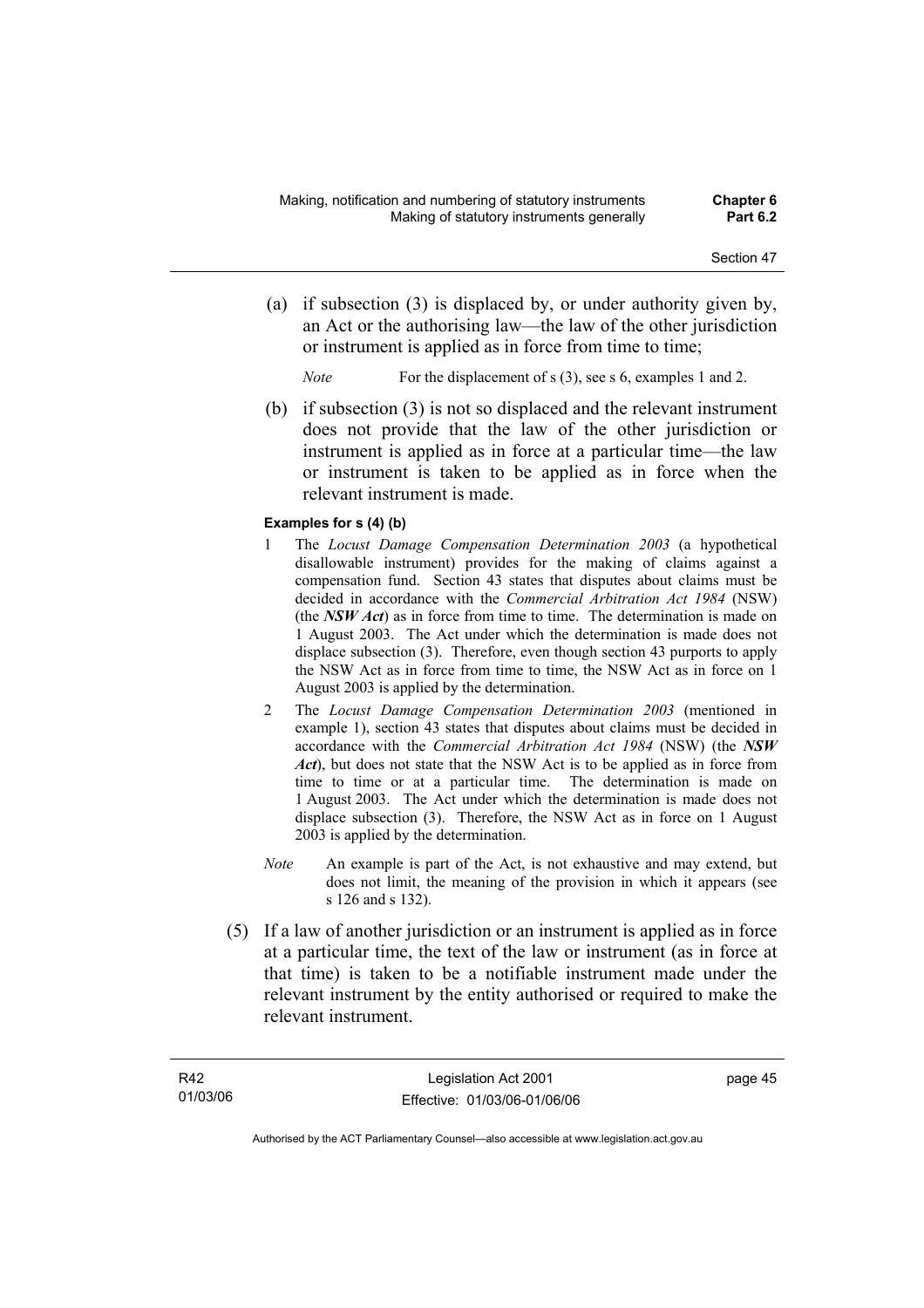(a) if subsection (3) is displaced by, or under authority given by, an Act or the authorising law—the law of the other jurisdiction or instrument is applied as in force from time to time;

*Note* For the displacement of s (3), see s 6, examples 1 and 2.

(b) if subsection (3) is not so displaced and the relevant instrument does not provide that the law of the other jurisdiction or instrument is applied as in force at a particular time—the law or instrument is taken to be applied as in force when the relevant instrument is made.

**Examples for s (4) (b)**

1 The *Locust Damage Compensation Determination 2003* (a hypothetical disallowable instrument) provides for the making of claims against a compensation fund. Section 43 states that disputes about claims must be decided in accordance with the *Commercial Arbitration Act 1984* (NSW) (the ***NSW Act***) as in force from time to time. The determination is made on 1 August 2003. The Act under which the determination is made does not displace subsection (3). Therefore, even though section 43 purports to apply the NSW Act as in force from time to time, the NSW Act as in force on 1 August 2003 is applied by the determination.

2 The *Locust Damage Compensation Determination 2003* (mentioned in example 1), section 43 states that disputes about claims must be decided in accordance with the *Commercial Arbitration Act 1984* (NSW) (the ***NSW Act***), but does not state that the NSW Act is to be applied as in force from time to time or at a particular time. The determination is made on 1 August 2003. The Act under which the determination is made does not displace subsection (3). Therefore, the NSW Act as in force on 1 August 2003 is applied by the determination.

*Note* An example is part of the Act, is not exhaustive and may extend, but does not limit, the meaning of the provision in which it appears (see s 126 and s 132).

(5) If a law of another jurisdiction or an instrument is applied as in force at a particular time, the text of the law or instrument (as in force at that time) is taken to be a notifiable instrument made under the relevant instrument by the entity authorised or required to make the relevant instrument.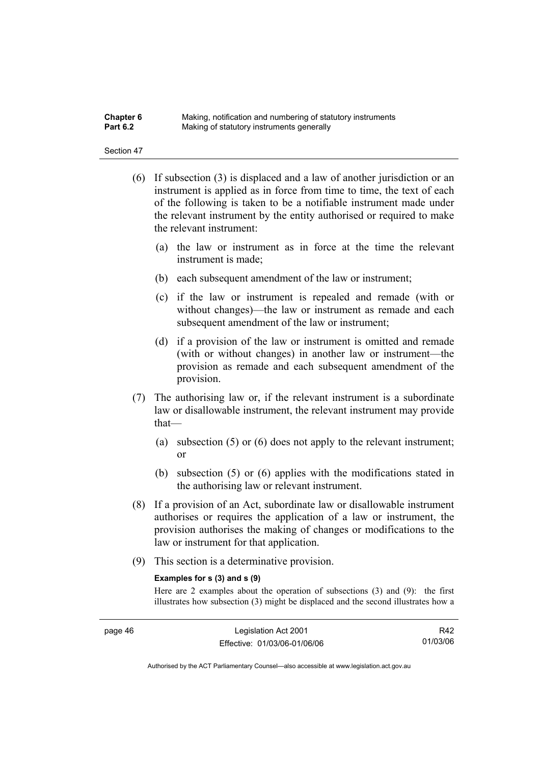(6) If subsection (3) is displaced and a law of another jurisdiction or an instrument is applied as in force from time to time, the text of each of the following is taken to be a notifiable instrument made under the relevant instrument by the entity authorised or required to make the relevant instrument:

  (a) the law or instrument as in force at the time the relevant instrument is made;

  (b) each subsequent amendment of the law or instrument;

  (c) if the law or instrument is repealed and remade (with or without changes)—the law or instrument as remade and each subsequent amendment of the law or instrument;

  (d) if a provision of the law or instrument is omitted and remade (with or without changes) in another law or instrument—the provision as remade and each subsequent amendment of the provision.

(7) The authorising law or, if the relevant instrument is a subordinate law or disallowable instrument, the relevant instrument may provide that—

  (a) subsection (5) or (6) does not apply to the relevant instrument; or

  (b) subsection (5) or (6) applies with the modifications stated in the authorising law or relevant instrument.

(8) If a provision of an Act, subordinate law or disallowable instrument authorises or requires the application of a law or instrument, the provision authorises the making of changes or modifications to the law or instrument for that application.

(9) This section is a determinative provision.

**Examples for s (3) and s (9)**

Here are 2 examples about the operation of subsections (3) and (9): the first illustrates how subsection (3) might be displaced and the second illustrates how a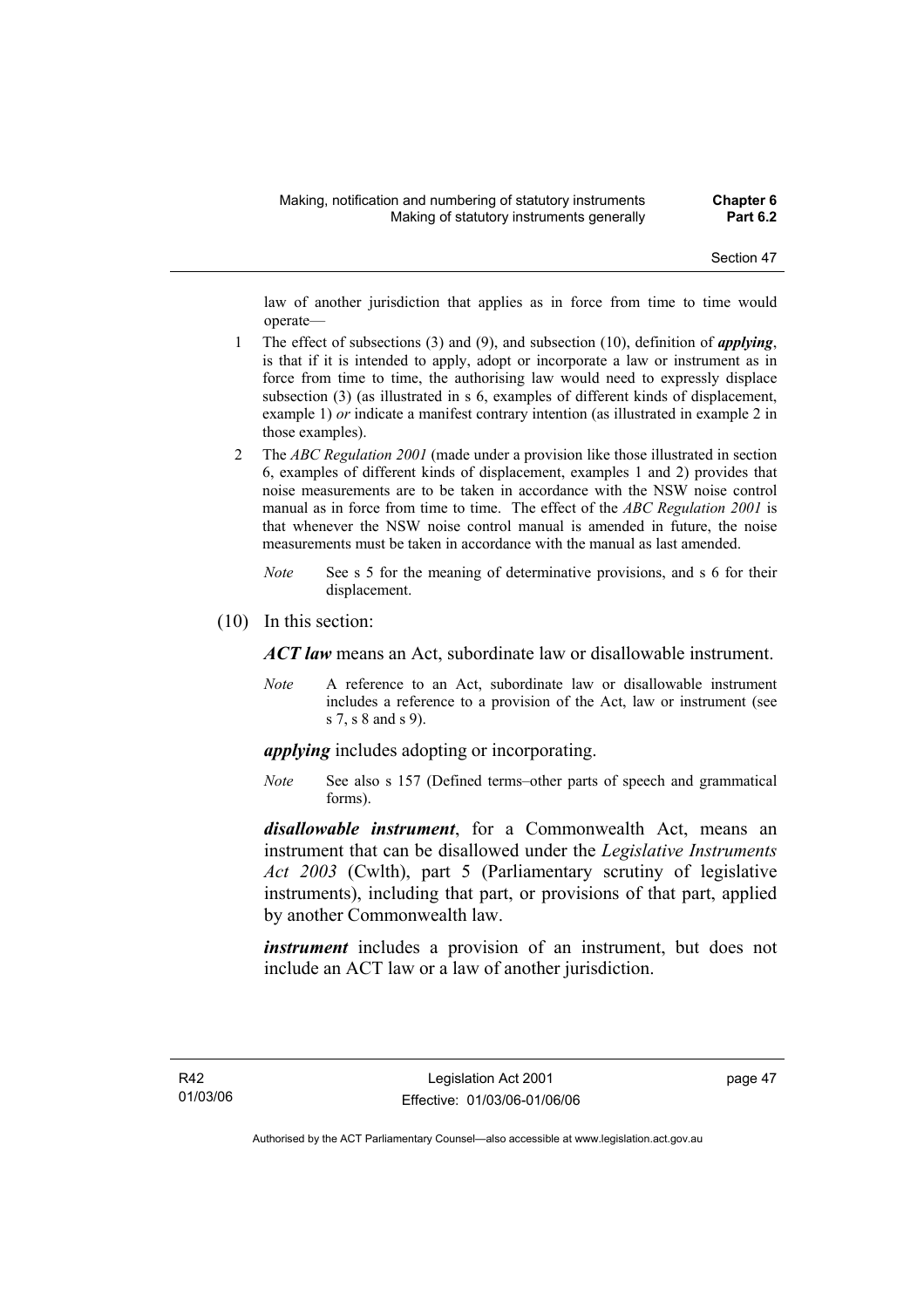law of another jurisdiction that applies as in force from time to time would operate—

1 The effect of subsections (3) and (9), and subsection (10), definition of ***applying***, is that if it is intended to apply, adopt or incorporate a law or instrument as in force from time to time, the authorising law would need to expressly displace subsection (3) (as illustrated in s 6, examples of different kinds of displacement, example 1) *or* indicate a manifest contrary intention (as illustrated in example 2 in those examples).

2 The *ABC Regulation 2001* (made under a provision like those illustrated in section 6, examples of different kinds of displacement, examples 1 and 2) provides that noise measurements are to be taken in accordance with the NSW noise control manual as in force from time to time. The effect of the *ABC Regulation 2001* is that whenever the NSW noise control manual is amended in future, the noise measurements must be taken in accordance with the manual as last amended.

*Note* See s 5 for the meaning of determinative provisions, and s 6 for their displacement.

(10) In this section:

***ACT law*** means an Act, subordinate law or disallowable instrument.

*Note* A reference to an Act, subordinate law or disallowable instrument includes a reference to a provision of the Act, law or instrument (see s 7, s 8 and s 9).

***applying*** includes adopting or incorporating.

*Note* See also s 157 (Defined terms–other parts of speech and grammatical forms).

***disallowable instrument***, for a Commonwealth Act, means an instrument that can be disallowed under the *Legislative Instruments Act 2003* (Cwlth), part 5 (Parliamentary scrutiny of legislative instruments), including that part, or provisions of that part, applied by another Commonwealth law.

***instrument*** includes a provision of an instrument, but does not include an ACT law or a law of another jurisdiction.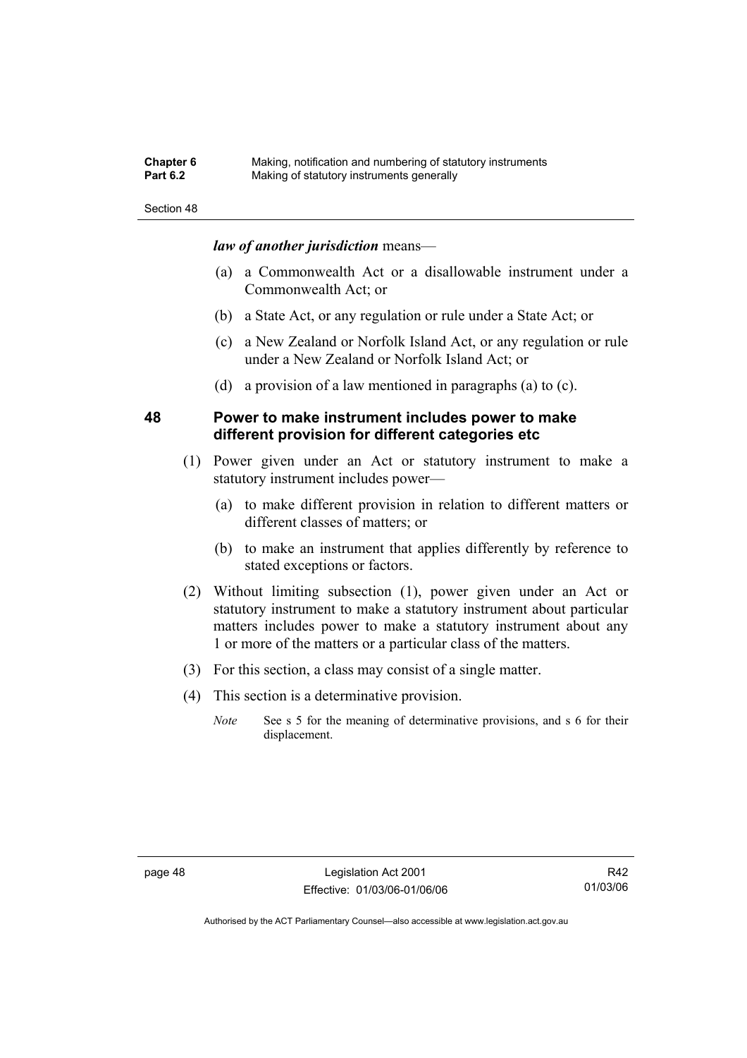***law of another jurisdiction*** means—

(a) a Commonwealth Act or a disallowable instrument under a Commonwealth Act; or

(b) a State Act, or any regulation or rule under a State Act; or

(c) a New Zealand or Norfolk Island Act, or any regulation or rule under a New Zealand or Norfolk Island Act; or

(d) a provision of a law mentioned in paragraphs (a) to (c).

## 48 Power to make instrument includes power to make different provision for different categories etc

(1) Power given under an Act or statutory instrument to make a statutory instrument includes power—

(a) to make different provision in relation to different matters or different classes of matters; or

(b) to make an instrument that applies differently by reference to stated exceptions or factors.

(2) Without limiting subsection (1), power given under an Act or statutory instrument to make a statutory instrument about particular matters includes power to make a statutory instrument about any 1 or more of the matters or a particular class of the matters.

(3) For this section, a class may consist of a single matter.

(4) This section is a determinative provision.

*Note* See s 5 for the meaning of determinative provisions, and s 6 for their displacement.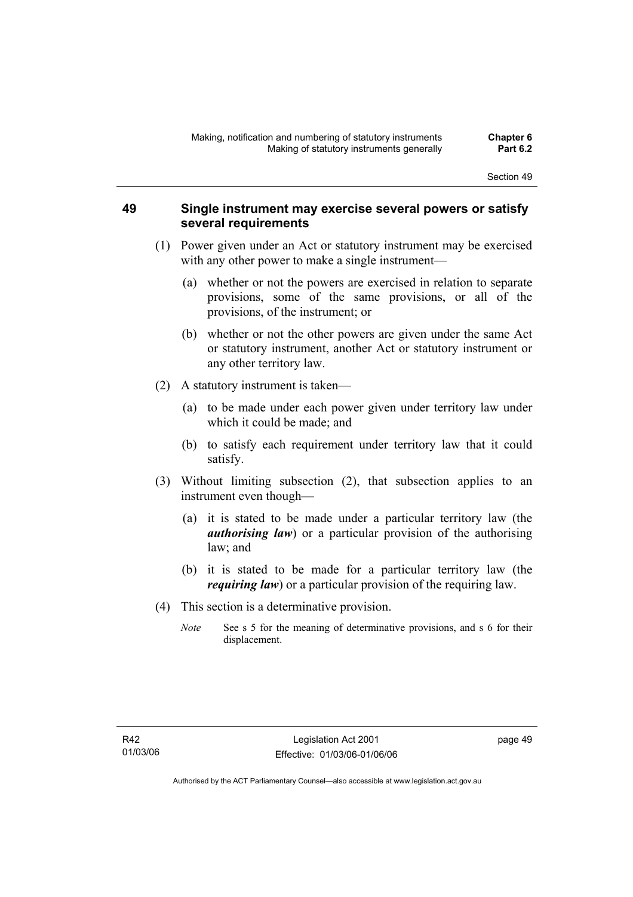## 49 Single instrument may exercise several powers or satisfy several requirements

(1) Power given under an Act or statutory instrument may be exercised with any other power to make a single instrument—

(a) whether or not the powers are exercised in relation to separate provisions, some of the same provisions, or all of the provisions, of the instrument; or

(b) whether or not the other powers are given under the same Act or statutory instrument, another Act or statutory instrument or any other territory law.

(2) A statutory instrument is taken—

(a) to be made under each power given under territory law under which it could be made; and

(b) to satisfy each requirement under territory law that it could satisfy.

(3) Without limiting subsection (2), that subsection applies to an instrument even though—

(a) it is stated to be made under a particular territory law (the ***authorising law***) or a particular provision of the authorising law; and

(b) it is stated to be made for a particular territory law (the ***requiring law***) or a particular provision of the requiring law.

(4) This section is a determinative provision.

*Note* See s 5 for the meaning of determinative provisions, and s 6 for their displacement.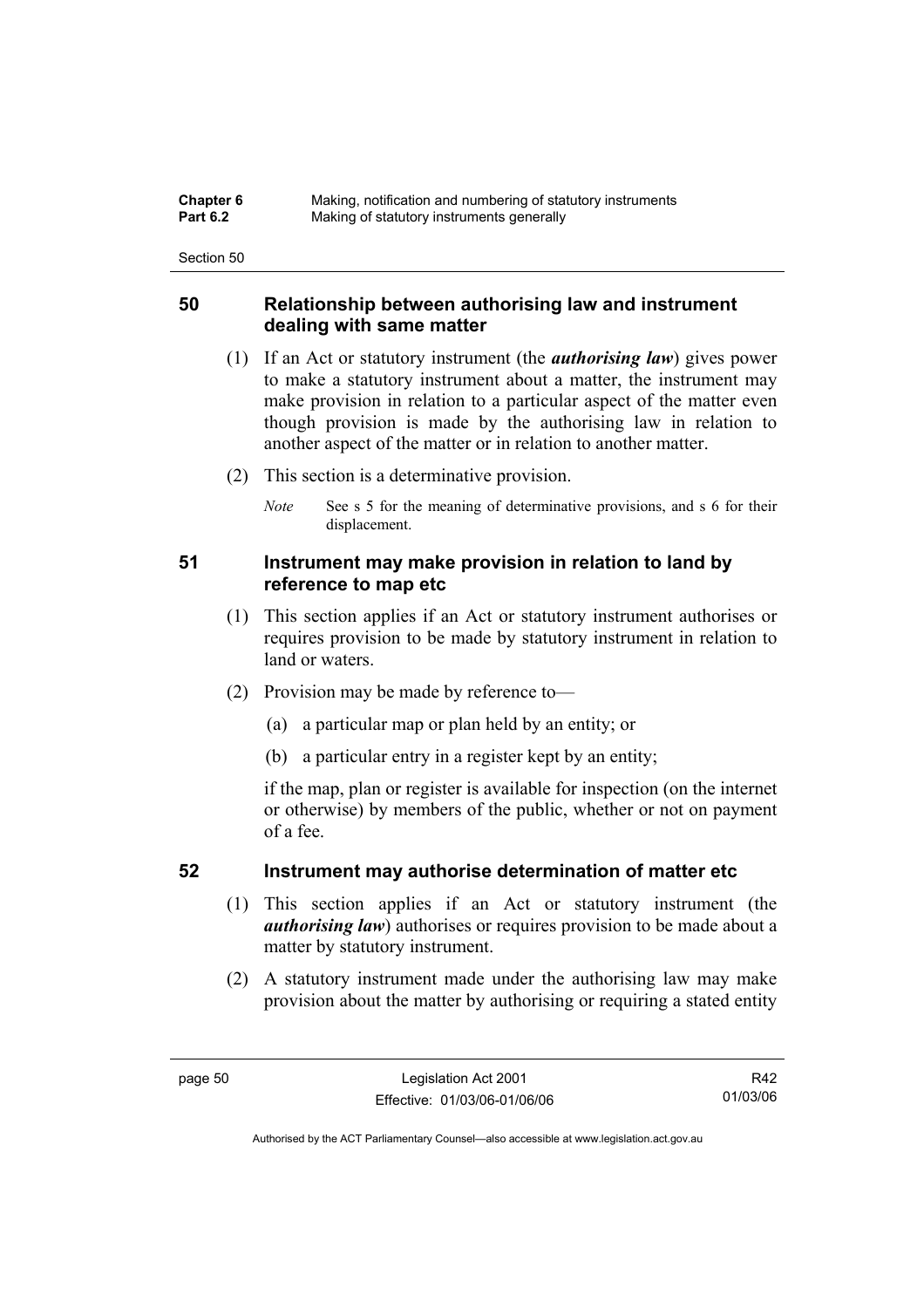## 50 Relationship between authorising law and instrument dealing with same matter

(1) If an Act or statutory instrument (the ***authorising law***) gives power to make a statutory instrument about a matter, the instrument may make provision in relation to a particular aspect of the matter even though provision is made by the authorising law in relation to another aspect of the matter or in relation to another matter.

(2) This section is a determinative provision.

*Note* See s 5 for the meaning of determinative provisions, and s 6 for their displacement.

## 51 Instrument may make provision in relation to land by reference to map etc

(1) This section applies if an Act or statutory instrument authorises or requires provision to be made by statutory instrument in relation to land or waters.

(2) Provision may be made by reference to—

(a) a particular map or plan held by an entity; or

(b) a particular entry in a register kept by an entity;

if the map, plan or register is available for inspection (on the internet or otherwise) by members of the public, whether or not on payment of a fee.

## 52 Instrument may authorise determination of matter etc

(1) This section applies if an Act or statutory instrument (the ***authorising law***) authorises or requires provision to be made about a matter by statutory instrument.

(2) A statutory instrument made under the authorising law may make provision about the matter by authorising or requiring a stated entity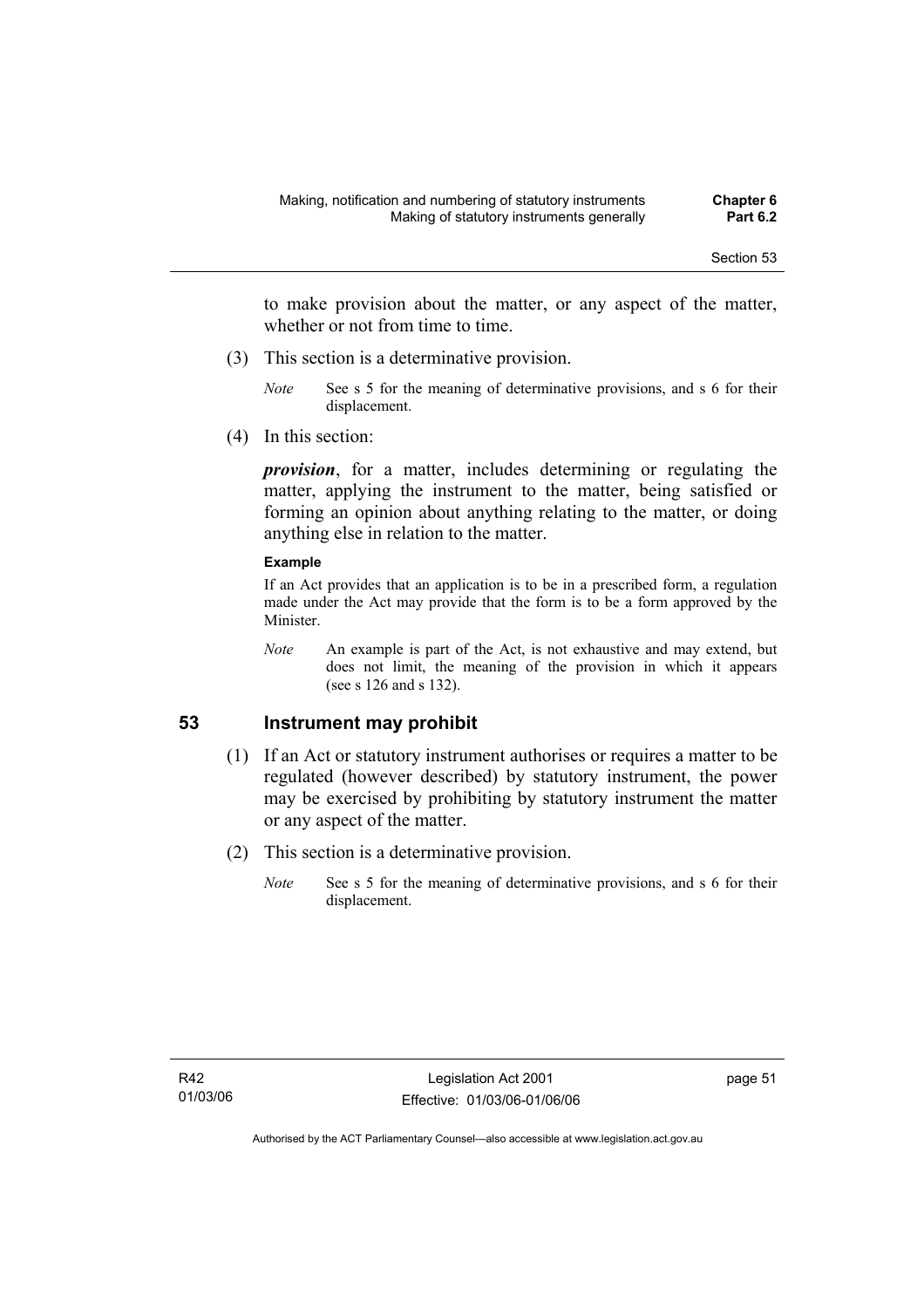to make provision about the matter, or any aspect of the matter, whether or not from time to time.

(3) This section is a determinative provision.

*Note* See s 5 for the meaning of determinative provisions, and s 6 for their displacement.

(4) In this section:

***provision***, for a matter, includes determining or regulating the matter, applying the instrument to the matter, being satisfied or forming an opinion about anything relating to the matter, or doing anything else in relation to the matter.

**Example**

If an Act provides that an application is to be in a prescribed form, a regulation made under the Act may provide that the form is to be a form approved by the Minister.

*Note* An example is part of the Act, is not exhaustive and may extend, but does not limit, the meaning of the provision in which it appears (see s 126 and s 132).

## 53 Instrument may prohibit

(1) If an Act or statutory instrument authorises or requires a matter to be regulated (however described) by statutory instrument, the power may be exercised by prohibiting by statutory instrument the matter or any aspect of the matter.

(2) This section is a determinative provision.

*Note* See s 5 for the meaning of determinative provisions, and s 6 for their displacement.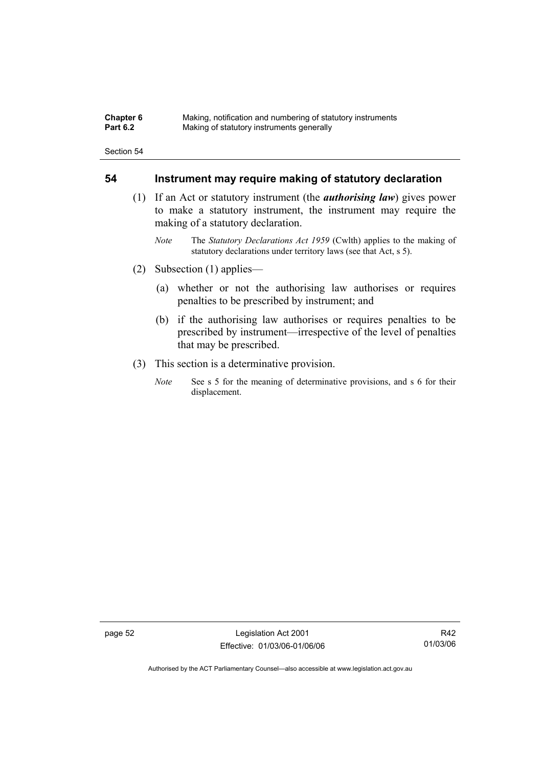## 54 Instrument may require making of statutory declaration

(1) If an Act or statutory instrument (the ***authorising law***) gives power to make a statutory instrument, the instrument may require the making of a statutory declaration.

*Note* The *Statutory Declarations Act 1959* (Cwlth) applies to the making of statutory declarations under territory laws (see that Act, s 5).

(2) Subsection (1) applies—

(a) whether or not the authorising law authorises or requires penalties to be prescribed by instrument; and

(b) if the authorising law authorises or requires penalties to be prescribed by instrument—irrespective of the level of penalties that may be prescribed.

(3) This section is a determinative provision.

*Note* See s 5 for the meaning of determinative provisions, and s 6 for their displacement.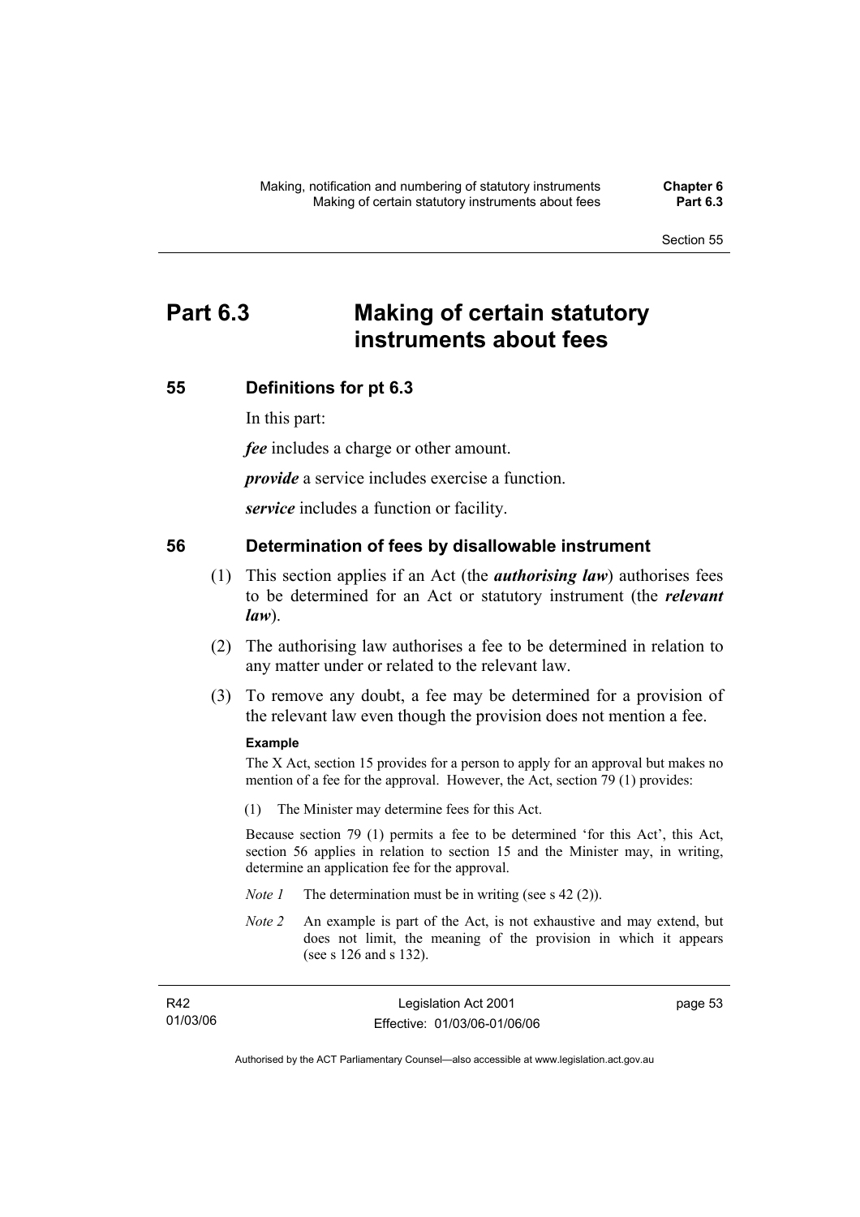# Part 6.3 Making of certain statutory instruments about fees

## 55 Definitions for pt 6.3

In this part:

***fee*** includes a charge or other amount.

***provide*** a service includes exercise a function.

***service*** includes a function or facility.

## 56 Determination of fees by disallowable instrument

(1) This section applies if an Act (the ***authorising law***) authorises fees to be determined for an Act or statutory instrument (the ***relevant law***).

(2) The authorising law authorises a fee to be determined in relation to any matter under or related to the relevant law.

(3) To remove any doubt, a fee may be determined for a provision of the relevant law even though the provision does not mention a fee.

**Example**

The X Act, section 15 provides for a person to apply for an approval but makes no mention of a fee for the approval. However, the Act, section 79 (1) provides:

(1) The Minister may determine fees for this Act.

Because section 79 (1) permits a fee to be determined 'for this Act', this Act, section 56 applies in relation to section 15 and the Minister may, in writing, determine an application fee for the approval.

*Note 1* The determination must be in writing (see s 42 (2)).

*Note 2* An example is part of the Act, is not exhaustive and may extend, but does not limit, the meaning of the provision in which it appears (see s 126 and s 132).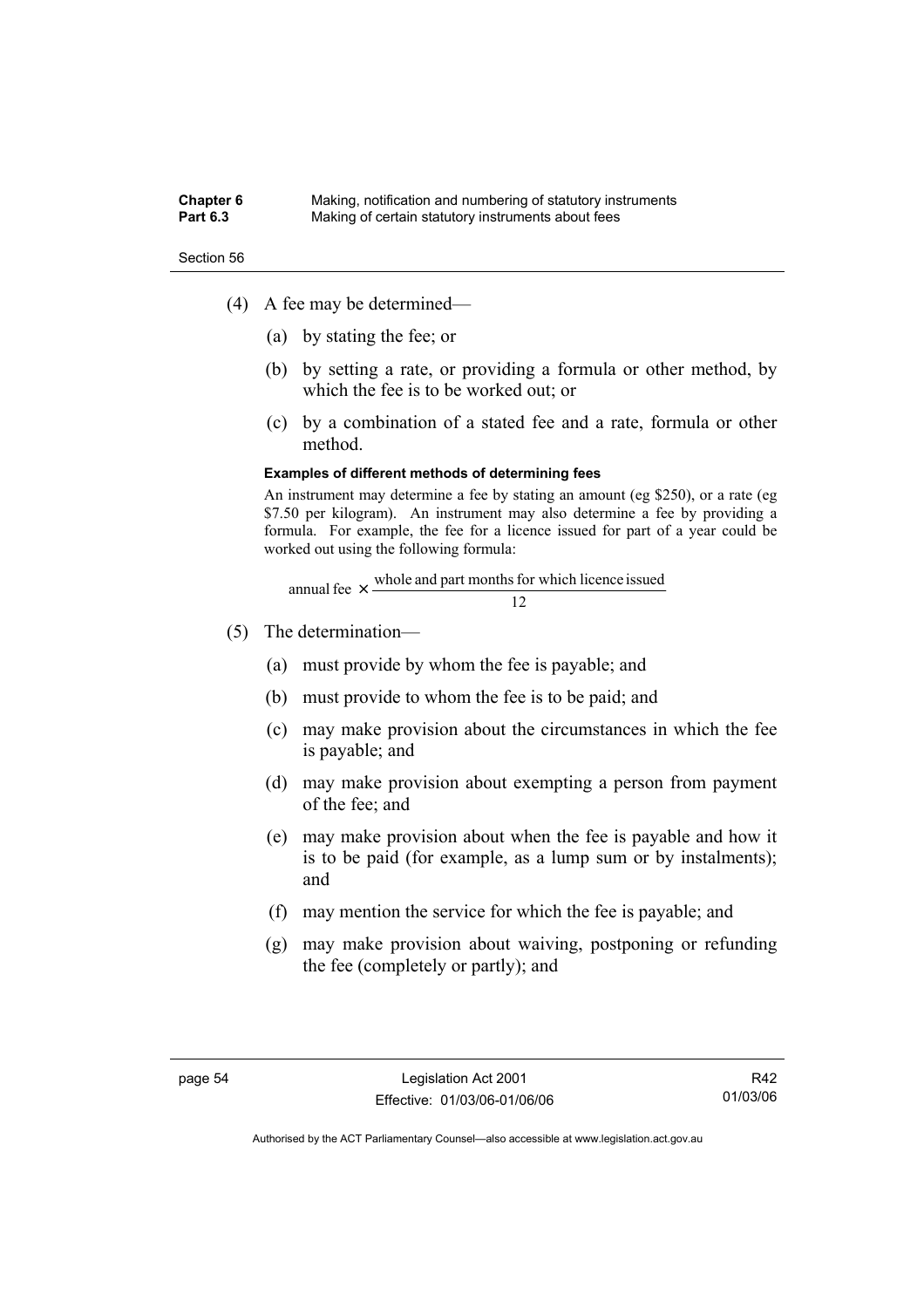(4) A fee may be determined—

(a) by stating the fee; or

(b) by setting a rate, or providing a formula or other method, by which the fee is to be worked out; or

(c) by a combination of a stated fee and a rate, formula or other method.

**Examples of different methods of determining fees**

An instrument may determine a fee by stating an amount (eg $250), or a rate (eg $7.50 per kilogram). An instrument may also determine a fee by providing a formula. For example, the fee for a licence issued for part of a year could be worked out using the following formula:

$$\text{annual fee} \times \frac{\text{whole and part months for which licence issued}}{12}$$

(5) The determination—

(a) must provide by whom the fee is payable; and

(b) must provide to whom the fee is to be paid; and

(c) may make provision about the circumstances in which the fee is payable; and

(d) may make provision about exempting a person from payment of the fee; and

(e) may make provision about when the fee is payable and how it is to be paid (for example, as a lump sum or by instalments); and

(f) may mention the service for which the fee is payable; and

(g) may make provision about waiving, postponing or refunding the fee (completely or partly); and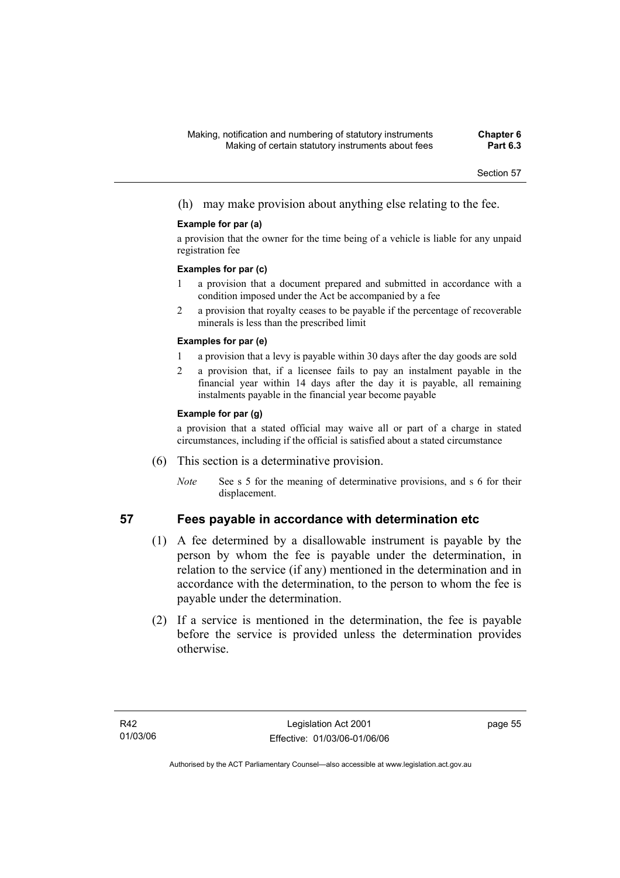(h) may make provision about anything else relating to the fee.

**Example for par (a)**

a provision that the owner for the time being of a vehicle is liable for any unpaid registration fee

**Examples for par (c)**

1 a provision that a document prepared and submitted in accordance with a condition imposed under the Act be accompanied by a fee

2 a provision that royalty ceases to be payable if the percentage of recoverable minerals is less than the prescribed limit

**Examples for par (e)**

1 a provision that a levy is payable within 30 days after the day goods are sold

2 a provision that, if a licensee fails to pay an instalment payable in the financial year within 14 days after the day it is payable, all remaining instalments payable in the financial year become payable

**Example for par (g)**

a provision that a stated official may waive all or part of a charge in stated circumstances, including if the official is satisfied about a stated circumstance

(6) This section is a determinative provision.

*Note* See s 5 for the meaning of determinative provisions, and s 6 for their displacement.

## 57 Fees payable in accordance with determination etc

(1) A fee determined by a disallowable instrument is payable by the person by whom the fee is payable under the determination, in relation to the service (if any) mentioned in the determination and in accordance with the determination, to the person to whom the fee is payable under the determination.

(2) If a service is mentioned in the determination, the fee is payable before the service is provided unless the determination provides otherwise.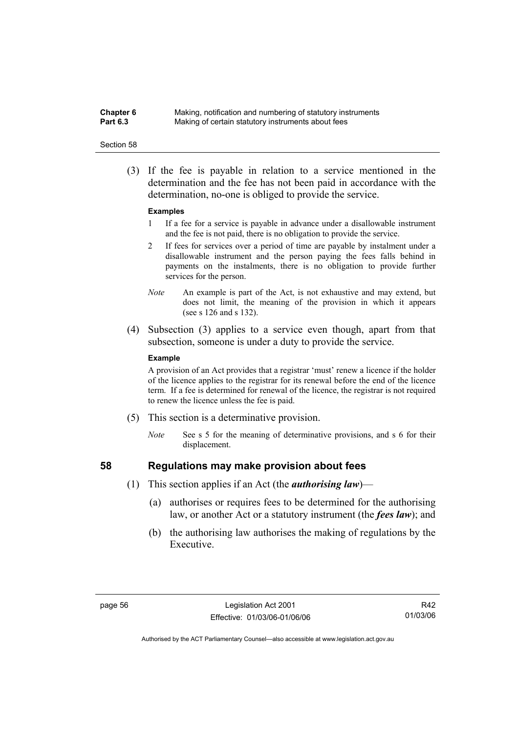(3) If the fee is payable in relation to a service mentioned in the determination and the fee has not been paid in accordance with the determination, no-one is obliged to provide the service.

**Examples**

1 If a fee for a service is payable in advance under a disallowable instrument and the fee is not paid, there is no obligation to provide the service.

2 If fees for services over a period of time are payable by instalment under a disallowable instrument and the person paying the fees falls behind in payments on the instalments, there is no obligation to provide further services for the person.

*Note* An example is part of the Act, is not exhaustive and may extend, but does not limit, the meaning of the provision in which it appears (see s 126 and s 132).

(4) Subsection (3) applies to a service even though, apart from that subsection, someone is under a duty to provide the service.

**Example**

A provision of an Act provides that a registrar 'must' renew a licence if the holder of the licence applies to the registrar for its renewal before the end of the licence term. If a fee is determined for renewal of the licence, the registrar is not required to renew the licence unless the fee is paid.

(5) This section is a determinative provision.

*Note* See s 5 for the meaning of determinative provisions, and s 6 for their displacement.

## 58 Regulations may make provision about fees

(1) This section applies if an Act (the ***authorising law***)—

(a) authorises or requires fees to be determined for the authorising law, or another Act or a statutory instrument (the ***fees law***); and

(b) the authorising law authorises the making of regulations by the Executive.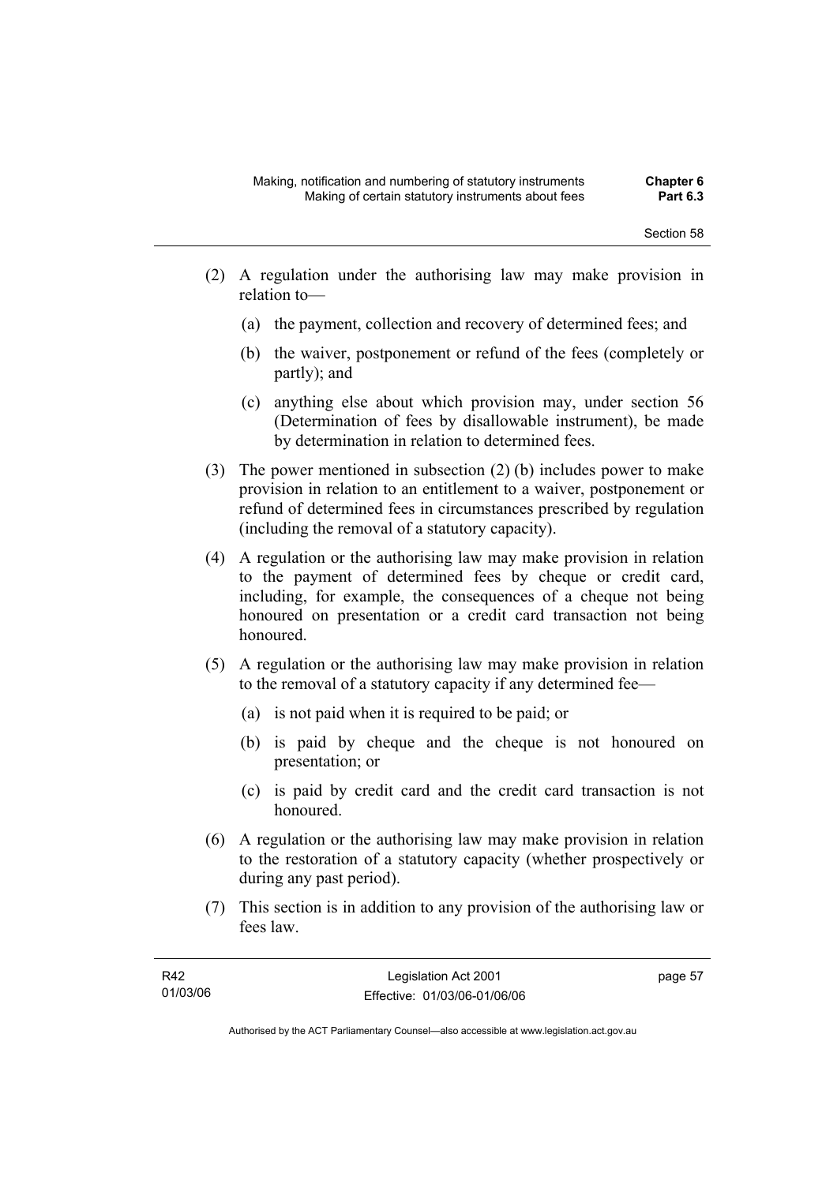(2) A regulation under the authorising law may make provision in relation to—

 (a) the payment, collection and recovery of determined fees; and

 (b) the waiver, postponement or refund of the fees (completely or partly); and

 (c) anything else about which provision may, under section 56 (Determination of fees by disallowable instrument), be made by determination in relation to determined fees.

(3) The power mentioned in subsection (2) (b) includes power to make provision in relation to an entitlement to a waiver, postponement or refund of determined fees in circumstances prescribed by regulation (including the removal of a statutory capacity).

(4) A regulation or the authorising law may make provision in relation to the payment of determined fees by cheque or credit card, including, for example, the consequences of a cheque not being honoured on presentation or a credit card transaction not being honoured.

(5) A regulation or the authorising law may make provision in relation to the removal of a statutory capacity if any determined fee—

 (a) is not paid when it is required to be paid; or

 (b) is paid by cheque and the cheque is not honoured on presentation; or

 (c) is paid by credit card and the credit card transaction is not honoured.

(6) A regulation or the authorising law may make provision in relation to the restoration of a statutory capacity (whether prospectively or during any past period).

(7) This section is in addition to any provision of the authorising law or fees law.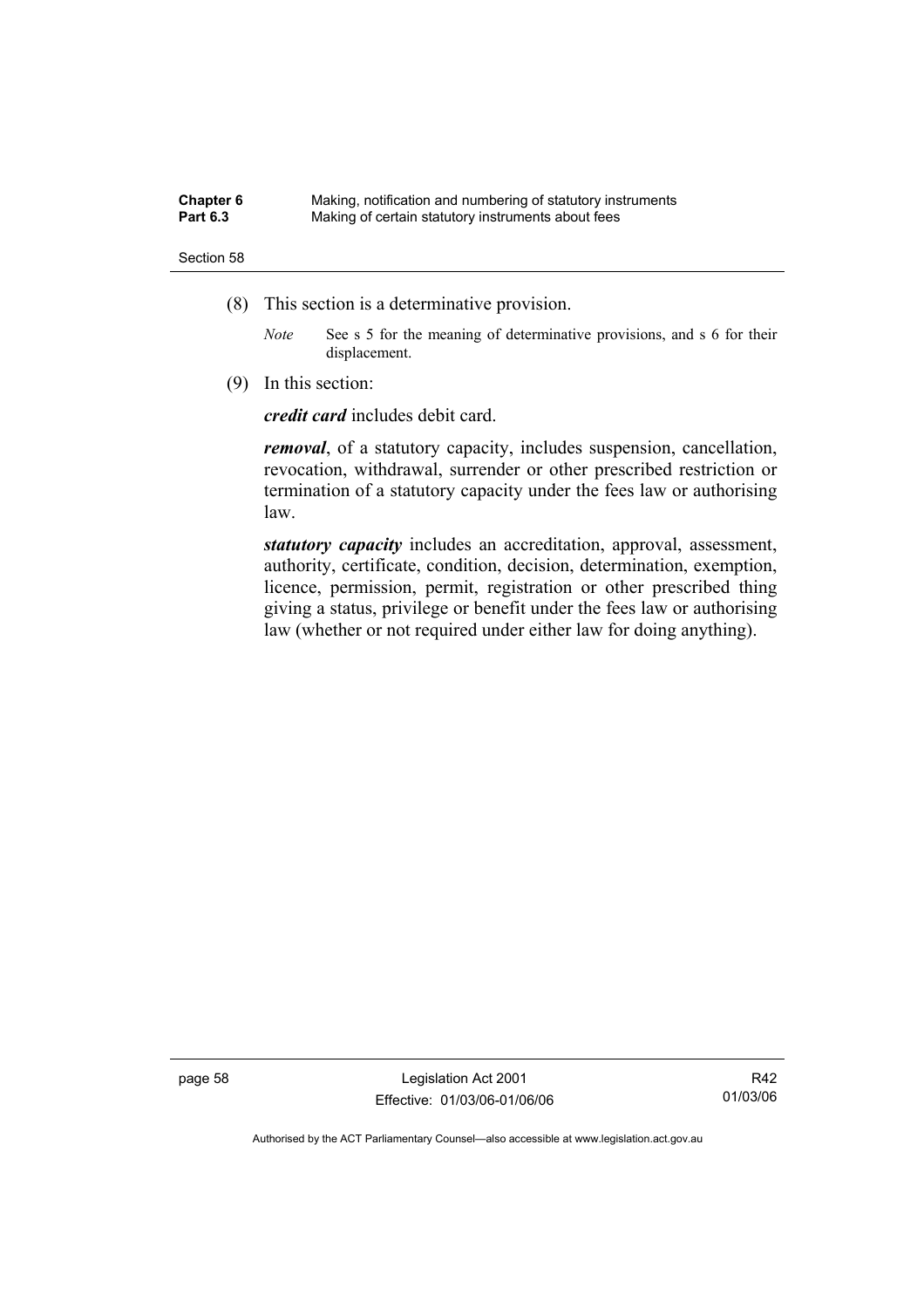(8) This section is a determinative provision.

*Note* See s 5 for the meaning of determinative provisions, and s 6 for their displacement.

(9) In this section:

***credit card*** includes debit card.

***removal***, of a statutory capacity, includes suspension, cancellation, revocation, withdrawal, surrender or other prescribed restriction or termination of a statutory capacity under the fees law or authorising law.

***statutory capacity*** includes an accreditation, approval, assessment, authority, certificate, condition, decision, determination, exemption, licence, permission, permit, registration or other prescribed thing giving a status, privilege or benefit under the fees law or authorising law (whether or not required under either law for doing anything).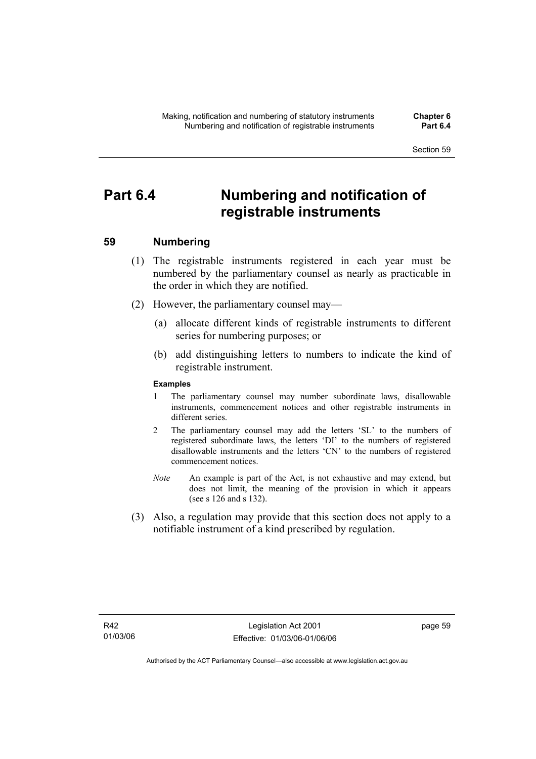# Part 6.4 Numbering and notification of registrable instruments

## 59 Numbering

(1) The registrable instruments registered in each year must be numbered by the parliamentary counsel as nearly as practicable in the order in which they are notified.

(2) However, the parliamentary counsel may—

(a) allocate different kinds of registrable instruments to different series for numbering purposes; or

(b) add distinguishing letters to numbers to indicate the kind of registrable instrument.

**Examples**

1 The parliamentary counsel may number subordinate laws, disallowable instruments, commencement notices and other registrable instruments in different series.

2 The parliamentary counsel may add the letters 'SL' to the numbers of registered subordinate laws, the letters 'DI' to the numbers of registered disallowable instruments and the letters 'CN' to the numbers of registered commencement notices.

*Note* An example is part of the Act, is not exhaustive and may extend, but does not limit, the meaning of the provision in which it appears (see s 126 and s 132).

(3) Also, a regulation may provide that this section does not apply to a notifiable instrument of a kind prescribed by regulation.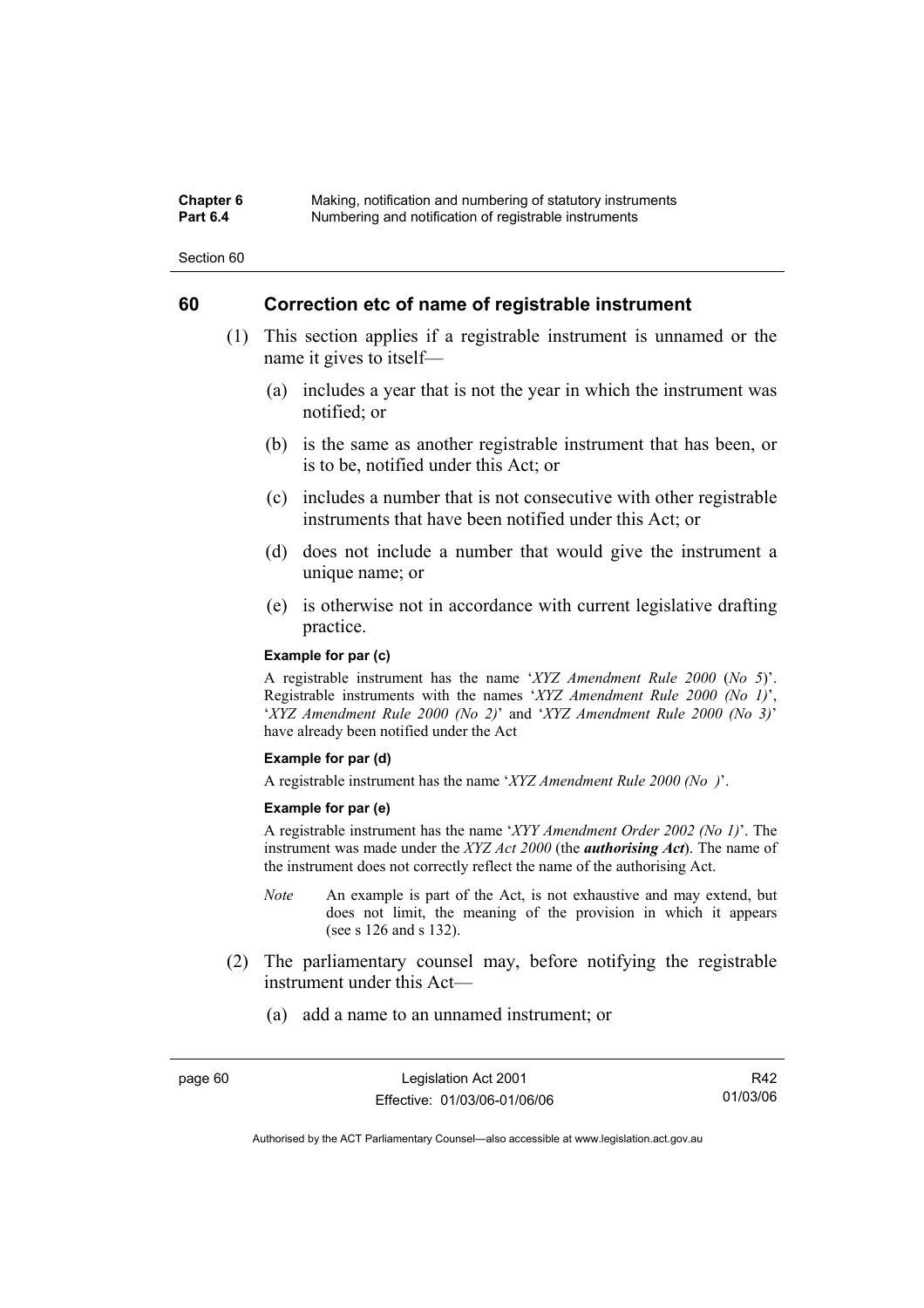## 60 Correction etc of name of registrable instrument

(1) This section applies if a registrable instrument is unnamed or the name it gives to itself—

(a) includes a year that is not the year in which the instrument was notified; or

(b) is the same as another registrable instrument that has been, or is to be, notified under this Act; or

(c) includes a number that is not consecutive with other registrable instruments that have been notified under this Act; or

(d) does not include a number that would give the instrument a unique name; or

(e) is otherwise not in accordance with current legislative drafting practice.

**Example for par (c)**

A registrable instrument has the name '*XYZ Amendment Rule 2000* (*No 5*)'. Registrable instruments with the names '*XYZ Amendment Rule 2000 (No 1)*', '*XYZ Amendment Rule 2000 (No 2)*' and '*XYZ Amendment Rule 2000 (No 3)*' have already been notified under the Act

**Example for par (d)**

A registrable instrument has the name '*XYZ Amendment Rule 2000 (No )*'.

**Example for par (e)**

A registrable instrument has the name '*XYY Amendment Order 2002 (No 1)*'. The instrument was made under the *XYZ Act 2000* (the ***authorising Act***). The name of the instrument does not correctly reflect the name of the authorising Act.

*Note* An example is part of the Act, is not exhaustive and may extend, but does not limit, the meaning of the provision in which it appears (see s 126 and s 132).

(2) The parliamentary counsel may, before notifying the registrable instrument under this Act—

(a) add a name to an unnamed instrument; or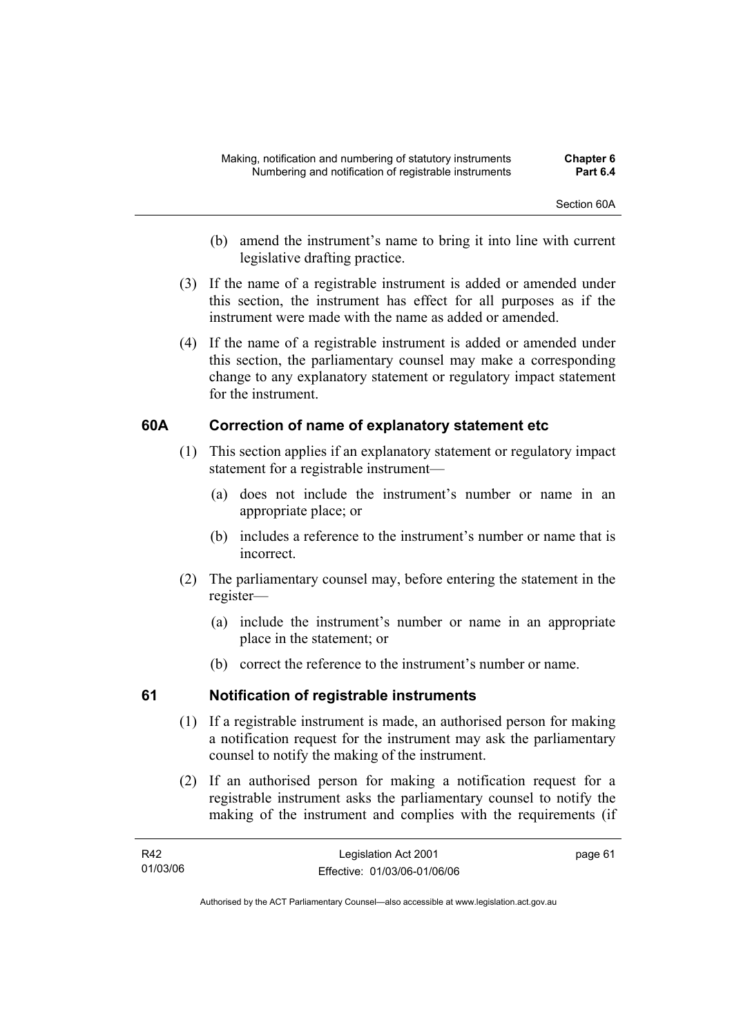(b) amend the instrument's name to bring it into line with current legislative drafting practice.

(3) If the name of a registrable instrument is added or amended under this section, the instrument has effect for all purposes as if the instrument were made with the name as added or amended.

(4) If the name of a registrable instrument is added or amended under this section, the parliamentary counsel may make a corresponding change to any explanatory statement or regulatory impact statement for the instrument.

## 60A Correction of name of explanatory statement etc

(1) This section applies if an explanatory statement or regulatory impact statement for a registrable instrument—

(a) does not include the instrument's number or name in an appropriate place; or

(b) includes a reference to the instrument's number or name that is incorrect.

(2) The parliamentary counsel may, before entering the statement in the register—

(a) include the instrument's number or name in an appropriate place in the statement; or

(b) correct the reference to the instrument's number or name.

## 61 Notification of registrable instruments

(1) If a registrable instrument is made, an authorised person for making a notification request for the instrument may ask the parliamentary counsel to notify the making of the instrument.

(2) If an authorised person for making a notification request for a registrable instrument asks the parliamentary counsel to notify the making of the instrument and complies with the requirements (if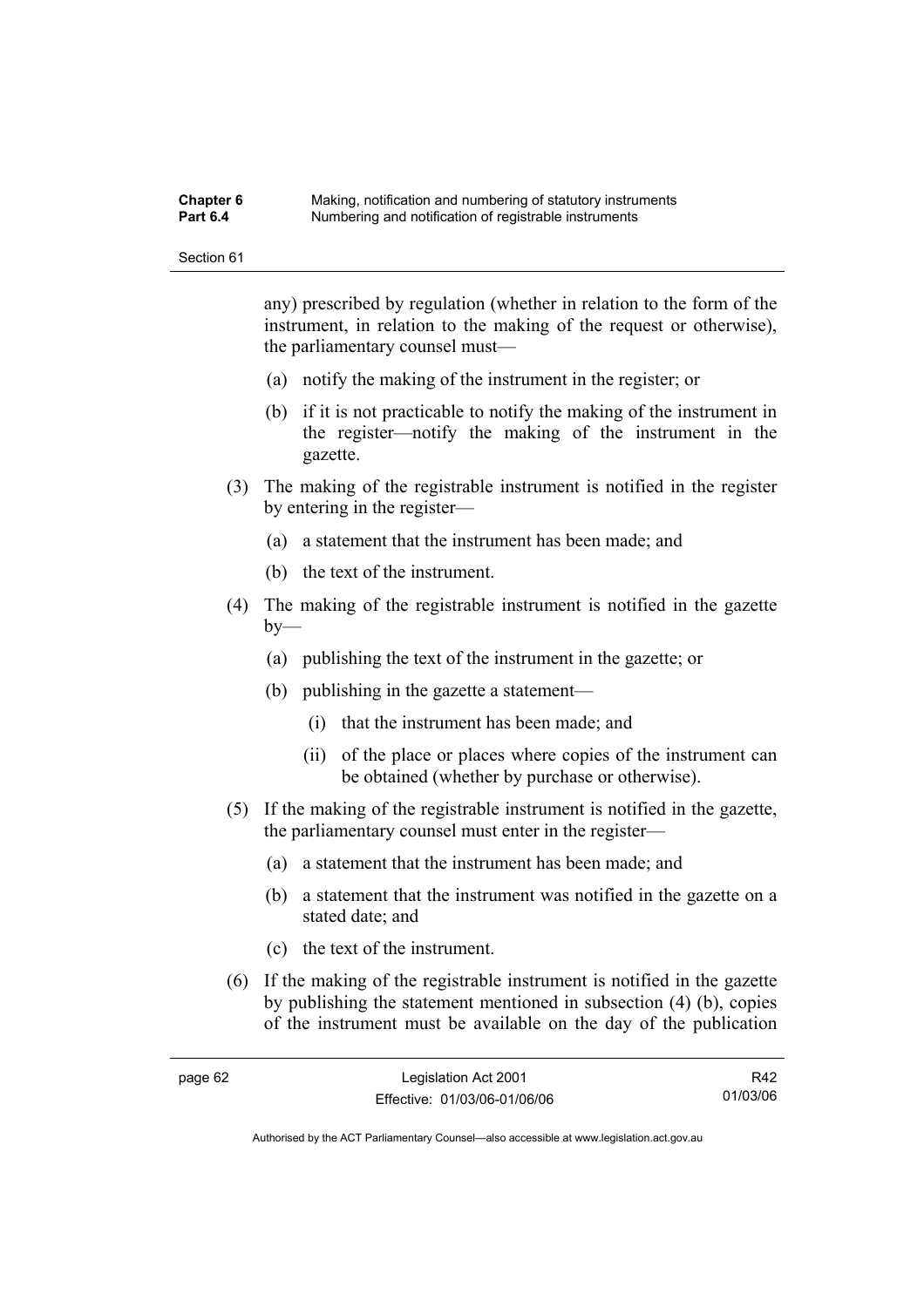any) prescribed by regulation (whether in relation to the form of the instrument, in relation to the making of the request or otherwise), the parliamentary counsel must—

(a) notify the making of the instrument in the register; or

(b) if it is not practicable to notify the making of the instrument in the register—notify the making of the instrument in the gazette.

(3) The making of the registrable instrument is notified in the register by entering in the register—

(a) a statement that the instrument has been made; and

(b) the text of the instrument.

(4) The making of the registrable instrument is notified in the gazette by—

(a) publishing the text of the instrument in the gazette; or

(b) publishing in the gazette a statement—

(i) that the instrument has been made; and

(ii) of the place or places where copies of the instrument can be obtained (whether by purchase or otherwise).

(5) If the making of the registrable instrument is notified in the gazette, the parliamentary counsel must enter in the register—

(a) a statement that the instrument has been made; and

(b) a statement that the instrument was notified in the gazette on a stated date; and

(c) the text of the instrument.

(6) If the making of the registrable instrument is notified in the gazette by publishing the statement mentioned in subsection (4) (b), copies of the instrument must be available on the day of the publication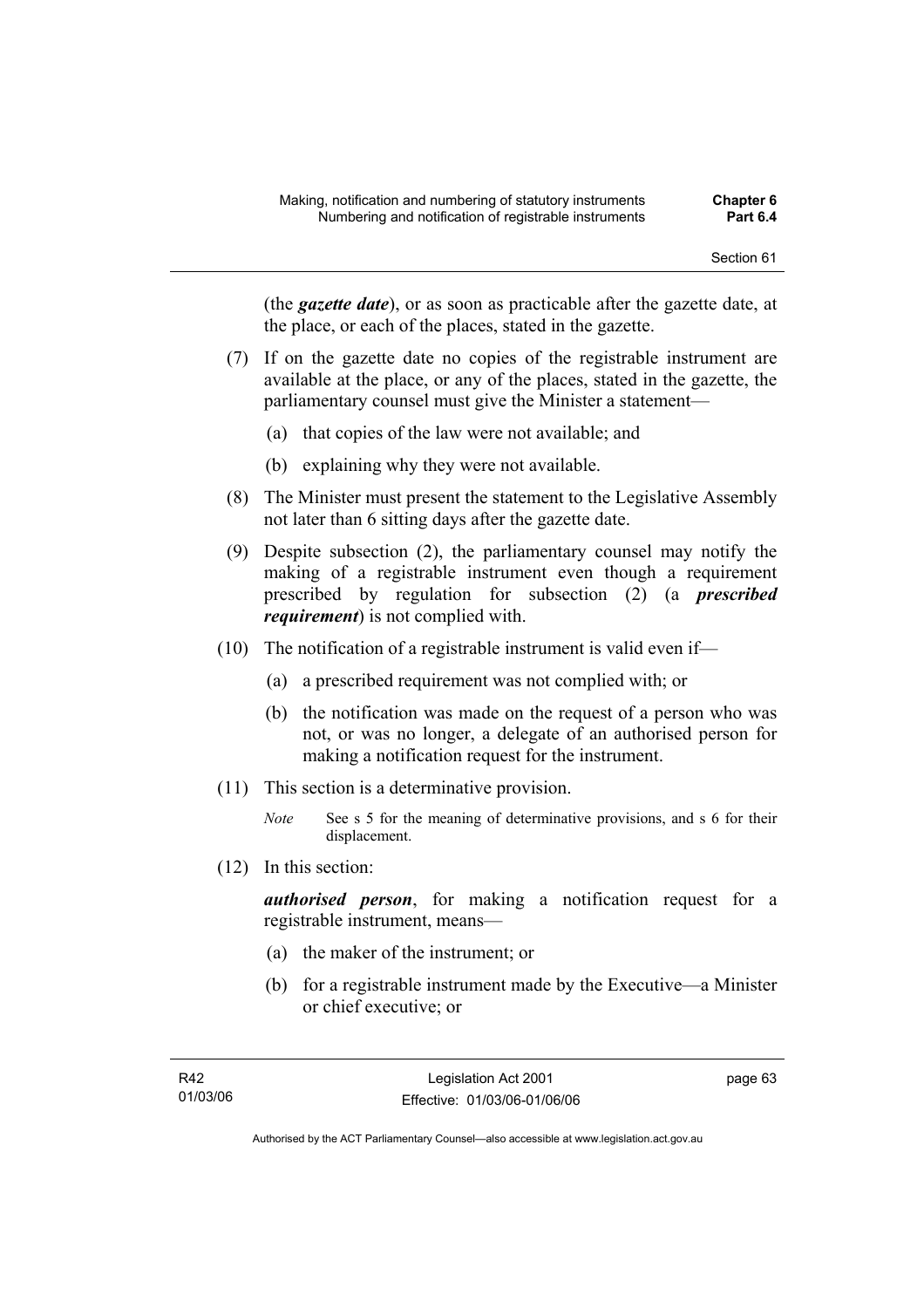(the ***gazette date***), or as soon as practicable after the gazette date, at the place, or each of the places, stated in the gazette.

(7) If on the gazette date no copies of the registrable instrument are available at the place, or any of the places, stated in the gazette, the parliamentary counsel must give the Minister a statement—

(a) that copies of the law were not available; and

(b) explaining why they were not available.

(8) The Minister must present the statement to the Legislative Assembly not later than 6 sitting days after the gazette date.

(9) Despite subsection (2), the parliamentary counsel may notify the making of a registrable instrument even though a requirement prescribed by regulation for subsection (2) (a ***prescribed requirement***) is not complied with.

(10) The notification of a registrable instrument is valid even if—

(a) a prescribed requirement was not complied with; or

(b) the notification was made on the request of a person who was not, or was no longer, a delegate of an authorised person for making a notification request for the instrument.

(11) This section is a determinative provision.

*Note* See s 5 for the meaning of determinative provisions, and s 6 for their displacement.

(12) In this section:

***authorised person***, for making a notification request for a registrable instrument, means—

(a) the maker of the instrument; or

(b) for a registrable instrument made by the Executive—a Minister or chief executive; or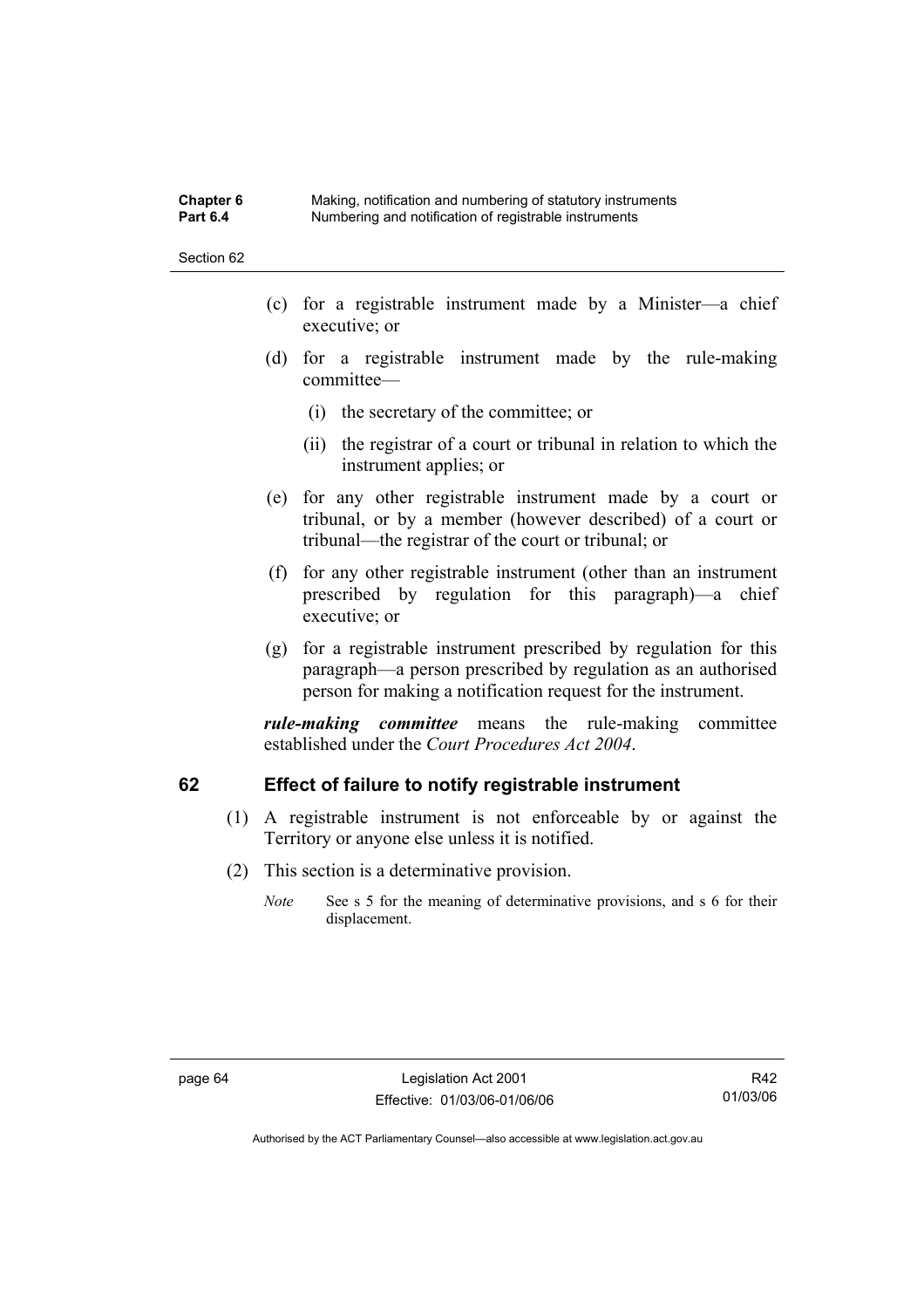(c) for a registrable instrument made by a Minister—a chief executive; or

(d) for a registrable instrument made by the rule-making committee—

(i) the secretary of the committee; or

(ii) the registrar of a court or tribunal in relation to which the instrument applies; or

(e) for any other registrable instrument made by a court or tribunal, or by a member (however described) of a court or tribunal—the registrar of the court or tribunal; or

(f) for any other registrable instrument (other than an instrument prescribed by regulation for this paragraph)—a chief executive; or

(g) for a registrable instrument prescribed by regulation for this paragraph—a person prescribed by regulation as an authorised person for making a notification request for the instrument.

***rule-making committee*** means the rule-making committee established under the *Court Procedures Act 2004*.

## 62 Effect of failure to notify registrable instrument

(1) A registrable instrument is not enforceable by or against the Territory or anyone else unless it is notified.

(2) This section is a determinative provision.

*Note* See s 5 for the meaning of determinative provisions, and s 6 for their displacement.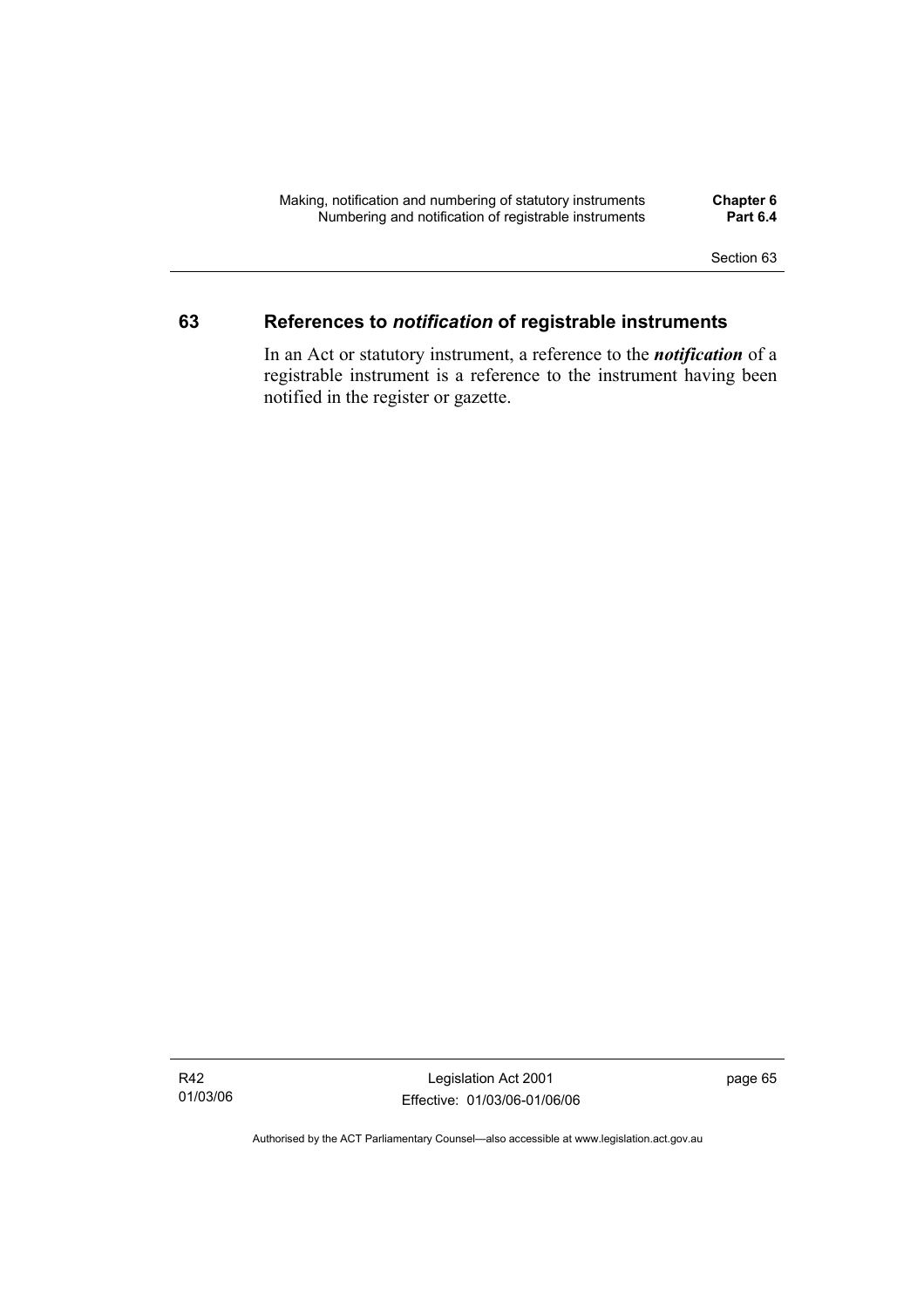## 63 References to *notification* of registrable instruments

In an Act or statutory instrument, a reference to the ***notification*** of a registrable instrument is a reference to the instrument having been notified in the register or gazette.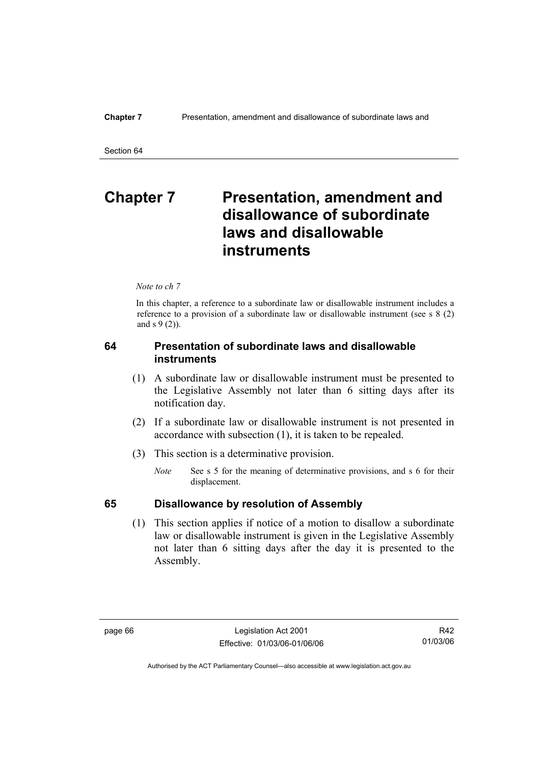# Chapter 7 Presentation, amendment and disallowance of subordinate laws and disallowable instruments

*Note to ch 7*

In this chapter, a reference to a subordinate law or disallowable instrument includes a reference to a provision of a subordinate law or disallowable instrument (see s 8 (2) and s 9 (2)).

## 64 Presentation of subordinate laws and disallowable instruments

(1) A subordinate law or disallowable instrument must be presented to the Legislative Assembly not later than 6 sitting days after its notification day.

(2) If a subordinate law or disallowable instrument is not presented in accordance with subsection (1), it is taken to be repealed.

(3) This section is a determinative provision.

*Note* See s 5 for the meaning of determinative provisions, and s 6 for their displacement.

## 65 Disallowance by resolution of Assembly

(1) This section applies if notice of a motion to disallow a subordinate law or disallowable instrument is given in the Legislative Assembly not later than 6 sitting days after the day it is presented to the Assembly.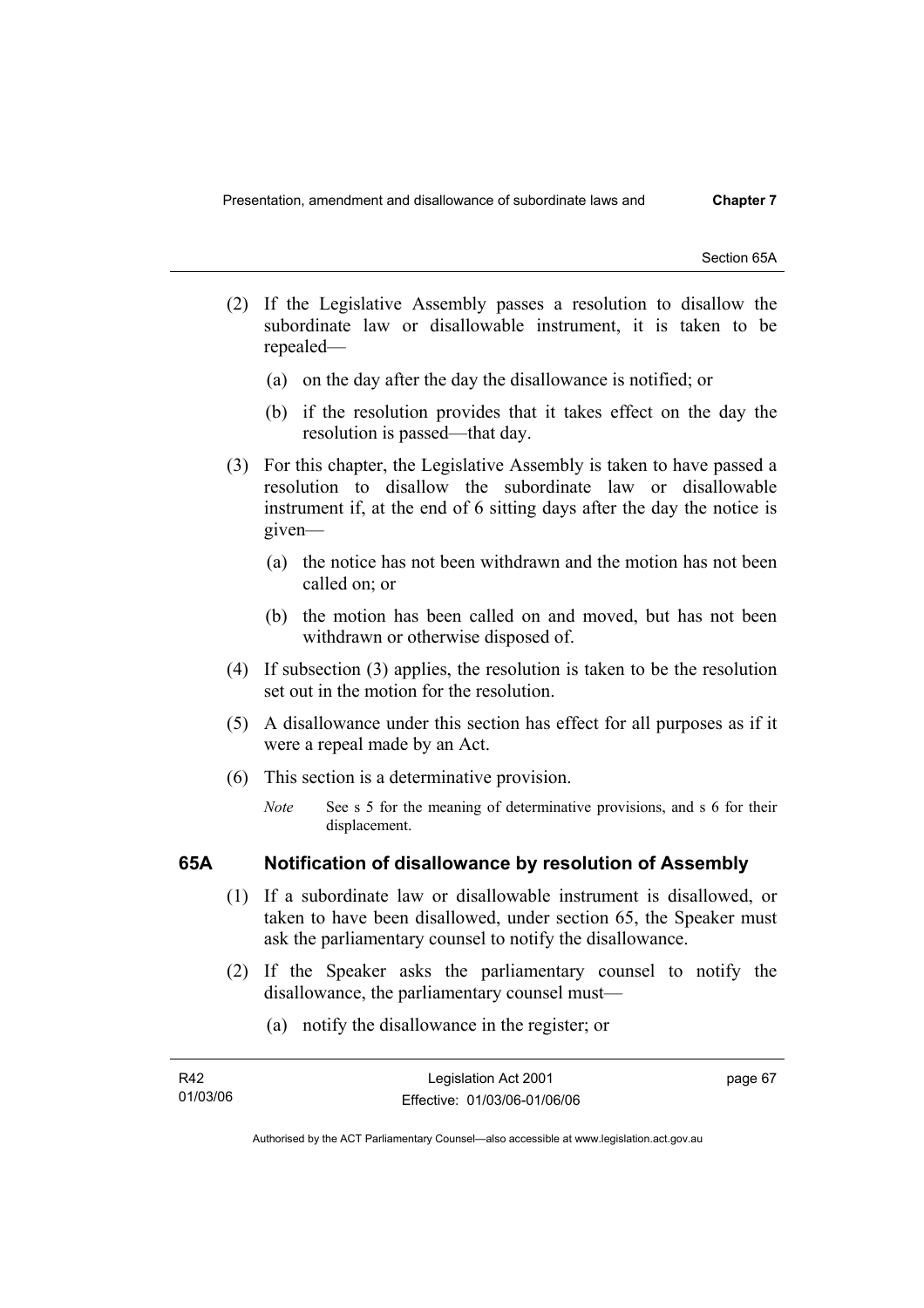(2) If the Legislative Assembly passes a resolution to disallow the subordinate law or disallowable instrument, it is taken to be repealed—

(a) on the day after the day the disallowance is notified; or

(b) if the resolution provides that it takes effect on the day the resolution is passed—that day.

(3) For this chapter, the Legislative Assembly is taken to have passed a resolution to disallow the subordinate law or disallowable instrument if, at the end of 6 sitting days after the day the notice is given—

(a) the notice has not been withdrawn and the motion has not been called on; or

(b) the motion has been called on and moved, but has not been withdrawn or otherwise disposed of.

(4) If subsection (3) applies, the resolution is taken to be the resolution set out in the motion for the resolution.

(5) A disallowance under this section has effect for all purposes as if it were a repeal made by an Act.

(6) This section is a determinative provision.

*Note* See s 5 for the meaning of determinative provisions, and s 6 for their displacement.

## 65A Notification of disallowance by resolution of Assembly

(1) If a subordinate law or disallowable instrument is disallowed, or taken to have been disallowed, under section 65, the Speaker must ask the parliamentary counsel to notify the disallowance.

(2) If the Speaker asks the parliamentary counsel to notify the disallowance, the parliamentary counsel must—

(a) notify the disallowance in the register; or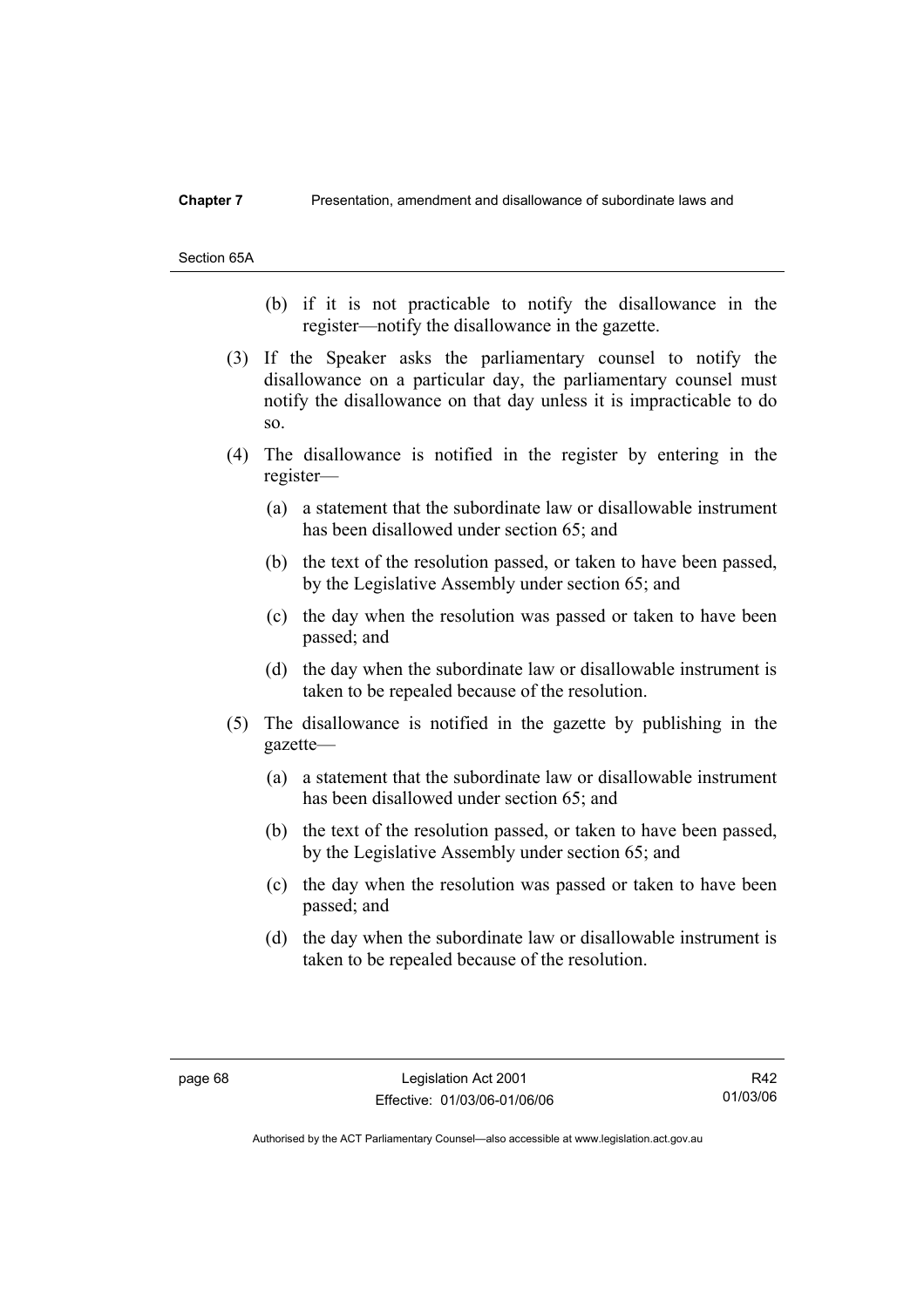(b) if it is not practicable to notify the disallowance in the register—notify the disallowance in the gazette.

(3) If the Speaker asks the parliamentary counsel to notify the disallowance on a particular day, the parliamentary counsel must notify the disallowance on that day unless it is impracticable to do so.

(4) The disallowance is notified in the register by entering in the register—

(a) a statement that the subordinate law or disallowable instrument has been disallowed under section 65; and

(b) the text of the resolution passed, or taken to have been passed, by the Legislative Assembly under section 65; and

(c) the day when the resolution was passed or taken to have been passed; and

(d) the day when the subordinate law or disallowable instrument is taken to be repealed because of the resolution.

(5) The disallowance is notified in the gazette by publishing in the gazette—

(a) a statement that the subordinate law or disallowable instrument has been disallowed under section 65; and

(b) the text of the resolution passed, or taken to have been passed, by the Legislative Assembly under section 65; and

(c) the day when the resolution was passed or taken to have been passed; and

(d) the day when the subordinate law or disallowable instrument is taken to be repealed because of the resolution.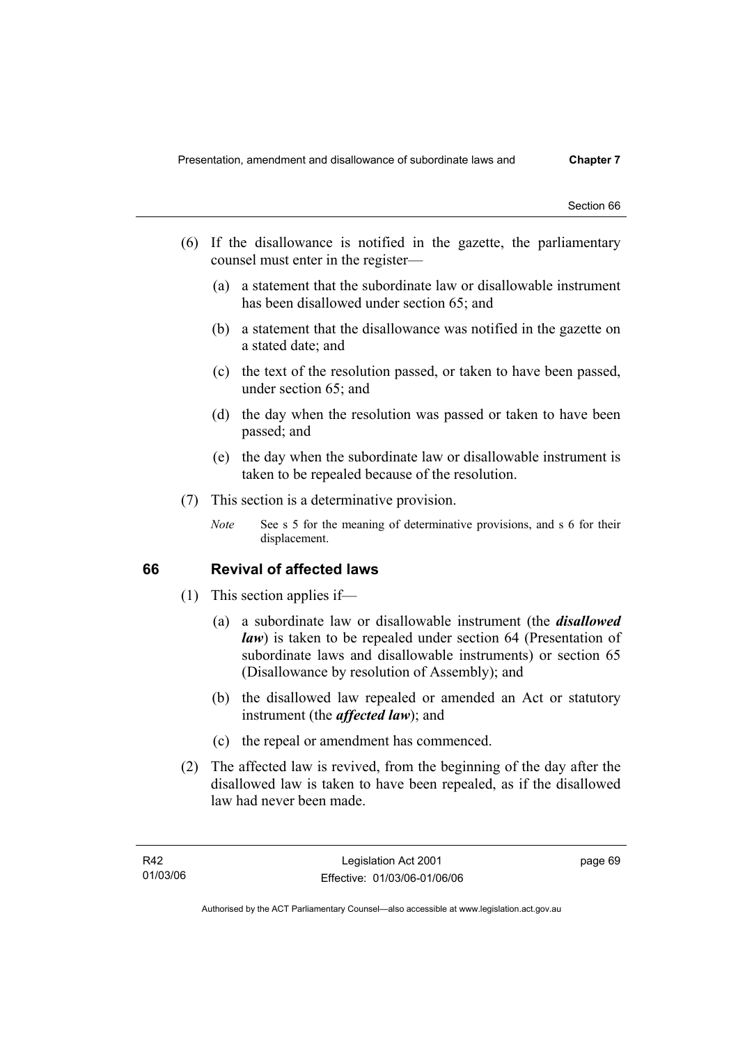(6) If the disallowance is notified in the gazette, the parliamentary counsel must enter in the register—

(a) a statement that the subordinate law or disallowable instrument has been disallowed under section 65; and

(b) a statement that the disallowance was notified in the gazette on a stated date; and

(c) the text of the resolution passed, or taken to have been passed, under section 65; and

(d) the day when the resolution was passed or taken to have been passed; and

(e) the day when the subordinate law or disallowable instrument is taken to be repealed because of the resolution.

(7) This section is a determinative provision.

*Note* See s 5 for the meaning of determinative provisions, and s 6 for their displacement.

## 66 Revival of affected laws

(1) This section applies if—

(a) a subordinate law or disallowable instrument (the ***disallowed law***) is taken to be repealed under section 64 (Presentation of subordinate laws and disallowable instruments) or section 65 (Disallowance by resolution of Assembly); and

(b) the disallowed law repealed or amended an Act or statutory instrument (the ***affected law***); and

(c) the repeal or amendment has commenced.

(2) The affected law is revived, from the beginning of the day after the disallowed law is taken to have been repealed, as if the disallowed law had never been made.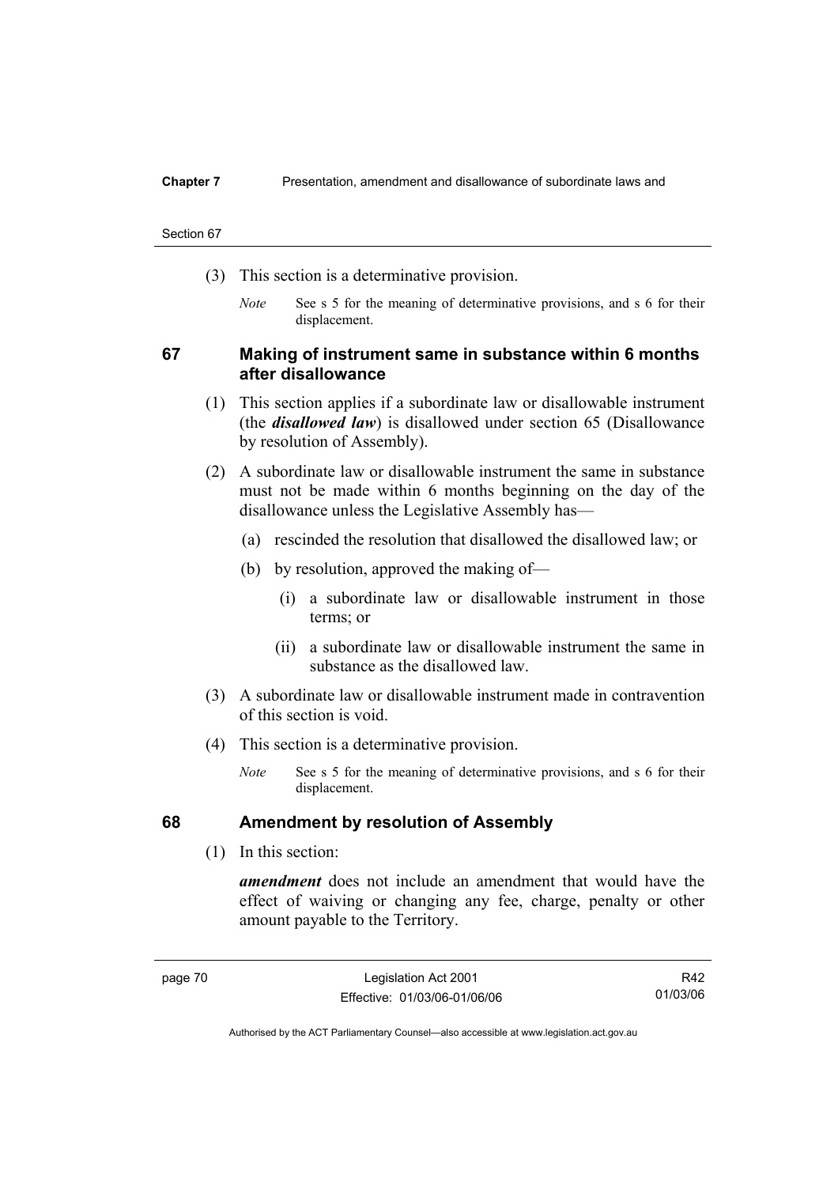(3) This section is a determinative provision.

*Note* See s 5 for the meaning of determinative provisions, and s 6 for their displacement.

## 67 Making of instrument same in substance within 6 months after disallowance

(1) This section applies if a subordinate law or disallowable instrument (the ***disallowed law***) is disallowed under section 65 (Disallowance by resolution of Assembly).

(2) A subordinate law or disallowable instrument the same in substance must not be made within 6 months beginning on the day of the disallowance unless the Legislative Assembly has—

(a) rescinded the resolution that disallowed the disallowed law; or

(b) by resolution, approved the making of—

(i) a subordinate law or disallowable instrument in those terms; or

(ii) a subordinate law or disallowable instrument the same in substance as the disallowed law.

(3) A subordinate law or disallowable instrument made in contravention of this section is void.

(4) This section is a determinative provision.

*Note* See s 5 for the meaning of determinative provisions, and s 6 for their displacement.

## 68 Amendment by resolution of Assembly

(1) In this section:

***amendment*** does not include an amendment that would have the effect of waiving or changing any fee, charge, penalty or other amount payable to the Territory.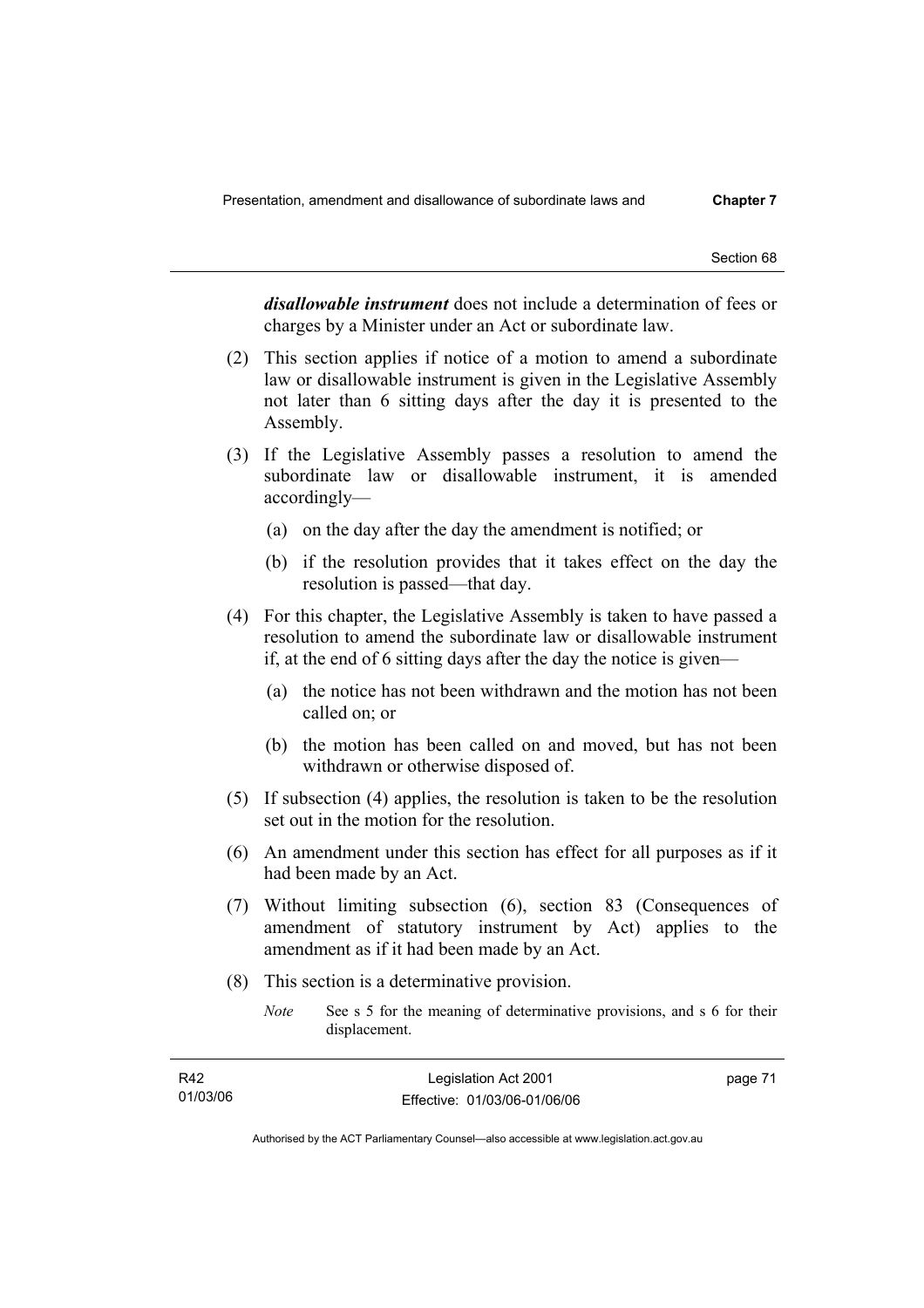***disallowable instrument*** does not include a determination of fees or charges by a Minister under an Act or subordinate law.

(2) This section applies if notice of a motion to amend a subordinate law or disallowable instrument is given in the Legislative Assembly not later than 6 sitting days after the day it is presented to the Assembly.

(3) If the Legislative Assembly passes a resolution to amend the subordinate law or disallowable instrument, it is amended accordingly—

(a) on the day after the day the amendment is notified; or

(b) if the resolution provides that it takes effect on the day the resolution is passed—that day.

(4) For this chapter, the Legislative Assembly is taken to have passed a resolution to amend the subordinate law or disallowable instrument if, at the end of 6 sitting days after the day the notice is given—

(a) the notice has not been withdrawn and the motion has not been called on; or

(b) the motion has been called on and moved, but has not been withdrawn or otherwise disposed of.

(5) If subsection (4) applies, the resolution is taken to be the resolution set out in the motion for the resolution.

(6) An amendment under this section has effect for all purposes as if it had been made by an Act.

(7) Without limiting subsection (6), section 83 (Consequences of amendment of statutory instrument by Act) applies to the amendment as if it had been made by an Act.

(8) This section is a determinative provision.

*Note* See s 5 for the meaning of determinative provisions, and s 6 for their displacement.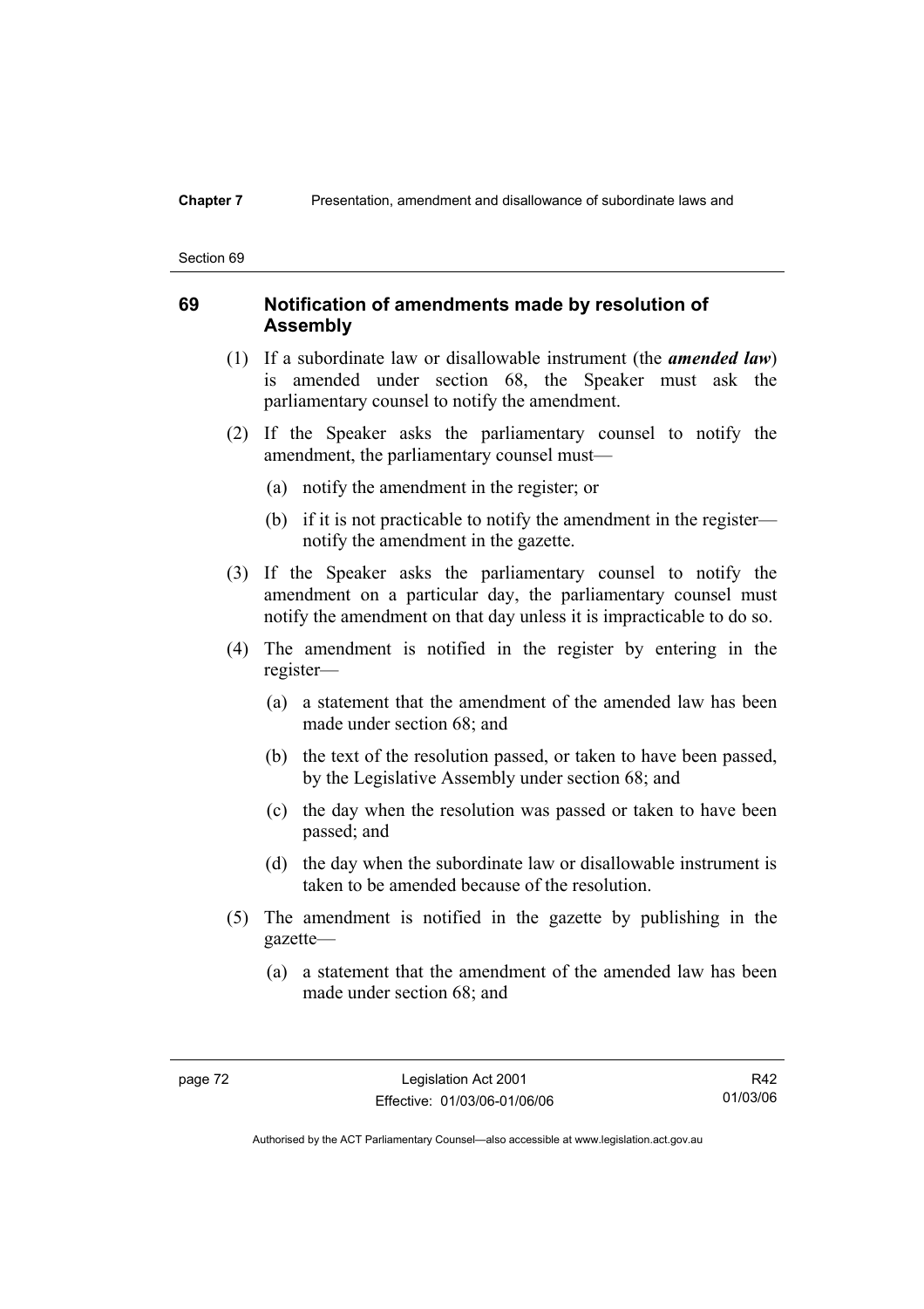## 69 Notification of amendments made by resolution of Assembly

(1) If a subordinate law or disallowable instrument (the ***amended law***) is amended under section 68, the Speaker must ask the parliamentary counsel to notify the amendment.

(2) If the Speaker asks the parliamentary counsel to notify the amendment, the parliamentary counsel must—

(a) notify the amendment in the register; or

(b) if it is not practicable to notify the amendment in the register—notify the amendment in the gazette.

(3) If the Speaker asks the parliamentary counsel to notify the amendment on a particular day, the parliamentary counsel must notify the amendment on that day unless it is impracticable to do so.

(4) The amendment is notified in the register by entering in the register—

(a) a statement that the amendment of the amended law has been made under section 68; and

(b) the text of the resolution passed, or taken to have been passed, by the Legislative Assembly under section 68; and

(c) the day when the resolution was passed or taken to have been passed; and

(d) the day when the subordinate law or disallowable instrument is taken to be amended because of the resolution.

(5) The amendment is notified in the gazette by publishing in the gazette—

(a) a statement that the amendment of the amended law has been made under section 68; and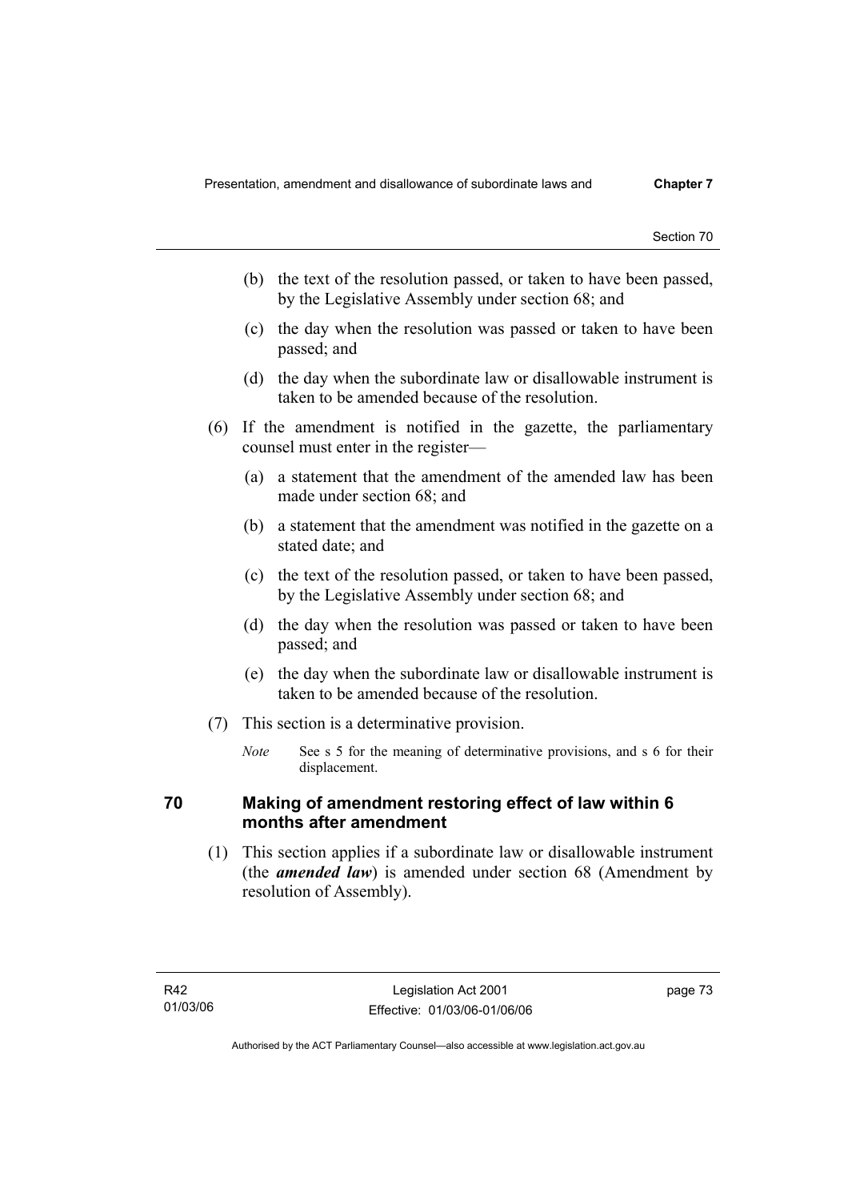- (b) the text of the resolution passed, or taken to have been passed, by the Legislative Assembly under section 68; and
- (c) the day when the resolution was passed or taken to have been passed; and
- (d) the day when the subordinate law or disallowable instrument is taken to be amended because of the resolution.

(6) If the amendment is notified in the gazette, the parliamentary counsel must enter in the register—

- (a) a statement that the amendment of the amended law has been made under section 68; and
- (b) a statement that the amendment was notified in the gazette on a stated date; and
- (c) the text of the resolution passed, or taken to have been passed, by the Legislative Assembly under section 68; and
- (d) the day when the resolution was passed or taken to have been passed; and
- (e) the day when the subordinate law or disallowable instrument is taken to be amended because of the resolution.

(7) This section is a determinative provision.

*Note* See s 5 for the meaning of determinative provisions, and s 6 for their displacement.

## 70 Making of amendment restoring effect of law within 6 months after amendment

(1) This section applies if a subordinate law or disallowable instrument (the ***amended law***) is amended under section 68 (Amendment by resolution of Assembly).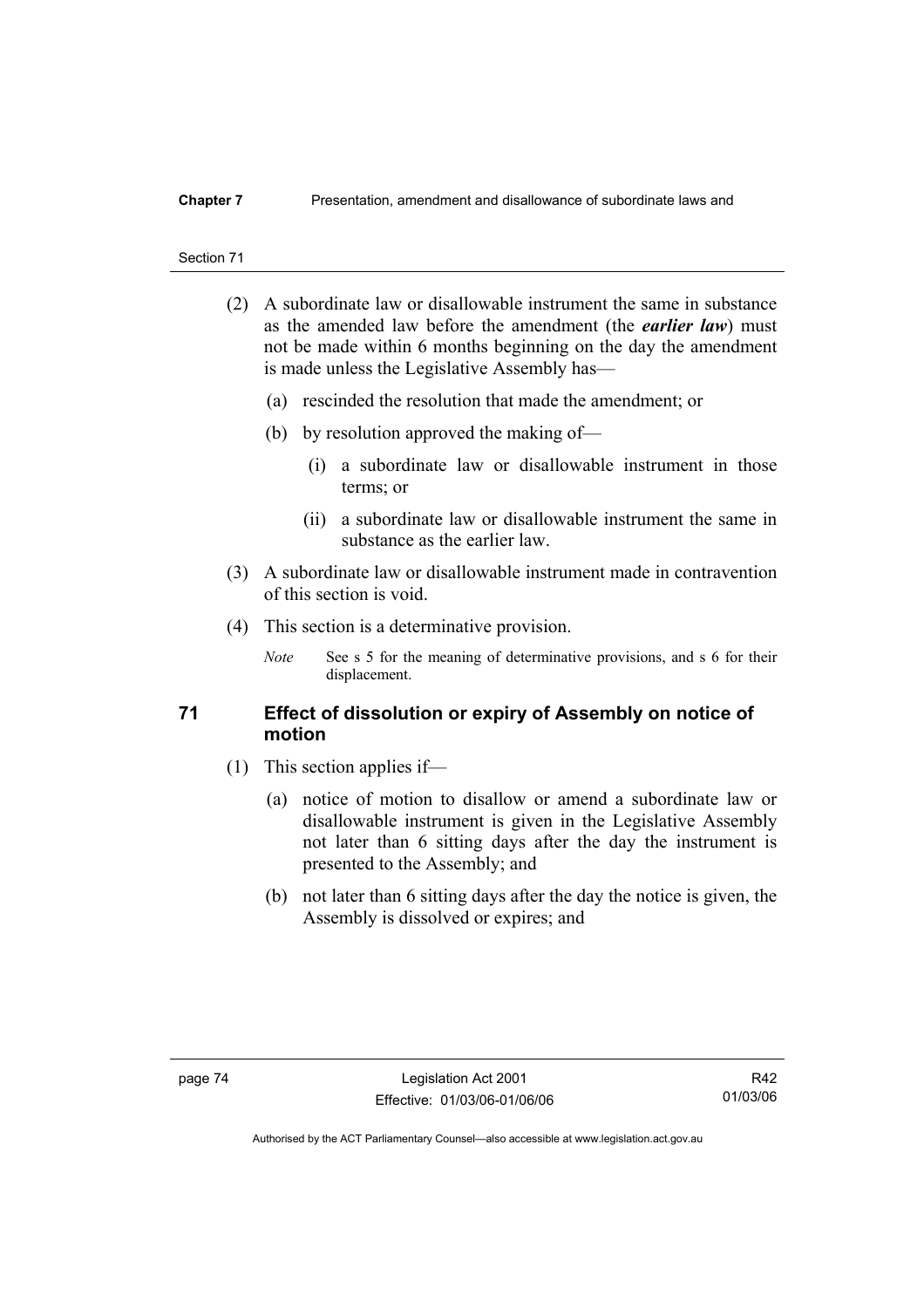(2) A subordinate law or disallowable instrument the same in substance as the amended law before the amendment (the ***earlier law***) must not be made within 6 months beginning on the day the amendment is made unless the Legislative Assembly has—

(a) rescinded the resolution that made the amendment; or

(b) by resolution approved the making of—

(i) a subordinate law or disallowable instrument in those terms; or

(ii) a subordinate law or disallowable instrument the same in substance as the earlier law.

(3) A subordinate law or disallowable instrument made in contravention of this section is void.

(4) This section is a determinative provision.

*Note* See s 5 for the meaning of determinative provisions, and s 6 for their displacement.

### 71 Effect of dissolution or expiry of Assembly on notice of motion

(1) This section applies if—

(a) notice of motion to disallow or amend a subordinate law or disallowable instrument is given in the Legislative Assembly not later than 6 sitting days after the day the instrument is presented to the Assembly; and

(b) not later than 6 sitting days after the day the notice is given, the Assembly is dissolved or expires; and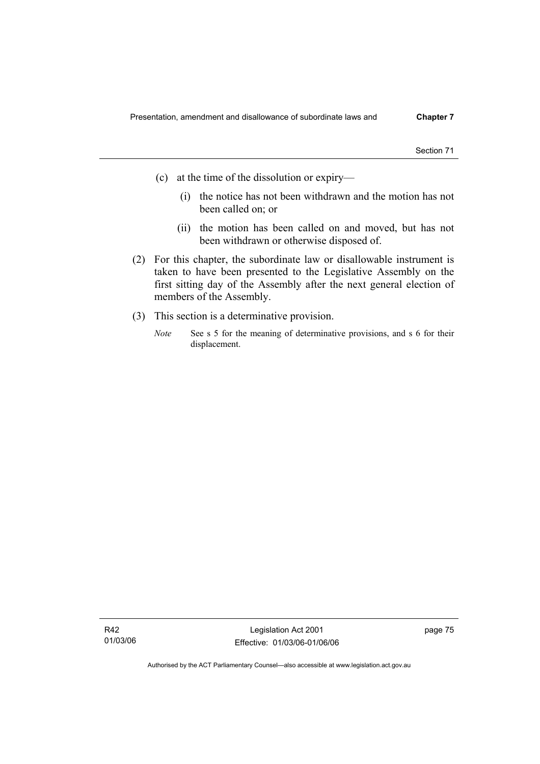(c) at the time of the dissolution or expiry—

(i) the notice has not been withdrawn and the motion has not been called on; or

(ii) the motion has been called on and moved, but has not been withdrawn or otherwise disposed of.

(2) For this chapter, the subordinate law or disallowable instrument is taken to have been presented to the Legislative Assembly on the first sitting day of the Assembly after the next general election of members of the Assembly.

(3) This section is a determinative provision.

*Note* See s 5 for the meaning of determinative provisions, and s 6 for their displacement.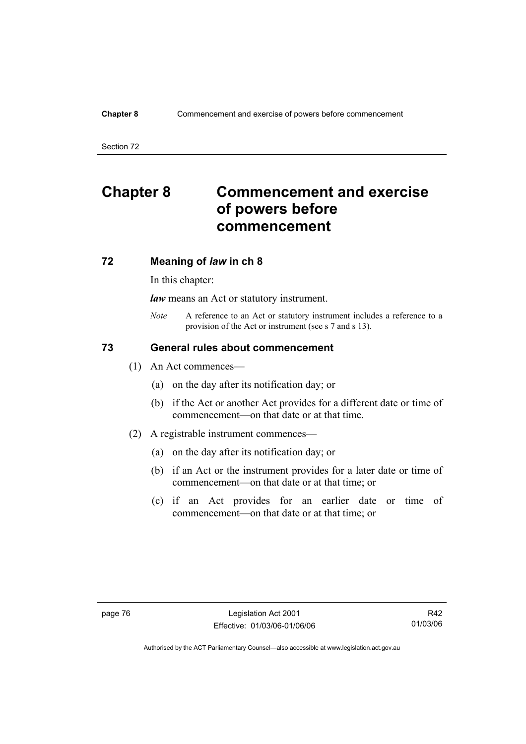# Chapter 8 Commencement and exercise of powers before commencement

## 72 Meaning of *law* in ch 8

In this chapter:

***law*** means an Act or statutory instrument.

*Note* A reference to an Act or statutory instrument includes a reference to a provision of the Act or instrument (see s 7 and s 13).

## 73 General rules about commencement

(1) An Act commences—

(a) on the day after its notification day; or

(b) if the Act or another Act provides for a different date or time of commencement—on that date or at that time.

(2) A registrable instrument commences—

(a) on the day after its notification day; or

(b) if an Act or the instrument provides for a later date or time of commencement—on that date or at that time; or

(c) if an Act provides for an earlier date or time of commencement—on that date or at that time; or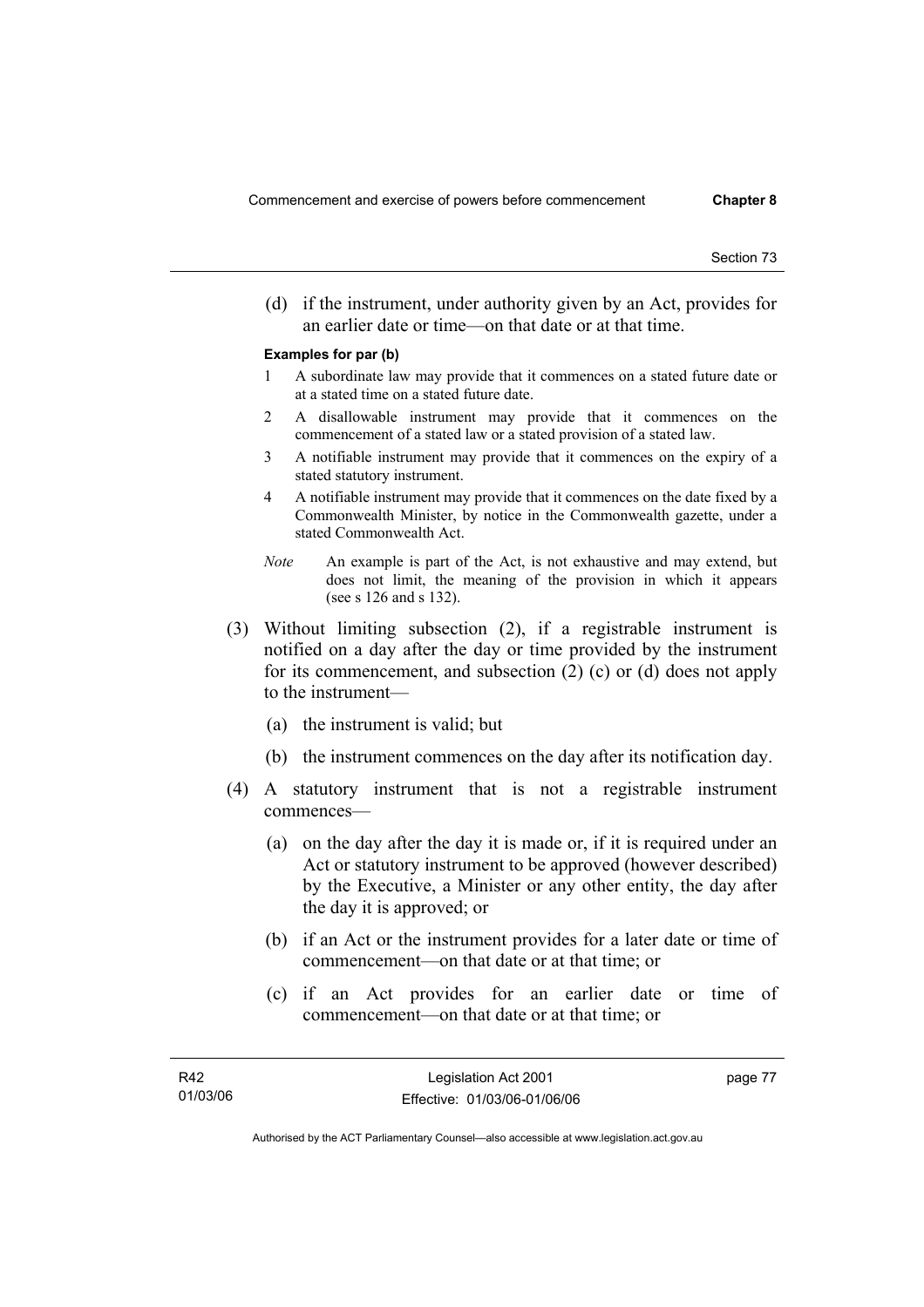(d) if the instrument, under authority given by an Act, provides for an earlier date or time—on that date or at that time.

**Examples for par (b)**

1 A subordinate law may provide that it commences on a stated future date or at a stated time on a stated future date.

2 A disallowable instrument may provide that it commences on the commencement of a stated law or a stated provision of a stated law.

3 A notifiable instrument may provide that it commences on the expiry of a stated statutory instrument.

4 A notifiable instrument may provide that it commences on the date fixed by a Commonwealth Minister, by notice in the Commonwealth gazette, under a stated Commonwealth Act.

*Note* An example is part of the Act, is not exhaustive and may extend, but does not limit, the meaning of the provision in which it appears (see s 126 and s 132).

(3) Without limiting subsection (2), if a registrable instrument is notified on a day after the day or time provided by the instrument for its commencement, and subsection (2) (c) or (d) does not apply to the instrument—

(a) the instrument is valid; but

(b) the instrument commences on the day after its notification day.

(4) A statutory instrument that is not a registrable instrument commences—

(a) on the day after the day it is made or, if it is required under an Act or statutory instrument to be approved (however described) by the Executive, a Minister or any other entity, the day after the day it is approved; or

(b) if an Act or the instrument provides for a later date or time of commencement—on that date or at that time; or

(c) if an Act provides for an earlier date or time of commencement—on that date or at that time; or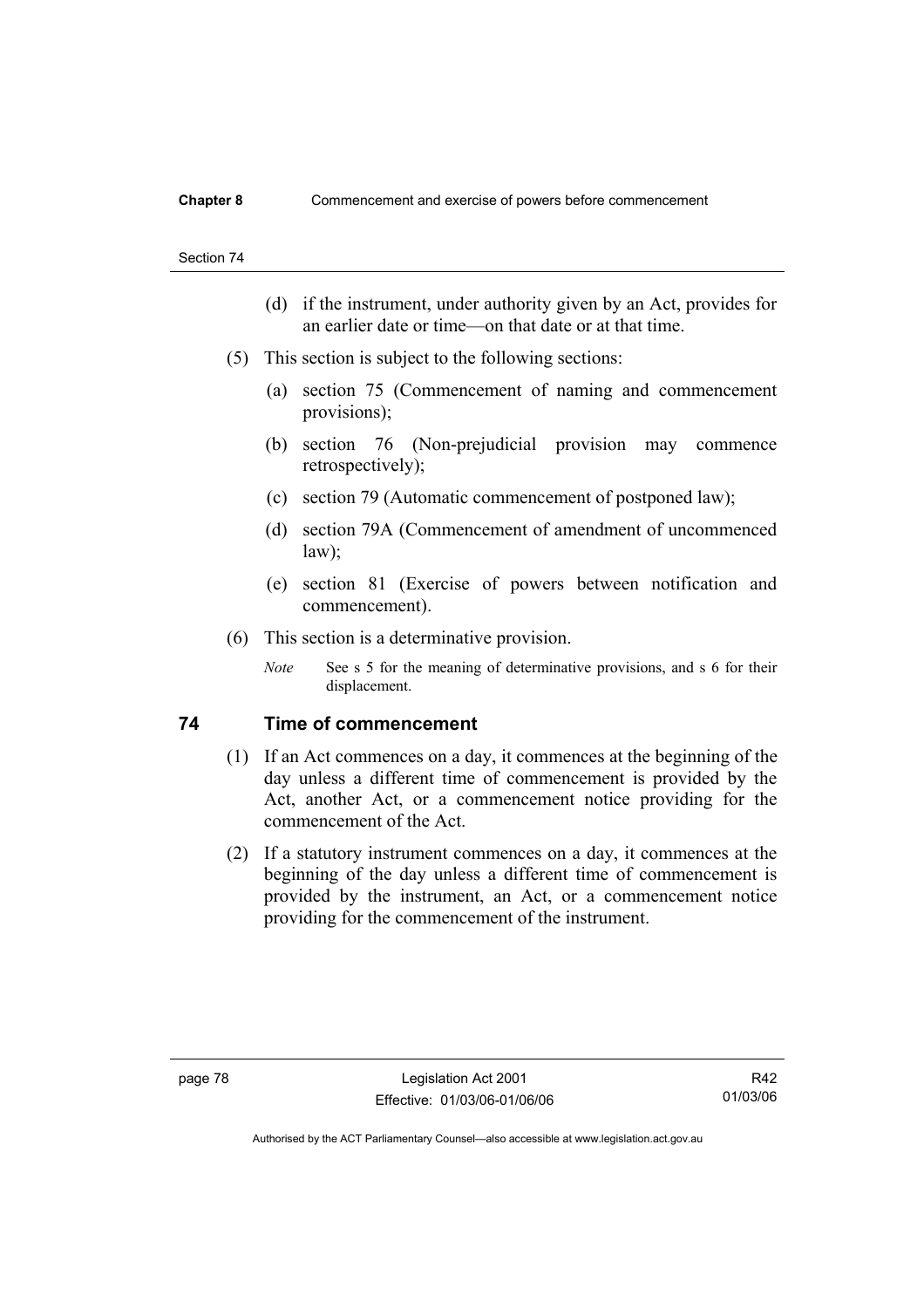(d) if the instrument, under authority given by an Act, provides for an earlier date or time—on that date or at that time.

(5) This section is subject to the following sections:

(a) section 75 (Commencement of naming and commencement provisions);

(b) section 76 (Non-prejudicial provision may commence retrospectively);

(c) section 79 (Automatic commencement of postponed law);

(d) section 79A (Commencement of amendment of uncommenced law);

(e) section 81 (Exercise of powers between notification and commencement).

(6) This section is a determinative provision.

*Note* See s 5 for the meaning of determinative provisions, and s 6 for their displacement.

## 74 Time of commencement

(1) If an Act commences on a day, it commences at the beginning of the day unless a different time of commencement is provided by the Act, another Act, or a commencement notice providing for the commencement of the Act.

(2) If a statutory instrument commences on a day, it commences at the beginning of the day unless a different time of commencement is provided by the instrument, an Act, or a commencement notice providing for the commencement of the instrument.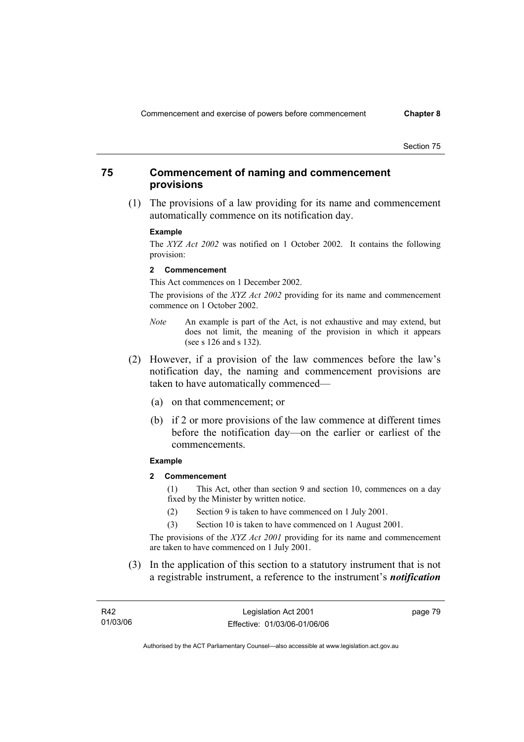## 75 Commencement of naming and commencement provisions

(1) The provisions of a law providing for its name and commencement automatically commence on its notification day.

**Example**

The *XYZ Act 2002* was notified on 1 October 2002. It contains the following provision:

**2 Commencement**

This Act commences on 1 December 2002.

The provisions of the *XYZ Act 2002* providing for its name and commencement commence on 1 October 2002.

*Note* An example is part of the Act, is not exhaustive and may extend, but does not limit, the meaning of the provision in which it appears (see s 126 and s 132).

(2) However, if a provision of the law commences before the law's notification day, the naming and commencement provisions are taken to have automatically commenced—

(a) on that commencement; or

(b) if 2 or more provisions of the law commence at different times before the notification day—on the earlier or earliest of the commencements.

**Example**

**2 Commencement**

(1) This Act, other than section 9 and section 10, commences on a day fixed by the Minister by written notice.

(2) Section 9 is taken to have commenced on 1 July 2001.

(3) Section 10 is taken to have commenced on 1 August 2001.

The provisions of the *XYZ Act 2001* providing for its name and commencement are taken to have commenced on 1 July 2001.

(3) In the application of this section to a statutory instrument that is not a registrable instrument, a reference to the instrument's ***notification***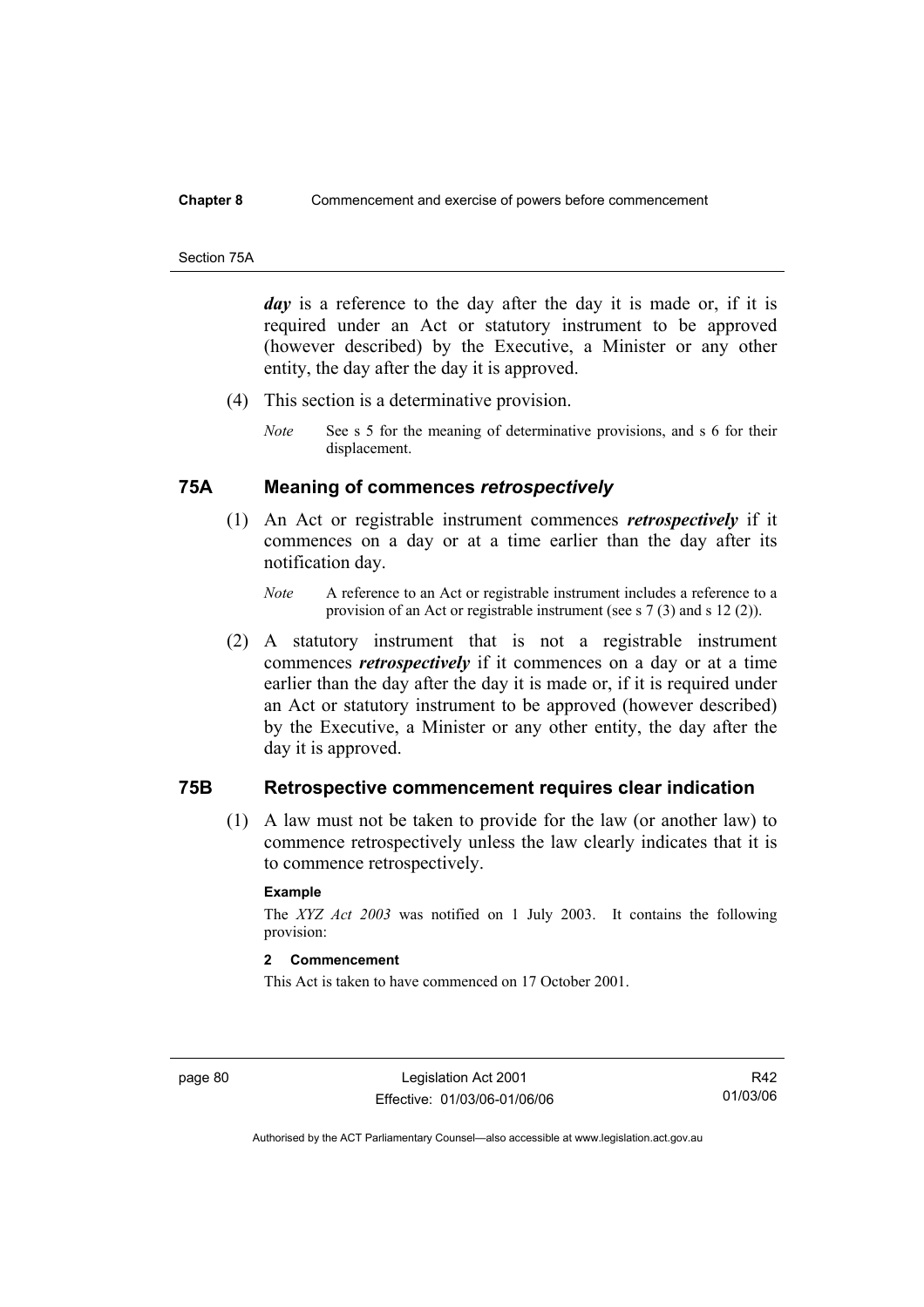***day*** is a reference to the day after the day it is made or, if it is required under an Act or statutory instrument to be approved (however described) by the Executive, a Minister or any other entity, the day after the day it is approved.

(4) This section is a determinative provision.

*Note* See s 5 for the meaning of determinative provisions, and s 6 for their displacement.

## 75A Meaning of commences *retrospectively*

(1) An Act or registrable instrument commences ***retrospectively*** if it commences on a day or at a time earlier than the day after its notification day.

*Note* A reference to an Act or registrable instrument includes a reference to a provision of an Act or registrable instrument (see s 7 (3) and s 12 (2)).

(2) A statutory instrument that is not a registrable instrument commences ***retrospectively*** if it commences on a day or at a time earlier than the day after the day it is made or, if it is required under an Act or statutory instrument to be approved (however described) by the Executive, a Minister or any other entity, the day after the day it is approved.

## 75B Retrospective commencement requires clear indication

(1) A law must not be taken to provide for the law (or another law) to commence retrospectively unless the law clearly indicates that it is to commence retrospectively.

**Example**

The *XYZ Act 2003* was notified on 1 July 2003. It contains the following provision:

**2 Commencement**

This Act is taken to have commenced on 17 October 2001.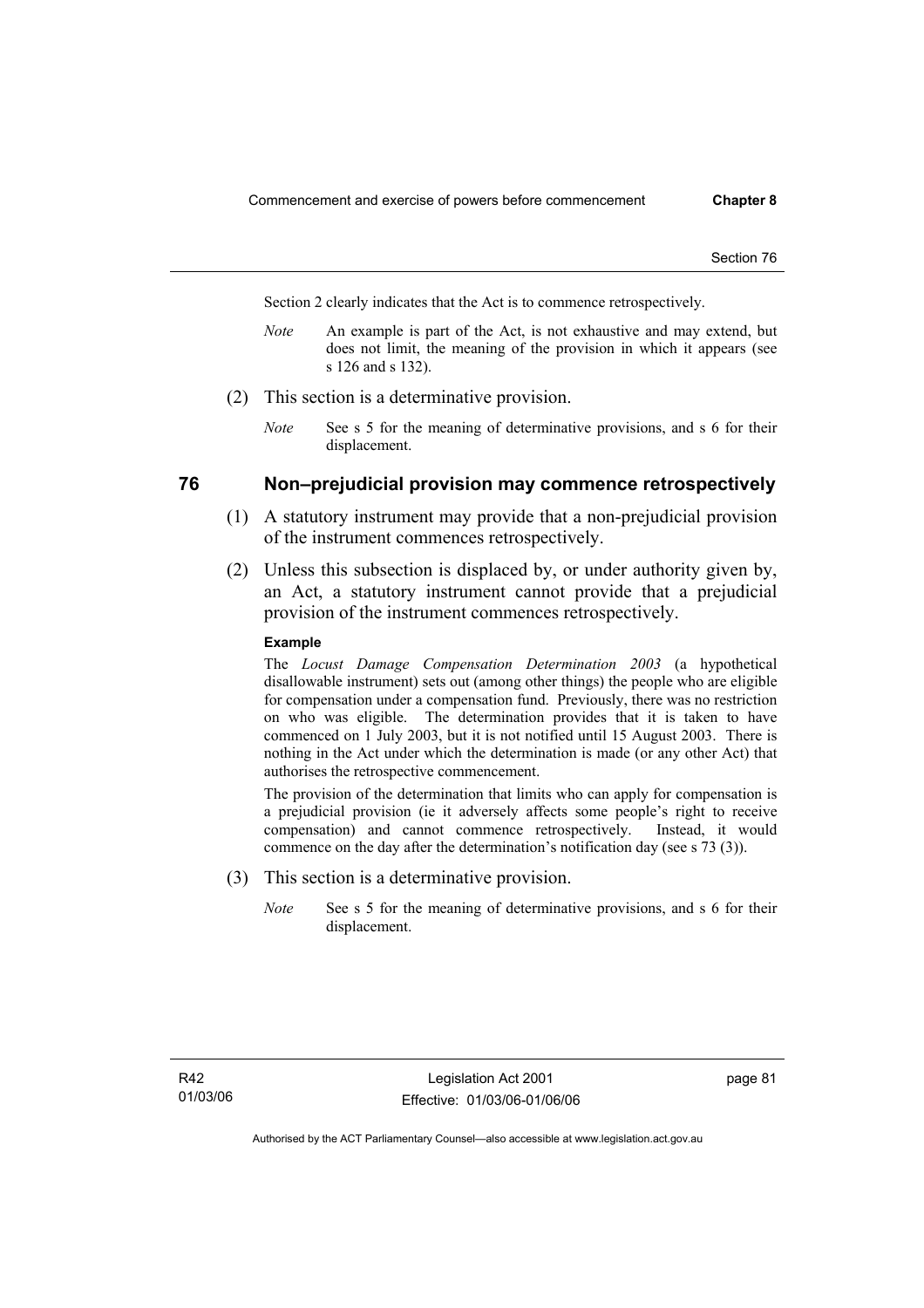Section 2 clearly indicates that the Act is to commence retrospectively.

*Note* An example is part of the Act, is not exhaustive and may extend, but does not limit, the meaning of the provision in which it appears (see s 126 and s 132).

(2) This section is a determinative provision.

*Note* See s 5 for the meaning of determinative provisions, and s 6 for their displacement.

## 76 Non–prejudicial provision may commence retrospectively

(1) A statutory instrument may provide that a non-prejudicial provision of the instrument commences retrospectively.

(2) Unless this subsection is displaced by, or under authority given by, an Act, a statutory instrument cannot provide that a prejudicial provision of the instrument commences retrospectively.

**Example**

The *Locust Damage Compensation Determination 2003* (a hypothetical disallowable instrument) sets out (among other things) the people who are eligible for compensation under a compensation fund. Previously, there was no restriction on who was eligible. The determination provides that it is taken to have commenced on 1 July 2003, but it is not notified until 15 August 2003. There is nothing in the Act under which the determination is made (or any other Act) that authorises the retrospective commencement.

The provision of the determination that limits who can apply for compensation is a prejudicial provision (ie it adversely affects some people's right to receive compensation) and cannot commence retrospectively. Instead, it would commence on the day after the determination's notification day (see s 73 (3)).

(3) This section is a determinative provision.

*Note* See s 5 for the meaning of determinative provisions, and s 6 for their displacement.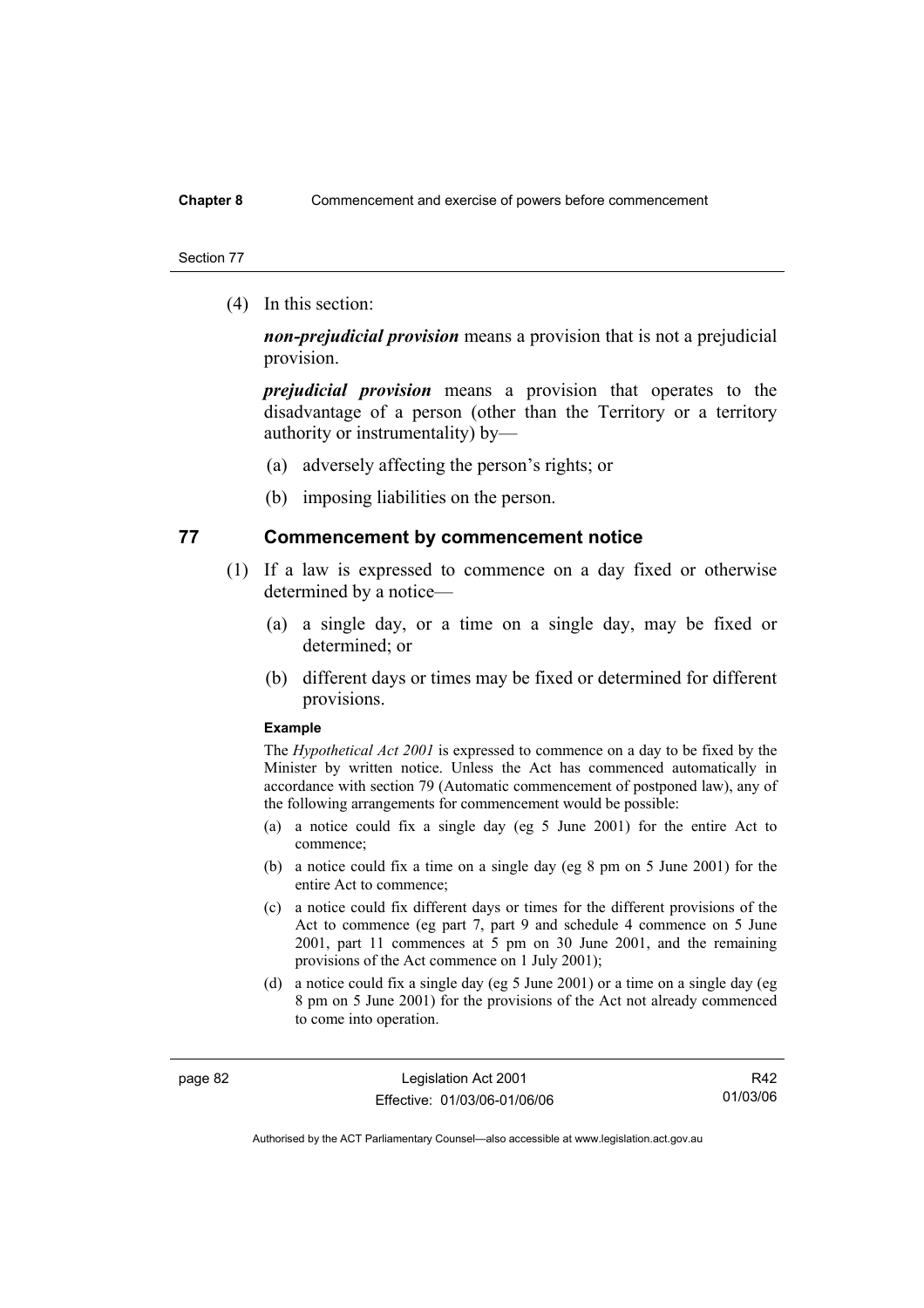(4) In this section:

***non-prejudicial provision*** means a provision that is not a prejudicial provision.

***prejudicial provision*** means a provision that operates to the disadvantage of a person (other than the Territory or a territory authority or instrumentality) by—

(a) adversely affecting the person's rights; or

(b) imposing liabilities on the person.

## 77 Commencement by commencement notice

(1) If a law is expressed to commence on a day fixed or otherwise determined by a notice—

(a) a single day, or a time on a single day, may be fixed or determined; or

(b) different days or times may be fixed or determined for different provisions.

**Example**

The *Hypothetical Act 2001* is expressed to commence on a day to be fixed by the Minister by written notice. Unless the Act has commenced automatically in accordance with section 79 (Automatic commencement of postponed law), any of the following arrangements for commencement would be possible:

(a) a notice could fix a single day (eg 5 June 2001) for the entire Act to commence;

(b) a notice could fix a time on a single day (eg 8 pm on 5 June 2001) for the entire Act to commence;

(c) a notice could fix different days or times for the different provisions of the Act to commence (eg part 7, part 9 and schedule 4 commence on 5 June 2001, part 11 commences at 5 pm on 30 June 2001, and the remaining provisions of the Act commence on 1 July 2001);

(d) a notice could fix a single day (eg 5 June 2001) or a time on a single day (eg 8 pm on 5 June 2001) for the provisions of the Act not already commenced to come into operation.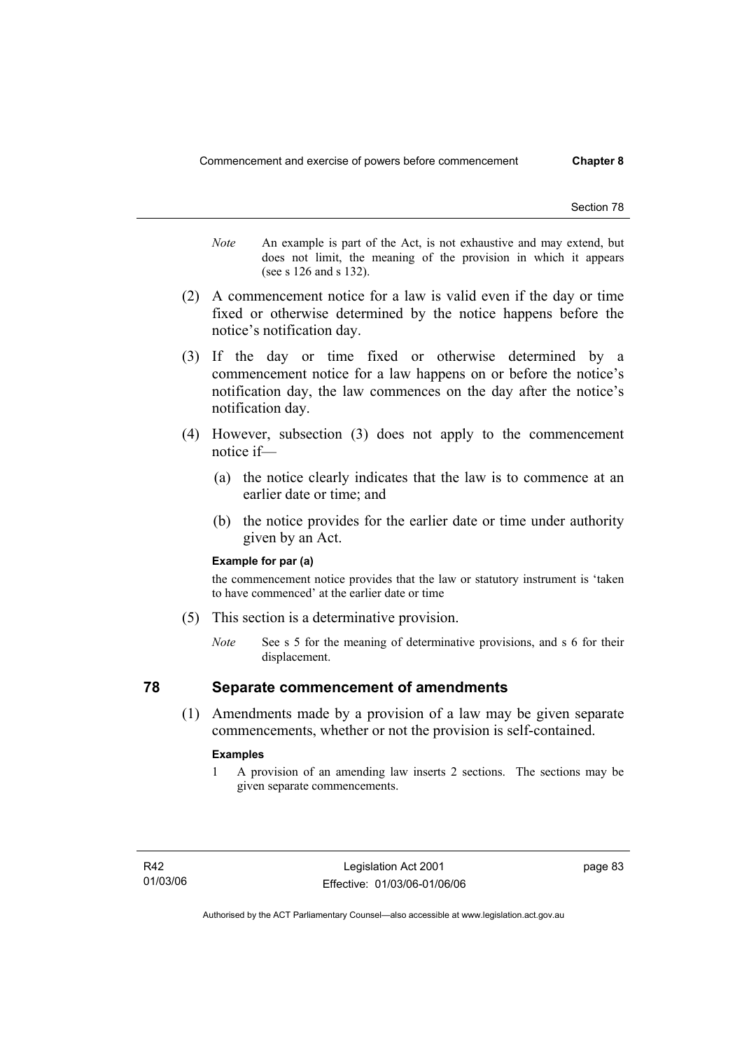*Note* An example is part of the Act, is not exhaustive and may extend, but does not limit, the meaning of the provision in which it appears (see s 126 and s 132).

(2) A commencement notice for a law is valid even if the day or time fixed or otherwise determined by the notice happens before the notice's notification day.

(3) If the day or time fixed or otherwise determined by a commencement notice for a law happens on or before the notice's notification day, the law commences on the day after the notice's notification day.

(4) However, subsection (3) does not apply to the commencement notice if—

(a) the notice clearly indicates that the law is to commence at an earlier date or time; and

(b) the notice provides for the earlier date or time under authority given by an Act.

**Example for par (a)**

the commencement notice provides that the law or statutory instrument is 'taken to have commenced' at the earlier date or time

(5) This section is a determinative provision.

*Note* See s 5 for the meaning of determinative provisions, and s 6 for their displacement.

## 78 Separate commencement of amendments

(1) Amendments made by a provision of a law may be given separate commencements, whether or not the provision is self-contained.

**Examples**

1 A provision of an amending law inserts 2 sections. The sections may be given separate commencements.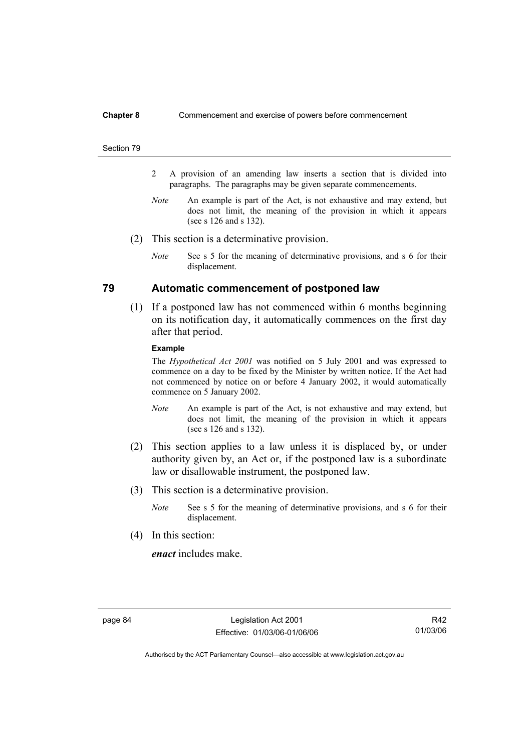2 A provision of an amending law inserts a section that is divided into paragraphs. The paragraphs may be given separate commencements.

*Note* An example is part of the Act, is not exhaustive and may extend, but does not limit, the meaning of the provision in which it appears (see s 126 and s 132).

(2) This section is a determinative provision.

*Note* See s 5 for the meaning of determinative provisions, and s 6 for their displacement.

## 79 Automatic commencement of postponed law

(1) If a postponed law has not commenced within 6 months beginning on its notification day, it automatically commences on the first day after that period.

**Example**

The *Hypothetical Act 2001* was notified on 5 July 2001 and was expressed to commence on a day to be fixed by the Minister by written notice. If the Act had not commenced by notice on or before 4 January 2002, it would automatically commence on 5 January 2002.

*Note* An example is part of the Act, is not exhaustive and may extend, but does not limit, the meaning of the provision in which it appears (see s 126 and s 132).

(2) This section applies to a law unless it is displaced by, or under authority given by, an Act or, if the postponed law is a subordinate law or disallowable instrument, the postponed law.

(3) This section is a determinative provision.

*Note* See s 5 for the meaning of determinative provisions, and s 6 for their displacement.

(4) In this section:

***enact*** includes make.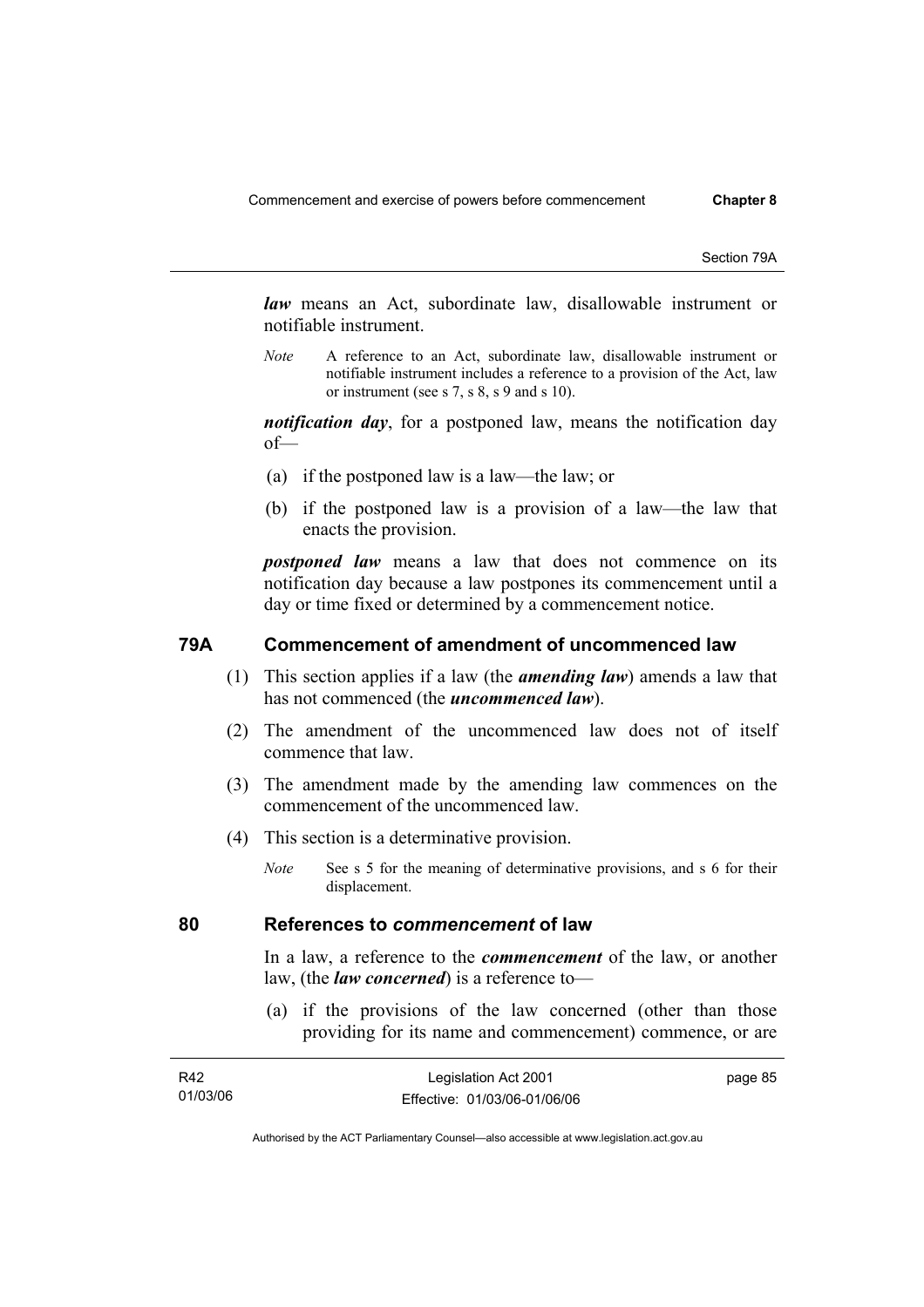***law*** means an Act, subordinate law, disallowable instrument or notifiable instrument.

*Note* A reference to an Act, subordinate law, disallowable instrument or notifiable instrument includes a reference to a provision of the Act, law or instrument (see s 7, s 8, s 9 and s 10).

***notification day***, for a postponed law, means the notification day of—

(a) if the postponed law is a law—the law; or

(b) if the postponed law is a provision of a law—the law that enacts the provision.

***postponed law*** means a law that does not commence on its notification day because a law postpones its commencement until a day or time fixed or determined by a commencement notice.

## 79A Commencement of amendment of uncommenced law

(1) This section applies if a law (the ***amending law***) amends a law that has not commenced (the ***uncommenced law***).

(2) The amendment of the uncommenced law does not of itself commence that law.

(3) The amendment made by the amending law commences on the commencement of the uncommenced law.

(4) This section is a determinative provision.

*Note* See s 5 for the meaning of determinative provisions, and s 6 for their displacement.

## 80 References to *commencement* of law

In a law, a reference to the ***commencement*** of the law, or another law, (the ***law concerned***) is a reference to—

(a) if the provisions of the law concerned (other than those providing for its name and commencement) commence, or are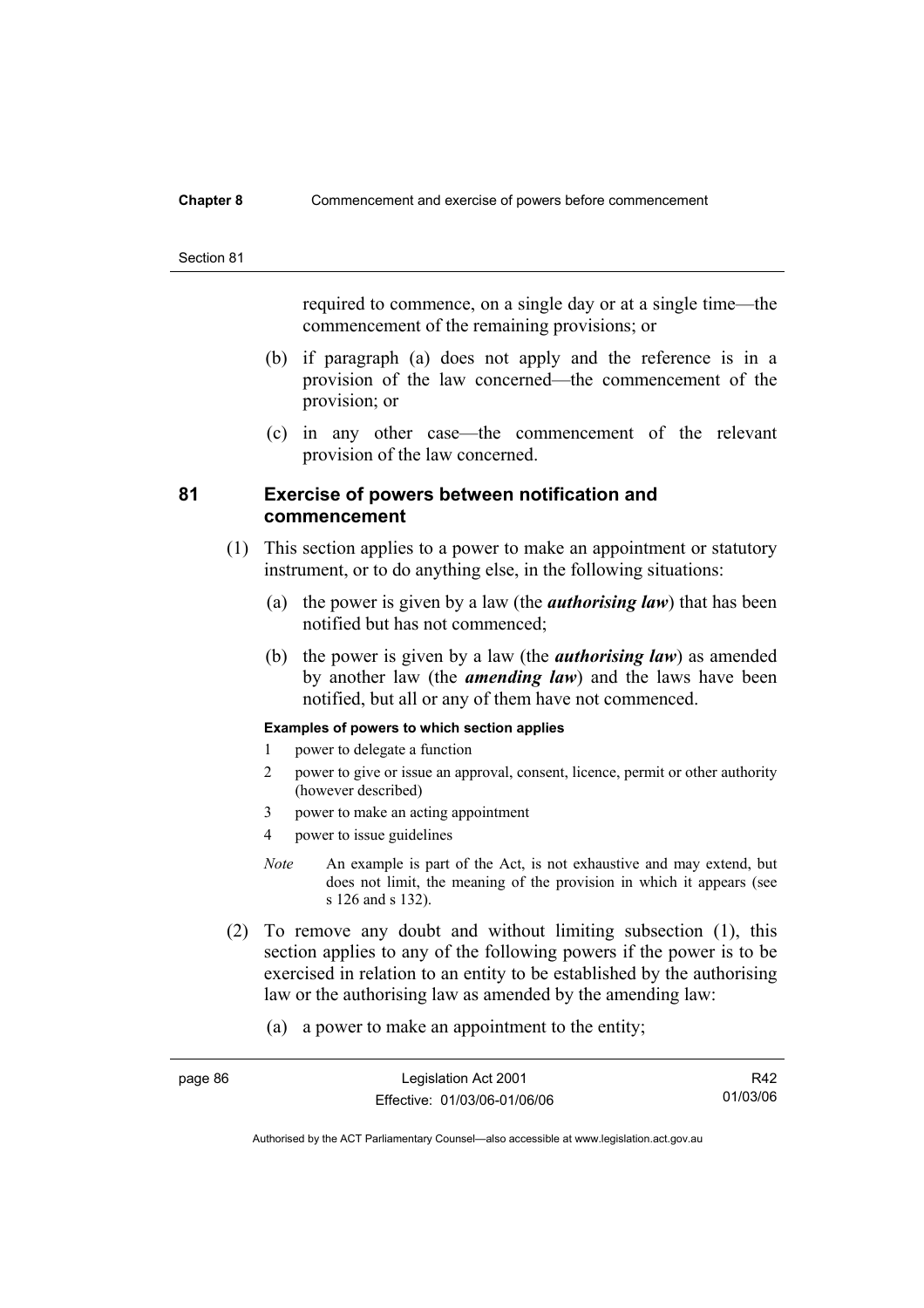required to commence, on a single day or at a single time—the commencement of the remaining provisions; or

(b) if paragraph (a) does not apply and the reference is in a provision of the law concerned—the commencement of the provision; or

(c) in any other case—the commencement of the relevant provision of the law concerned.

## 81 Exercise of powers between notification and commencement

(1) This section applies to a power to make an appointment or statutory instrument, or to do anything else, in the following situations:

(a) the power is given by a law (the ***authorising law***) that has been notified but has not commenced;

(b) the power is given by a law (the ***authorising law***) as amended by another law (the ***amending law***) and the laws have been notified, but all or any of them have not commenced.

**Examples of powers to which section applies**

1 power to delegate a function

2 power to give or issue an approval, consent, licence, permit or other authority (however described)

3 power to make an acting appointment

4 power to issue guidelines

*Note* An example is part of the Act, is not exhaustive and may extend, but does not limit, the meaning of the provision in which it appears (see s 126 and s 132).

(2) To remove any doubt and without limiting subsection (1), this section applies to any of the following powers if the power is to be exercised in relation to an entity to be established by the authorising law or the authorising law as amended by the amending law:

(a) a power to make an appointment to the entity;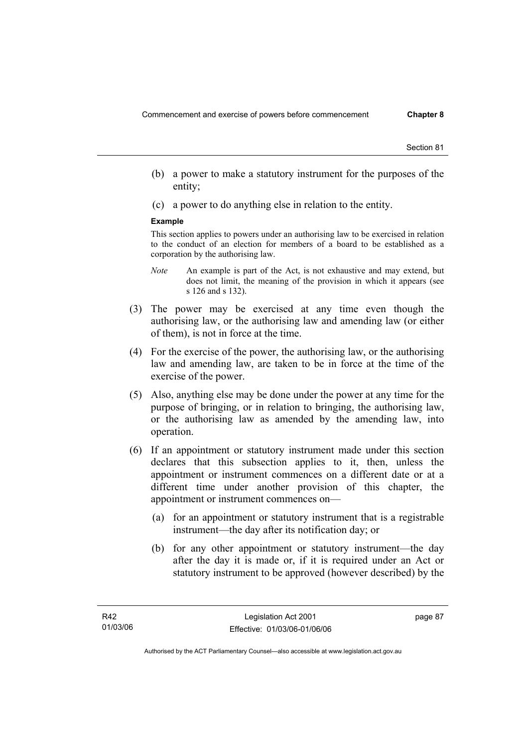(b) a power to make a statutory instrument for the purposes of the entity;

(c) a power to do anything else in relation to the entity.

**Example**

This section applies to powers under an authorising law to be exercised in relation to the conduct of an election for members of a board to be established as a corporation by the authorising law.

*Note* An example is part of the Act, is not exhaustive and may extend, but does not limit, the meaning of the provision in which it appears (see s 126 and s 132).

(3) The power may be exercised at any time even though the authorising law, or the authorising law and amending law (or either of them), is not in force at the time.

(4) For the exercise of the power, the authorising law, or the authorising law and amending law, are taken to be in force at the time of the exercise of the power.

(5) Also, anything else may be done under the power at any time for the purpose of bringing, or in relation to bringing, the authorising law, or the authorising law as amended by the amending law, into operation.

(6) If an appointment or statutory instrument made under this section declares that this subsection applies to it, then, unless the appointment or instrument commences on a different date or at a different time under another provision of this chapter, the appointment or instrument commences on—

(a) for an appointment or statutory instrument that is a registrable instrument—the day after its notification day; or

(b) for any other appointment or statutory instrument—the day after the day it is made or, if it is required under an Act or statutory instrument to be approved (however described) by the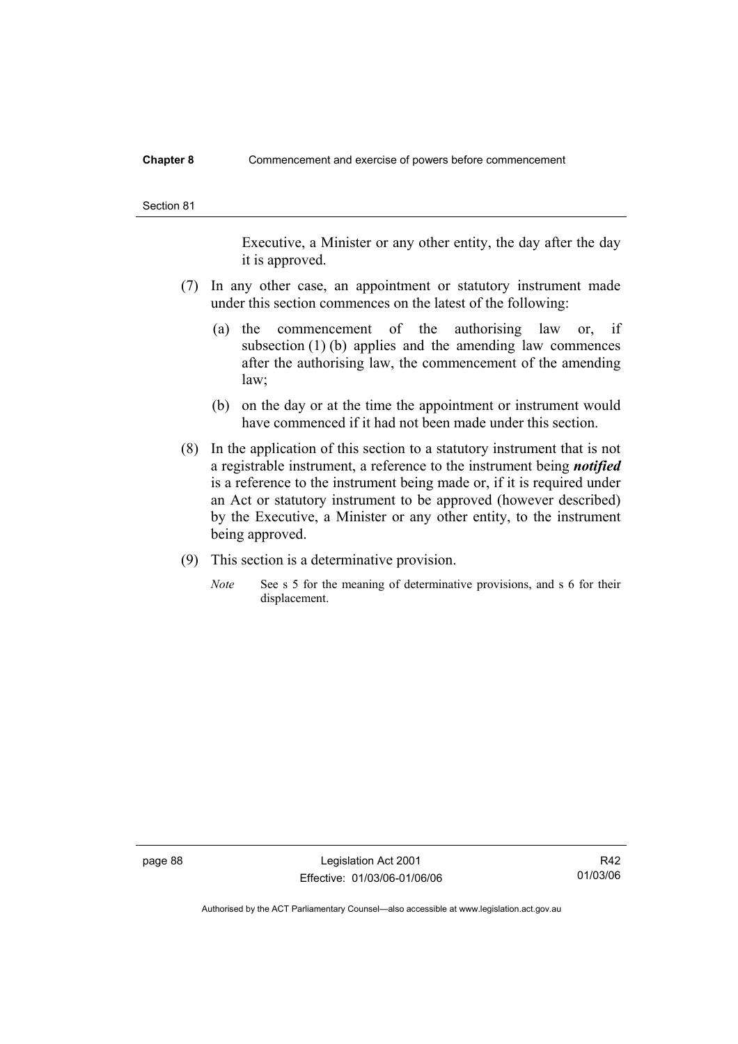Executive, a Minister or any other entity, the day after the day it is approved.

(7) In any other case, an appointment or statutory instrument made under this section commences on the latest of the following:

(a) the commencement of the authorising law or, if subsection (1) (b) applies and the amending law commences after the authorising law, the commencement of the amending law;

(b) on the day or at the time the appointment or instrument would have commenced if it had not been made under this section.

(8) In the application of this section to a statutory instrument that is not a registrable instrument, a reference to the instrument being ***notified*** is a reference to the instrument being made or, if it is required under an Act or statutory instrument to be approved (however described) by the Executive, a Minister or any other entity, to the instrument being approved.

(9) This section is a determinative provision.

*Note* See s 5 for the meaning of determinative provisions, and s 6 for their displacement.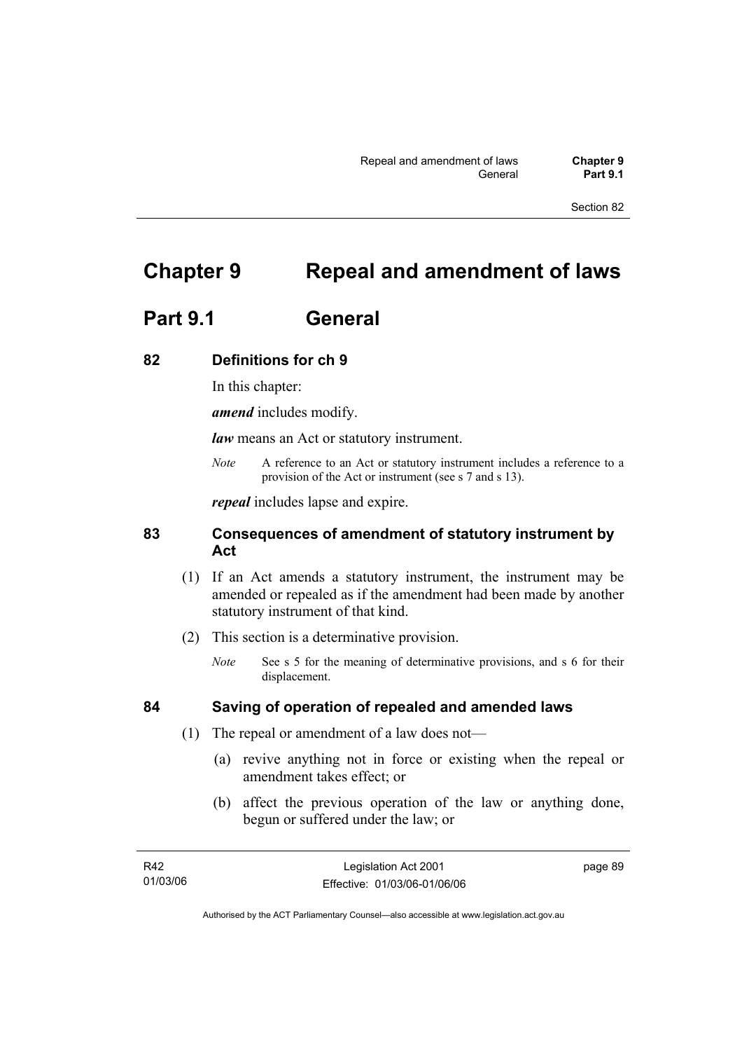# Chapter 9 Repeal and amendment of laws

## Part 9.1 General

### 82 Definitions for ch 9

In this chapter:

***amend*** includes modify.

***law*** means an Act or statutory instrument.

*Note* A reference to an Act or statutory instrument includes a reference to a provision of the Act or instrument (see s 7 and s 13).

***repeal*** includes lapse and expire.

### 83 Consequences of amendment of statutory instrument by Act

(1) If an Act amends a statutory instrument, the instrument may be amended or repealed as if the amendment had been made by another statutory instrument of that kind.

(2) This section is a determinative provision.

*Note* See s 5 for the meaning of determinative provisions, and s 6 for their displacement.

### 84 Saving of operation of repealed and amended laws

(1) The repeal or amendment of a law does not—

(a) revive anything not in force or existing when the repeal or amendment takes effect; or

(b) affect the previous operation of the law or anything done, begun or suffered under the law; or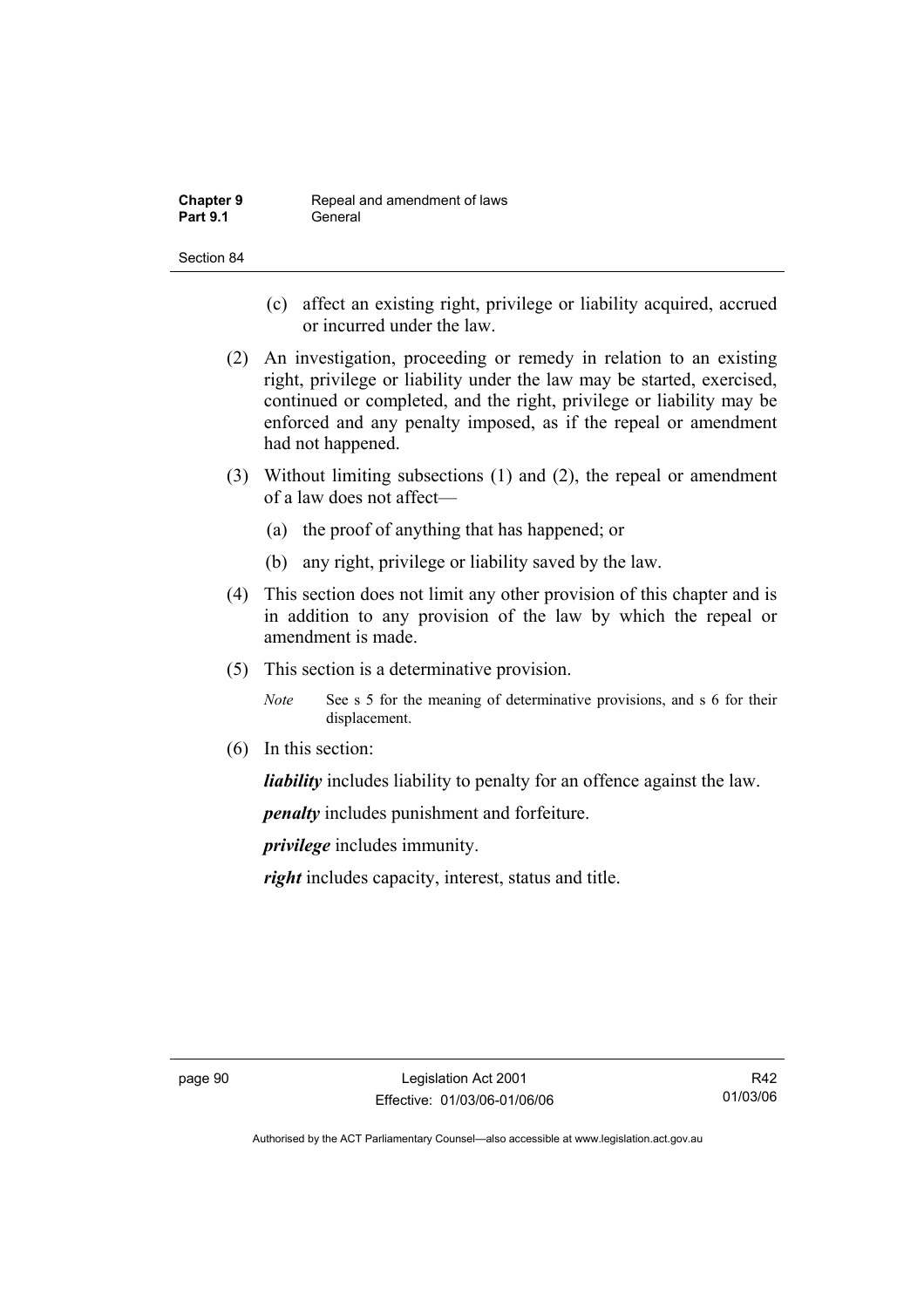(c) affect an existing right, privilege or liability acquired, accrued or incurred under the law.

(2) An investigation, proceeding or remedy in relation to an existing right, privilege or liability under the law may be started, exercised, continued or completed, and the right, privilege or liability may be enforced and any penalty imposed, as if the repeal or amendment had not happened.

(3) Without limiting subsections (1) and (2), the repeal or amendment of a law does not affect—

(a) the proof of anything that has happened; or

(b) any right, privilege or liability saved by the law.

(4) This section does not limit any other provision of this chapter and is in addition to any provision of the law by which the repeal or amendment is made.

(5) This section is a determinative provision.

*Note* See s 5 for the meaning of determinative provisions, and s 6 for their displacement.

(6) In this section:

***liability*** includes liability to penalty for an offence against the law.

***penalty*** includes punishment and forfeiture.

***privilege*** includes immunity.

***right*** includes capacity, interest, status and title.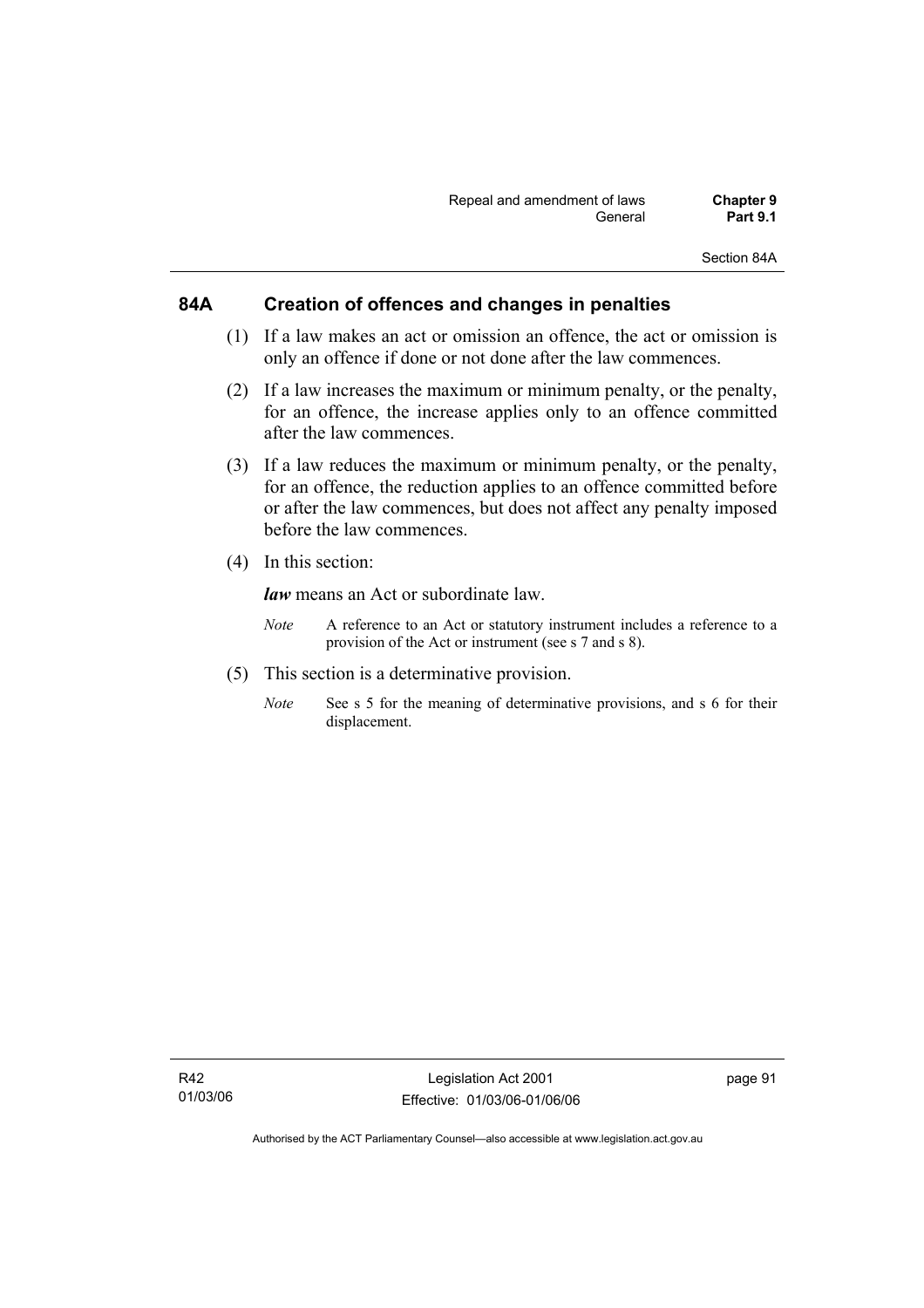## 84A Creation of offences and changes in penalties

(1) If a law makes an act or omission an offence, the act or omission is only an offence if done or not done after the law commences.

(2) If a law increases the maximum or minimum penalty, or the penalty, for an offence, the increase applies only to an offence committed after the law commences.

(3) If a law reduces the maximum or minimum penalty, or the penalty, for an offence, the reduction applies to an offence committed before or after the law commences, but does not affect any penalty imposed before the law commences.

(4) In this section:

***law*** means an Act or subordinate law.

*Note* A reference to an Act or statutory instrument includes a reference to a provision of the Act or instrument (see s 7 and s 8).

(5) This section is a determinative provision.

*Note* See s 5 for the meaning of determinative provisions, and s 6 for their displacement.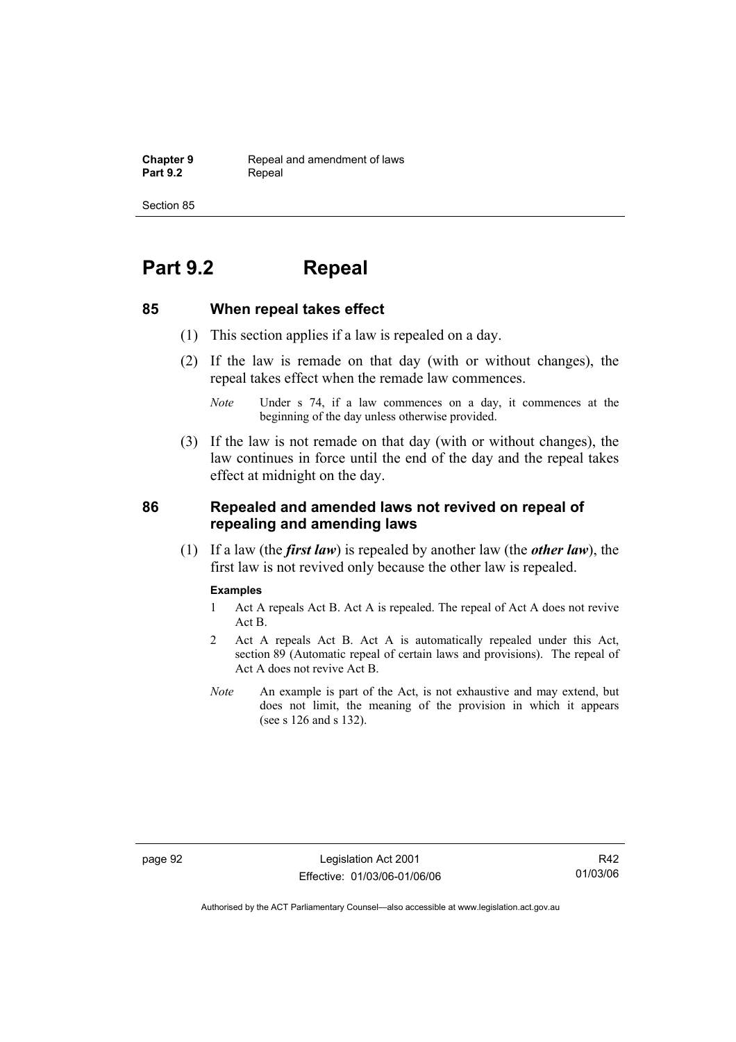# Part 9.2 Repeal

## 85 When repeal takes effect

(1) This section applies if a law is repealed on a day.

(2) If the law is remade on that day (with or without changes), the repeal takes effect when the remade law commences.

*Note* Under s 74, if a law commences on a day, it commences at the beginning of the day unless otherwise provided.

(3) If the law is not remade on that day (with or without changes), the law continues in force until the end of the day and the repeal takes effect at midnight on the day.

## 86 Repealed and amended laws not revived on repeal of repealing and amending laws

(1) If a law (the ***first law***) is repealed by another law (the ***other law***), the first law is not revived only because the other law is repealed.

**Examples**

1 Act A repeals Act B. Act A is repealed. The repeal of Act A does not revive Act B.

2 Act A repeals Act B. Act A is automatically repealed under this Act, section 89 (Automatic repeal of certain laws and provisions). The repeal of Act A does not revive Act B.

*Note* An example is part of the Act, is not exhaustive and may extend, but does not limit, the meaning of the provision in which it appears (see s 126 and s 132).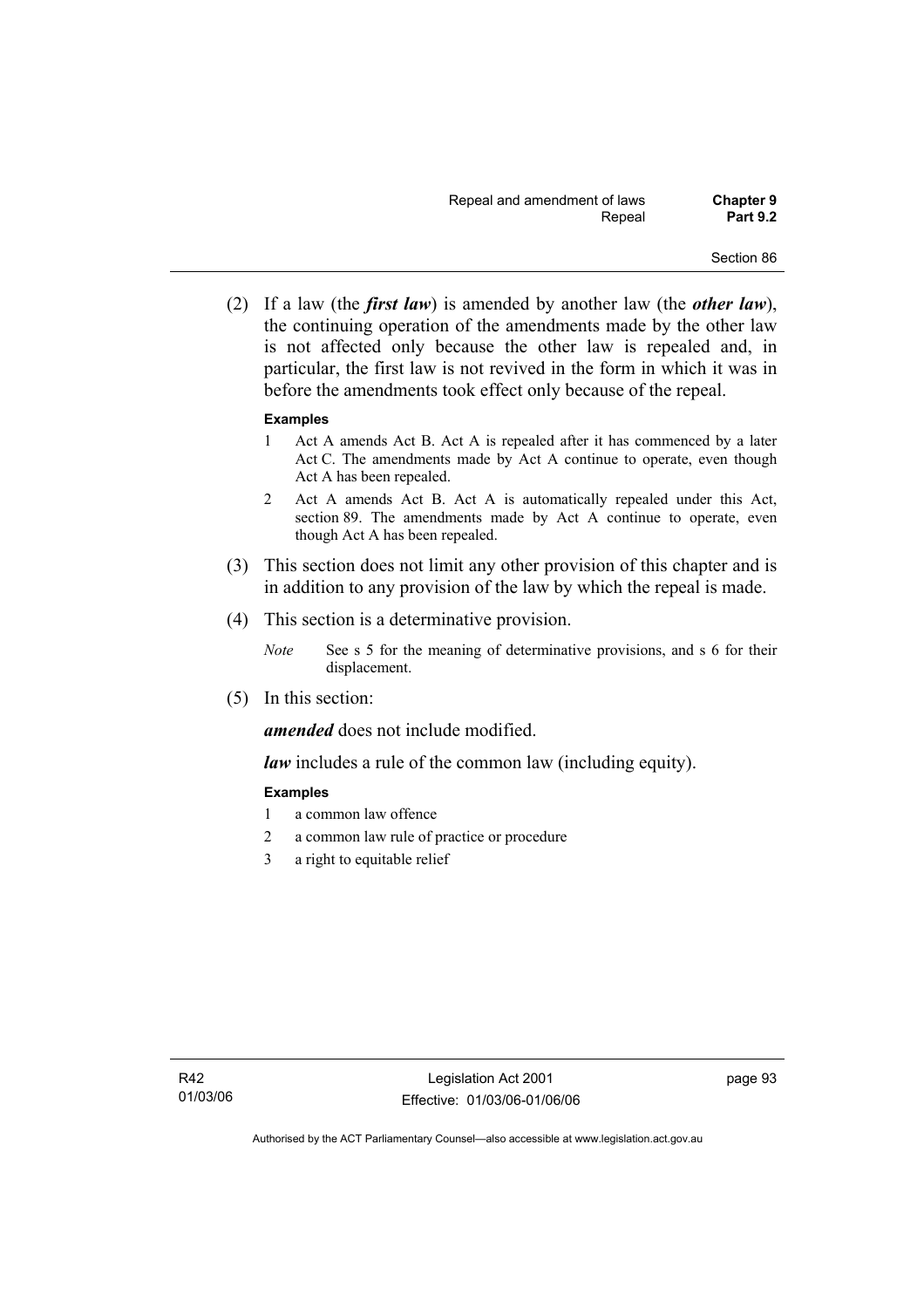(2) If a law (the ***first law***) is amended by another law (the ***other law***), the continuing operation of the amendments made by the other law is not affected only because the other law is repealed and, in particular, the first law is not revived in the form in which it was in before the amendments took effect only because of the repeal.

**Examples**

1 Act A amends Act B. Act A is repealed after it has commenced by a later Act C. The amendments made by Act A continue to operate, even though Act A has been repealed.

2 Act A amends Act B. Act A is automatically repealed under this Act, section 89. The amendments made by Act A continue to operate, even though Act A has been repealed.

(3) This section does not limit any other provision of this chapter and is in addition to any provision of the law by which the repeal is made.

(4) This section is a determinative provision.

*Note* See s 5 for the meaning of determinative provisions, and s 6 for their displacement.

(5) In this section:

***amended*** does not include modified.

***law*** includes a rule of the common law (including equity).

**Examples**

1 a common law offence

2 a common law rule of practice or procedure

3 a right to equitable relief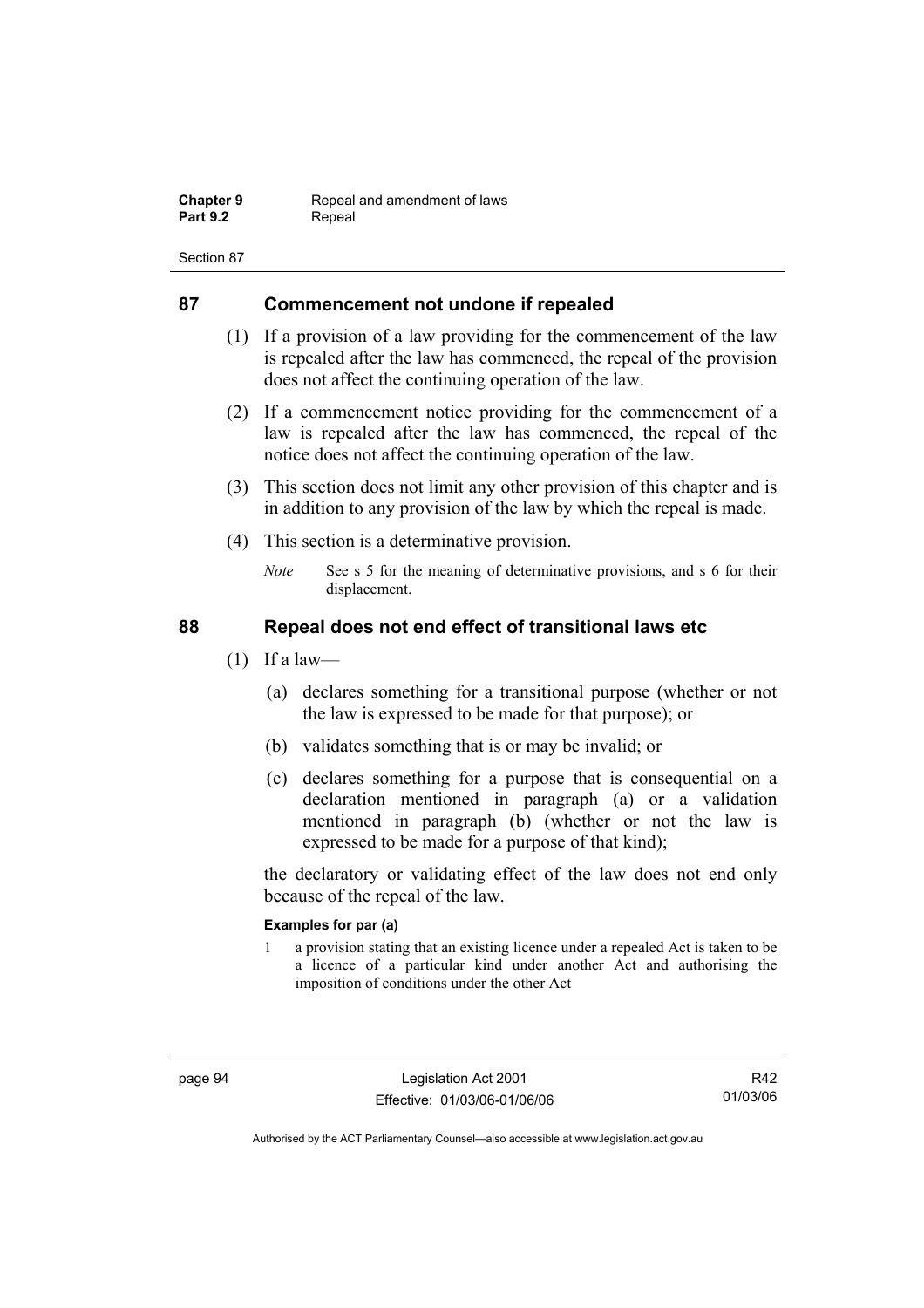## 87 Commencement not undone if repealed

(1) If a provision of a law providing for the commencement of the law is repealed after the law has commenced, the repeal of the provision does not affect the continuing operation of the law.

(2) If a commencement notice providing for the commencement of a law is repealed after the law has commenced, the repeal of the notice does not affect the continuing operation of the law.

(3) This section does not limit any other provision of this chapter and is in addition to any provision of the law by which the repeal is made.

(4) This section is a determinative provision.

*Note* See s 5 for the meaning of determinative provisions, and s 6 for their displacement.

## 88 Repeal does not end effect of transitional laws etc

(1) If a law—

(a) declares something for a transitional purpose (whether or not the law is expressed to be made for that purpose); or

(b) validates something that is or may be invalid; or

(c) declares something for a purpose that is consequential on a declaration mentioned in paragraph (a) or a validation mentioned in paragraph (b) (whether or not the law is expressed to be made for a purpose of that kind);

the declaratory or validating effect of the law does not end only because of the repeal of the law.

**Examples for par (a)**

1 a provision stating that an existing licence under a repealed Act is taken to be a licence of a particular kind under another Act and authorising the imposition of conditions under the other Act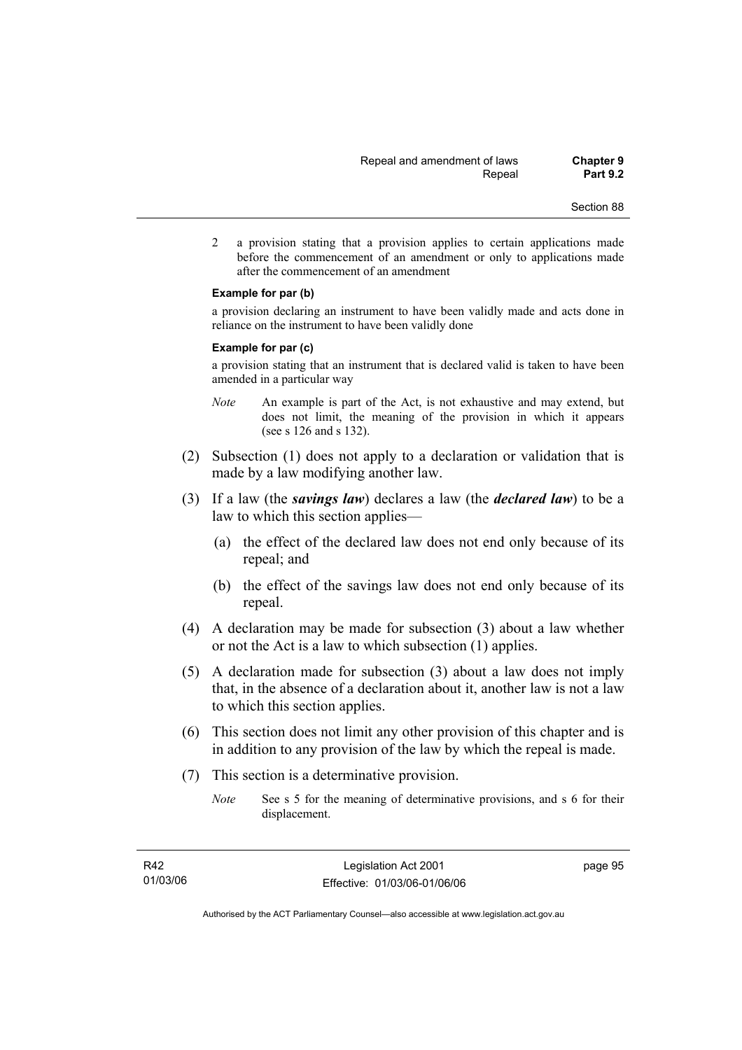2 a provision stating that a provision applies to certain applications made before the commencement of an amendment or only to applications made after the commencement of an amendment

**Example for par (b)**

a provision declaring an instrument to have been validly made and acts done in reliance on the instrument to have been validly done

**Example for par (c)**

a provision stating that an instrument that is declared valid is taken to have been amended in a particular way

*Note* An example is part of the Act, is not exhaustive and may extend, but does not limit, the meaning of the provision in which it appears (see s 126 and s 132).

(2) Subsection (1) does not apply to a declaration or validation that is made by a law modifying another law.

(3) If a law (the ***savings law***) declares a law (the ***declared law***) to be a law to which this section applies—

(a) the effect of the declared law does not end only because of its repeal; and

(b) the effect of the savings law does not end only because of its repeal.

(4) A declaration may be made for subsection (3) about a law whether or not the Act is a law to which subsection (1) applies.

(5) A declaration made for subsection (3) about a law does not imply that, in the absence of a declaration about it, another law is not a law to which this section applies.

(6) This section does not limit any other provision of this chapter and is in addition to any provision of the law by which the repeal is made.

(7) This section is a determinative provision.

*Note* See s 5 for the meaning of determinative provisions, and s 6 for their displacement.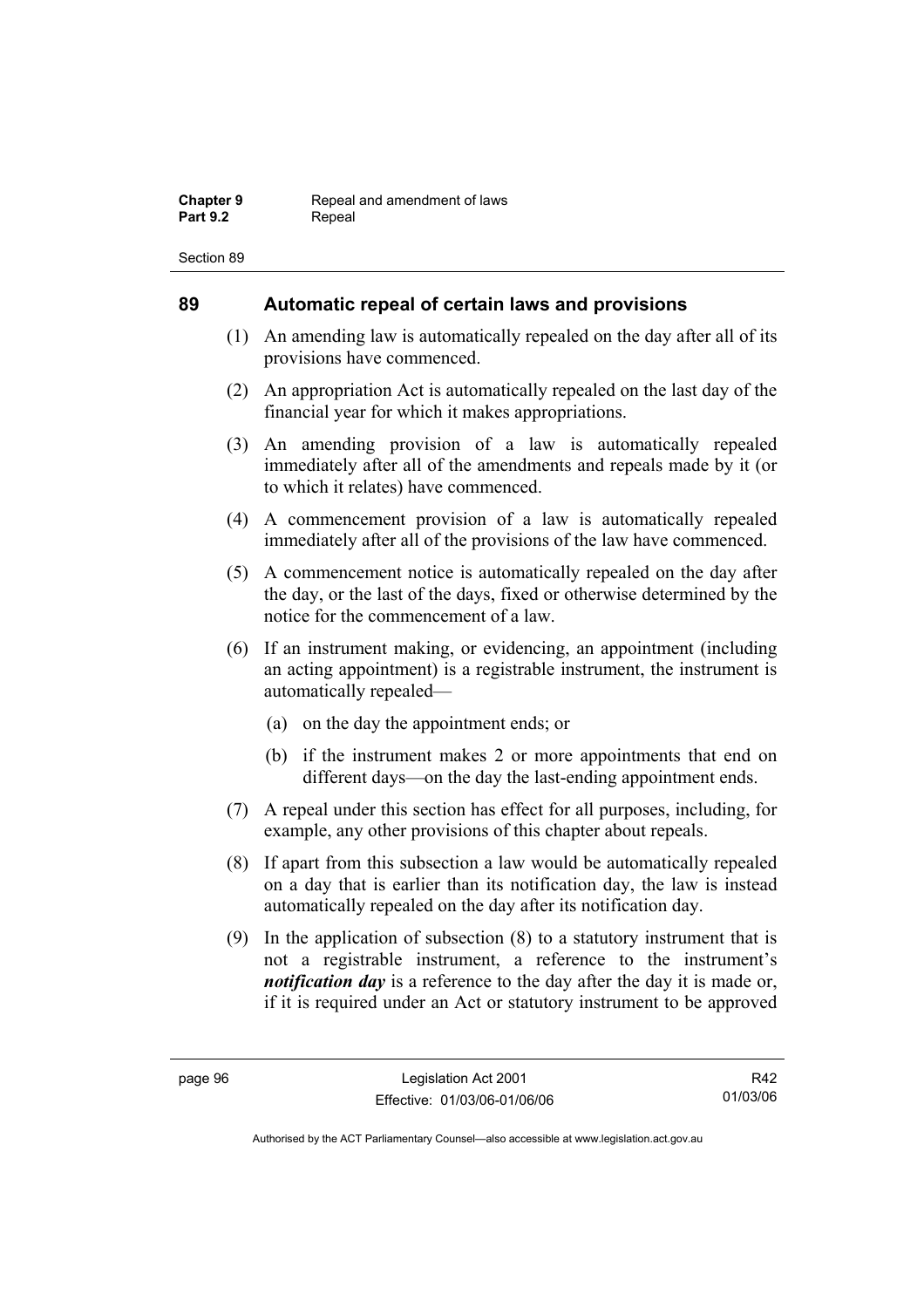## 89 Automatic repeal of certain laws and provisions

(1) An amending law is automatically repealed on the day after all of its provisions have commenced.

(2) An appropriation Act is automatically repealed on the last day of the financial year for which it makes appropriations.

(3) An amending provision of a law is automatically repealed immediately after all of the amendments and repeals made by it (or to which it relates) have commenced.

(4) A commencement provision of a law is automatically repealed immediately after all of the provisions of the law have commenced.

(5) A commencement notice is automatically repealed on the day after the day, or the last of the days, fixed or otherwise determined by the notice for the commencement of a law.

(6) If an instrument making, or evidencing, an appointment (including an acting appointment) is a registrable instrument, the instrument is automatically repealed—

(a) on the day the appointment ends; or

(b) if the instrument makes 2 or more appointments that end on different days—on the day the last-ending appointment ends.

(7) A repeal under this section has effect for all purposes, including, for example, any other provisions of this chapter about repeals.

(8) If apart from this subsection a law would be automatically repealed on a day that is earlier than its notification day, the law is instead automatically repealed on the day after its notification day.

(9) In the application of subsection (8) to a statutory instrument that is not a registrable instrument, a reference to the instrument's ***notification day*** is a reference to the day after the day it is made or, if it is required under an Act or statutory instrument to be approved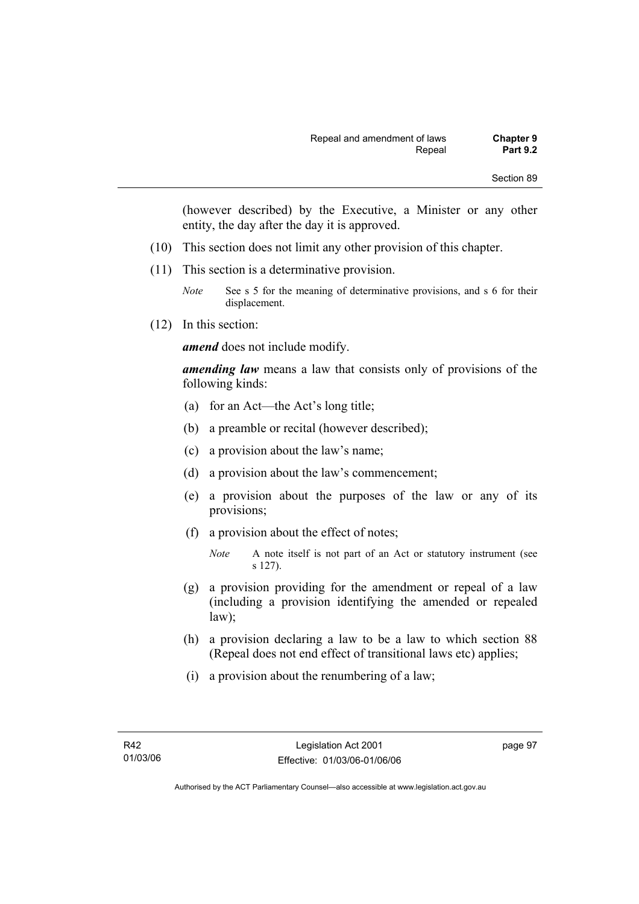(however described) by the Executive, a Minister or any other entity, the day after the day it is approved.

(10) This section does not limit any other provision of this chapter.

(11) This section is a determinative provision.

*Note* See s 5 for the meaning of determinative provisions, and s 6 for their displacement.

(12) In this section:

***amend*** does not include modify.

***amending law*** means a law that consists only of provisions of the following kinds:

(a) for an Act—the Act's long title;

(b) a preamble or recital (however described);

(c) a provision about the law's name;

(d) a provision about the law's commencement;

(e) a provision about the purposes of the law or any of its provisions;

(f) a provision about the effect of notes;

*Note* A note itself is not part of an Act or statutory instrument (see s 127).

(g) a provision providing for the amendment or repeal of a law (including a provision identifying the amended or repealed law);

(h) a provision declaring a law to be a law to which section 88 (Repeal does not end effect of transitional laws etc) applies;

(i) a provision about the renumbering of a law;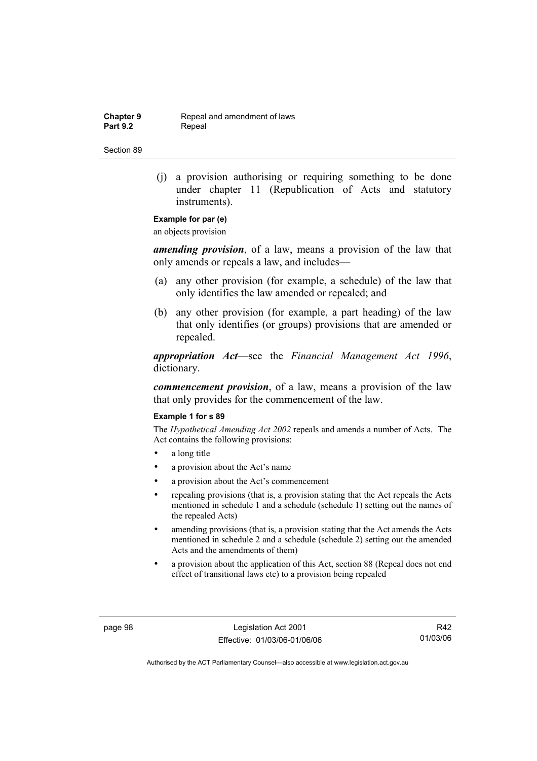(j) a provision authorising or requiring something to be done under chapter 11 (Republication of Acts and statutory instruments).

**Example for par (e)**

an objects provision

***amending provision***, of a law, means a provision of the law that only amends or repeals a law, and includes—

(a) any other provision (for example, a schedule) of the law that only identifies the law amended or repealed; and

(b) any other provision (for example, a part heading) of the law that only identifies (or groups) provisions that are amended or repealed.

***appropriation Act***—see the *Financial Management Act 1996*, dictionary.

***commencement provision***, of a law, means a provision of the law that only provides for the commencement of the law.

**Example 1 for s 89**

The *Hypothetical Amending Act 2002* repeals and amends a number of Acts. The Act contains the following provisions:

- a long title
- a provision about the Act's name
- a provision about the Act's commencement
- repealing provisions (that is, a provision stating that the Act repeals the Acts mentioned in schedule 1 and a schedule (schedule 1) setting out the names of the repealed Acts)
- amending provisions (that is, a provision stating that the Act amends the Acts mentioned in schedule 2 and a schedule (schedule 2) setting out the amended Acts and the amendments of them)
- a provision about the application of this Act, section 88 (Repeal does not end effect of transitional laws etc) to a provision being repealed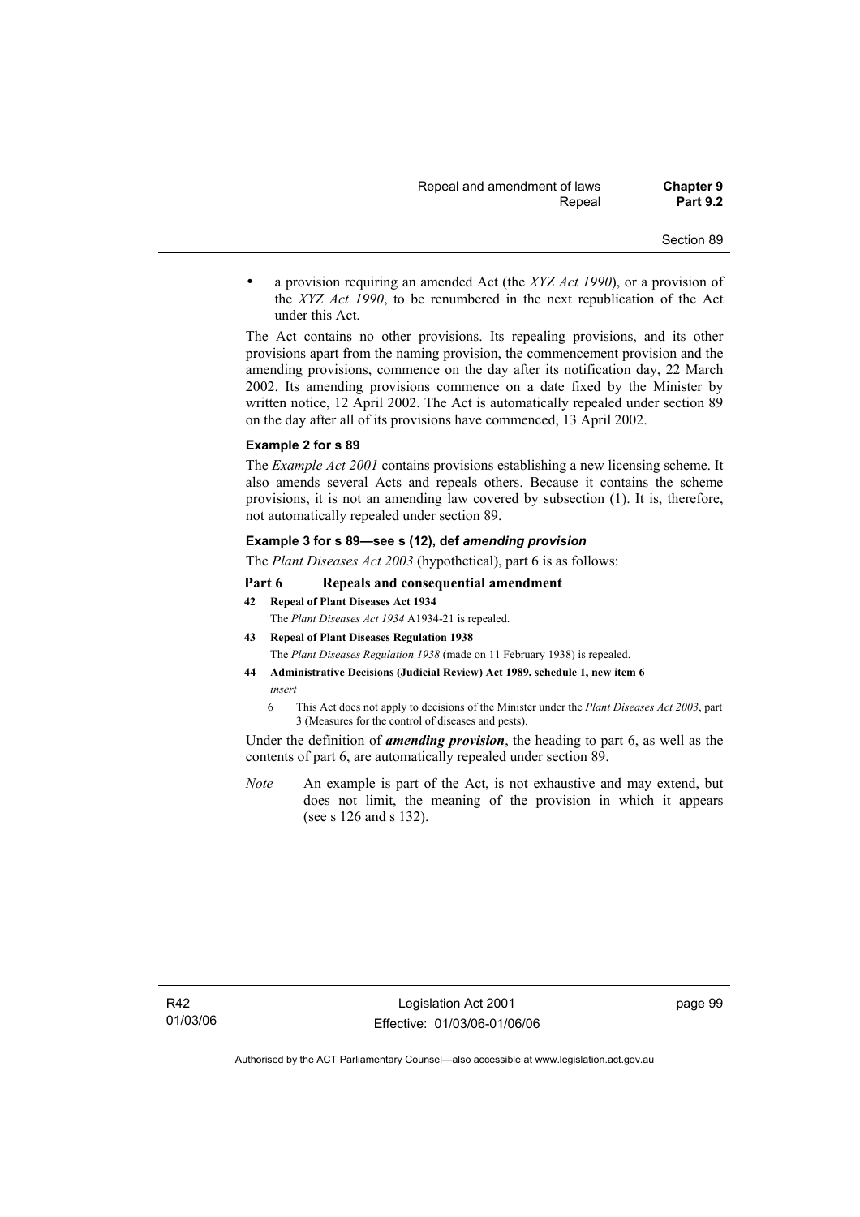- a provision requiring an amended Act (the *XYZ Act 1990*), or a provision of the *XYZ Act 1990*, to be renumbered in the next republication of the Act under this Act.

The Act contains no other provisions. Its repealing provisions, and its other provisions apart from the naming provision, the commencement provision and the amending provisions, commence on the day after its notification day, 22 March 2002. Its amending provisions commence on a date fixed by the Minister by written notice, 12 April 2002. The Act is automatically repealed under section 89 on the day after all of its provisions have commenced, 13 April 2002.

**Example 2 for s 89**

The *Example Act 2001* contains provisions establishing a new licensing scheme. It also amends several Acts and repeals others. Because it contains the scheme provisions, it is not an amending law covered by subsection (1). It is, therefore, not automatically repealed under section 89.

**Example 3 for s 89—see s (12), def *amending provision***

The *Plant Diseases Act 2003* (hypothetical), part 6 is as follows:

**Part 6 Repeals and consequential amendment**

**42 Repeal of Plant Diseases Act 1934**

The *Plant Diseases Act 1934* A1934-21 is repealed.

**43 Repeal of Plant Diseases Regulation 1938**

The *Plant Diseases Regulation 1938* (made on 11 February 1938) is repealed.

**44 Administrative Decisions (Judicial Review) Act 1989, schedule 1, new item 6**

*insert*

6 This Act does not apply to decisions of the Minister under the *Plant Diseases Act 2003*, part 3 (Measures for the control of diseases and pests).

Under the definition of ***amending provision***, the heading to part 6, as well as the contents of part 6, are automatically repealed under section 89.

*Note* An example is part of the Act, is not exhaustive and may extend, but does not limit, the meaning of the provision in which it appears (see s 126 and s 132).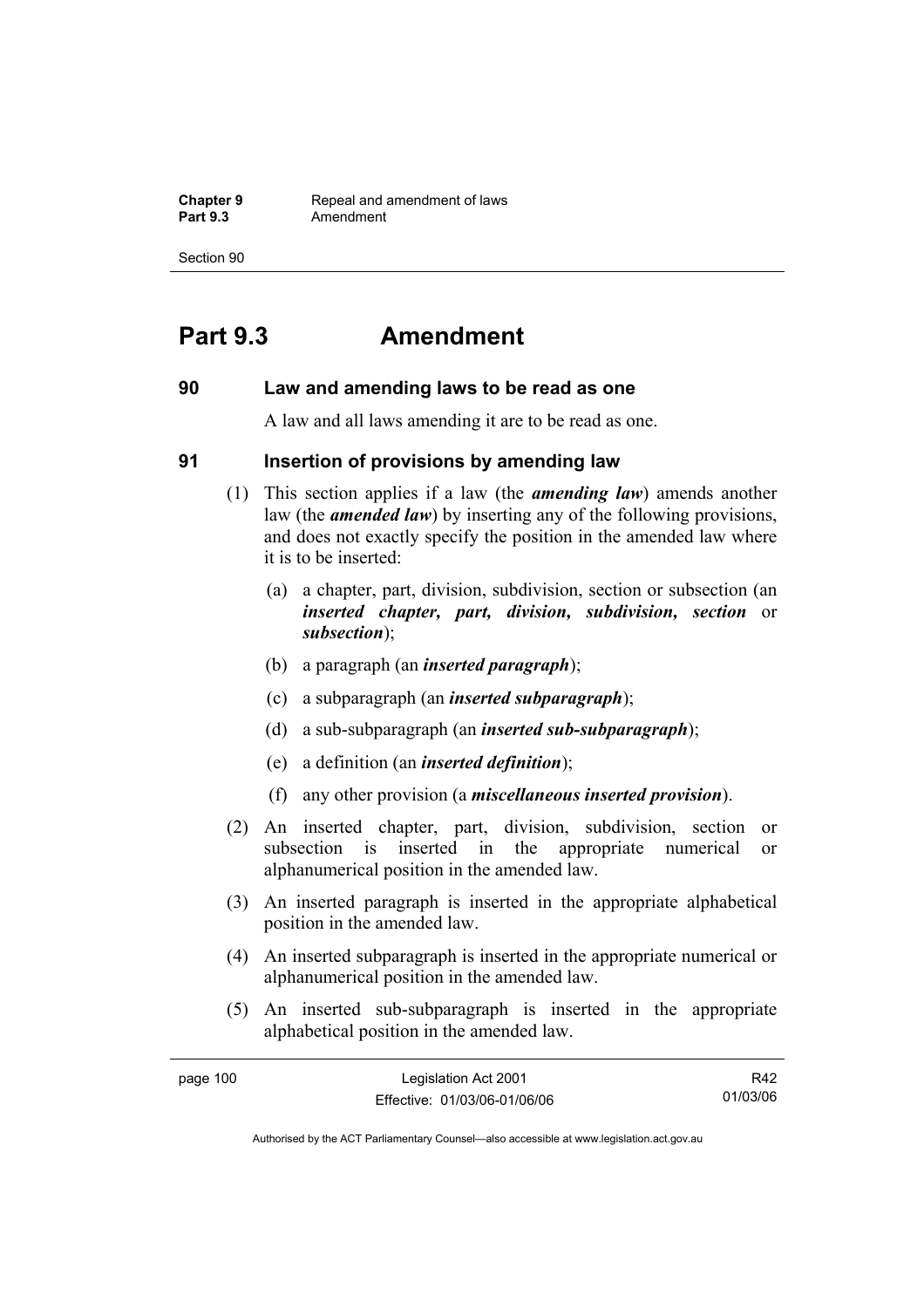# Part 9.3 Amendment

## 90 Law and amending laws to be read as one

A law and all laws amending it are to be read as one.

## 91 Insertion of provisions by amending law

(1) This section applies if a law (the ***amending law***) amends another law (the ***amended law***) by inserting any of the following provisions, and does not exactly specify the position in the amended law where it is to be inserted:

(a) a chapter, part, division, subdivision, section or subsection (an ***inserted chapter, part, division, subdivision, section*** or ***subsection***);

(b) a paragraph (an ***inserted paragraph***);

(c) a subparagraph (an ***inserted subparagraph***);

(d) a sub-subparagraph (an ***inserted sub-subparagraph***);

(e) a definition (an ***inserted definition***);

(f) any other provision (a ***miscellaneous inserted provision***).

(2) An inserted chapter, part, division, subdivision, section or subsection is inserted in the appropriate numerical or alphanumerical position in the amended law.

(3) An inserted paragraph is inserted in the appropriate alphabetical position in the amended law.

(4) An inserted subparagraph is inserted in the appropriate numerical or alphanumerical position in the amended law.

(5) An inserted sub-subparagraph is inserted in the appropriate alphabetical position in the amended law.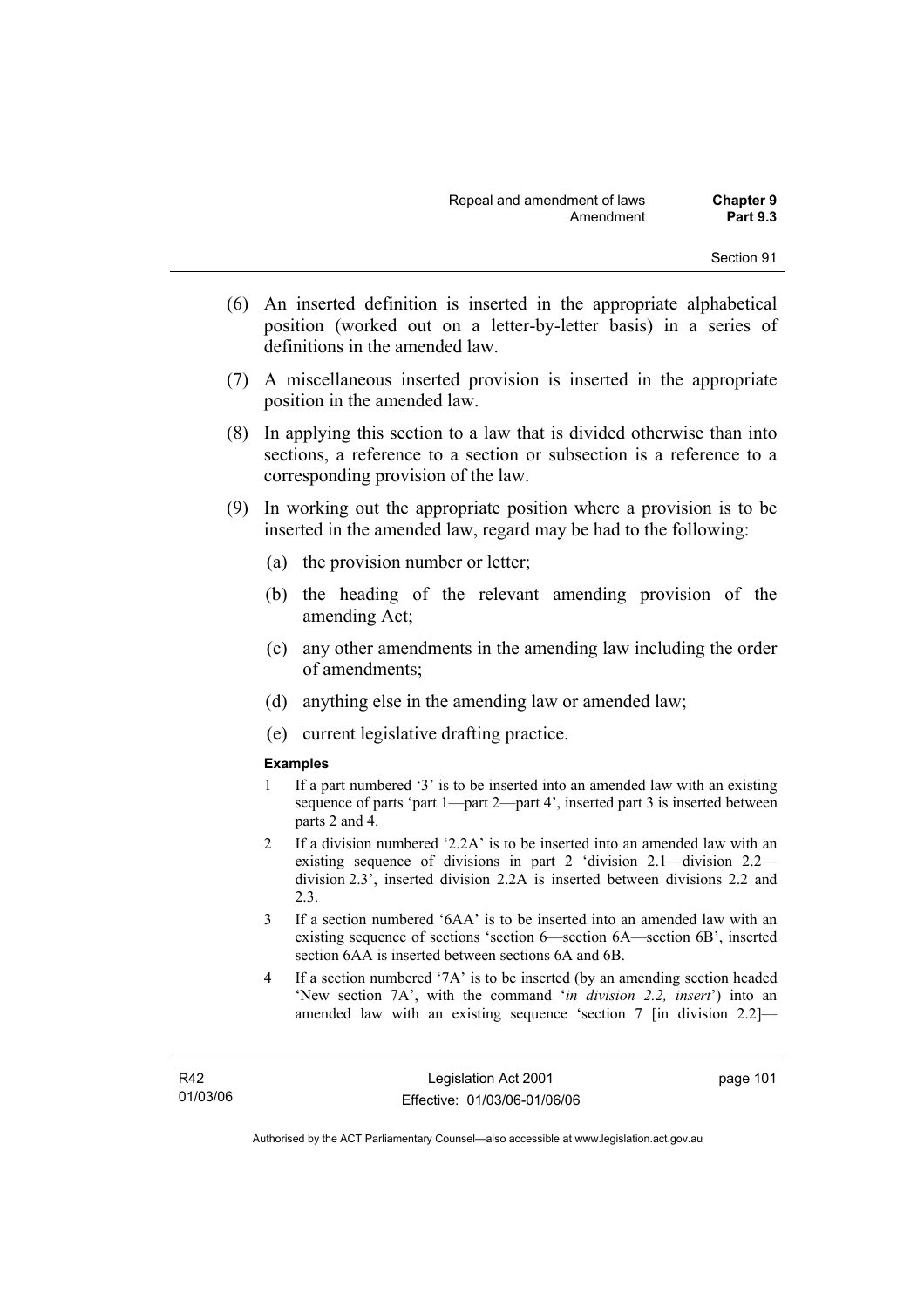(6) An inserted definition is inserted in the appropriate alphabetical position (worked out on a letter-by-letter basis) in a series of definitions in the amended law.

(7) A miscellaneous inserted provision is inserted in the appropriate position in the amended law.

(8) In applying this section to a law that is divided otherwise than into sections, a reference to a section or subsection is a reference to a corresponding provision of the law.

(9) In working out the appropriate position where a provision is to be inserted in the amended law, regard may be had to the following:

(a) the provision number or letter;

(b) the heading of the relevant amending provision of the amending Act;

(c) any other amendments in the amending law including the order of amendments;

(d) anything else in the amending law or amended law;

(e) current legislative drafting practice.

**Examples**

1 If a part numbered '3' is to be inserted into an amended law with an existing sequence of parts 'part 1—part 2—part 4', inserted part 3 is inserted between parts 2 and 4.

2 If a division numbered '2.2A' is to be inserted into an amended law with an existing sequence of divisions in part 2 'division 2.1—division 2.2—division 2.3', inserted division 2.2A is inserted between divisions 2.2 and 2.3.

3 If a section numbered '6AA' is to be inserted into an amended law with an existing sequence of sections 'section 6—section 6A—section 6B', inserted section 6AA is inserted between sections 6A and 6B.

4 If a section numbered '7A' is to be inserted (by an amending section headed 'New section 7A', with the command '*in division 2.2, insert*') into an amended law with an existing sequence 'section 7 [in division 2.2]—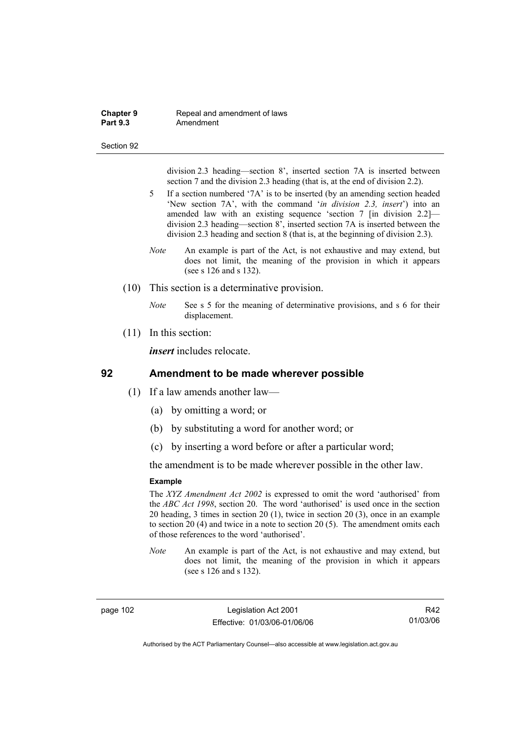division 2.3 heading—section 8', inserted section 7A is inserted between section 7 and the division 2.3 heading (that is, at the end of division 2.2).

5 If a section numbered '7A' is to be inserted (by an amending section headed 'New section 7A', with the command '*in division 2.3, insert*') into an amended law with an existing sequence 'section 7 [in division 2.2]—division 2.3 heading—section 8', inserted section 7A is inserted between the division 2.3 heading and section 8 (that is, at the beginning of division 2.3).

*Note* An example is part of the Act, is not exhaustive and may extend, but does not limit, the meaning of the provision in which it appears (see s 126 and s 132).

(10) This section is a determinative provision.

*Note* See s 5 for the meaning of determinative provisions, and s 6 for their displacement.

(11) In this section:

***insert*** includes relocate.

## 92 Amendment to be made wherever possible

(1) If a law amends another law—

(a) by omitting a word; or

(b) by substituting a word for another word; or

(c) by inserting a word before or after a particular word;

the amendment is to be made wherever possible in the other law.

**Example**

The *XYZ Amendment Act 2002* is expressed to omit the word 'authorised' from the *ABC Act 1998*, section 20. The word 'authorised' is used once in the section 20 heading, 3 times in section 20 (1), twice in section 20 (3), once in an example to section 20 (4) and twice in a note to section 20 (5). The amendment omits each of those references to the word 'authorised'.

*Note* An example is part of the Act, is not exhaustive and may extend, but does not limit, the meaning of the provision in which it appears (see s 126 and s 132).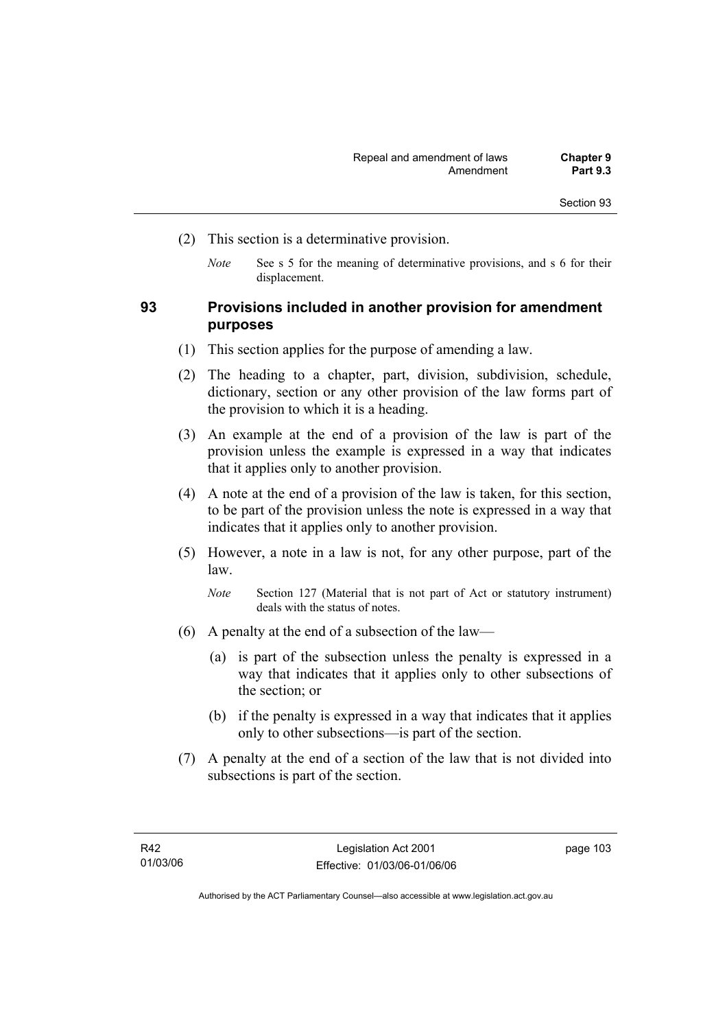(2) This section is a determinative provision.

*Note* See s 5 for the meaning of determinative provisions, and s 6 for their displacement.

## 93 Provisions included in another provision for amendment purposes

(1) This section applies for the purpose of amending a law.

(2) The heading to a chapter, part, division, subdivision, schedule, dictionary, section or any other provision of the law forms part of the provision to which it is a heading.

(3) An example at the end of a provision of the law is part of the provision unless the example is expressed in a way that indicates that it applies only to another provision.

(4) A note at the end of a provision of the law is taken, for this section, to be part of the provision unless the note is expressed in a way that indicates that it applies only to another provision.

(5) However, a note in a law is not, for any other purpose, part of the law.

*Note* Section 127 (Material that is not part of Act or statutory instrument) deals with the status of notes.

(6) A penalty at the end of a subsection of the law—

(a) is part of the subsection unless the penalty is expressed in a way that indicates that it applies only to other subsections of the section; or

(b) if the penalty is expressed in a way that indicates that it applies only to other subsections—is part of the section.

(7) A penalty at the end of a section of the law that is not divided into subsections is part of the section.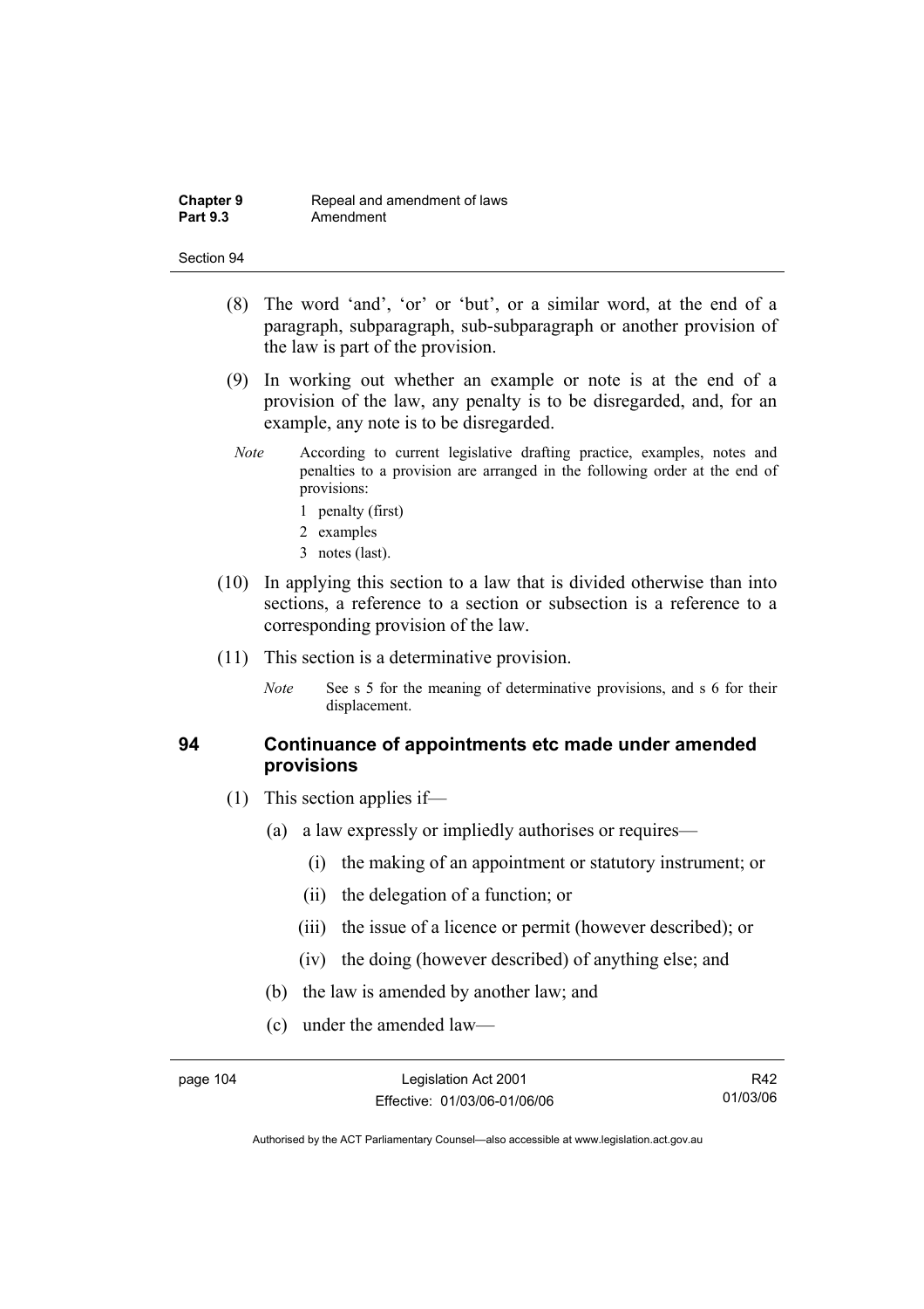(8) The word 'and', 'or' or 'but', or a similar word, at the end of a paragraph, subparagraph, sub-subparagraph or another provision of the law is part of the provision.

(9) In working out whether an example or note is at the end of a provision of the law, any penalty is to be disregarded, and, for an example, any note is to be disregarded.

*Note* According to current legislative drafting practice, examples, notes and penalties to a provision are arranged in the following order at the end of provisions:

1 penalty (first)

2 examples

3 notes (last).

(10) In applying this section to a law that is divided otherwise than into sections, a reference to a section or subsection is a reference to a corresponding provision of the law.

(11) This section is a determinative provision.

*Note* See s 5 for the meaning of determinative provisions, and s 6 for their displacement.

## 94 Continuance of appointments etc made under amended provisions

(1) This section applies if—

(a) a law expressly or impliedly authorises or requires—

(i) the making of an appointment or statutory instrument; or

(ii) the delegation of a function; or

(iii) the issue of a licence or permit (however described); or

(iv) the doing (however described) of anything else; and

(b) the law is amended by another law; and

(c) under the amended law—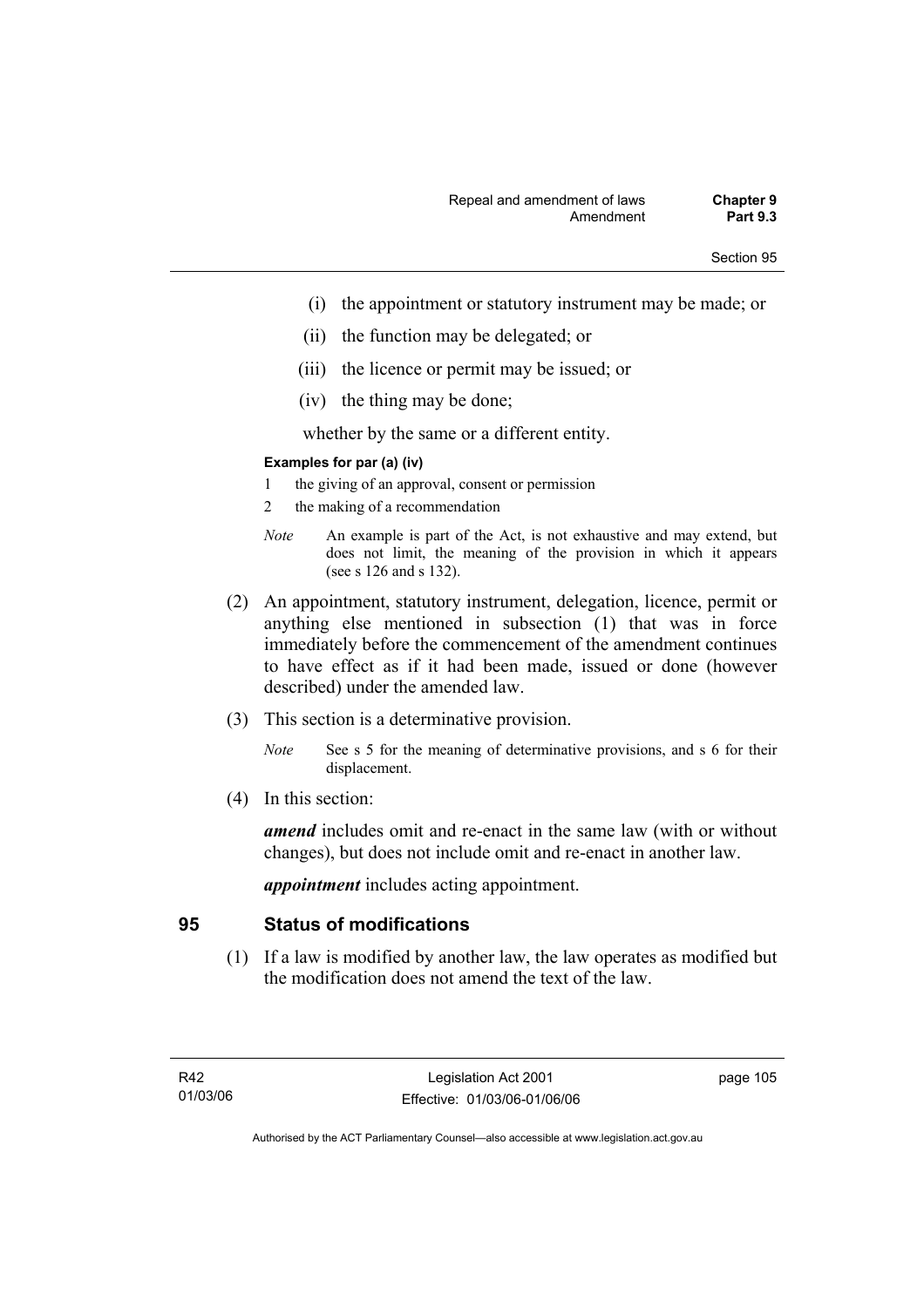(i) the appointment or statutory instrument may be made; or

(ii) the function may be delegated; or

(iii) the licence or permit may be issued; or

(iv) the thing may be done;

whether by the same or a different entity.

**Examples for par (a) (iv)**

1 the giving of an approval, consent or permission

2 the making of a recommendation

*Note* An example is part of the Act, is not exhaustive and may extend, but does not limit, the meaning of the provision in which it appears (see s 126 and s 132).

(2) An appointment, statutory instrument, delegation, licence, permit or anything else mentioned in subsection (1) that was in force immediately before the commencement of the amendment continues to have effect as if it had been made, issued or done (however described) under the amended law.

(3) This section is a determinative provision.

*Note* See s 5 for the meaning of determinative provisions, and s 6 for their displacement.

(4) In this section:

***amend*** includes omit and re-enact in the same law (with or without changes), but does not include omit and re-enact in another law.

***appointment*** includes acting appointment.

## 95 Status of modifications

(1) If a law is modified by another law, the law operates as modified but the modification does not amend the text of the law.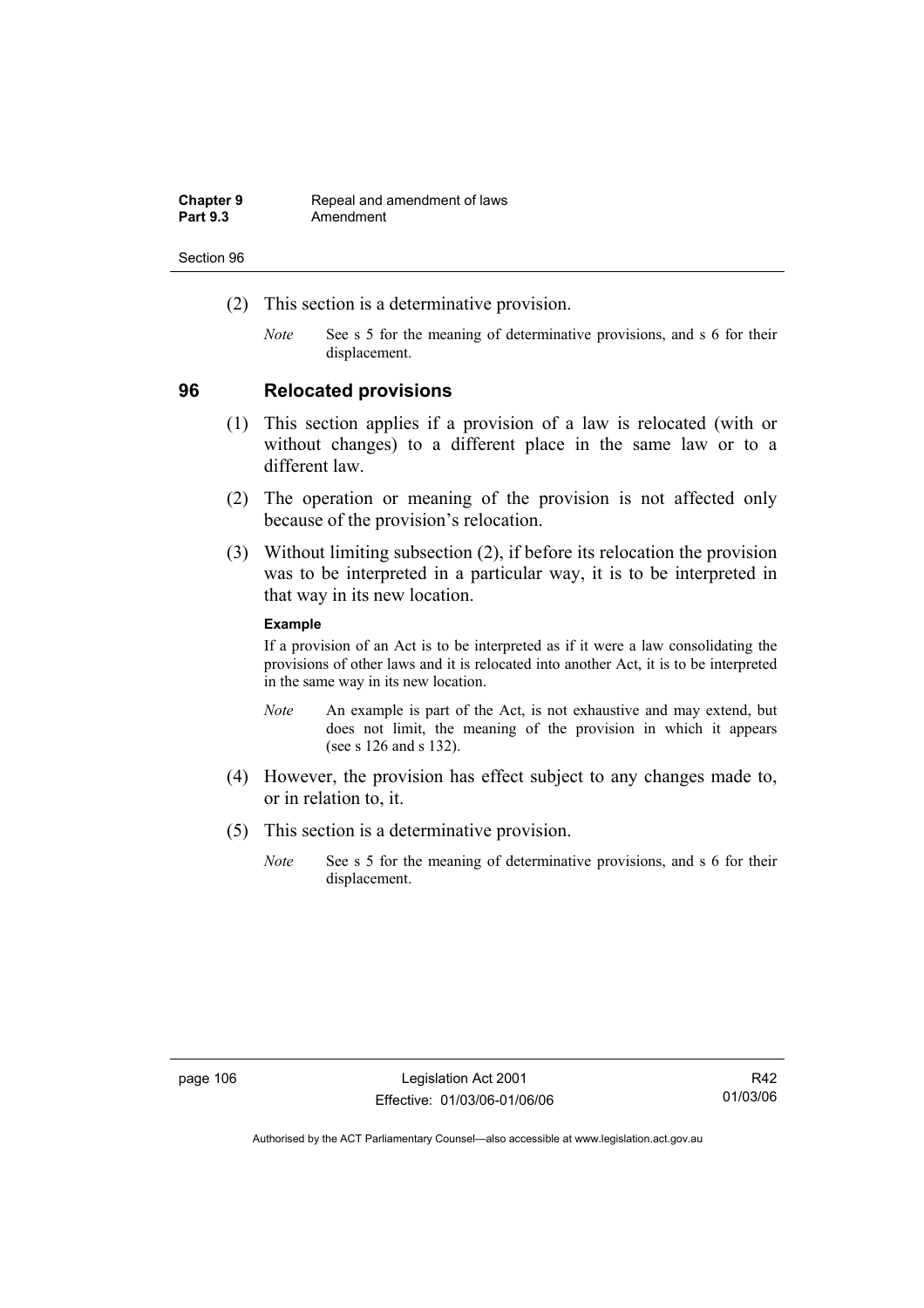(2) This section is a determinative provision.

*Note* See s 5 for the meaning of determinative provisions, and s 6 for their displacement.

## 96 Relocated provisions

(1) This section applies if a provision of a law is relocated (with or without changes) to a different place in the same law or to a different law.

(2) The operation or meaning of the provision is not affected only because of the provision's relocation.

(3) Without limiting subsection (2), if before its relocation the provision was to be interpreted in a particular way, it is to be interpreted in that way in its new location.

**Example**

If a provision of an Act is to be interpreted as if it were a law consolidating the provisions of other laws and it is relocated into another Act, it is to be interpreted in the same way in its new location.

*Note* An example is part of the Act, is not exhaustive and may extend, but does not limit, the meaning of the provision in which it appears (see s 126 and s 132).

(4) However, the provision has effect subject to any changes made to, or in relation to, it.

(5) This section is a determinative provision.

*Note* See s 5 for the meaning of determinative provisions, and s 6 for their displacement.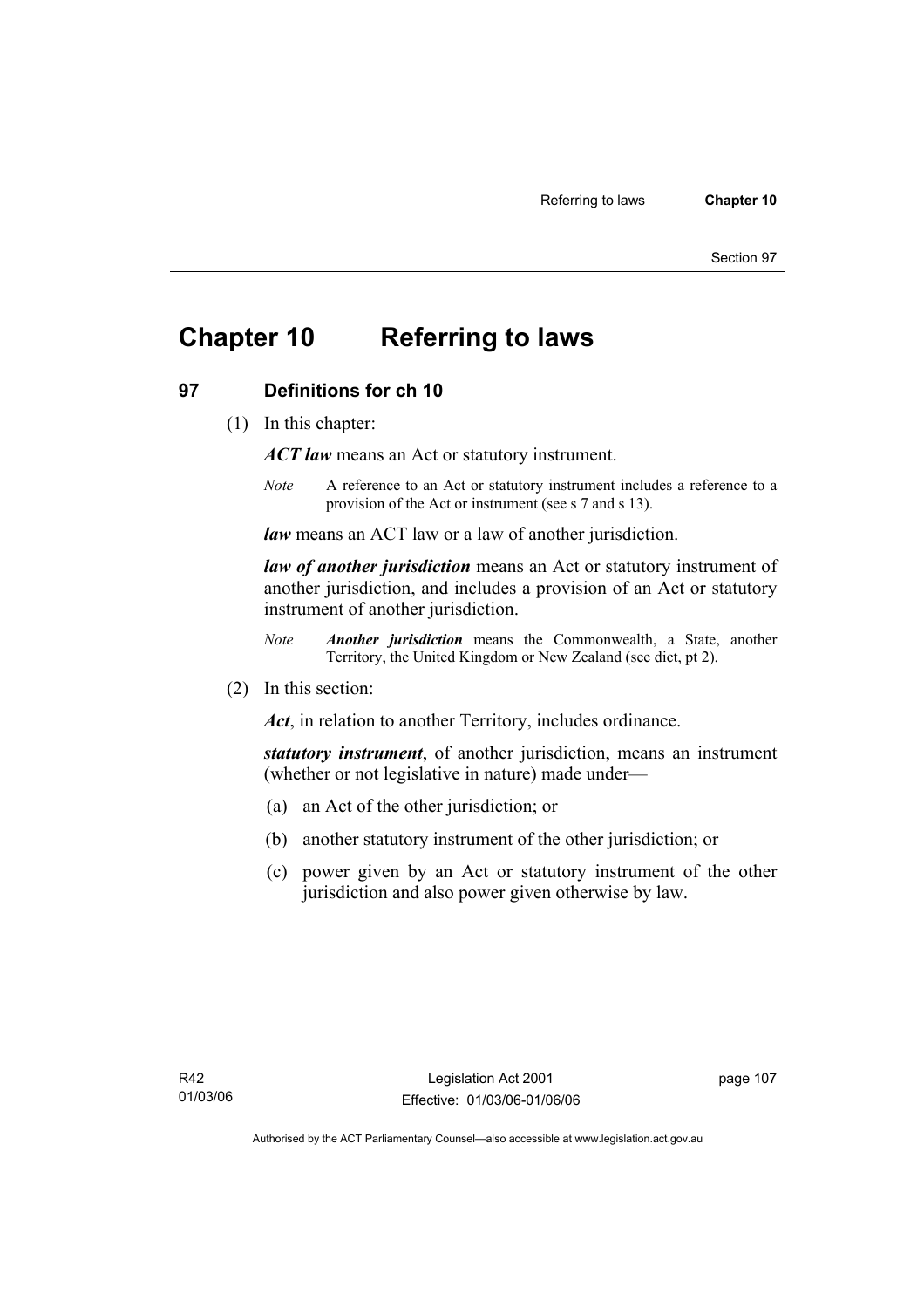# Chapter 10 Referring to laws

## 97 Definitions for ch 10

(1) In this chapter:

***ACT law*** means an Act or statutory instrument.

*Note* A reference to an Act or statutory instrument includes a reference to a provision of the Act or instrument (see s 7 and s 13).

***law*** means an ACT law or a law of another jurisdiction.

***law of another jurisdiction*** means an Act or statutory instrument of another jurisdiction, and includes a provision of an Act or statutory instrument of another jurisdiction.

*Note* ***Another jurisdiction*** means the Commonwealth, a State, another Territory, the United Kingdom or New Zealand (see dict, pt 2).

(2) In this section:

***Act***, in relation to another Territory, includes ordinance.

***statutory instrument***, of another jurisdiction, means an instrument (whether or not legislative in nature) made under—

(a) an Act of the other jurisdiction; or

(b) another statutory instrument of the other jurisdiction; or

(c) power given by an Act or statutory instrument of the other jurisdiction and also power given otherwise by law.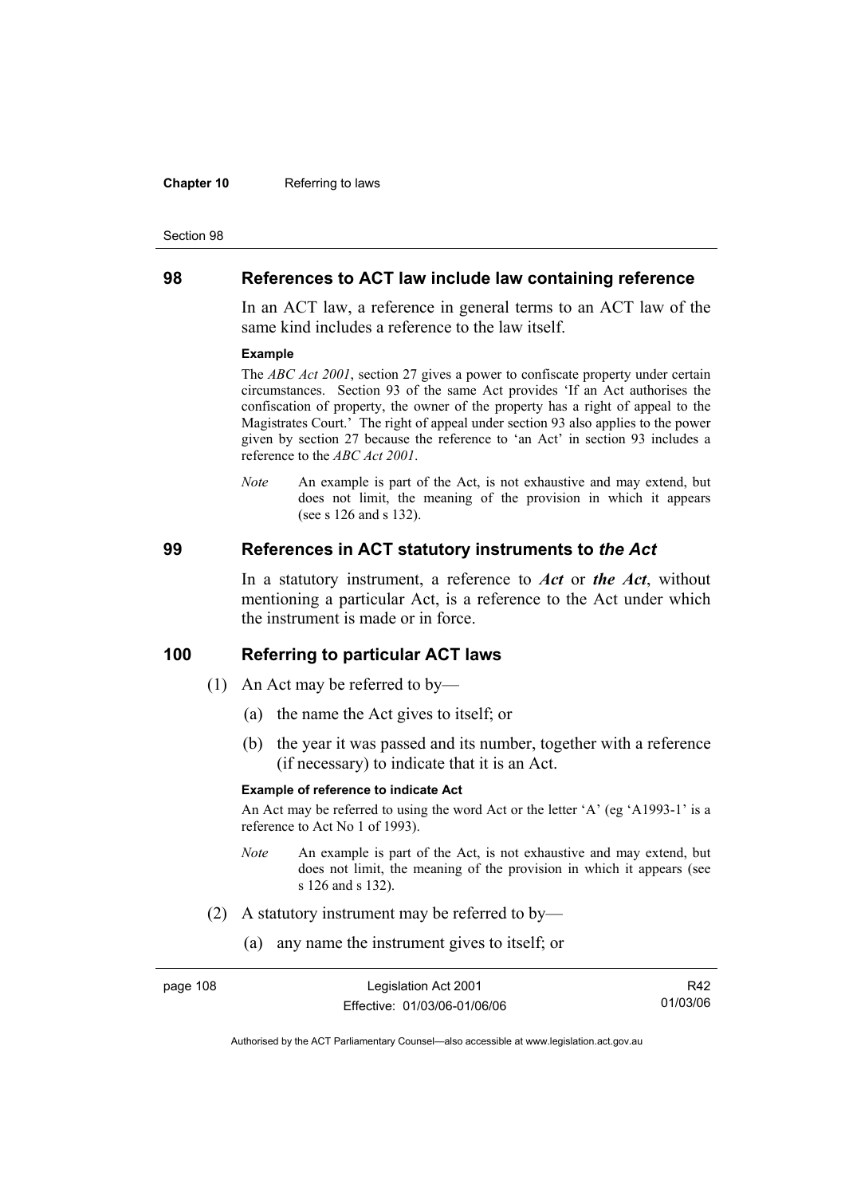## 98 References to ACT law include law containing reference

In an ACT law, a reference in general terms to an ACT law of the same kind includes a reference to the law itself.

**Example**

The *ABC Act 2001*, section 27 gives a power to confiscate property under certain circumstances. Section 93 of the same Act provides 'If an Act authorises the confiscation of property, the owner of the property has a right of appeal to the Magistrates Court.' The right of appeal under section 93 also applies to the power given by section 27 because the reference to 'an Act' in section 93 includes a reference to the *ABC Act 2001*.

*Note* An example is part of the Act, is not exhaustive and may extend, but does not limit, the meaning of the provision in which it appears (see s 126 and s 132).

## 99 References in ACT statutory instruments to *the Act*

In a statutory instrument, a reference to ***Act*** or ***the Act***, without mentioning a particular Act, is a reference to the Act under which the instrument is made or in force.

## 100 Referring to particular ACT laws

(1) An Act may be referred to by—

(a) the name the Act gives to itself; or

(b) the year it was passed and its number, together with a reference (if necessary) to indicate that it is an Act.

**Example of reference to indicate Act**

An Act may be referred to using the word Act or the letter 'A' (eg 'A1993-1' is a reference to Act No 1 of 1993).

*Note* An example is part of the Act, is not exhaustive and may extend, but does not limit, the meaning of the provision in which it appears (see s 126 and s 132).

(2) A statutory instrument may be referred to by—

(a) any name the instrument gives to itself; or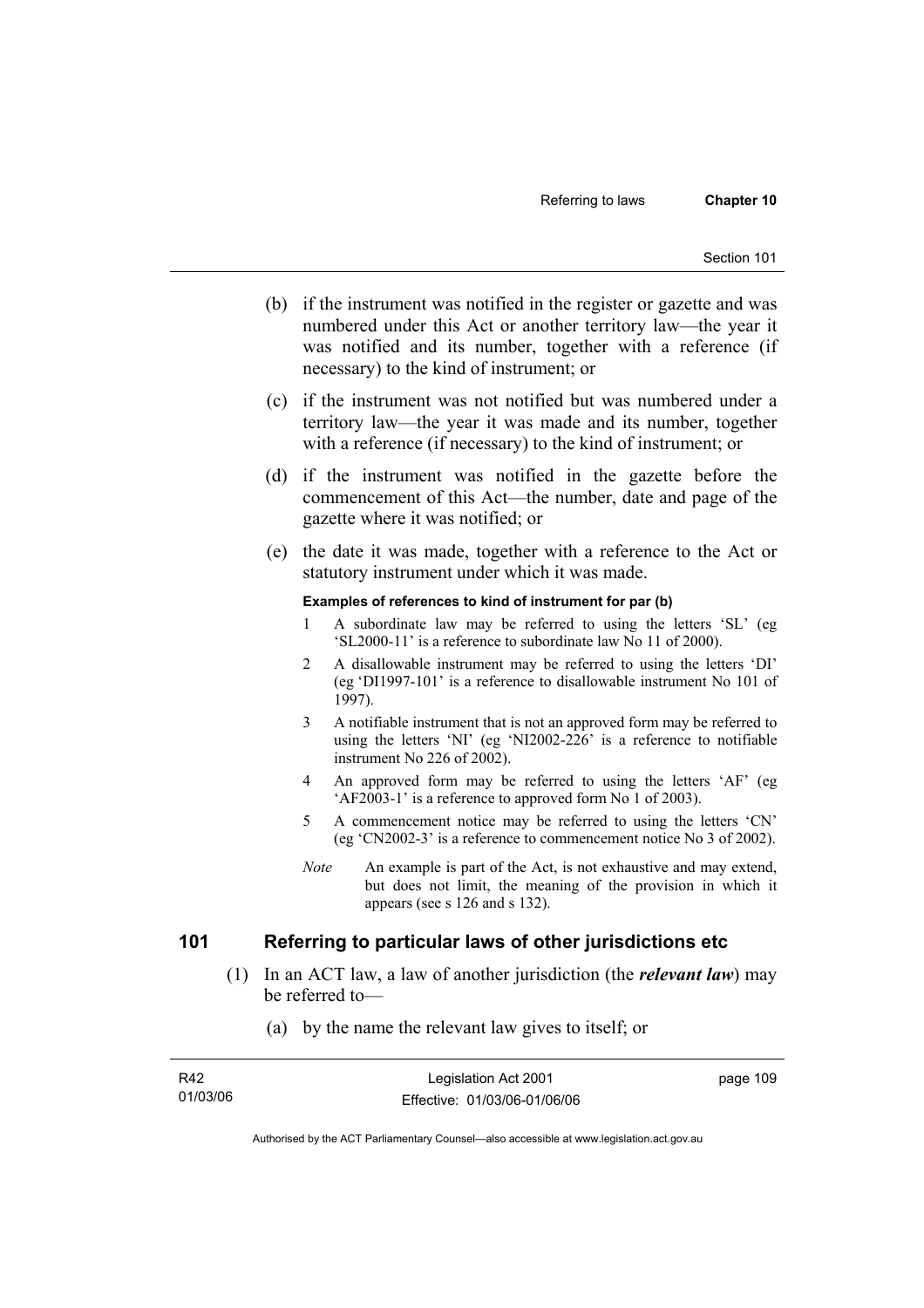(b) if the instrument was notified in the register or gazette and was numbered under this Act or another territory law—the year it was notified and its number, together with a reference (if necessary) to the kind of instrument; or

(c) if the instrument was not notified but was numbered under a territory law—the year it was made and its number, together with a reference (if necessary) to the kind of instrument; or

(d) if the instrument was notified in the gazette before the commencement of this Act—the number, date and page of the gazette where it was notified; or

(e) the date it was made, together with a reference to the Act or statutory instrument under which it was made.

**Examples of references to kind of instrument for par (b)**

1 A subordinate law may be referred to using the letters 'SL' (eg 'SL2000-11' is a reference to subordinate law No 11 of 2000).

2 A disallowable instrument may be referred to using the letters 'DI' (eg 'DI1997-101' is a reference to disallowable instrument No 101 of 1997).

3 A notifiable instrument that is not an approved form may be referred to using the letters 'NI' (eg 'NI2002-226' is a reference to notifiable instrument No 226 of 2002).

4 An approved form may be referred to using the letters 'AF' (eg 'AF2003-1' is a reference to approved form No 1 of 2003).

5 A commencement notice may be referred to using the letters 'CN' (eg 'CN2002-3' is a reference to commencement notice No 3 of 2002).

*Note* An example is part of the Act, is not exhaustive and may extend, but does not limit, the meaning of the provision in which it appears (see s 126 and s 132).

## 101 Referring to particular laws of other jurisdictions etc

(1) In an ACT law, a law of another jurisdiction (the ***relevant law***) may be referred to—

(a) by the name the relevant law gives to itself; or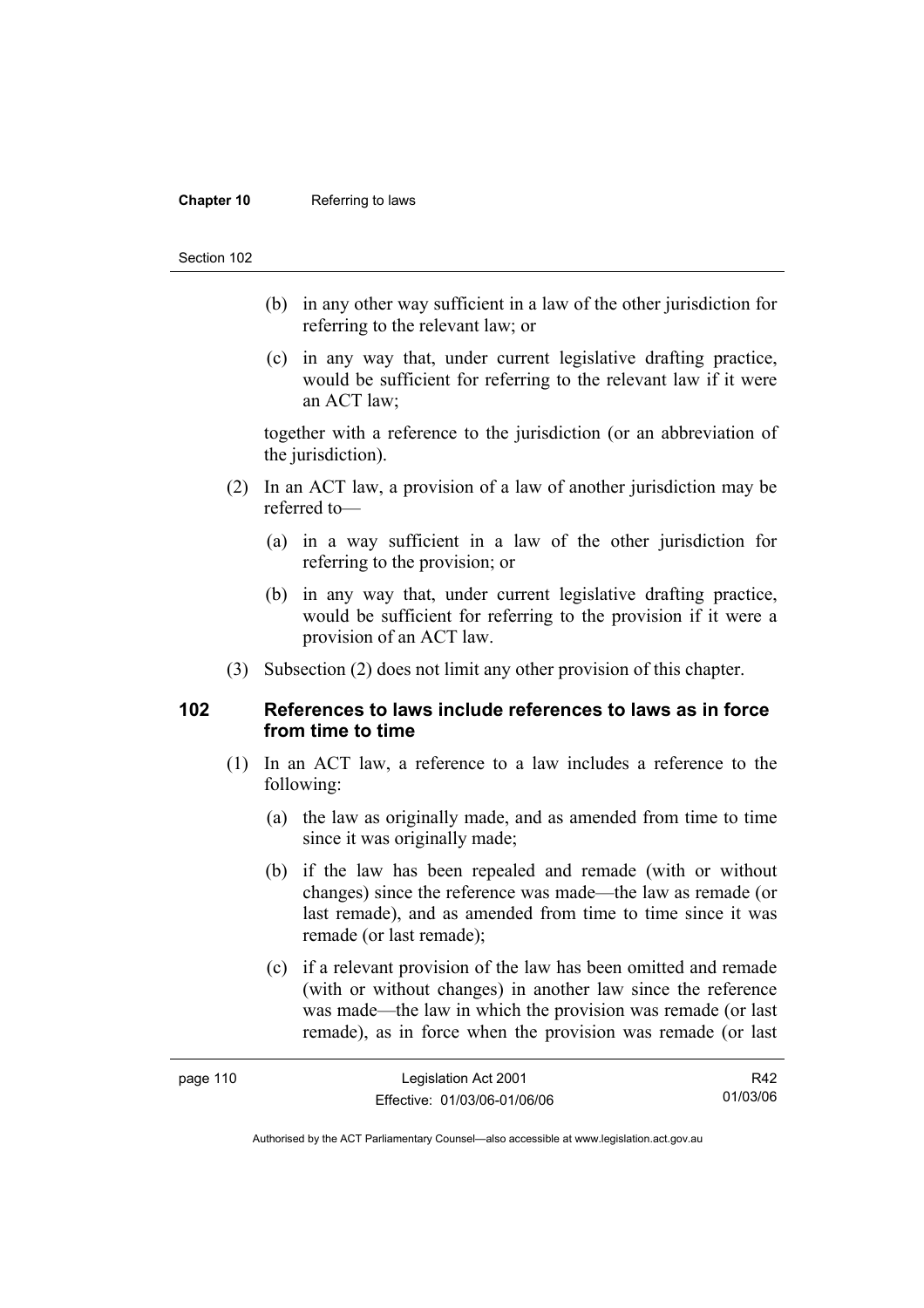(b) in any other way sufficient in a law of the other jurisdiction for referring to the relevant law; or

(c) in any way that, under current legislative drafting practice, would be sufficient for referring to the relevant law if it were an ACT law;

together with a reference to the jurisdiction (or an abbreviation of the jurisdiction).

(2) In an ACT law, a provision of a law of another jurisdiction may be referred to—

(a) in a way sufficient in a law of the other jurisdiction for referring to the provision; or

(b) in any way that, under current legislative drafting practice, would be sufficient for referring to the provision if it were a provision of an ACT law.

(3) Subsection (2) does not limit any other provision of this chapter.

## 102 References to laws include references to laws as in force from time to time

(1) In an ACT law, a reference to a law includes a reference to the following:

(a) the law as originally made, and as amended from time to time since it was originally made;

(b) if the law has been repealed and remade (with or without changes) since the reference was made—the law as remade (or last remade), and as amended from time to time since it was remade (or last remade);

(c) if a relevant provision of the law has been omitted and remade (with or without changes) in another law since the reference was made—the law in which the provision was remade (or last remade), as in force when the provision was remade (or last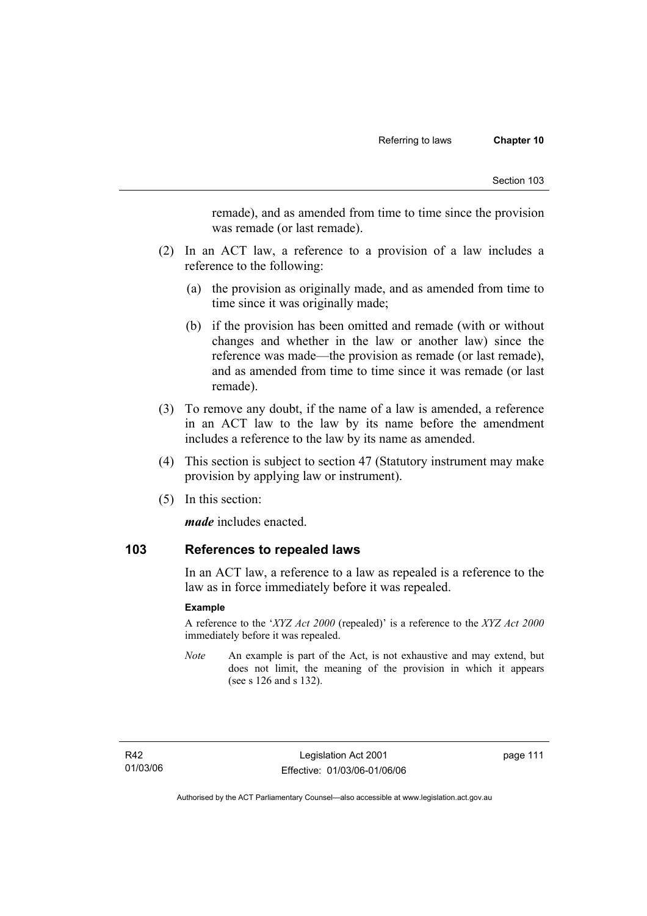remade), and as amended from time to time since the provision was remade (or last remade).

(2) In an ACT law, a reference to a provision of a law includes a reference to the following:

(a) the provision as originally made, and as amended from time to time since it was originally made;

(b) if the provision has been omitted and remade (with or without changes and whether in the law or another law) since the reference was made—the provision as remade (or last remade), and as amended from time to time since it was remade (or last remade).

(3) To remove any doubt, if the name of a law is amended, a reference in an ACT law to the law by its name before the amendment includes a reference to the law by its name as amended.

(4) This section is subject to section 47 (Statutory instrument may make provision by applying law or instrument).

(5) In this section:

***made*** includes enacted.

## 103 References to repealed laws

In an ACT law, a reference to a law as repealed is a reference to the law as in force immediately before it was repealed.

**Example**

A reference to the '*XYZ Act 2000* (repealed)' is a reference to the *XYZ Act 2000* immediately before it was repealed.

*Note* An example is part of the Act, is not exhaustive and may extend, but does not limit, the meaning of the provision in which it appears (see s 126 and s 132).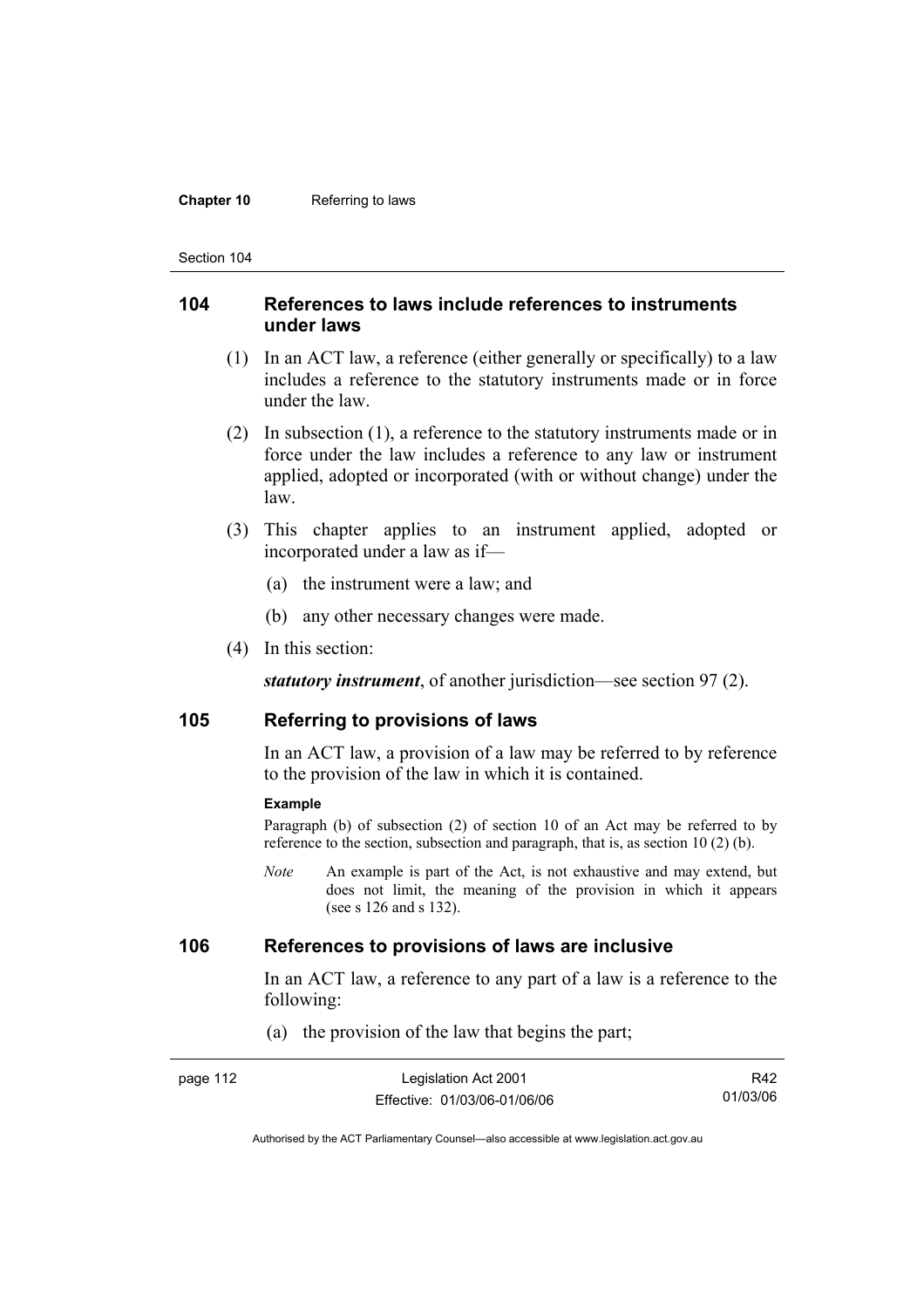## 104 References to laws include references to instruments under laws

(1) In an ACT law, a reference (either generally or specifically) to a law includes a reference to the statutory instruments made or in force under the law.

(2) In subsection (1), a reference to the statutory instruments made or in force under the law includes a reference to any law or instrument applied, adopted or incorporated (with or without change) under the law.

(3) This chapter applies to an instrument applied, adopted or incorporated under a law as if—

(a) the instrument were a law; and

(b) any other necessary changes were made.

(4) In this section:

***statutory instrument***, of another jurisdiction—see section 97 (2).

## 105 Referring to provisions of laws

In an ACT law, a provision of a law may be referred to by reference to the provision of the law in which it is contained.

**Example**

Paragraph (b) of subsection (2) of section 10 of an Act may be referred to by reference to the section, subsection and paragraph, that is, as section 10 (2) (b).

*Note* An example is part of the Act, is not exhaustive and may extend, but does not limit, the meaning of the provision in which it appears (see s 126 and s 132).

## 106 References to provisions of laws are inclusive

In an ACT law, a reference to any part of a law is a reference to the following:

(a) the provision of the law that begins the part;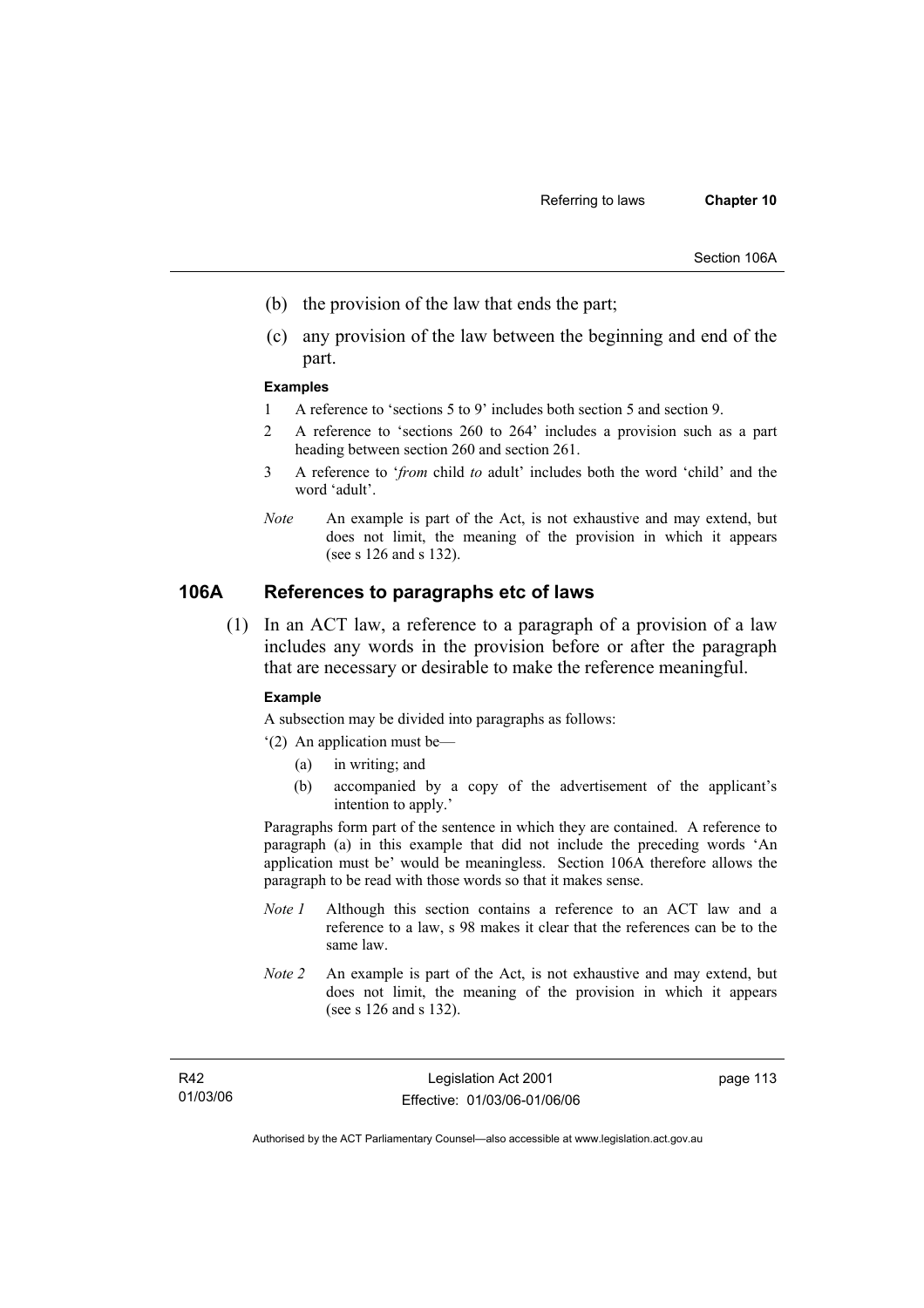(b) the provision of the law that ends the part;

(c) any provision of the law between the beginning and end of the part.

**Examples**

1 A reference to 'sections 5 to 9' includes both section 5 and section 9.

2 A reference to 'sections 260 to 264' includes a provision such as a part heading between section 260 and section 261.

3 A reference to '*from* child *to* adult' includes both the word 'child' and the word 'adult'.

*Note* An example is part of the Act, is not exhaustive and may extend, but does not limit, the meaning of the provision in which it appears (see s 126 and s 132).

## 106A References to paragraphs etc of laws

(1) In an ACT law, a reference to a paragraph of a provision of a law includes any words in the provision before or after the paragraph that are necessary or desirable to make the reference meaningful.

**Example**

A subsection may be divided into paragraphs as follows:

'(2) An application must be—

(a) in writing; and

(b) accompanied by a copy of the advertisement of the applicant's intention to apply.'

Paragraphs form part of the sentence in which they are contained. A reference to paragraph (a) in this example that did not include the preceding words 'An application must be' would be meaningless. Section 106A therefore allows the paragraph to be read with those words so that it makes sense.

*Note 1* Although this section contains a reference to an ACT law and a reference to a law, s 98 makes it clear that the references can be to the same law.

*Note 2* An example is part of the Act, is not exhaustive and may extend, but does not limit, the meaning of the provision in which it appears (see s 126 and s 132).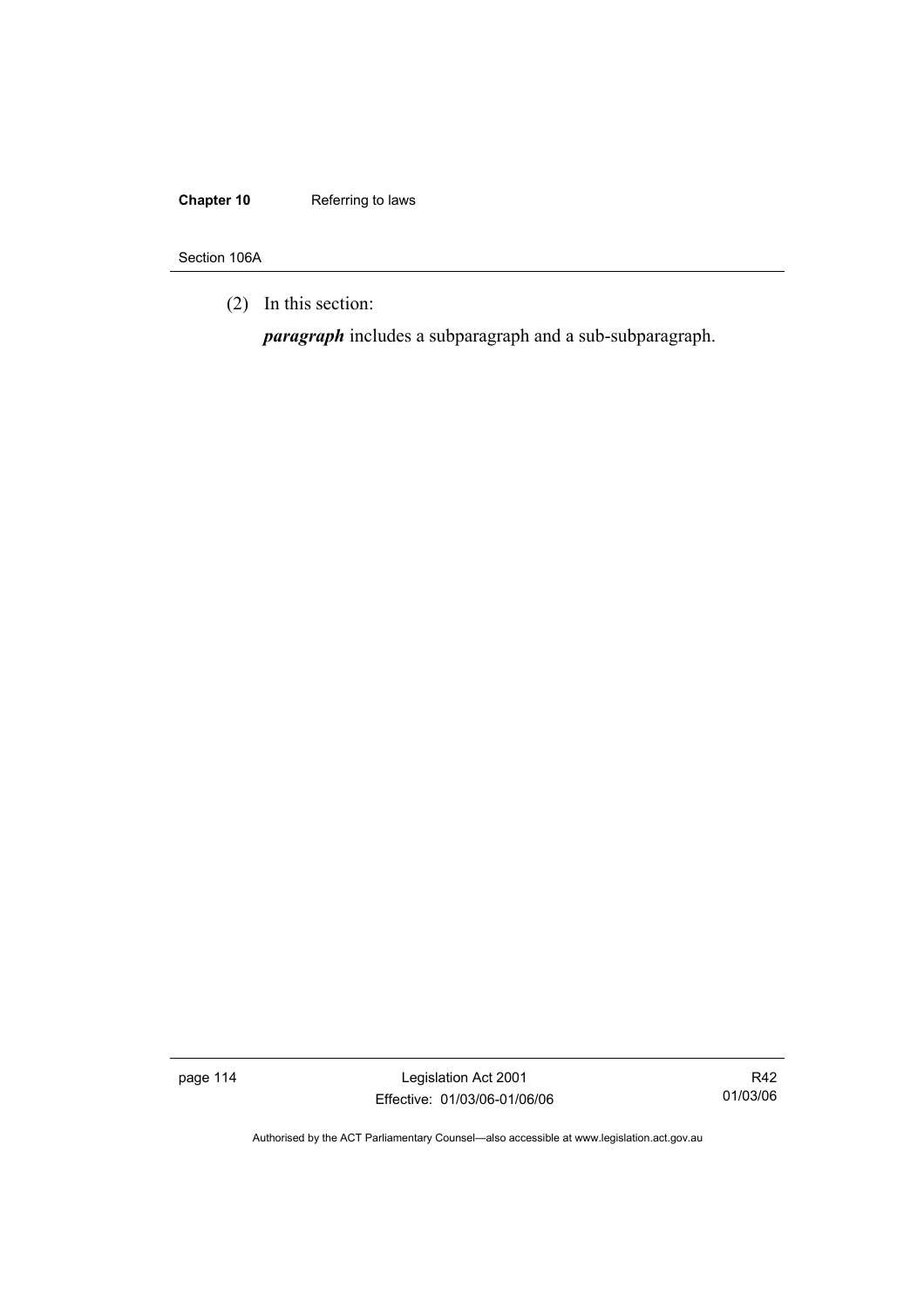(2) In this section:

***paragraph*** includes a subparagraph and a sub-subparagraph.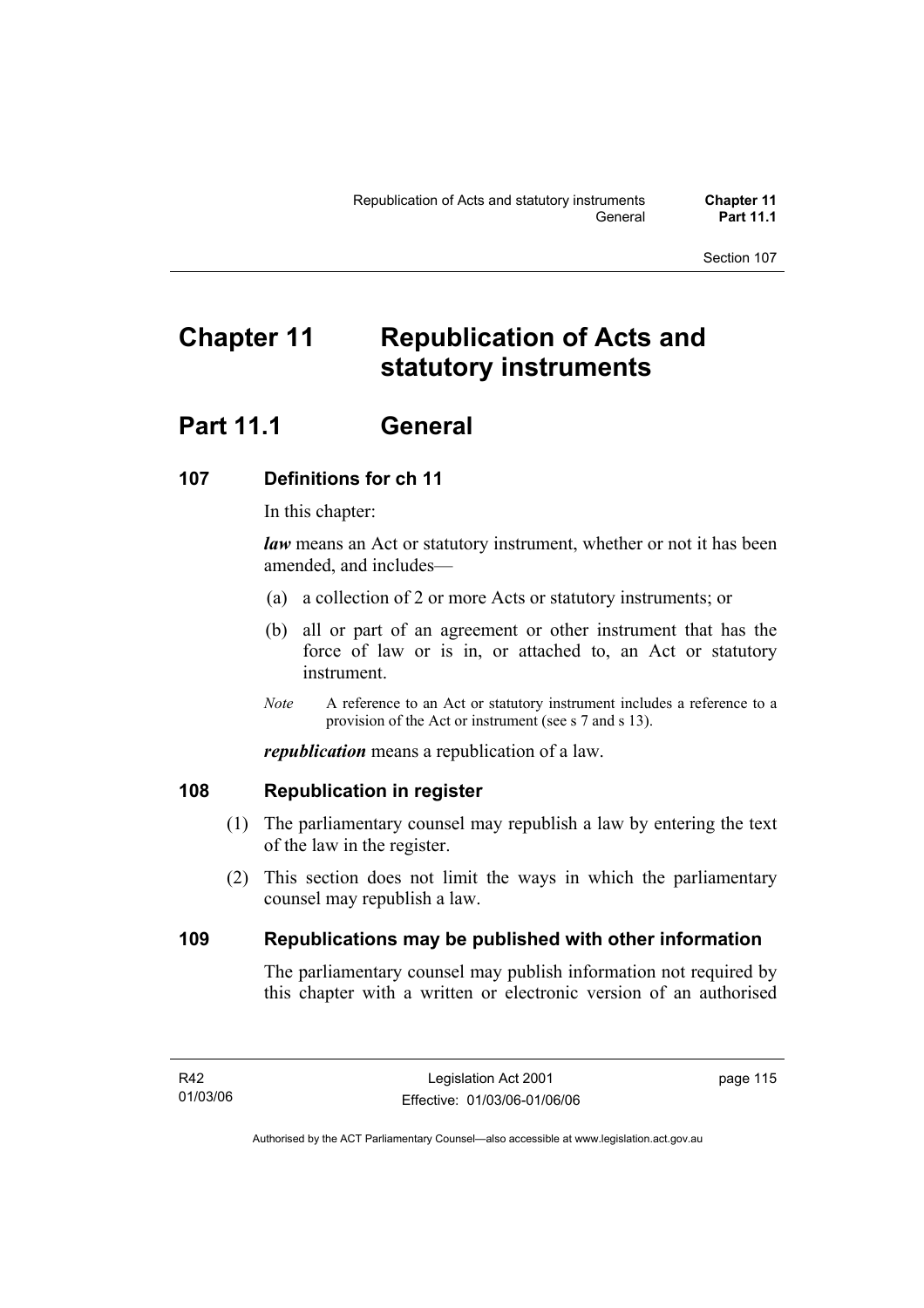# Chapter 11 Republication of Acts and statutory instruments

## Part 11.1 General

### 107 Definitions for ch 11

In this chapter:

***law*** means an Act or statutory instrument, whether or not it has been amended, and includes—

(a) a collection of 2 or more Acts or statutory instruments; or

(b) all or part of an agreement or other instrument that has the force of law or is in, or attached to, an Act or statutory instrument.

*Note* A reference to an Act or statutory instrument includes a reference to a provision of the Act or instrument (see s 7 and s 13).

***republication*** means a republication of a law.

### 108 Republication in register

(1) The parliamentary counsel may republish a law by entering the text of the law in the register.

(2) This section does not limit the ways in which the parliamentary counsel may republish a law.

### 109 Republications may be published with other information

The parliamentary counsel may publish information not required by this chapter with a written or electronic version of an authorised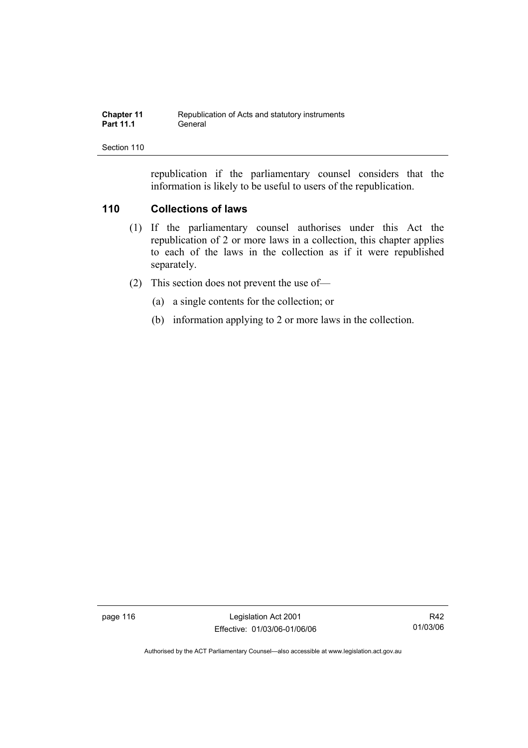republication if the parliamentary counsel considers that the information is likely to be useful to users of the republication.

### 110 Collections of laws

(1) If the parliamentary counsel authorises under this Act the republication of 2 or more laws in a collection, this chapter applies to each of the laws in the collection as if it were republished separately.

(2) This section does not prevent the use of—

(a) a single contents for the collection; or

(b) information applying to 2 or more laws in the collection.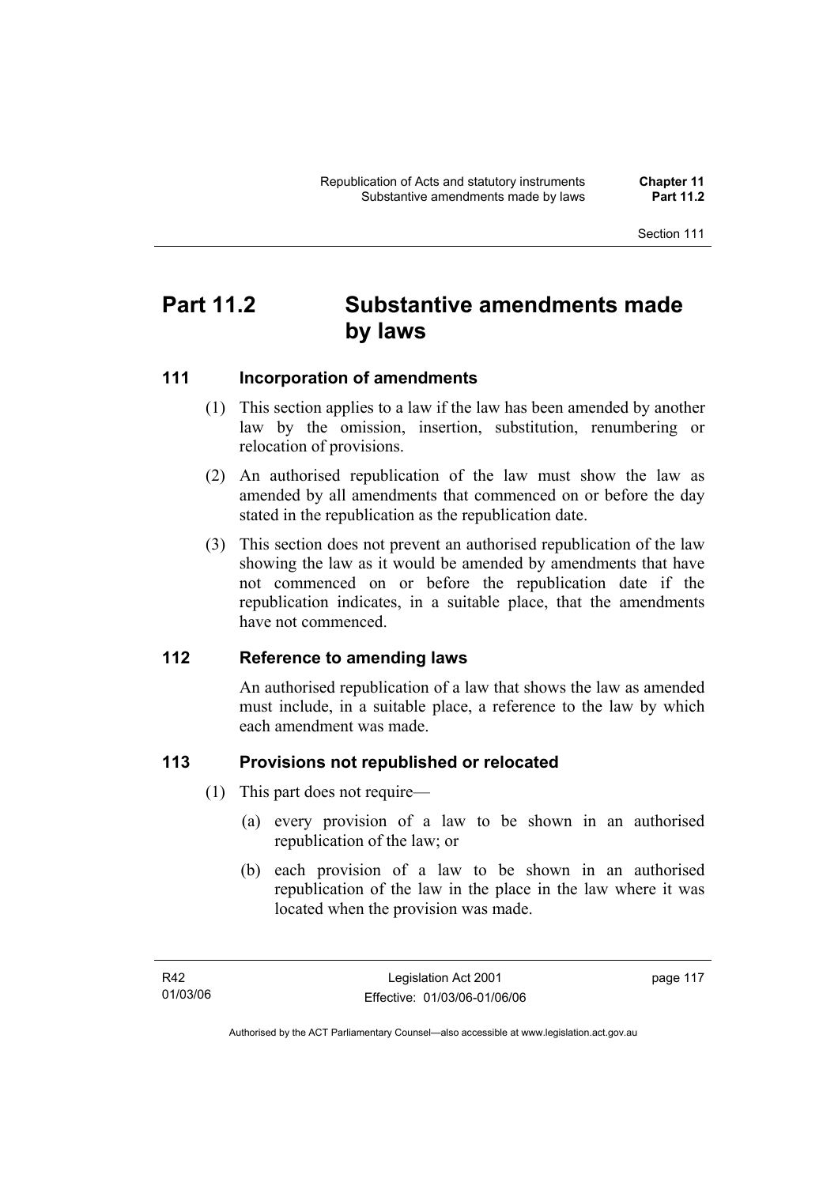# Part 11.2 Substantive amendments made by laws

## 111 Incorporation of amendments

(1) This section applies to a law if the law has been amended by another law by the omission, insertion, substitution, renumbering or relocation of provisions.

(2) An authorised republication of the law must show the law as amended by all amendments that commenced on or before the day stated in the republication as the republication date.

(3) This section does not prevent an authorised republication of the law showing the law as it would be amended by amendments that have not commenced on or before the republication date if the republication indicates, in a suitable place, that the amendments have not commenced.

## 112 Reference to amending laws

An authorised republication of a law that shows the law as amended must include, in a suitable place, a reference to the law by which each amendment was made.

## 113 Provisions not republished or relocated

(1) This part does not require—

(a) every provision of a law to be shown in an authorised republication of the law; or

(b) each provision of a law to be shown in an authorised republication of the law in the place in the law where it was located when the provision was made.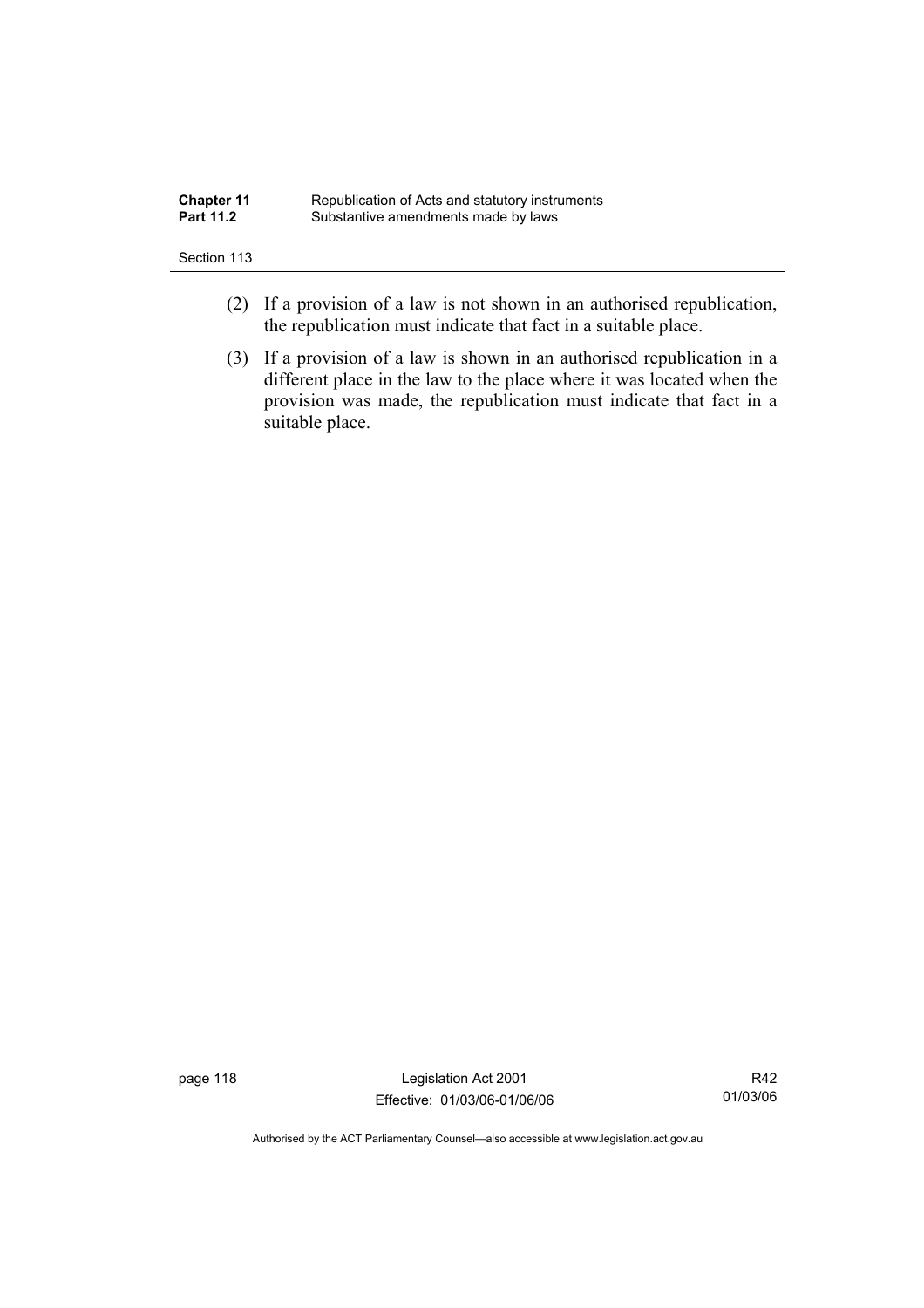(2) If a provision of a law is not shown in an authorised republication, the republication must indicate that fact in a suitable place.

(3) If a provision of a law is shown in an authorised republication in a different place in the law to the place where it was located when the provision was made, the republication must indicate that fact in a suitable place.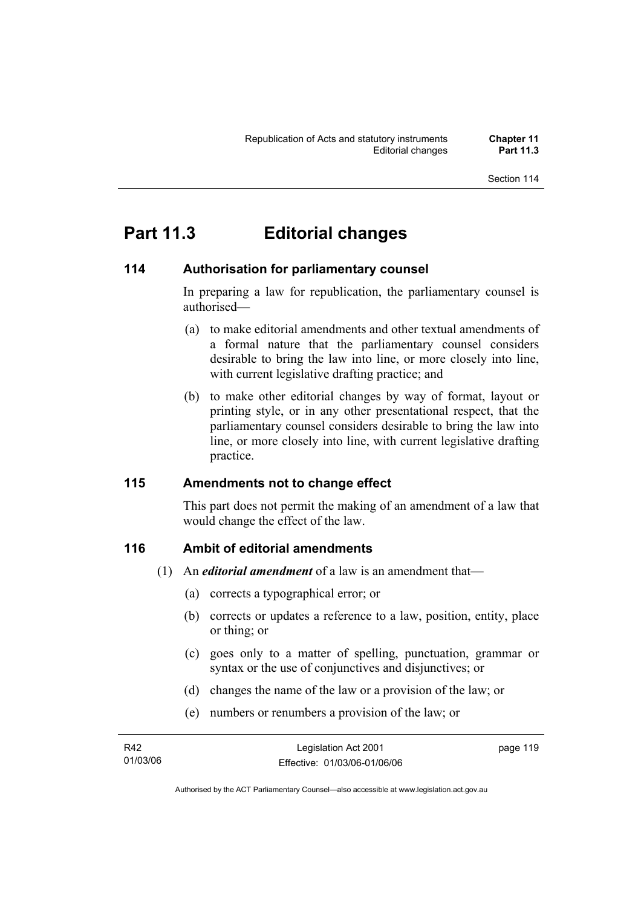# Part 11.3 Editorial changes

## 114 Authorisation for parliamentary counsel

In preparing a law for republication, the parliamentary counsel is authorised—

(a) to make editorial amendments and other textual amendments of a formal nature that the parliamentary counsel considers desirable to bring the law into line, or more closely into line, with current legislative drafting practice; and

(b) to make other editorial changes by way of format, layout or printing style, or in any other presentational respect, that the parliamentary counsel considers desirable to bring the law into line, or more closely into line, with current legislative drafting practice.

## 115 Amendments not to change effect

This part does not permit the making of an amendment of a law that would change the effect of the law.

## 116 Ambit of editorial amendments

(1) An ***editorial amendment*** of a law is an amendment that—

(a) corrects a typographical error; or

(b) corrects or updates a reference to a law, position, entity, place or thing; or

(c) goes only to a matter of spelling, punctuation, grammar or syntax or the use of conjunctives and disjunctives; or

(d) changes the name of the law or a provision of the law; or

(e) numbers or renumbers a provision of the law; or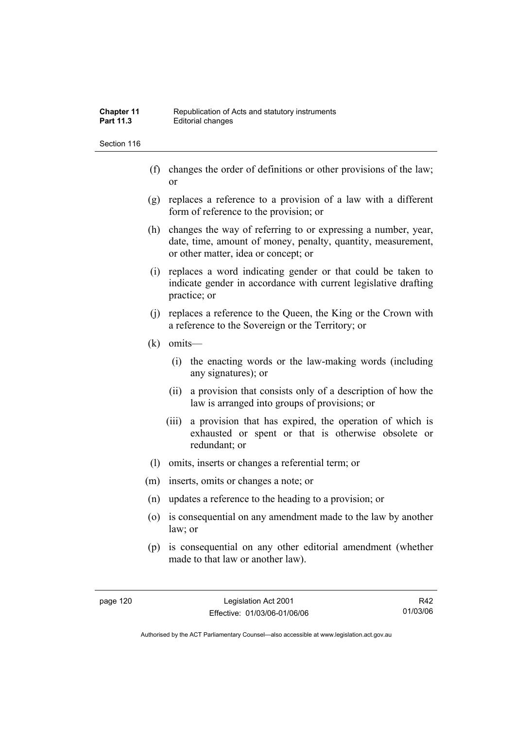(f) changes the order of definitions or other provisions of the law; or

(g) replaces a reference to a provision of a law with a different form of reference to the provision; or

(h) changes the way of referring to or expressing a number, year, date, time, amount of money, penalty, quantity, measurement, or other matter, idea or concept; or

(i) replaces a word indicating gender or that could be taken to indicate gender in accordance with current legislative drafting practice; or

(j) replaces a reference to the Queen, the King or the Crown with a reference to the Sovereign or the Territory; or

(k) omits—

  (i) the enacting words or the law-making words (including any signatures); or

  (ii) a provision that consists only of a description of how the law is arranged into groups of provisions; or

  (iii) a provision that has expired, the operation of which is exhausted or spent or that is otherwise obsolete or redundant; or

(l) omits, inserts or changes a referential term; or

(m) inserts, omits or changes a note; or

(n) updates a reference to the heading to a provision; or

(o) is consequential on any amendment made to the law by another law; or

(p) is consequential on any other editorial amendment (whether made to that law or another law).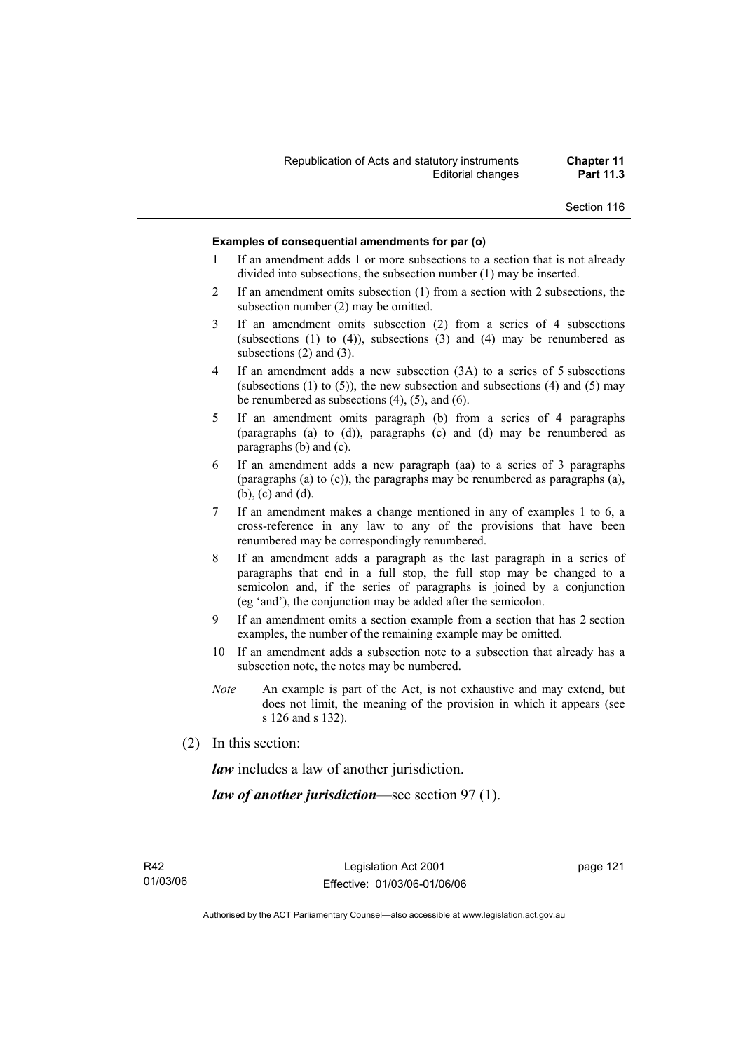**Examples of consequential amendments for par (o)**

1 If an amendment adds 1 or more subsections to a section that is not already divided into subsections, the subsection number (1) may be inserted.

2 If an amendment omits subsection (1) from a section with 2 subsections, the subsection number (2) may be omitted.

3 If an amendment omits subsection (2) from a series of 4 subsections (subsections (1) to (4)), subsections (3) and (4) may be renumbered as subsections (2) and (3).

4 If an amendment adds a new subsection (3A) to a series of 5 subsections (subsections (1) to (5)), the new subsection and subsections (4) and (5) may be renumbered as subsections (4), (5), and (6).

5 If an amendment omits paragraph (b) from a series of 4 paragraphs (paragraphs (a) to (d)), paragraphs (c) and (d) may be renumbered as paragraphs (b) and (c).

6 If an amendment adds a new paragraph (aa) to a series of 3 paragraphs (paragraphs (a) to (c)), the paragraphs may be renumbered as paragraphs (a), (b), (c) and (d).

7 If an amendment makes a change mentioned in any of examples 1 to 6, a cross-reference in any law to any of the provisions that have been renumbered may be correspondingly renumbered.

8 If an amendment adds a paragraph as the last paragraph in a series of paragraphs that end in a full stop, the full stop may be changed to a semicolon and, if the series of paragraphs is joined by a conjunction (eg 'and'), the conjunction may be added after the semicolon.

9 If an amendment omits a section example from a section that has 2 section examples, the number of the remaining example may be omitted.

10 If an amendment adds a subsection note to a subsection that already has a subsection note, the notes may be numbered.

*Note* An example is part of the Act, is not exhaustive and may extend, but does not limit, the meaning of the provision in which it appears (see s 126 and s 132).

(2) In this section:

***law*** includes a law of another jurisdiction.

***law of another jurisdiction***—see section 97 (1).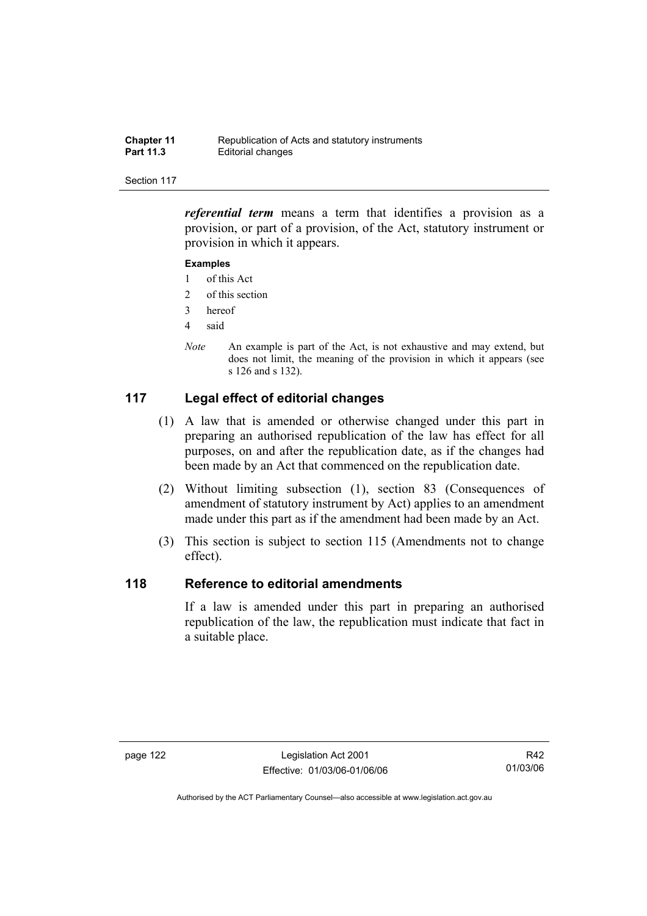***referential term*** means a term that identifies a provision as a provision, or part of a provision, of the Act, statutory instrument or provision in which it appears.

**Examples**

1 of this Act
2 of this section
3 hereof
4 said

*Note* An example is part of the Act, is not exhaustive and may extend, but does not limit, the meaning of the provision in which it appears (see s 126 and s 132).

## 117 Legal effect of editorial changes

(1) A law that is amended or otherwise changed under this part in preparing an authorised republication of the law has effect for all purposes, on and after the republication date, as if the changes had been made by an Act that commenced on the republication date.

(2) Without limiting subsection (1), section 83 (Consequences of amendment of statutory instrument by Act) applies to an amendment made under this part as if the amendment had been made by an Act.

(3) This section is subject to section 115 (Amendments not to change effect).

## 118 Reference to editorial amendments

If a law is amended under this part in preparing an authorised republication of the law, the republication must indicate that fact in a suitable place.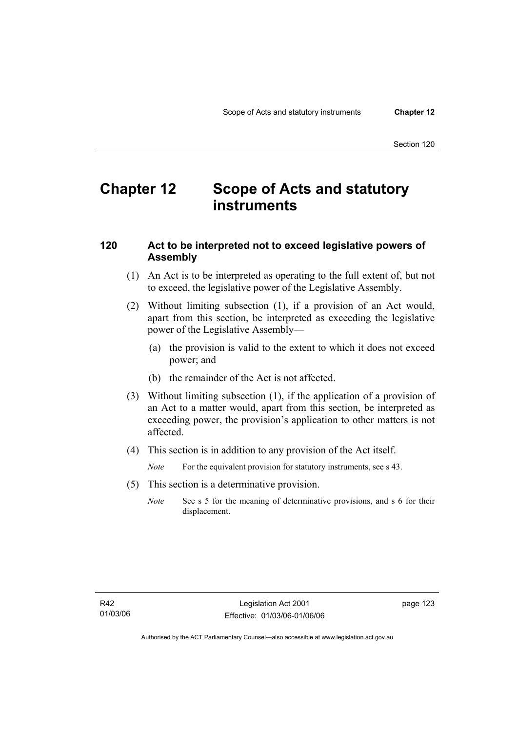# Chapter 12 Scope of Acts and statutory instruments

### 120 Act to be interpreted not to exceed legislative powers of Assembly

(1) An Act is to be interpreted as operating to the full extent of, but not to exceed, the legislative power of the Legislative Assembly.

(2) Without limiting subsection (1), if a provision of an Act would, apart from this section, be interpreted as exceeding the legislative power of the Legislative Assembly—

(a) the provision is valid to the extent to which it does not exceed power; and

(b) the remainder of the Act is not affected.

(3) Without limiting subsection (1), if the application of a provision of an Act to a matter would, apart from this section, be interpreted as exceeding power, the provision's application to other matters is not affected.

(4) This section is in addition to any provision of the Act itself.

*Note* For the equivalent provision for statutory instruments, see s 43.

(5) This section is a determinative provision.

*Note* See s 5 for the meaning of determinative provisions, and s 6 for their displacement.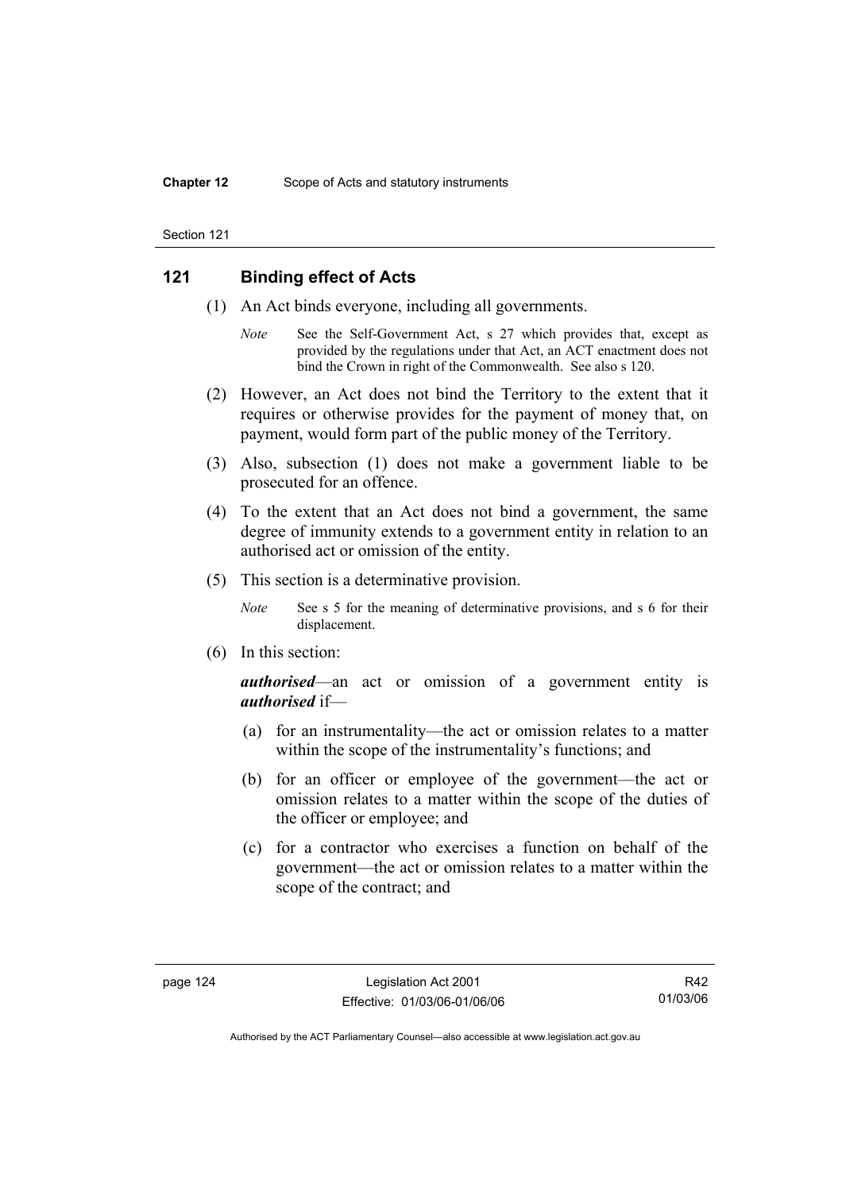## 121 Binding effect of Acts

(1) An Act binds everyone, including all governments.

*Note* See the Self-Government Act, s 27 which provides that, except as provided by the regulations under that Act, an ACT enactment does not bind the Crown in right of the Commonwealth. See also s 120.

(2) However, an Act does not bind the Territory to the extent that it requires or otherwise provides for the payment of money that, on payment, would form part of the public money of the Territory.

(3) Also, subsection (1) does not make a government liable to be prosecuted for an offence.

(4) To the extent that an Act does not bind a government, the same degree of immunity extends to a government entity in relation to an authorised act or omission of the entity.

(5) This section is a determinative provision.

*Note* See s 5 for the meaning of determinative provisions, and s 6 for their displacement.

(6) In this section:

***authorised***—an act or omission of a government entity is ***authorised*** if—

(a) for an instrumentality—the act or omission relates to a matter within the scope of the instrumentality's functions; and

(b) for an officer or employee of the government—the act or omission relates to a matter within the scope of the duties of the officer or employee; and

(c) for a contractor who exercises a function on behalf of the government—the act or omission relates to a matter within the scope of the contract; and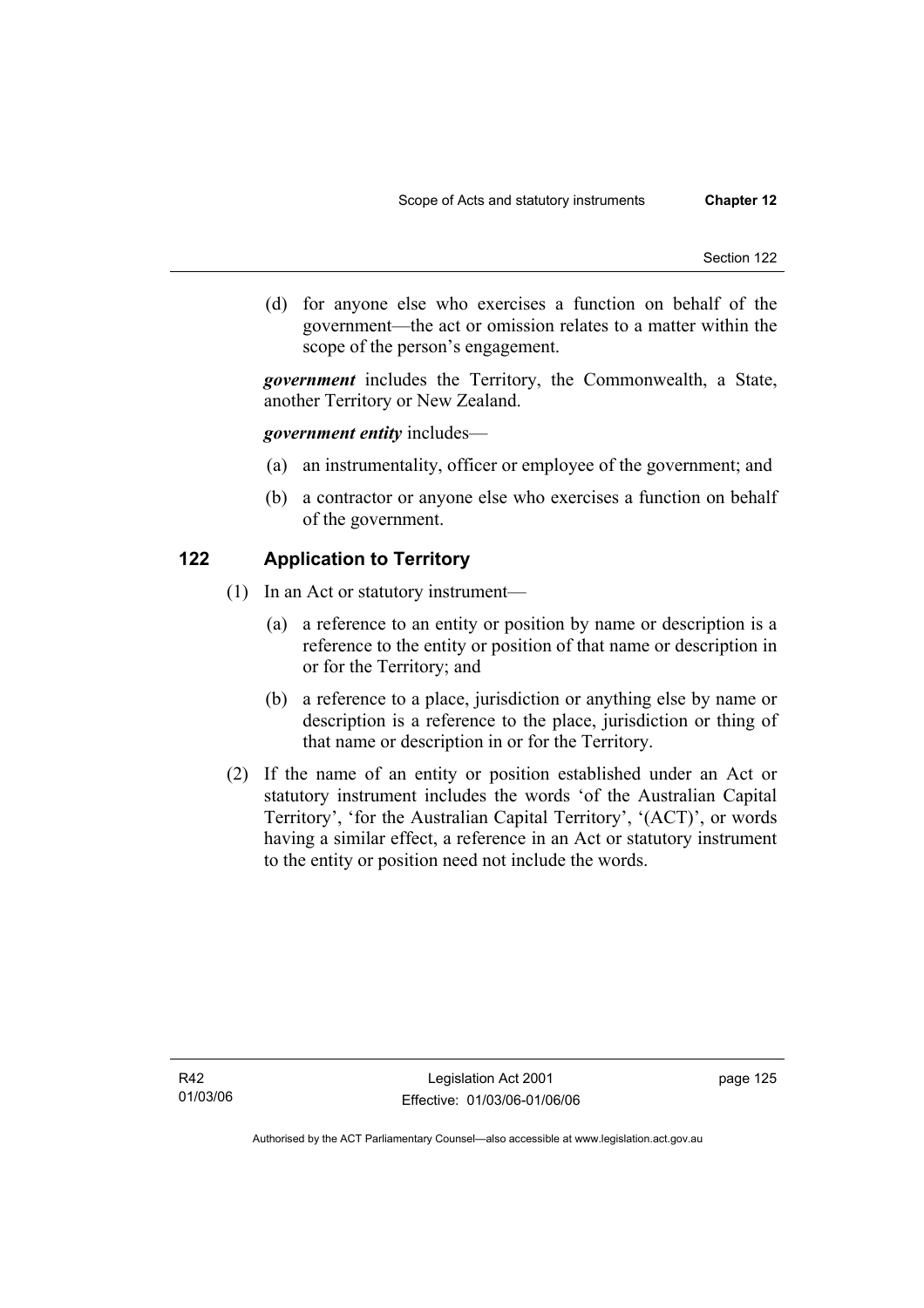(d) for anyone else who exercises a function on behalf of the government—the act or omission relates to a matter within the scope of the person's engagement.

***government*** includes the Territory, the Commonwealth, a State, another Territory or New Zealand.

***government entity*** includes—

(a) an instrumentality, officer or employee of the government; and

(b) a contractor or anyone else who exercises a function on behalf of the government.

## 122 Application to Territory

(1) In an Act or statutory instrument—

(a) a reference to an entity or position by name or description is a reference to the entity or position of that name or description in or for the Territory; and

(b) a reference to a place, jurisdiction or anything else by name or description is a reference to the place, jurisdiction or thing of that name or description in or for the Territory.

(2) If the name of an entity or position established under an Act or statutory instrument includes the words 'of the Australian Capital Territory', 'for the Australian Capital Territory', '(ACT)', or words having a similar effect, a reference in an Act or statutory instrument to the entity or position need not include the words.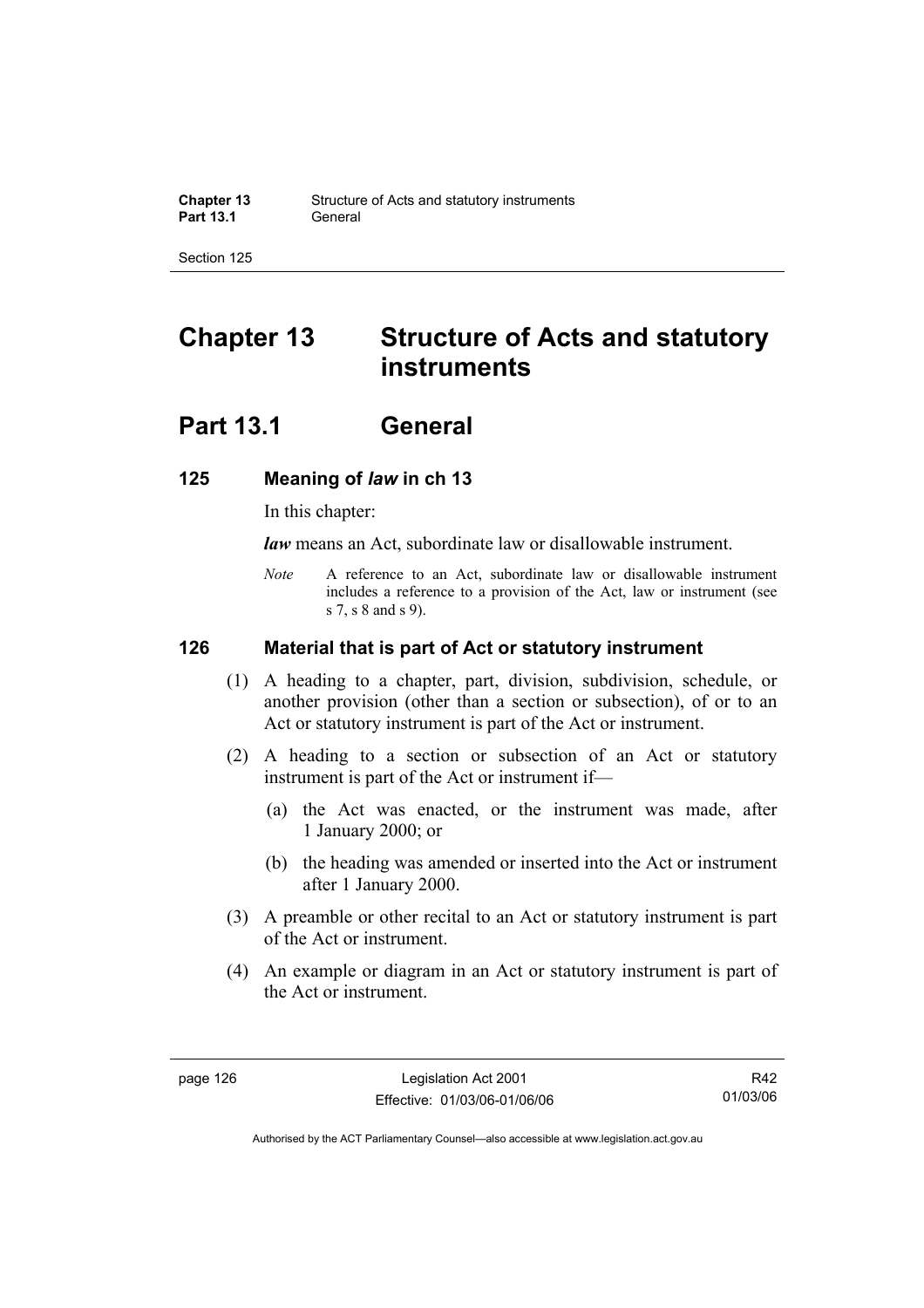# Chapter 13 Structure of Acts and statutory instruments

## Part 13.1 General

### 125 Meaning of *law* in ch 13

In this chapter:

***law*** means an Act, subordinate law or disallowable instrument.

*Note* A reference to an Act, subordinate law or disallowable instrument includes a reference to a provision of the Act, law or instrument (see s 7, s 8 and s 9).

### 126 Material that is part of Act or statutory instrument

(1) A heading to a chapter, part, division, subdivision, schedule, or another provision (other than a section or subsection), of or to an Act or statutory instrument is part of the Act or instrument.

(2) A heading to a section or subsection of an Act or statutory instrument is part of the Act or instrument if—

(a) the Act was enacted, or the instrument was made, after 1 January 2000; or

(b) the heading was amended or inserted into the Act or instrument after 1 January 2000.

(3) A preamble or other recital to an Act or statutory instrument is part of the Act or instrument.

(4) An example or diagram in an Act or statutory instrument is part of the Act or instrument.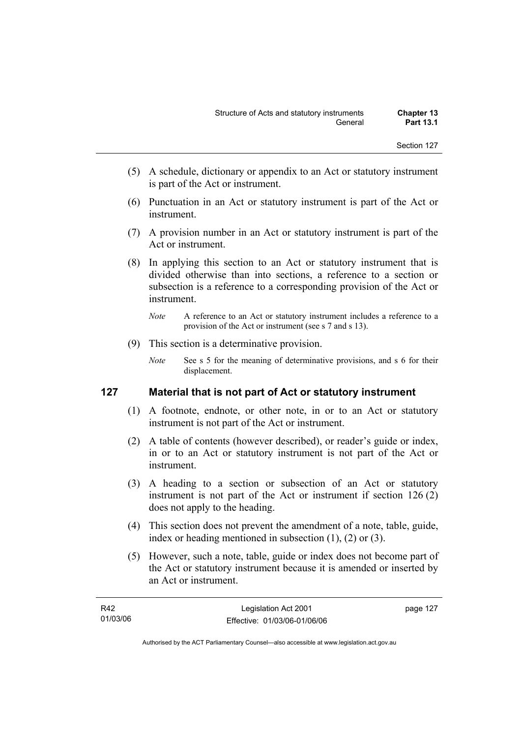(5) A schedule, dictionary or appendix to an Act or statutory instrument is part of the Act or instrument.

(6) Punctuation in an Act or statutory instrument is part of the Act or instrument.

(7) A provision number in an Act or statutory instrument is part of the Act or instrument.

(8) In applying this section to an Act or statutory instrument that is divided otherwise than into sections, a reference to a section or subsection is a reference to a corresponding provision of the Act or instrument.

*Note* A reference to an Act or statutory instrument includes a reference to a provision of the Act or instrument (see s 7 and s 13).

(9) This section is a determinative provision.

*Note* See s 5 for the meaning of determinative provisions, and s 6 for their displacement.

## 127 Material that is not part of Act or statutory instrument

(1) A footnote, endnote, or other note, in or to an Act or statutory instrument is not part of the Act or instrument.

(2) A table of contents (however described), or reader's guide or index, in or to an Act or statutory instrument is not part of the Act or instrument.

(3) A heading to a section or subsection of an Act or statutory instrument is not part of the Act or instrument if section 126 (2) does not apply to the heading.

(4) This section does not prevent the amendment of a note, table, guide, index or heading mentioned in subsection (1), (2) or (3).

(5) However, such a note, table, guide or index does not become part of the Act or statutory instrument because it is amended or inserted by an Act or instrument.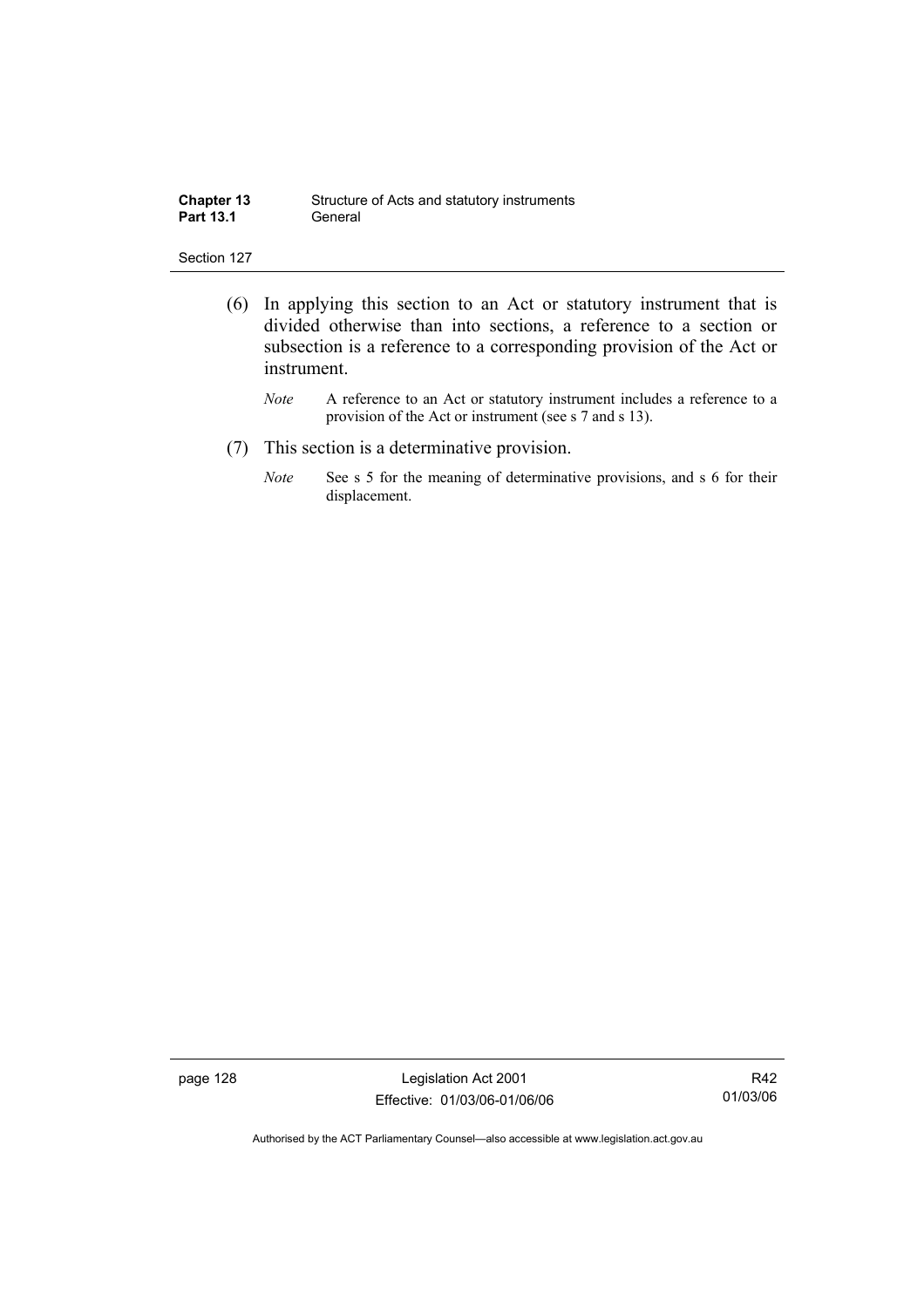(6) In applying this section to an Act or statutory instrument that is divided otherwise than into sections, a reference to a section or subsection is a reference to a corresponding provision of the Act or instrument.

*Note* A reference to an Act or statutory instrument includes a reference to a provision of the Act or instrument (see s 7 and s 13).

(7) This section is a determinative provision.

*Note* See s 5 for the meaning of determinative provisions, and s 6 for their displacement.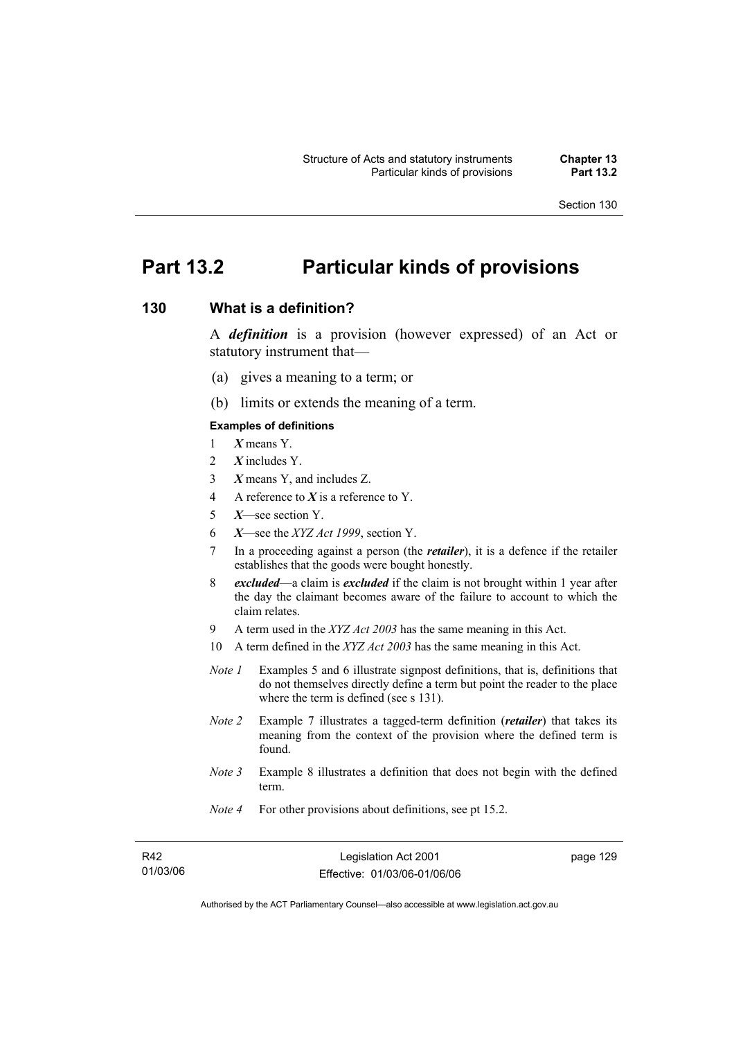# Part 13.2 Particular kinds of provisions

## 130 What is a definition?

A ***definition*** is a provision (however expressed) of an Act or statutory instrument that—

(a) gives a meaning to a term; or

(b) limits or extends the meaning of a term.

#### Examples of definitions

1 ***X*** means Y.

2 ***X*** includes Y.

3 ***X*** means Y, and includes Z.

4 A reference to ***X*** is a reference to Y.

5 ***X***—see section Y.

6 ***X***—see the *XYZ Act 1999*, section Y.

7 In a proceeding against a person (the ***retailer***), it is a defence if the retailer establishes that the goods were bought honestly.

8 ***excluded***—a claim is ***excluded*** if the claim is not brought within 1 year after the day the claimant becomes aware of the failure to account to which the claim relates.

9 A term used in the *XYZ Act 2003* has the same meaning in this Act.

10 A term defined in the *XYZ Act 2003* has the same meaning in this Act.

*Note 1* Examples 5 and 6 illustrate signpost definitions, that is, definitions that do not themselves directly define a term but point the reader to the place where the term is defined (see s 131).

*Note 2* Example 7 illustrates a tagged-term definition (***retailer***) that takes its meaning from the context of the provision where the defined term is found.

*Note 3* Example 8 illustrates a definition that does not begin with the defined term.

*Note 4* For other provisions about definitions, see pt 15.2.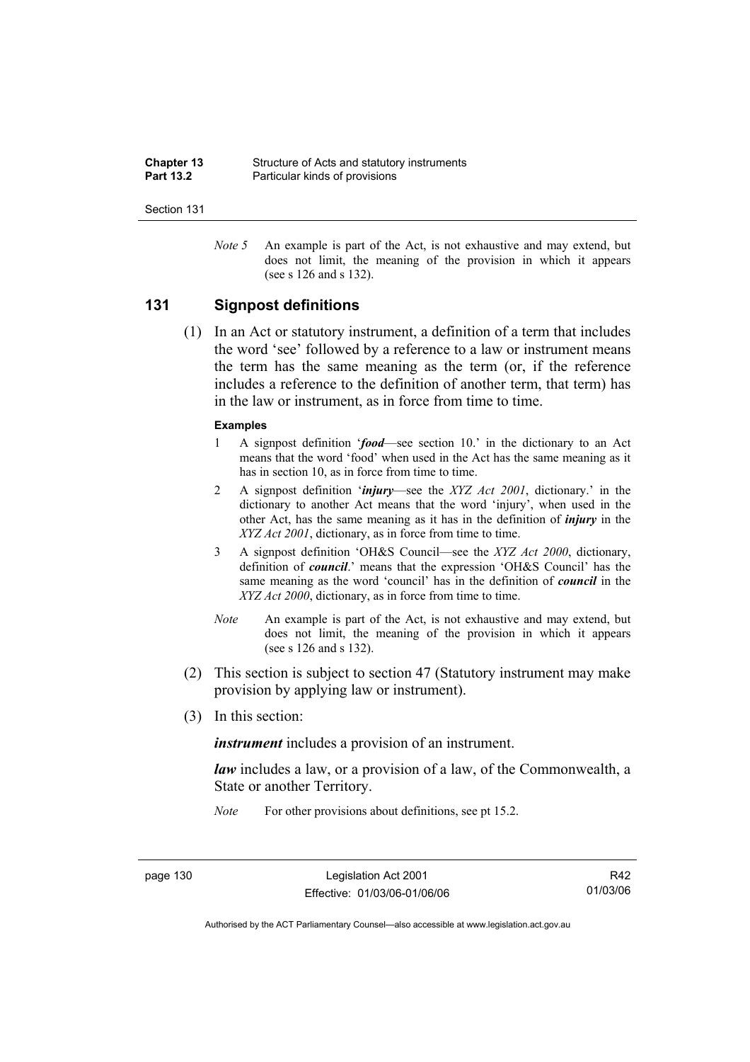*Note 5* An example is part of the Act, is not exhaustive and may extend, but does not limit, the meaning of the provision in which it appears (see s 126 and s 132).

## 131 Signpost definitions

(1) In an Act or statutory instrument, a definition of a term that includes the word 'see' followed by a reference to a law or instrument means the term has the same meaning as the term (or, if the reference includes a reference to the definition of another term, that term) has in the law or instrument, as in force from time to time.

**Examples**

1 A signpost definition '***food***—see section 10.' in the dictionary to an Act means that the word 'food' when used in the Act has the same meaning as it has in section 10, as in force from time to time.

2 A signpost definition '***injury***—see the *XYZ Act 2001*, dictionary.' in the dictionary to another Act means that the word 'injury', when used in the other Act, has the same meaning as it has in the definition of ***injury*** in the *XYZ Act 2001*, dictionary, as in force from time to time.

3 A signpost definition 'OH&S Council—see the *XYZ Act 2000*, dictionary, definition of ***council***.' means that the expression 'OH&S Council' has the same meaning as the word 'council' has in the definition of ***council*** in the *XYZ Act 2000*, dictionary, as in force from time to time.

*Note* An example is part of the Act, is not exhaustive and may extend, but does not limit, the meaning of the provision in which it appears (see s 126 and s 132).

(2) This section is subject to section 47 (Statutory instrument may make provision by applying law or instrument).

(3) In this section:

***instrument*** includes a provision of an instrument.

***law*** includes a law, or a provision of a law, of the Commonwealth, a State or another Territory.

*Note* For other provisions about definitions, see pt 15.2.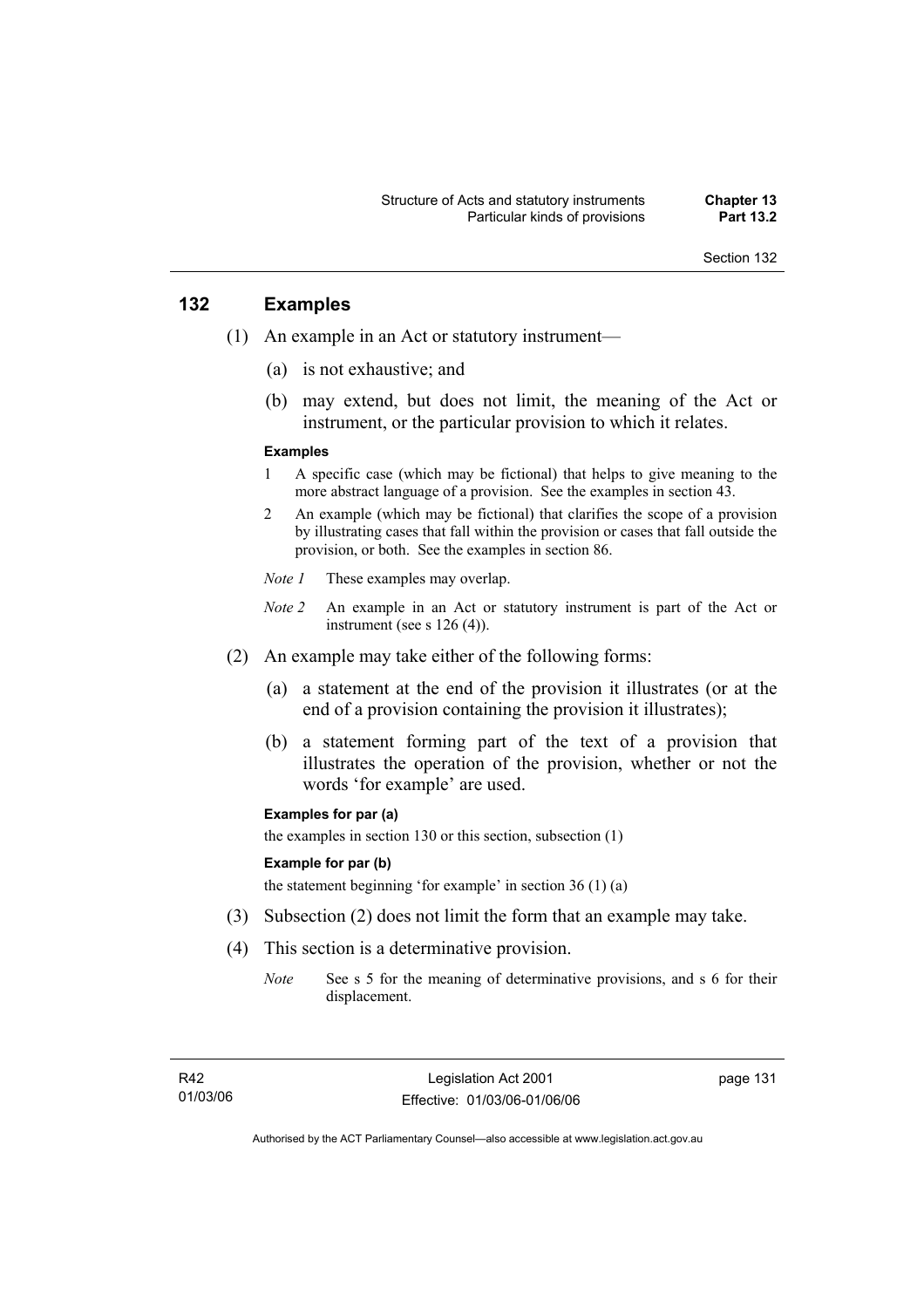## 132 Examples

(1) An example in an Act or statutory instrument—

(a) is not exhaustive; and

(b) may extend, but does not limit, the meaning of the Act or instrument, or the particular provision to which it relates.

**Examples**

1 A specific case (which may be fictional) that helps to give meaning to the more abstract language of a provision. See the examples in section 43.

2 An example (which may be fictional) that clarifies the scope of a provision by illustrating cases that fall within the provision or cases that fall outside the provision, or both. See the examples in section 86.

*Note 1* These examples may overlap.

*Note 2* An example in an Act or statutory instrument is part of the Act or instrument (see s 126 (4)).

(2) An example may take either of the following forms:

(a) a statement at the end of the provision it illustrates (or at the end of a provision containing the provision it illustrates);

(b) a statement forming part of the text of a provision that illustrates the operation of the provision, whether or not the words 'for example' are used.

**Examples for par (a)**

the examples in section 130 or this section, subsection (1)

**Example for par (b)**

the statement beginning 'for example' in section 36 (1) (a)

(3) Subsection (2) does not limit the form that an example may take.

(4) This section is a determinative provision.

*Note* See s 5 for the meaning of determinative provisions, and s 6 for their displacement.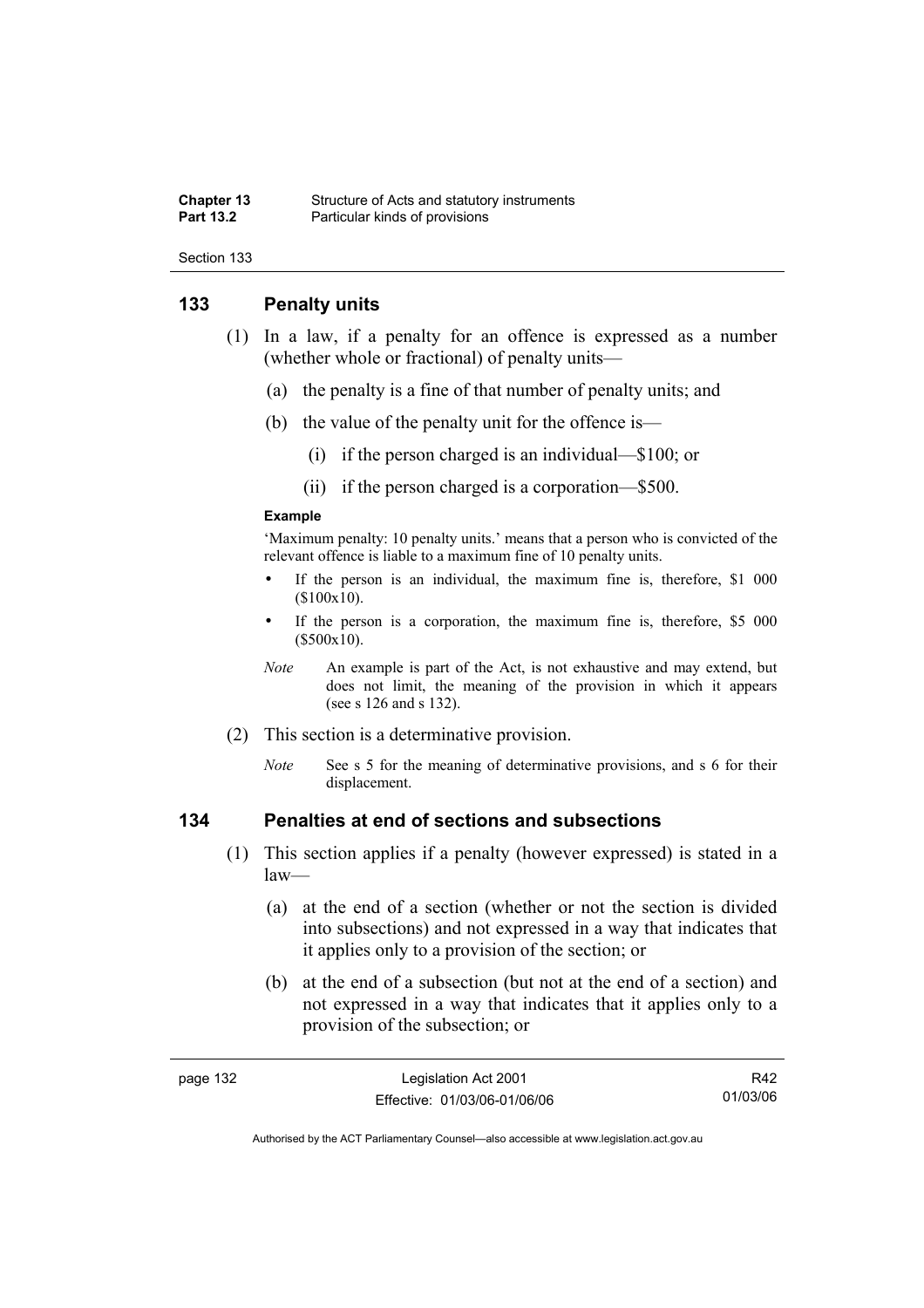## 133 Penalty units

(1) In a law, if a penalty for an offence is expressed as a number (whether whole or fractional) of penalty units—

(a) the penalty is a fine of that number of penalty units; and

(b) the value of the penalty unit for the offence is—

(i) if the person charged is an individual—$100; or

(ii) if the person charged is a corporation—$500.

**Example**

'Maximum penalty: 10 penalty units.' means that a person who is convicted of the relevant offence is liable to a maximum fine of 10 penalty units.

- If the person is an individual, the maximum fine is, therefore, $1 000 ($100x10).
- If the person is a corporation, the maximum fine is, therefore, $5 000 ($500x10).

*Note* An example is part of the Act, is not exhaustive and may extend, but does not limit, the meaning of the provision in which it appears (see s 126 and s 132).

(2) This section is a determinative provision.

*Note* See s 5 for the meaning of determinative provisions, and s 6 for their displacement.

## 134 Penalties at end of sections and subsections

(1) This section applies if a penalty (however expressed) is stated in a law—

(a) at the end of a section (whether or not the section is divided into subsections) and not expressed in a way that indicates that it applies only to a provision of the section; or

(b) at the end of a subsection (but not at the end of a section) and not expressed in a way that indicates that it applies only to a provision of the subsection; or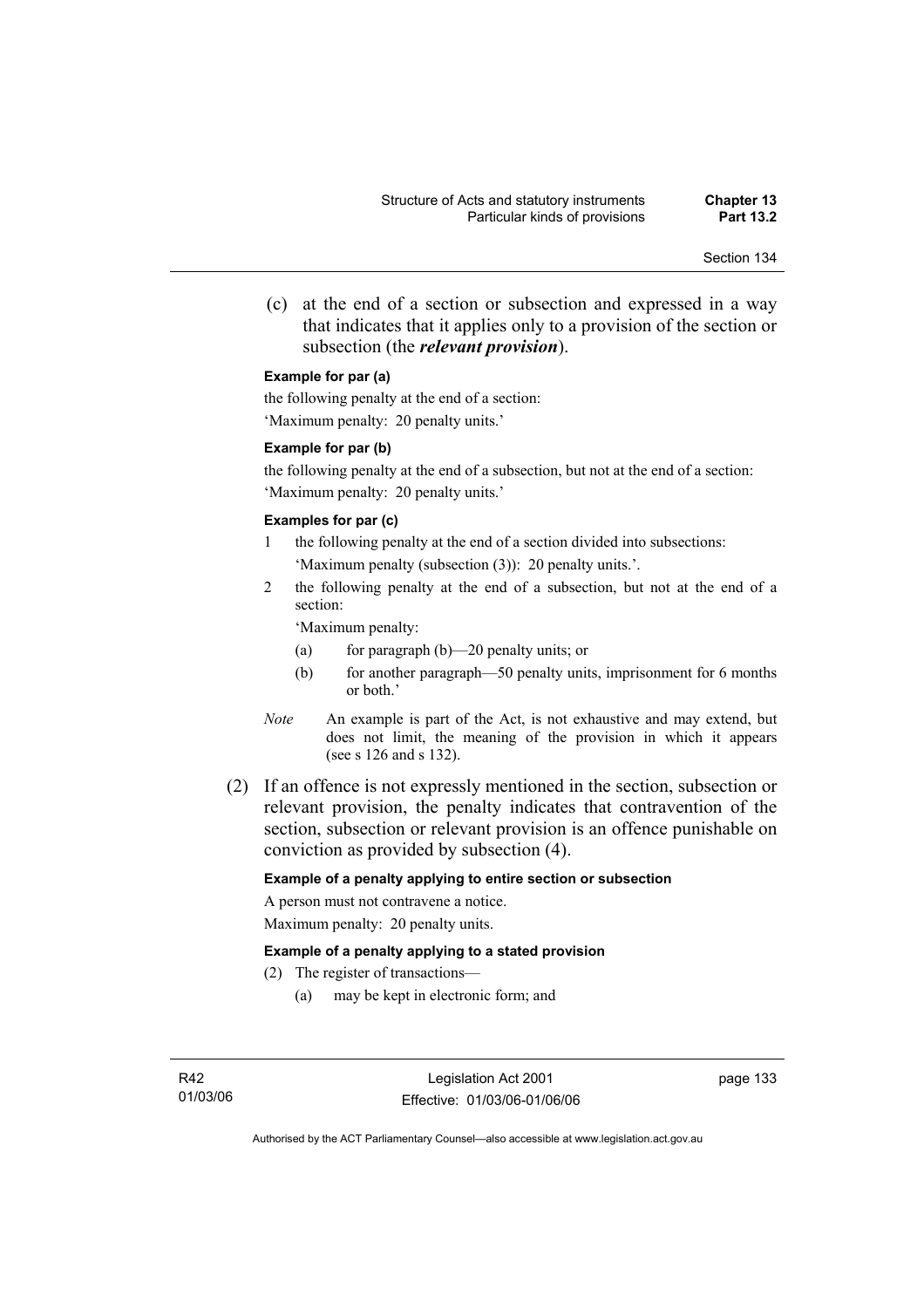(c) at the end of a section or subsection and expressed in a way that indicates that it applies only to a provision of the section or subsection (the ***relevant provision***).

**Example for par (a)**

the following penalty at the end of a section:

'Maximum penalty: 20 penalty units.'

**Example for par (b)**

the following penalty at the end of a subsection, but not at the end of a section:

'Maximum penalty: 20 penalty units.'

**Examples for par (c)**

1 the following penalty at the end of a section divided into subsections:

'Maximum penalty (subsection (3)): 20 penalty units.'.

2 the following penalty at the end of a subsection, but not at the end of a section:

'Maximum penalty:

(a) for paragraph (b)—20 penalty units; or

(b) for another paragraph—50 penalty units, imprisonment for 6 months or both.'

*Note* An example is part of the Act, is not exhaustive and may extend, but does not limit, the meaning of the provision in which it appears (see s 126 and s 132).

(2) If an offence is not expressly mentioned in the section, subsection or relevant provision, the penalty indicates that contravention of the section, subsection or relevant provision is an offence punishable on conviction as provided by subsection (4).

**Example of a penalty applying to entire section or subsection**

A person must not contravene a notice.

Maximum penalty: 20 penalty units.

**Example of a penalty applying to a stated provision**

(2) The register of transactions—

(a) may be kept in electronic form; and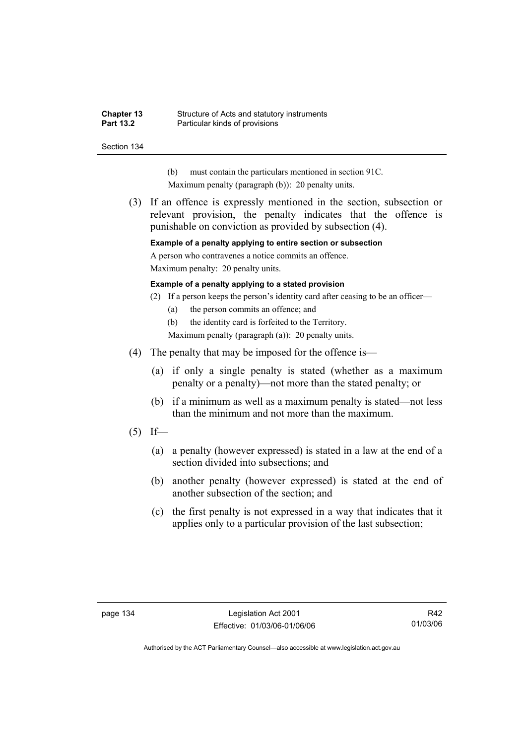(b) must contain the particulars mentioned in section 91C.

Maximum penalty (paragraph (b)): 20 penalty units.

(3) If an offence is expressly mentioned in the section, subsection or relevant provision, the penalty indicates that the offence is punishable on conviction as provided by subsection (4).

**Example of a penalty applying to entire section or subsection**

A person who contravenes a notice commits an offence.

Maximum penalty: 20 penalty units.

**Example of a penalty applying to a stated provision**

(2) If a person keeps the person's identity card after ceasing to be an officer—

(a) the person commits an offence; and

(b) the identity card is forfeited to the Territory.

Maximum penalty (paragraph (a)): 20 penalty units.

(4) The penalty that may be imposed for the offence is—

(a) if only a single penalty is stated (whether as a maximum penalty or a penalty)—not more than the stated penalty; or

(b) if a minimum as well as a maximum penalty is stated—not less than the minimum and not more than the maximum.

(5) If—

(a) a penalty (however expressed) is stated in a law at the end of a section divided into subsections; and

(b) another penalty (however expressed) is stated at the end of another subsection of the section; and

(c) the first penalty is not expressed in a way that indicates that it applies only to a particular provision of the last subsection;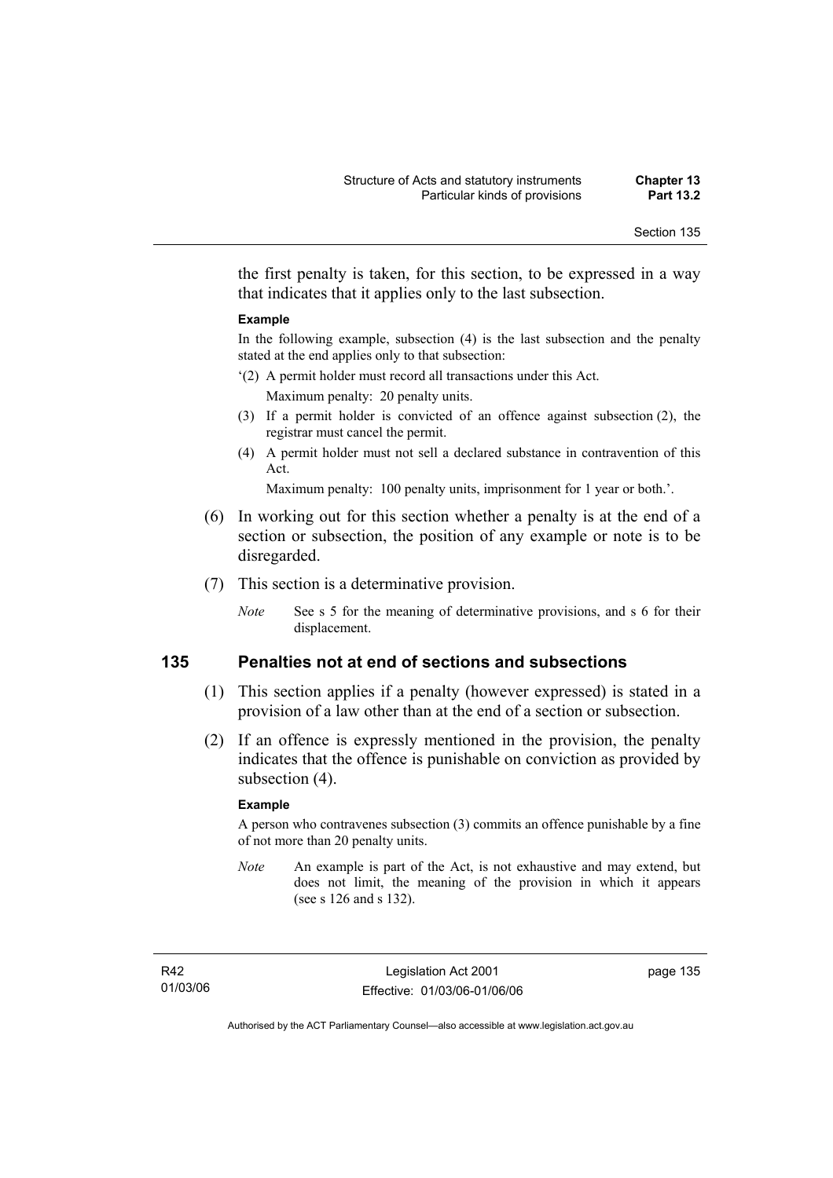the first penalty is taken, for this section, to be expressed in a way that indicates that it applies only to the last subsection.

**Example**

In the following example, subsection (4) is the last subsection and the penalty stated at the end applies only to that subsection:

'(2) A permit holder must record all transactions under this Act.

Maximum penalty: 20 penalty units.

(3) If a permit holder is convicted of an offence against subsection (2), the registrar must cancel the permit.

(4) A permit holder must not sell a declared substance in contravention of this Act.

Maximum penalty: 100 penalty units, imprisonment for 1 year or both.'.

(6) In working out for this section whether a penalty is at the end of a section or subsection, the position of any example or note is to be disregarded.

(7) This section is a determinative provision.

*Note* See s 5 for the meaning of determinative provisions, and s 6 for their displacement.

## 135 Penalties not at end of sections and subsections

(1) This section applies if a penalty (however expressed) is stated in a provision of a law other than at the end of a section or subsection.

(2) If an offence is expressly mentioned in the provision, the penalty indicates that the offence is punishable on conviction as provided by subsection (4).

**Example**

A person who contravenes subsection (3) commits an offence punishable by a fine of not more than 20 penalty units.

*Note* An example is part of the Act, is not exhaustive and may extend, but does not limit, the meaning of the provision in which it appears (see s 126 and s 132).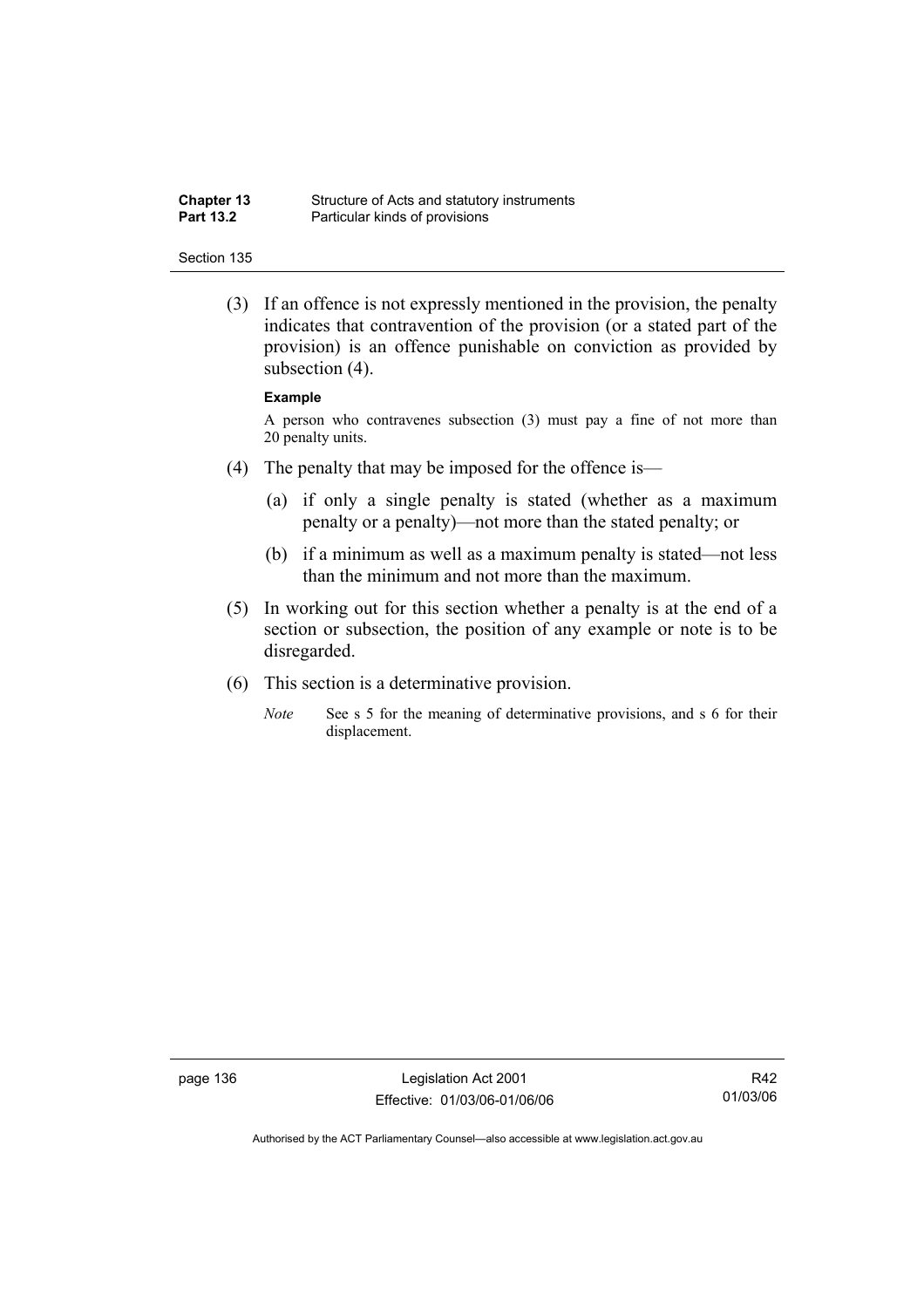(3) If an offence is not expressly mentioned in the provision, the penalty indicates that contravention of the provision (or a stated part of the provision) is an offence punishable on conviction as provided by subsection (4).

**Example**

A person who contravenes subsection (3) must pay a fine of not more than 20 penalty units.

(4) The penalty that may be imposed for the offence is—

(a) if only a single penalty is stated (whether as a maximum penalty or a penalty)—not more than the stated penalty; or

(b) if a minimum as well as a maximum penalty is stated—not less than the minimum and not more than the maximum.

(5) In working out for this section whether a penalty is at the end of a section or subsection, the position of any example or note is to be disregarded.

(6) This section is a determinative provision.

*Note* See s 5 for the meaning of determinative provisions, and s 6 for their displacement.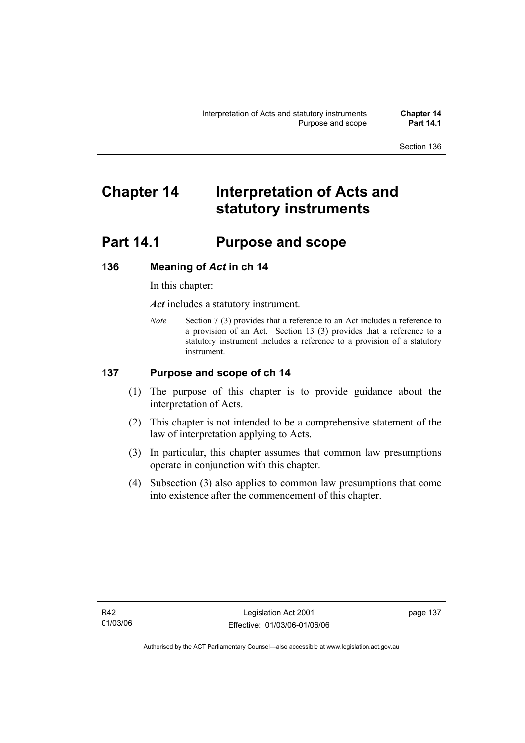# Chapter 14 Interpretation of Acts and statutory instruments

## Part 14.1 Purpose and scope

### 136 Meaning of *Act* in ch 14

In this chapter:

***Act*** includes a statutory instrument.

*Note* Section 7 (3) provides that a reference to an Act includes a reference to a provision of an Act. Section 13 (3) provides that a reference to a statutory instrument includes a reference to a provision of a statutory instrument.

### 137 Purpose and scope of ch 14

(1) The purpose of this chapter is to provide guidance about the interpretation of Acts.

(2) This chapter is not intended to be a comprehensive statement of the law of interpretation applying to Acts.

(3) In particular, this chapter assumes that common law presumptions operate in conjunction with this chapter.

(4) Subsection (3) also applies to common law presumptions that come into existence after the commencement of this chapter.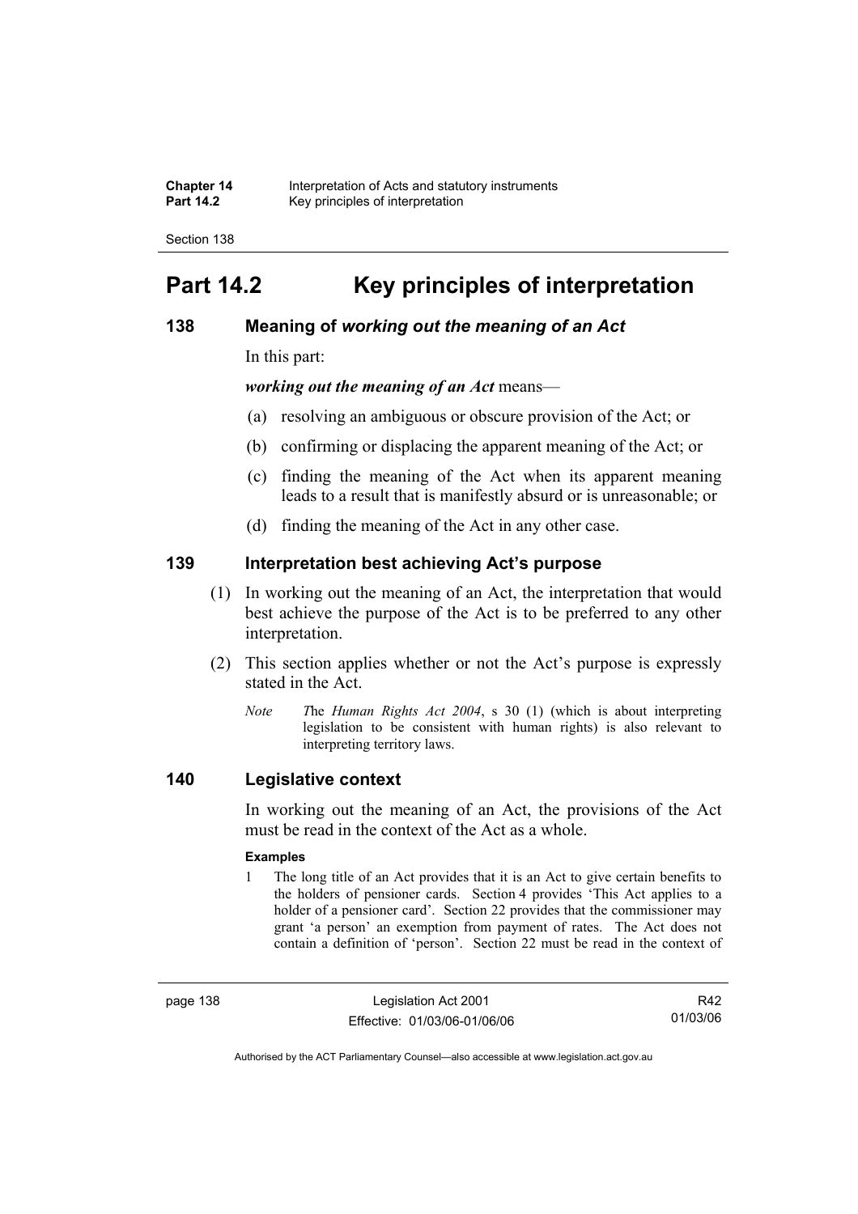# Part 14.2 Key principles of interpretation

## 138 Meaning of *working out the meaning of an Act*

In this part:

***working out the meaning of an Act*** means—

(a) resolving an ambiguous or obscure provision of the Act; or

(b) confirming or displacing the apparent meaning of the Act; or

(c) finding the meaning of the Act when its apparent meaning leads to a result that is manifestly absurd or is unreasonable; or

(d) finding the meaning of the Act in any other case.

## 139 Interpretation best achieving Act's purpose

(1) In working out the meaning of an Act, the interpretation that would best achieve the purpose of the Act is to be preferred to any other interpretation.

(2) This section applies whether or not the Act's purpose is expressly stated in the Act.

*Note* The *Human Rights Act 2004*, s 30 (1) (which is about interpreting legislation to be consistent with human rights) is also relevant to interpreting territory laws.

## 140 Legislative context

In working out the meaning of an Act, the provisions of the Act must be read in the context of the Act as a whole.

**Examples**

1 The long title of an Act provides that it is an Act to give certain benefits to the holders of pensioner cards. Section 4 provides 'This Act applies to a holder of a pensioner card'. Section 22 provides that the commissioner may grant 'a person' an exemption from payment of rates. The Act does not contain a definition of 'person'. Section 22 must be read in the context of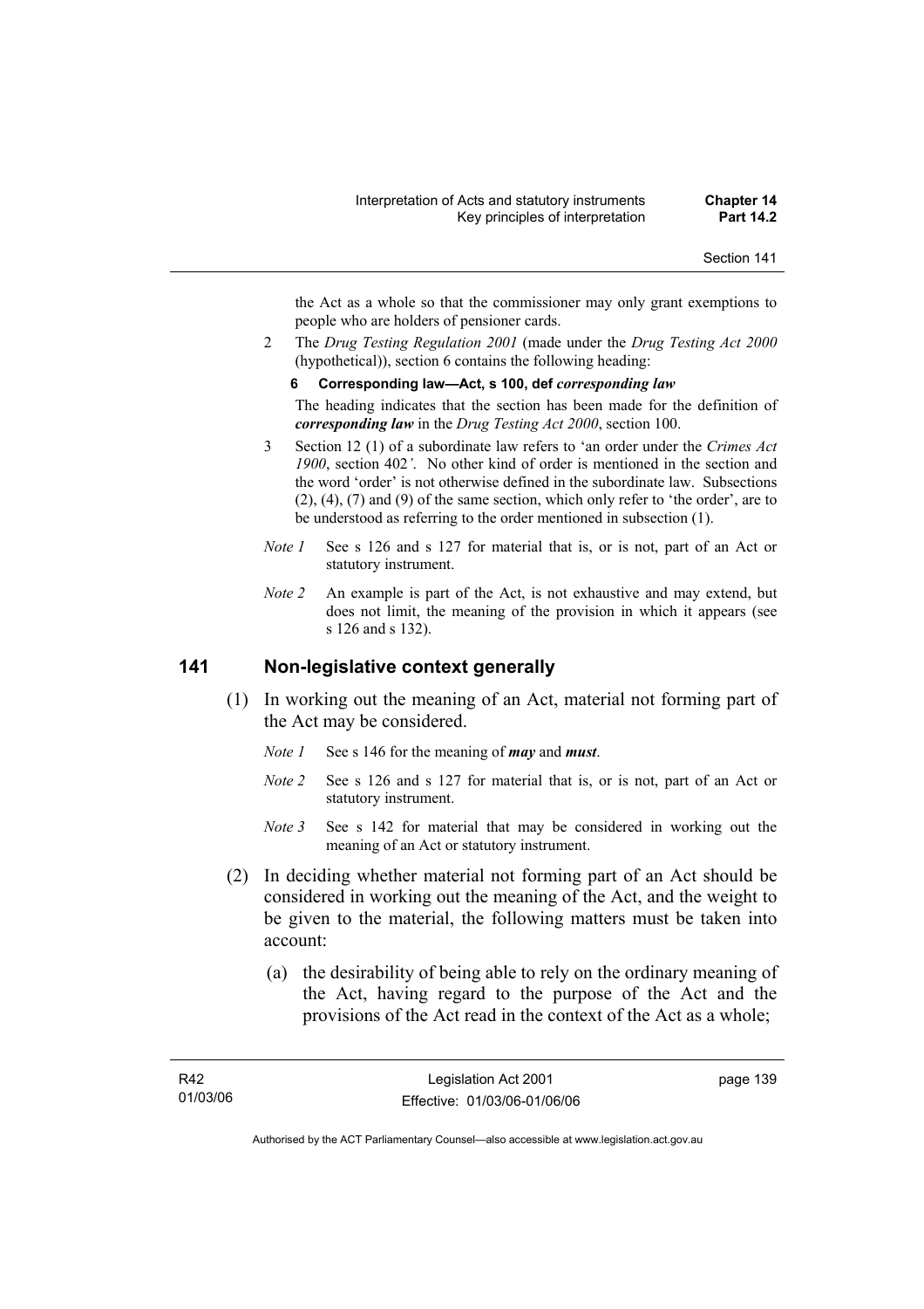the Act as a whole so that the commissioner may only grant exemptions to people who are holders of pensioner cards.

2 The *Drug Testing Regulation 2001* (made under the *Drug Testing Act 2000* (hypothetical)), section 6 contains the following heading:

**6 Corresponding law—Act, s 100, def *corresponding law***

The heading indicates that the section has been made for the definition of ***corresponding law*** in the *Drug Testing Act 2000*, section 100.

3 Section 12 (1) of a subordinate law refers to 'an order under the *Crimes Act 1900*, section 402*'*. No other kind of order is mentioned in the section and the word 'order' is not otherwise defined in the subordinate law. Subsections (2), (4), (7) and (9) of the same section, which only refer to 'the order', are to be understood as referring to the order mentioned in subsection (1).

*Note 1* See s 126 and s 127 for material that is, or is not, part of an Act or statutory instrument.

*Note 2* An example is part of the Act, is not exhaustive and may extend, but does not limit, the meaning of the provision in which it appears (see s 126 and s 132).

## 141 Non-legislative context generally

(1) In working out the meaning of an Act, material not forming part of the Act may be considered.

*Note 1* See s 146 for the meaning of ***may*** and ***must***.

*Note 2* See s 126 and s 127 for material that is, or is not, part of an Act or statutory instrument.

*Note 3* See s 142 for material that may be considered in working out the meaning of an Act or statutory instrument.

(2) In deciding whether material not forming part of an Act should be considered in working out the meaning of the Act, and the weight to be given to the material, the following matters must be taken into account:

(a) the desirability of being able to rely on the ordinary meaning of the Act, having regard to the purpose of the Act and the provisions of the Act read in the context of the Act as a whole;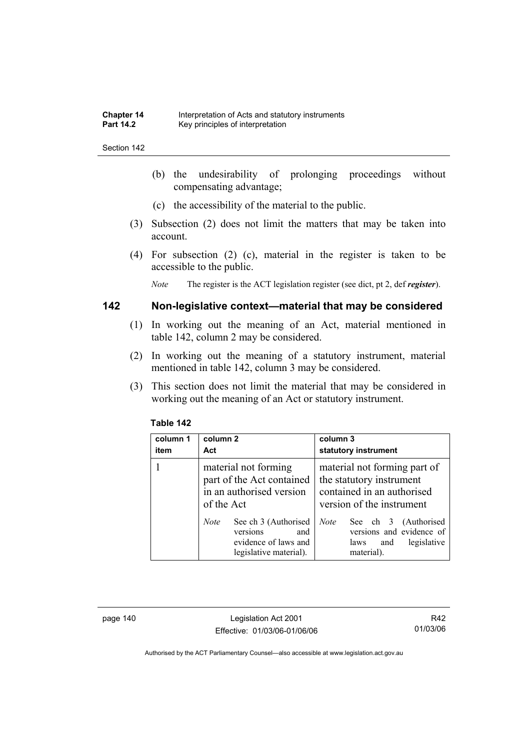(b) the undesirability of prolonging proceedings without compensating advantage;

(c) the accessibility of the material to the public.

(3) Subsection (2) does not limit the matters that may be taken into account.

(4) For subsection (2) (c), material in the register is taken to be accessible to the public.

*Note* The register is the ACT legislation register (see dict, pt 2, def ***register***).

## 142 Non-legislative context—material that may be considered

(1) In working out the meaning of an Act, material mentioned in table 142, column 2 may be considered.

(2) In working out the meaning of a statutory instrument, material mentioned in table 142, column 3 may be considered.

(3) This section does not limit the material that may be considered in working out the meaning of an Act or statutory instrument.

**Table 142**

| column 1 item | column 2 Act | column 3 statutory instrument |
|---|---|---|
| 1 | material not forming part of the Act contained in an authorised version of the Act<br><br>*Note* See ch 3 (Authorised versions and evidence of laws and legislative material). | material not forming part of the statutory instrument contained in an authorised version of the instrument<br><br>*Note* See ch 3 (Authorised versions and evidence of laws and legislative material). |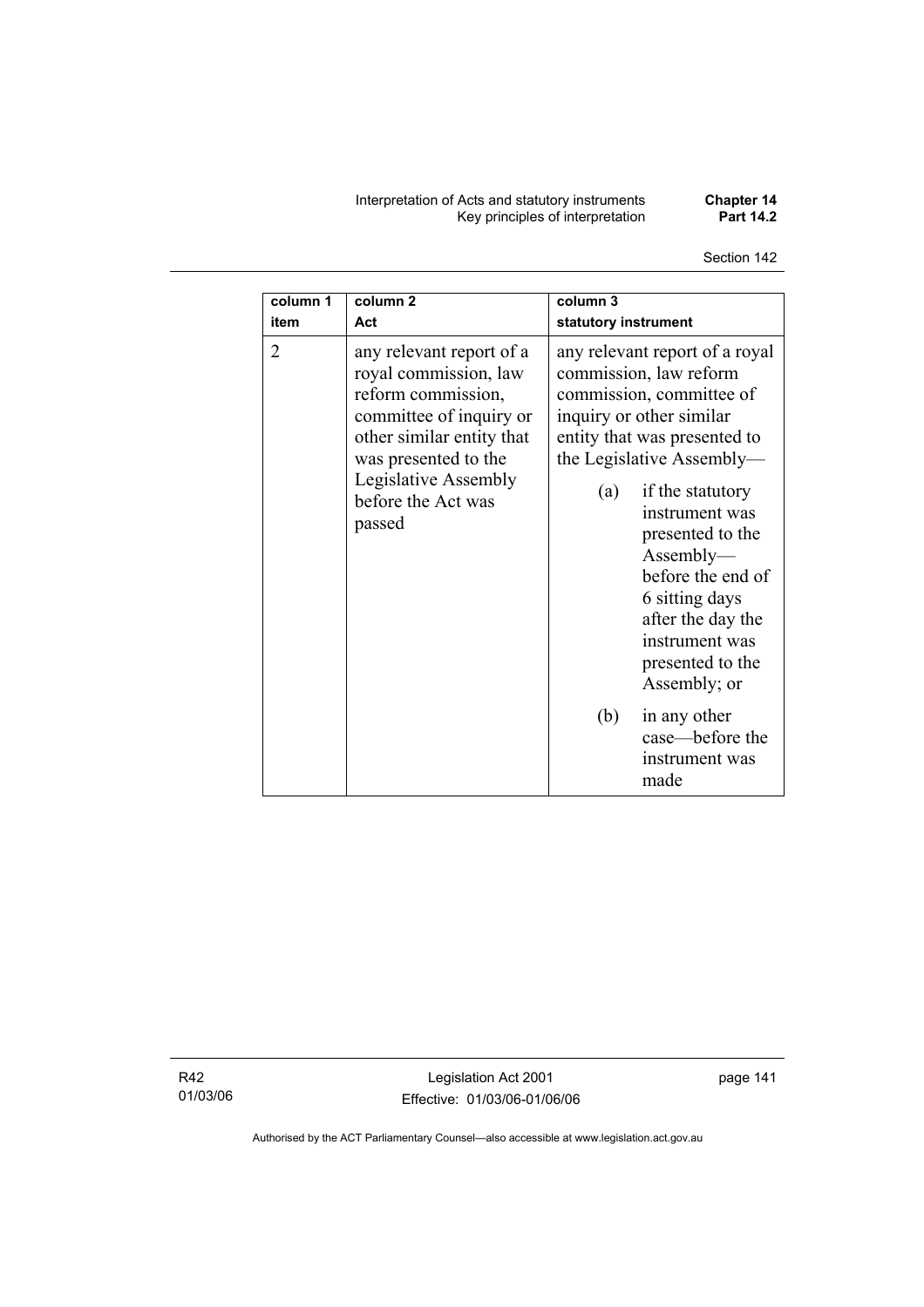| column 1 item | column 2 Act | column 3 statutory instrument |
|---|---|---|
| 2 | any relevant report of a royal commission, law reform commission, committee of inquiry or other similar entity that was presented to the Legislative Assembly before the Act was passed | any relevant report of a royal commission, law reform commission, committee of inquiry or other similar entity that was presented to the Legislative Assembly—<br>(a) if the statutory instrument was presented to the Assembly—before the end of 6 sitting days after the day the instrument was presented to the Assembly; or<br>(b) in any other case—before the instrument was made |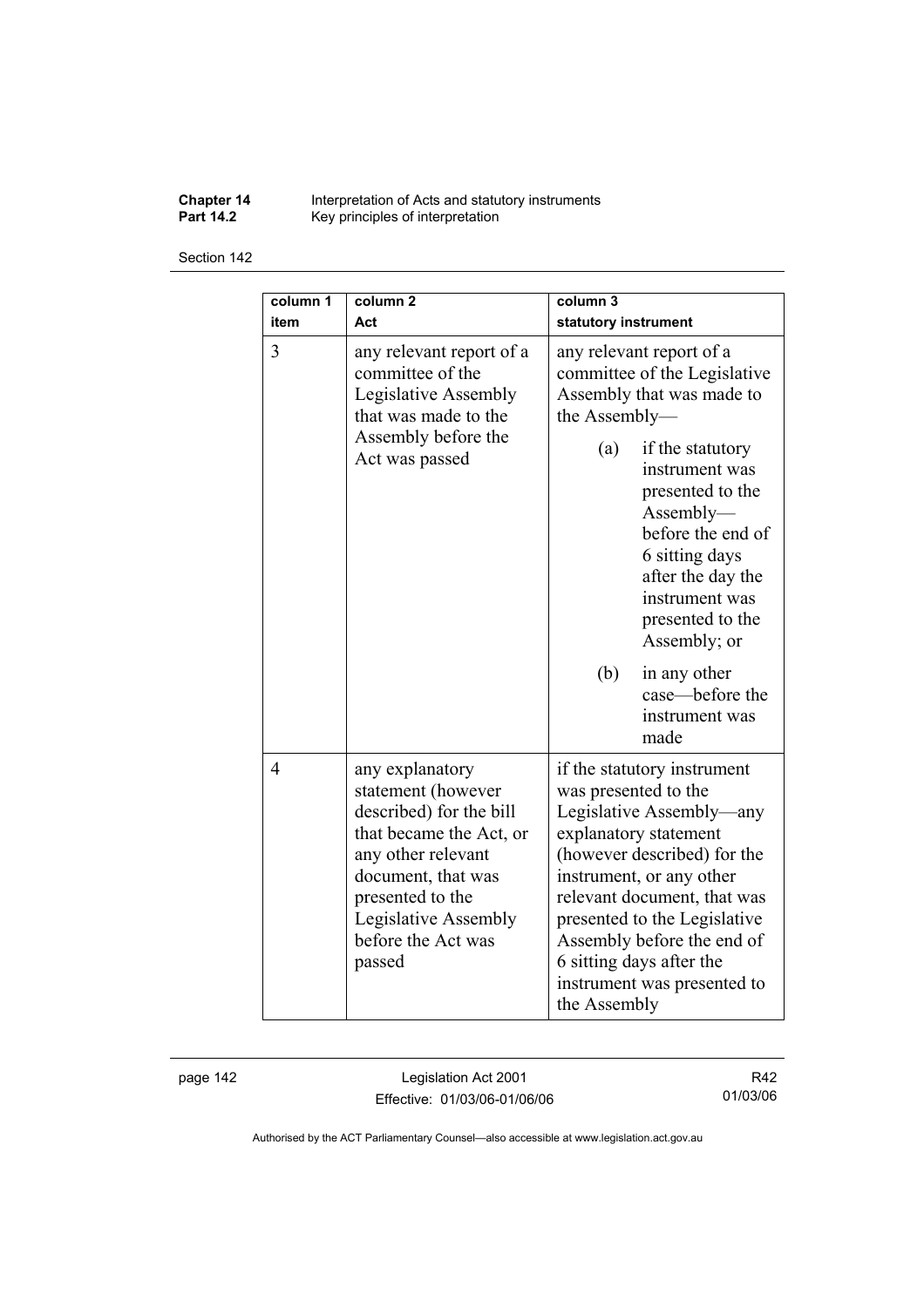| column 1 item | column 2 Act | column 3 statutory instrument |
|---|---|---|
| 3 | any relevant report of a committee of the Legislative Assembly that was made to the Assembly before the Act was passed | any relevant report of a committee of the Legislative Assembly that was made to the Assembly—<br>(a) if the statutory instrument was presented to the Assembly—before the end of 6 sitting days after the day the instrument was presented to the Assembly; or<br>(b) in any other case—before the instrument was made |
| 4 | any explanatory statement (however described) for the bill that became the Act, or any other relevant document, that was presented to the Legislative Assembly before the Act was passed | if the statutory instrument was presented to the Legislative Assembly—any explanatory statement (however described) for the instrument, or any other relevant document, that was presented to the Legislative Assembly before the end of 6 sitting days after the instrument was presented to the Assembly |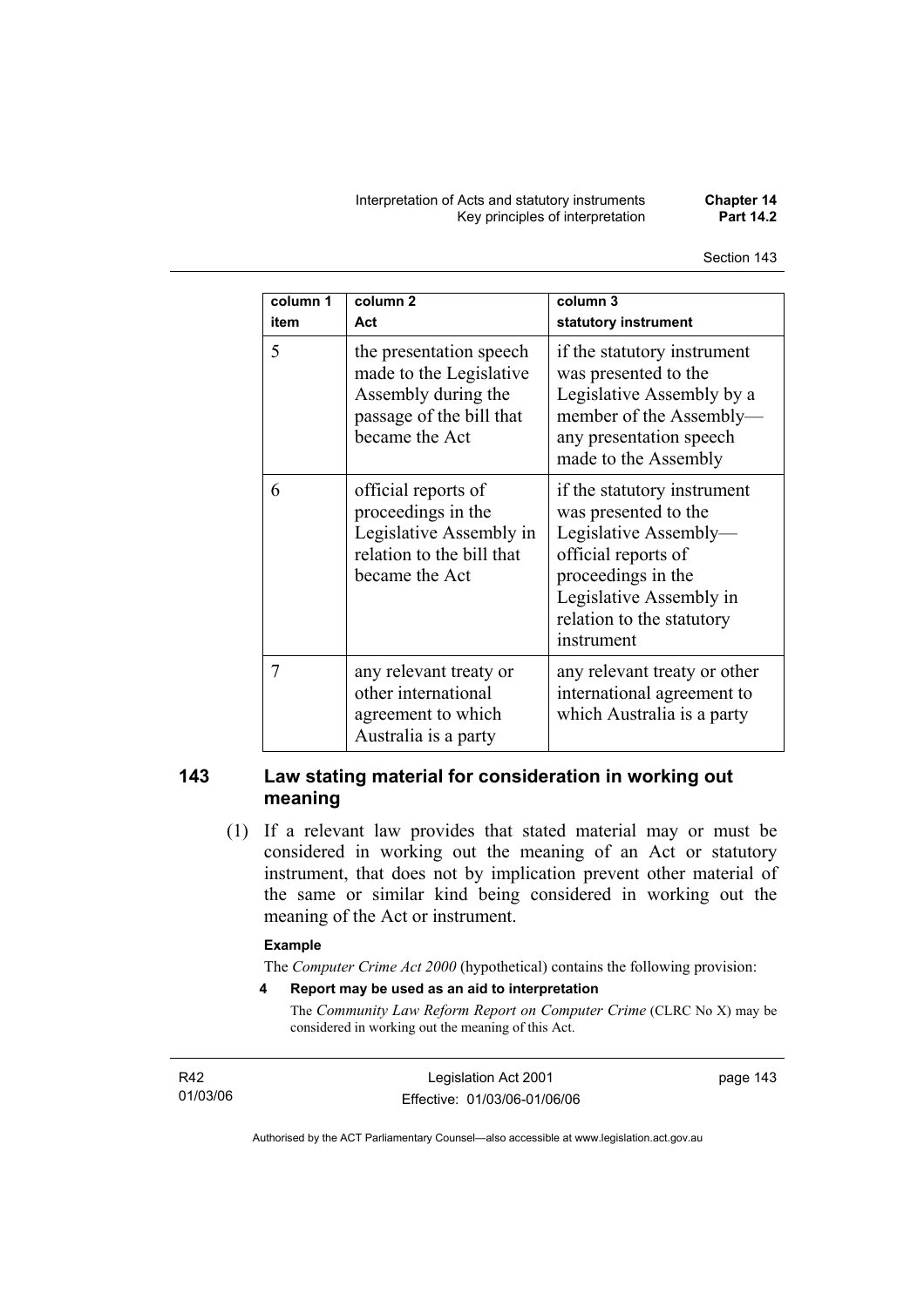| column 1<br>item | column 2<br>Act | column 3<br>statutory instrument |
|---|---|---|
| 5 | the presentation speech made to the Legislative Assembly during the passage of the bill that became the Act | if the statutory instrument was presented to the Legislative Assembly by a member of the Assembly—any presentation speech made to the Assembly |
| 6 | official reports of proceedings in the Legislative Assembly in relation to the bill that became the Act | if the statutory instrument was presented to the Legislative Assembly—official reports of proceedings in the Legislative Assembly in relation to the statutory instrument |
| 7 | any relevant treaty or other international agreement to which Australia is a party | any relevant treaty or other international agreement to which Australia is a party |

## 143 Law stating material for consideration in working out meaning

(1) If a relevant law provides that stated material may or must be considered in working out the meaning of an Act or statutory instrument, that does not by implication prevent other material of the same or similar kind being considered in working out the meaning of the Act or instrument.

**Example**

The *Computer Crime Act 2000* (hypothetical) contains the following provision:

**4 Report may be used as an aid to interpretation**

The *Community Law Reform Report on Computer Crime* (CLRC No X) may be considered in working out the meaning of this Act.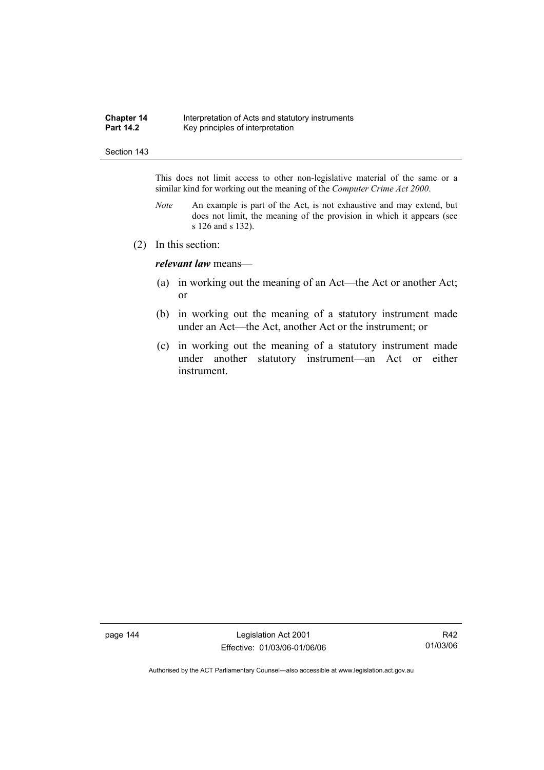This does not limit access to other non-legislative material of the same or a similar kind for working out the meaning of the *Computer Crime Act 2000*.

*Note* An example is part of the Act, is not exhaustive and may extend, but does not limit, the meaning of the provision in which it appears (see s 126 and s 132).

(2) In this section:

***relevant law*** means—

(a) in working out the meaning of an Act—the Act or another Act; or

(b) in working out the meaning of a statutory instrument made under an Act—the Act, another Act or the instrument; or

(c) in working out the meaning of a statutory instrument made under another statutory instrument—an Act or either instrument.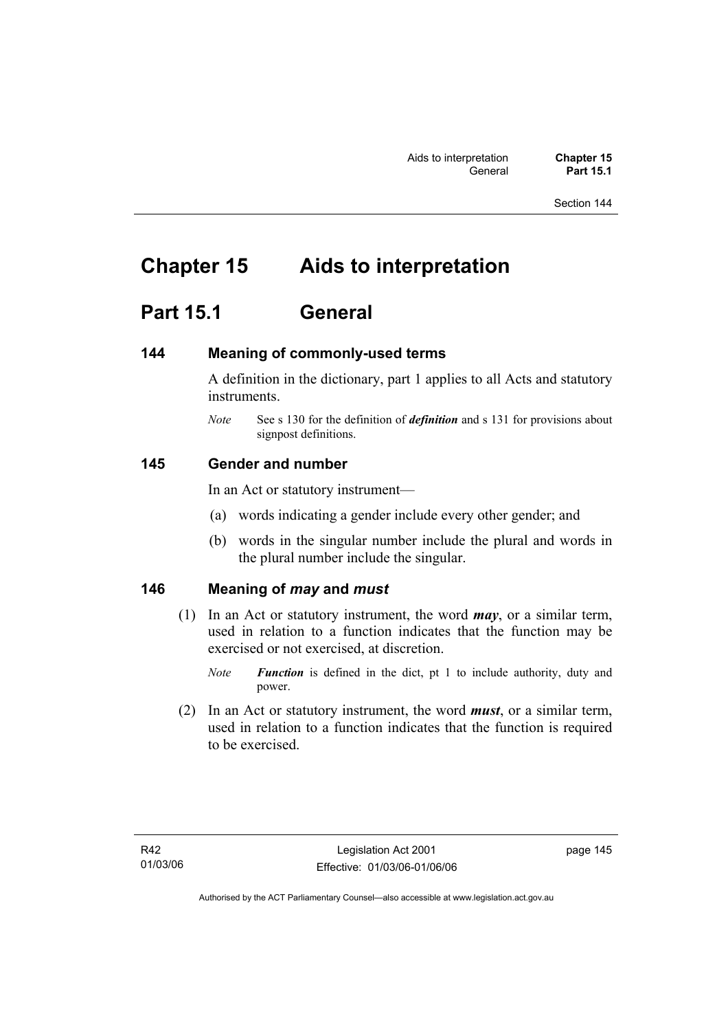# Chapter 15 Aids to interpretation

## Part 15.1 General

### 144 Meaning of commonly-used terms

A definition in the dictionary, part 1 applies to all Acts and statutory instruments.

*Note* See s 130 for the definition of ***definition*** and s 131 for provisions about signpost definitions.

### 145 Gender and number

In an Act or statutory instrument—

(a) words indicating a gender include every other gender; and

(b) words in the singular number include the plural and words in the plural number include the singular.

### 146 Meaning of *may* and *must*

(1) In an Act or statutory instrument, the word ***may***, or a similar term, used in relation to a function indicates that the function may be exercised or not exercised, at discretion.

*Note* ***Function*** is defined in the dict, pt 1 to include authority, duty and power.

(2) In an Act or statutory instrument, the word ***must***, or a similar term, used in relation to a function indicates that the function is required to be exercised.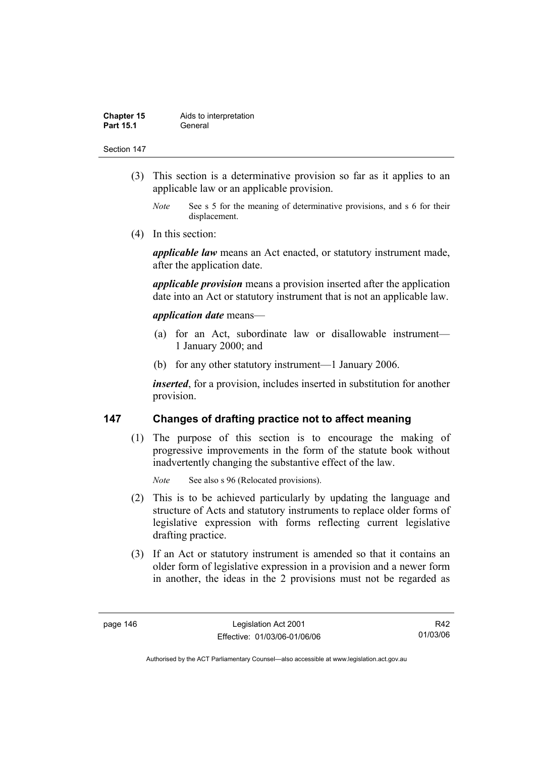(3) This section is a determinative provision so far as it applies to an applicable law or an applicable provision.

*Note* See s 5 for the meaning of determinative provisions, and s 6 for their displacement.

(4) In this section:

***applicable law*** means an Act enacted, or statutory instrument made, after the application date.

***applicable provision*** means a provision inserted after the application date into an Act or statutory instrument that is not an applicable law.

***application date*** means—

(a) for an Act, subordinate law or disallowable instrument—1 January 2000; and

(b) for any other statutory instrument—1 January 2006.

***inserted***, for a provision, includes inserted in substitution for another provision.

## 147 Changes of drafting practice not to affect meaning

(1) The purpose of this section is to encourage the making of progressive improvements in the form of the statute book without inadvertently changing the substantive effect of the law.

*Note* See also s 96 (Relocated provisions).

(2) This is to be achieved particularly by updating the language and structure of Acts and statutory instruments to replace older forms of legislative expression with forms reflecting current legislative drafting practice.

(3) If an Act or statutory instrument is amended so that it contains an older form of legislative expression in a provision and a newer form in another, the ideas in the 2 provisions must not be regarded as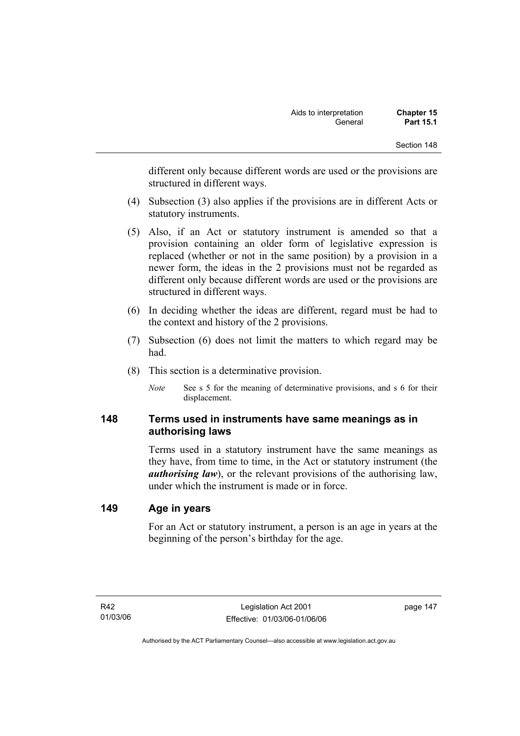different only because different words are used or the provisions are structured in different ways.

(4) Subsection (3) also applies if the provisions are in different Acts or statutory instruments.

(5) Also, if an Act or statutory instrument is amended so that a provision containing an older form of legislative expression is replaced (whether or not in the same position) by a provision in a newer form, the ideas in the 2 provisions must not be regarded as different only because different words are used or the provisions are structured in different ways.

(6) In deciding whether the ideas are different, regard must be had to the context and history of the 2 provisions.

(7) Subsection (6) does not limit the matters to which regard may be had.

(8) This section is a determinative provision.

*Note* See s 5 for the meaning of determinative provisions, and s 6 for their displacement.

## 148 Terms used in instruments have same meanings as in authorising laws

Terms used in a statutory instrument have the same meanings as they have, from time to time, in the Act or statutory instrument (the ***authorising law***), or the relevant provisions of the authorising law, under which the instrument is made or in force.

## 149 Age in years

For an Act or statutory instrument, a person is an age in years at the beginning of the person's birthday for the age.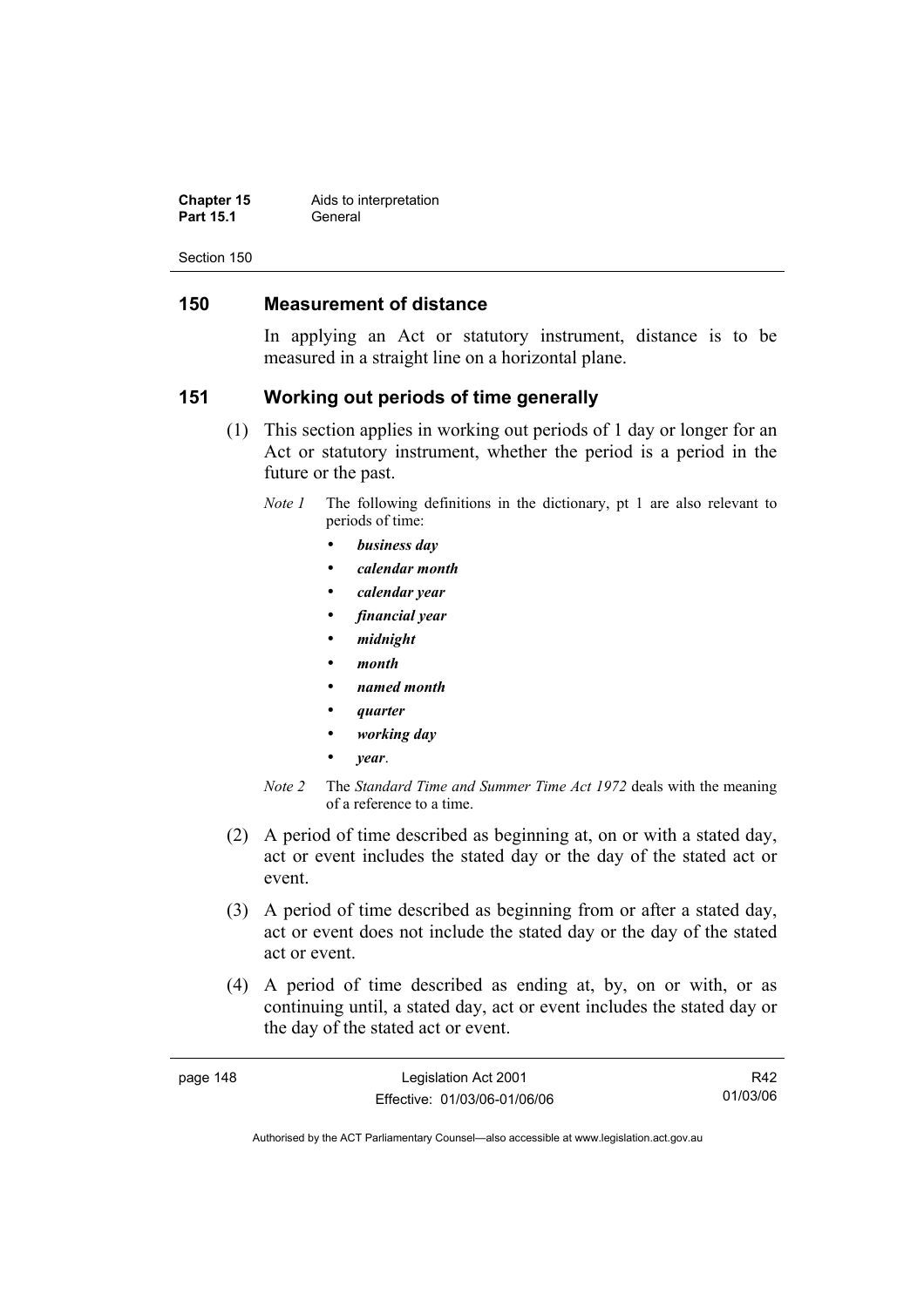## 150 Measurement of distance

In applying an Act or statutory instrument, distance is to be measured in a straight line on a horizontal plane.

## 151 Working out periods of time generally

(1) This section applies in working out periods of 1 day or longer for an Act or statutory instrument, whether the period is a period in the future or the past.

*Note 1* The following definitions in the dictionary, pt 1 are also relevant to periods of time:

- ***business day***
- ***calendar month***
- ***calendar year***
- ***financial year***
- ***midnight***
- ***month***
- ***named month***
- ***quarter***
- ***working day***
- ***year***.

*Note 2* The *Standard Time and Summer Time Act 1972* deals with the meaning of a reference to a time.

(2) A period of time described as beginning at, on or with a stated day, act or event includes the stated day or the day of the stated act or event.

(3) A period of time described as beginning from or after a stated day, act or event does not include the stated day or the day of the stated act or event.

(4) A period of time described as ending at, by, on or with, or as continuing until, a stated day, act or event includes the stated day or the day of the stated act or event.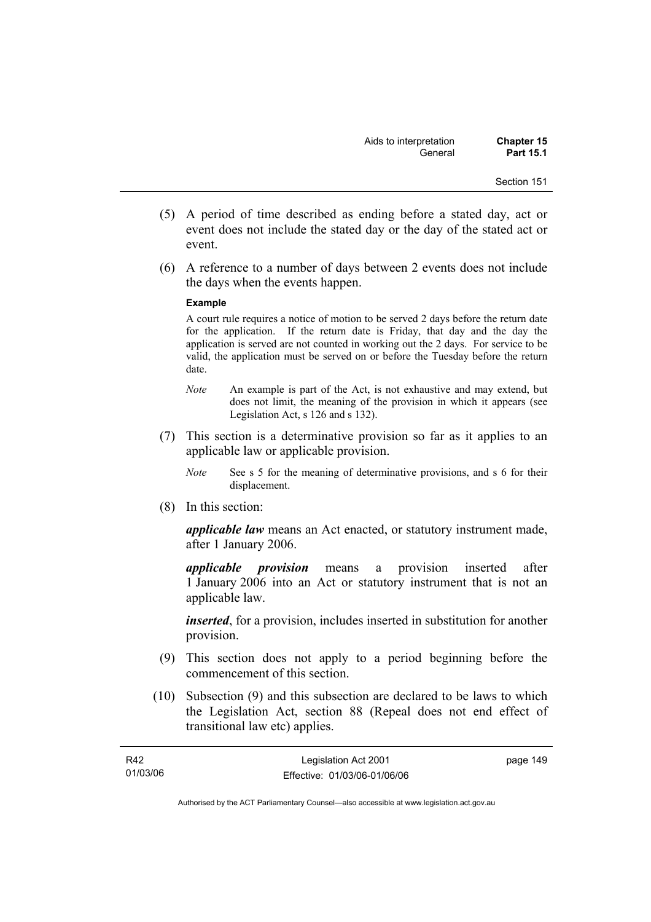(5) A period of time described as ending before a stated day, act or event does not include the stated day or the day of the stated act or event.

(6) A reference to a number of days between 2 events does not include the days when the events happen.

**Example**

A court rule requires a notice of motion to be served 2 days before the return date for the application. If the return date is Friday, that day and the day the application is served are not counted in working out the 2 days. For service to be valid, the application must be served on or before the Tuesday before the return date.

*Note* An example is part of the Act, is not exhaustive and may extend, but does not limit, the meaning of the provision in which it appears (see Legislation Act, s 126 and s 132).

(7) This section is a determinative provision so far as it applies to an applicable law or applicable provision.

*Note* See s 5 for the meaning of determinative provisions, and s 6 for their displacement.

(8) In this section:

***applicable law*** means an Act enacted, or statutory instrument made, after 1 January 2006.

***applicable provision*** means a provision inserted after 1 January 2006 into an Act or statutory instrument that is not an applicable law.

***inserted***, for a provision, includes inserted in substitution for another provision.

(9) This section does not apply to a period beginning before the commencement of this section.

(10) Subsection (9) and this subsection are declared to be laws to which the Legislation Act, section 88 (Repeal does not end effect of transitional law etc) applies.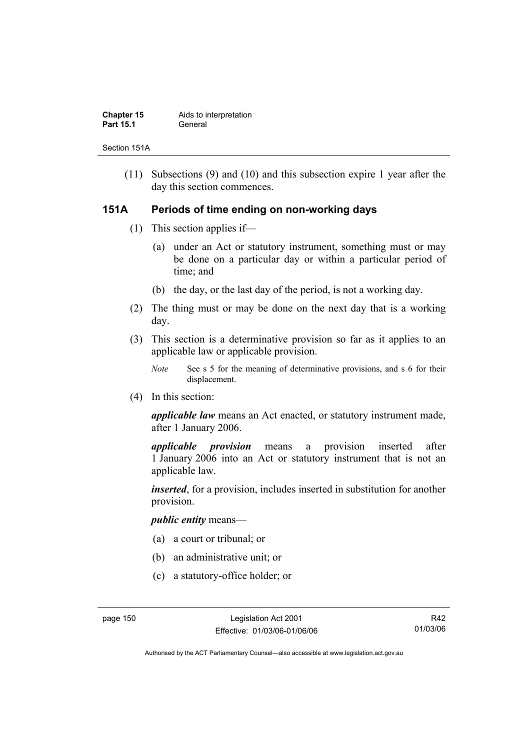(11) Subsections (9) and (10) and this subsection expire 1 year after the day this section commences.

### 151A Periods of time ending on non-working days

(1) This section applies if—

(a) under an Act or statutory instrument, something must or may be done on a particular day or within a particular period of time; and

(b) the day, or the last day of the period, is not a working day.

(2) The thing must or may be done on the next day that is a working day.

(3) This section is a determinative provision so far as it applies to an applicable law or applicable provision.

*Note* See s 5 for the meaning of determinative provisions, and s 6 for their displacement.

(4) In this section:

***applicable law*** means an Act enacted, or statutory instrument made, after 1 January 2006.

***applicable provision*** means a provision inserted after 1 January 2006 into an Act or statutory instrument that is not an applicable law.

***inserted***, for a provision, includes inserted in substitution for another provision.

***public entity*** means—

(a) a court or tribunal; or

(b) an administrative unit; or

(c) a statutory-office holder; or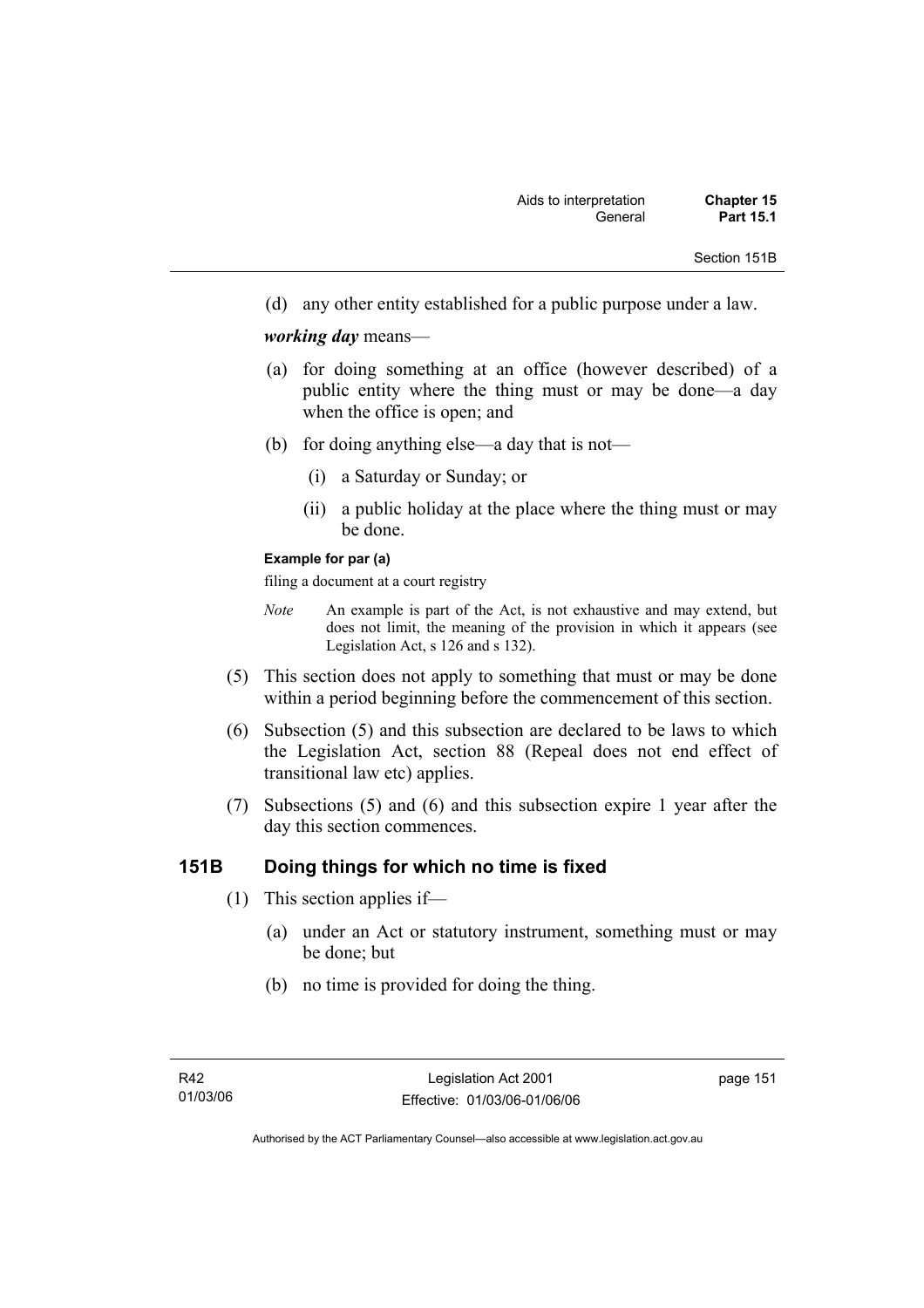(d) any other entity established for a public purpose under a law.

***working day*** means—

(a) for doing something at an office (however described) of a public entity where the thing must or may be done—a day when the office is open; and

(b) for doing anything else—a day that is not—

  (i) a Saturday or Sunday; or

  (ii) a public holiday at the place where the thing must or may be done.

**Example for par (a)**

filing a document at a court registry

*Note* An example is part of the Act, is not exhaustive and may extend, but does not limit, the meaning of the provision in which it appears (see Legislation Act, s 126 and s 132).

(5) This section does not apply to something that must or may be done within a period beginning before the commencement of this section.

(6) Subsection (5) and this subsection are declared to be laws to which the Legislation Act, section 88 (Repeal does not end effect of transitional law etc) applies.

(7) Subsections (5) and (6) and this subsection expire 1 year after the day this section commences.

## 151B Doing things for which no time is fixed

(1) This section applies if—

(a) under an Act or statutory instrument, something must or may be done; but

(b) no time is provided for doing the thing.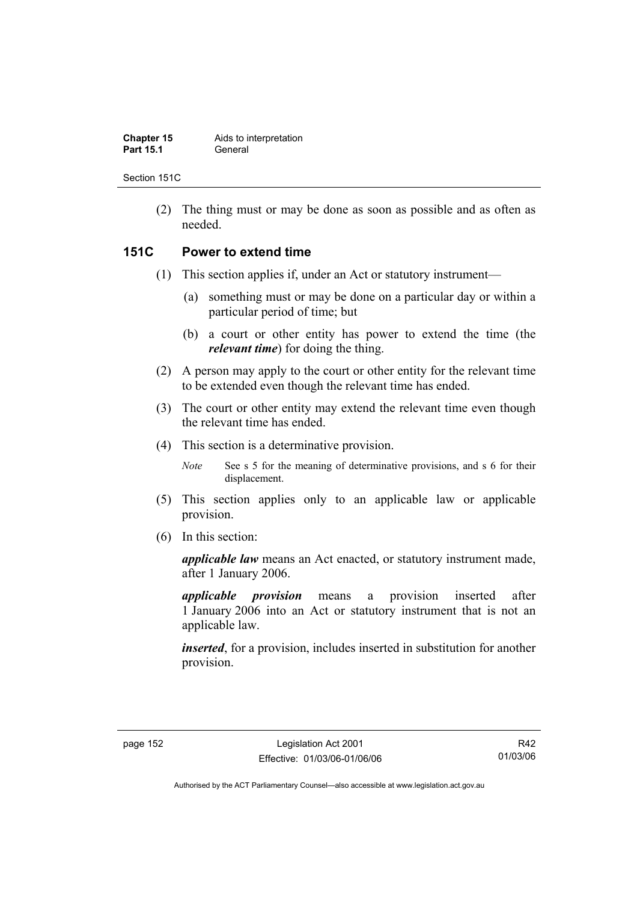(2) The thing must or may be done as soon as possible and as often as needed.

## 151C Power to extend time

(1) This section applies if, under an Act or statutory instrument—

(a) something must or may be done on a particular day or within a particular period of time; but

(b) a court or other entity has power to extend the time (the ***relevant time***) for doing the thing.

(2) A person may apply to the court or other entity for the relevant time to be extended even though the relevant time has ended.

(3) The court or other entity may extend the relevant time even though the relevant time has ended.

(4) This section is a determinative provision.

*Note* See s 5 for the meaning of determinative provisions, and s 6 for their displacement.

(5) This section applies only to an applicable law or applicable provision.

(6) In this section:

***applicable law*** means an Act enacted, or statutory instrument made, after 1 January 2006.

***applicable provision*** means a provision inserted after 1 January 2006 into an Act or statutory instrument that is not an applicable law.

***inserted***, for a provision, includes inserted in substitution for another provision.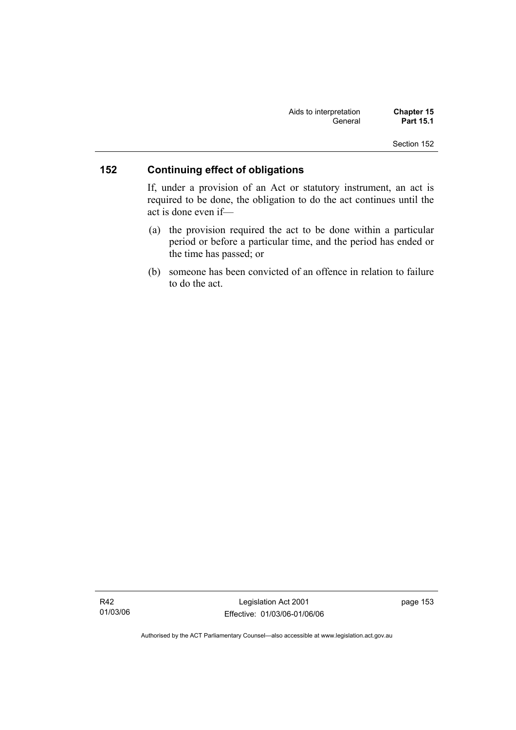## 152 Continuing effect of obligations

If, under a provision of an Act or statutory instrument, an act is required to be done, the obligation to do the act continues until the act is done even if—

(a) the provision required the act to be done within a particular period or before a particular time, and the period has ended or the time has passed; or

(b) someone has been convicted of an offence in relation to failure to do the act.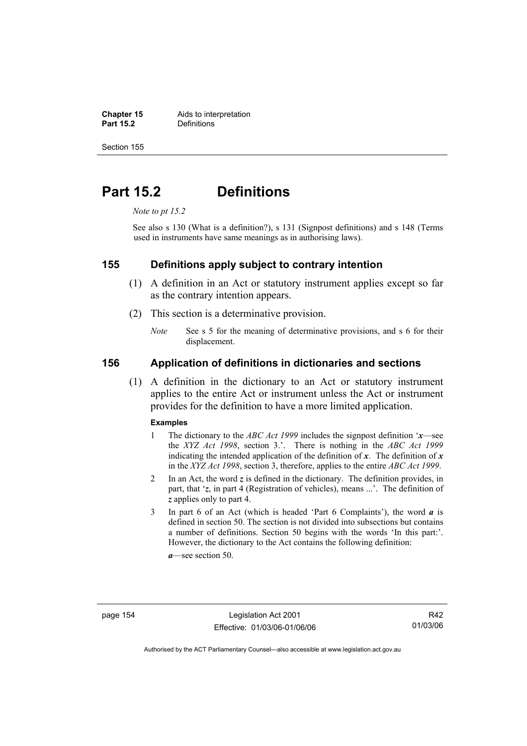# Part 15.2 Definitions

*Note to pt 15.2*

See also s 130 (What is a definition?), s 131 (Signpost definitions) and s 148 (Terms used in instruments have same meanings as in authorising laws).

## 155 Definitions apply subject to contrary intention

(1) A definition in an Act or statutory instrument applies except so far as the contrary intention appears.

(2) This section is a determinative provision.

*Note* See s 5 for the meaning of determinative provisions, and s 6 for their displacement.

## 156 Application of definitions in dictionaries and sections

(1) A definition in the dictionary to an Act or statutory instrument applies to the entire Act or instrument unless the Act or instrument provides for the definition to have a more limited application.

**Examples**

1 The dictionary to the *ABC Act 1999* includes the signpost definition '***x***—see the *XYZ Act 1998*, section 3.'. There is nothing in the *ABC Act 1999* indicating the intended application of the definition of ***x***. The definition of ***x*** in the *XYZ Act 1998*, section 3, therefore, applies to the entire *ABC Act 1999*.

2 In an Act, the word ***z*** is defined in the dictionary. The definition provides, in part, that '***z***, in part 4 (Registration of vehicles), means ...'. The definition of ***z*** applies only to part 4.

3 In part 6 of an Act (which is headed 'Part 6 Complaints'), the word ***a*** is defined in section 50. The section is not divided into subsections but contains a number of definitions. Section 50 begins with the words 'In this part:'. However, the dictionary to the Act contains the following definition:

***a***—see section 50.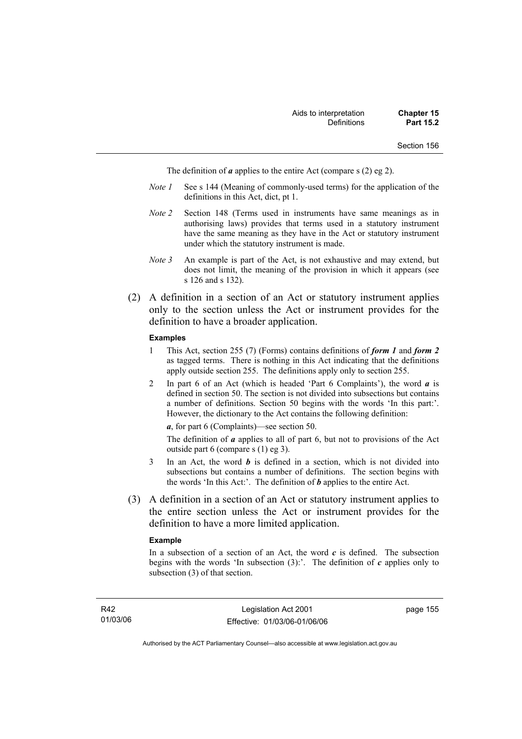The definition of ***a*** applies to the entire Act (compare s (2) eg 2).

*Note 1* See s 144 (Meaning of commonly-used terms) for the application of the definitions in this Act, dict, pt 1.

*Note 2* Section 148 (Terms used in instruments have same meanings as in authorising laws) provides that terms used in a statutory instrument have the same meaning as they have in the Act or statutory instrument under which the statutory instrument is made.

*Note 3* An example is part of the Act, is not exhaustive and may extend, but does not limit, the meaning of the provision in which it appears (see s 126 and s 132).

(2) A definition in a section of an Act or statutory instrument applies only to the section unless the Act or instrument provides for the definition to have a broader application.

**Examples**

1 This Act, section 255 (7) (Forms) contains definitions of ***form 1*** and ***form 2*** as tagged terms. There is nothing in this Act indicating that the definitions apply outside section 255. The definitions apply only to section 255.

2 In part 6 of an Act (which is headed 'Part 6 Complaints'), the word ***a*** is defined in section 50. The section is not divided into subsections but contains a number of definitions. Section 50 begins with the words 'In this part:'. However, the dictionary to the Act contains the following definition:

***a***, for part 6 (Complaints)—see section 50.

The definition of ***a*** applies to all of part 6, but not to provisions of the Act outside part 6 (compare s (1) eg 3).

3 In an Act, the word ***b*** is defined in a section, which is not divided into subsections but contains a number of definitions. The section begins with the words 'In this Act:'. The definition of ***b*** applies to the entire Act.

(3) A definition in a section of an Act or statutory instrument applies to the entire section unless the Act or instrument provides for the definition to have a more limited application.

**Example**

In a subsection of a section of an Act, the word ***c*** is defined. The subsection begins with the words 'In subsection (3):'. The definition of ***c*** applies only to subsection (3) of that section.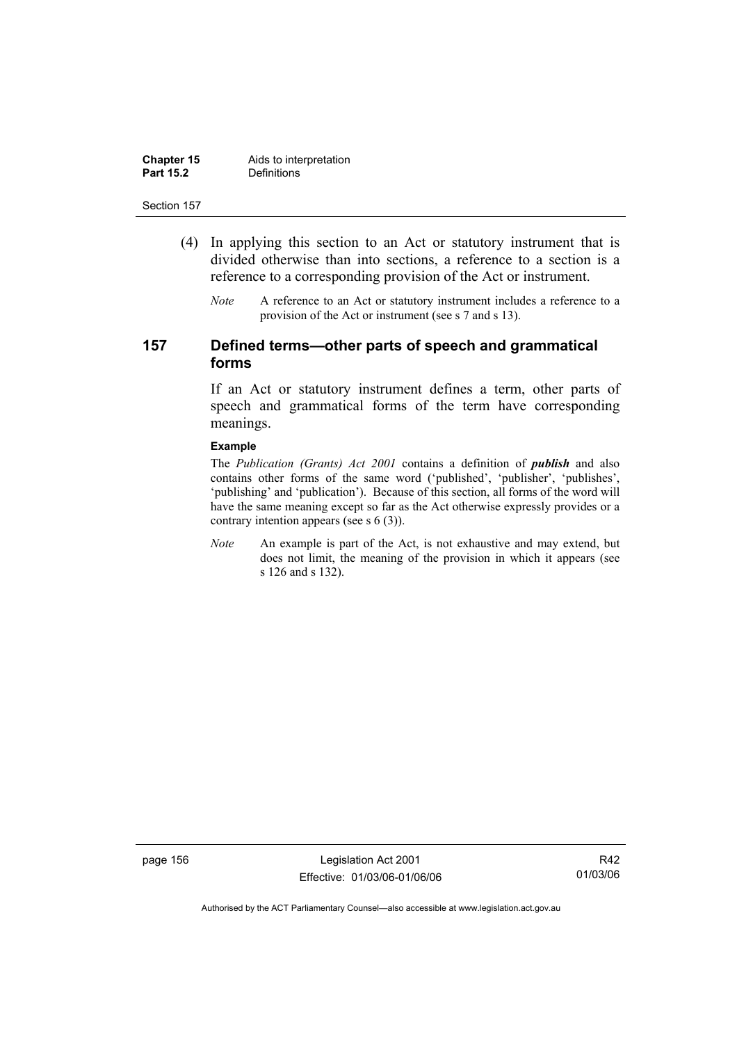(4) In applying this section to an Act or statutory instrument that is divided otherwise than into sections, a reference to a section is a reference to a corresponding provision of the Act or instrument.

*Note* A reference to an Act or statutory instrument includes a reference to a provision of the Act or instrument (see s 7 and s 13).

## 157 Defined terms—other parts of speech and grammatical forms

If an Act or statutory instrument defines a term, other parts of speech and grammatical forms of the term have corresponding meanings.

**Example**

The *Publication (Grants) Act 2001* contains a definition of ***publish*** and also contains other forms of the same word ('published', 'publisher', 'publishes', 'publishing' and 'publication'). Because of this section, all forms of the word will have the same meaning except so far as the Act otherwise expressly provides or a contrary intention appears (see s 6 (3)).

*Note* An example is part of the Act, is not exhaustive and may extend, but does not limit, the meaning of the provision in which it appears (see s 126 and s 132).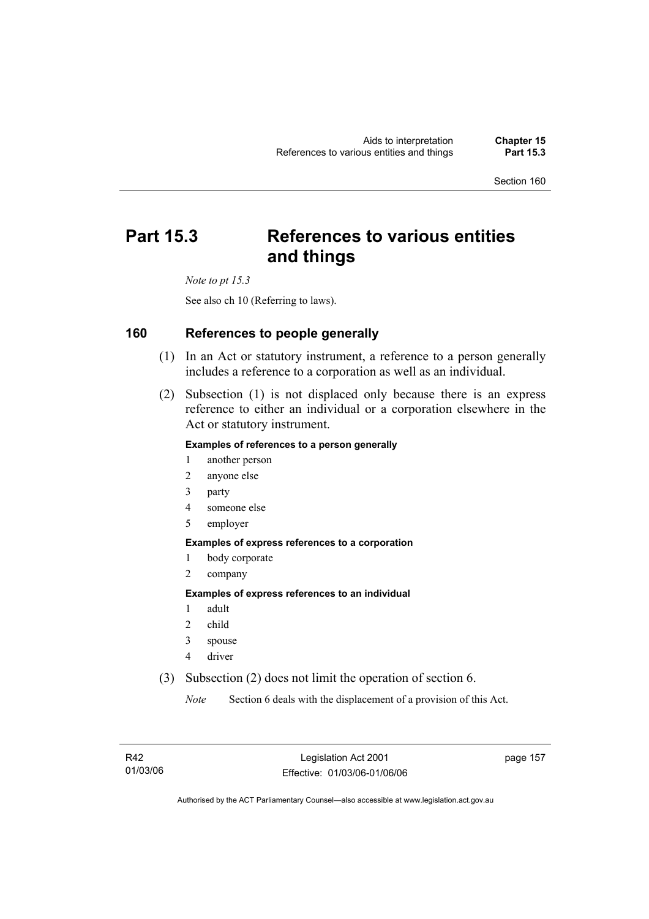# Part 15.3 References to various entities and things

*Note to pt 15.3*

See also ch 10 (Referring to laws).

## 160 References to people generally

(1) In an Act or statutory instrument, a reference to a person generally includes a reference to a corporation as well as an individual.

(2) Subsection (1) is not displaced only because there is an express reference to either an individual or a corporation elsewhere in the Act or statutory instrument.

**Examples of references to a person generally**

1 another person
2 anyone else
3 party
4 someone else
5 employer

**Examples of express references to a corporation**

1 body corporate
2 company

**Examples of express references to an individual**

1 adult
2 child
3 spouse
4 driver

(3) Subsection (2) does not limit the operation of section 6.

*Note* Section 6 deals with the displacement of a provision of this Act.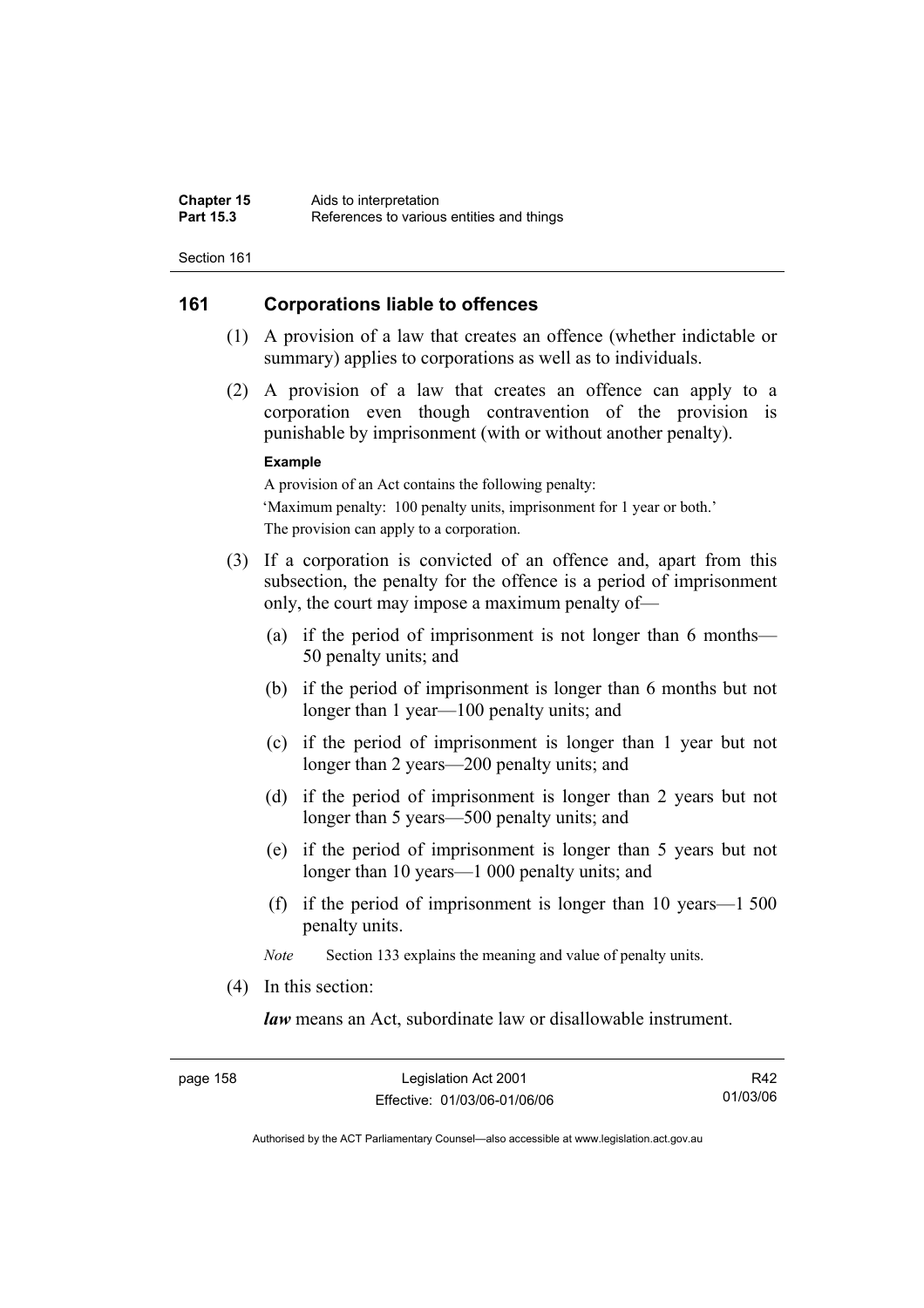## 161 Corporations liable to offences

(1) A provision of a law that creates an offence (whether indictable or summary) applies to corporations as well as to individuals.

(2) A provision of a law that creates an offence can apply to a corporation even though contravention of the provision is punishable by imprisonment (with or without another penalty).

**Example**

A provision of an Act contains the following penalty:

'Maximum penalty: 100 penalty units, imprisonment for 1 year or both.'

The provision can apply to a corporation.

(3) If a corporation is convicted of an offence and, apart from this subsection, the penalty for the offence is a period of imprisonment only, the court may impose a maximum penalty of—

(a) if the period of imprisonment is not longer than 6 months—50 penalty units; and

(b) if the period of imprisonment is longer than 6 months but not longer than 1 year—100 penalty units; and

(c) if the period of imprisonment is longer than 1 year but not longer than 2 years—200 penalty units; and

(d) if the period of imprisonment is longer than 2 years but not longer than 5 years—500 penalty units; and

(e) if the period of imprisonment is longer than 5 years but not longer than 10 years—1 000 penalty units; and

(f) if the period of imprisonment is longer than 10 years—1 500 penalty units.

*Note* Section 133 explains the meaning and value of penalty units.

(4) In this section:

***law*** means an Act, subordinate law or disallowable instrument.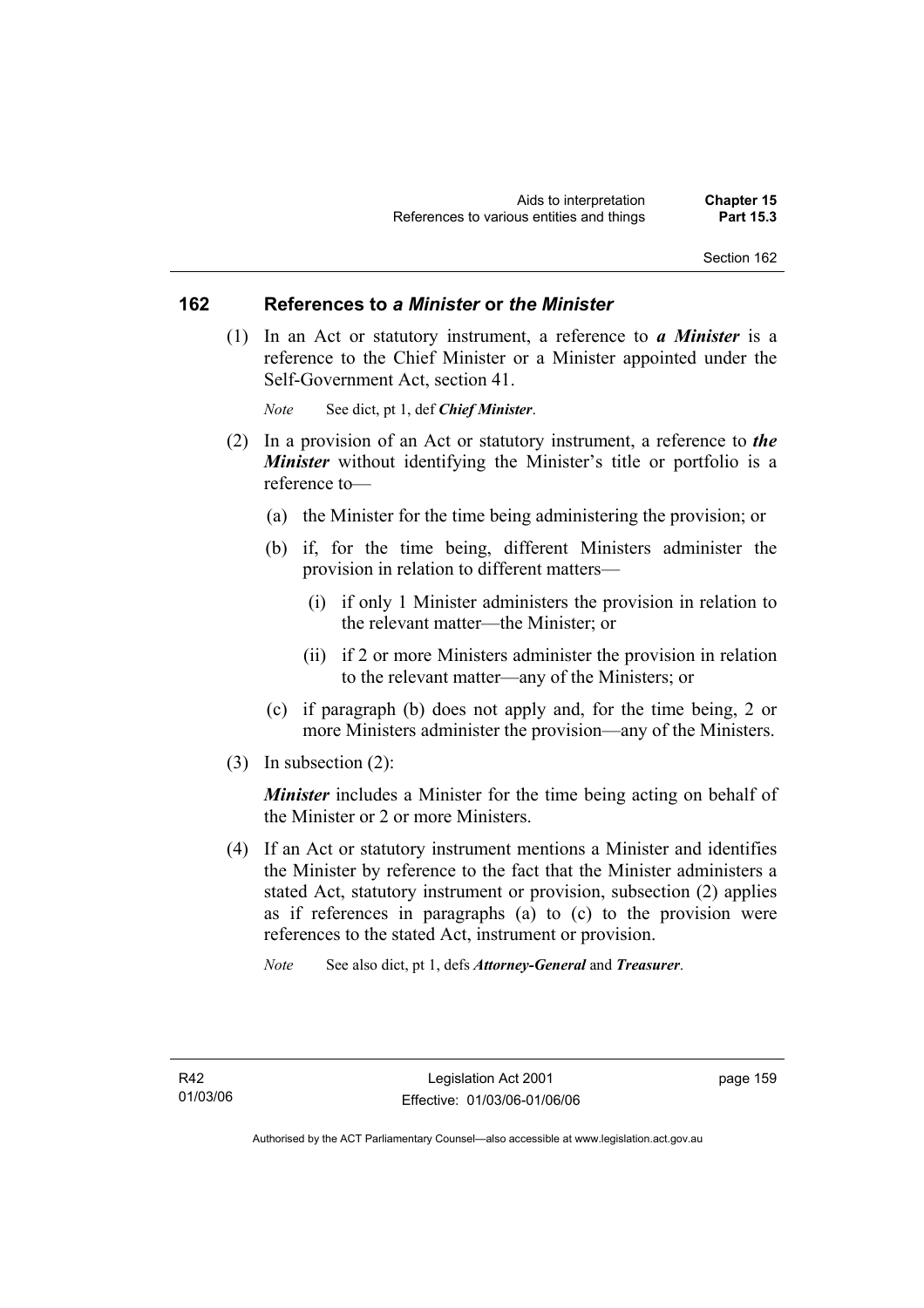## 162 References to *a Minister* or *the Minister*

(1) In an Act or statutory instrument, a reference to ***a Minister*** is a reference to the Chief Minister or a Minister appointed under the Self-Government Act, section 41.

*Note* See dict, pt 1, def ***Chief Minister***.

(2) In a provision of an Act or statutory instrument, a reference to ***the Minister*** without identifying the Minister's title or portfolio is a reference to—

(a) the Minister for the time being administering the provision; or

(b) if, for the time being, different Ministers administer the provision in relation to different matters—

(i) if only 1 Minister administers the provision in relation to the relevant matter—the Minister; or

(ii) if 2 or more Ministers administer the provision in relation to the relevant matter—any of the Ministers; or

(c) if paragraph (b) does not apply and, for the time being, 2 or more Ministers administer the provision—any of the Ministers.

(3) In subsection (2):

***Minister*** includes a Minister for the time being acting on behalf of the Minister or 2 or more Ministers.

(4) If an Act or statutory instrument mentions a Minister and identifies the Minister by reference to the fact that the Minister administers a stated Act, statutory instrument or provision, subsection (2) applies as if references in paragraphs (a) to (c) to the provision were references to the stated Act, instrument or provision.

*Note* See also dict, pt 1, defs ***Attorney-General*** and ***Treasurer***.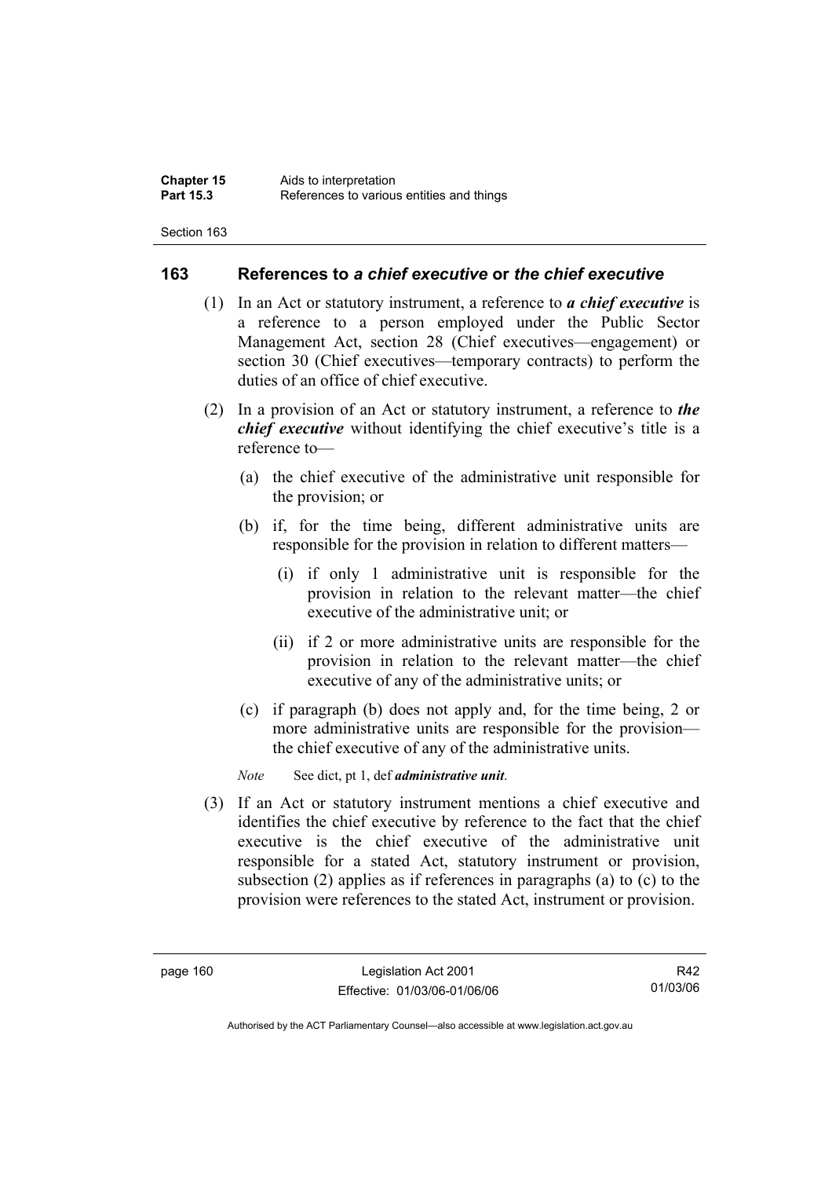## 163 References to *a chief executive* or *the chief executive*

(1) In an Act or statutory instrument, a reference to ***a chief executive*** is a reference to a person employed under the Public Sector Management Act, section 28 (Chief executives—engagement) or section 30 (Chief executives—temporary contracts) to perform the duties of an office of chief executive.

(2) In a provision of an Act or statutory instrument, a reference to ***the chief executive*** without identifying the chief executive's title is a reference to—

(a) the chief executive of the administrative unit responsible for the provision; or

(b) if, for the time being, different administrative units are responsible for the provision in relation to different matters—

(i) if only 1 administrative unit is responsible for the provision in relation to the relevant matter—the chief executive of the administrative unit; or

(ii) if 2 or more administrative units are responsible for the provision in relation to the relevant matter—the chief executive of any of the administrative units; or

(c) if paragraph (b) does not apply and, for the time being, 2 or more administrative units are responsible for the provision—the chief executive of any of the administrative units.

*Note* See dict, pt 1, def ***administrative unit***.

(3) If an Act or statutory instrument mentions a chief executive and identifies the chief executive by reference to the fact that the chief executive is the chief executive of the administrative unit responsible for a stated Act, statutory instrument or provision, subsection (2) applies as if references in paragraphs (a) to (c) to the provision were references to the stated Act, instrument or provision.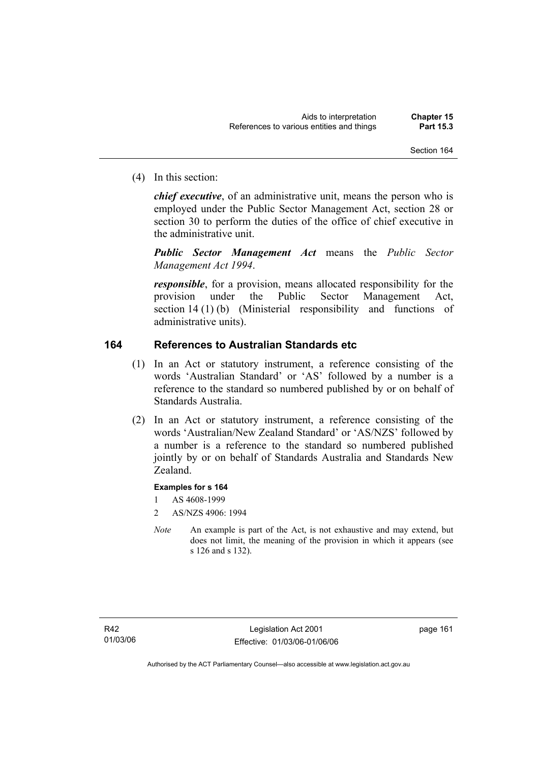(4) In this section:

***chief executive***, of an administrative unit, means the person who is employed under the Public Sector Management Act, section 28 or section 30 to perform the duties of the office of chief executive in the administrative unit.

***Public Sector Management Act*** means the *Public Sector Management Act 1994*.

***responsible***, for a provision, means allocated responsibility for the provision under the Public Sector Management Act, section 14 (1) (b) (Ministerial responsibility and functions of administrative units).

## 164 References to Australian Standards etc

(1) In an Act or statutory instrument, a reference consisting of the words 'Australian Standard' or 'AS' followed by a number is a reference to the standard so numbered published by or on behalf of Standards Australia.

(2) In an Act or statutory instrument, a reference consisting of the words 'Australian/New Zealand Standard' or 'AS/NZS' followed by a number is a reference to the standard so numbered published jointly by or on behalf of Standards Australia and Standards New Zealand.

**Examples for s 164**

1 AS 4608-1999

2 AS/NZS 4906: 1994

*Note* An example is part of the Act, is not exhaustive and may extend, but does not limit, the meaning of the provision in which it appears (see s 126 and s 132).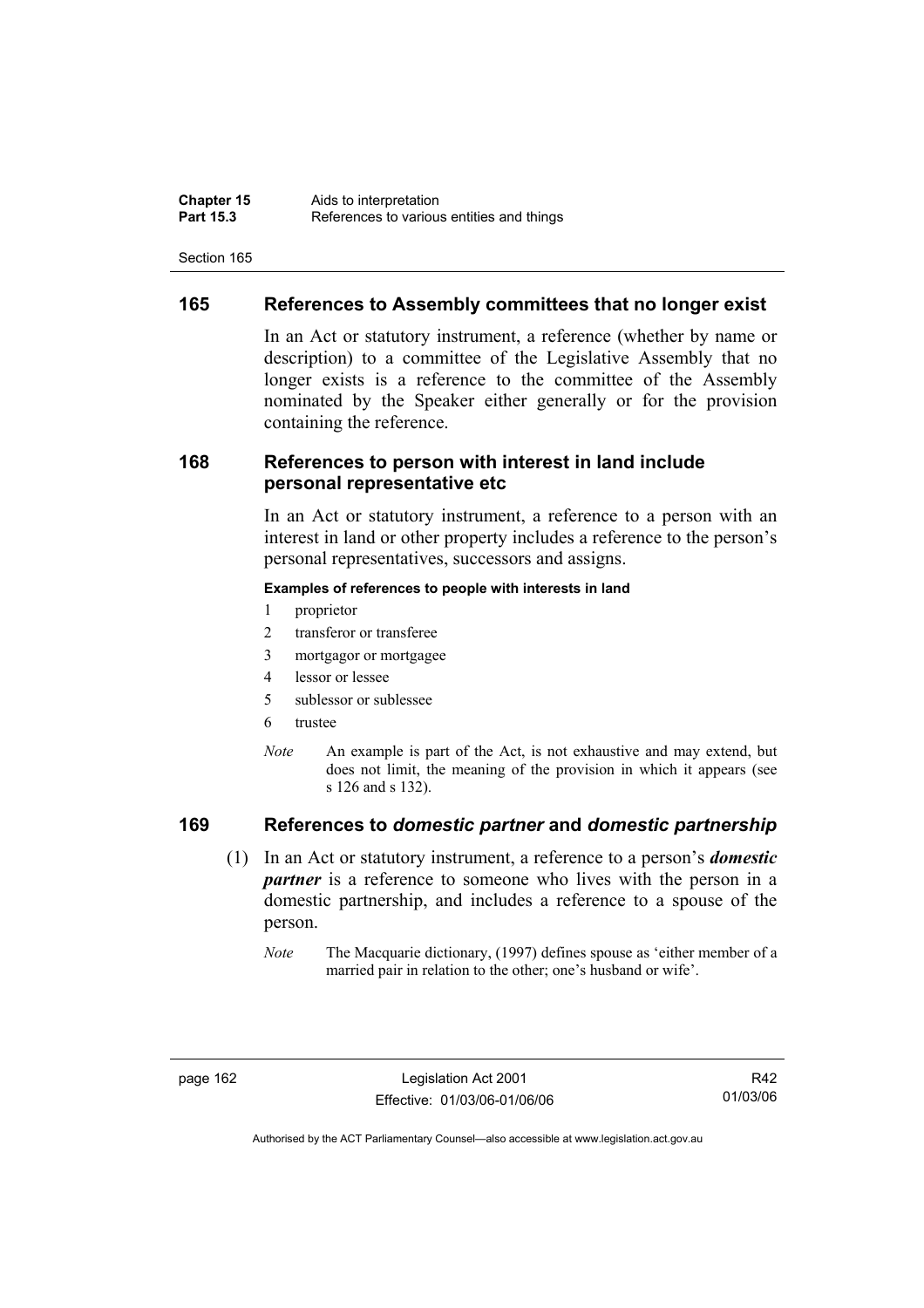## 165 References to Assembly committees that no longer exist

In an Act or statutory instrument, a reference (whether by name or description) to a committee of the Legislative Assembly that no longer exists is a reference to the committee of the Assembly nominated by the Speaker either generally or for the provision containing the reference.

## 168 References to person with interest in land include personal representative etc

In an Act or statutory instrument, a reference to a person with an interest in land or other property includes a reference to the person's personal representatives, successors and assigns.

**Examples of references to people with interests in land**

1 proprietor
2 transferor or transferee
3 mortgagor or mortgagee
4 lessor or lessee
5 sublessor or sublessee
6 trustee

*Note* An example is part of the Act, is not exhaustive and may extend, but does not limit, the meaning of the provision in which it appears (see s 126 and s 132).

## 169 References to *domestic partner* and *domestic partnership*

(1) In an Act or statutory instrument, a reference to a person's ***domestic partner*** is a reference to someone who lives with the person in a domestic partnership, and includes a reference to a spouse of the person.

*Note* The Macquarie dictionary, (1997) defines spouse as 'either member of a married pair in relation to the other; one's husband or wife'.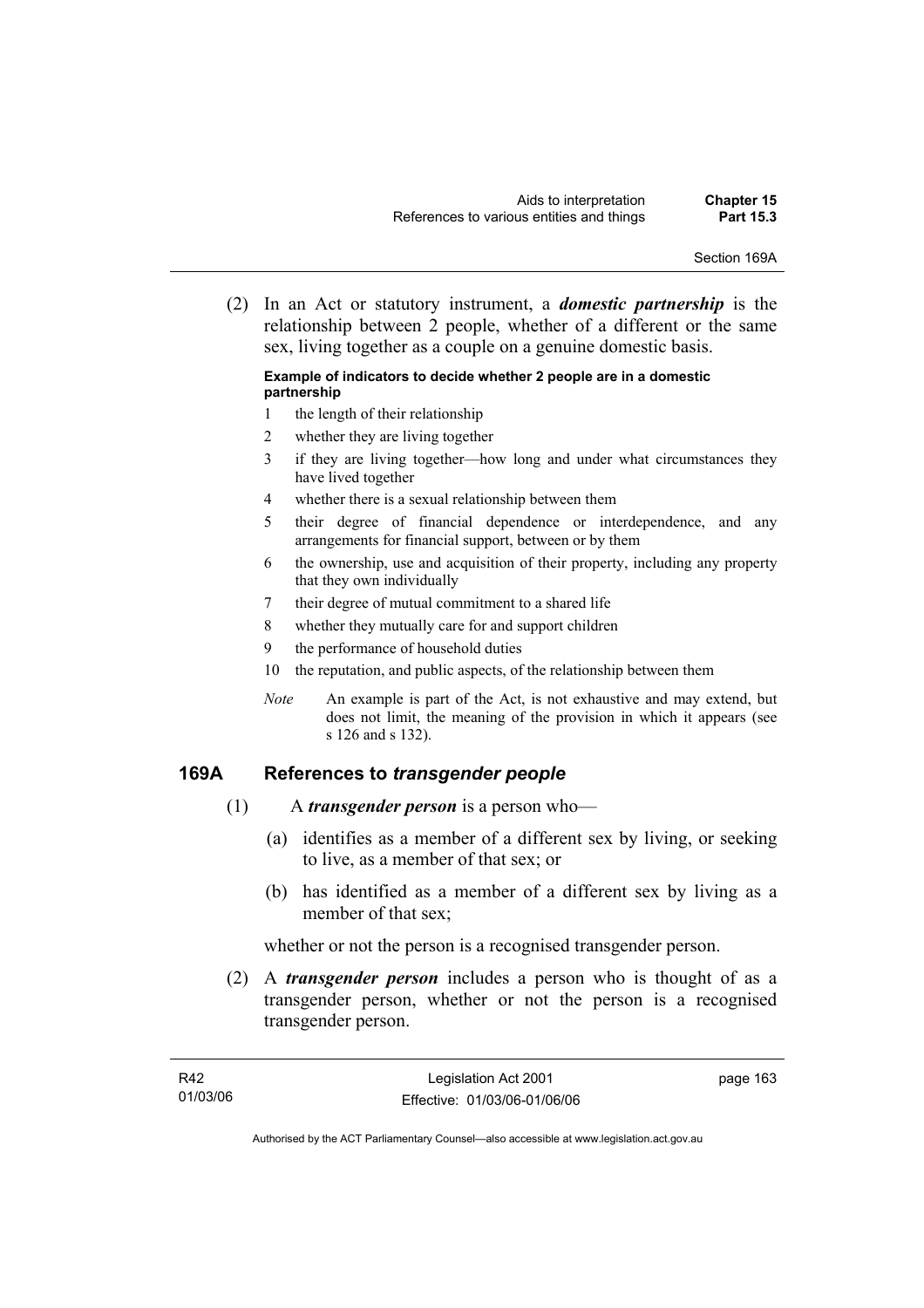(2) In an Act or statutory instrument, a ***domestic partnership*** is the relationship between 2 people, whether of a different or the same sex, living together as a couple on a genuine domestic basis.

**Example of indicators to decide whether 2 people are in a domestic partnership**

1 the length of their relationship
2 whether they are living together
3 if they are living together—how long and under what circumstances they have lived together
4 whether there is a sexual relationship between them
5 their degree of financial dependence or interdependence, and any arrangements for financial support, between or by them
6 the ownership, use and acquisition of their property, including any property that they own individually
7 their degree of mutual commitment to a shared life
8 whether they mutually care for and support children
9 the performance of household duties
10 the reputation, and public aspects, of the relationship between them

*Note* An example is part of the Act, is not exhaustive and may extend, but does not limit, the meaning of the provision in which it appears (see s 126 and s 132).

## 169A References to *transgender people*

(1) A ***transgender person*** is a person who—

(a) identifies as a member of a different sex by living, or seeking to live, as a member of that sex; or

(b) has identified as a member of a different sex by living as a member of that sex;

whether or not the person is a recognised transgender person.

(2) A ***transgender person*** includes a person who is thought of as a transgender person, whether or not the person is a recognised transgender person.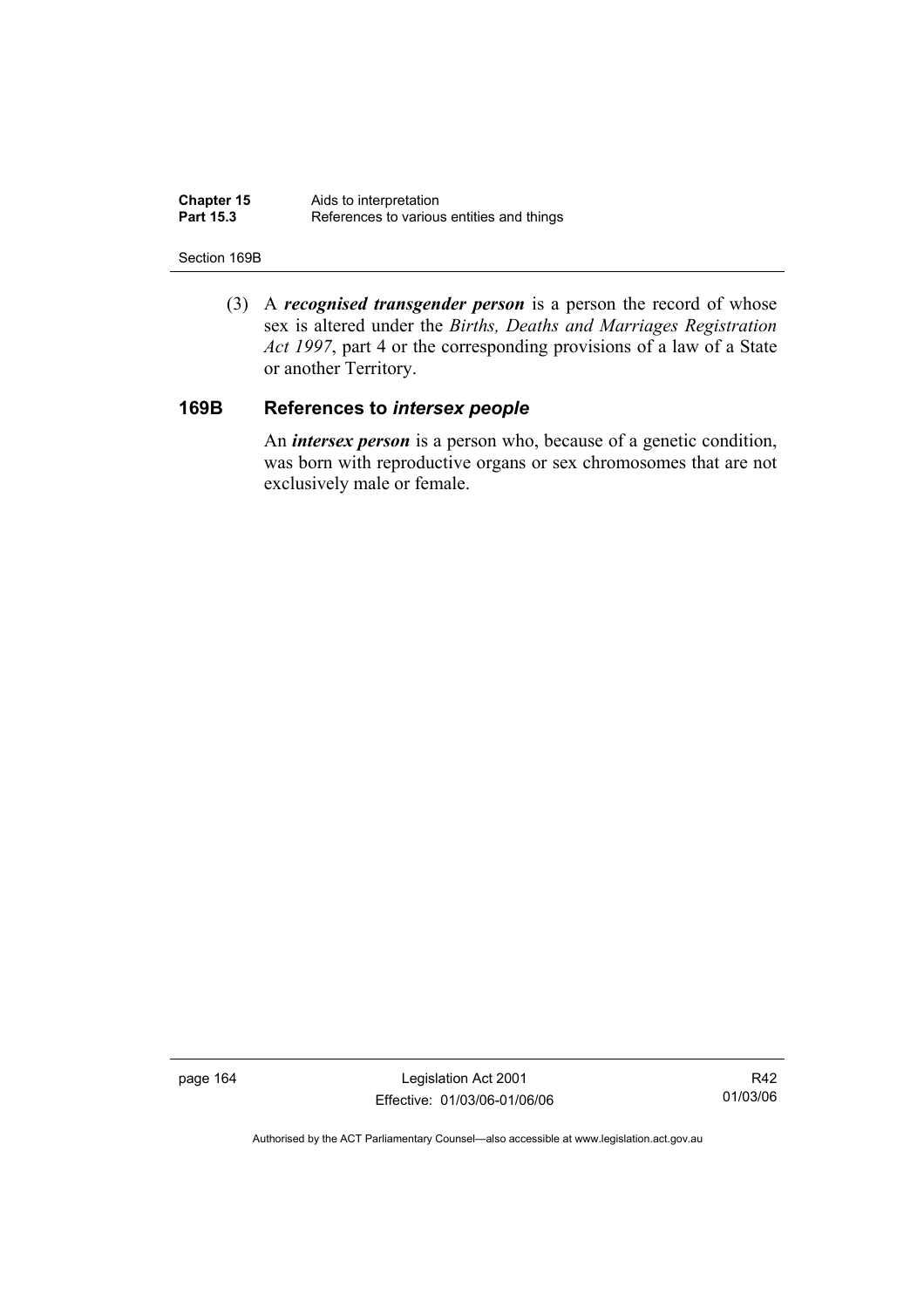(3) A ***recognised transgender person*** is a person the record of whose sex is altered under the *Births, Deaths and Marriages Registration Act 1997*, part 4 or the corresponding provisions of a law of a State or another Territory.

### 169B References to *intersex people*

An ***intersex person*** is a person who, because of a genetic condition, was born with reproductive organs or sex chromosomes that are not exclusively male or female.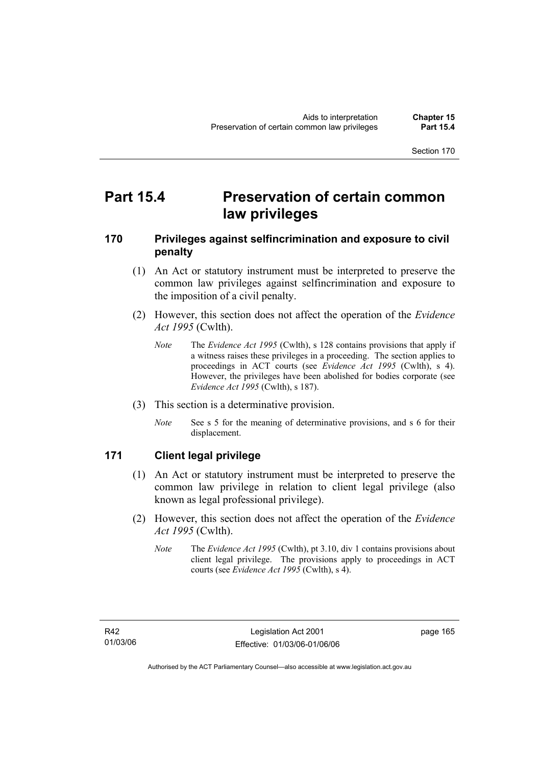# Part 15.4 Preservation of certain common law privileges

## 170 Privileges against selfincrimination and exposure to civil penalty

(1) An Act or statutory instrument must be interpreted to preserve the common law privileges against selfincrimination and exposure to the imposition of a civil penalty.

(2) However, this section does not affect the operation of the *Evidence Act 1995* (Cwlth).

*Note* The *Evidence Act 1995* (Cwlth), s 128 contains provisions that apply if a witness raises these privileges in a proceeding. The section applies to proceedings in ACT courts (see *Evidence Act 1995* (Cwlth), s 4). However, the privileges have been abolished for bodies corporate (see *Evidence Act 1995* (Cwlth), s 187).

(3) This section is a determinative provision.

*Note* See s 5 for the meaning of determinative provisions, and s 6 for their displacement.

## 171 Client legal privilege

(1) An Act or statutory instrument must be interpreted to preserve the common law privilege in relation to client legal privilege (also known as legal professional privilege).

(2) However, this section does not affect the operation of the *Evidence Act 1995* (Cwlth).

*Note* The *Evidence Act 1995* (Cwlth), pt 3.10, div 1 contains provisions about client legal privilege. The provisions apply to proceedings in ACT courts (see *Evidence Act 1995* (Cwlth), s 4).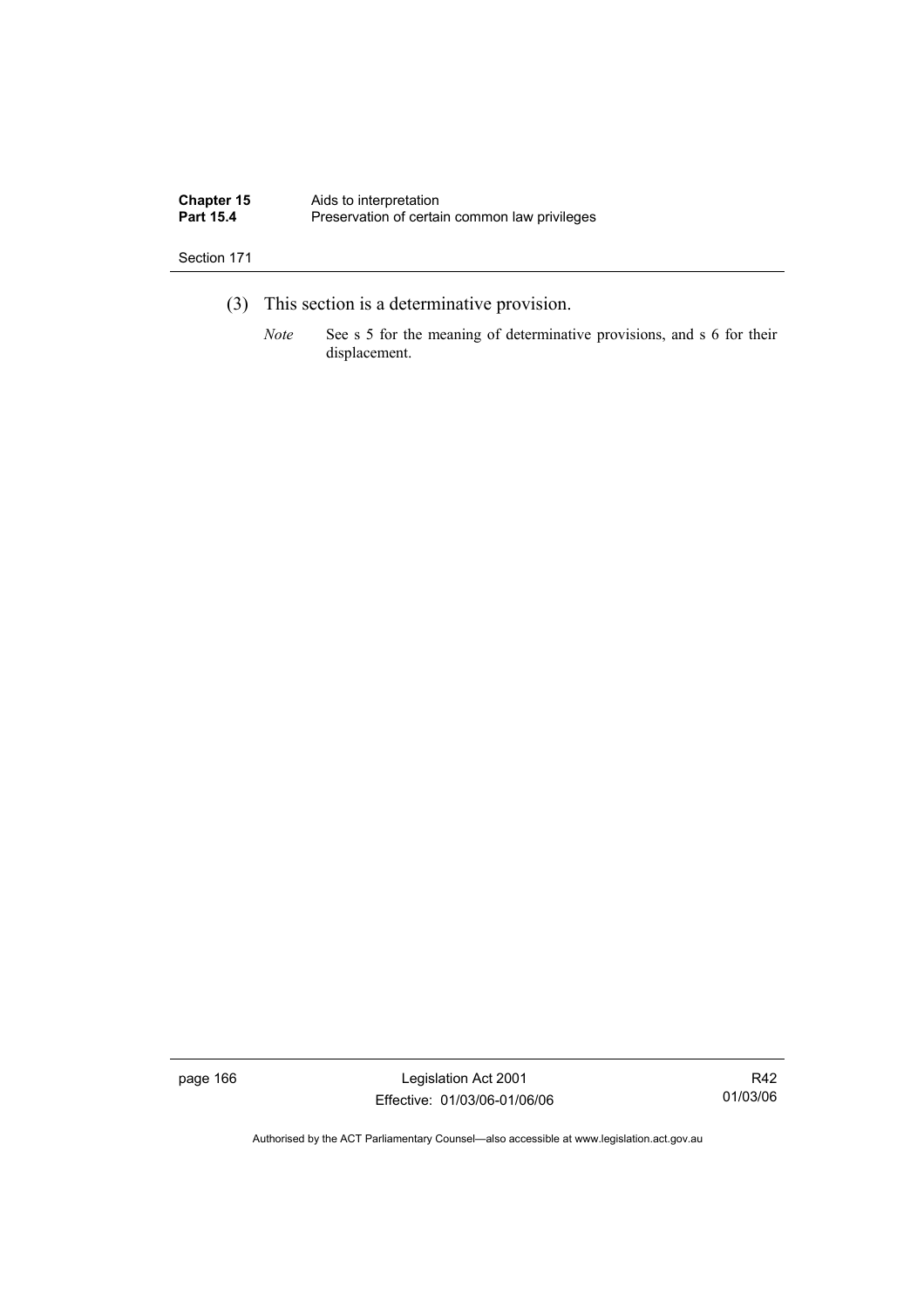(3) This section is a determinative provision.

*Note* See s 5 for the meaning of determinative provisions, and s 6 for their displacement.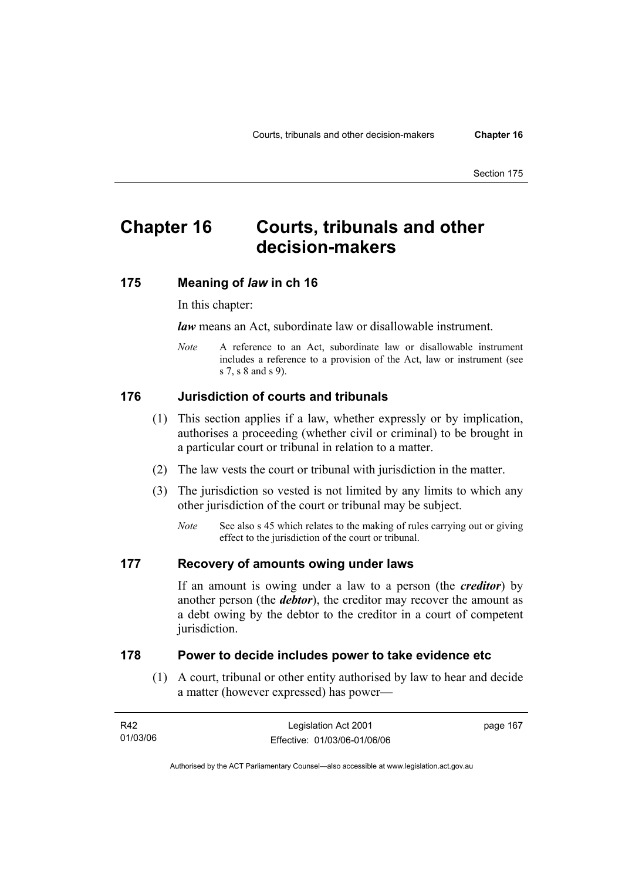# Chapter 16 Courts, tribunals and other decision-makers

## 175 Meaning of *law* in ch 16

In this chapter:

***law*** means an Act, subordinate law or disallowable instrument.

*Note* A reference to an Act, subordinate law or disallowable instrument includes a reference to a provision of the Act, law or instrument (see s 7, s 8 and s 9).

## 176 Jurisdiction of courts and tribunals

(1) This section applies if a law, whether expressly or by implication, authorises a proceeding (whether civil or criminal) to be brought in a particular court or tribunal in relation to a matter.

(2) The law vests the court or tribunal with jurisdiction in the matter.

(3) The jurisdiction so vested is not limited by any limits to which any other jurisdiction of the court or tribunal may be subject.

*Note* See also s 45 which relates to the making of rules carrying out or giving effect to the jurisdiction of the court or tribunal.

## 177 Recovery of amounts owing under laws

If an amount is owing under a law to a person (the ***creditor***) by another person (the ***debtor***), the creditor may recover the amount as a debt owing by the debtor to the creditor in a court of competent jurisdiction.

## 178 Power to decide includes power to take evidence etc

(1) A court, tribunal or other entity authorised by law to hear and decide a matter (however expressed) has power—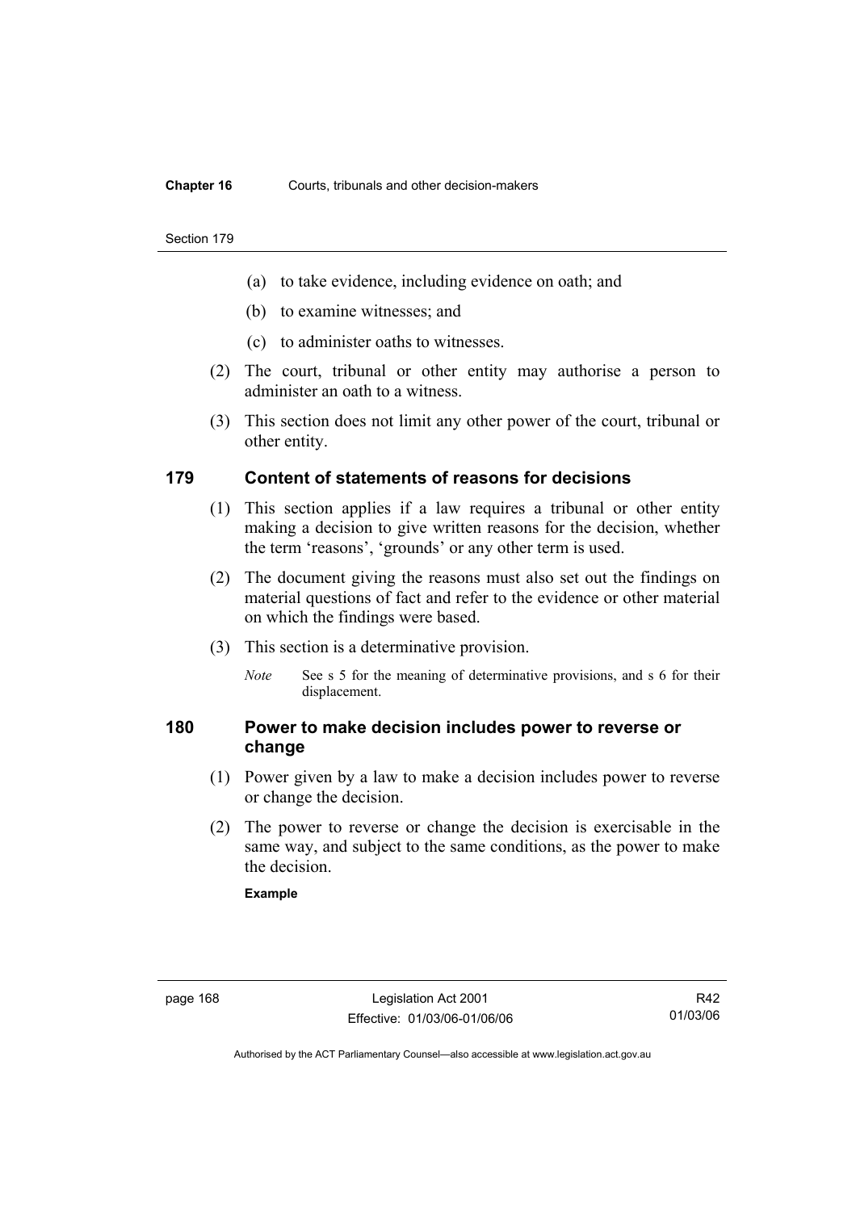(a) to take evidence, including evidence on oath; and

(b) to examine witnesses; and

(c) to administer oaths to witnesses.

(2) The court, tribunal or other entity may authorise a person to administer an oath to a witness.

(3) This section does not limit any other power of the court, tribunal or other entity.

## 179 Content of statements of reasons for decisions

(1) This section applies if a law requires a tribunal or other entity making a decision to give written reasons for the decision, whether the term 'reasons', 'grounds' or any other term is used.

(2) The document giving the reasons must also set out the findings on material questions of fact and refer to the evidence or other material on which the findings were based.

(3) This section is a determinative provision.

*Note* See s 5 for the meaning of determinative provisions, and s 6 for their displacement.

## 180 Power to make decision includes power to reverse or change

(1) Power given by a law to make a decision includes power to reverse or change the decision.

(2) The power to reverse or change the decision is exercisable in the same way, and subject to the same conditions, as the power to make the decision.

**Example**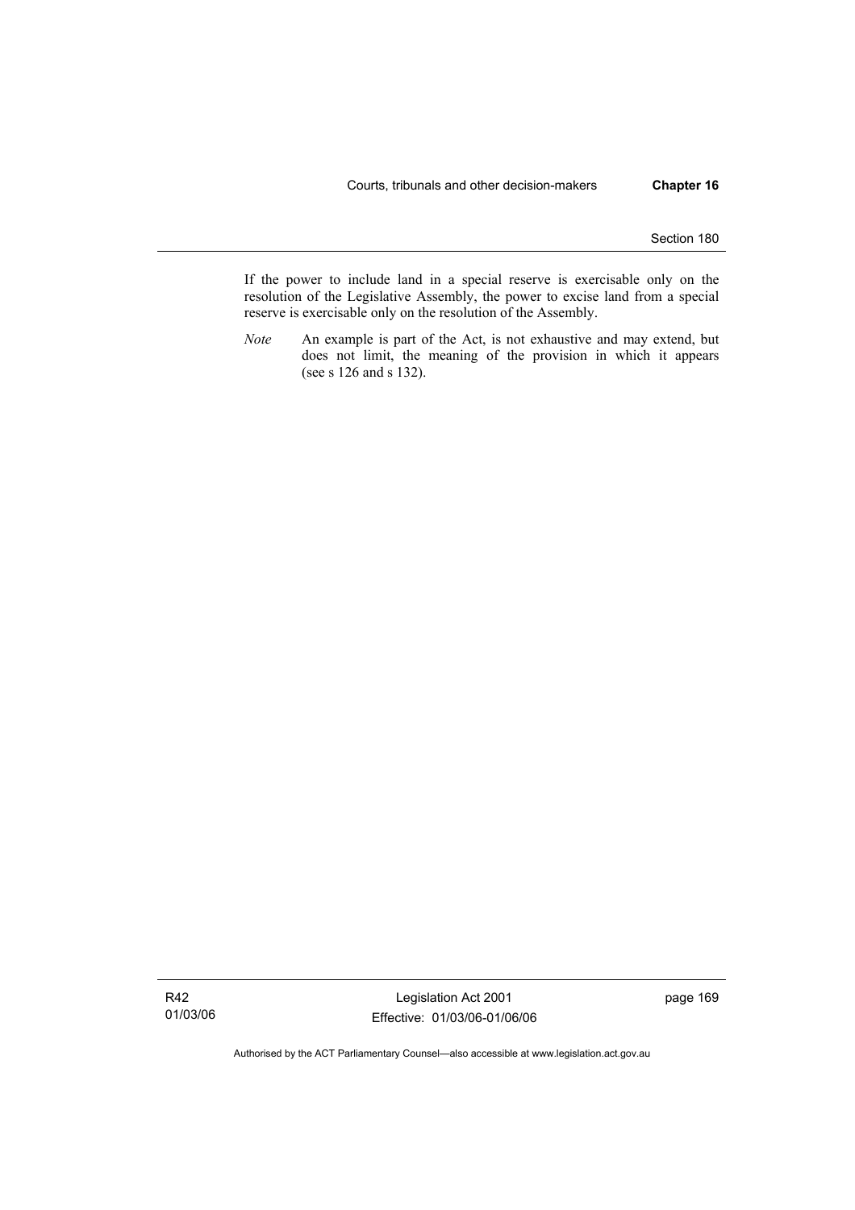If the power to include land in a special reserve is exercisable only on the resolution of the Legislative Assembly, the power to excise land from a special reserve is exercisable only on the resolution of the Assembly.

*Note* An example is part of the Act, is not exhaustive and may extend, but does not limit, the meaning of the provision in which it appears (see s 126 and s 132).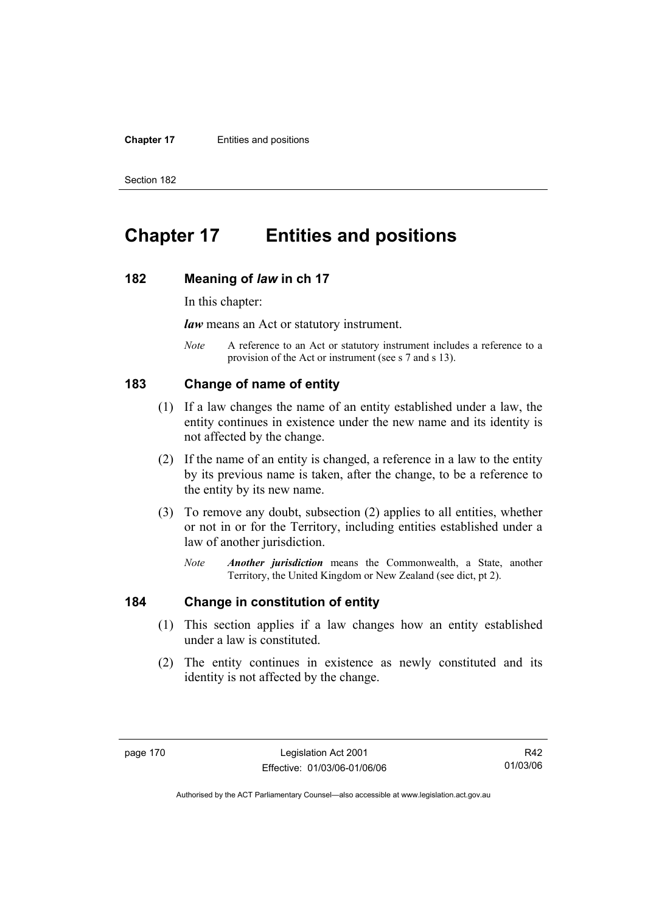# Chapter 17 Entities and positions

## 182 Meaning of *law* in ch 17

In this chapter:

***law*** means an Act or statutory instrument.

*Note* A reference to an Act or statutory instrument includes a reference to a provision of the Act or instrument (see s 7 and s 13).

## 183 Change of name of entity

(1) If a law changes the name of an entity established under a law, the entity continues in existence under the new name and its identity is not affected by the change.

(2) If the name of an entity is changed, a reference in a law to the entity by its previous name is taken, after the change, to be a reference to the entity by its new name.

(3) To remove any doubt, subsection (2) applies to all entities, whether or not in or for the Territory, including entities established under a law of another jurisdiction.

*Note* ***Another jurisdiction*** means the Commonwealth, a State, another Territory, the United Kingdom or New Zealand (see dict, pt 2).

## 184 Change in constitution of entity

(1) This section applies if a law changes how an entity established under a law is constituted.

(2) The entity continues in existence as newly constituted and its identity is not affected by the change.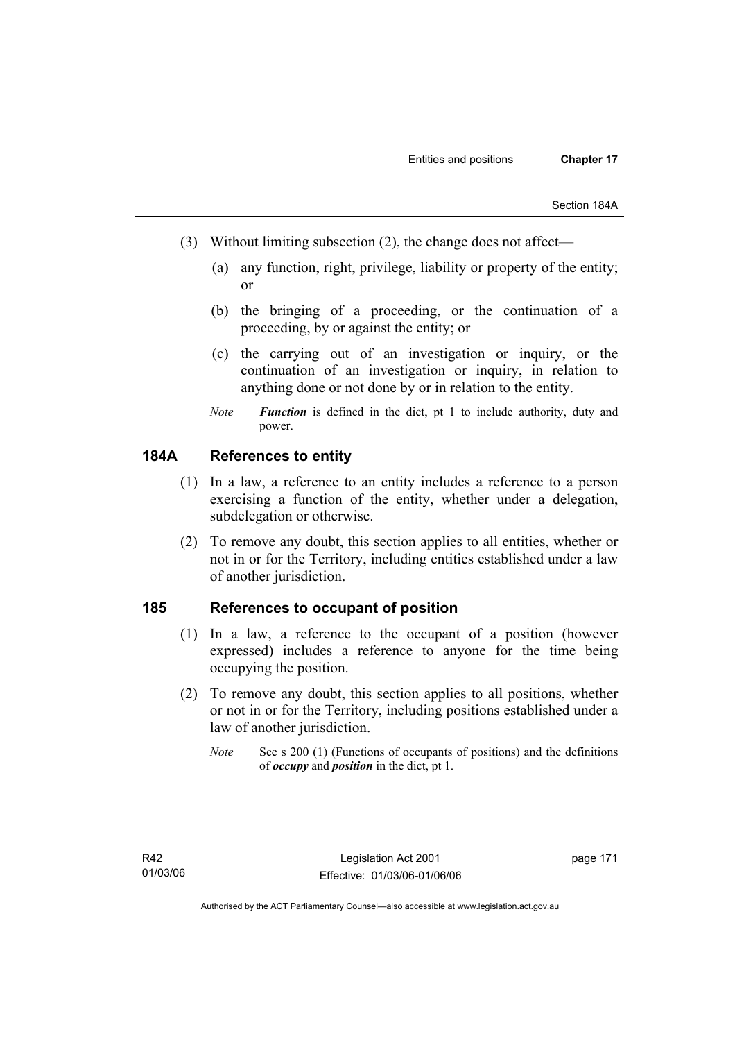(3) Without limiting subsection (2), the change does not affect—

(a) any function, right, privilege, liability or property of the entity; or

(b) the bringing of a proceeding, or the continuation of a proceeding, by or against the entity; or

(c) the carrying out of an investigation or inquiry, or the continuation of an investigation or inquiry, in relation to anything done or not done by or in relation to the entity.

*Note* ***Function*** is defined in the dict, pt 1 to include authority, duty and power.

## 184A References to entity

(1) In a law, a reference to an entity includes a reference to a person exercising a function of the entity, whether under a delegation, subdelegation or otherwise.

(2) To remove any doubt, this section applies to all entities, whether or not in or for the Territory, including entities established under a law of another jurisdiction.

## 185 References to occupant of position

(1) In a law, a reference to the occupant of a position (however expressed) includes a reference to anyone for the time being occupying the position.

(2) To remove any doubt, this section applies to all positions, whether or not in or for the Territory, including positions established under a law of another jurisdiction.

*Note* See s 200 (1) (Functions of occupants of positions) and the definitions of ***occupy*** and ***position*** in the dict, pt 1.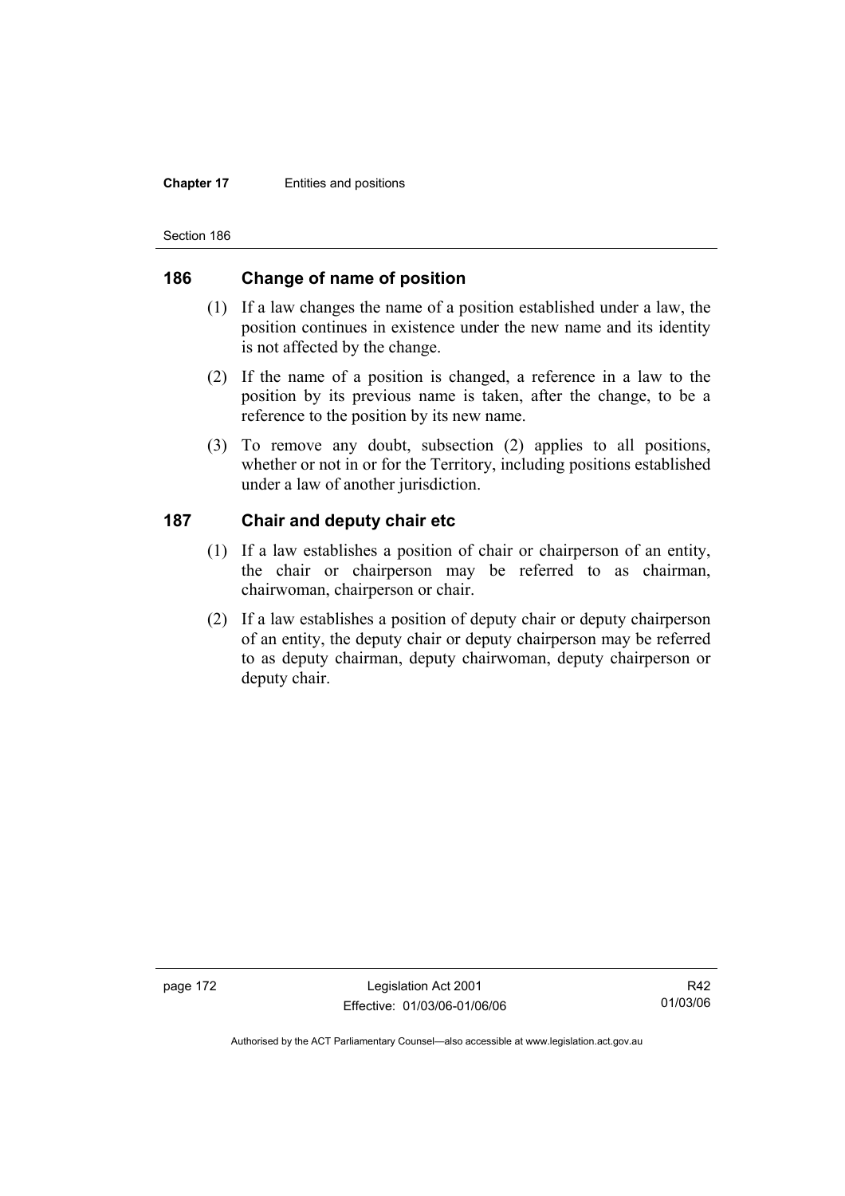## 186 Change of name of position

(1) If a law changes the name of a position established under a law, the position continues in existence under the new name and its identity is not affected by the change.

(2) If the name of a position is changed, a reference in a law to the position by its previous name is taken, after the change, to be a reference to the position by its new name.

(3) To remove any doubt, subsection (2) applies to all positions, whether or not in or for the Territory, including positions established under a law of another jurisdiction.

## 187 Chair and deputy chair etc

(1) If a law establishes a position of chair or chairperson of an entity, the chair or chairperson may be referred to as chairman, chairwoman, chairperson or chair.

(2) If a law establishes a position of deputy chair or deputy chairperson of an entity, the deputy chair or deputy chairperson may be referred to as deputy chairman, deputy chairwoman, deputy chairperson or deputy chair.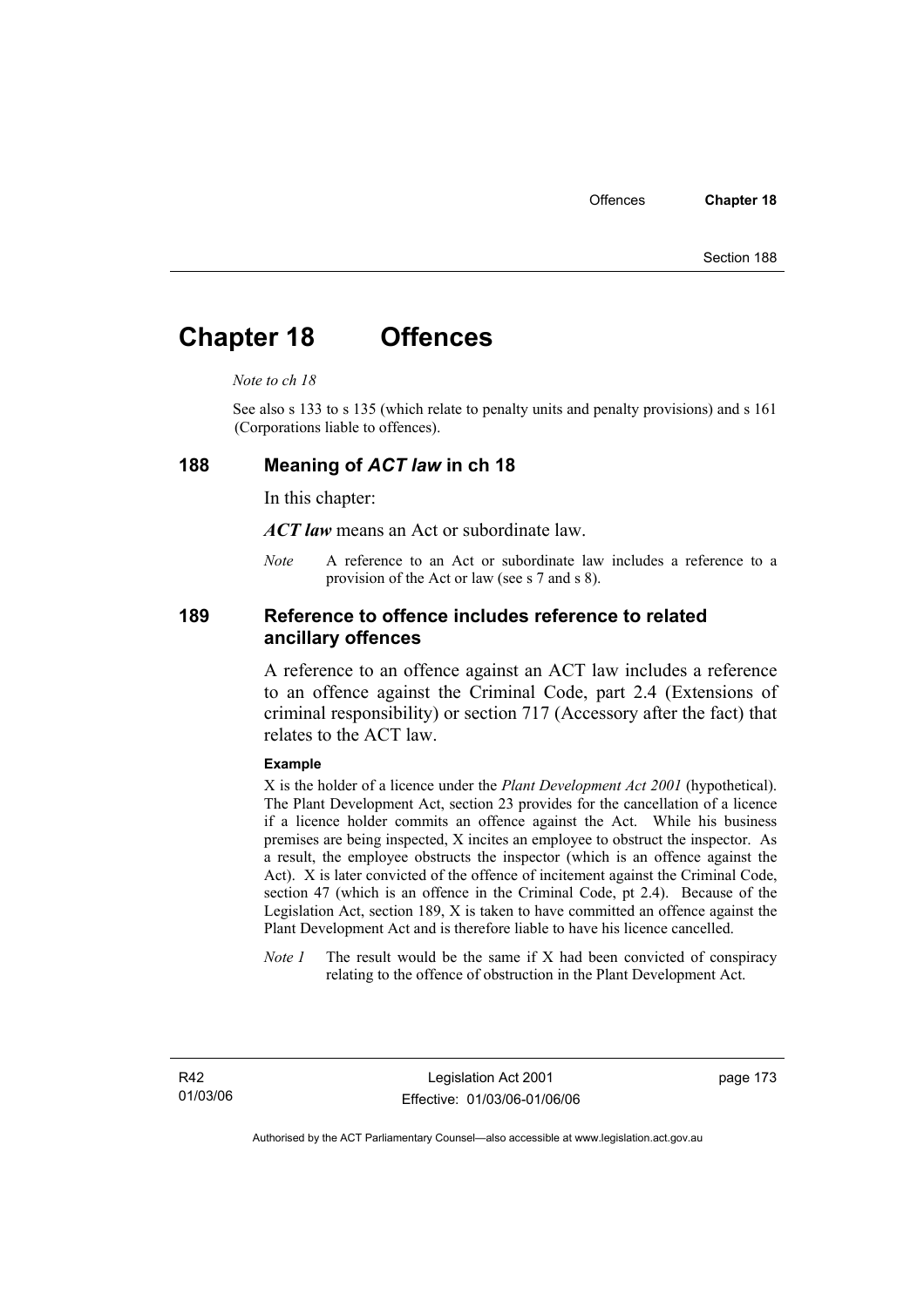# Chapter 18 Offences

*Note to ch 18*

See also s 133 to s 135 (which relate to penalty units and penalty provisions) and s 161 (Corporations liable to offences).

## 188 Meaning of *ACT law* in ch 18

In this chapter:

***ACT law*** means an Act or subordinate law.

*Note* A reference to an Act or subordinate law includes a reference to a provision of the Act or law (see s 7 and s 8).

## 189 Reference to offence includes reference to related ancillary offences

A reference to an offence against an ACT law includes a reference to an offence against the Criminal Code, part 2.4 (Extensions of criminal responsibility) or section 717 (Accessory after the fact) that relates to the ACT law.

**Example**

X is the holder of a licence under the *Plant Development Act 2001* (hypothetical). The Plant Development Act, section 23 provides for the cancellation of a licence if a licence holder commits an offence against the Act. While his business premises are being inspected, X incites an employee to obstruct the inspector. As a result, the employee obstructs the inspector (which is an offence against the Act). X is later convicted of the offence of incitement against the Criminal Code, section 47 (which is an offence in the Criminal Code, pt 2.4). Because of the Legislation Act, section 189, X is taken to have committed an offence against the Plant Development Act and is therefore liable to have his licence cancelled.

*Note 1* The result would be the same if X had been convicted of conspiracy relating to the offence of obstruction in the Plant Development Act.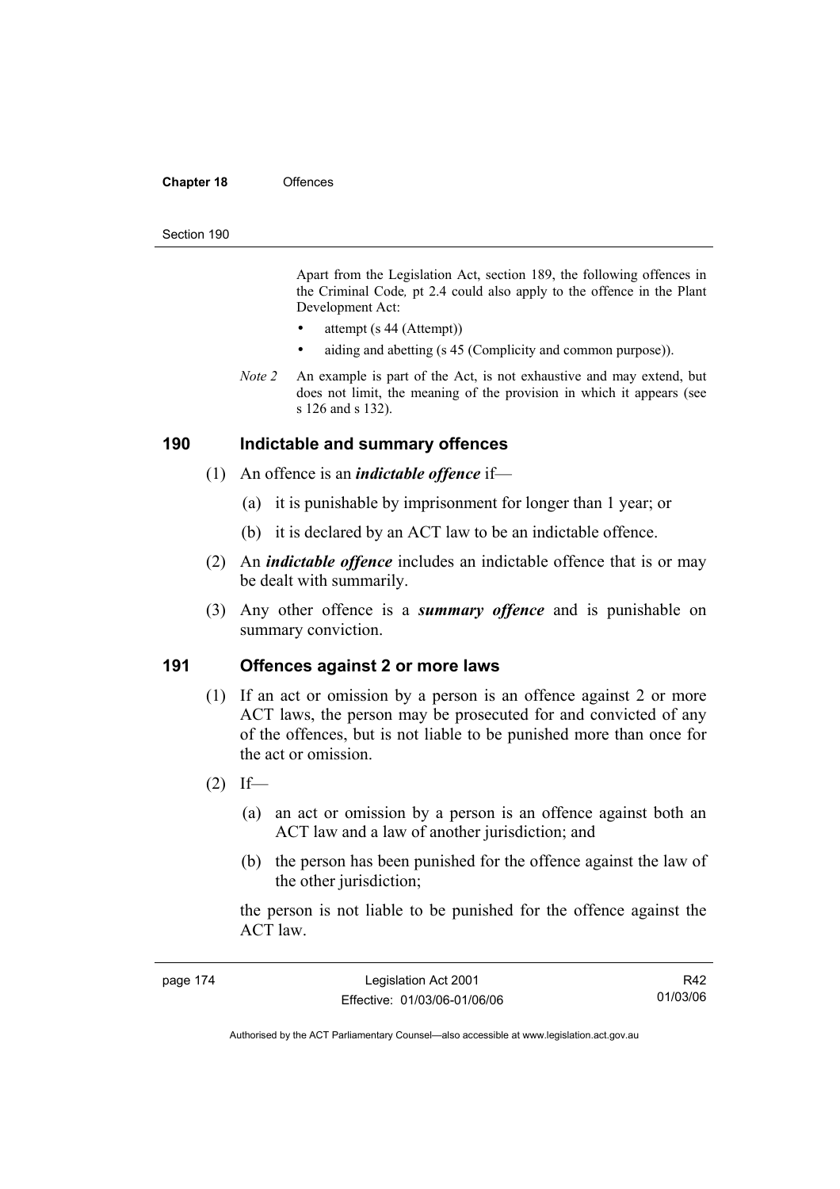Apart from the Legislation Act, section 189, the following offences in the Criminal Code*,* pt 2.4 could also apply to the offence in the Plant Development Act:

- attempt (s 44 (Attempt))
- aiding and abetting (s 45 (Complicity and common purpose)).

*Note 2* An example is part of the Act, is not exhaustive and may extend, but does not limit, the meaning of the provision in which it appears (see s 126 and s 132).

## 190 Indictable and summary offences

(1) An offence is an ***indictable offence*** if—

(a) it is punishable by imprisonment for longer than 1 year; or

(b) it is declared by an ACT law to be an indictable offence.

(2) An ***indictable offence*** includes an indictable offence that is or may be dealt with summarily.

(3) Any other offence is a ***summary offence*** and is punishable on summary conviction.

## 191 Offences against 2 or more laws

(1) If an act or omission by a person is an offence against 2 or more ACT laws, the person may be prosecuted for and convicted of any of the offences, but is not liable to be punished more than once for the act or omission.

(2) If—

(a) an act or omission by a person is an offence against both an ACT law and a law of another jurisdiction; and

(b) the person has been punished for the offence against the law of the other jurisdiction;

the person is not liable to be punished for the offence against the ACT law.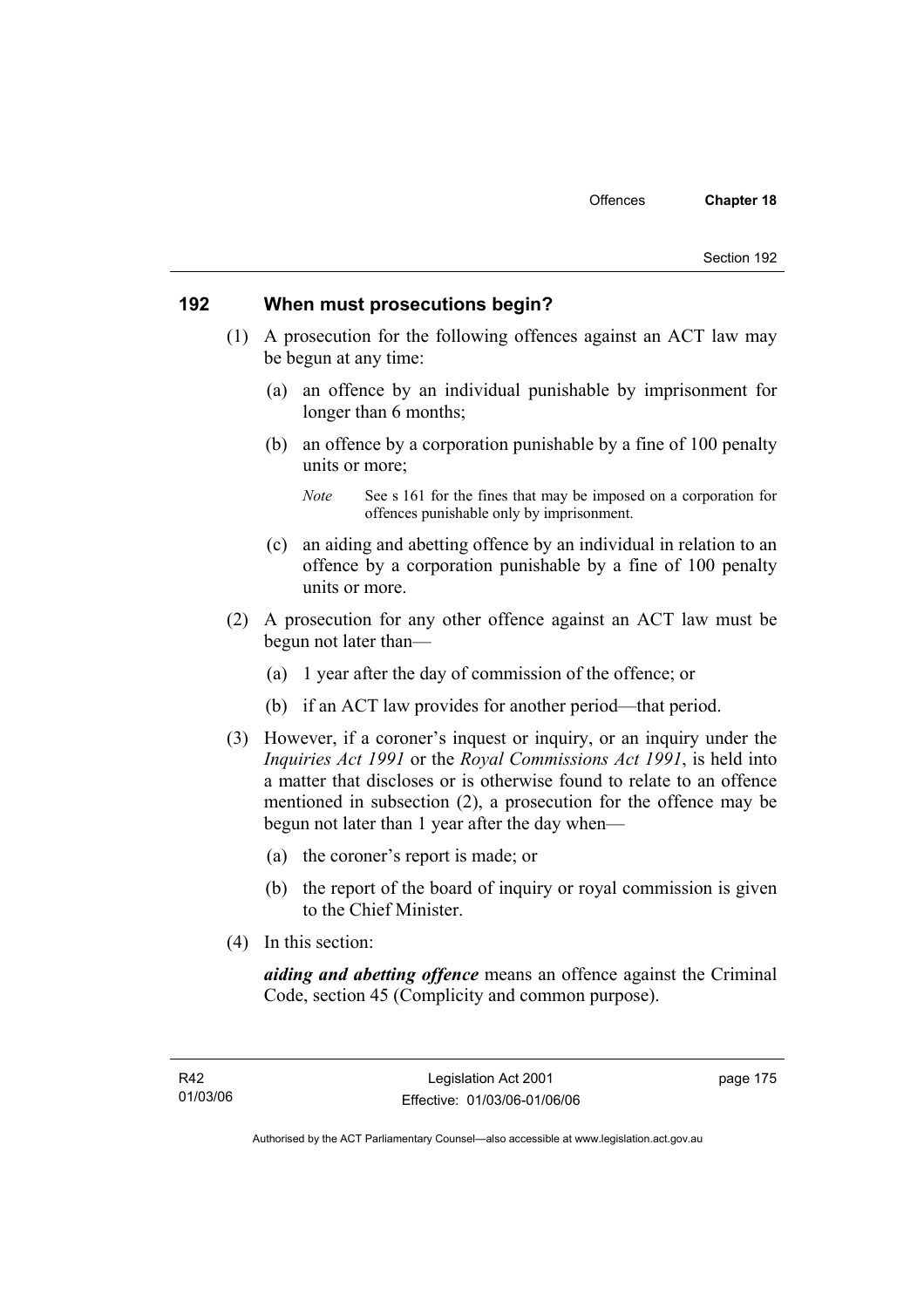## 192 When must prosecutions begin?

(1) A prosecution for the following offences against an ACT law may be begun at any time:

(a) an offence by an individual punishable by imprisonment for longer than 6 months;

(b) an offence by a corporation punishable by a fine of 100 penalty units or more;

*Note* See s 161 for the fines that may be imposed on a corporation for offences punishable only by imprisonment.

(c) an aiding and abetting offence by an individual in relation to an offence by a corporation punishable by a fine of 100 penalty units or more.

(2) A prosecution for any other offence against an ACT law must be begun not later than—

(a) 1 year after the day of commission of the offence; or

(b) if an ACT law provides for another period—that period.

(3) However, if a coroner's inquest or inquiry, or an inquiry under the *Inquiries Act 1991* or the *Royal Commissions Act 1991*, is held into a matter that discloses or is otherwise found to relate to an offence mentioned in subsection (2), a prosecution for the offence may be begun not later than 1 year after the day when—

(a) the coroner's report is made; or

(b) the report of the board of inquiry or royal commission is given to the Chief Minister.

(4) In this section:

***aiding and abetting offence*** means an offence against the Criminal Code, section 45 (Complicity and common purpose).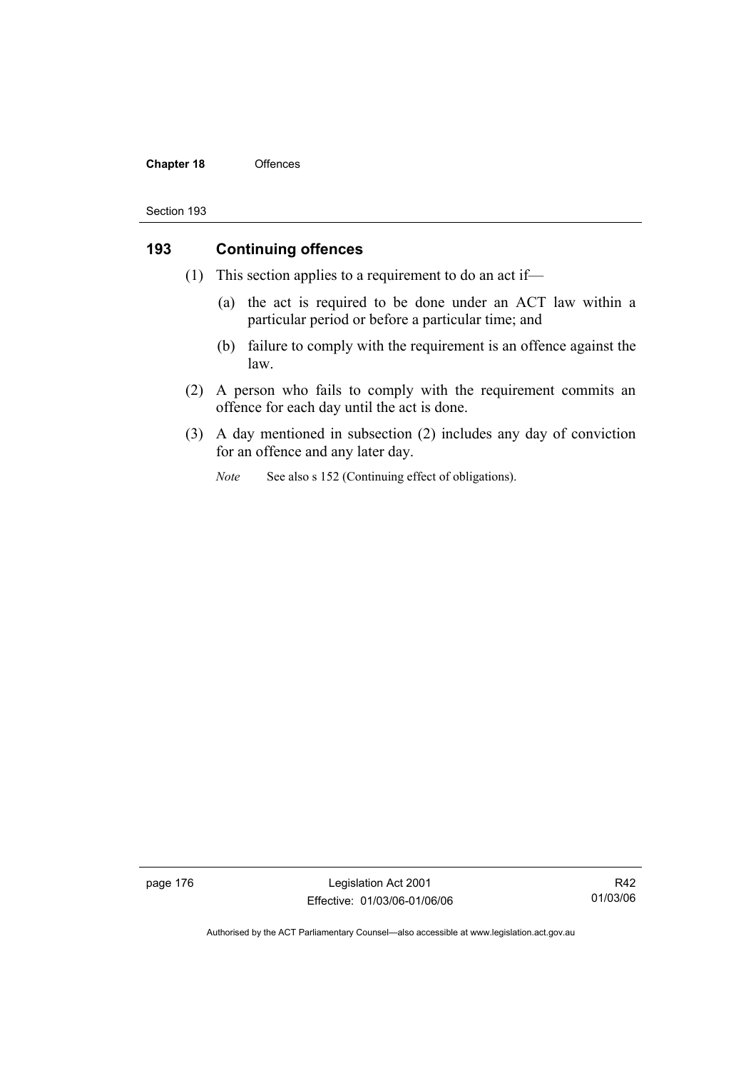## 193 Continuing offences

(1) This section applies to a requirement to do an act if—

(a) the act is required to be done under an ACT law within a particular period or before a particular time; and

(b) failure to comply with the requirement is an offence against the law.

(2) A person who fails to comply with the requirement commits an offence for each day until the act is done.

(3) A day mentioned in subsection (2) includes any day of conviction for an offence and any later day.

*Note* See also s 152 (Continuing effect of obligations).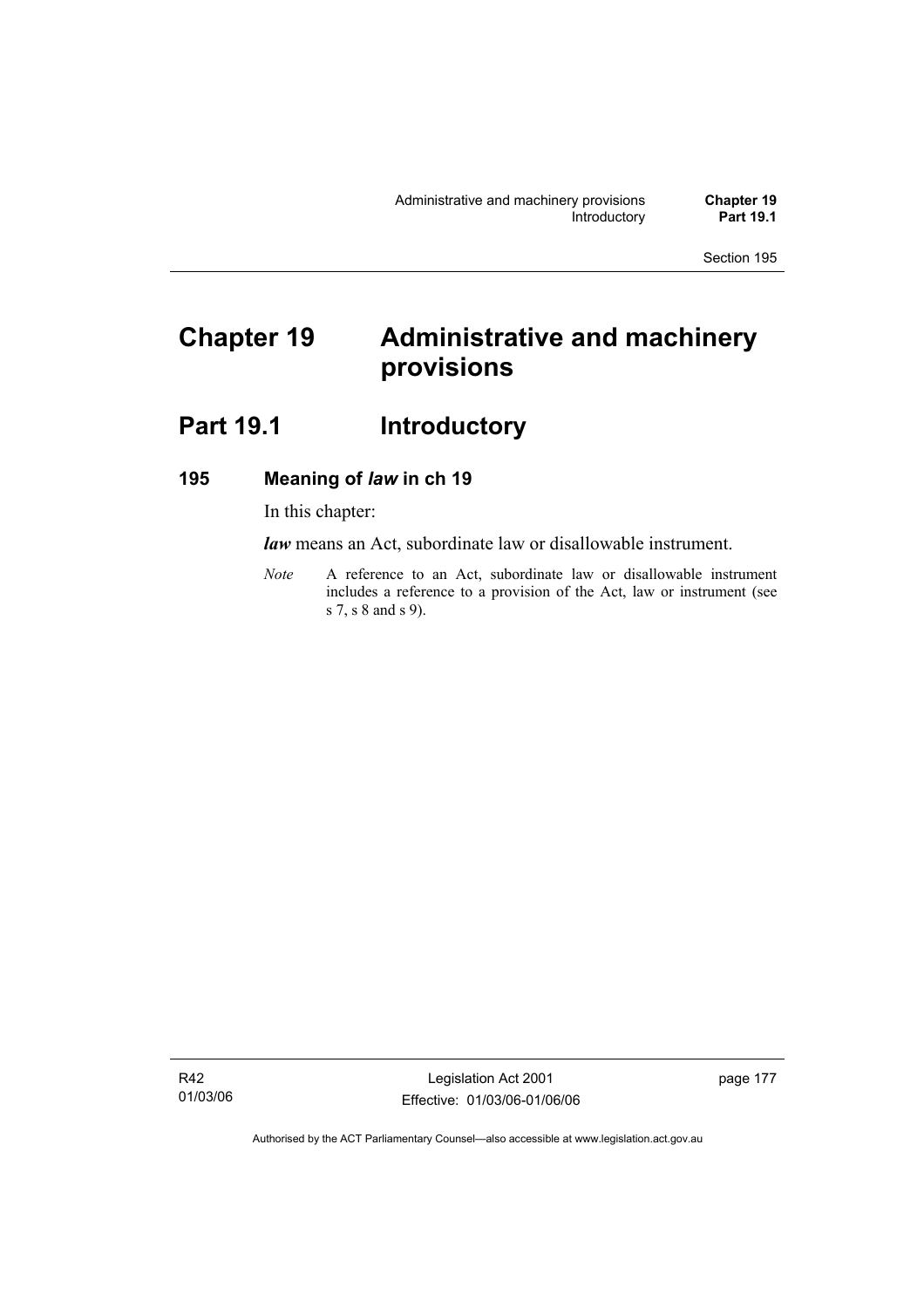# Chapter 19 Administrative and machinery provisions

## Part 19.1 Introductory

### 195 Meaning of *law* in ch 19

In this chapter:

***law*** means an Act, subordinate law or disallowable instrument.

*Note* A reference to an Act, subordinate law or disallowable instrument includes a reference to a provision of the Act, law or instrument (see s 7, s 8 and s 9).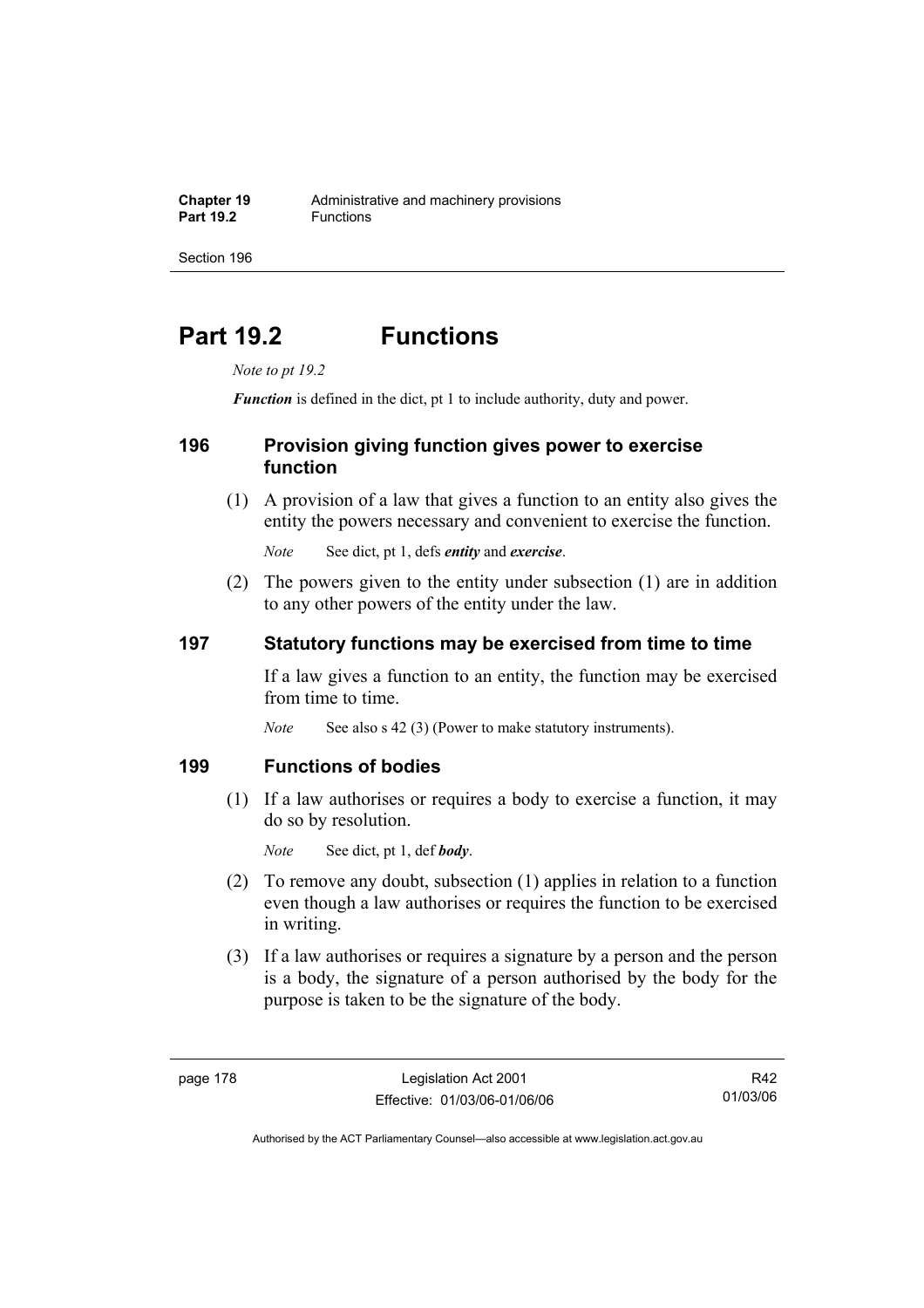# Part 19.2 Functions

*Note to pt 19.2*

***Function*** is defined in the dict, pt 1 to include authority, duty and power.

## 196 Provision giving function gives power to exercise function

(1) A provision of a law that gives a function to an entity also gives the entity the powers necessary and convenient to exercise the function.

*Note* See dict, pt 1, defs ***entity*** and ***exercise***.

(2) The powers given to the entity under subsection (1) are in addition to any other powers of the entity under the law.

## 197 Statutory functions may be exercised from time to time

If a law gives a function to an entity, the function may be exercised from time to time.

*Note* See also s 42 (3) (Power to make statutory instruments).

## 199 Functions of bodies

(1) If a law authorises or requires a body to exercise a function, it may do so by resolution.

*Note* See dict, pt 1, def ***body***.

(2) To remove any doubt, subsection (1) applies in relation to a function even though a law authorises or requires the function to be exercised in writing.

(3) If a law authorises or requires a signature by a person and the person is a body, the signature of a person authorised by the body for the purpose is taken to be the signature of the body.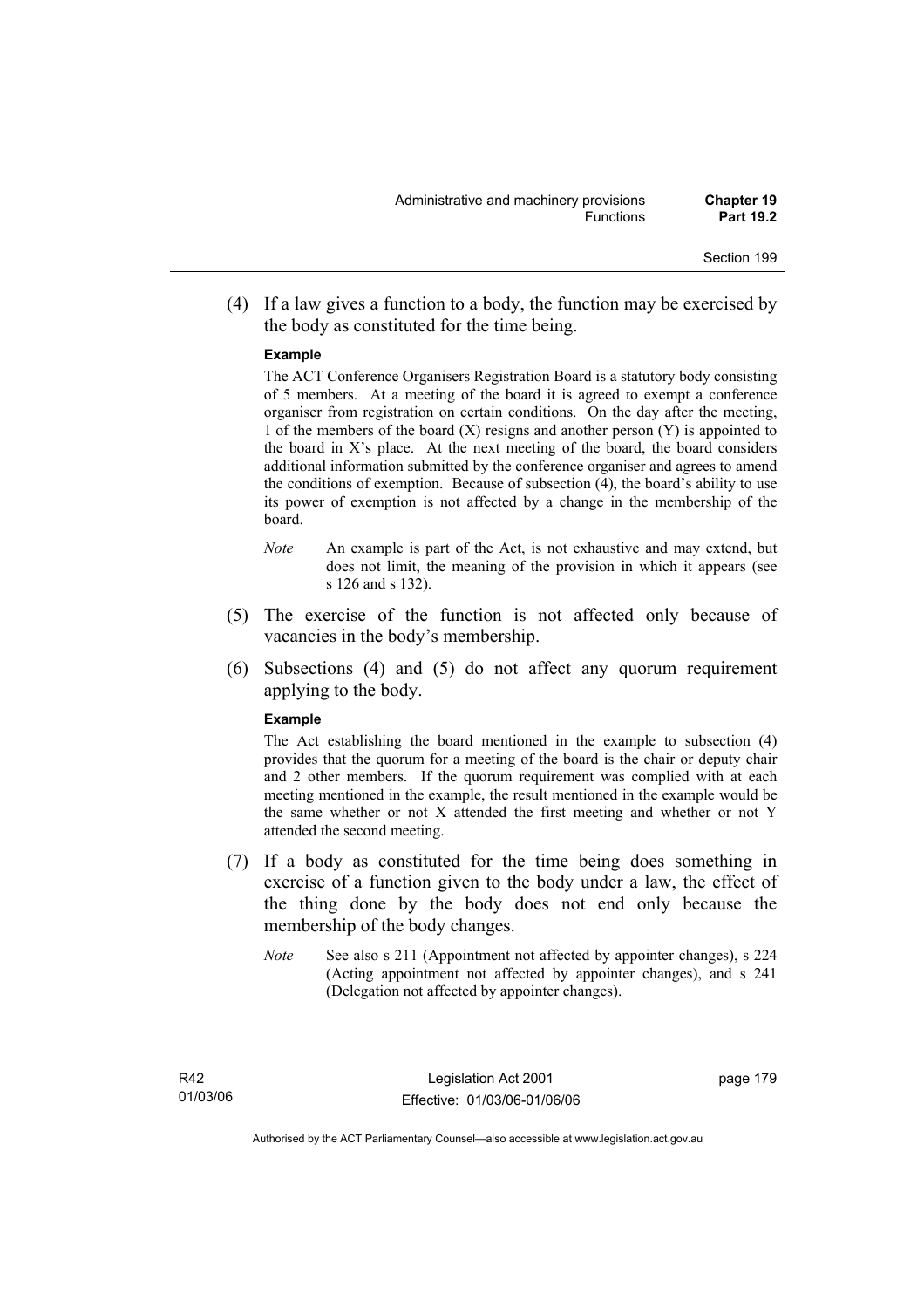(4) If a law gives a function to a body, the function may be exercised by the body as constituted for the time being.

**Example**

The ACT Conference Organisers Registration Board is a statutory body consisting of 5 members. At a meeting of the board it is agreed to exempt a conference organiser from registration on certain conditions. On the day after the meeting, 1 of the members of the board (X) resigns and another person (Y) is appointed to the board in X's place. At the next meeting of the board, the board considers additional information submitted by the conference organiser and agrees to amend the conditions of exemption. Because of subsection (4), the board's ability to use its power of exemption is not affected by a change in the membership of the board.

*Note* An example is part of the Act, is not exhaustive and may extend, but does not limit, the meaning of the provision in which it appears (see s 126 and s 132).

(5) The exercise of the function is not affected only because of vacancies in the body's membership.

(6) Subsections (4) and (5) do not affect any quorum requirement applying to the body.

**Example**

The Act establishing the board mentioned in the example to subsection (4) provides that the quorum for a meeting of the board is the chair or deputy chair and 2 other members. If the quorum requirement was complied with at each meeting mentioned in the example, the result mentioned in the example would be the same whether or not X attended the first meeting and whether or not Y attended the second meeting.

(7) If a body as constituted for the time being does something in exercise of a function given to the body under a law, the effect of the thing done by the body does not end only because the membership of the body changes.

*Note* See also s 211 (Appointment not affected by appointer changes), s 224 (Acting appointment not affected by appointer changes), and s 241 (Delegation not affected by appointer changes).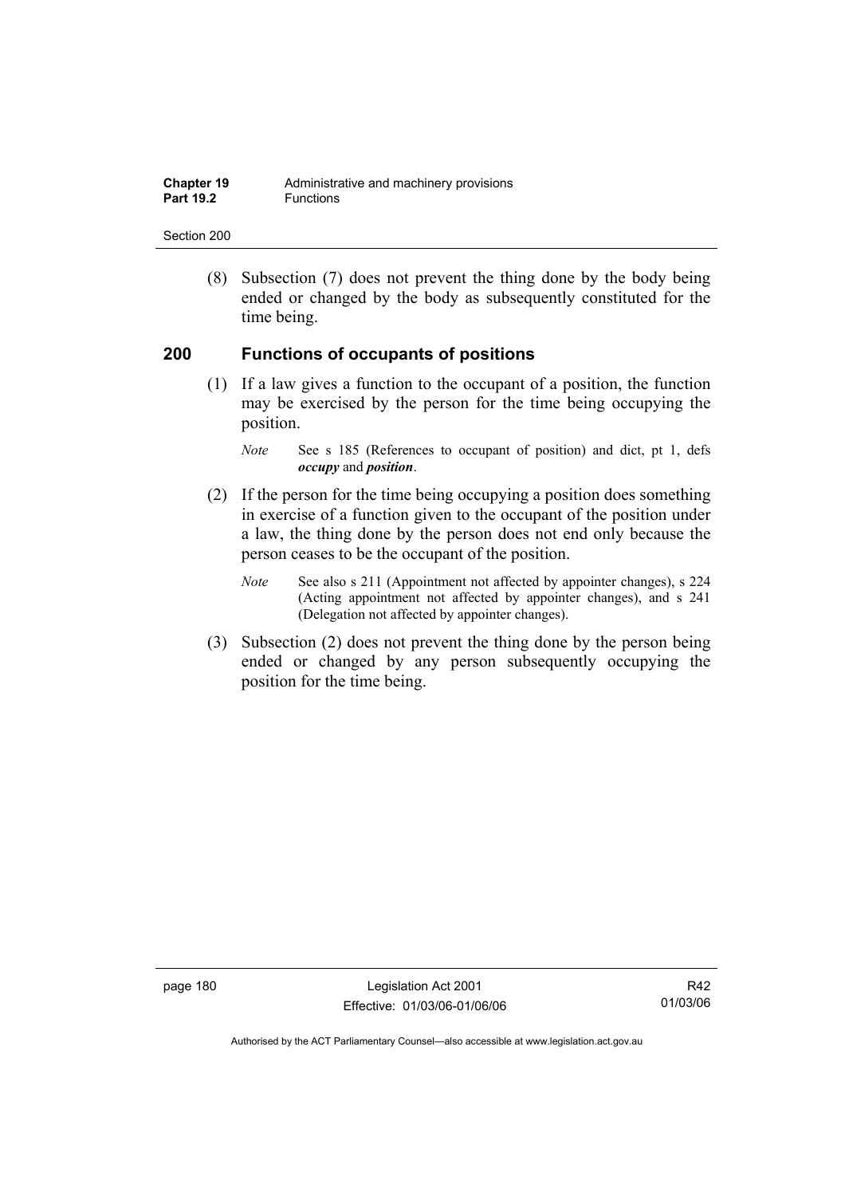(8) Subsection (7) does not prevent the thing done by the body being ended or changed by the body as subsequently constituted for the time being.

## 200 Functions of occupants of positions

(1) If a law gives a function to the occupant of a position, the function may be exercised by the person for the time being occupying the position.

*Note* See s 185 (References to occupant of position) and dict, pt 1, defs ***occupy*** and ***position***.

(2) If the person for the time being occupying a position does something in exercise of a function given to the occupant of the position under a law, the thing done by the person does not end only because the person ceases to be the occupant of the position.

*Note* See also s 211 (Appointment not affected by appointer changes), s 224 (Acting appointment not affected by appointer changes), and s 241 (Delegation not affected by appointer changes).

(3) Subsection (2) does not prevent the thing done by the person being ended or changed by any person subsequently occupying the position for the time being.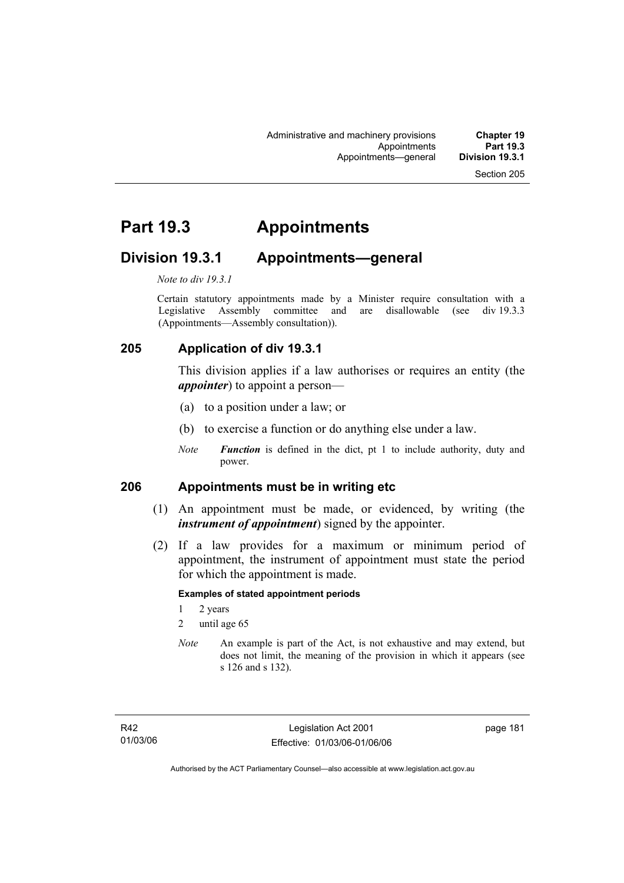# Part 19.3 Appointments

## Division 19.3.1 Appointments—general

*Note to div 19.3.1*

Certain statutory appointments made by a Minister require consultation with a Legislative Assembly committee and are disallowable (see div 19.3.3 (Appointments—Assembly consultation)).

### 205 Application of div 19.3.1

This division applies if a law authorises or requires an entity (the ***appointer***) to appoint a person—

(a) to a position under a law; or

(b) to exercise a function or do anything else under a law.

*Note* ***Function*** is defined in the dict, pt 1 to include authority, duty and power.

### 206 Appointments must be in writing etc

(1) An appointment must be made, or evidenced, by writing (the ***instrument of appointment***) signed by the appointer.

(2) If a law provides for a maximum or minimum period of appointment, the instrument of appointment must state the period for which the appointment is made.

**Examples of stated appointment periods**

1 2 years

2 until age 65

*Note* An example is part of the Act, is not exhaustive and may extend, but does not limit, the meaning of the provision in which it appears (see s 126 and s 132).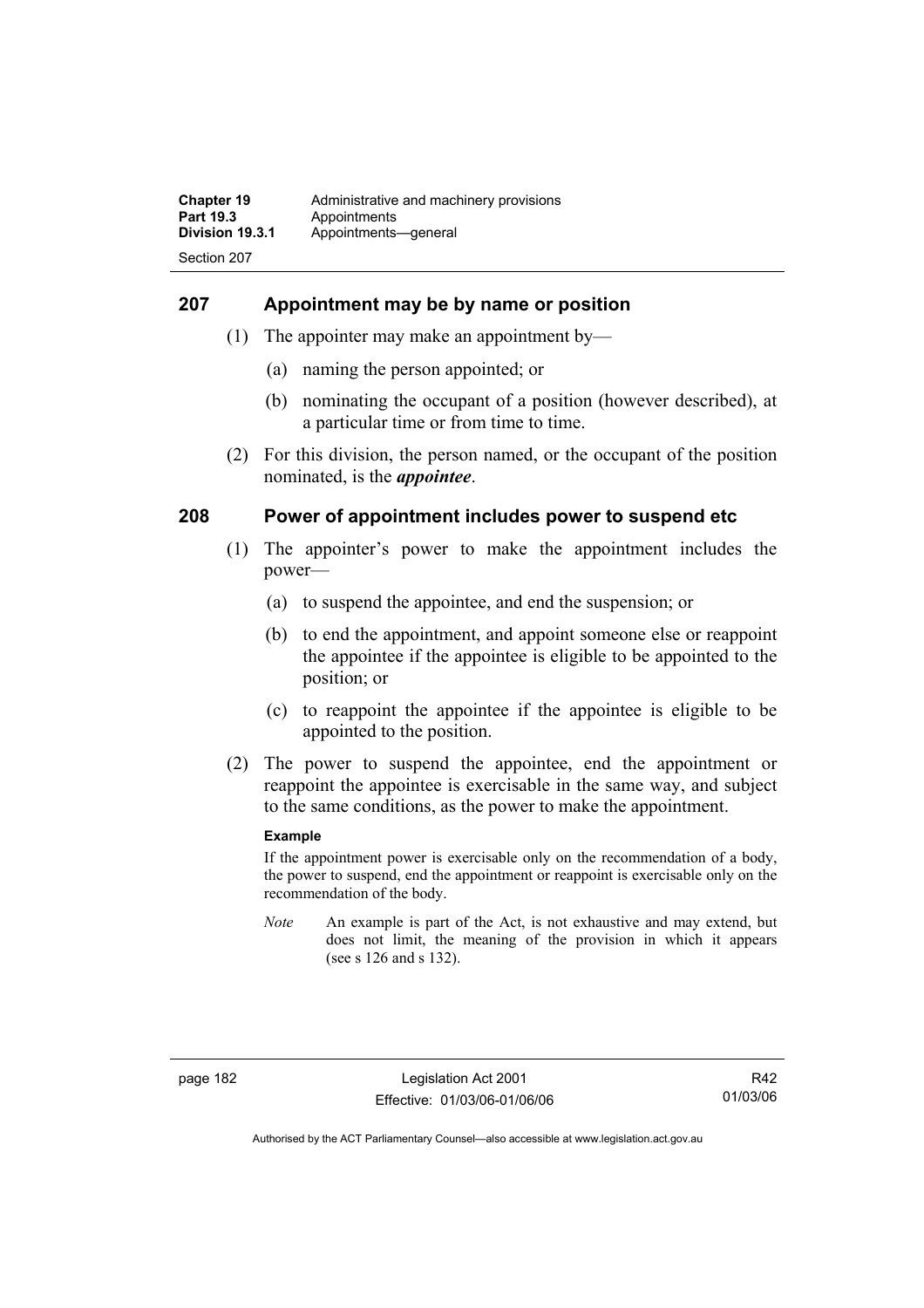## 207 Appointment may be by name or position

(1) The appointer may make an appointment by—

(a) naming the person appointed; or

(b) nominating the occupant of a position (however described), at a particular time or from time to time.

(2) For this division, the person named, or the occupant of the position nominated, is the ***appointee***.

## 208 Power of appointment includes power to suspend etc

(1) The appointer's power to make the appointment includes the power—

(a) to suspend the appointee, and end the suspension; or

(b) to end the appointment, and appoint someone else or reappoint the appointee if the appointee is eligible to be appointed to the position; or

(c) to reappoint the appointee if the appointee is eligible to be appointed to the position.

(2) The power to suspend the appointee, end the appointment or reappoint the appointee is exercisable in the same way, and subject to the same conditions, as the power to make the appointment.

**Example**

If the appointment power is exercisable only on the recommendation of a body, the power to suspend, end the appointment or reappoint is exercisable only on the recommendation of the body.

*Note* An example is part of the Act, is not exhaustive and may extend, but does not limit, the meaning of the provision in which it appears (see s 126 and s 132).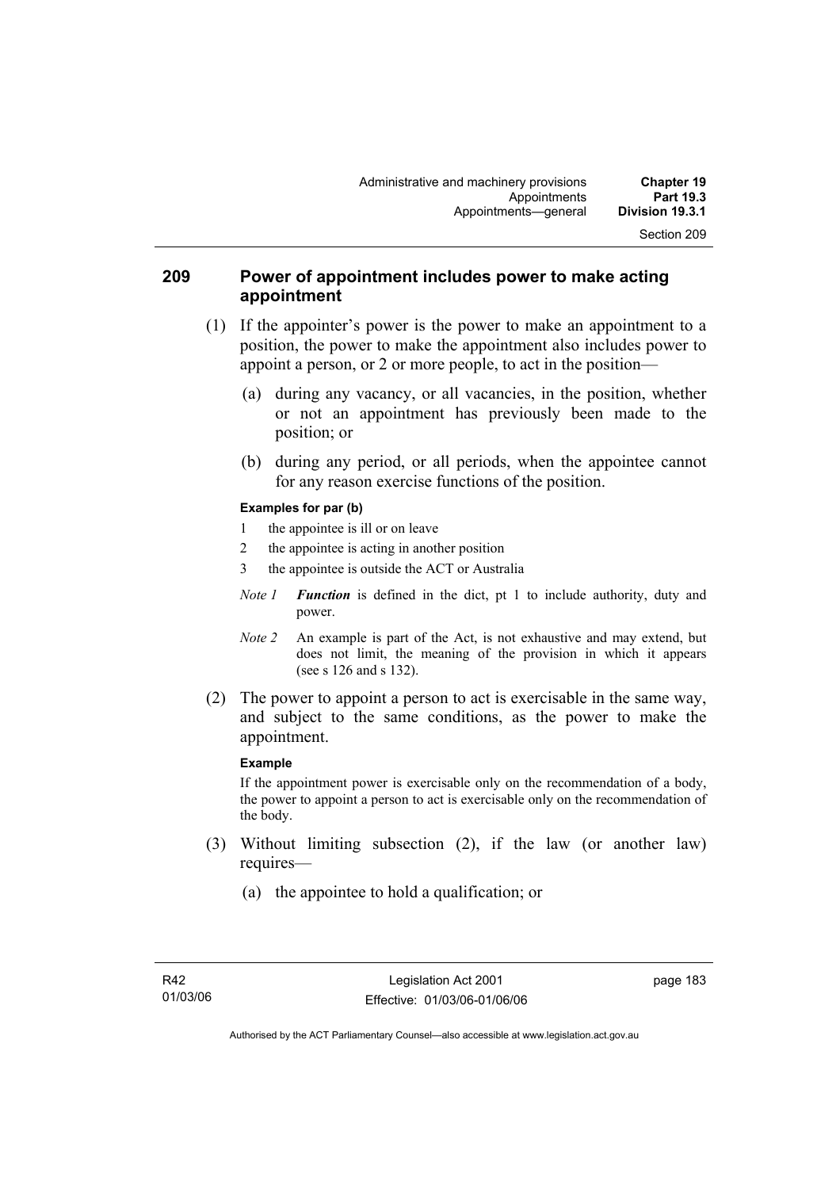## 209 Power of appointment includes power to make acting appointment

(1) If the appointer's power is the power to make an appointment to a position, the power to make the appointment also includes power to appoint a person, or 2 or more people, to act in the position—

(a) during any vacancy, or all vacancies, in the position, whether or not an appointment has previously been made to the position; or

(b) during any period, or all periods, when the appointee cannot for any reason exercise functions of the position.

**Examples for par (b)**

1 the appointee is ill or on leave

2 the appointee is acting in another position

3 the appointee is outside the ACT or Australia

*Note 1* ***Function*** is defined in the dict, pt 1 to include authority, duty and power.

*Note 2* An example is part of the Act, is not exhaustive and may extend, but does not limit, the meaning of the provision in which it appears (see s 126 and s 132).

(2) The power to appoint a person to act is exercisable in the same way, and subject to the same conditions, as the power to make the appointment.

**Example**

If the appointment power is exercisable only on the recommendation of a body, the power to appoint a person to act is exercisable only on the recommendation of the body.

(3) Without limiting subsection (2), if the law (or another law) requires—

(a) the appointee to hold a qualification; or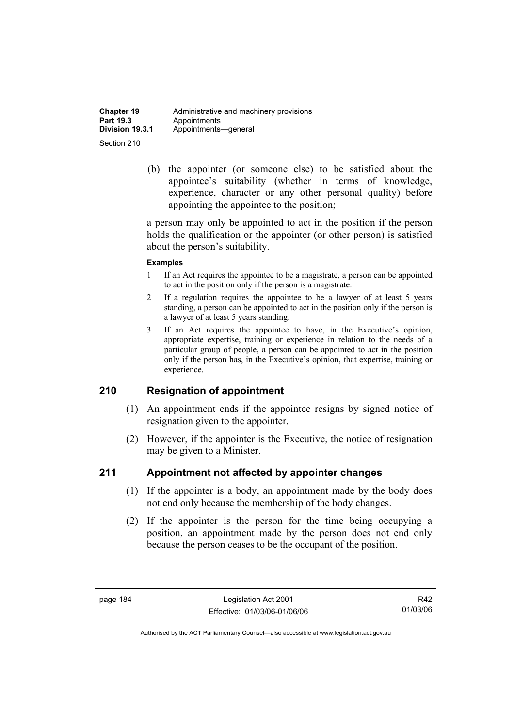(b) the appointer (or someone else) to be satisfied about the appointee's suitability (whether in terms of knowledge, experience, character or any other personal quality) before appointing the appointee to the position;

a person may only be appointed to act in the position if the person holds the qualification or the appointer (or other person) is satisfied about the person's suitability.

**Examples**

1 If an Act requires the appointee to be a magistrate, a person can be appointed to act in the position only if the person is a magistrate.

2 If a regulation requires the appointee to be a lawyer of at least 5 years standing, a person can be appointed to act in the position only if the person is a lawyer of at least 5 years standing.

3 If an Act requires the appointee to have, in the Executive's opinion, appropriate expertise, training or experience in relation to the needs of a particular group of people, a person can be appointed to act in the position only if the person has, in the Executive's opinion, that expertise, training or experience.

## 210 Resignation of appointment

(1) An appointment ends if the appointee resigns by signed notice of resignation given to the appointer.

(2) However, if the appointer is the Executive, the notice of resignation may be given to a Minister.

## 211 Appointment not affected by appointer changes

(1) If the appointer is a body, an appointment made by the body does not end only because the membership of the body changes.

(2) If the appointer is the person for the time being occupying a position, an appointment made by the person does not end only because the person ceases to be the occupant of the position.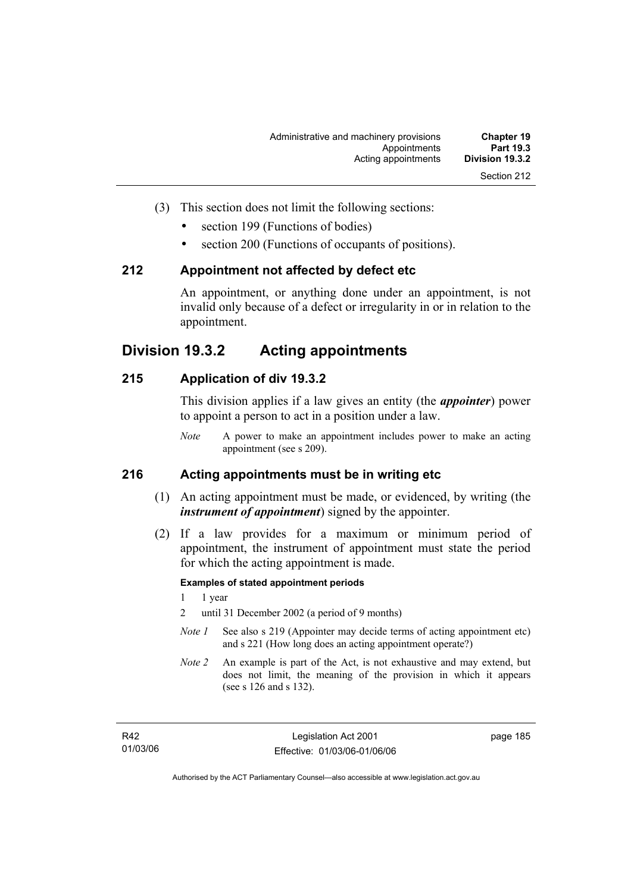(3) This section does not limit the following sections:

- section 199 (Functions of bodies)
- section 200 (Functions of occupants of positions).

### 212 Appointment not affected by defect etc

An appointment, or anything done under an appointment, is not invalid only because of a defect or irregularity in or in relation to the appointment.

## Division 19.3.2 Acting appointments

### 215 Application of div 19.3.2

This division applies if a law gives an entity (the ***appointer***) power to appoint a person to act in a position under a law.

*Note* A power to make an appointment includes power to make an acting appointment (see s 209).

### 216 Acting appointments must be in writing etc

(1) An acting appointment must be made, or evidenced, by writing (the ***instrument of appointment***) signed by the appointer.

(2) If a law provides for a maximum or minimum period of appointment, the instrument of appointment must state the period for which the acting appointment is made.

**Examples of stated appointment periods**

1 1 year

2 until 31 December 2002 (a period of 9 months)

*Note 1* See also s 219 (Appointer may decide terms of acting appointment etc) and s 221 (How long does an acting appointment operate?)

*Note 2* An example is part of the Act, is not exhaustive and may extend, but does not limit, the meaning of the provision in which it appears (see s 126 and s 132).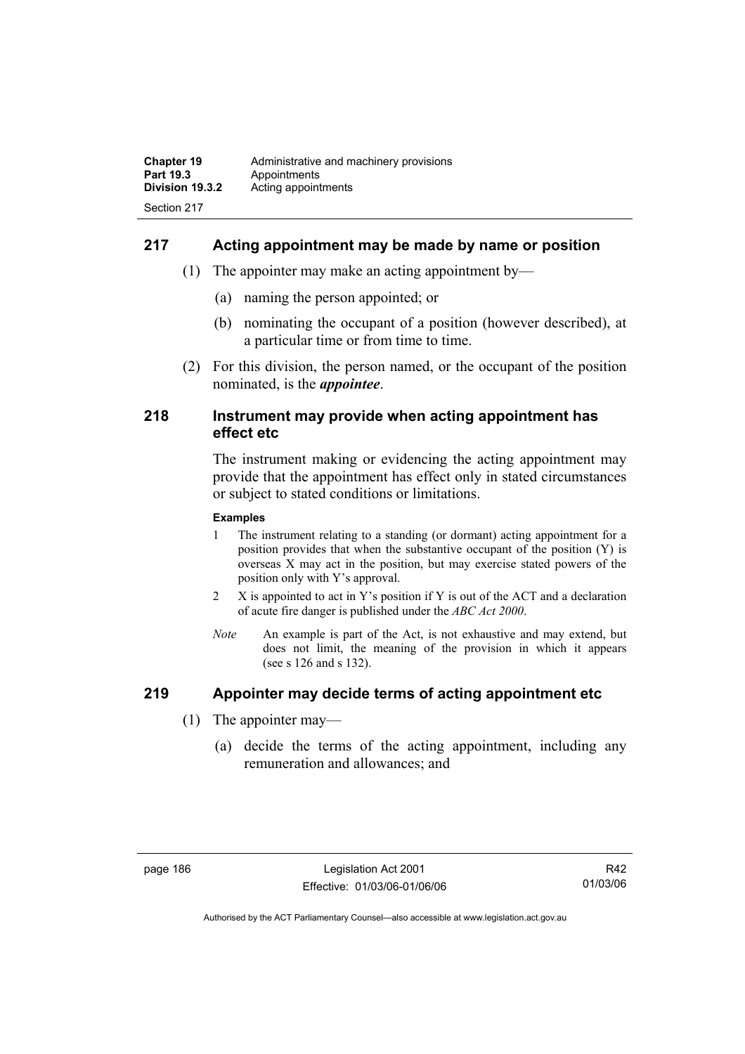## 217 Acting appointment may be made by name or position

(1) The appointer may make an acting appointment by—

(a) naming the person appointed; or

(b) nominating the occupant of a position (however described), at a particular time or from time to time.

(2) For this division, the person named, or the occupant of the position nominated, is the ***appointee***.

## 218 Instrument may provide when acting appointment has effect etc

The instrument making or evidencing the acting appointment may provide that the appointment has effect only in stated circumstances or subject to stated conditions or limitations.

**Examples**

1 The instrument relating to a standing (or dormant) acting appointment for a position provides that when the substantive occupant of the position (Y) is overseas X may act in the position, but may exercise stated powers of the position only with Y's approval.

2 X is appointed to act in Y's position if Y is out of the ACT and a declaration of acute fire danger is published under the *ABC Act 2000*.

*Note* An example is part of the Act, is not exhaustive and may extend, but does not limit, the meaning of the provision in which it appears (see s 126 and s 132).

## 219 Appointer may decide terms of acting appointment etc

(1) The appointer may—

(a) decide the terms of the acting appointment, including any remuneration and allowances; and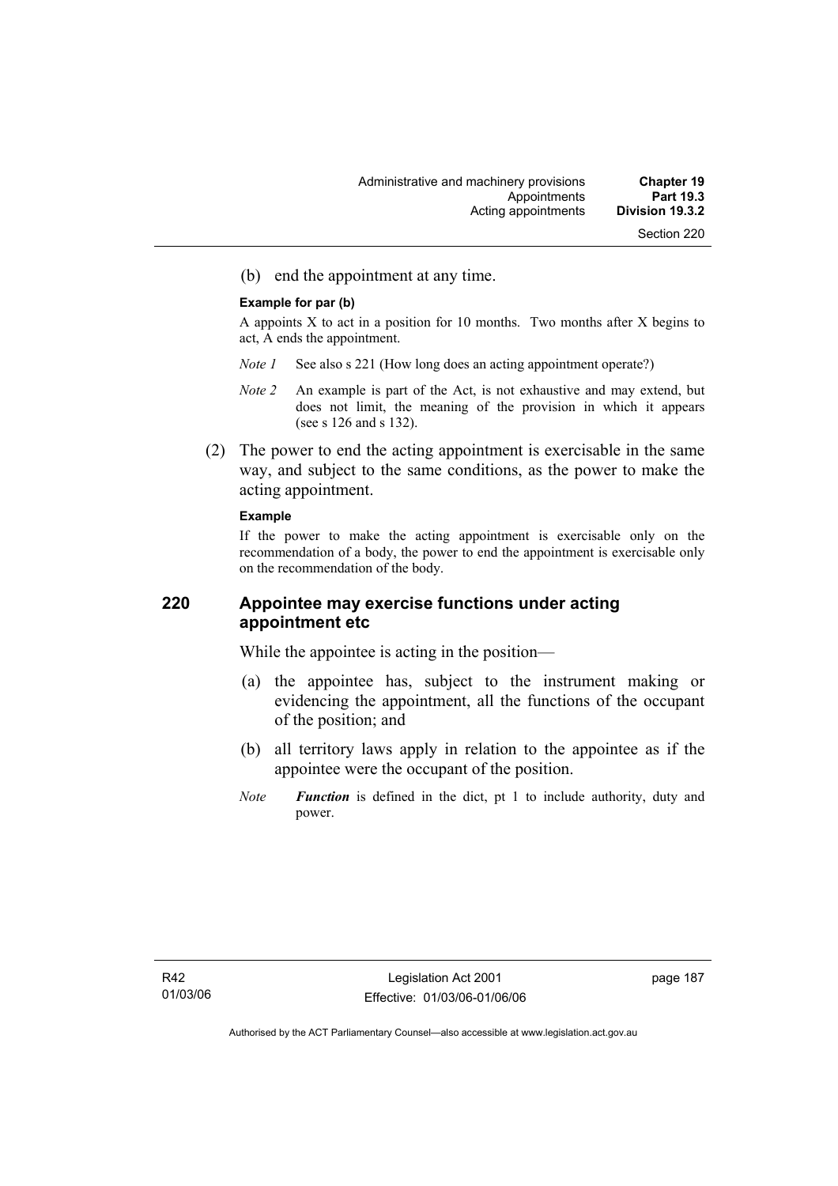(b) end the appointment at any time.

**Example for par (b)**

A appoints X to act in a position for 10 months. Two months after X begins to act, A ends the appointment.

*Note 1* See also s 221 (How long does an acting appointment operate?)

*Note 2* An example is part of the Act, is not exhaustive and may extend, but does not limit, the meaning of the provision in which it appears (see s 126 and s 132).

(2) The power to end the acting appointment is exercisable in the same way, and subject to the same conditions, as the power to make the acting appointment.

**Example**

If the power to make the acting appointment is exercisable only on the recommendation of a body, the power to end the appointment is exercisable only on the recommendation of the body.

## 220 Appointee may exercise functions under acting appointment etc

While the appointee is acting in the position—

(a) the appointee has, subject to the instrument making or evidencing the appointment, all the functions of the occupant of the position; and

(b) all territory laws apply in relation to the appointee as if the appointee were the occupant of the position.

*Note* ***Function*** is defined in the dict, pt 1 to include authority, duty and power.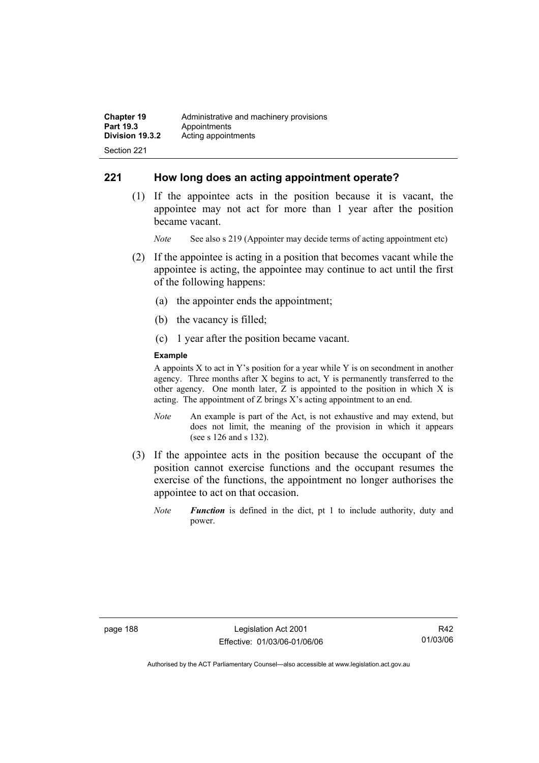## 221 How long does an acting appointment operate?

(1) If the appointee acts in the position because it is vacant, the appointee may not act for more than 1 year after the position became vacant.

*Note* See also s 219 (Appointer may decide terms of acting appointment etc)

(2) If the appointee is acting in a position that becomes vacant while the appointee is acting, the appointee may continue to act until the first of the following happens:

(a) the appointer ends the appointment;

(b) the vacancy is filled;

(c) 1 year after the position became vacant.

**Example**

A appoints X to act in Y's position for a year while Y is on secondment in another agency. Three months after X begins to act, Y is permanently transferred to the other agency. One month later, Z is appointed to the position in which X is acting. The appointment of Z brings X's acting appointment to an end.

*Note* An example is part of the Act, is not exhaustive and may extend, but does not limit, the meaning of the provision in which it appears (see s 126 and s 132).

(3) If the appointee acts in the position because the occupant of the position cannot exercise functions and the occupant resumes the exercise of the functions, the appointment no longer authorises the appointee to act on that occasion.

*Note* ***Function*** is defined in the dict, pt 1 to include authority, duty and power.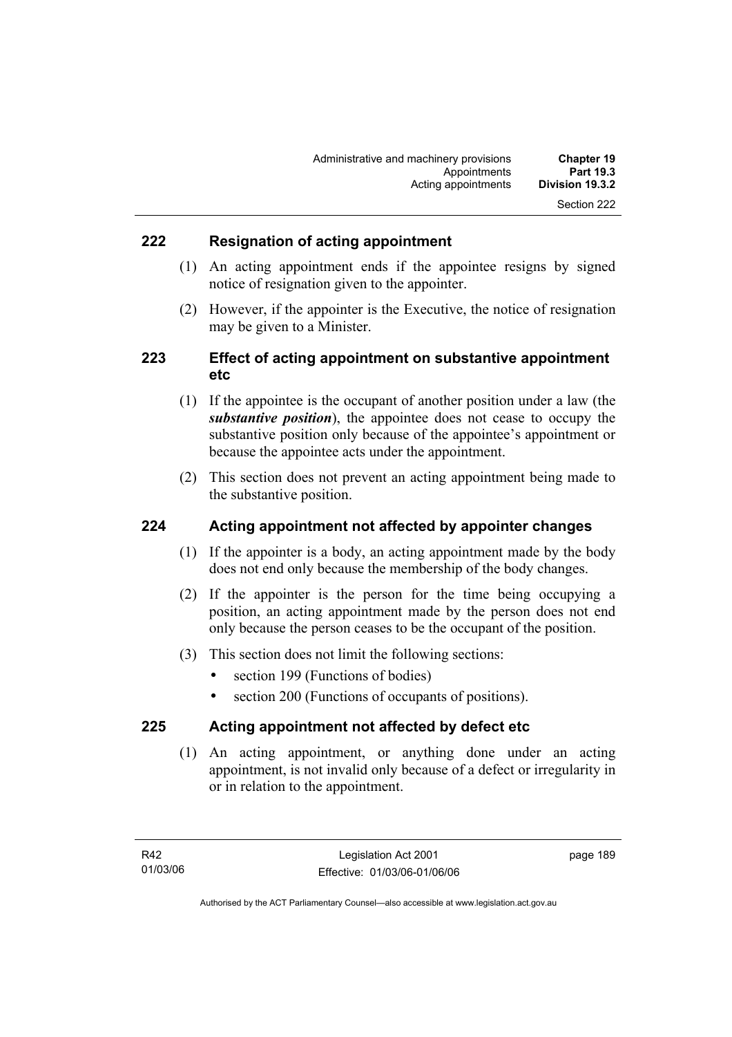## 222 Resignation of acting appointment

(1) An acting appointment ends if the appointee resigns by signed notice of resignation given to the appointer.

(2) However, if the appointer is the Executive, the notice of resignation may be given to a Minister.

## 223 Effect of acting appointment on substantive appointment etc

(1) If the appointee is the occupant of another position under a law (the ***substantive position***), the appointee does not cease to occupy the substantive position only because of the appointee's appointment or because the appointee acts under the appointment.

(2) This section does not prevent an acting appointment being made to the substantive position.

## 224 Acting appointment not affected by appointer changes

(1) If the appointer is a body, an acting appointment made by the body does not end only because the membership of the body changes.

(2) If the appointer is the person for the time being occupying a position, an acting appointment made by the person does not end only because the person ceases to be the occupant of the position.

(3) This section does not limit the following sections:

- section 199 (Functions of bodies)
- section 200 (Functions of occupants of positions).

## 225 Acting appointment not affected by defect etc

(1) An acting appointment, or anything done under an acting appointment, is not invalid only because of a defect or irregularity in or in relation to the appointment.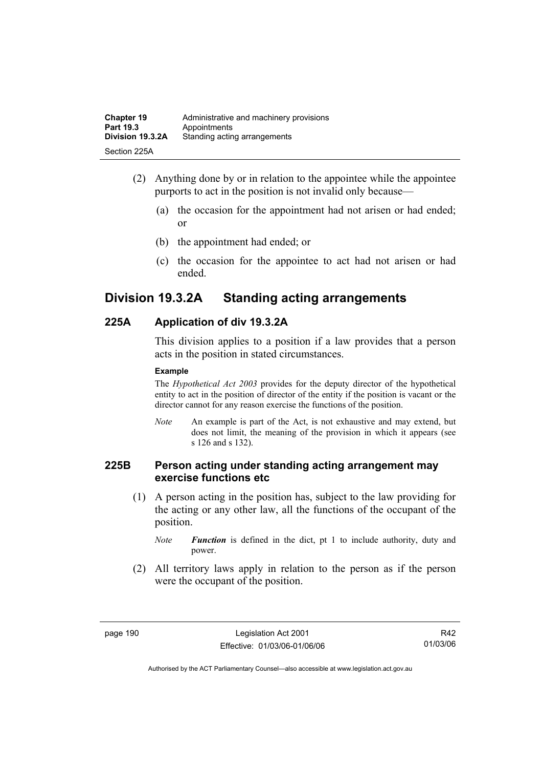(2) Anything done by or in relation to the appointee while the appointee purports to act in the position is not invalid only because—

(a) the occasion for the appointment had not arisen or had ended; or

(b) the appointment had ended; or

(c) the occasion for the appointee to act had not arisen or had ended.

## Division 19.3.2A Standing acting arrangements

### 225A Application of div 19.3.2A

This division applies to a position if a law provides that a person acts in the position in stated circumstances.

**Example**

The *Hypothetical Act 2003* provides for the deputy director of the hypothetical entity to act in the position of director of the entity if the position is vacant or the director cannot for any reason exercise the functions of the position.

*Note* An example is part of the Act, is not exhaustive and may extend, but does not limit, the meaning of the provision in which it appears (see s 126 and s 132).

### 225B Person acting under standing acting arrangement may exercise functions etc

(1) A person acting in the position has, subject to the law providing for the acting or any other law, all the functions of the occupant of the position.

*Note* ***Function*** is defined in the dict, pt 1 to include authority, duty and power.

(2) All territory laws apply in relation to the person as if the person were the occupant of the position.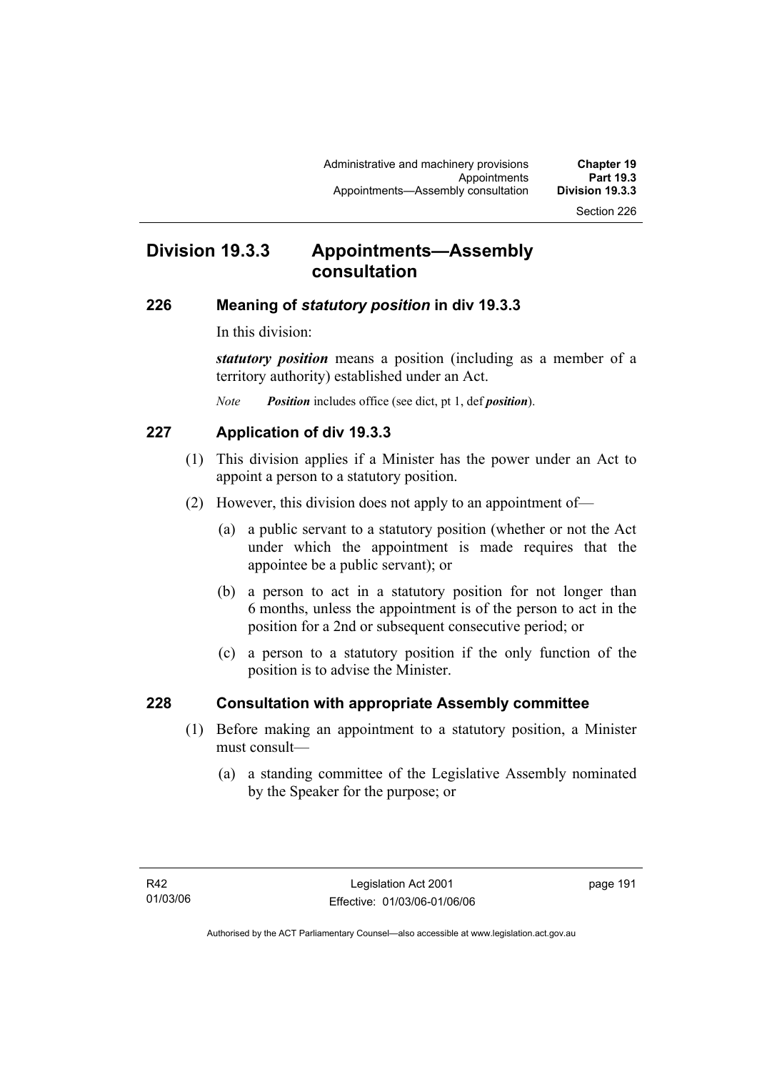# Division 19.3.3 Appointments—Assembly consultation

## 226 Meaning of *statutory position* in div 19.3.3

In this division:

***statutory position*** means a position (including as a member of a territory authority) established under an Act.

*Note* ***Position*** includes office (see dict, pt 1, def ***position***).

## 227 Application of div 19.3.3

(1) This division applies if a Minister has the power under an Act to appoint a person to a statutory position.

(2) However, this division does not apply to an appointment of—

(a) a public servant to a statutory position (whether or not the Act under which the appointment is made requires that the appointee be a public servant); or

(b) a person to act in a statutory position for not longer than 6 months, unless the appointment is of the person to act in the position for a 2nd or subsequent consecutive period; or

(c) a person to a statutory position if the only function of the position is to advise the Minister.

## 228 Consultation with appropriate Assembly committee

(1) Before making an appointment to a statutory position, a Minister must consult—

(a) a standing committee of the Legislative Assembly nominated by the Speaker for the purpose; or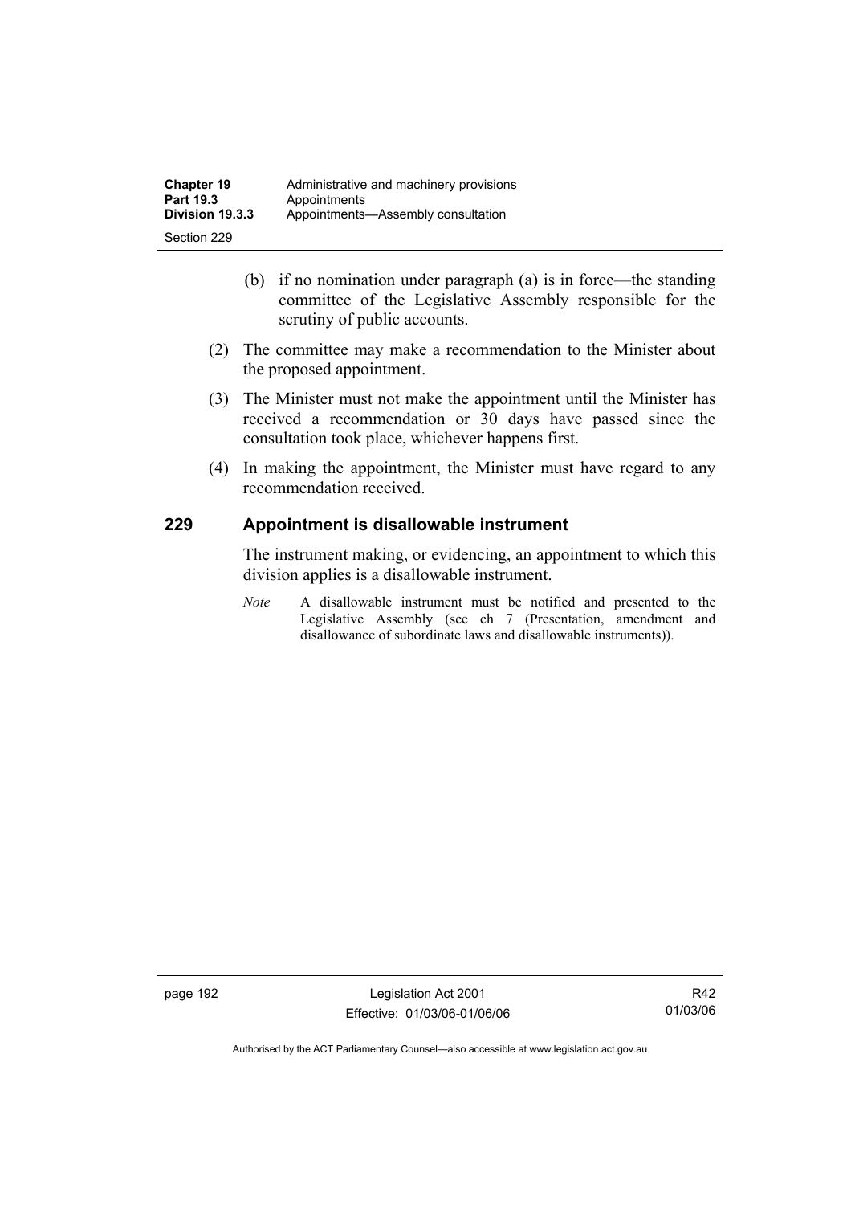(b) if no nomination under paragraph (a) is in force—the standing committee of the Legislative Assembly responsible for the scrutiny of public accounts.

(2) The committee may make a recommendation to the Minister about the proposed appointment.

(3) The Minister must not make the appointment until the Minister has received a recommendation or 30 days have passed since the consultation took place, whichever happens first.

(4) In making the appointment, the Minister must have regard to any recommendation received.

## 229 Appointment is disallowable instrument

The instrument making, or evidencing, an appointment to which this division applies is a disallowable instrument.

*Note* A disallowable instrument must be notified and presented to the Legislative Assembly (see ch 7 (Presentation, amendment and disallowance of subordinate laws and disallowable instruments)).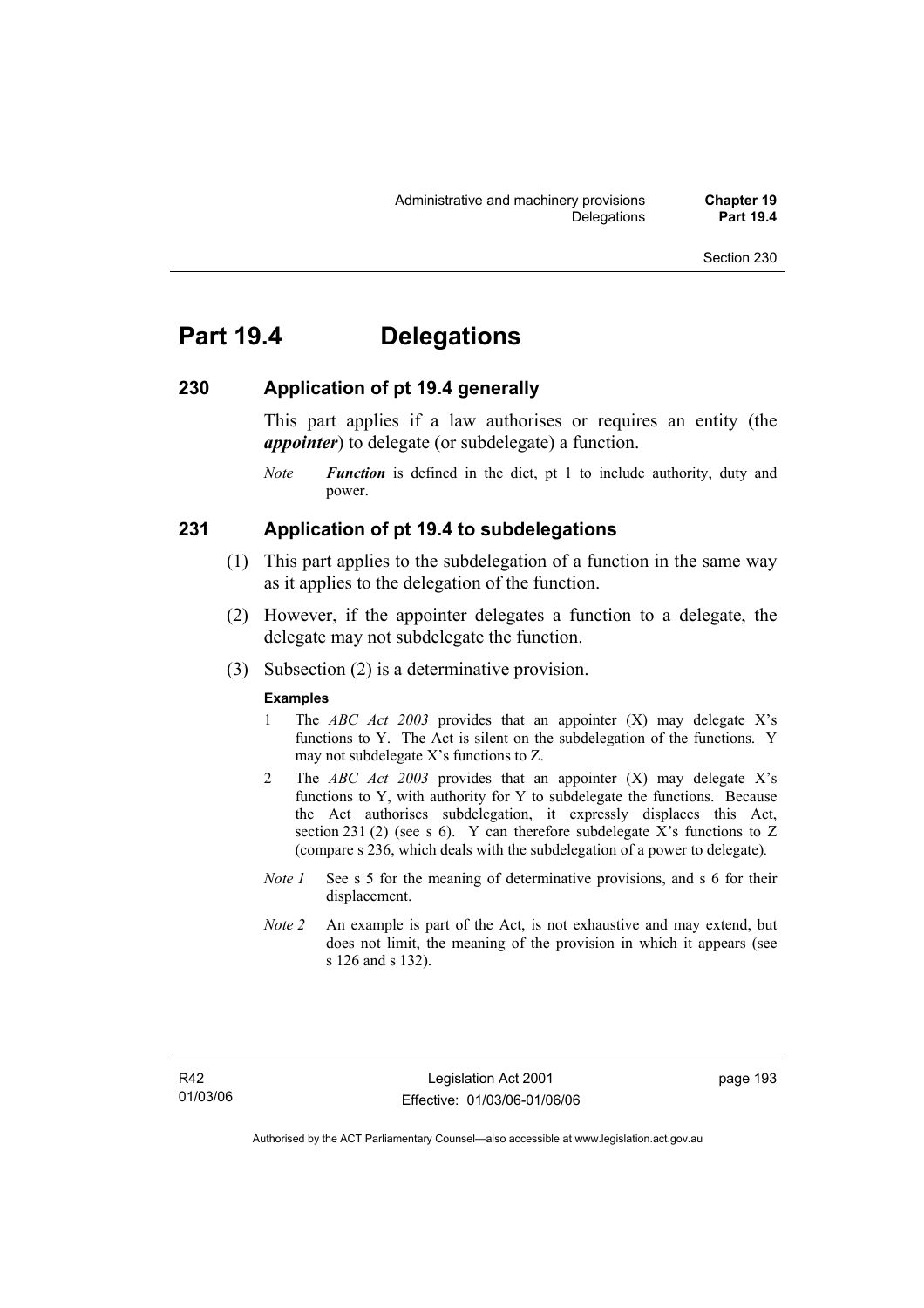# Part 19.4 Delegations

## 230 Application of pt 19.4 generally

This part applies if a law authorises or requires an entity (the ***appointer***) to delegate (or subdelegate) a function.

*Note* ***Function*** is defined in the dict, pt 1 to include authority, duty and power.

## 231 Application of pt 19.4 to subdelegations

(1) This part applies to the subdelegation of a function in the same way as it applies to the delegation of the function.

(2) However, if the appointer delegates a function to a delegate, the delegate may not subdelegate the function.

(3) Subsection (2) is a determinative provision.

**Examples**

1 The *ABC Act 2003* provides that an appointer (X) may delegate X's functions to Y. The Act is silent on the subdelegation of the functions. Y may not subdelegate X's functions to Z.

2 The *ABC Act 2003* provides that an appointer (X) may delegate X's functions to Y, with authority for Y to subdelegate the functions. Because the Act authorises subdelegation, it expressly displaces this Act, section 231 (2) (see s 6). Y can therefore subdelegate X's functions to Z (compare s 236, which deals with the subdelegation of a power to delegate).

*Note 1* See s 5 for the meaning of determinative provisions, and s 6 for their displacement.

*Note 2* An example is part of the Act, is not exhaustive and may extend, but does not limit, the meaning of the provision in which it appears (see s 126 and s 132).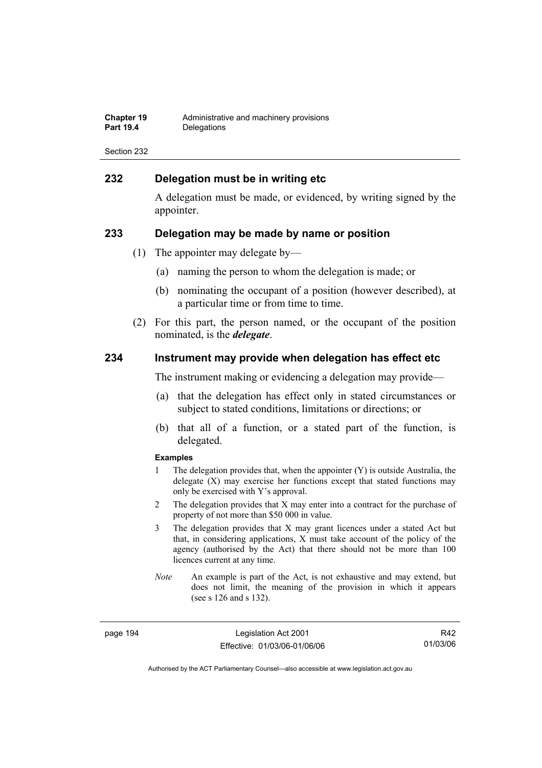## 232 Delegation must be in writing etc

A delegation must be made, or evidenced, by writing signed by the appointer.

## 233 Delegation may be made by name or position

(1) The appointer may delegate by—

(a) naming the person to whom the delegation is made; or

(b) nominating the occupant of a position (however described), at a particular time or from time to time.

(2) For this part, the person named, or the occupant of the position nominated, is the ***delegate***.

## 234 Instrument may provide when delegation has effect etc

The instrument making or evidencing a delegation may provide—

(a) that the delegation has effect only in stated circumstances or subject to stated conditions, limitations or directions; or

(b) that all of a function, or a stated part of the function, is delegated.

**Examples**

1 The delegation provides that, when the appointer (Y) is outside Australia, the delegate (X) may exercise her functions except that stated functions may only be exercised with Y's approval.

2 The delegation provides that X may enter into a contract for the purchase of property of not more than $50 000 in value.

3 The delegation provides that X may grant licences under a stated Act but that, in considering applications, X must take account of the policy of the agency (authorised by the Act) that there should not be more than 100 licences current at any time.

*Note* An example is part of the Act, is not exhaustive and may extend, but does not limit, the meaning of the provision in which it appears (see s 126 and s 132).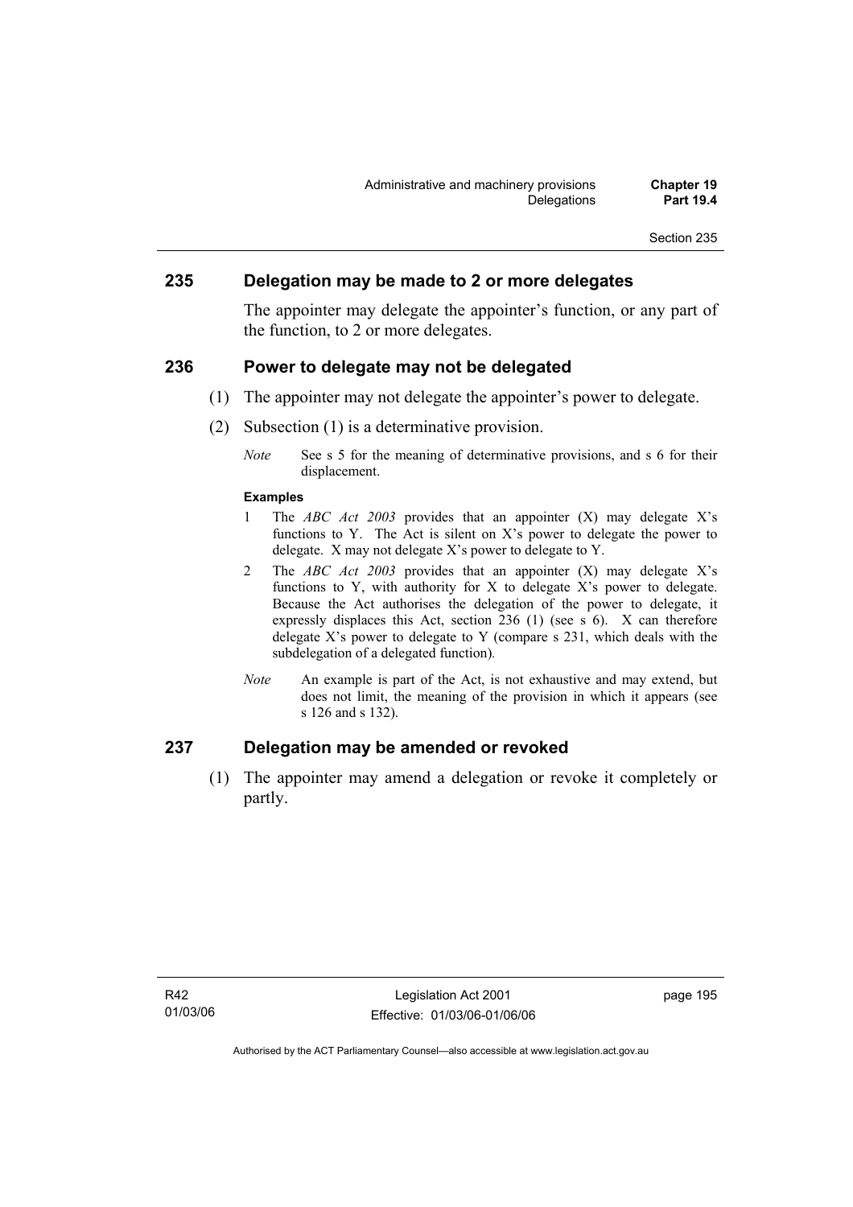## 235 Delegation may be made to 2 or more delegates

The appointer may delegate the appointer's function, or any part of the function, to 2 or more delegates.

## 236 Power to delegate may not be delegated

(1) The appointer may not delegate the appointer's power to delegate.

(2) Subsection (1) is a determinative provision.

*Note* See s 5 for the meaning of determinative provisions, and s 6 for their displacement.

**Examples**

1 The *ABC Act 2003* provides that an appointer (X) may delegate X's functions to Y. The Act is silent on X's power to delegate the power to delegate. X may not delegate X's power to delegate to Y.

2 The *ABC Act 2003* provides that an appointer (X) may delegate X's functions to Y, with authority for X to delegate X's power to delegate. Because the Act authorises the delegation of the power to delegate, it expressly displaces this Act, section 236 (1) (see s 6). X can therefore delegate X's power to delegate to Y (compare s 231, which deals with the subdelegation of a delegated function).

*Note* An example is part of the Act, is not exhaustive and may extend, but does not limit, the meaning of the provision in which it appears (see s 126 and s 132).

## 237 Delegation may be amended or revoked

(1) The appointer may amend a delegation or revoke it completely or partly.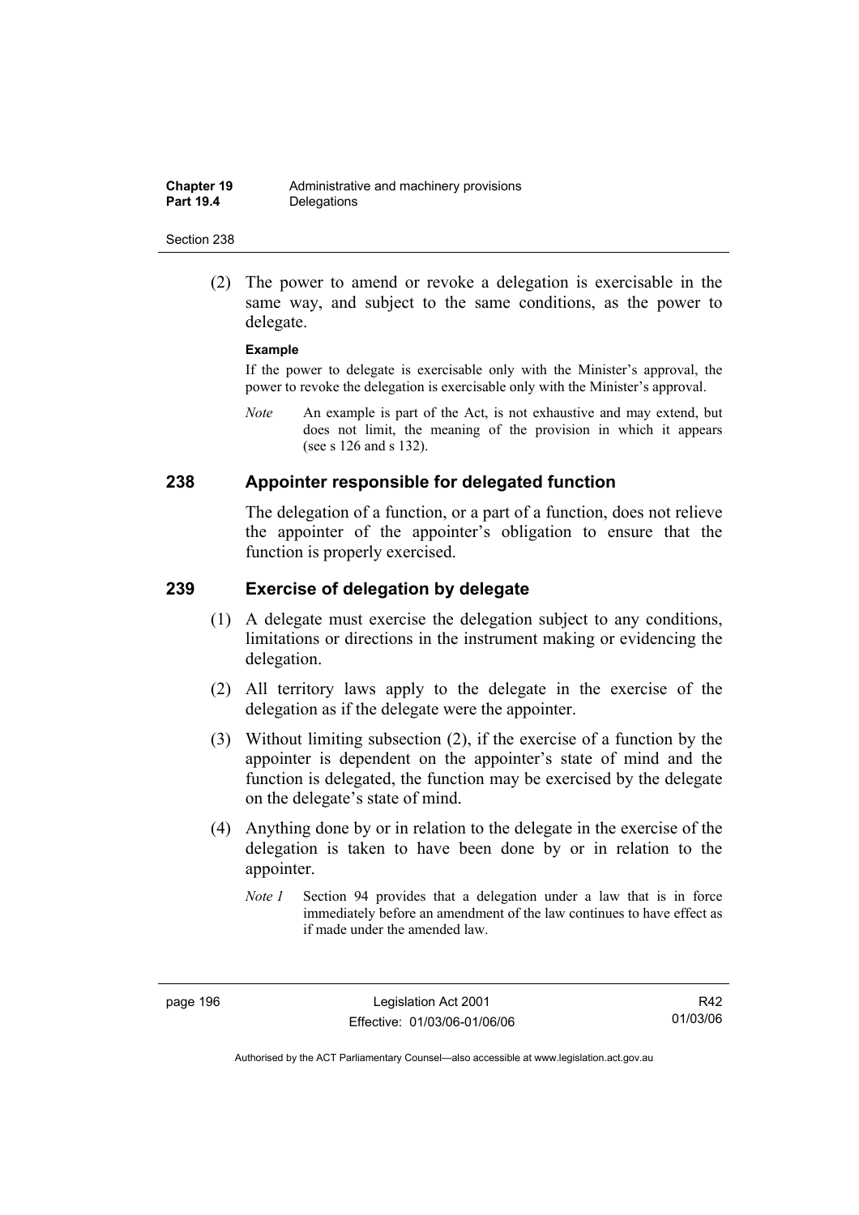(2) The power to amend or revoke a delegation is exercisable in the same way, and subject to the same conditions, as the power to delegate.

**Example**

If the power to delegate is exercisable only with the Minister's approval, the power to revoke the delegation is exercisable only with the Minister's approval.

*Note* An example is part of the Act, is not exhaustive and may extend, but does not limit, the meaning of the provision in which it appears (see s 126 and s 132).

## 238 Appointer responsible for delegated function

The delegation of a function, or a part of a function, does not relieve the appointer of the appointer's obligation to ensure that the function is properly exercised.

## 239 Exercise of delegation by delegate

(1) A delegate must exercise the delegation subject to any conditions, limitations or directions in the instrument making or evidencing the delegation.

(2) All territory laws apply to the delegate in the exercise of the delegation as if the delegate were the appointer.

(3) Without limiting subsection (2), if the exercise of a function by the appointer is dependent on the appointer's state of mind and the function is delegated, the function may be exercised by the delegate on the delegate's state of mind.

(4) Anything done by or in relation to the delegate in the exercise of the delegation is taken to have been done by or in relation to the appointer.

*Note 1* Section 94 provides that a delegation under a law that is in force immediately before an amendment of the law continues to have effect as if made under the amended law.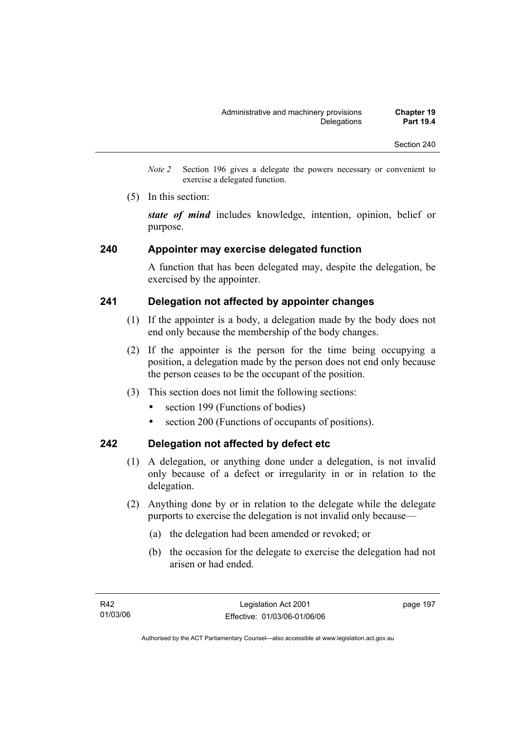*Note 2* Section 196 gives a delegate the powers necessary or convenient to exercise a delegated function.

(5) In this section:

***state of mind*** includes knowledge, intention, opinion, belief or purpose.

## 240 Appointer may exercise delegated function

A function that has been delegated may, despite the delegation, be exercised by the appointer.

## 241 Delegation not affected by appointer changes

(1) If the appointer is a body, a delegation made by the body does not end only because the membership of the body changes.

(2) If the appointer is the person for the time being occupying a position, a delegation made by the person does not end only because the person ceases to be the occupant of the position.

(3) This section does not limit the following sections:

- section 199 (Functions of bodies)
- section 200 (Functions of occupants of positions).

## 242 Delegation not affected by defect etc

(1) A delegation, or anything done under a delegation, is not invalid only because of a defect or irregularity in or in relation to the delegation.

(2) Anything done by or in relation to the delegate while the delegate purports to exercise the delegation is not invalid only because—

(a) the delegation had been amended or revoked; or

(b) the occasion for the delegate to exercise the delegation had not arisen or had ended.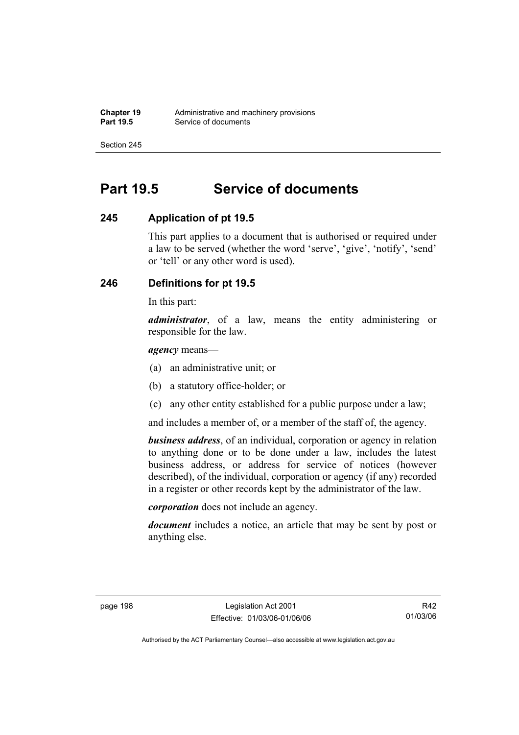# Part 19.5 Service of documents

## 245 Application of pt 19.5

This part applies to a document that is authorised or required under a law to be served (whether the word 'serve', 'give', 'notify', 'send' or 'tell' or any other word is used).

## 246 Definitions for pt 19.5

In this part:

***administrator***, of a law, means the entity administering or responsible for the law.

***agency*** means—

(a) an administrative unit; or

(b) a statutory office-holder; or

(c) any other entity established for a public purpose under a law;

and includes a member of, or a member of the staff of, the agency.

***business address***, of an individual, corporation or agency in relation to anything done or to be done under a law, includes the latest business address, or address for service of notices (however described), of the individual, corporation or agency (if any) recorded in a register or other records kept by the administrator of the law.

***corporation*** does not include an agency.

***document*** includes a notice, an article that may be sent by post or anything else.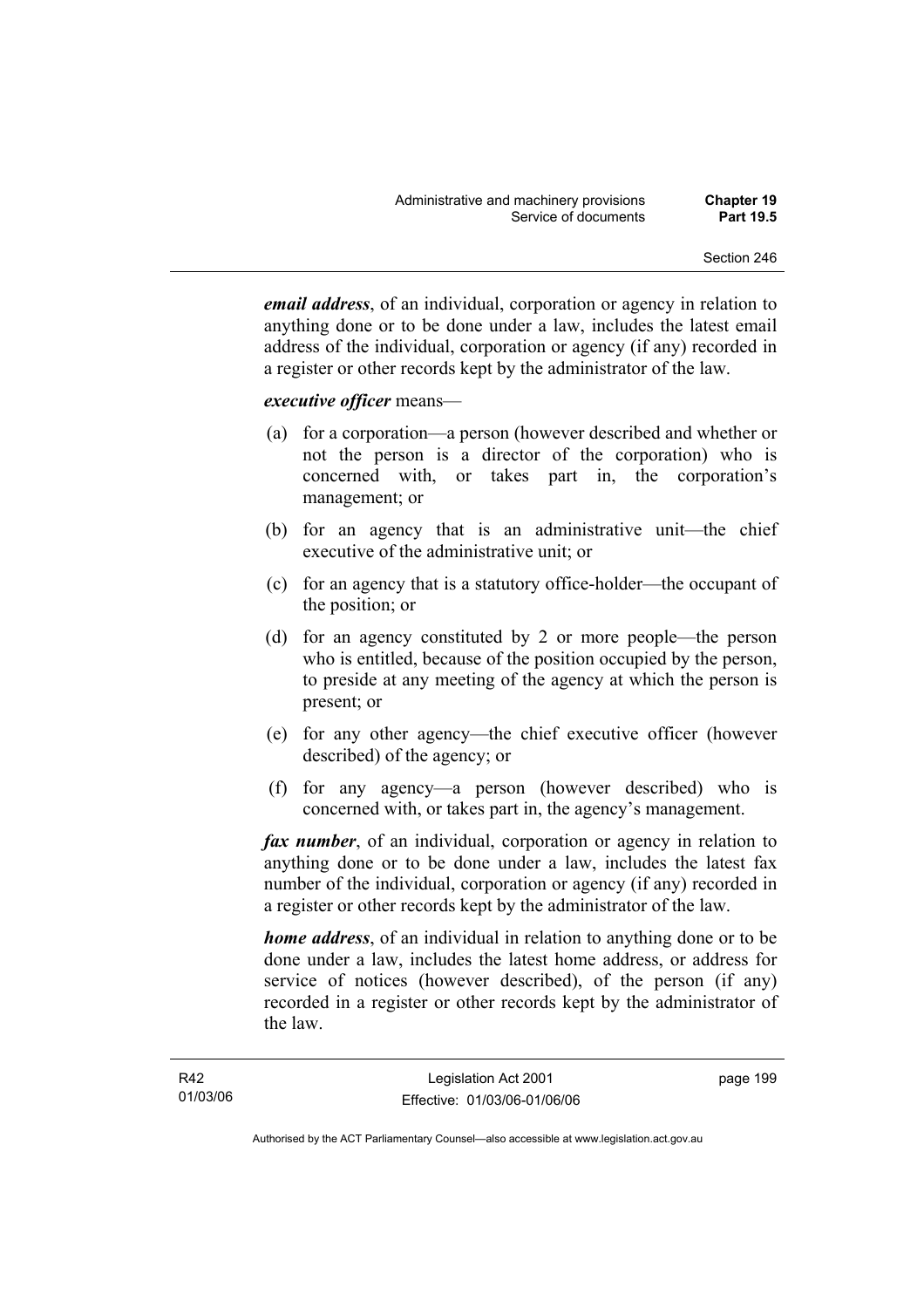***email address***, of an individual, corporation or agency in relation to anything done or to be done under a law, includes the latest email address of the individual, corporation or agency (if any) recorded in a register or other records kept by the administrator of the law.

***executive officer*** means—

(a) for a corporation—a person (however described and whether or not the person is a director of the corporation) who is concerned with, or takes part in, the corporation's management; or

(b) for an agency that is an administrative unit—the chief executive of the administrative unit; or

(c) for an agency that is a statutory office-holder—the occupant of the position; or

(d) for an agency constituted by 2 or more people—the person who is entitled, because of the position occupied by the person, to preside at any meeting of the agency at which the person is present; or

(e) for any other agency—the chief executive officer (however described) of the agency; or

(f) for any agency—a person (however described) who is concerned with, or takes part in, the agency's management.

***fax number***, of an individual, corporation or agency in relation to anything done or to be done under a law, includes the latest fax number of the individual, corporation or agency (if any) recorded in a register or other records kept by the administrator of the law.

***home address***, of an individual in relation to anything done or to be done under a law, includes the latest home address, or address for service of notices (however described), of the person (if any) recorded in a register or other records kept by the administrator of the law.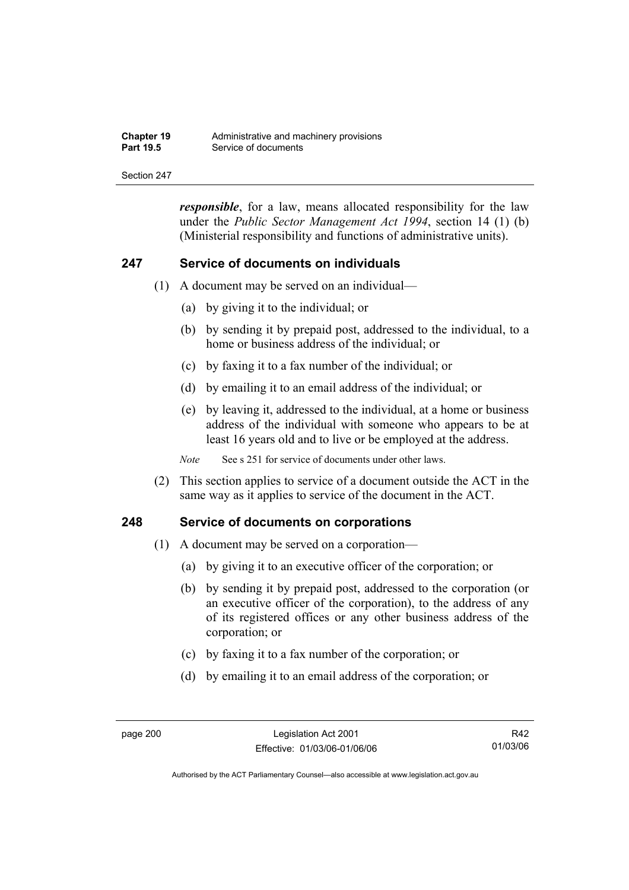***responsible***, for a law, means allocated responsibility for the law under the *Public Sector Management Act 1994*, section 14 (1) (b) (Ministerial responsibility and functions of administrative units).

## 247 Service of documents on individuals

(1) A document may be served on an individual—

(a) by giving it to the individual; or

(b) by sending it by prepaid post, addressed to the individual, to a home or business address of the individual; or

(c) by faxing it to a fax number of the individual; or

(d) by emailing it to an email address of the individual; or

(e) by leaving it, addressed to the individual, at a home or business address of the individual with someone who appears to be at least 16 years old and to live or be employed at the address.

*Note* See s 251 for service of documents under other laws.

(2) This section applies to service of a document outside the ACT in the same way as it applies to service of the document in the ACT.

## 248 Service of documents on corporations

(1) A document may be served on a corporation—

(a) by giving it to an executive officer of the corporation; or

(b) by sending it by prepaid post, addressed to the corporation (or an executive officer of the corporation), to the address of any of its registered offices or any other business address of the corporation; or

(c) by faxing it to a fax number of the corporation; or

(d) by emailing it to an email address of the corporation; or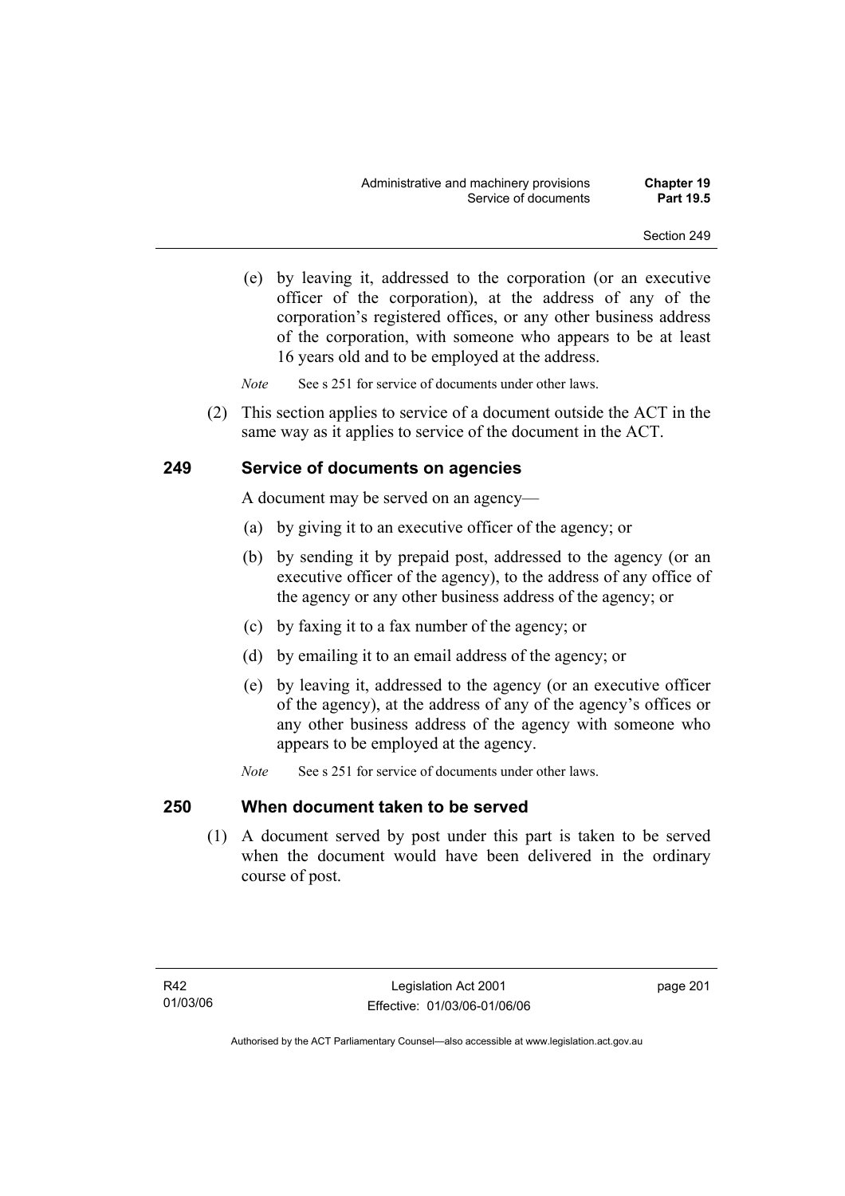(e) by leaving it, addressed to the corporation (or an executive officer of the corporation), at the address of any of the corporation's registered offices, or any other business address of the corporation, with someone who appears to be at least 16 years old and to be employed at the address.

*Note* See s 251 for service of documents under other laws.

(2) This section applies to service of a document outside the ACT in the same way as it applies to service of the document in the ACT.

## 249 Service of documents on agencies

A document may be served on an agency—

(a) by giving it to an executive officer of the agency; or

(b) by sending it by prepaid post, addressed to the agency (or an executive officer of the agency), to the address of any office of the agency or any other business address of the agency; or

(c) by faxing it to a fax number of the agency; or

(d) by emailing it to an email address of the agency; or

(e) by leaving it, addressed to the agency (or an executive officer of the agency), at the address of any of the agency's offices or any other business address of the agency with someone who appears to be employed at the agency.

*Note* See s 251 for service of documents under other laws.

## 250 When document taken to be served

(1) A document served by post under this part is taken to be served when the document would have been delivered in the ordinary course of post.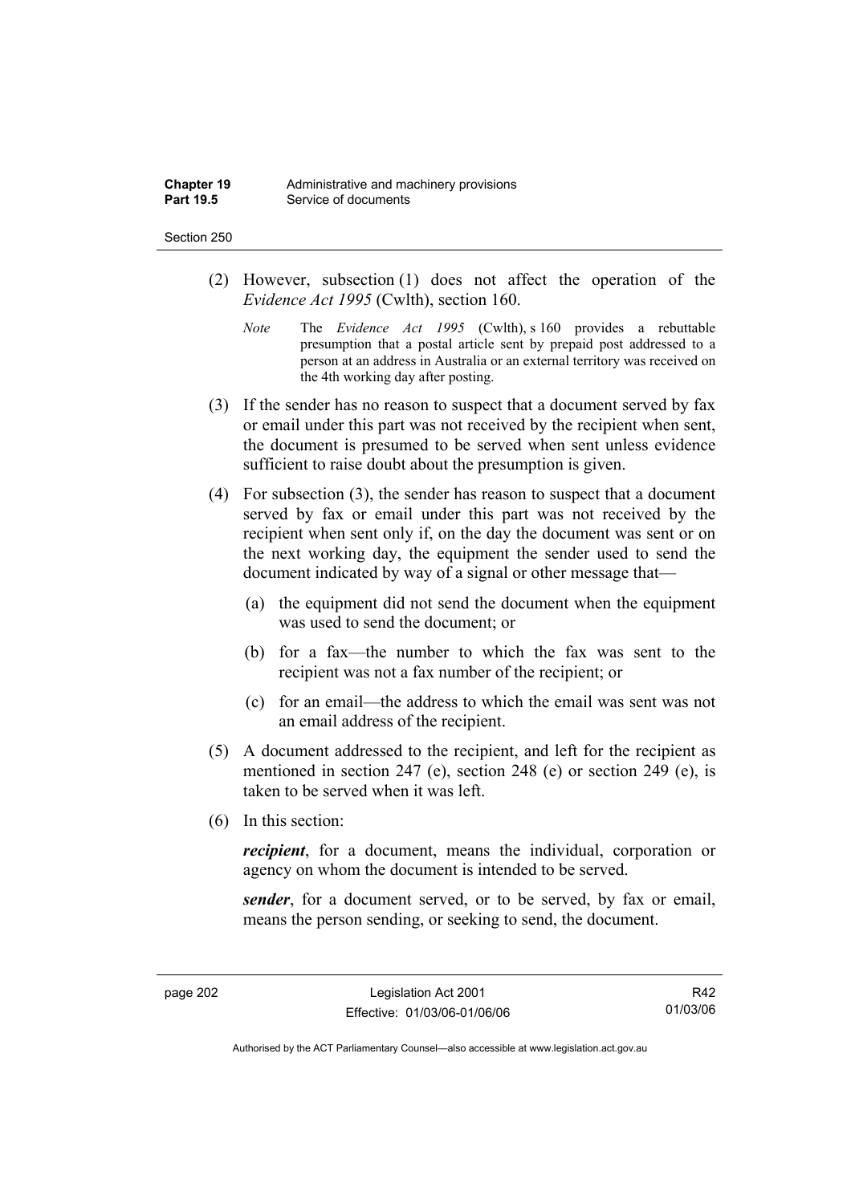(2) However, subsection (1) does not affect the operation of the *Evidence Act 1995* (Cwlth), section 160.

*Note* The *Evidence Act 1995* (Cwlth), s 160 provides a rebuttable presumption that a postal article sent by prepaid post addressed to a person at an address in Australia or an external territory was received on the 4th working day after posting.

(3) If the sender has no reason to suspect that a document served by fax or email under this part was not received by the recipient when sent, the document is presumed to be served when sent unless evidence sufficient to raise doubt about the presumption is given.

(4) For subsection (3), the sender has reason to suspect that a document served by fax or email under this part was not received by the recipient when sent only if, on the day the document was sent or on the next working day, the equipment the sender used to send the document indicated by way of a signal or other message that—

(a) the equipment did not send the document when the equipment was used to send the document; or

(b) for a fax—the number to which the fax was sent to the recipient was not a fax number of the recipient; or

(c) for an email—the address to which the email was sent was not an email address of the recipient.

(5) A document addressed to the recipient, and left for the recipient as mentioned in section 247 (e), section 248 (e) or section 249 (e), is taken to be served when it was left.

(6) In this section:

***recipient***, for a document, means the individual, corporation or agency on whom the document is intended to be served.

***sender***, for a document served, or to be served, by fax or email, means the person sending, or seeking to send, the document.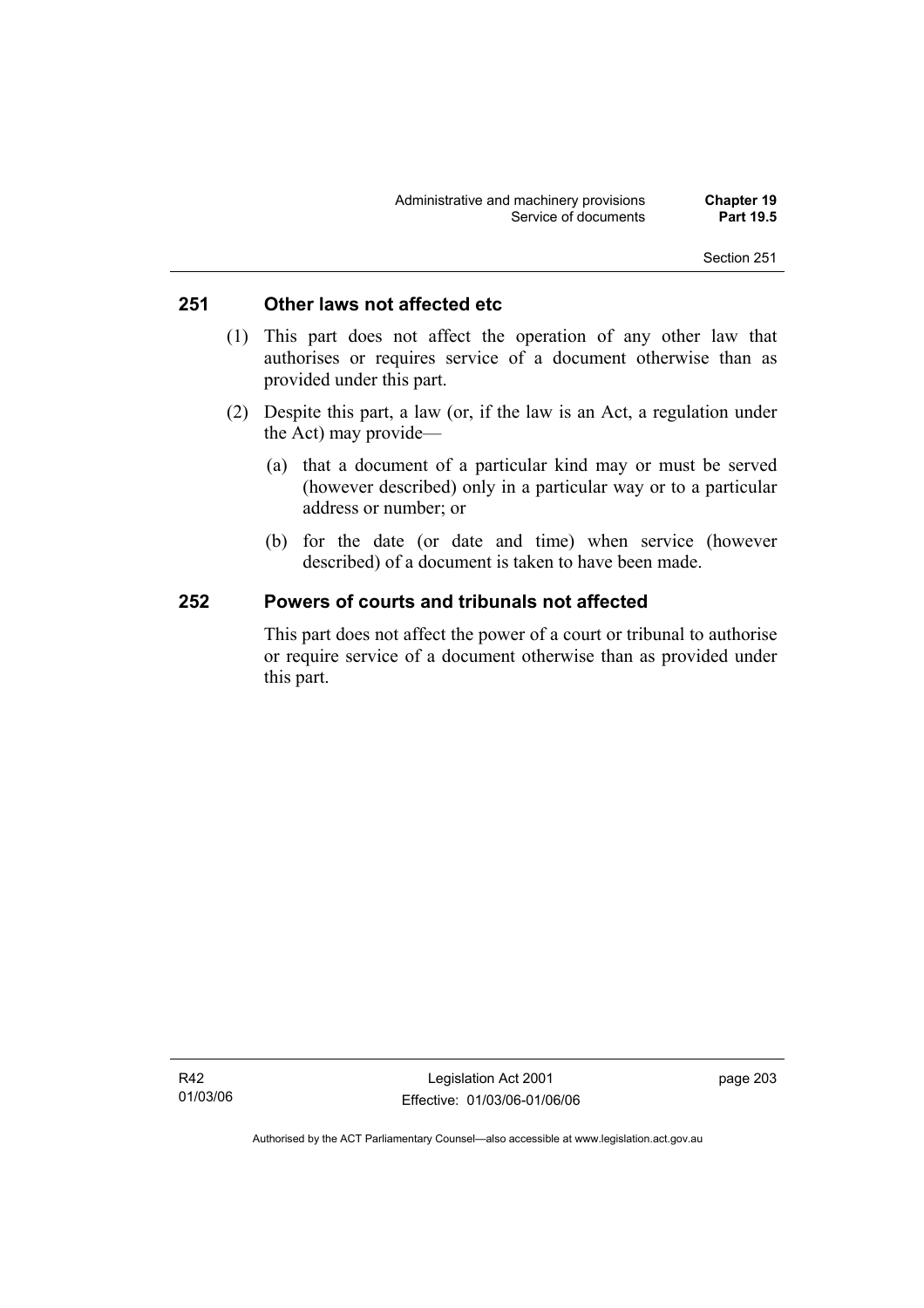## 251 Other laws not affected etc

(1) This part does not affect the operation of any other law that authorises or requires service of a document otherwise than as provided under this part.

(2) Despite this part, a law (or, if the law is an Act, a regulation under the Act) may provide—

(a) that a document of a particular kind may or must be served (however described) only in a particular way or to a particular address or number; or

(b) for the date (or date and time) when service (however described) of a document is taken to have been made.

## 252 Powers of courts and tribunals not affected

This part does not affect the power of a court or tribunal to authorise or require service of a document otherwise than as provided under this part.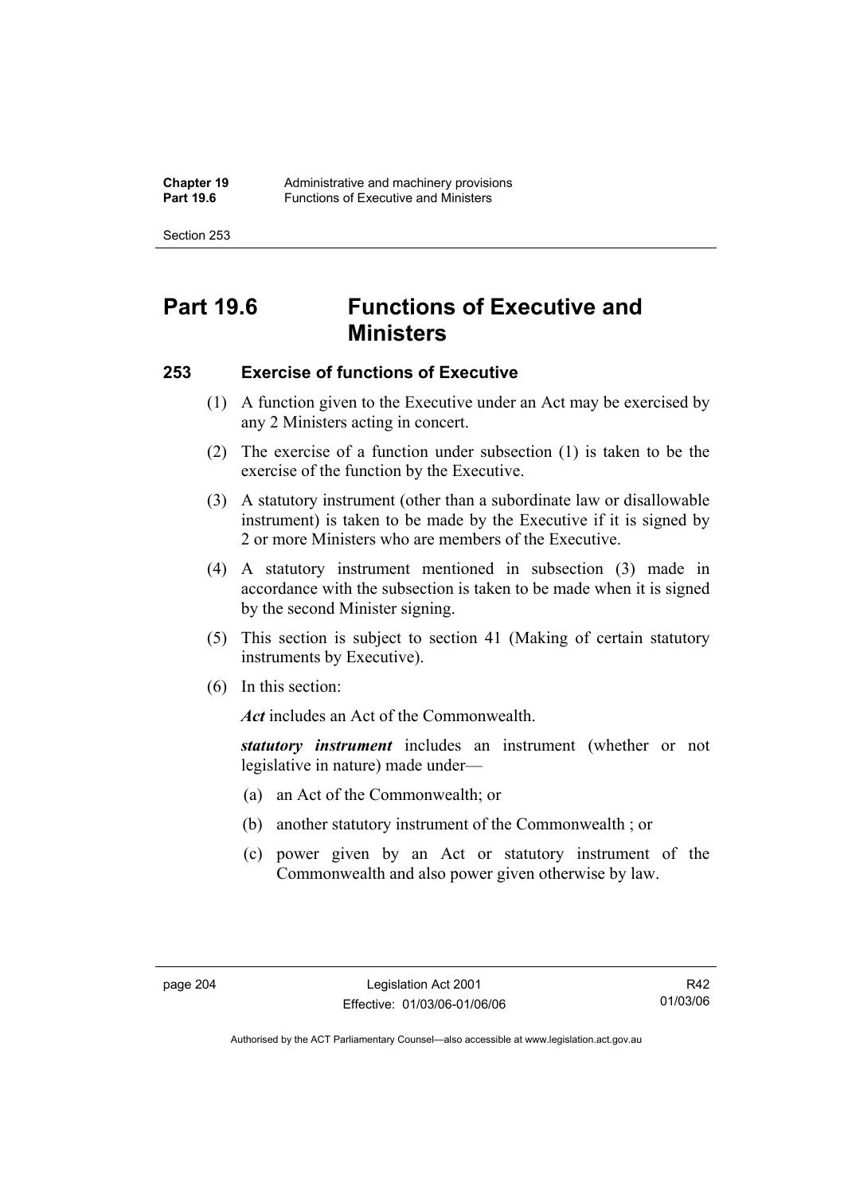# Part 19.6 Functions of Executive and Ministers

## 253 Exercise of functions of Executive

(1) A function given to the Executive under an Act may be exercised by any 2 Ministers acting in concert.

(2) The exercise of a function under subsection (1) is taken to be the exercise of the function by the Executive.

(3) A statutory instrument (other than a subordinate law or disallowable instrument) is taken to be made by the Executive if it is signed by 2 or more Ministers who are members of the Executive.

(4) A statutory instrument mentioned in subsection (3) made in accordance with the subsection is taken to be made when it is signed by the second Minister signing.

(5) This section is subject to section 41 (Making of certain statutory instruments by Executive).

(6) In this section:

***Act*** includes an Act of the Commonwealth.

***statutory instrument*** includes an instrument (whether or not legislative in nature) made under—

(a) an Act of the Commonwealth; or

(b) another statutory instrument of the Commonwealth ; or

(c) power given by an Act or statutory instrument of the Commonwealth and also power given otherwise by law.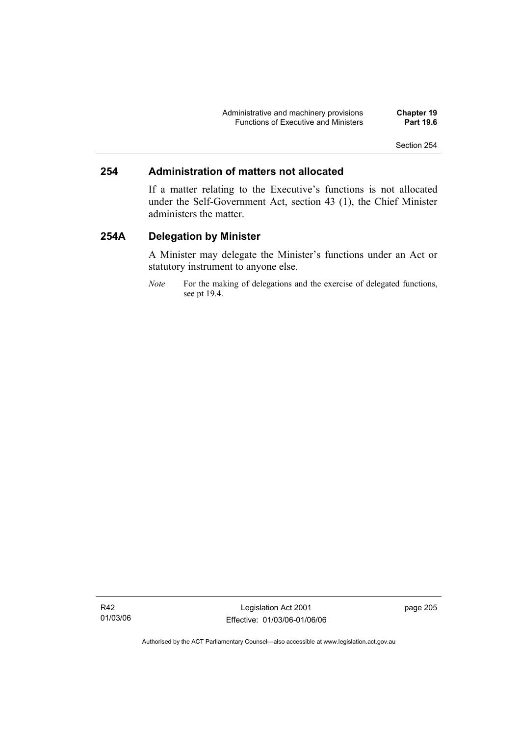## 254 Administration of matters not allocated

If a matter relating to the Executive's functions is not allocated under the Self-Government Act, section 43 (1), the Chief Minister administers the matter.

## 254A Delegation by Minister

A Minister may delegate the Minister's functions under an Act or statutory instrument to anyone else.

*Note* For the making of delegations and the exercise of delegated functions, see pt 19.4.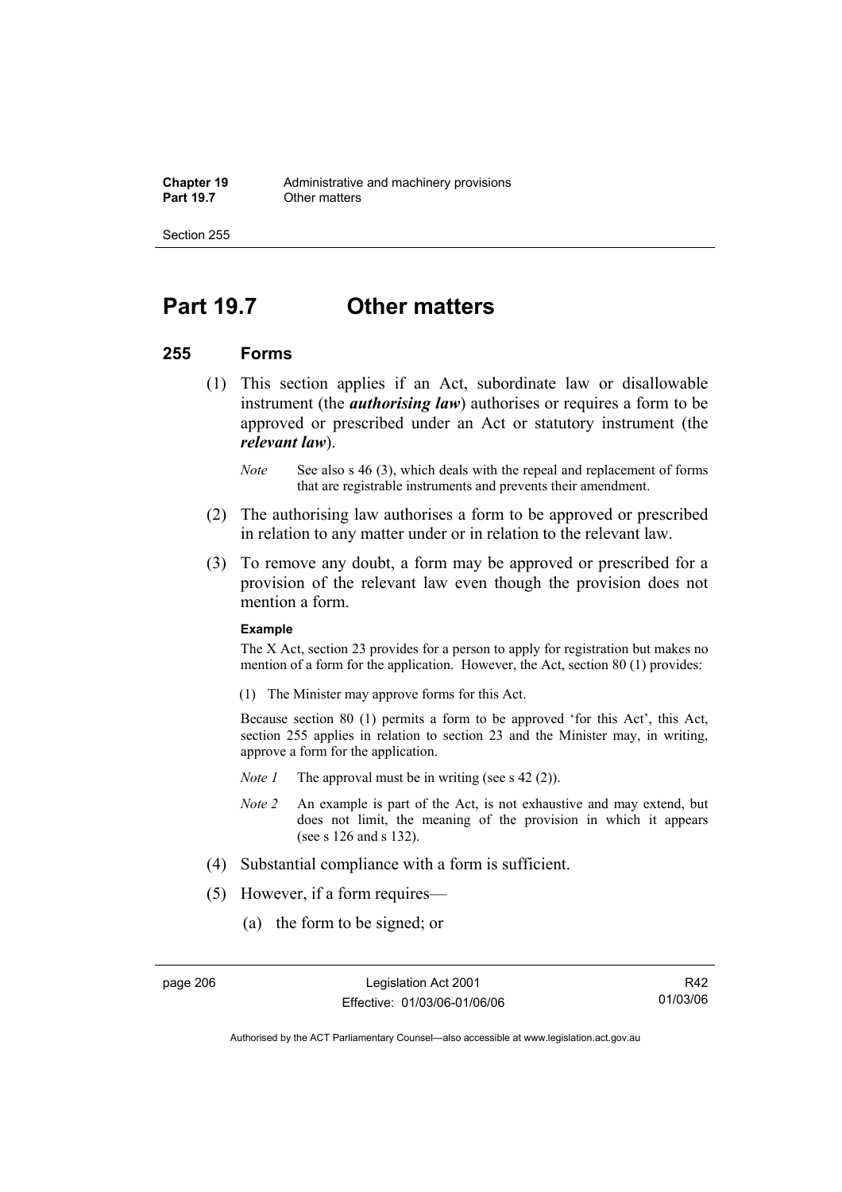# Part 19.7 Other matters

## 255 Forms

(1) This section applies if an Act, subordinate law or disallowable instrument (the ***authorising law***) authorises or requires a form to be approved or prescribed under an Act or statutory instrument (the ***relevant law***).

*Note* See also s 46 (3), which deals with the repeal and replacement of forms that are registrable instruments and prevents their amendment.

(2) The authorising law authorises a form to be approved or prescribed in relation to any matter under or in relation to the relevant law.

(3) To remove any doubt, a form may be approved or prescribed for a provision of the relevant law even though the provision does not mention a form.

**Example**

The X Act, section 23 provides for a person to apply for registration but makes no mention of a form for the application. However, the Act, section 80 (1) provides:

(1) The Minister may approve forms for this Act.

Because section 80 (1) permits a form to be approved 'for this Act', this Act, section 255 applies in relation to section 23 and the Minister may, in writing, approve a form for the application.

*Note 1* The approval must be in writing (see s 42 (2)).

*Note 2* An example is part of the Act, is not exhaustive and may extend, but does not limit, the meaning of the provision in which it appears (see s 126 and s 132).

(4) Substantial compliance with a form is sufficient.

(5) However, if a form requires—

(a) the form to be signed; or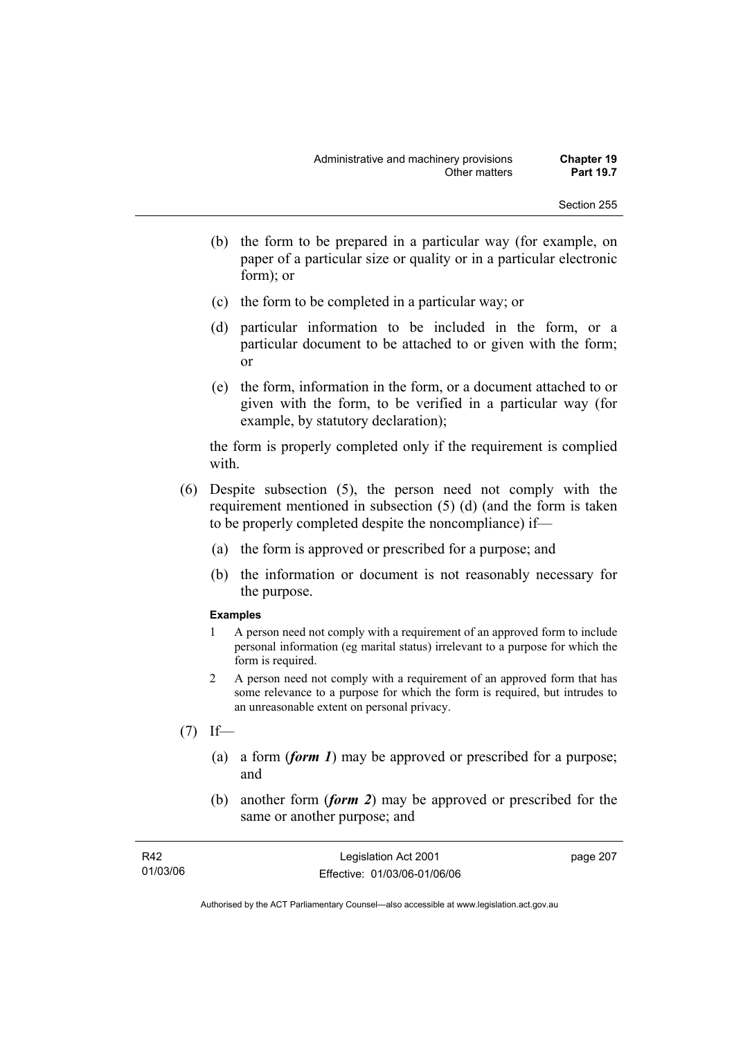(b) the form to be prepared in a particular way (for example, on paper of a particular size or quality or in a particular electronic form); or

(c) the form to be completed in a particular way; or

(d) particular information to be included in the form, or a particular document to be attached to or given with the form; or

(e) the form, information in the form, or a document attached to or given with the form, to be verified in a particular way (for example, by statutory declaration);

the form is properly completed only if the requirement is complied with.

(6) Despite subsection (5), the person need not comply with the requirement mentioned in subsection (5) (d) (and the form is taken to be properly completed despite the noncompliance) if—

(a) the form is approved or prescribed for a purpose; and

(b) the information or document is not reasonably necessary for the purpose.

**Examples**

1 A person need not comply with a requirement of an approved form to include personal information (eg marital status) irrelevant to a purpose for which the form is required.

2 A person need not comply with a requirement of an approved form that has some relevance to a purpose for which the form is required, but intrudes to an unreasonable extent on personal privacy.

(7) If—

(a) a form (***form 1***) may be approved or prescribed for a purpose; and

(b) another form (***form 2***) may be approved or prescribed for the same or another purpose; and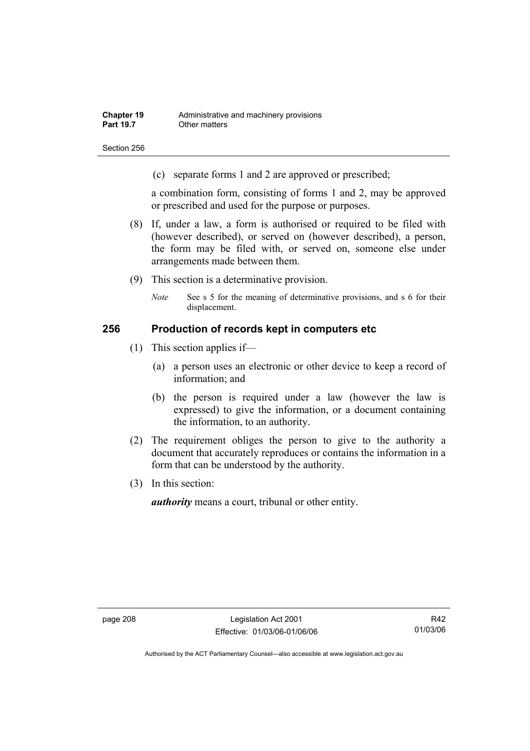(c) separate forms 1 and 2 are approved or prescribed;

a combination form, consisting of forms 1 and 2, may be approved or prescribed and used for the purpose or purposes.

(8) If, under a law, a form is authorised or required to be filed with (however described), or served on (however described), a person, the form may be filed with, or served on, someone else under arrangements made between them.

(9) This section is a determinative provision.

*Note* See s 5 for the meaning of determinative provisions, and s 6 for their displacement.

### 256 Production of records kept in computers etc

(1) This section applies if—

(a) a person uses an electronic or other device to keep a record of information; and

(b) the person is required under a law (however the law is expressed) to give the information, or a document containing the information, to an authority.

(2) The requirement obliges the person to give to the authority a document that accurately reproduces or contains the information in a form that can be understood by the authority.

(3) In this section:

***authority*** means a court, tribunal or other entity.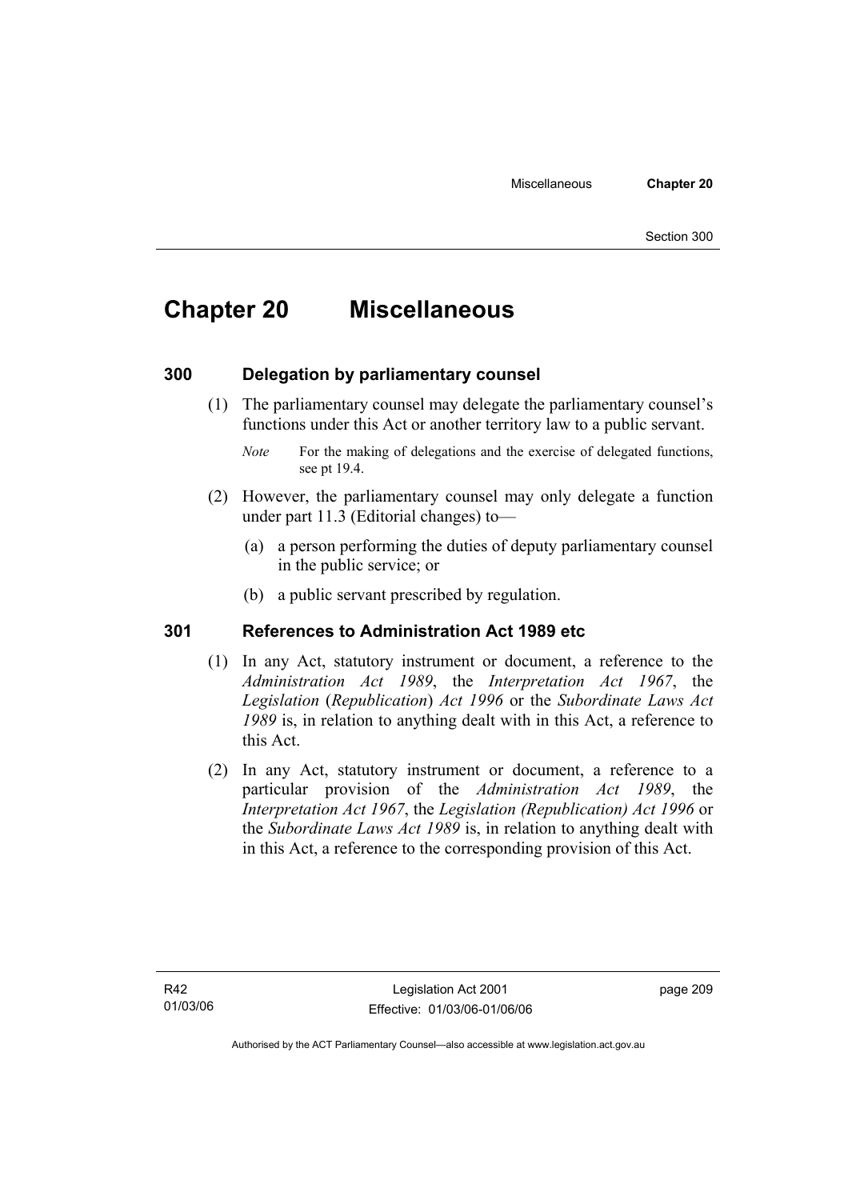# Chapter 20 Miscellaneous

## 300 Delegation by parliamentary counsel

(1) The parliamentary counsel may delegate the parliamentary counsel's functions under this Act or another territory law to a public servant.

*Note* For the making of delegations and the exercise of delegated functions, see pt 19.4.

(2) However, the parliamentary counsel may only delegate a function under part 11.3 (Editorial changes) to—

(a) a person performing the duties of deputy parliamentary counsel in the public service; or

(b) a public servant prescribed by regulation.

## 301 References to Administration Act 1989 etc

(1) In any Act, statutory instrument or document, a reference to the *Administration Act 1989*, the *Interpretation Act 1967*, the *Legislation* (*Republication*) *Act 1996* or the *Subordinate Laws Act 1989* is, in relation to anything dealt with in this Act, a reference to this Act.

(2) In any Act, statutory instrument or document, a reference to a particular provision of the *Administration Act 1989*, the *Interpretation Act 1967*, the *Legislation (Republication) Act 1996* or the *Subordinate Laws Act 1989* is, in relation to anything dealt with in this Act, a reference to the corresponding provision of this Act.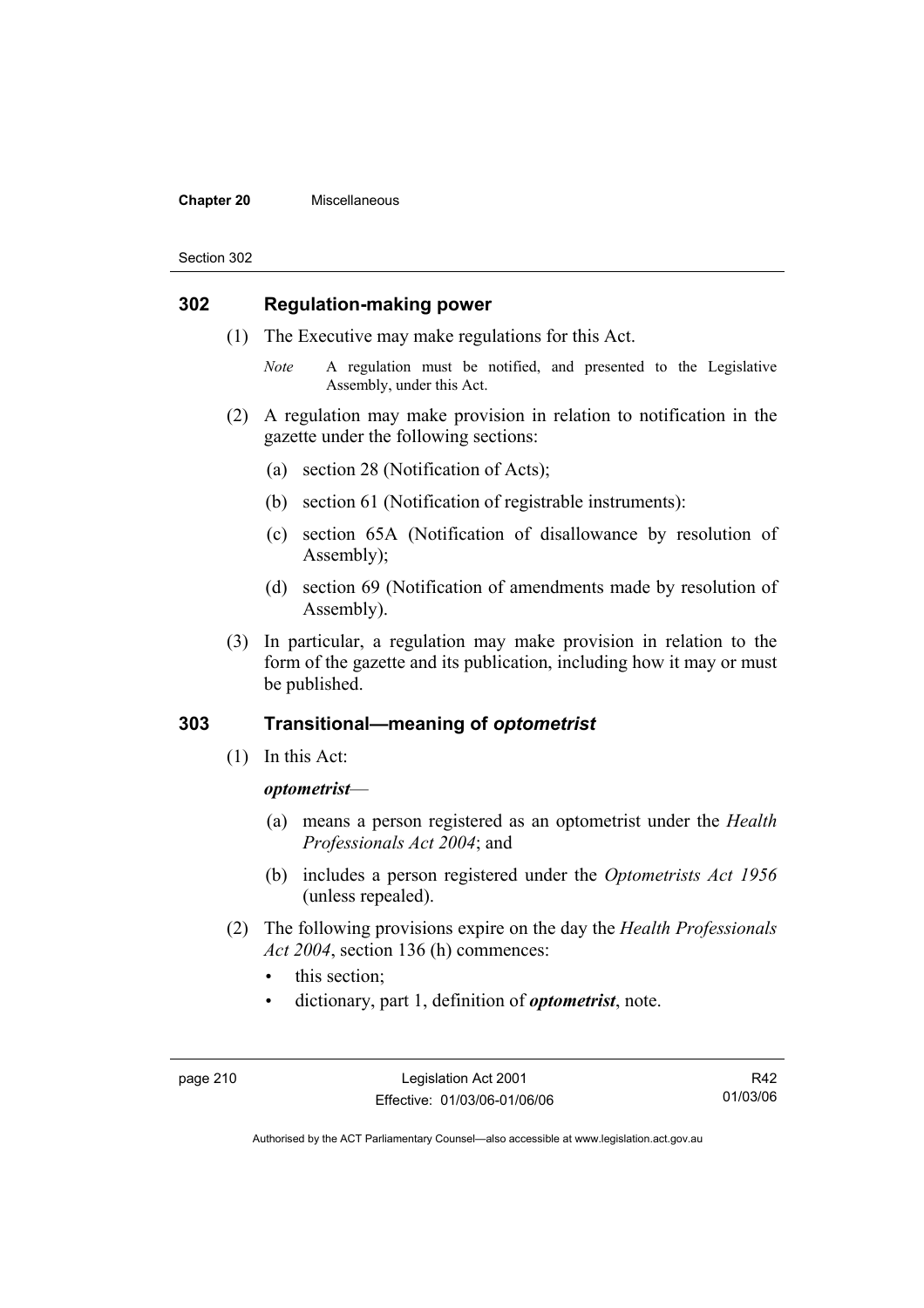## 302 Regulation-making power

(1) The Executive may make regulations for this Act.

*Note* A regulation must be notified, and presented to the Legislative Assembly, under this Act.

(2) A regulation may make provision in relation to notification in the gazette under the following sections:

(a) section 28 (Notification of Acts);

(b) section 61 (Notification of registrable instruments):

(c) section 65A (Notification of disallowance by resolution of Assembly);

(d) section 69 (Notification of amendments made by resolution of Assembly).

(3) In particular, a regulation may make provision in relation to the form of the gazette and its publication, including how it may or must be published.

## 303 Transitional—meaning of *optometrist*

(1) In this Act:

***optometrist***—

(a) means a person registered as an optometrist under the *Health Professionals Act 2004*; and

(b) includes a person registered under the *Optometrists Act 1956* (unless repealed).

(2) The following provisions expire on the day the *Health Professionals Act 2004*, section 136 (h) commences:

- this section;
- dictionary, part 1, definition of ***optometrist***, note.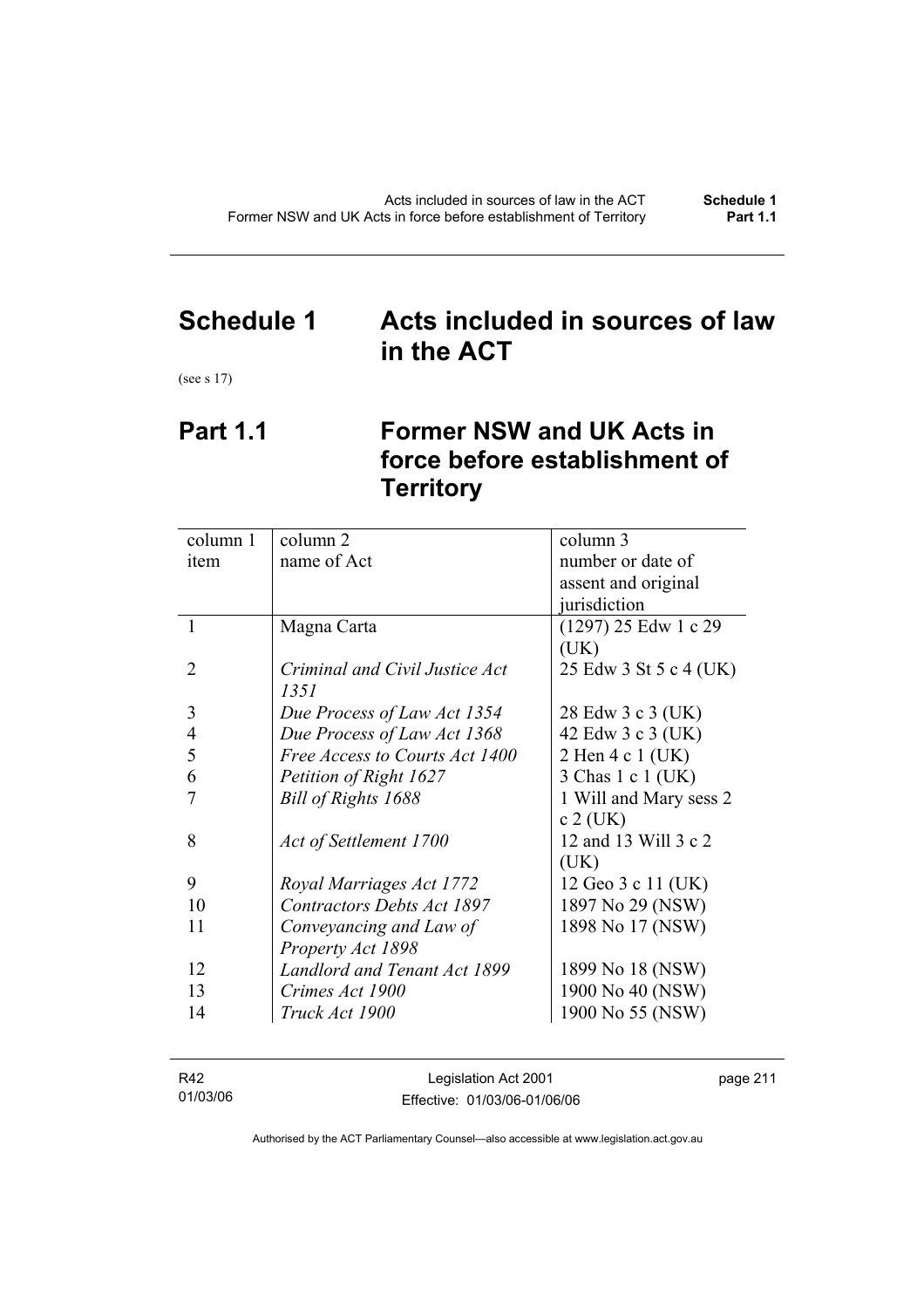# Schedule 1 Acts included in sources of law in the ACT

(see s 17)

## Part 1.1 Former NSW and UK Acts in force before establishment of Territory

| column 1<br>item | column 2<br>name of Act | column 3<br>number or date of assent and original jurisdiction |
|---|---|---|
| 1 | Magna Carta | (1297) 25 Edw 1 c 29 (UK) |
| 2 | *Criminal and Civil Justice Act 1351* | 25 Edw 3 St 5 c 4 (UK) |
| 3 | *Due Process of Law Act 1354* | 28 Edw 3 c 3 (UK) |
| 4 | *Due Process of Law Act 1368* | 42 Edw 3 c 3 (UK) |
| 5 | *Free Access to Courts Act 1400* | 2 Hen 4 c 1 (UK) |
| 6 | *Petition of Right 1627* | 3 Chas 1 c 1 (UK) |
| 7 | *Bill of Rights 1688* | 1 Will and Mary sess 2 c 2 (UK) |
| 8 | *Act of Settlement 1700* | 12 and 13 Will 3 c 2 (UK) |
| 9 | *Royal Marriages Act 1772* | 12 Geo 3 c 11 (UK) |
| 10 | *Contractors Debts Act 1897* | 1897 No 29 (NSW) |
| 11 | *Conveyancing and Law of Property Act 1898* | 1898 No 17 (NSW) |
| 12 | *Landlord and Tenant Act 1899* | 1899 No 18 (NSW) |
| 13 | *Crimes Act 1900* | 1900 No 40 (NSW) |
| 14 | *Truck Act 1900* | 1900 No 55 (NSW) |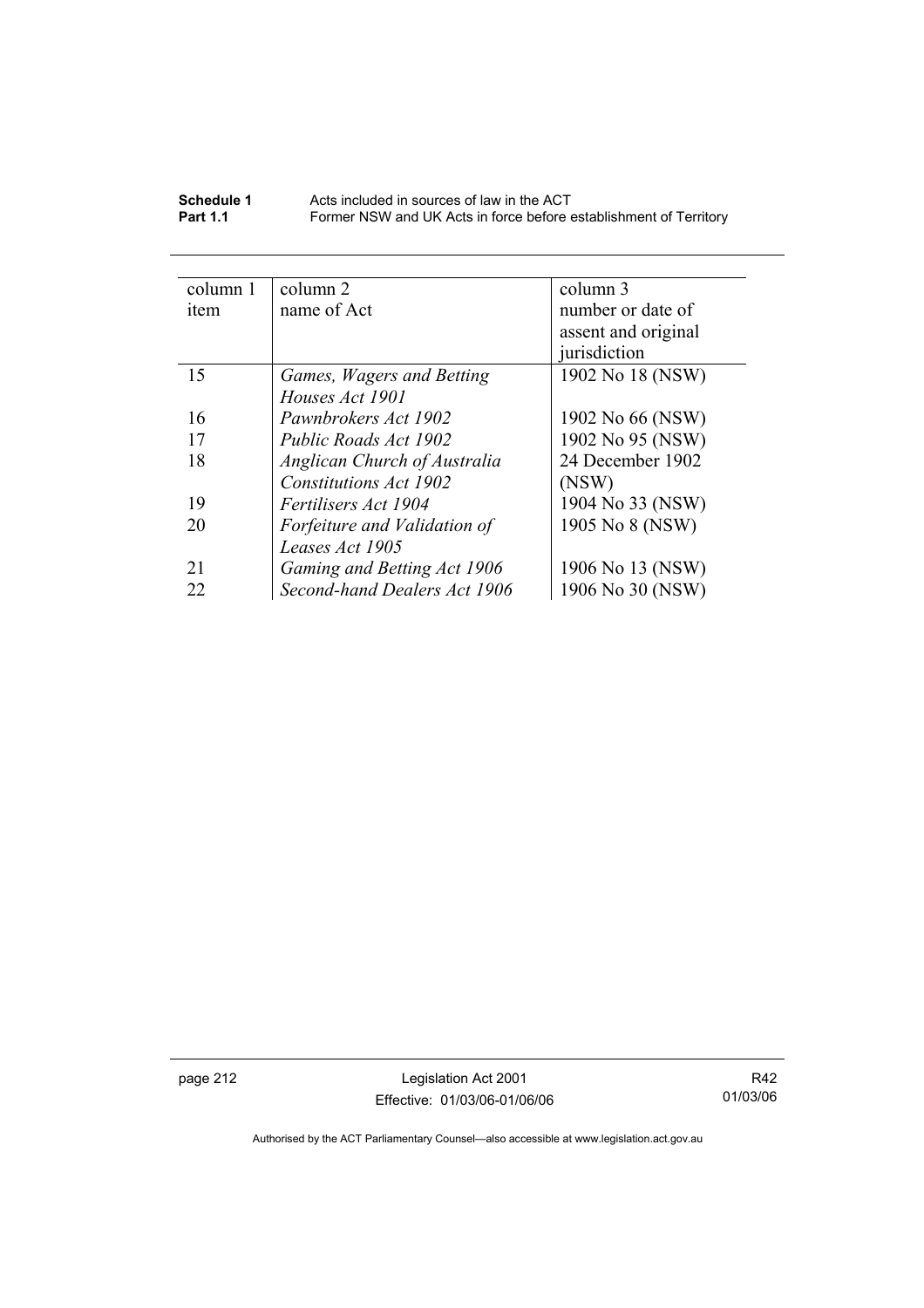| column 1 item | column 2 name of Act | column 3 number or date of assent and original jurisdiction |
|---|---|---|
| 15 | *Games, Wagers and Betting Houses Act 1901* | 1902 No 18 (NSW) |
| 16 | *Pawnbrokers Act 1902* | 1902 No 66 (NSW) |
| 17 | *Public Roads Act 1902* | 1902 No 95 (NSW) |
| 18 | *Anglican Church of Australia Constitutions Act 1902* | 24 December 1902 (NSW) |
| 19 | *Fertilisers Act 1904* | 1904 No 33 (NSW) |
| 20 | *Forfeiture and Validation of Leases Act 1905* | 1905 No 8 (NSW) |
| 21 | *Gaming and Betting Act 1906* | 1906 No 13 (NSW) |
| 22 | *Second-hand Dealers Act 1906* | 1906 No 30 (NSW) |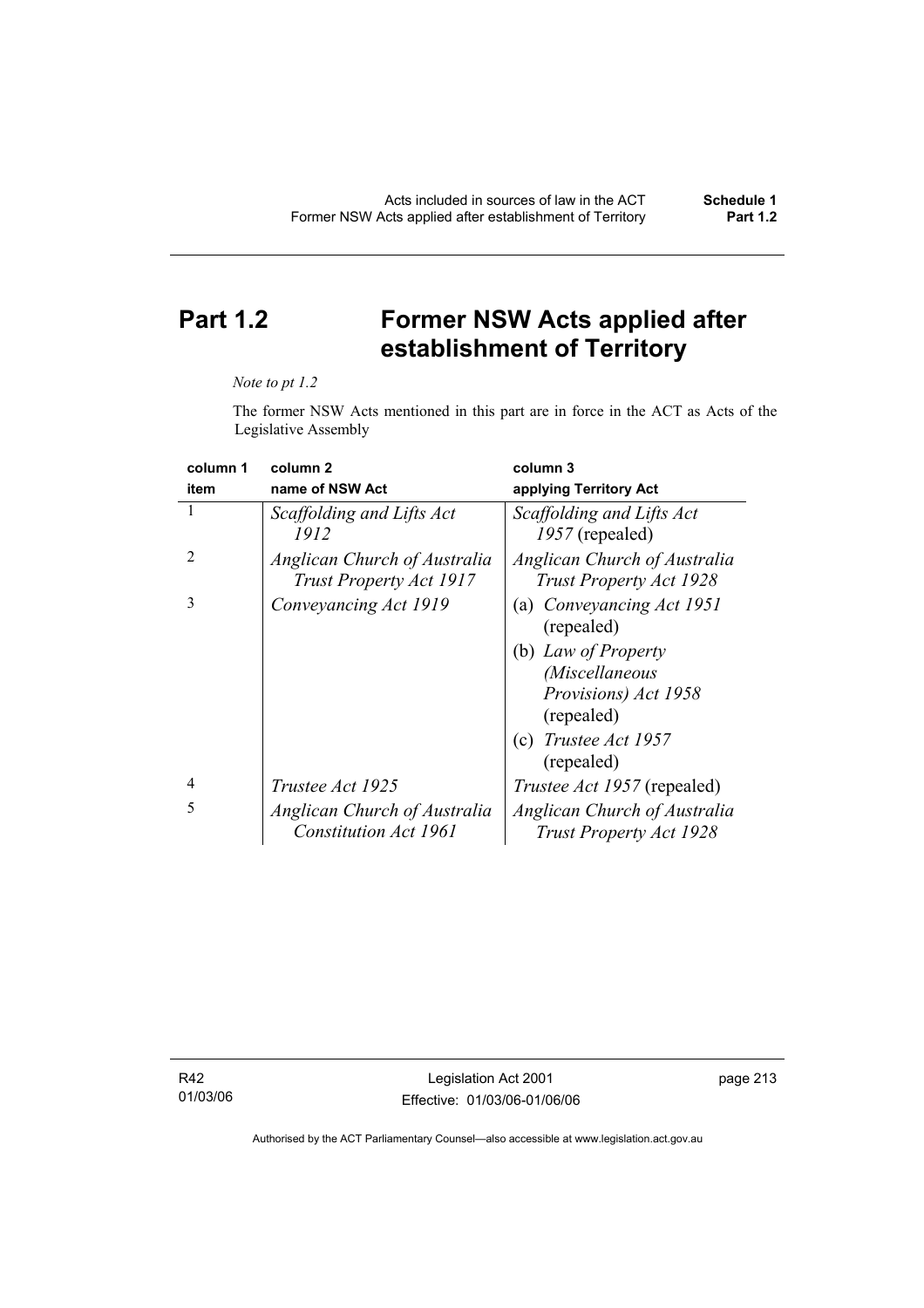# Part 1.2 Former NSW Acts applied after establishment of Territory

*Note to pt 1.2*

The former NSW Acts mentioned in this part are in force in the ACT as Acts of the Legislative Assembly

| column 1<br>item | column 2<br>name of NSW Act | column 3<br>applying Territory Act |
|---|---|---|
| 1 | *Scaffolding and Lifts Act 1912* | *Scaffolding and Lifts Act 1957* (repealed) |
| 2 | *Anglican Church of Australia Trust Property Act 1917* | *Anglican Church of Australia Trust Property Act 1928* |
| 3 | *Conveyancing Act 1919* | (a) *Conveyancing Act 1951* (repealed)<br>(b) *Law of Property (Miscellaneous Provisions) Act 1958* (repealed)<br>(c) *Trustee Act 1957* (repealed) |
| 4 | *Trustee Act 1925* | *Trustee Act 1957* (repealed) |
| 5 | *Anglican Church of Australia Constitution Act 1961* | *Anglican Church of Australia Trust Property Act 1928* |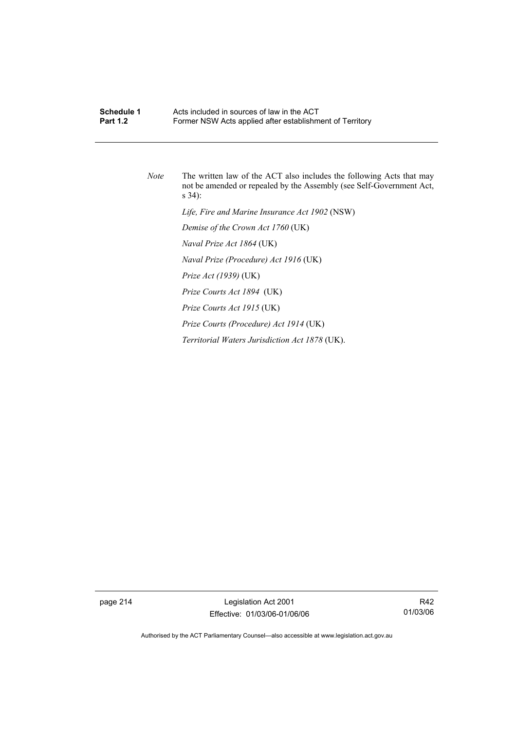*Note* The written law of the ACT also includes the following Acts that may not be amended or repealed by the Assembly (see Self-Government Act, s 34):

*Life, Fire and Marine Insurance Act 1902* (NSW)

*Demise of the Crown Act 1760* (UK)

*Naval Prize Act 1864* (UK)

*Naval Prize (Procedure) Act 1916* (UK)

*Prize Act (1939)* (UK)

*Prize Courts Act 1894* (UK)

*Prize Courts Act 1915* (UK)

*Prize Courts (Procedure) Act 1914* (UK)

*Territorial Waters Jurisdiction Act 1878* (UK).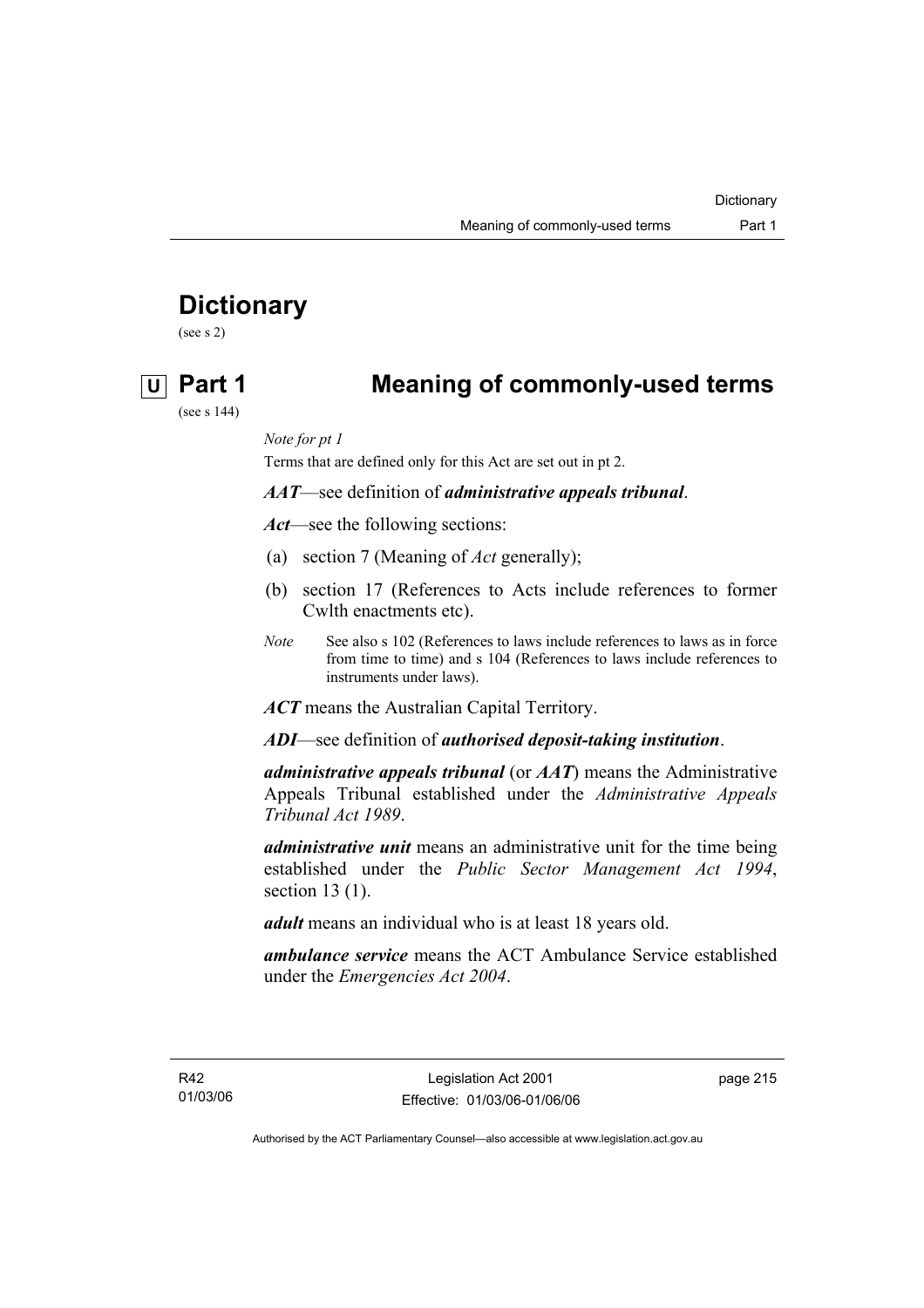# Dictionary

(see s 2)

## U Part 1 Meaning of commonly-used terms

(see s 144)

*Note for pt 1*

Terms that are defined only for this Act are set out in pt 2.

***AAT***—see definition of ***administrative appeals tribunal***.

***Act***—see the following sections:

(a) section 7 (Meaning of *Act* generally);

(b) section 17 (References to Acts include references to former Cwlth enactments etc).

*Note* See also s 102 (References to laws include references to laws as in force from time to time) and s 104 (References to laws include references to instruments under laws).

***ACT*** means the Australian Capital Territory.

***ADI***—see definition of ***authorised deposit-taking institution***.

***administrative appeals tribunal*** (or ***AAT***) means the Administrative Appeals Tribunal established under the *Administrative Appeals Tribunal Act 1989*.

***administrative unit*** means an administrative unit for the time being established under the *Public Sector Management Act 1994*, section 13 (1).

***adult*** means an individual who is at least 18 years old.

***ambulance service*** means the ACT Ambulance Service established under the *Emergencies Act 2004*.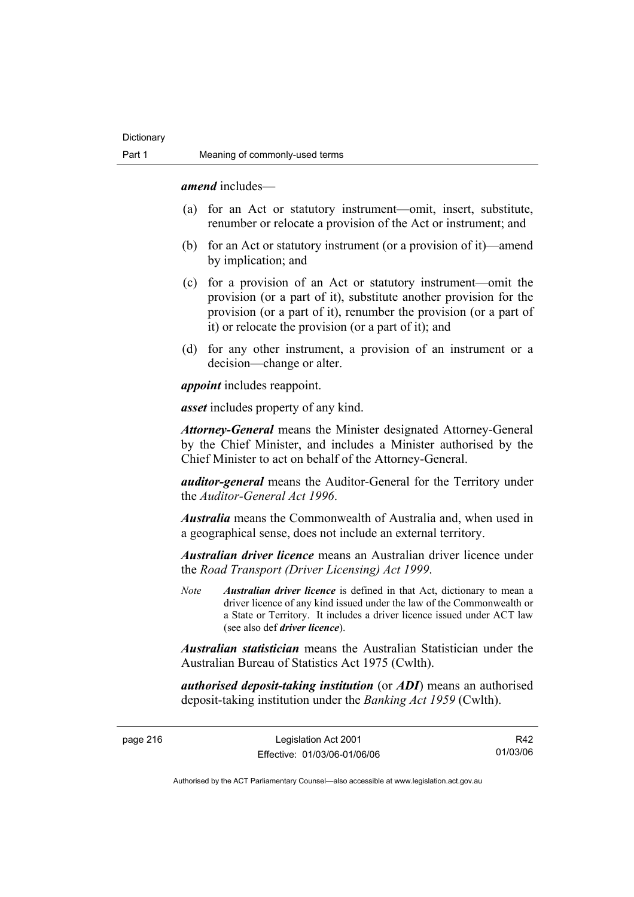***amend*** includes—

(a) for an Act or statutory instrument—omit, insert, substitute, renumber or relocate a provision of the Act or instrument; and

(b) for an Act or statutory instrument (or a provision of it)—amend by implication; and

(c) for a provision of an Act or statutory instrument—omit the provision (or a part of it), substitute another provision for the provision (or a part of it), renumber the provision (or a part of it) or relocate the provision (or a part of it); and

(d) for any other instrument, a provision of an instrument or a decision—change or alter.

***appoint*** includes reappoint.

***asset*** includes property of any kind.

***Attorney-General*** means the Minister designated Attorney-General by the Chief Minister, and includes a Minister authorised by the Chief Minister to act on behalf of the Attorney-General.

***auditor-general*** means the Auditor-General for the Territory under the *Auditor-General Act 1996*.

***Australia*** means the Commonwealth of Australia and, when used in a geographical sense, does not include an external territory.

***Australian driver licence*** means an Australian driver licence under the *Road Transport (Driver Licensing) Act 1999*.

*Note* ***Australian driver licence*** is defined in that Act, dictionary to mean a driver licence of any kind issued under the law of the Commonwealth or a State or Territory. It includes a driver licence issued under ACT law (see also def ***driver licence***).

***Australian statistician*** means the Australian Statistician under the Australian Bureau of Statistics Act 1975 (Cwlth).

***authorised deposit-taking institution*** (or ***ADI***) means an authorised deposit-taking institution under the *Banking Act 1959* (Cwlth).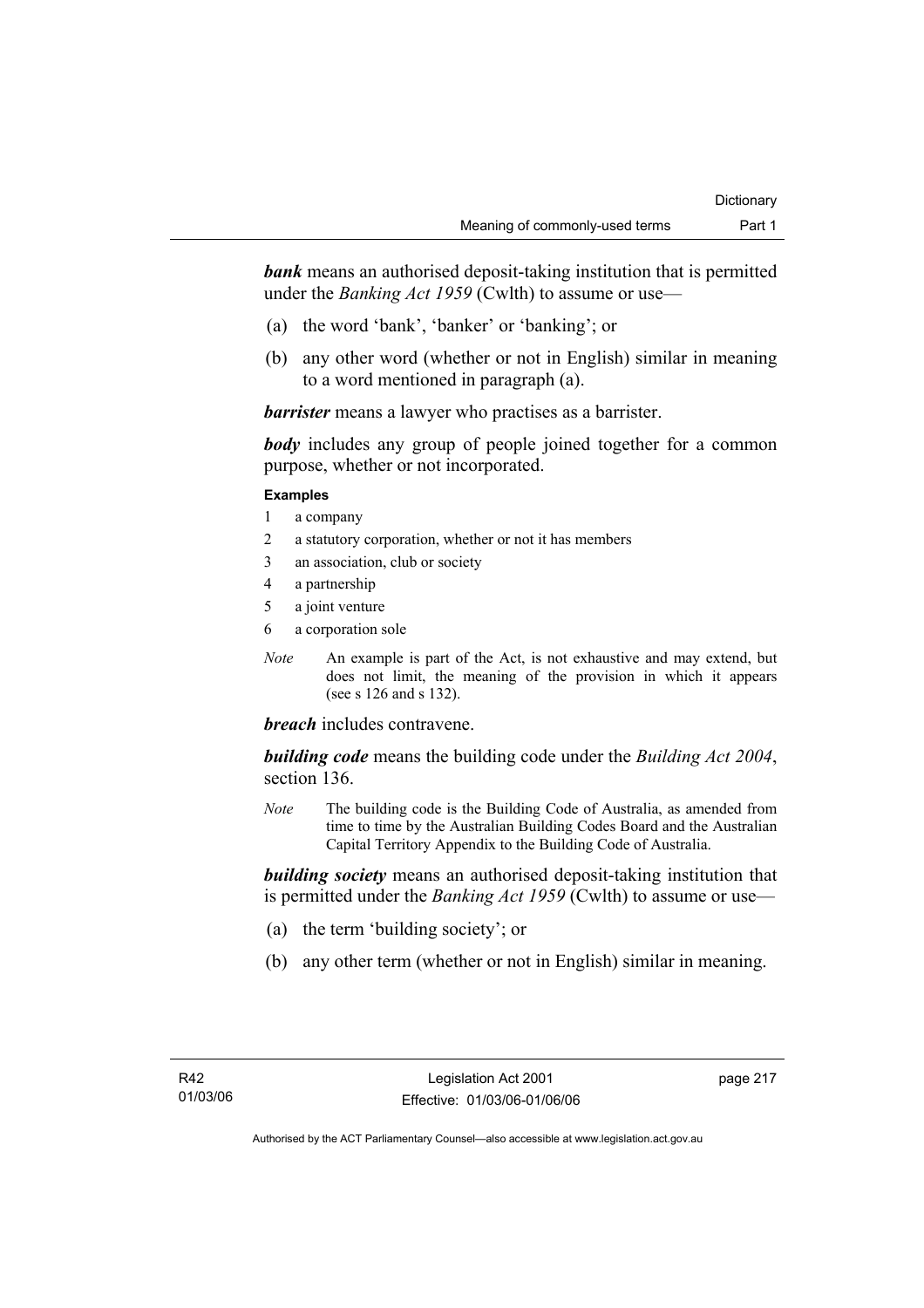***bank*** means an authorised deposit-taking institution that is permitted under the *Banking Act 1959* (Cwlth) to assume or use—

(a) the word 'bank', 'banker' or 'banking'; or

(b) any other word (whether or not in English) similar in meaning to a word mentioned in paragraph (a).

***barrister*** means a lawyer who practises as a barrister.

***body*** includes any group of people joined together for a common purpose, whether or not incorporated.

**Examples**

1 a company
2 a statutory corporation, whether or not it has members
3 an association, club or society
4 a partnership
5 a joint venture
6 a corporation sole

*Note* An example is part of the Act, is not exhaustive and may extend, but does not limit, the meaning of the provision in which it appears (see s 126 and s 132).

***breach*** includes contravene.

***building code*** means the building code under the *Building Act 2004*, section 136.

*Note* The building code is the Building Code of Australia, as amended from time to time by the Australian Building Codes Board and the Australian Capital Territory Appendix to the Building Code of Australia.

***building society*** means an authorised deposit-taking institution that is permitted under the *Banking Act 1959* (Cwlth) to assume or use—

(a) the term 'building society'; or

(b) any other term (whether or not in English) similar in meaning.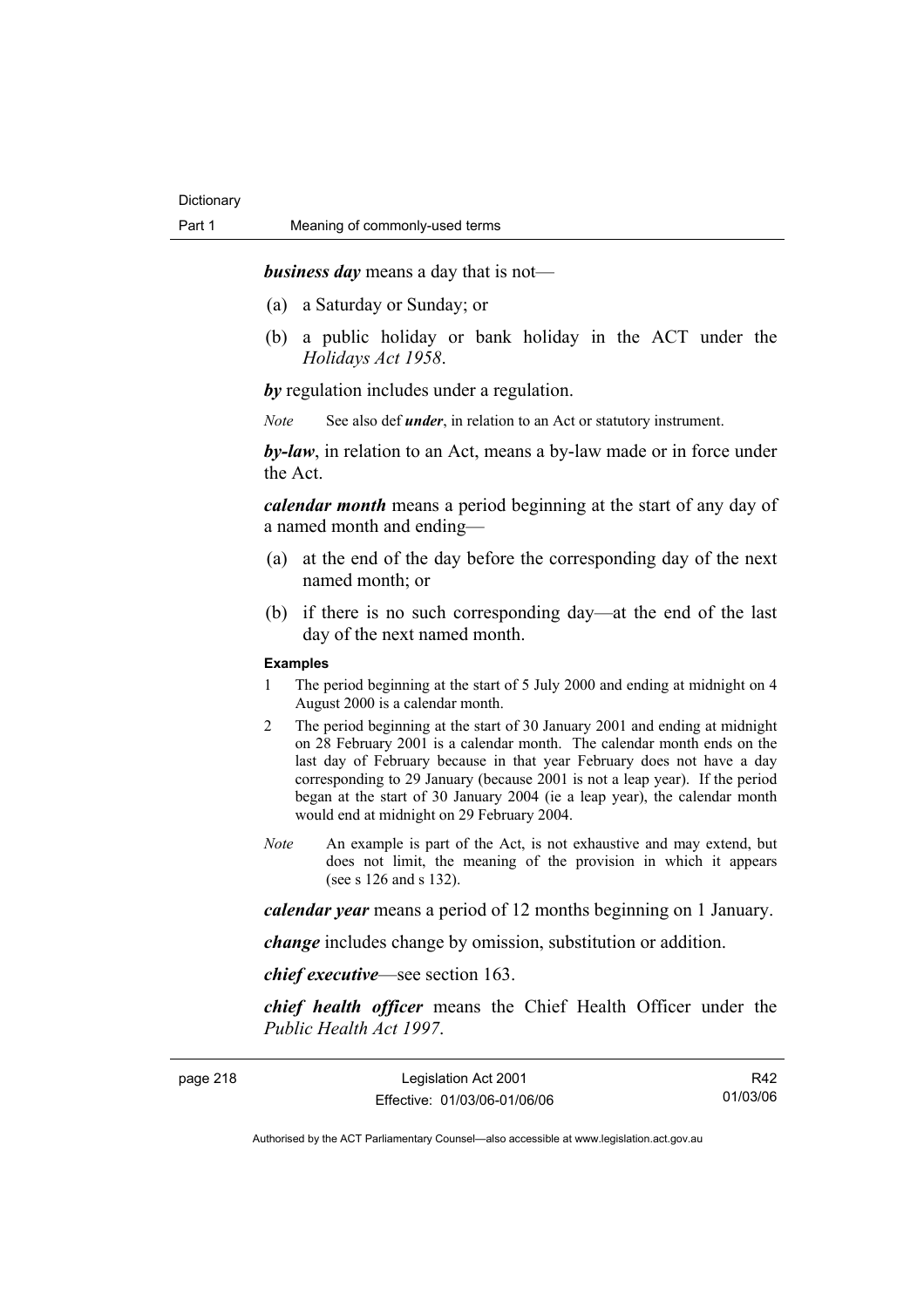***business day*** means a day that is not—

(a) a Saturday or Sunday; or

(b) a public holiday or bank holiday in the ACT under the *Holidays Act 1958*.

***by*** regulation includes under a regulation.

*Note* See also def ***under***, in relation to an Act or statutory instrument.

***by-law***, in relation to an Act, means a by-law made or in force under the Act.

***calendar month*** means a period beginning at the start of any day of a named month and ending—

(a) at the end of the day before the corresponding day of the next named month; or

(b) if there is no such corresponding day—at the end of the last day of the next named month.

**Examples**

1 The period beginning at the start of 5 July 2000 and ending at midnight on 4 August 2000 is a calendar month.

2 The period beginning at the start of 30 January 2001 and ending at midnight on 28 February 2001 is a calendar month. The calendar month ends on the last day of February because in that year February does not have a day corresponding to 29 January (because 2001 is not a leap year). If the period began at the start of 30 January 2004 (ie a leap year), the calendar month would end at midnight on 29 February 2004.

*Note* An example is part of the Act, is not exhaustive and may extend, but does not limit, the meaning of the provision in which it appears (see s 126 and s 132).

***calendar year*** means a period of 12 months beginning on 1 January.

***change*** includes change by omission, substitution or addition.

***chief executive***—see section 163.

***chief health officer*** means the Chief Health Officer under the *Public Health Act 1997*.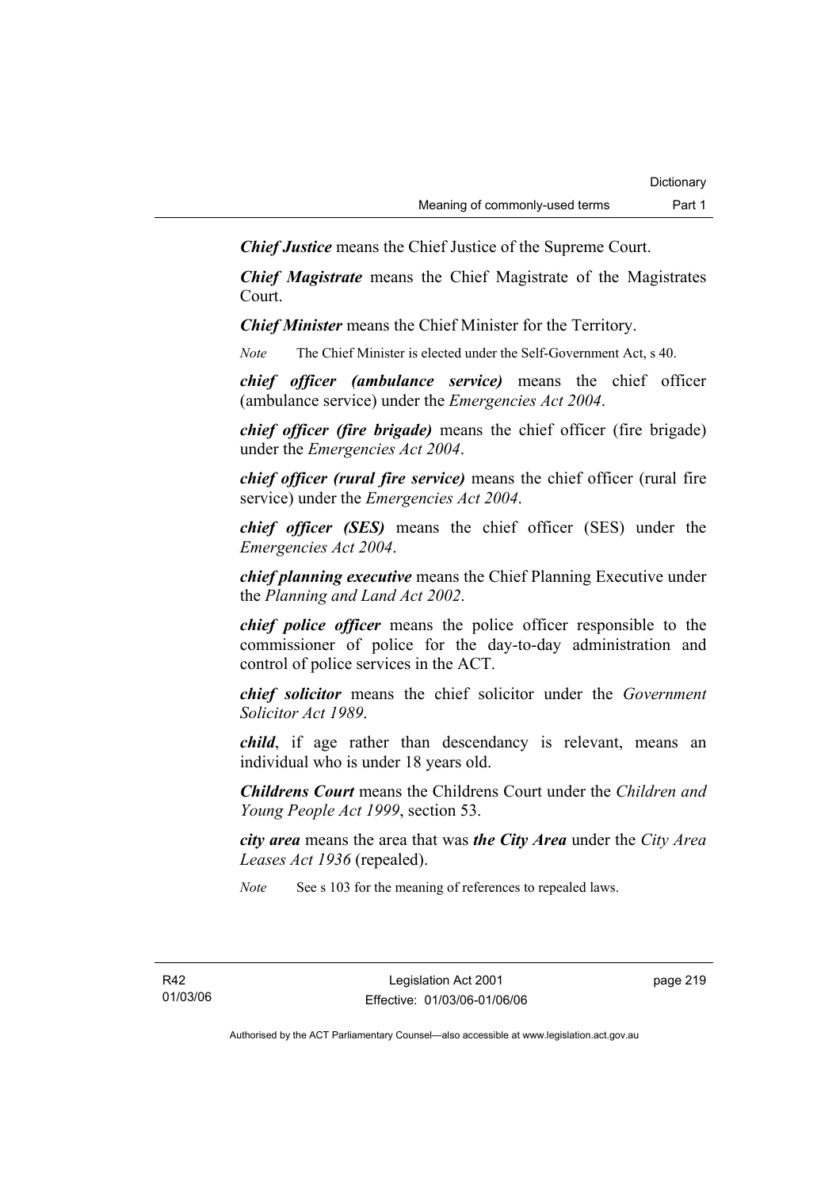***Chief Justice*** means the Chief Justice of the Supreme Court.

***Chief Magistrate*** means the Chief Magistrate of the Magistrates Court.

***Chief Minister*** means the Chief Minister for the Territory.

*Note* The Chief Minister is elected under the Self-Government Act, s 40.

***chief officer (ambulance service)*** means the chief officer (ambulance service) under the *Emergencies Act 2004*.

***chief officer (fire brigade)*** means the chief officer (fire brigade) under the *Emergencies Act 2004*.

***chief officer (rural fire service)*** means the chief officer (rural fire service) under the *Emergencies Act 2004*.

***chief officer (SES)*** means the chief officer (SES) under the *Emergencies Act 2004*.

***chief planning executive*** means the Chief Planning Executive under the *Planning and Land Act 2002*.

***chief police officer*** means the police officer responsible to the commissioner of police for the day-to-day administration and control of police services in the ACT.

***chief solicitor*** means the chief solicitor under the *Government Solicitor Act 1989*.

***child***, if age rather than descendancy is relevant, means an individual who is under 18 years old.

***Childrens Court*** means the Childrens Court under the *Children and Young People Act 1999*, section 53.

***city area*** means the area that was ***the City Area*** under the *City Area Leases Act 1936* (repealed).

*Note* See s 103 for the meaning of references to repealed laws.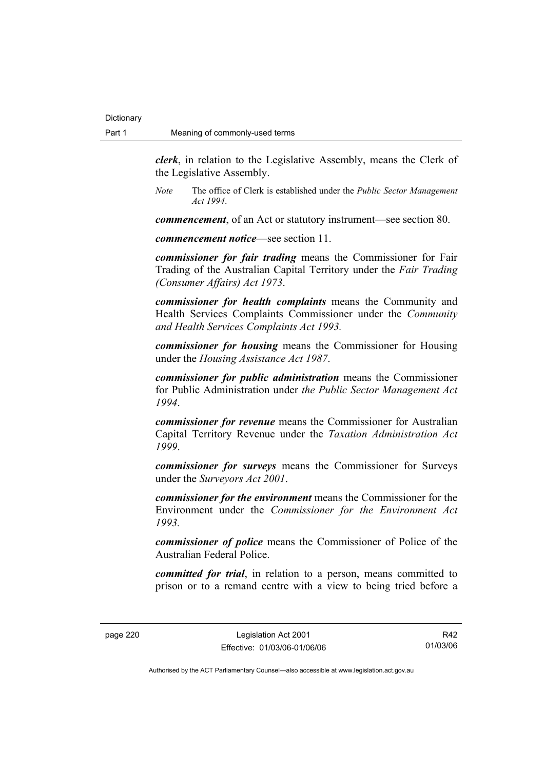***clerk***, in relation to the Legislative Assembly, means the Clerk of the Legislative Assembly.

*Note* The office of Clerk is established under the *Public Sector Management Act 1994*.

***commencement***, of an Act or statutory instrument—see section 80.

***commencement notice***—see section 11.

***commissioner for fair trading*** means the Commissioner for Fair Trading of the Australian Capital Territory under the *Fair Trading (Consumer Affairs) Act 1973*.

***commissioner for health complaints*** means the Community and Health Services Complaints Commissioner under the *Community and Health Services Complaints Act 1993.*

***commissioner for housing*** means the Commissioner for Housing under the *Housing Assistance Act 1987*.

***commissioner for public administration*** means the Commissioner for Public Administration under *the Public Sector Management Act 1994*.

***commissioner for revenue*** means the Commissioner for Australian Capital Territory Revenue under the *Taxation Administration Act 1999*.

***commissioner for surveys*** means the Commissioner for Surveys under the *Surveyors Act 2001*.

***commissioner for the environment*** means the Commissioner for the Environment under the *Commissioner for the Environment Act 1993.*

***commissioner of police*** means the Commissioner of Police of the Australian Federal Police.

***committed for trial***, in relation to a person, means committed to prison or to a remand centre with a view to being tried before a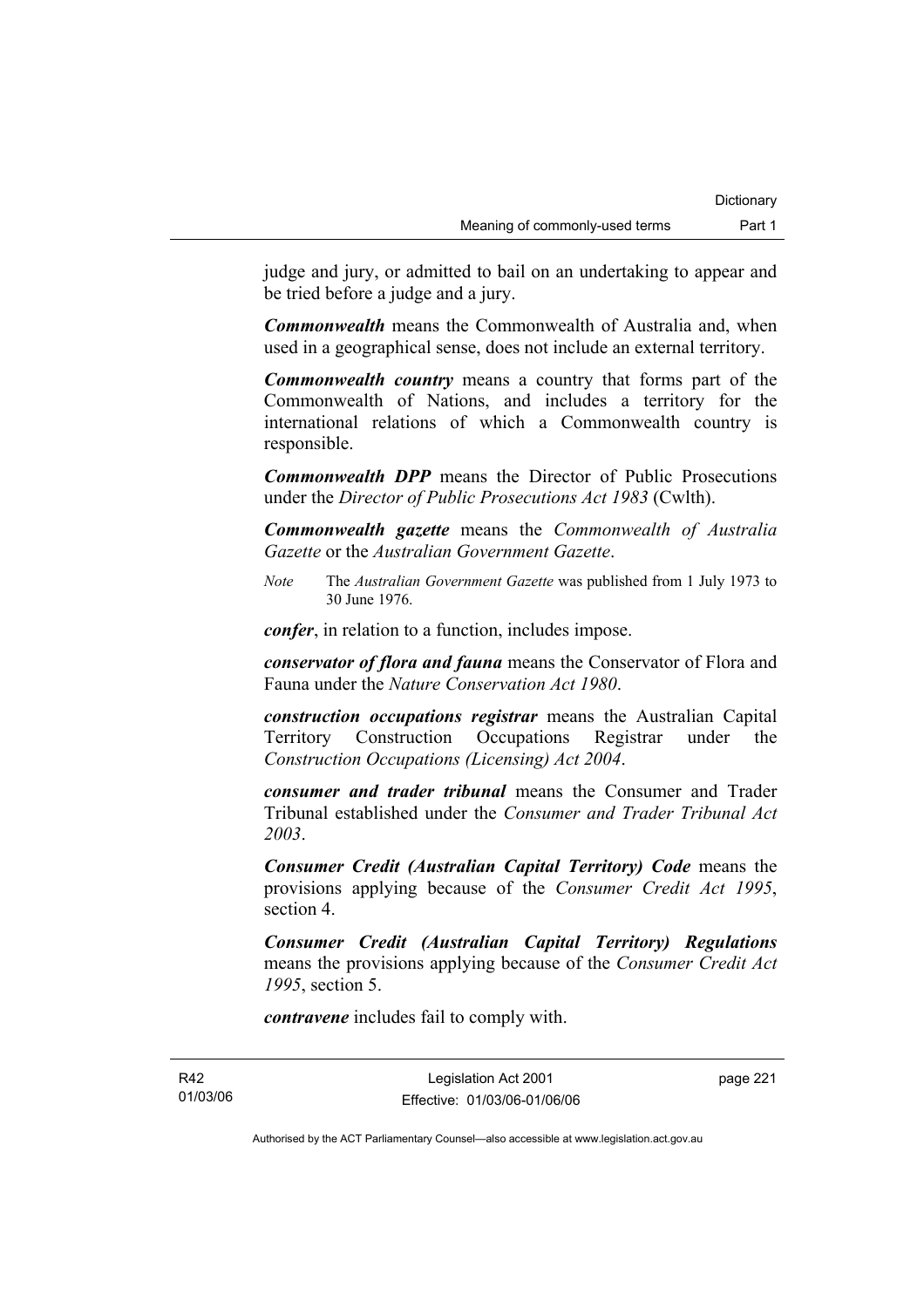judge and jury, or admitted to bail on an undertaking to appear and be tried before a judge and a jury.

***Commonwealth*** means the Commonwealth of Australia and, when used in a geographical sense, does not include an external territory.

***Commonwealth country*** means a country that forms part of the Commonwealth of Nations, and includes a territory for the international relations of which a Commonwealth country is responsible.

***Commonwealth DPP*** means the Director of Public Prosecutions under the *Director of Public Prosecutions Act 1983* (Cwlth).

***Commonwealth gazette*** means the *Commonwealth of Australia Gazette* or the *Australian Government Gazette*.

*Note* The *Australian Government Gazette* was published from 1 July 1973 to 30 June 1976.

***confer***, in relation to a function, includes impose.

***conservator of flora and fauna*** means the Conservator of Flora and Fauna under the *Nature Conservation Act 1980*.

***construction occupations registrar*** means the Australian Capital Territory Construction Occupations Registrar under the *Construction Occupations (Licensing) Act 2004*.

***consumer and trader tribunal*** means the Consumer and Trader Tribunal established under the *Consumer and Trader Tribunal Act 2003*.

***Consumer Credit (Australian Capital Territory) Code*** means the provisions applying because of the *Consumer Credit Act 1995*, section 4.

***Consumer Credit (Australian Capital Territory) Regulations*** means the provisions applying because of the *Consumer Credit Act 1995*, section 5.

***contravene*** includes fail to comply with.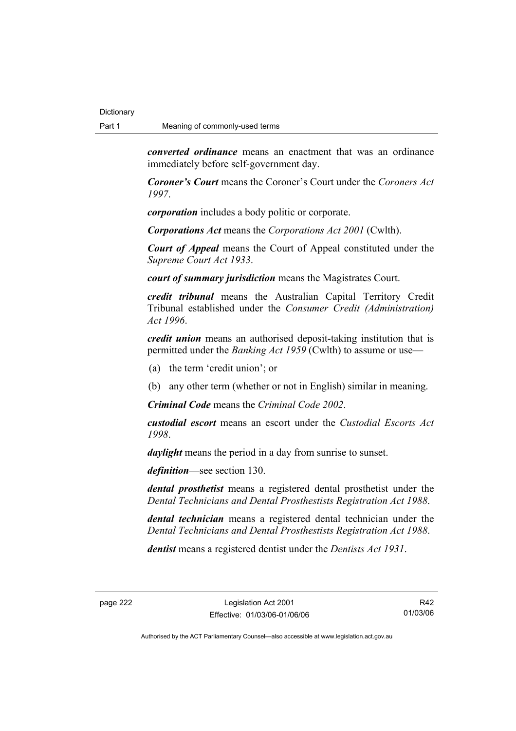***converted ordinance*** means an enactment that was an ordinance immediately before self-government day.

***Coroner's Court*** means the Coroner's Court under the *Coroners Act 1997*.

***corporation*** includes a body politic or corporate.

***Corporations Act*** means the *Corporations Act 2001* (Cwlth).

***Court of Appeal*** means the Court of Appeal constituted under the *Supreme Court Act 1933*.

***court of summary jurisdiction*** means the Magistrates Court.

***credit tribunal*** means the Australian Capital Territory Credit Tribunal established under the *Consumer Credit (Administration) Act 1996*.

***credit union*** means an authorised deposit-taking institution that is permitted under the *Banking Act 1959* (Cwlth) to assume or use—

(a) the term 'credit union'; or

(b) any other term (whether or not in English) similar in meaning.

***Criminal Code*** means the *Criminal Code 2002*.

***custodial escort*** means an escort under the *Custodial Escorts Act 1998*.

***daylight*** means the period in a day from sunrise to sunset.

***definition***—see section 130.

***dental prosthetist*** means a registered dental prosthetist under the *Dental Technicians and Dental Prosthestists Registration Act 1988*.

***dental technician*** means a registered dental technician under the *Dental Technicians and Dental Prosthestists Registration Act 1988*.

***dentist*** means a registered dentist under the *Dentists Act 1931*.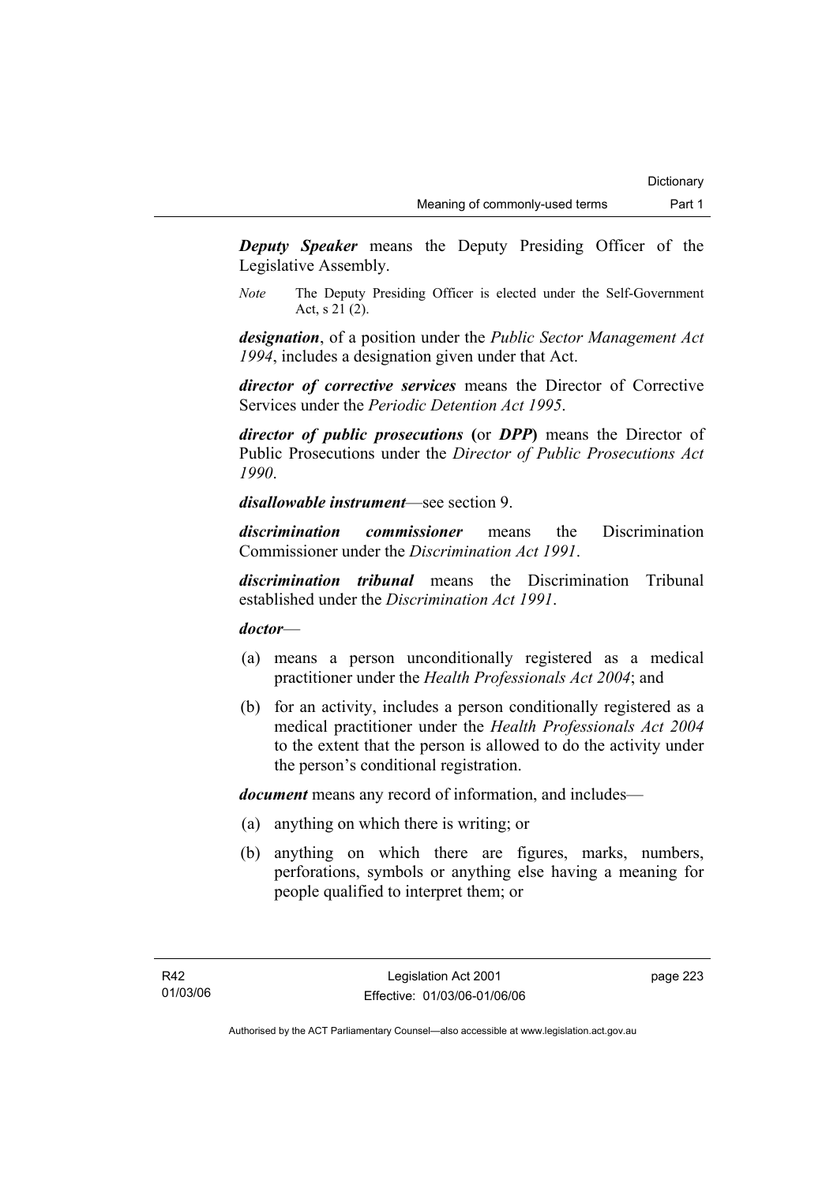***Deputy Speaker*** means the Deputy Presiding Officer of the Legislative Assembly.

*Note* The Deputy Presiding Officer is elected under the Self-Government Act, s 21 (2).

***designation***, of a position under the *Public Sector Management Act 1994*, includes a designation given under that Act.

***director of corrective services*** means the Director of Corrective Services under the *Periodic Detention Act 1995*.

***director of public prosecutions*** **(**or ***DPP*****)** means the Director of Public Prosecutions under the *Director of Public Prosecutions Act 1990*.

***disallowable instrument***—see section 9.

***discrimination commissioner*** means the Discrimination Commissioner under the *Discrimination Act 1991*.

***discrimination tribunal*** means the Discrimination Tribunal established under the *Discrimination Act 1991*.

***doctor***—

(a) means a person unconditionally registered as a medical practitioner under the *Health Professionals Act 2004*; and

(b) for an activity, includes a person conditionally registered as a medical practitioner under the *Health Professionals Act 2004* to the extent that the person is allowed to do the activity under the person's conditional registration.

***document*** means any record of information, and includes—

(a) anything on which there is writing; or

(b) anything on which there are figures, marks, numbers, perforations, symbols or anything else having a meaning for people qualified to interpret them; or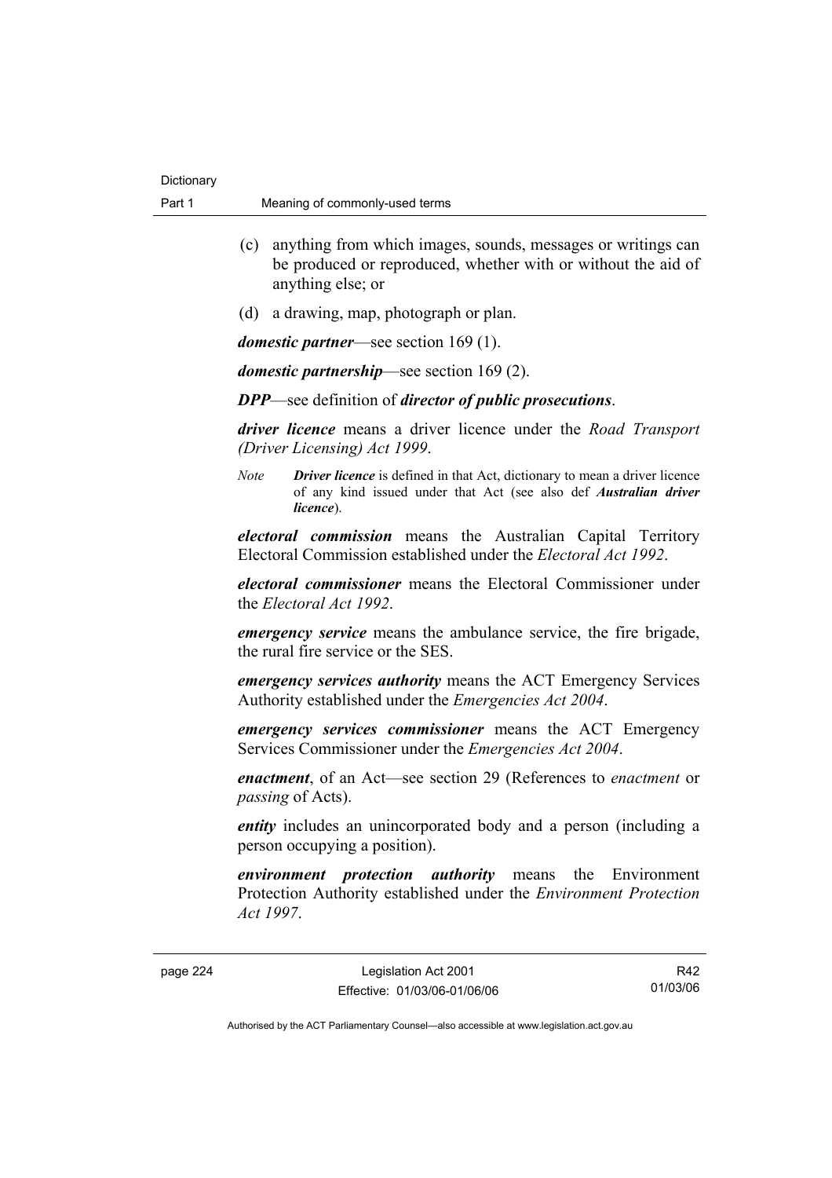(c) anything from which images, sounds, messages or writings can be produced or reproduced, whether with or without the aid of anything else; or

(d) a drawing, map, photograph or plan.

***domestic partner***—see section 169 (1).

***domestic partnership***—see section 169 (2).

***DPP***—see definition of ***director of public prosecutions***.

***driver licence*** means a driver licence under the *Road Transport (Driver Licensing) Act 1999*.

*Note* ***Driver licence*** is defined in that Act, dictionary to mean a driver licence of any kind issued under that Act (see also def ***Australian driver licence***).

***electoral commission*** means the Australian Capital Territory Electoral Commission established under the *Electoral Act 1992*.

***electoral commissioner*** means the Electoral Commissioner under the *Electoral Act 1992*.

***emergency service*** means the ambulance service, the fire brigade, the rural fire service or the SES.

***emergency services authority*** means the ACT Emergency Services Authority established under the *Emergencies Act 2004*.

***emergency services commissioner*** means the ACT Emergency Services Commissioner under the *Emergencies Act 2004*.

***enactment***, of an Act—see section 29 (References to *enactment* or *passing* of Acts).

***entity*** includes an unincorporated body and a person (including a person occupying a position).

***environment protection authority*** means the Environment Protection Authority established under the *Environment Protection Act 1997*.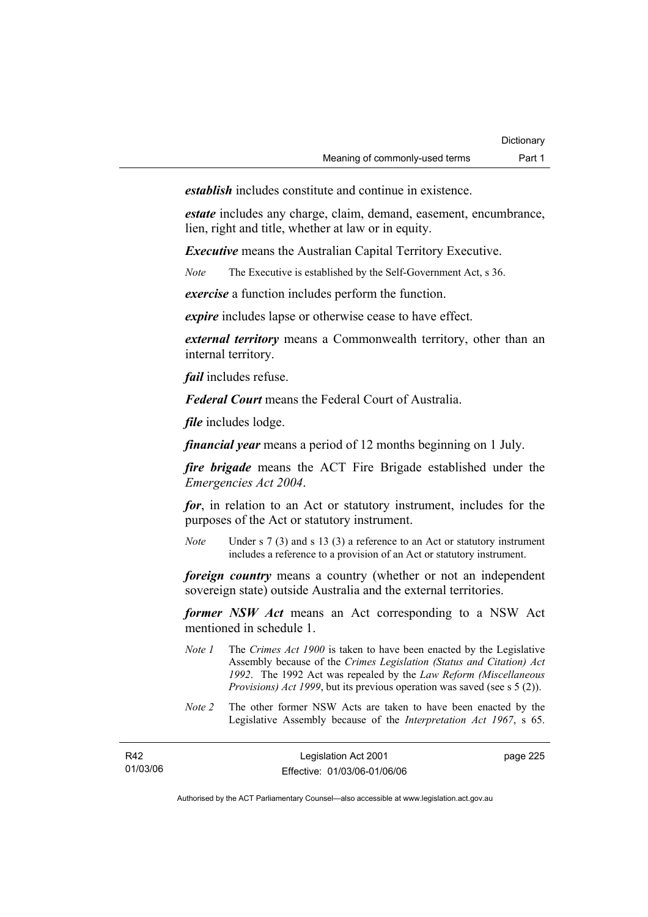***establish*** includes constitute and continue in existence.

***estate*** includes any charge, claim, demand, easement, encumbrance, lien, right and title, whether at law or in equity.

***Executive*** means the Australian Capital Territory Executive.

*Note* The Executive is established by the Self-Government Act, s 36.

***exercise*** a function includes perform the function.

***expire*** includes lapse or otherwise cease to have effect.

***external territory*** means a Commonwealth territory, other than an internal territory.

***fail*** includes refuse.

***Federal Court*** means the Federal Court of Australia.

***file*** includes lodge.

***financial year*** means a period of 12 months beginning on 1 July.

***fire brigade*** means the ACT Fire Brigade established under the *Emergencies Act 2004*.

***for***, in relation to an Act or statutory instrument, includes for the purposes of the Act or statutory instrument.

*Note* Under s 7 (3) and s 13 (3) a reference to an Act or statutory instrument includes a reference to a provision of an Act or statutory instrument.

***foreign country*** means a country (whether or not an independent sovereign state) outside Australia and the external territories.

***former NSW Act*** means an Act corresponding to a NSW Act mentioned in schedule 1.

*Note 1* The *Crimes Act 1900* is taken to have been enacted by the Legislative Assembly because of the *Crimes Legislation (Status and Citation) Act 1992*. The 1992 Act was repealed by the *Law Reform (Miscellaneous Provisions) Act 1999*, but its previous operation was saved (see s 5 (2)).

*Note 2* The other former NSW Acts are taken to have been enacted by the Legislative Assembly because of the *Interpretation Act 1967*, s 65.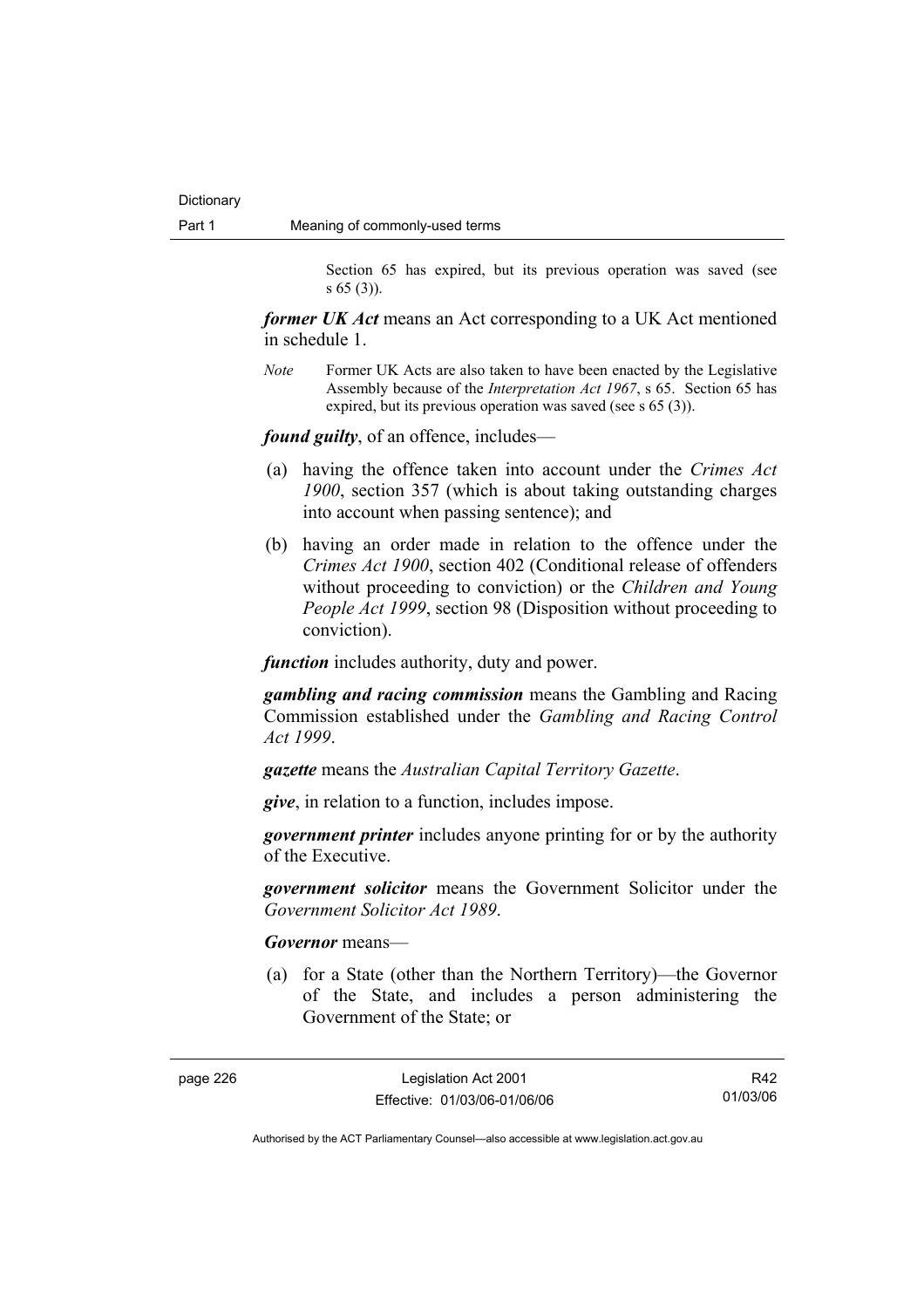Section 65 has expired, but its previous operation was saved (see s 65 (3)).

***former UK Act*** means an Act corresponding to a UK Act mentioned in schedule 1.

*Note* Former UK Acts are also taken to have been enacted by the Legislative Assembly because of the *Interpretation Act 1967*, s 65. Section 65 has expired, but its previous operation was saved (see s 65 (3)).

***found guilty***, of an offence, includes—

(a) having the offence taken into account under the *Crimes Act 1900*, section 357 (which is about taking outstanding charges into account when passing sentence); and

(b) having an order made in relation to the offence under the *Crimes Act 1900*, section 402 (Conditional release of offenders without proceeding to conviction) or the *Children and Young People Act 1999*, section 98 (Disposition without proceeding to conviction).

***function*** includes authority, duty and power.

***gambling and racing commission*** means the Gambling and Racing Commission established under the *Gambling and Racing Control Act 1999*.

***gazette*** means the *Australian Capital Territory Gazette*.

***give***, in relation to a function, includes impose.

***government printer*** includes anyone printing for or by the authority of the Executive.

***government solicitor*** means the Government Solicitor under the *Government Solicitor Act 1989*.

***Governor*** means—

(a) for a State (other than the Northern Territory)—the Governor of the State, and includes a person administering the Government of the State; or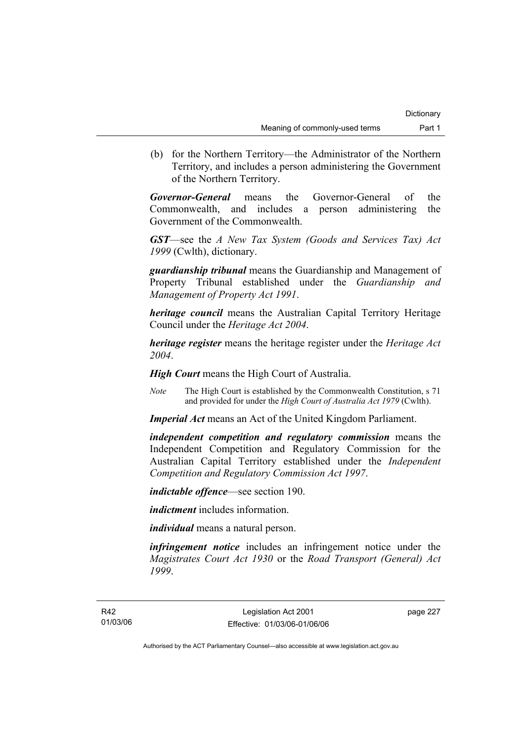(b) for the Northern Territory—the Administrator of the Northern Territory, and includes a person administering the Government of the Northern Territory.

***Governor-General*** means the Governor-General of the Commonwealth, and includes a person administering the Government of the Commonwealth.

***GST***—see the *A New Tax System (Goods and Services Tax) Act 1999* (Cwlth), dictionary.

***guardianship tribunal*** means the Guardianship and Management of Property Tribunal established under the *Guardianship and Management of Property Act 1991*.

***heritage council*** means the Australian Capital Territory Heritage Council under the *Heritage Act 2004*.

***heritage register*** means the heritage register under the *Heritage Act 2004*.

***High Court*** means the High Court of Australia.

*Note* The High Court is established by the Commonwealth Constitution, s 71 and provided for under the *High Court of Australia Act 1979* (Cwlth).

***Imperial Act*** means an Act of the United Kingdom Parliament.

***independent competition and regulatory commission*** means the Independent Competition and Regulatory Commission for the Australian Capital Territory established under the *Independent Competition and Regulatory Commission Act 1997*.

***indictable offence***—see section 190.

***indictment*** includes information.

***individual*** means a natural person.

***infringement notice*** includes an infringement notice under the *Magistrates Court Act 1930* or the *Road Transport (General) Act 1999*.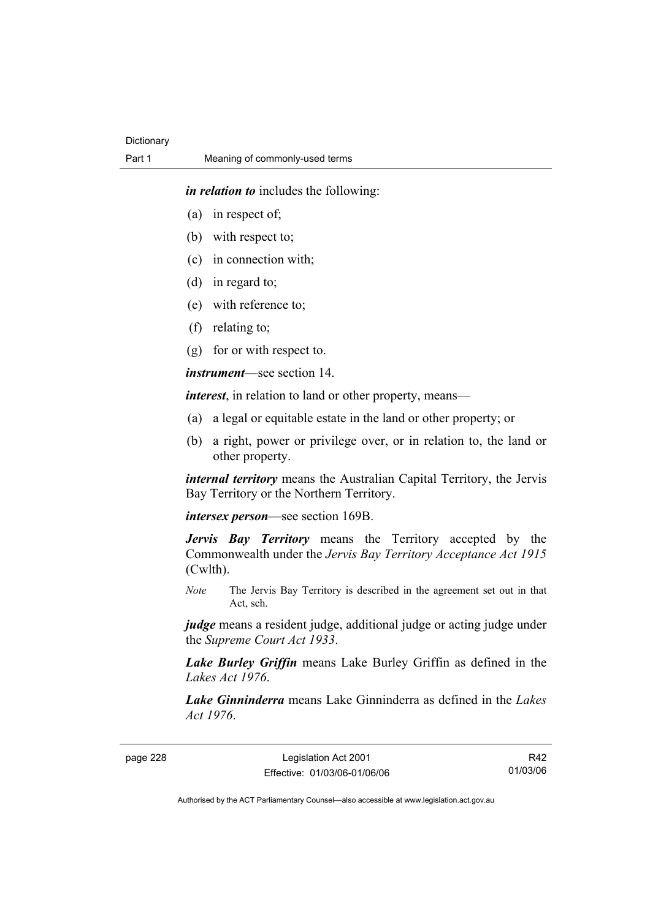***in relation to*** includes the following:

(a) in respect of;

(b) with respect to;

(c) in connection with;

(d) in regard to;

(e) with reference to;

(f) relating to;

(g) for or with respect to.

***instrument***—see section 14.

***interest***, in relation to land or other property, means—

(a) a legal or equitable estate in the land or other property; or

(b) a right, power or privilege over, or in relation to, the land or other property.

***internal territory*** means the Australian Capital Territory, the Jervis Bay Territory or the Northern Territory.

***intersex person***—see section 169B.

***Jervis Bay Territory*** means the Territory accepted by the Commonwealth under the *Jervis Bay Territory Acceptance Act 1915* (Cwlth).

*Note* The Jervis Bay Territory is described in the agreement set out in that Act, sch.

***judge*** means a resident judge, additional judge or acting judge under the *Supreme Court Act 1933*.

***Lake Burley Griffin*** means Lake Burley Griffin as defined in the *Lakes Act 1976*.

***Lake Ginninderra*** means Lake Ginninderra as defined in the *Lakes Act 1976*.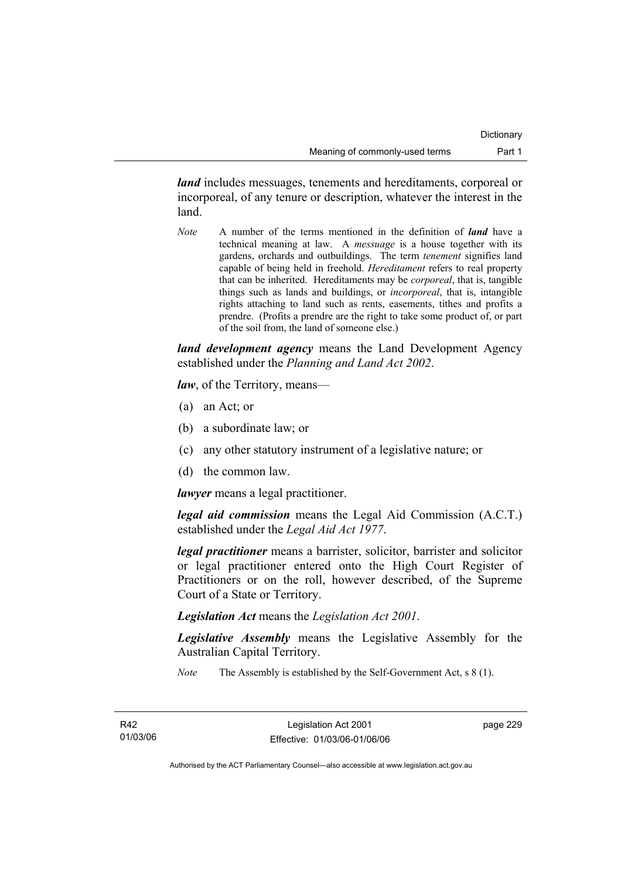***land*** includes messuages, tenements and hereditaments, corporeal or incorporeal, of any tenure or description, whatever the interest in the land.

*Note* A number of the terms mentioned in the definition of ***land*** have a technical meaning at law. A *messuage* is a house together with its gardens, orchards and outbuildings. The term *tenement* signifies land capable of being held in freehold. *Hereditament* refers to real property that can be inherited. Hereditaments may be *corporeal*, that is, tangible things such as lands and buildings, or *incorporeal*, that is, intangible rights attaching to land such as rents, easements, tithes and profits a prendre. (Profits a prendre are the right to take some product of, or part of the soil from, the land of someone else.)

***land development agency*** means the Land Development Agency established under the *Planning and Land Act 2002*.

***law***, of the Territory, means—

(a) an Act; or

(b) a subordinate law; or

(c) any other statutory instrument of a legislative nature; or

(d) the common law.

***lawyer*** means a legal practitioner.

***legal aid commission*** means the Legal Aid Commission (A.C.T.) established under the *Legal Aid Act 1977*.

***legal practitioner*** means a barrister, solicitor, barrister and solicitor or legal practitioner entered onto the High Court Register of Practitioners or on the roll, however described, of the Supreme Court of a State or Territory.

***Legislation Act*** means the *Legislation Act 2001*.

***Legislative Assembly*** means the Legislative Assembly for the Australian Capital Territory.

*Note* The Assembly is established by the Self-Government Act, s 8 (1).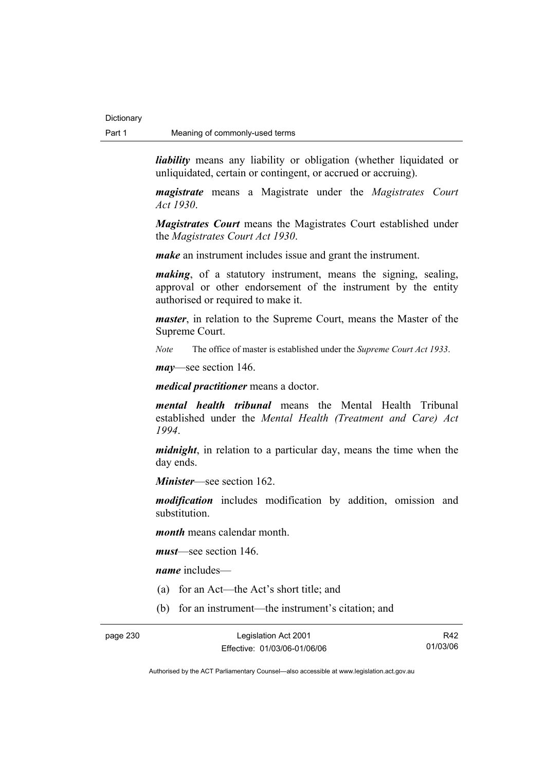***liability*** means any liability or obligation (whether liquidated or unliquidated, certain or contingent, or accrued or accruing).

***magistrate*** means a Magistrate under the *Magistrates Court Act 1930*.

***Magistrates Court*** means the Magistrates Court established under the *Magistrates Court Act 1930*.

***make*** an instrument includes issue and grant the instrument.

***making***, of a statutory instrument, means the signing, sealing, approval or other endorsement of the instrument by the entity authorised or required to make it.

***master***, in relation to the Supreme Court, means the Master of the Supreme Court.

*Note* The office of master is established under the *Supreme Court Act 1933*.

***may***—see section 146.

***medical practitioner*** means a doctor.

***mental health tribunal*** means the Mental Health Tribunal established under the *Mental Health (Treatment and Care) Act 1994*.

***midnight***, in relation to a particular day, means the time when the day ends.

***Minister***—see section 162.

***modification*** includes modification by addition, omission and substitution.

***month*** means calendar month.

***must***—see section 146.

***name*** includes—

(a) for an Act—the Act's short title; and

(b) for an instrument—the instrument's citation; and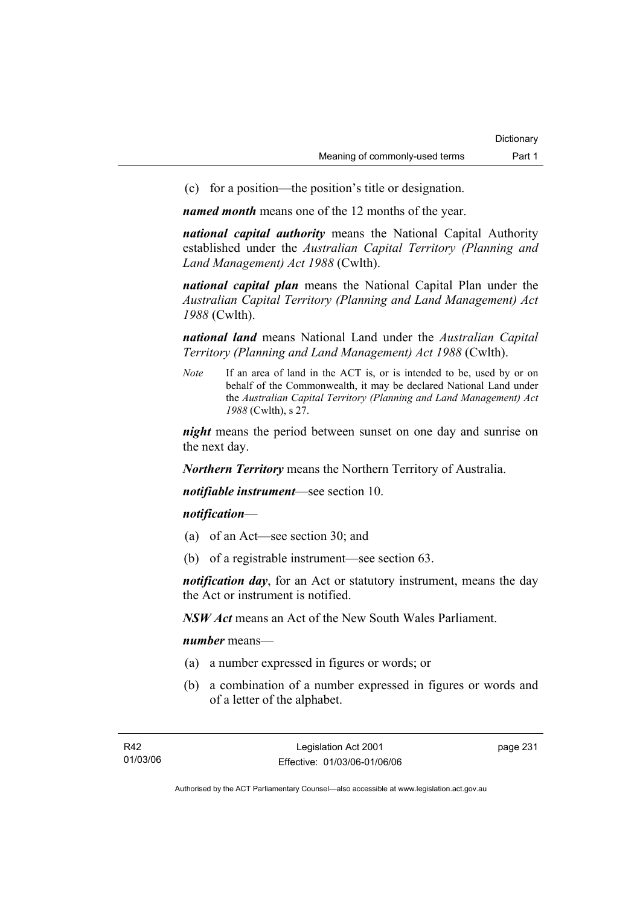(c) for a position—the position's title or designation.

***named month*** means one of the 12 months of the year.

***national capital authority*** means the National Capital Authority established under the *Australian Capital Territory (Planning and Land Management) Act 1988* (Cwlth).

***national capital plan*** means the National Capital Plan under the *Australian Capital Territory (Planning and Land Management) Act 1988* (Cwlth).

***national land*** means National Land under the *Australian Capital Territory (Planning and Land Management) Act 1988* (Cwlth).

*Note* If an area of land in the ACT is, or is intended to be, used by or on behalf of the Commonwealth, it may be declared National Land under the *Australian Capital Territory (Planning and Land Management) Act 1988* (Cwlth), s 27.

***night*** means the period between sunset on one day and sunrise on the next day.

***Northern Territory*** means the Northern Territory of Australia.

***notifiable instrument***—see section 10.

***notification***—

(a) of an Act—see section 30; and

(b) of a registrable instrument—see section 63.

***notification day***, for an Act or statutory instrument, means the day the Act or instrument is notified.

***NSW Act*** means an Act of the New South Wales Parliament.

***number*** means—

(a) a number expressed in figures or words; or

(b) a combination of a number expressed in figures or words and of a letter of the alphabet.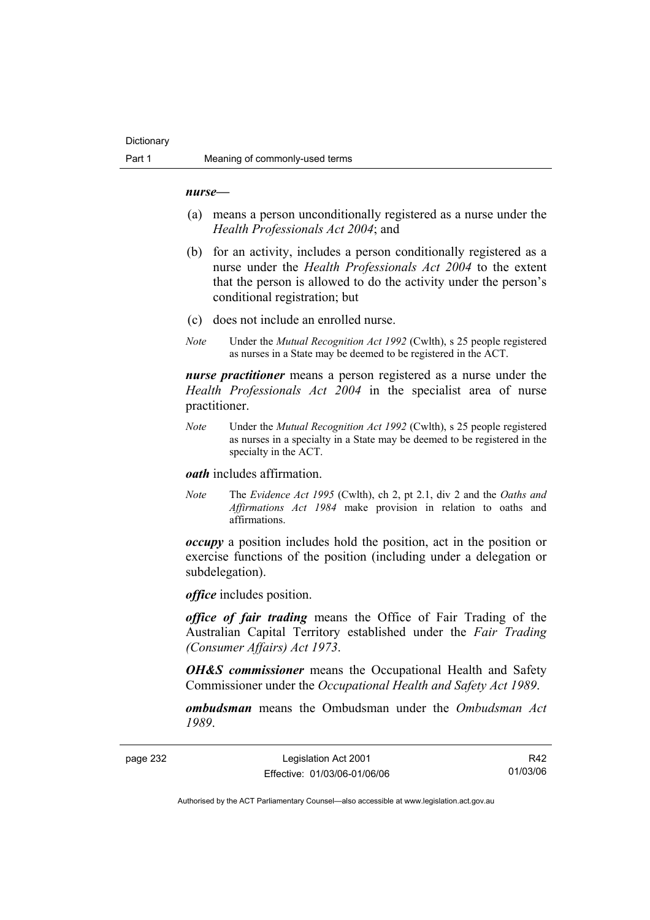***nurse***—

(a) means a person unconditionally registered as a nurse under the *Health Professionals Act 2004*; and

(b) for an activity, includes a person conditionally registered as a nurse under the *Health Professionals Act 2004* to the extent that the person is allowed to do the activity under the person's conditional registration; but

(c) does not include an enrolled nurse.

*Note* Under the *Mutual Recognition Act 1992* (Cwlth), s 25 people registered as nurses in a State may be deemed to be registered in the ACT.

***nurse practitioner*** means a person registered as a nurse under the *Health Professionals Act 2004* in the specialist area of nurse practitioner.

*Note* Under the *Mutual Recognition Act 1992* (Cwlth), s 25 people registered as nurses in a specialty in a State may be deemed to be registered in the specialty in the ACT.

***oath*** includes affirmation.

*Note* The *Evidence Act 1995* (Cwlth), ch 2, pt 2.1, div 2 and the *Oaths and Affirmations Act 1984* make provision in relation to oaths and affirmations.

***occupy*** a position includes hold the position, act in the position or exercise functions of the position (including under a delegation or subdelegation).

***office*** includes position.

***office of fair trading*** means the Office of Fair Trading of the Australian Capital Territory established under the *Fair Trading (Consumer Affairs) Act 1973*.

***OH&S commissioner*** means the Occupational Health and Safety Commissioner under the *Occupational Health and Safety Act 1989*.

***ombudsman*** means the Ombudsman under the *Ombudsman Act 1989*.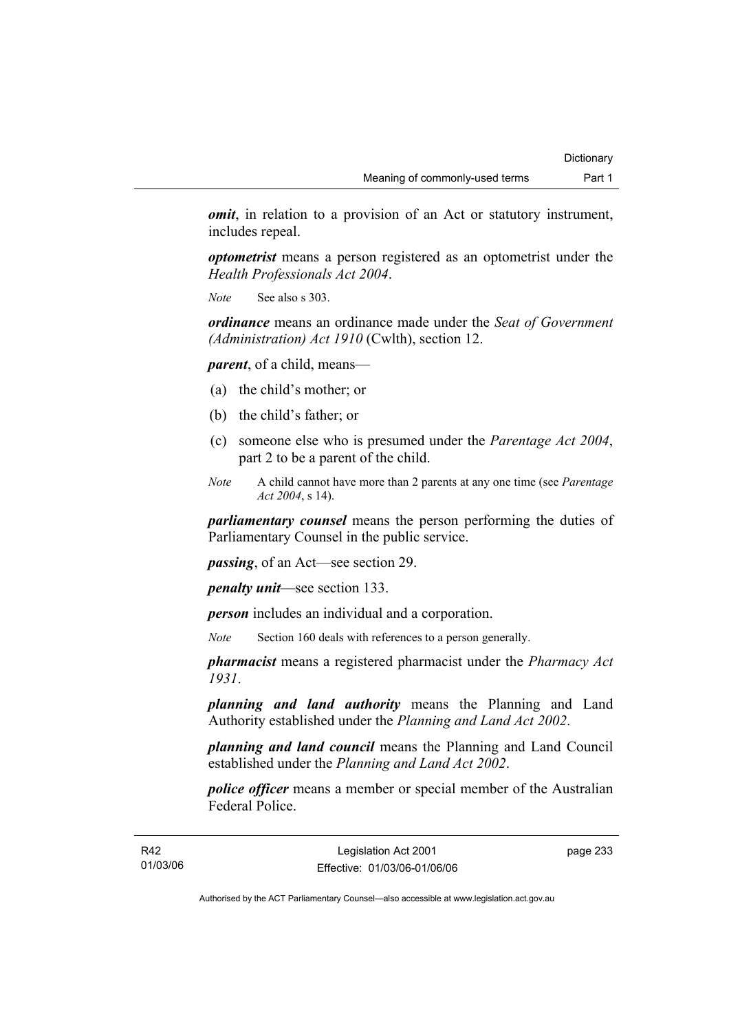***omit***, in relation to a provision of an Act or statutory instrument, includes repeal.

***optometrist*** means a person registered as an optometrist under the *Health Professionals Act 2004*.

*Note* See also s 303.

***ordinance*** means an ordinance made under the *Seat of Government (Administration) Act 1910* (Cwlth), section 12.

***parent***, of a child, means—

(a) the child's mother; or

(b) the child's father; or

(c) someone else who is presumed under the *Parentage Act 2004*, part 2 to be a parent of the child.

*Note* A child cannot have more than 2 parents at any one time (see *Parentage Act 2004*, s 14).

***parliamentary counsel*** means the person performing the duties of Parliamentary Counsel in the public service.

***passing***, of an Act—see section 29.

***penalty unit***—see section 133.

***person*** includes an individual and a corporation.

*Note* Section 160 deals with references to a person generally.

***pharmacist*** means a registered pharmacist under the *Pharmacy Act 1931*.

***planning and land authority*** means the Planning and Land Authority established under the *Planning and Land Act 2002*.

***planning and land council*** means the Planning and Land Council established under the *Planning and Land Act 2002*.

***police officer*** means a member or special member of the Australian Federal Police.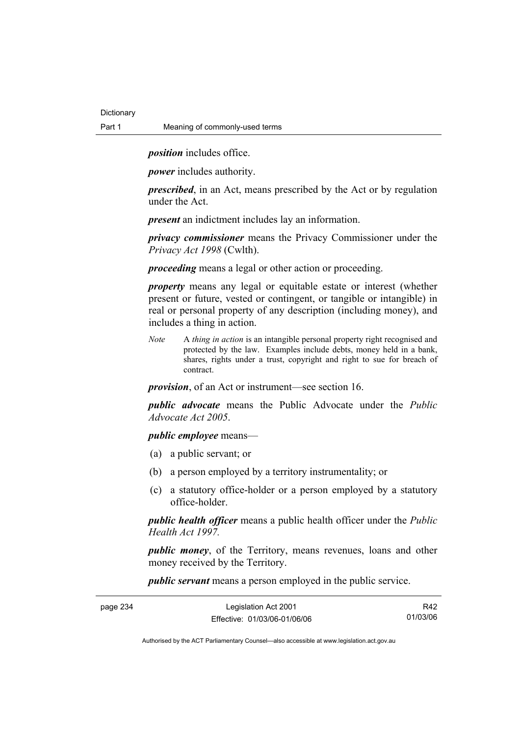***position*** includes office.

***power*** includes authority.

***prescribed***, in an Act, means prescribed by the Act or by regulation under the Act.

***present*** an indictment includes lay an information.

***privacy commissioner*** means the Privacy Commissioner under the *Privacy Act 1998* (Cwlth).

***proceeding*** means a legal or other action or proceeding.

***property*** means any legal or equitable estate or interest (whether present or future, vested or contingent, or tangible or intangible) in real or personal property of any description (including money), and includes a thing in action.

*Note* A *thing in action* is an intangible personal property right recognised and protected by the law. Examples include debts, money held in a bank, shares, rights under a trust, copyright and right to sue for breach of contract.

***provision***, of an Act or instrument—see section 16.

***public advocate*** means the Public Advocate under the *Public Advocate Act 2005*.

***public employee*** means—

(a) a public servant; or

(b) a person employed by a territory instrumentality; or

(c) a statutory office-holder or a person employed by a statutory office-holder.

***public health officer*** means a public health officer under the *Public Health Act 1997.*

***public money***, of the Territory, means revenues, loans and other money received by the Territory.

***public servant*** means a person employed in the public service.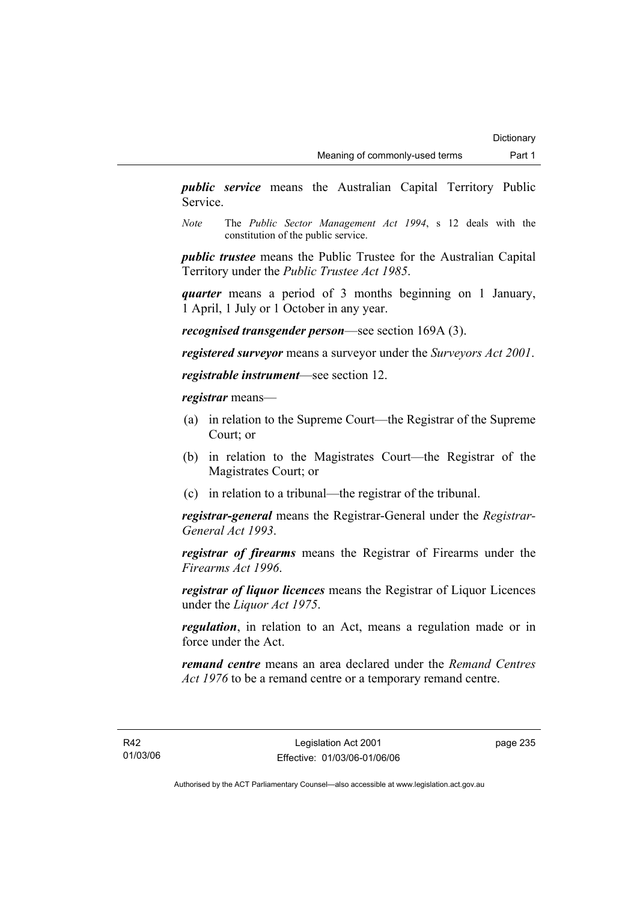***public service*** means the Australian Capital Territory Public Service.

*Note* The *Public Sector Management Act 1994*, s 12 deals with the constitution of the public service.

***public trustee*** means the Public Trustee for the Australian Capital Territory under the *Public Trustee Act 1985*.

***quarter*** means a period of 3 months beginning on 1 January, 1 April, 1 July or 1 October in any year.

***recognised transgender person***—see section 169A (3).

***registered surveyor*** means a surveyor under the *Surveyors Act 2001*.

***registrable instrument***—see section 12.

***registrar*** means—

(a) in relation to the Supreme Court—the Registrar of the Supreme Court; or

(b) in relation to the Magistrates Court—the Registrar of the Magistrates Court; or

(c) in relation to a tribunal—the registrar of the tribunal.

***registrar-general*** means the Registrar-General under the *Registrar-General Act 1993*.

***registrar of firearms*** means the Registrar of Firearms under the *Firearms Act 1996*.

***registrar of liquor licences*** means the Registrar of Liquor Licences under the *Liquor Act 1975*.

***regulation***, in relation to an Act, means a regulation made or in force under the Act.

***remand centre*** means an area declared under the *Remand Centres Act 1976* to be a remand centre or a temporary remand centre.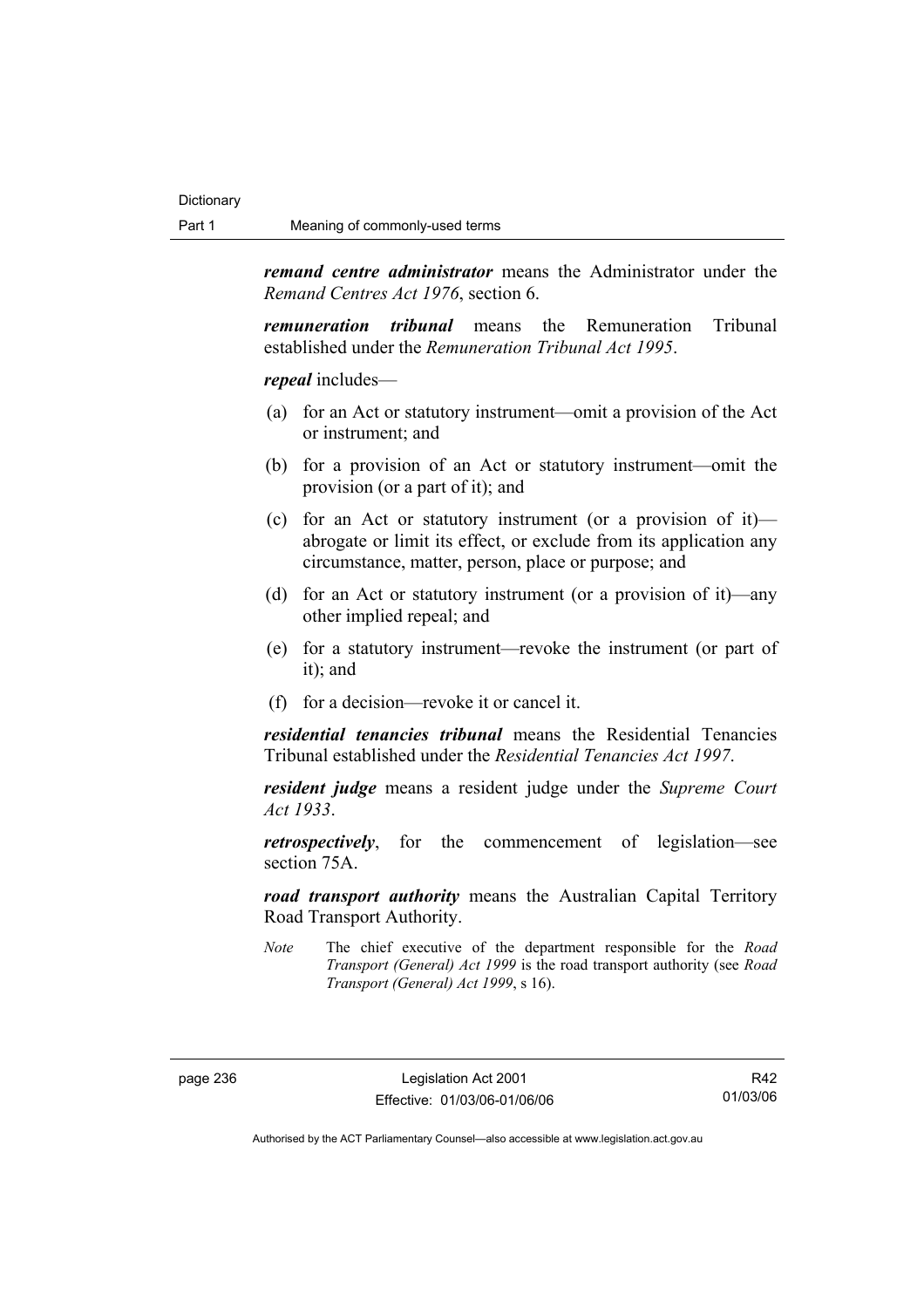***remand centre administrator*** means the Administrator under the *Remand Centres Act 1976*, section 6.

***remuneration tribunal*** means the Remuneration Tribunal established under the *Remuneration Tribunal Act 1995*.

***repeal*** includes—

(a) for an Act or statutory instrument—omit a provision of the Act or instrument; and

(b) for a provision of an Act or statutory instrument—omit the provision (or a part of it); and

(c) for an Act or statutory instrument (or a provision of it)—abrogate or limit its effect, or exclude from its application any circumstance, matter, person, place or purpose; and

(d) for an Act or statutory instrument (or a provision of it)—any other implied repeal; and

(e) for a statutory instrument—revoke the instrument (or part of it); and

(f) for a decision—revoke it or cancel it.

***residential tenancies tribunal*** means the Residential Tenancies Tribunal established under the *Residential Tenancies Act 1997*.

***resident judge*** means a resident judge under the *Supreme Court Act 1933*.

***retrospectively***, for the commencement of legislation—see section 75A.

***road transport authority*** means the Australian Capital Territory Road Transport Authority.

*Note* The chief executive of the department responsible for the *Road Transport (General) Act 1999* is the road transport authority (see *Road Transport (General) Act 1999*, s 16).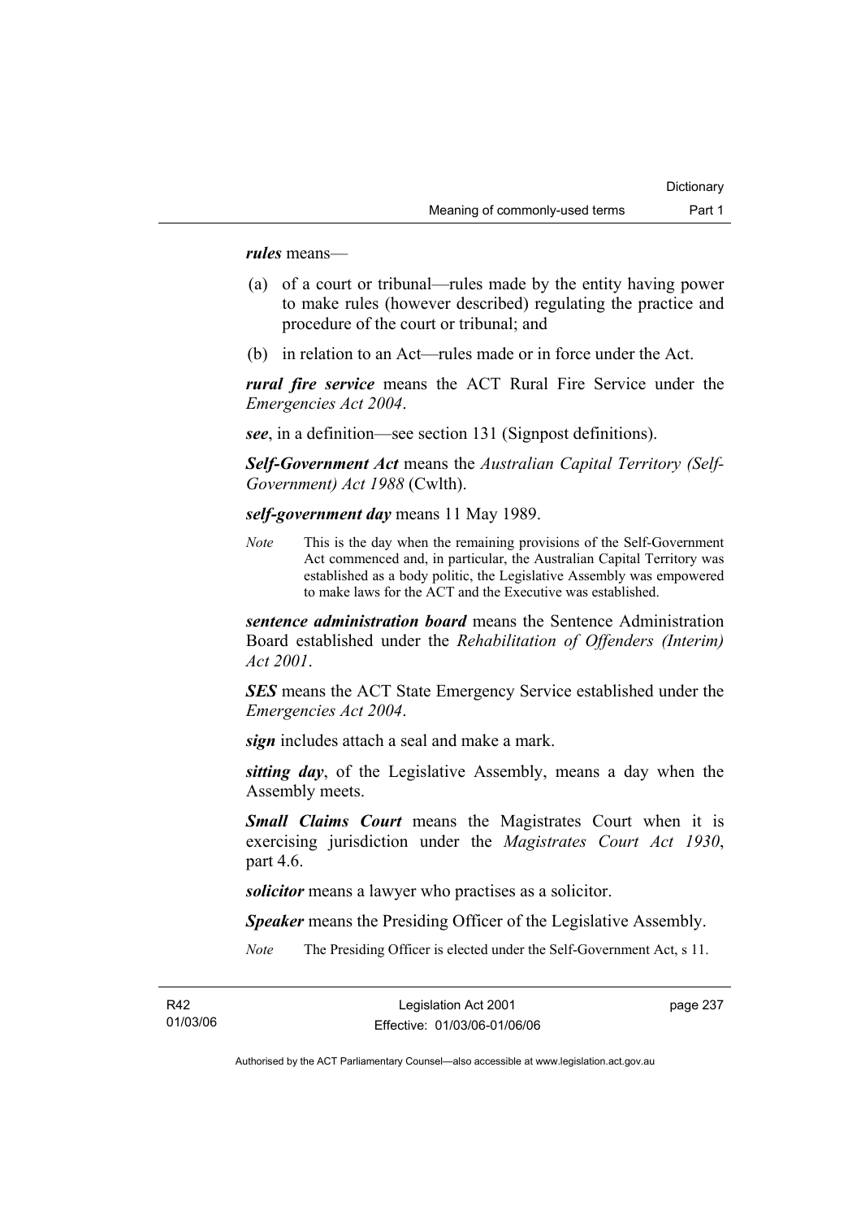***rules*** means—

(a) of a court or tribunal—rules made by the entity having power to make rules (however described) regulating the practice and procedure of the court or tribunal; and

(b) in relation to an Act—rules made or in force under the Act.

***rural fire service*** means the ACT Rural Fire Service under the *Emergencies Act 2004*.

***see***, in a definition—see section 131 (Signpost definitions).

***Self-Government Act*** means the *Australian Capital Territory (Self-Government) Act 1988* (Cwlth).

***self-government day*** means 11 May 1989.

*Note* This is the day when the remaining provisions of the Self-Government Act commenced and, in particular, the Australian Capital Territory was established as a body politic, the Legislative Assembly was empowered to make laws for the ACT and the Executive was established.

***sentence administration board*** means the Sentence Administration Board established under the *Rehabilitation of Offenders (Interim) Act 2001*.

***SES*** means the ACT State Emergency Service established under the *Emergencies Act 2004*.

***sign*** includes attach a seal and make a mark.

***sitting day***, of the Legislative Assembly, means a day when the Assembly meets.

***Small Claims Court*** means the Magistrates Court when it is exercising jurisdiction under the *Magistrates Court Act 1930*, part 4.6.

***solicitor*** means a lawyer who practises as a solicitor.

***Speaker*** means the Presiding Officer of the Legislative Assembly.

*Note* The Presiding Officer is elected under the Self-Government Act, s 11.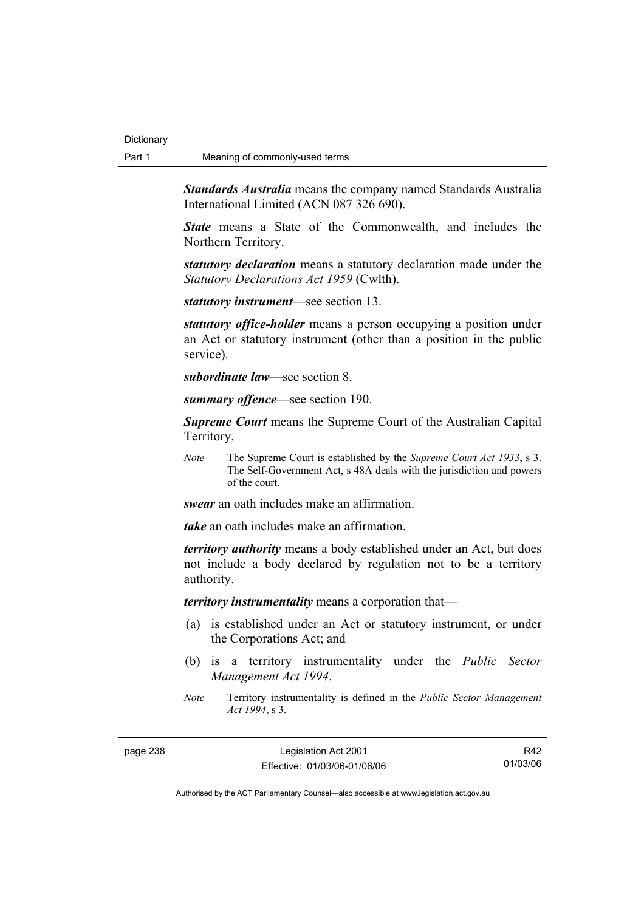***Standards Australia*** means the company named Standards Australia International Limited (ACN 087 326 690).

***State*** means a State of the Commonwealth, and includes the Northern Territory.

***statutory declaration*** means a statutory declaration made under the *Statutory Declarations Act 1959* (Cwlth).

***statutory instrument***—see section 13.

***statutory office-holder*** means a person occupying a position under an Act or statutory instrument (other than a position in the public service).

***subordinate law***—see section 8.

***summary offence***—see section 190.

***Supreme Court*** means the Supreme Court of the Australian Capital Territory.

*Note* The Supreme Court is established by the *Supreme Court Act 1933*, s 3. The Self-Government Act, s 48A deals with the jurisdiction and powers of the court.

***swear*** an oath includes make an affirmation.

***take*** an oath includes make an affirmation.

***territory authority*** means a body established under an Act, but does not include a body declared by regulation not to be a territory authority.

***territory instrumentality*** means a corporation that—

(a) is established under an Act or statutory instrument, or under the Corporations Act; and

(b) is a territory instrumentality under the *Public Sector Management Act 1994*.

*Note* Territory instrumentality is defined in the *Public Sector Management Act 1994*, s 3.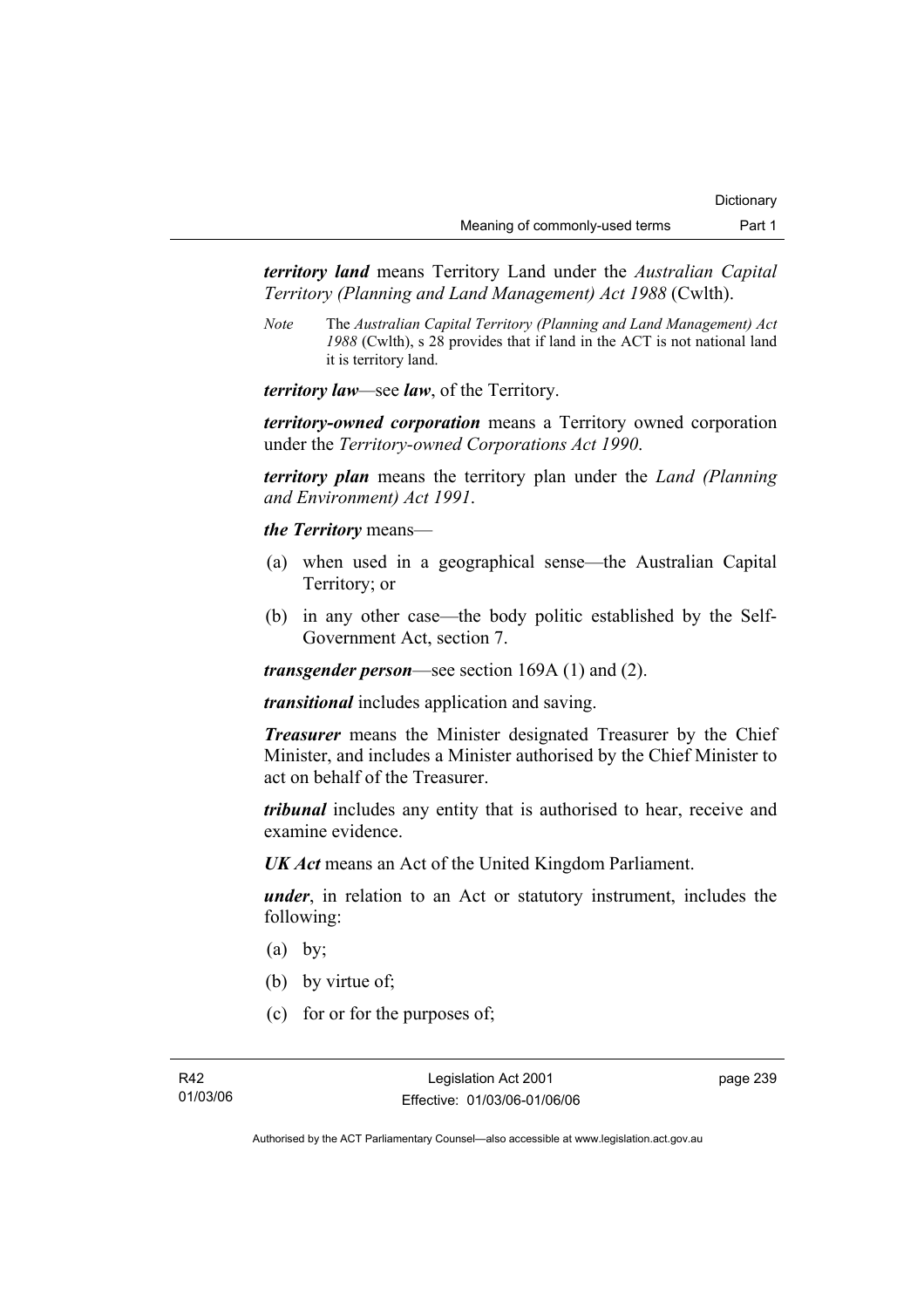***territory land*** means Territory Land under the *Australian Capital Territory (Planning and Land Management) Act 1988* (Cwlth).

*Note* The *Australian Capital Territory (Planning and Land Management) Act 1988* (Cwlth), s 28 provides that if land in the ACT is not national land it is territory land.

***territory law***—see ***law***, of the Territory.

***territory-owned corporation*** means a Territory owned corporation under the *Territory-owned Corporations Act 1990*.

***territory plan*** means the territory plan under the *Land (Planning and Environment) Act 1991*.

***the Territory*** means—

(a) when used in a geographical sense—the Australian Capital Territory; or

(b) in any other case—the body politic established by the Self-Government Act, section 7.

***transgender person***—see section 169A (1) and (2).

***transitional*** includes application and saving.

***Treasurer*** means the Minister designated Treasurer by the Chief Minister, and includes a Minister authorised by the Chief Minister to act on behalf of the Treasurer.

***tribunal*** includes any entity that is authorised to hear, receive and examine evidence.

***UK Act*** means an Act of the United Kingdom Parliament.

***under***, in relation to an Act or statutory instrument, includes the following:

(a) by;

(b) by virtue of;

(c) for or for the purposes of;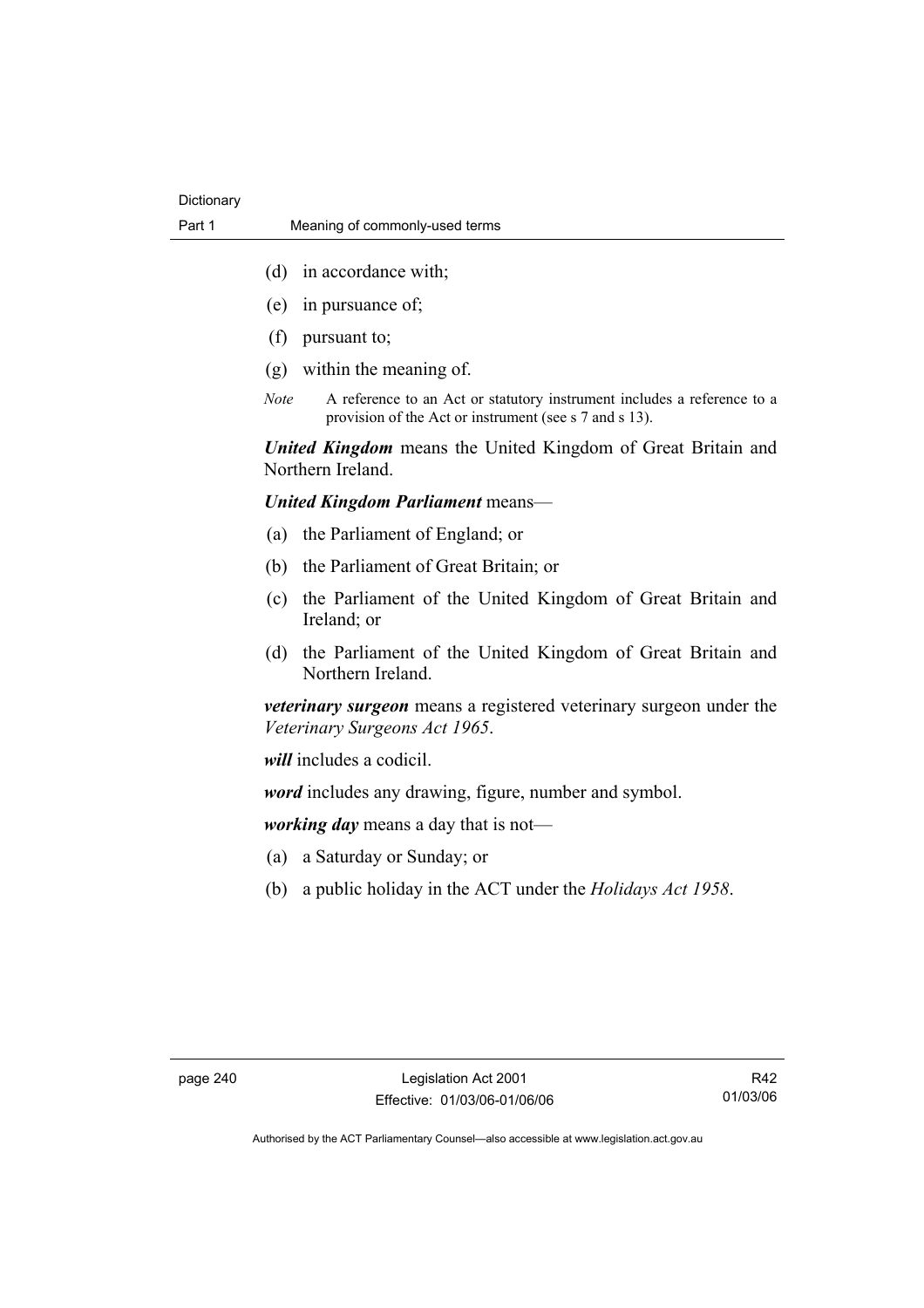- (d) in accordance with;
- (e) in pursuance of;
- (f) pursuant to;
- (g) within the meaning of.

*Note* A reference to an Act or statutory instrument includes a reference to a provision of the Act or instrument (see s 7 and s 13).

***United Kingdom*** means the United Kingdom of Great Britain and Northern Ireland.

***United Kingdom Parliament*** means—

- (a) the Parliament of England; or
- (b) the Parliament of Great Britain; or
- (c) the Parliament of the United Kingdom of Great Britain and Ireland; or
- (d) the Parliament of the United Kingdom of Great Britain and Northern Ireland.

***veterinary surgeon*** means a registered veterinary surgeon under the *Veterinary Surgeons Act 1965*.

***will*** includes a codicil.

***word*** includes any drawing, figure, number and symbol.

***working day*** means a day that is not—

- (a) a Saturday or Sunday; or
- (b) a public holiday in the ACT under the *Holidays Act 1958*.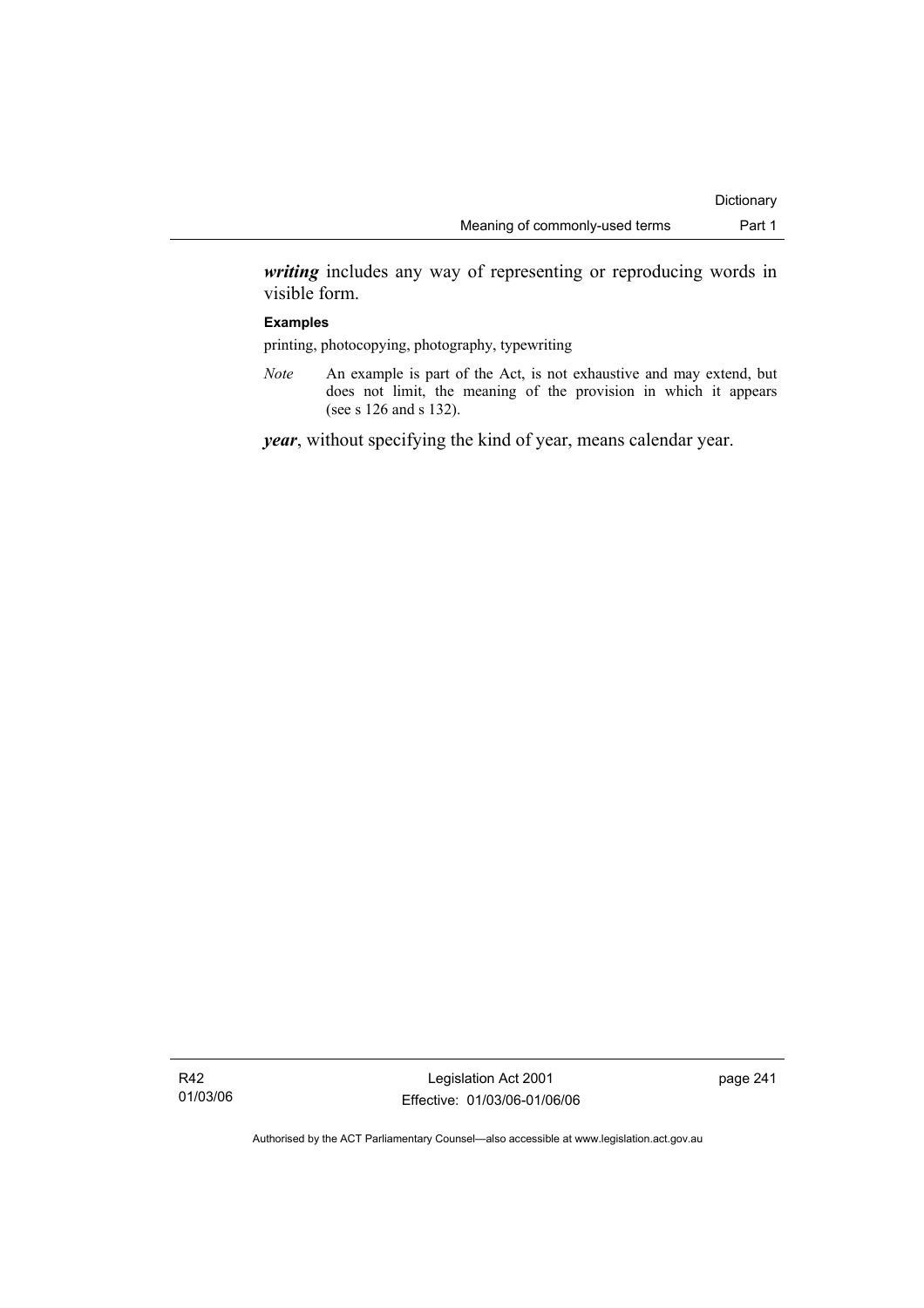***writing*** includes any way of representing or reproducing words in visible form.

**Examples**

printing, photocopying, photography, typewriting

*Note* An example is part of the Act, is not exhaustive and may extend, but does not limit, the meaning of the provision in which it appears (see s 126 and s 132).

***year***, without specifying the kind of year, means calendar year.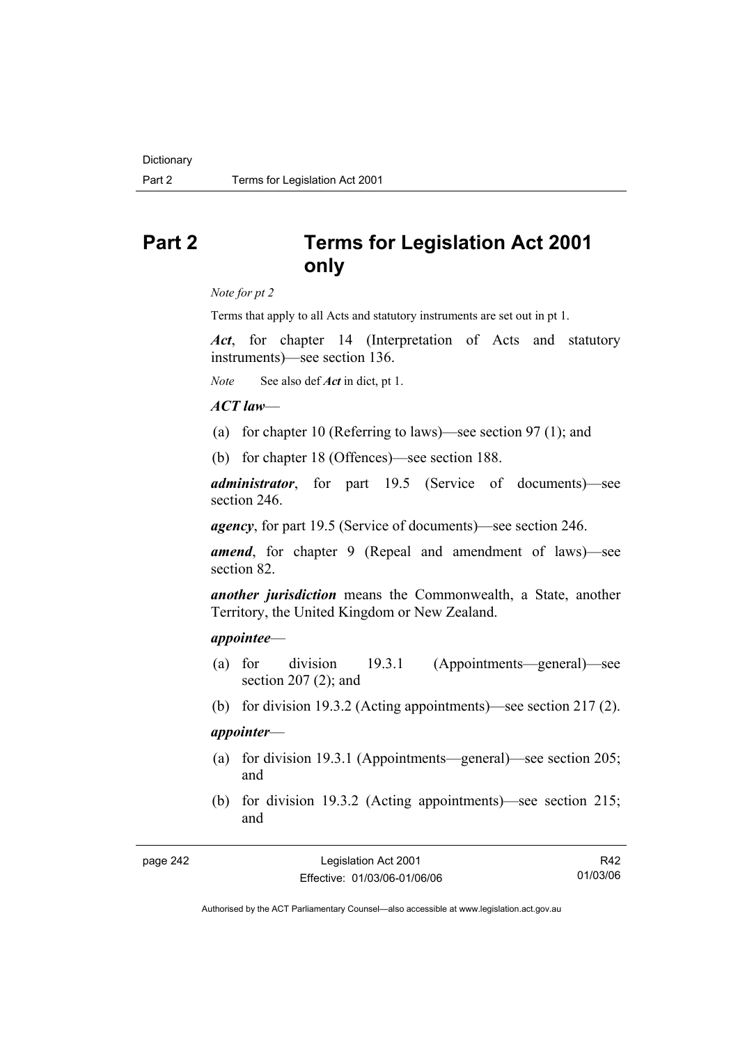# Part 2 Terms for Legislation Act 2001 only

*Note for pt 2*

Terms that apply to all Acts and statutory instruments are set out in pt 1.

***Act***, for chapter 14 (Interpretation of Acts and statutory instruments)—see section 136.

*Note* See also def ***Act*** in dict, pt 1.

***ACT law***—

(a) for chapter 10 (Referring to laws)—see section 97 (1); and

(b) for chapter 18 (Offences)—see section 188.

***administrator***, for part 19.5 (Service of documents)—see section 246.

***agency***, for part 19.5 (Service of documents)—see section 246.

***amend***, for chapter 9 (Repeal and amendment of laws)—see section 82.

***another jurisdiction*** means the Commonwealth, a State, another Territory, the United Kingdom or New Zealand.

***appointee***—

(a) for division 19.3.1 (Appointments—general)—see section 207 (2); and

(b) for division 19.3.2 (Acting appointments)—see section 217 (2).

***appointer***—

(a) for division 19.3.1 (Appointments—general)—see section 205; and

(b) for division 19.3.2 (Acting appointments)—see section 215; and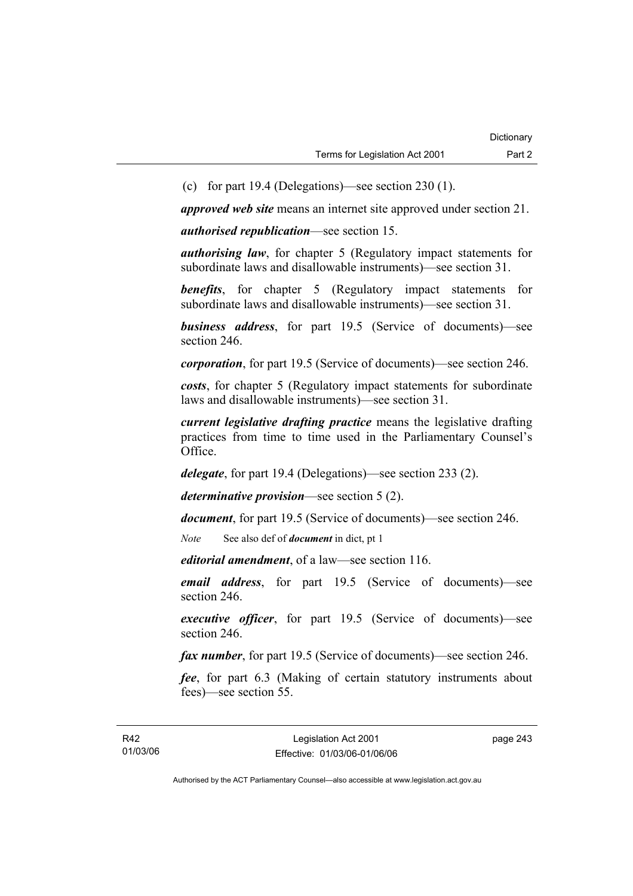(c) for part 19.4 (Delegations)—see section 230 (1).

***approved web site*** means an internet site approved under section 21.

***authorised republication***—see section 15.

***authorising law***, for chapter 5 (Regulatory impact statements for subordinate laws and disallowable instruments)—see section 31.

***benefits***, for chapter 5 (Regulatory impact statements for subordinate laws and disallowable instruments)—see section 31.

***business address***, for part 19.5 (Service of documents)—see section 246.

***corporation***, for part 19.5 (Service of documents)—see section 246.

***costs***, for chapter 5 (Regulatory impact statements for subordinate laws and disallowable instruments)—see section 31.

***current legislative drafting practice*** means the legislative drafting practices from time to time used in the Parliamentary Counsel's Office.

***delegate***, for part 19.4 (Delegations)—see section 233 (2).

***determinative provision***—see section 5 (2).

***document***, for part 19.5 (Service of documents)—see section 246.

*Note* See also def of ***document*** in dict, pt 1

***editorial amendment***, of a law—see section 116.

***email address***, for part 19.5 (Service of documents)—see section 246.

***executive officer***, for part 19.5 (Service of documents)—see section 246.

***fax number***, for part 19.5 (Service of documents)—see section 246.

***fee***, for part 6.3 (Making of certain statutory instruments about fees)—see section 55.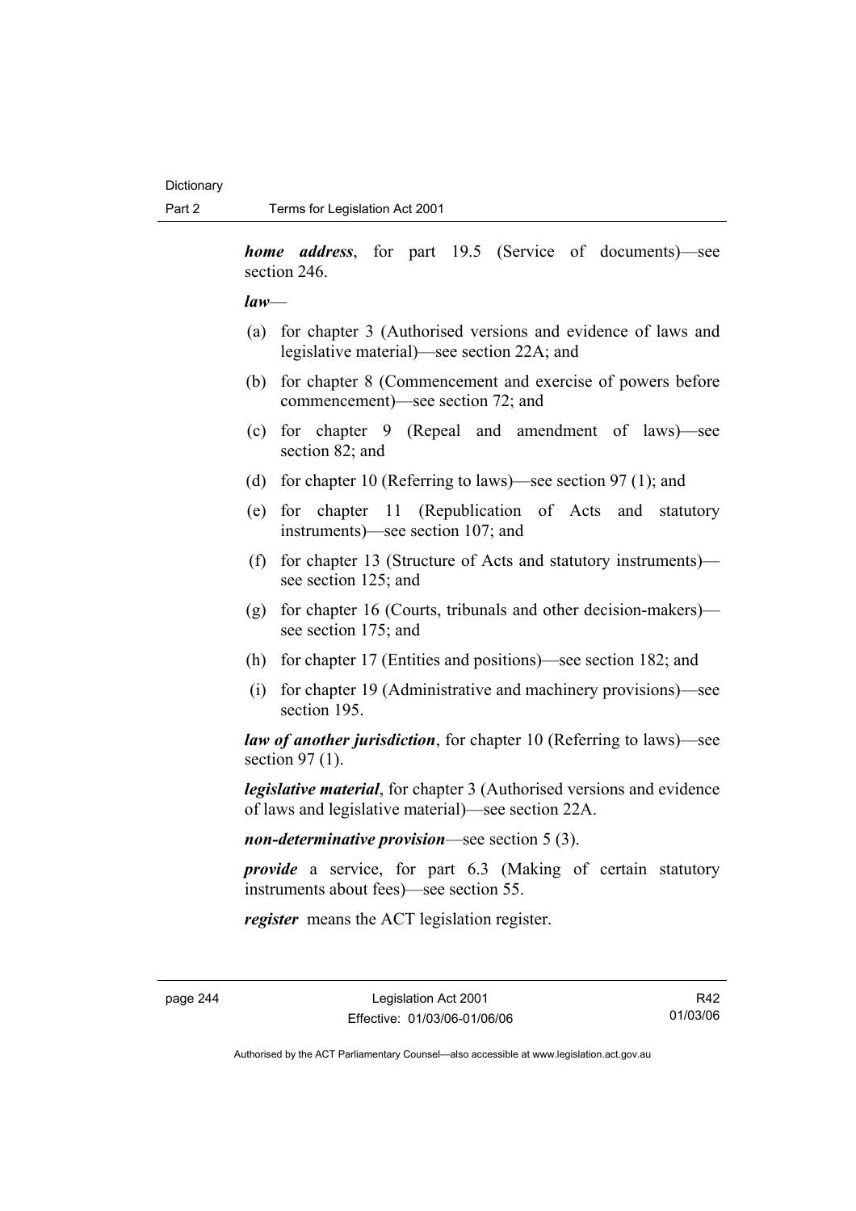***home address***, for part 19.5 (Service of documents)—see section 246.

***law***—

(a) for chapter 3 (Authorised versions and evidence of laws and legislative material)—see section 22A; and

(b) for chapter 8 (Commencement and exercise of powers before commencement)—see section 72; and

(c) for chapter 9 (Repeal and amendment of laws)—see section 82; and

(d) for chapter 10 (Referring to laws)—see section 97 (1); and

(e) for chapter 11 (Republication of Acts and statutory instruments)—see section 107; and

(f) for chapter 13 (Structure of Acts and statutory instruments)—see section 125; and

(g) for chapter 16 (Courts, tribunals and other decision-makers)—see section 175; and

(h) for chapter 17 (Entities and positions)—see section 182; and

(i) for chapter 19 (Administrative and machinery provisions)—see section 195.

***law of another jurisdiction***, for chapter 10 (Referring to laws)—see section 97 (1).

***legislative material***, for chapter 3 (Authorised versions and evidence of laws and legislative material)—see section 22A.

***non-determinative provision***—see section 5 (3).

***provide*** a service, for part 6.3 (Making of certain statutory instruments about fees)—see section 55.

***register*** means the ACT legislation register.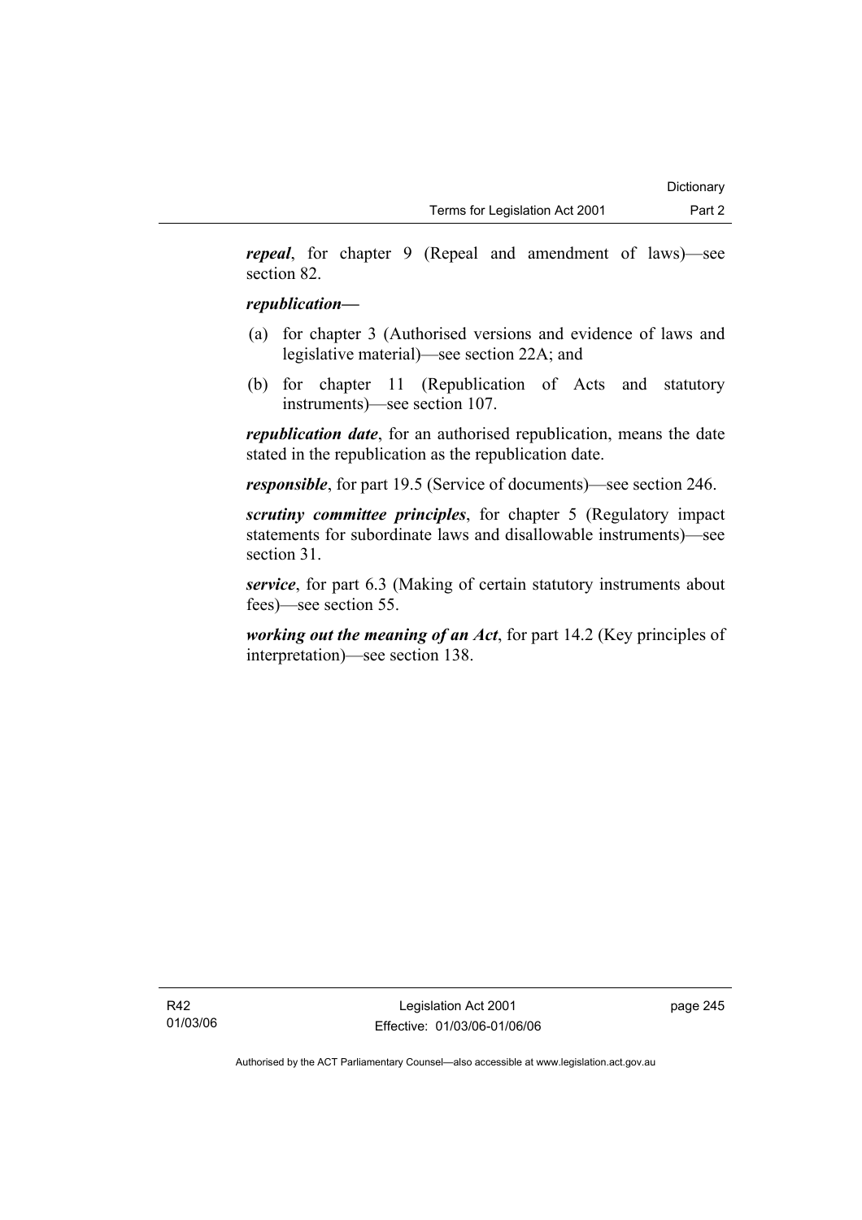***repeal***, for chapter 9 (Repeal and amendment of laws)—see section 82.

***republication***—

(a) for chapter 3 (Authorised versions and evidence of laws and legislative material)—see section 22A; and

(b) for chapter 11 (Republication of Acts and statutory instruments)—see section 107.

***republication date***, for an authorised republication, means the date stated in the republication as the republication date.

***responsible***, for part 19.5 (Service of documents)—see section 246.

***scrutiny committee principles***, for chapter 5 (Regulatory impact statements for subordinate laws and disallowable instruments)—see section 31.

***service***, for part 6.3 (Making of certain statutory instruments about fees)—see section 55.

***working out the meaning of an Act***, for part 14.2 (Key principles of interpretation)—see section 138.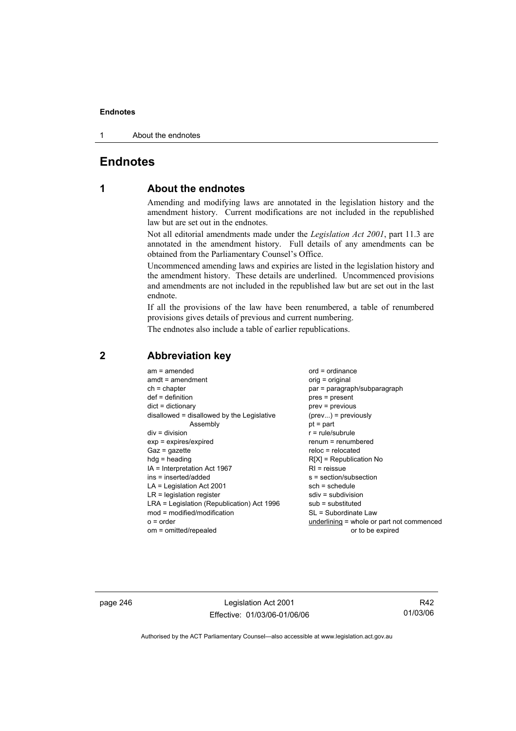# Endnotes

## 1 About the endnotes

Amending and modifying laws are annotated in the legislation history and the amendment history. Current modifications are not included in the republished law but are set out in the endnotes.

Not all editorial amendments made under the *Legislation Act 2001*, part 11.3 are annotated in the amendment history. Full details of any amendments can be obtained from the Parliamentary Counsel's Office.

Uncommenced amending laws and expiries are listed in the legislation history and the amendment history. These details are underlined. Uncommenced provisions and amendments are not included in the republished law but are set out in the last endnote.

If all the provisions of the law have been renumbered, a table of renumbered provisions gives details of previous and current numbering.

The endnotes also include a table of earlier republications.

## 2 Abbreviation key

am = amended
amdt = amendment
ch = chapter
def = definition
dict = dictionary
disallowed = disallowed by the Legislative Assembly
div = division
exp = expires/expired
Gaz = gazette
hdg = heading
IA = Interpretation Act 1967
ins = inserted/added
LA = Legislation Act 2001
LR = legislation register
LRA = Legislation (Republication) Act 1996
mod = modified/modification
o = order
om = omitted/repealed
ord = ordinance
orig = original
par = paragraph/subparagraph
pres = present
prev = previous
(prev...) = previously
pt = part
r = rule/subrule
renum = renumbered
reloc = relocated
R[X] = Republication No
RI = reissue
s = section/subsection
sch = schedule
sdiv = subdivision
sub = substituted
SL = Subordinate Law
<u>underlining</u> = whole or part not commenced or to be expired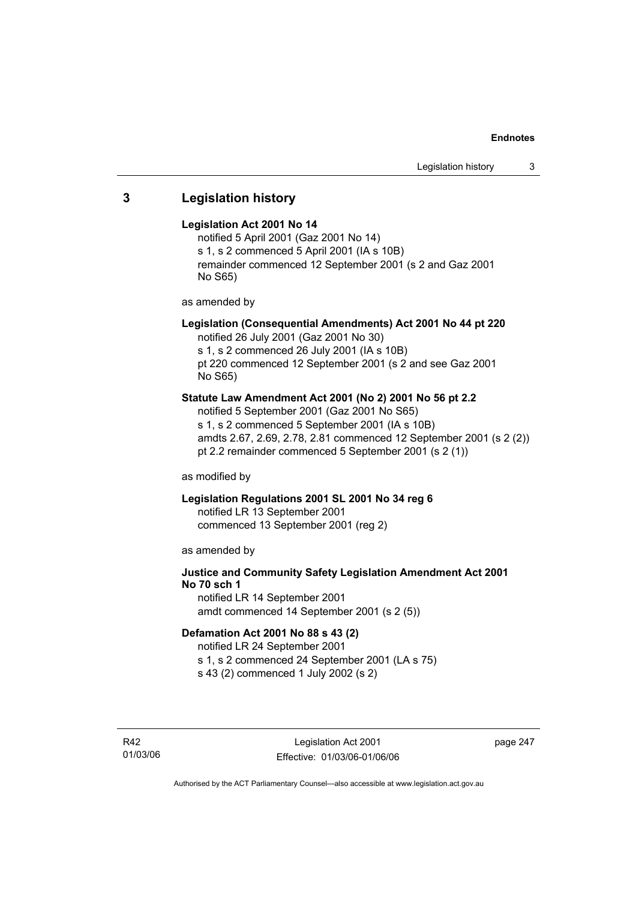## 3 Legislation history

**Legislation Act 2001 No 14**

notified 5 April 2001 (Gaz 2001 No 14)
s 1, s 2 commenced 5 April 2001 (IA s 10B)
remainder commenced 12 September 2001 (s 2 and Gaz 2001 No S65)

as amended by

**Legislation (Consequential Amendments) Act 2001 No 44 pt 220**

notified 26 July 2001 (Gaz 2001 No 30)
s 1, s 2 commenced 26 July 2001 (IA s 10B)
pt 220 commenced 12 September 2001 (s 2 and see Gaz 2001 No S65)

**Statute Law Amendment Act 2001 (No 2) 2001 No 56 pt 2.2**

notified 5 September 2001 (Gaz 2001 No S65)
s 1, s 2 commenced 5 September 2001 (IA s 10B)
amdts 2.67, 2.69, 2.78, 2.81 commenced 12 September 2001 (s 2 (2))
pt 2.2 remainder commenced 5 September 2001 (s 2 (1))

as modified by

**Legislation Regulations 2001 SL 2001 No 34 reg 6**

notified LR 13 September 2001
commenced 13 September 2001 (reg 2)

as amended by

**Justice and Community Safety Legislation Amendment Act 2001 No 70 sch 1**

notified LR 14 September 2001
amdt commenced 14 September 2001 (s 2 (5))

**Defamation Act 2001 No 88 s 43 (2)**

notified LR 24 September 2001
s 1, s 2 commenced 24 September 2001 (LA s 75)
s 43 (2) commenced 1 July 2002 (s 2)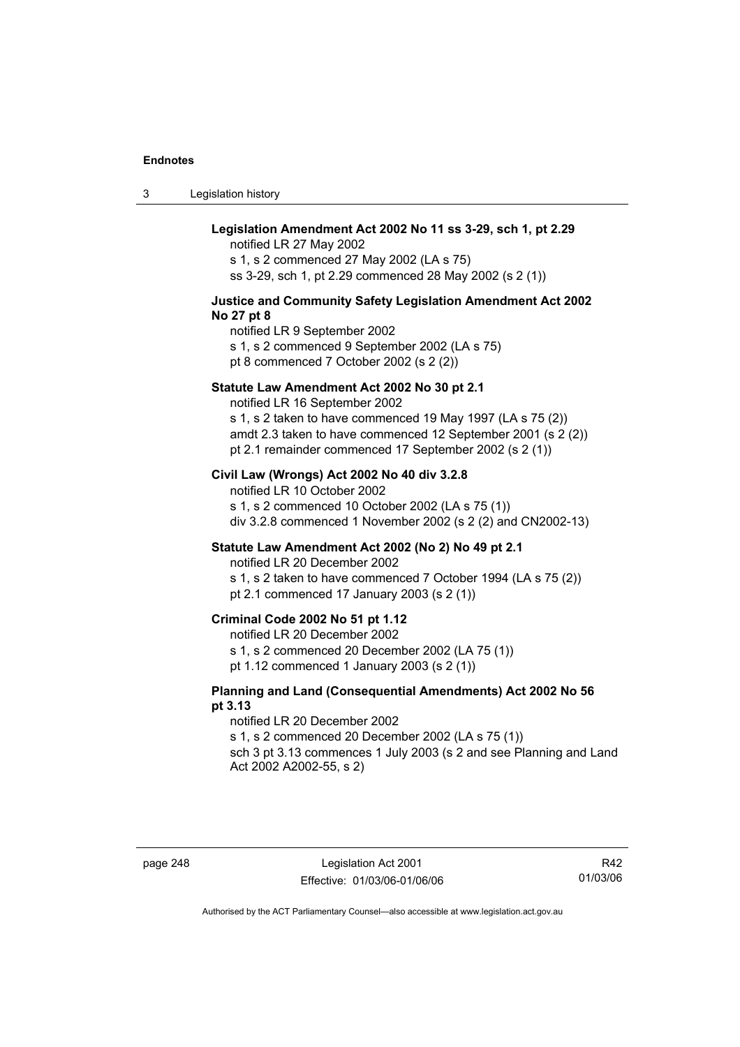**Legislation Amendment Act 2002 No 11 ss 3-29, sch 1, pt 2.29**
notified LR 27 May 2002
s 1, s 2 commenced 27 May 2002 (LA s 75)
ss 3-29, sch 1, pt 2.29 commenced 28 May 2002 (s 2 (1))

**Justice and Community Safety Legislation Amendment Act 2002 No 27 pt 8**
notified LR 9 September 2002
s 1, s 2 commenced 9 September 2002 (LA s 75)
pt 8 commenced 7 October 2002 (s 2 (2))

**Statute Law Amendment Act 2002 No 30 pt 2.1**
notified LR 16 September 2002
s 1, s 2 taken to have commenced 19 May 1997 (LA s 75 (2))
amdt 2.3 taken to have commenced 12 September 2001 (s 2 (2))
pt 2.1 remainder commenced 17 September 2002 (s 2 (1))

**Civil Law (Wrongs) Act 2002 No 40 div 3.2.8**
notified LR 10 October 2002
s 1, s 2 commenced 10 October 2002 (LA s 75 (1))
div 3.2.8 commenced 1 November 2002 (s 2 (2) and CN2002-13)

**Statute Law Amendment Act 2002 (No 2) No 49 pt 2.1**
notified LR 20 December 2002
s 1, s 2 taken to have commenced 7 October 1994 (LA s 75 (2))
pt 2.1 commenced 17 January 2003 (s 2 (1))

**Criminal Code 2002 No 51 pt 1.12**
notified LR 20 December 2002
s 1, s 2 commenced 20 December 2002 (LA 75 (1))
pt 1.12 commenced 1 January 2003 (s 2 (1))

**Planning and Land (Consequential Amendments) Act 2002 No 56 pt 3.13**
notified LR 20 December 2002
s 1, s 2 commenced 20 December 2002 (LA s 75 (1))
sch 3 pt 3.13 commences 1 July 2003 (s 2 and see Planning and Land Act 2002 A2002-55, s 2)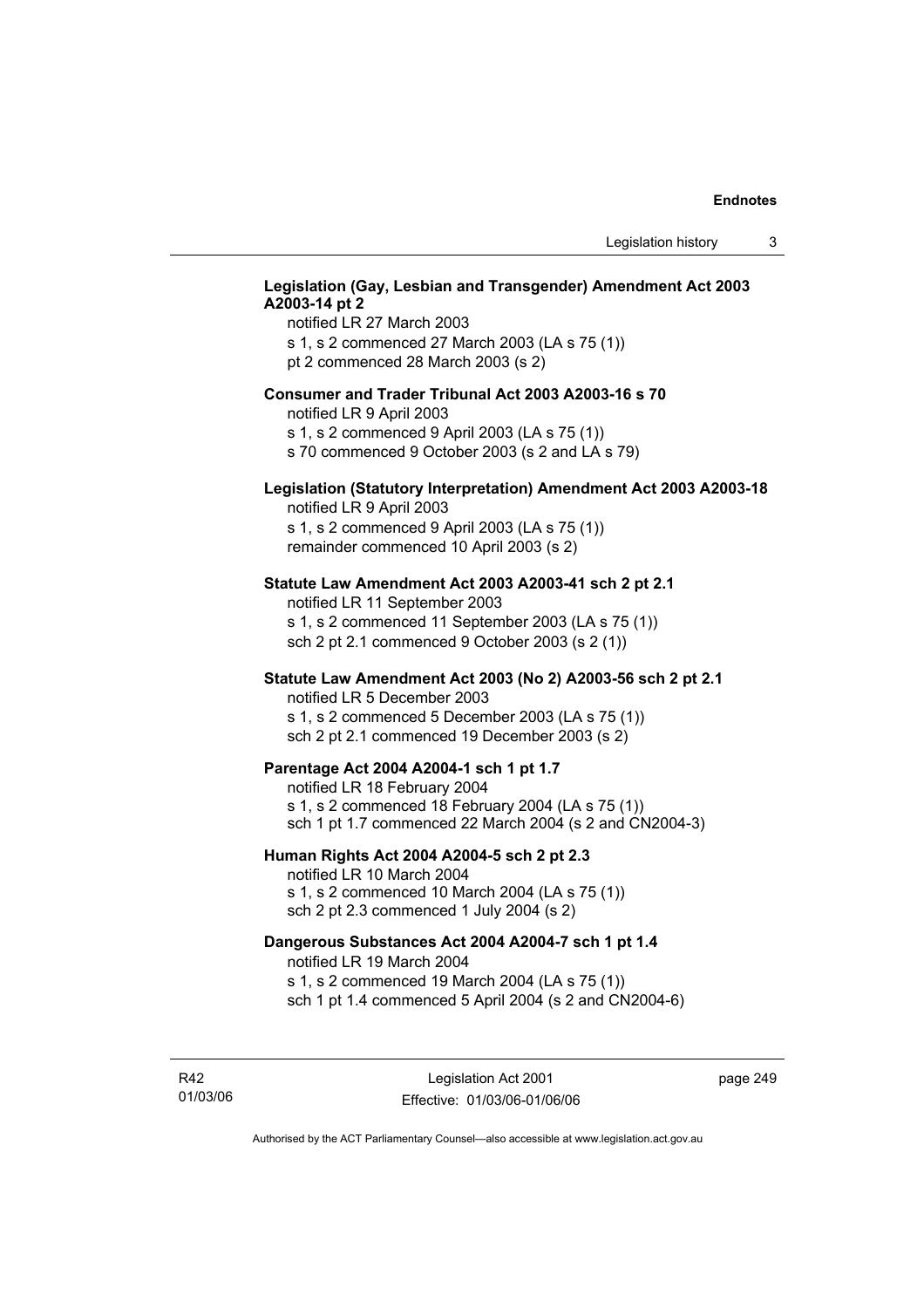**Legislation (Gay, Lesbian and Transgender) Amendment Act 2003 A2003-14 pt 2**

notified LR 27 March 2003
s 1, s 2 commenced 27 March 2003 (LA s 75 (1))
pt 2 commenced 28 March 2003 (s 2)

**Consumer and Trader Tribunal Act 2003 A2003-16 s 70**

notified LR 9 April 2003
s 1, s 2 commenced 9 April 2003 (LA s 75 (1))
s 70 commenced 9 October 2003 (s 2 and LA s 79)

**Legislation (Statutory Interpretation) Amendment Act 2003 A2003-18**

notified LR 9 April 2003
s 1, s 2 commenced 9 April 2003 (LA s 75 (1))
remainder commenced 10 April 2003 (s 2)

**Statute Law Amendment Act 2003 A2003-41 sch 2 pt 2.1**

notified LR 11 September 2003
s 1, s 2 commenced 11 September 2003 (LA s 75 (1))
sch 2 pt 2.1 commenced 9 October 2003 (s 2 (1))

**Statute Law Amendment Act 2003 (No 2) A2003-56 sch 2 pt 2.1**

notified LR 5 December 2003
s 1, s 2 commenced 5 December 2003 (LA s 75 (1))
sch 2 pt 2.1 commenced 19 December 2003 (s 2)

**Parentage Act 2004 A2004-1 sch 1 pt 1.7**

notified LR 18 February 2004
s 1, s 2 commenced 18 February 2004 (LA s 75 (1))
sch 1 pt 1.7 commenced 22 March 2004 (s 2 and CN2004-3)

**Human Rights Act 2004 A2004-5 sch 2 pt 2.3**

notified LR 10 March 2004
s 1, s 2 commenced 10 March 2004 (LA s 75 (1))
sch 2 pt 2.3 commenced 1 July 2004 (s 2)

**Dangerous Substances Act 2004 A2004-7 sch 1 pt 1.4**

notified LR 19 March 2004
s 1, s 2 commenced 19 March 2004 (LA s 75 (1))
sch 1 pt 1.4 commenced 5 April 2004 (s 2 and CN2004-6)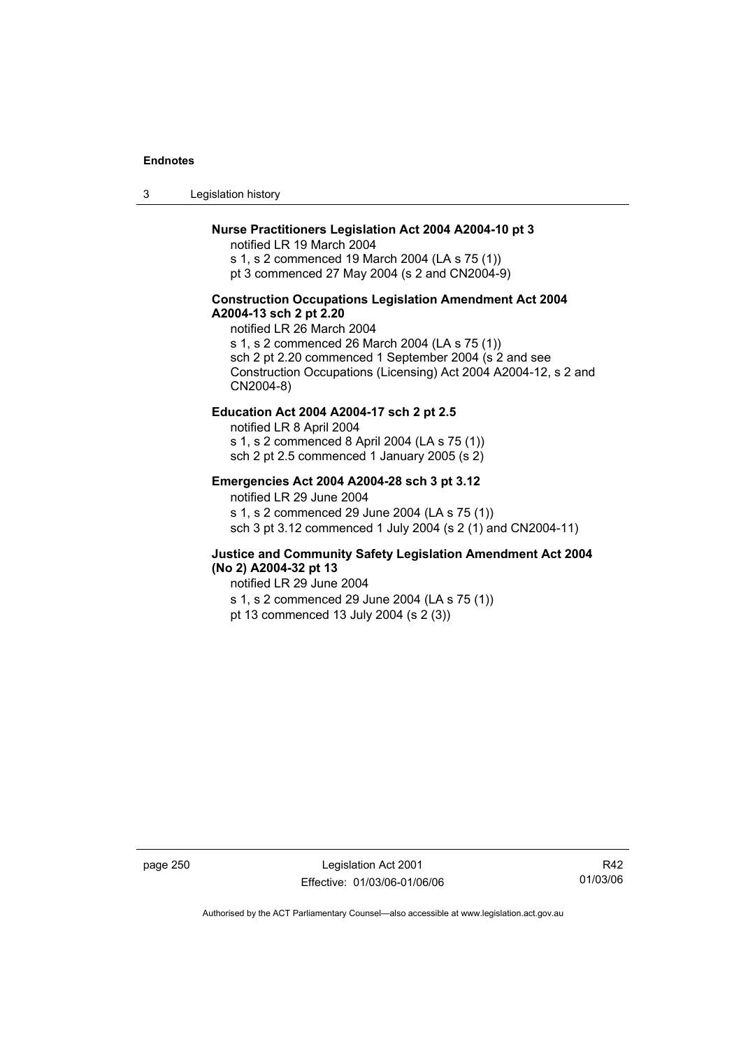**Nurse Practitioners Legislation Act 2004 A2004-10 pt 3**

notified LR 19 March 2004
s 1, s 2 commenced 19 March 2004 (LA s 75 (1))
pt 3 commenced 27 May 2004 (s 2 and CN2004-9)

**Construction Occupations Legislation Amendment Act 2004 A2004-13 sch 2 pt 2.20**

notified LR 26 March 2004
s 1, s 2 commenced 26 March 2004 (LA s 75 (1))
sch 2 pt 2.20 commenced 1 September 2004 (s 2 and see Construction Occupations (Licensing) Act 2004 A2004-12, s 2 and CN2004-8)

**Education Act 2004 A2004-17 sch 2 pt 2.5**

notified LR 8 April 2004
s 1, s 2 commenced 8 April 2004 (LA s 75 (1))
sch 2 pt 2.5 commenced 1 January 2005 (s 2)

**Emergencies Act 2004 A2004-28 sch 3 pt 3.12**

notified LR 29 June 2004
s 1, s 2 commenced 29 June 2004 (LA s 75 (1))
sch 3 pt 3.12 commenced 1 July 2004 (s 2 (1) and CN2004-11)

**Justice and Community Safety Legislation Amendment Act 2004 (No 2) A2004-32 pt 13**

notified LR 29 June 2004
s 1, s 2 commenced 29 June 2004 (LA s 75 (1))
pt 13 commenced 13 July 2004 (s 2 (3))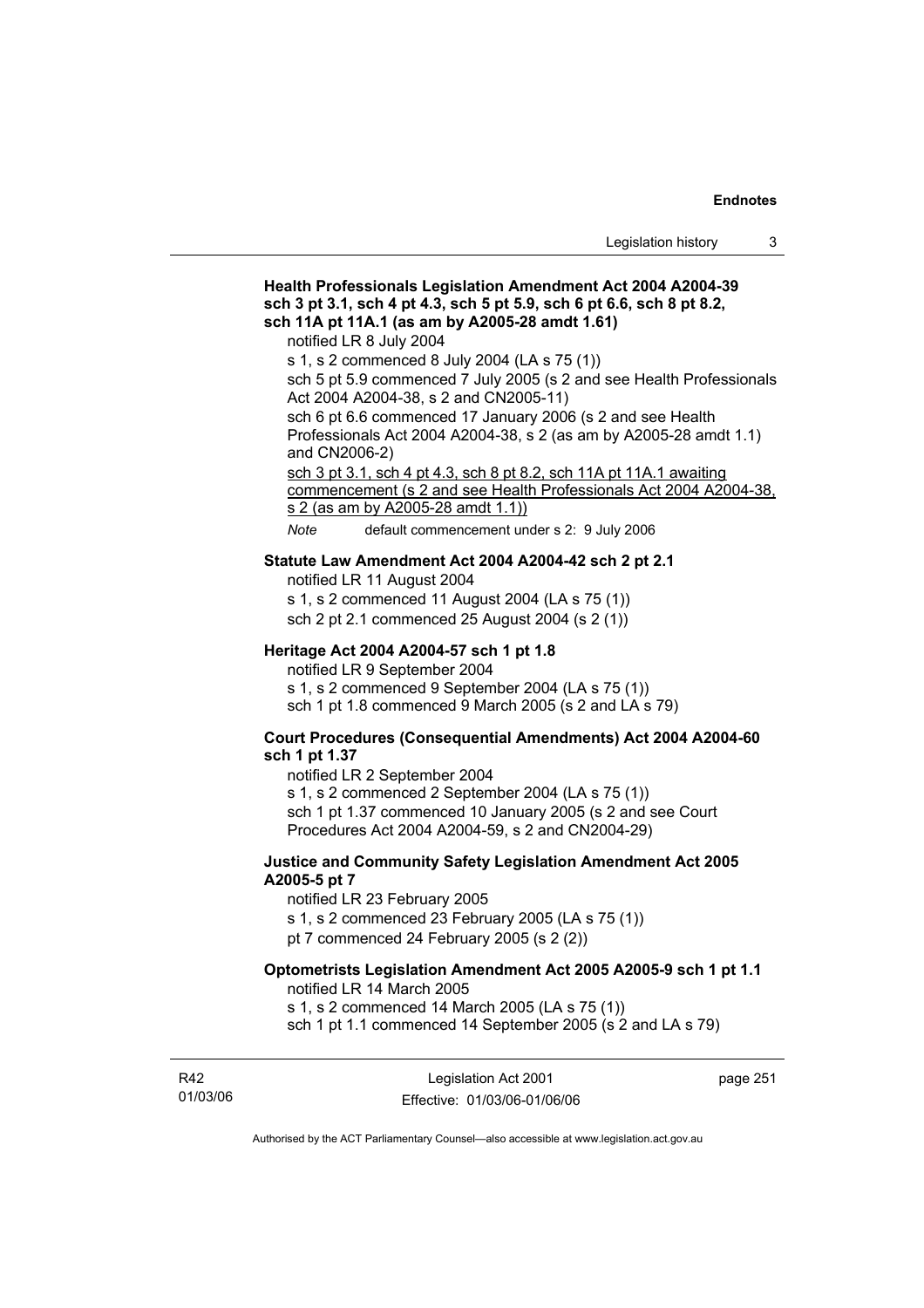**Health Professionals Legislation Amendment Act 2004 A2004-39 sch 3 pt 3.1, sch 4 pt 4.3, sch 5 pt 5.9, sch 6 pt 6.6, sch 8 pt 8.2, sch 11A pt 11A.1 (as am by A2005-28 amdt 1.61)**

notified LR 8 July 2004

s 1, s 2 commenced 8 July 2004 (LA s 75 (1))

sch 5 pt 5.9 commenced 7 July 2005 (s 2 and see Health Professionals Act 2004 A2004-38, s 2 and CN2005-11)

sch 6 pt 6.6 commenced 17 January 2006 (s 2 and see Health Professionals Act 2004 A2004-38, s 2 (as am by A2005-28 amdt 1.1) and CN2006-2)

sch 3 pt 3.1, sch 4 pt 4.3, sch 8 pt 8.2, sch 11A pt 11A.1 awaiting commencement (s 2 and see Health Professionals Act 2004 A2004-38, s 2 (as am by A2005-28 amdt 1.1))

*Note* default commencement under s 2: 9 July 2006

**Statute Law Amendment Act 2004 A2004-42 sch 2 pt 2.1**

notified LR 11 August 2004

s 1, s 2 commenced 11 August 2004 (LA s 75 (1))

sch 2 pt 2.1 commenced 25 August 2004 (s 2 (1))

**Heritage Act 2004 A2004-57 sch 1 pt 1.8**

notified LR 9 September 2004

s 1, s 2 commenced 9 September 2004 (LA s 75 (1))

sch 1 pt 1.8 commenced 9 March 2005 (s 2 and LA s 79)

**Court Procedures (Consequential Amendments) Act 2004 A2004-60 sch 1 pt 1.37**

notified LR 2 September 2004

s 1, s 2 commenced 2 September 2004 (LA s 75 (1))

sch 1 pt 1.37 commenced 10 January 2005 (s 2 and see Court Procedures Act 2004 A2004-59, s 2 and CN2004-29)

**Justice and Community Safety Legislation Amendment Act 2005 A2005-5 pt 7**

notified LR 23 February 2005

s 1, s 2 commenced 23 February 2005 (LA s 75 (1))

pt 7 commenced 24 February 2005 (s 2 (2))

**Optometrists Legislation Amendment Act 2005 A2005-9 sch 1 pt 1.1**

notified LR 14 March 2005

s 1, s 2 commenced 14 March 2005 (LA s 75 (1))

sch 1 pt 1.1 commenced 14 September 2005 (s 2 and LA s 79)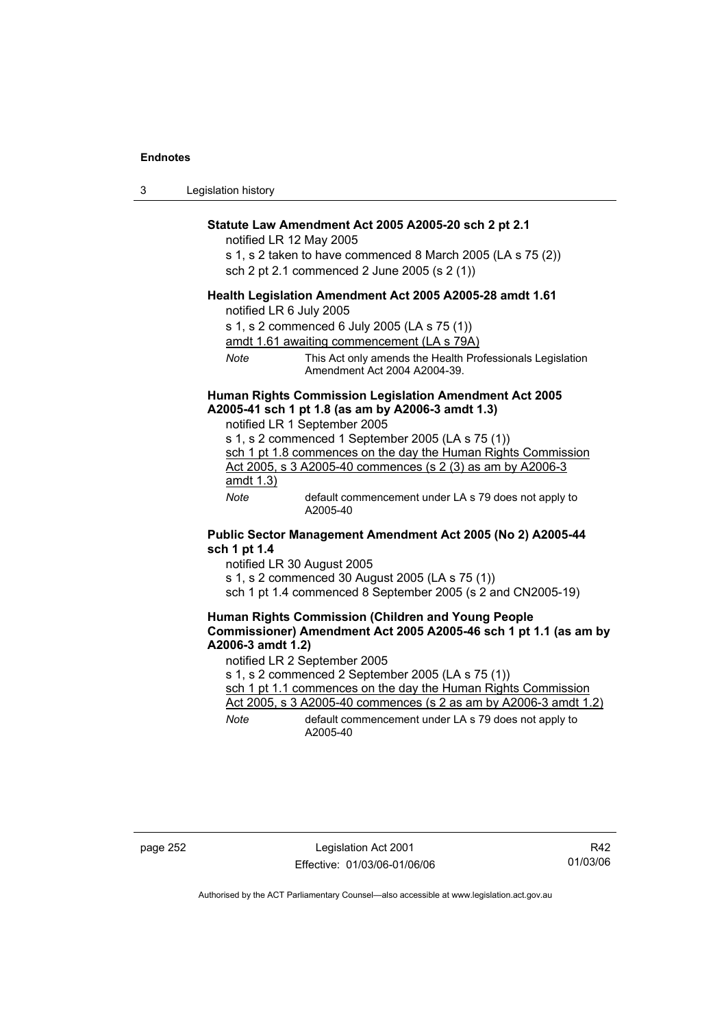**Statute Law Amendment Act 2005 A2005-20 sch 2 pt 2.1**

notified LR 12 May 2005

s 1, s 2 taken to have commenced 8 March 2005 (LA s 75 (2))

sch 2 pt 2.1 commenced 2 June 2005 (s 2 (1))

**Health Legislation Amendment Act 2005 A2005-28 amdt 1.61**

notified LR 6 July 2005

s 1, s 2 commenced 6 July 2005 (LA s 75 (1))

amdt 1.61 awaiting commencement (LA s 79A)

*Note* This Act only amends the Health Professionals Legislation Amendment Act 2004 A2004-39.

**Human Rights Commission Legislation Amendment Act 2005 A2005-41 sch 1 pt 1.8 (as am by A2006-3 amdt 1.3)**

notified LR 1 September 2005

s 1, s 2 commenced 1 September 2005 (LA s 75 (1))

sch 1 pt 1.8 commences on the day the Human Rights Commission Act 2005, s 3 A2005-40 commences (s 2 (3) as am by A2006-3 amdt 1.3)

*Note* default commencement under LA s 79 does not apply to A2005-40

**Public Sector Management Amendment Act 2005 (No 2) A2005-44 sch 1 pt 1.4**

notified LR 30 August 2005

s 1, s 2 commenced 30 August 2005 (LA s 75 (1))

sch 1 pt 1.4 commenced 8 September 2005 (s 2 and CN2005-19)

**Human Rights Commission (Children and Young People Commissioner) Amendment Act 2005 A2005-46 sch 1 pt 1.1 (as am by A2006-3 amdt 1.2)**

notified LR 2 September 2005

s 1, s 2 commenced 2 September 2005 (LA s 75 (1))

sch 1 pt 1.1 commences on the day the Human Rights Commission Act 2005, s 3 A2005-40 commences (s 2 as am by A2006-3 amdt 1.2)

*Note* default commencement under LA s 79 does not apply to A2005-40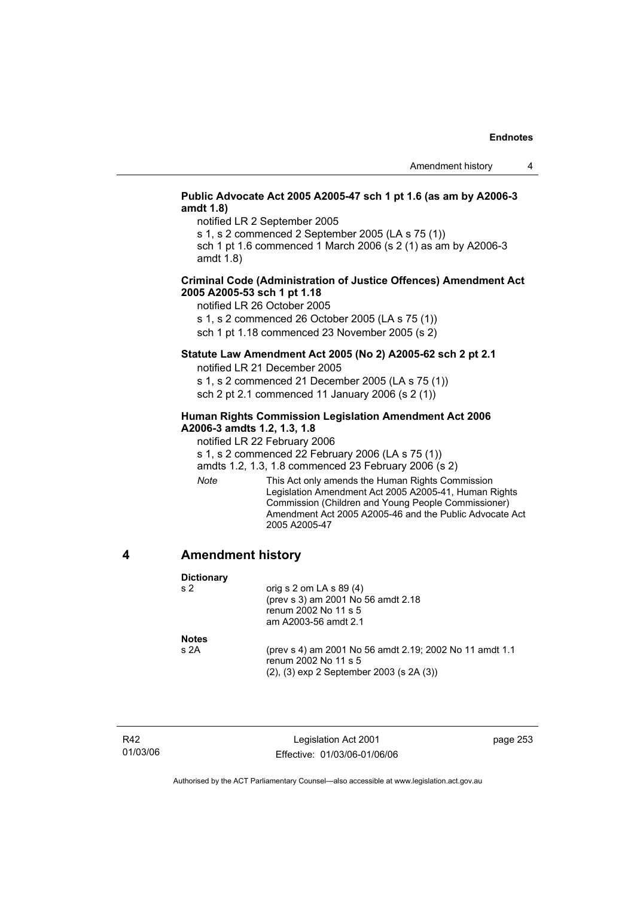**Public Advocate Act 2005 A2005-47 sch 1 pt 1.6 (as am by A2006-3 amdt 1.8)**

notified LR 2 September 2005

s 1, s 2 commenced 2 September 2005 (LA s 75 (1))

sch 1 pt 1.6 commenced 1 March 2006 (s 2 (1) as am by A2006-3 amdt 1.8)

**Criminal Code (Administration of Justice Offences) Amendment Act 2005 A2005-53 sch 1 pt 1.18**

notified LR 26 October 2005

s 1, s 2 commenced 26 October 2005 (LA s 75 (1))

sch 1 pt 1.18 commenced 23 November 2005 (s 2)

**Statute Law Amendment Act 2005 (No 2) A2005-62 sch 2 pt 2.1**

notified LR 21 December 2005

s 1, s 2 commenced 21 December 2005 (LA s 75 (1))

sch 2 pt 2.1 commenced 11 January 2006 (s 2 (1))

**Human Rights Commission Legislation Amendment Act 2006 A2006-3 amdts 1.2, 1.3, 1.8**

notified LR 22 February 2006

s 1, s 2 commenced 22 February 2006 (LA s 75 (1))

amdts 1.2, 1.3, 1.8 commenced 23 February 2006 (s 2)

*Note* This Act only amends the Human Rights Commission Legislation Amendment Act 2005 A2005-41, Human Rights Commission (Children and Young People Commissioner) Amendment Act 2005 A2005-46 and the Public Advocate Act 2005 A2005-47

## 4 Amendment history

**Dictionary**

s 2 orig s 2 om LA s 89 (4)
(prev s 3) am 2001 No 56 amdt 2.18
renum 2002 No 11 s 5
am A2003-56 amdt 2.1

**Notes**

s 2A (prev s 4) am 2001 No 56 amdt 2.19; 2002 No 11 amdt 1.1
renum 2002 No 11 s 5
(2), (3) exp 2 September 2003 (s 2A (3))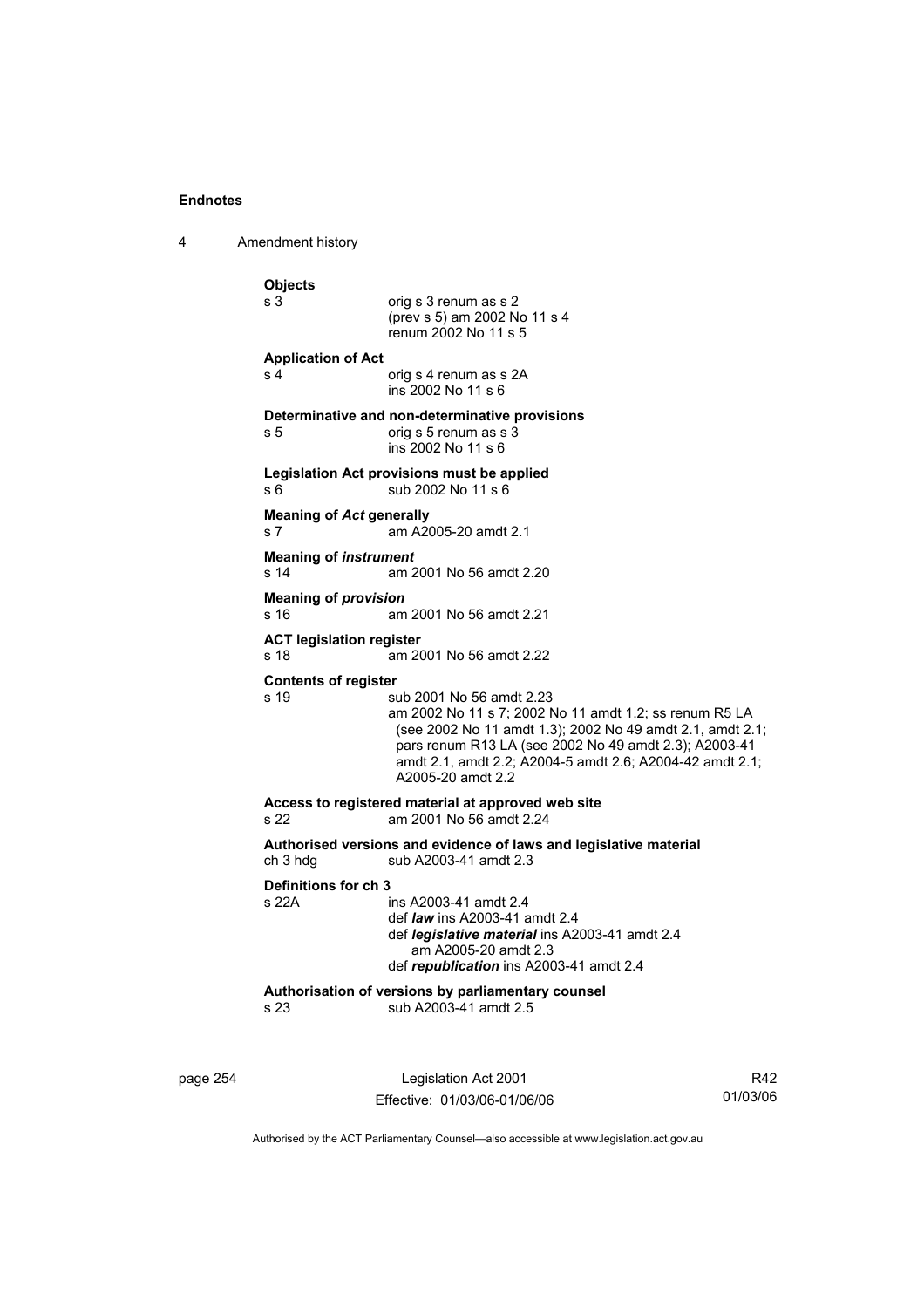**Objects**

s 3 orig s 3 renum as s 2
(prev s 5) am 2002 No 11 s 4
renum 2002 No 11 s 5

**Application of Act**

s 4 orig s 4 renum as s 2A
ins 2002 No 11 s 6

**Determinative and non-determinative provisions**

s 5 orig s 5 renum as s 3
ins 2002 No 11 s 6

**Legislation Act provisions must be applied**

s 6 sub 2002 No 11 s 6

**Meaning of *Act* generally**

s 7 am A2005-20 amdt 2.1

**Meaning of *instrument***

s 14 am 2001 No 56 amdt 2.20

**Meaning of *provision***

s 16 am 2001 No 56 amdt 2.21

**ACT legislation register**

s 18 am 2001 No 56 amdt 2.22

**Contents of register**

s 19 sub 2001 No 56 amdt 2.23
am 2002 No 11 s 7; 2002 No 11 amdt 1.2; ss renum R5 LA (see 2002 No 11 amdt 1.3); 2002 No 49 amdt 2.1, amdt 2.1; pars renum R13 LA (see 2002 No 49 amdt 2.3); A2003-41 amdt 2.1, amdt 2.2; A2004-5 amdt 2.6; A2004-42 amdt 2.1; A2005-20 amdt 2.2

**Access to registered material at approved web site**

s 22 am 2001 No 56 amdt 2.24

**Authorised versions and evidence of laws and legislative material**

ch 3 hdg sub A2003-41 amdt 2.3

**Definitions for ch 3**

s 22A ins A2003-41 amdt 2.4
def ***law*** ins A2003-41 amdt 2.4
def ***legislative material*** ins A2003-41 amdt 2.4
am A2005-20 amdt 2.3
def ***republication*** ins A2003-41 amdt 2.4

**Authorisation of versions by parliamentary counsel**

s 23 sub A2003-41 amdt 2.5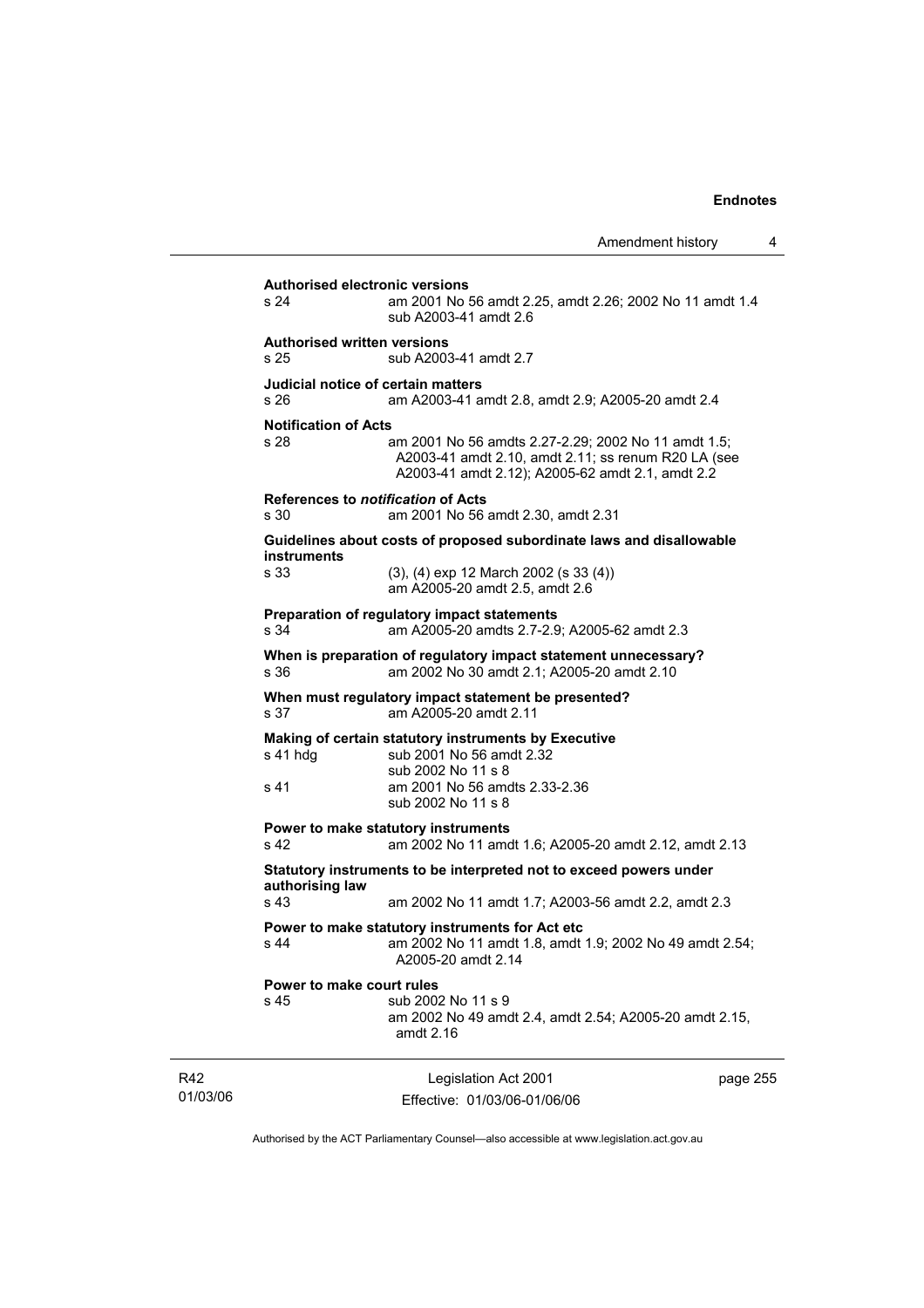**Authorised electronic versions**

s 24 am 2001 No 56 amdt 2.25, amdt 2.26; 2002 No 11 amdt 1.4
sub A2003-41 amdt 2.6

**Authorised written versions**

s 25 sub A2003-41 amdt 2.7

**Judicial notice of certain matters**

s 26 am A2003-41 amdt 2.8, amdt 2.9; A2005-20 amdt 2.4

**Notification of Acts**

s 28 am 2001 No 56 amdts 2.27-2.29; 2002 No 11 amdt 1.5; A2003-41 amdt 2.10, amdt 2.11; ss renum R20 LA (see A2003-41 amdt 2.12); A2005-62 amdt 2.1, amdt 2.2

**References to *notification* of Acts**

s 30 am 2001 No 56 amdt 2.30, amdt 2.31

**Guidelines about costs of proposed subordinate laws and disallowable instruments**

s 33 (3), (4) exp 12 March 2002 (s 33 (4))
am A2005-20 amdt 2.5, amdt 2.6

**Preparation of regulatory impact statements**

s 34 am A2005-20 amdts 2.7-2.9; A2005-62 amdt 2.3

**When is preparation of regulatory impact statement unnecessary?**

s 36 am 2002 No 30 amdt 2.1; A2005-20 amdt 2.10

**When must regulatory impact statement be presented?**

s 37 am A2005-20 amdt 2.11

**Making of certain statutory instruments by Executive**

s 41 hdg sub 2001 No 56 amdt 2.32
sub 2002 No 11 s 8

s 41 am 2001 No 56 amdts 2.33-2.36
sub 2002 No 11 s 8

**Power to make statutory instruments**

s 42 am 2002 No 11 amdt 1.6; A2005-20 amdt 2.12, amdt 2.13

**Statutory instruments to be interpreted not to exceed powers under authorising law**

s 43 am 2002 No 11 amdt 1.7; A2003-56 amdt 2.2, amdt 2.3

**Power to make statutory instruments for Act etc**

s 44 am 2002 No 11 amdt 1.8, amdt 1.9; 2002 No 49 amdt 2.54; A2005-20 amdt 2.14

**Power to make court rules**

s 45 sub 2002 No 11 s 9
am 2002 No 49 amdt 2.4, amdt 2.54; A2005-20 amdt 2.15, amdt 2.16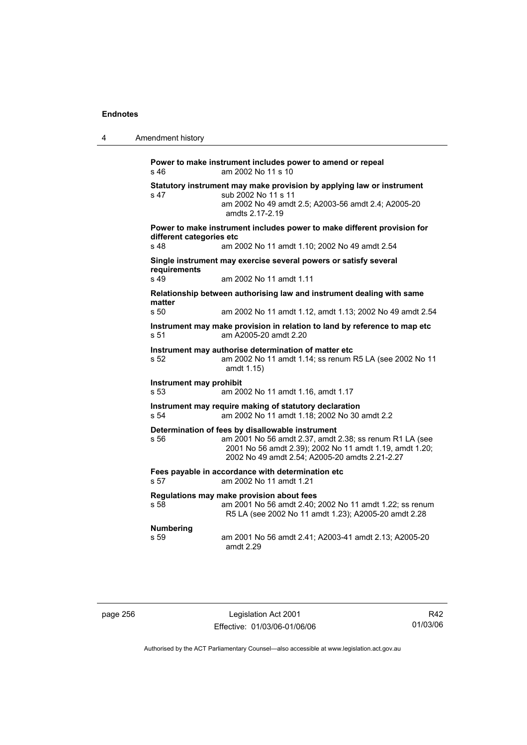**Power to make instrument includes power to amend or repeal**

s 46 am 2002 No 11 s 10

**Statutory instrument may make provision by applying law or instrument**

s 47 sub 2002 No 11 s 11
am 2002 No 49 amdt 2.5; A2003-56 amdt 2.4; A2005-20 amdts 2.17-2.19

**Power to make instrument includes power to make different provision for different categories etc**

s 48 am 2002 No 11 amdt 1.10; 2002 No 49 amdt 2.54

**Single instrument may exercise several powers or satisfy several requirements**

s 49 am 2002 No 11 amdt 1.11

**Relationship between authorising law and instrument dealing with same matter**

s 50 am 2002 No 11 amdt 1.12, amdt 1.13; 2002 No 49 amdt 2.54

**Instrument may make provision in relation to land by reference to map etc**

s 51 am A2005-20 amdt 2.20

**Instrument may authorise determination of matter etc**

s 52 am 2002 No 11 amdt 1.14; ss renum R5 LA (see 2002 No 11 amdt 1.15)

**Instrument may prohibit**

s 53 am 2002 No 11 amdt 1.16, amdt 1.17

**Instrument may require making of statutory declaration**

s 54 am 2002 No 11 amdt 1.18; 2002 No 30 amdt 2.2

**Determination of fees by disallowable instrument**

s 56 am 2001 No 56 amdt 2.37, amdt 2.38; ss renum R1 LA (see 2001 No 56 amdt 2.39); 2002 No 11 amdt 1.19, amdt 1.20; 2002 No 49 amdt 2.54; A2005-20 amdts 2.21-2.27

**Fees payable in accordance with determination etc**

s 57 am 2002 No 11 amdt 1.21

**Regulations may make provision about fees**

s 58 am 2001 No 56 amdt 2.40; 2002 No 11 amdt 1.22; ss renum R5 LA (see 2002 No 11 amdt 1.23); A2005-20 amdt 2.28

**Numbering**

s 59 am 2001 No 56 amdt 2.41; A2003-41 amdt 2.13; A2005-20 amdt 2.29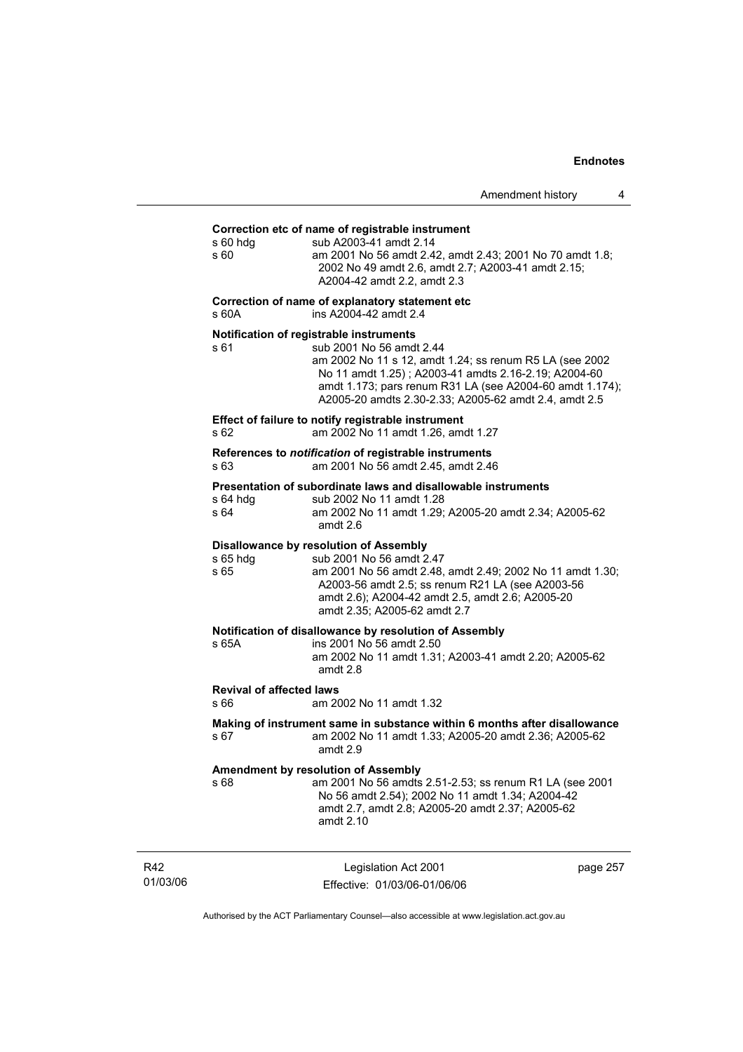**Correction etc of name of registrable instrument**

s 60 hdg sub A2003-41 amdt 2.14

s 60 am 2001 No 56 amdt 2.42, amdt 2.43; 2001 No 70 amdt 1.8; 2002 No 49 amdt 2.6, amdt 2.7; A2003-41 amdt 2.15; A2004-42 amdt 2.2, amdt 2.3

**Correction of name of explanatory statement etc**

s 60A ins A2004-42 amdt 2.4

**Notification of registrable instruments**

s 61 sub 2001 No 56 amdt 2.44
am 2002 No 11 s 12, amdt 1.24; ss renum R5 LA (see 2002 No 11 amdt 1.25) ; A2003-41 amdts 2.16-2.19; A2004-60 amdt 1.173; pars renum R31 LA (see A2004-60 amdt 1.174); A2005-20 amdts 2.30-2.33; A2005-62 amdt 2.4, amdt 2.5

**Effect of failure to notify registrable instrument**

s 62 am 2002 No 11 amdt 1.26, amdt 1.27

**References to *notification* of registrable instruments**

s 63 am 2001 No 56 amdt 2.45, amdt 2.46

**Presentation of subordinate laws and disallowable instruments**

s 64 hdg sub 2002 No 11 amdt 1.28

s 64 am 2002 No 11 amdt 1.29; A2005-20 amdt 2.34; A2005-62 amdt 2.6

**Disallowance by resolution of Assembly**

s 65 hdg sub 2001 No 56 amdt 2.47

s 65 am 2001 No 56 amdt 2.48, amdt 2.49; 2002 No 11 amdt 1.30; A2003-56 amdt 2.5; ss renum R21 LA (see A2003-56 amdt 2.6); A2004-42 amdt 2.5, amdt 2.6; A2005-20 amdt 2.35; A2005-62 amdt 2.7

**Notification of disallowance by resolution of Assembly**

s 65A ins 2001 No 56 amdt 2.50
am 2002 No 11 amdt 1.31; A2003-41 amdt 2.20; A2005-62 amdt 2.8

**Revival of affected laws**

s 66 am 2002 No 11 amdt 1.32

**Making of instrument same in substance within 6 months after disallowance**

s 67 am 2002 No 11 amdt 1.33; A2005-20 amdt 2.36; A2005-62 amdt 2.9

**Amendment by resolution of Assembly**

s 68 am 2001 No 56 amdts 2.51-2.53; ss renum R1 LA (see 2001 No 56 amdt 2.54); 2002 No 11 amdt 1.34; A2004-42 amdt 2.7, amdt 2.8; A2005-20 amdt 2.37; A2005-62 amdt 2.10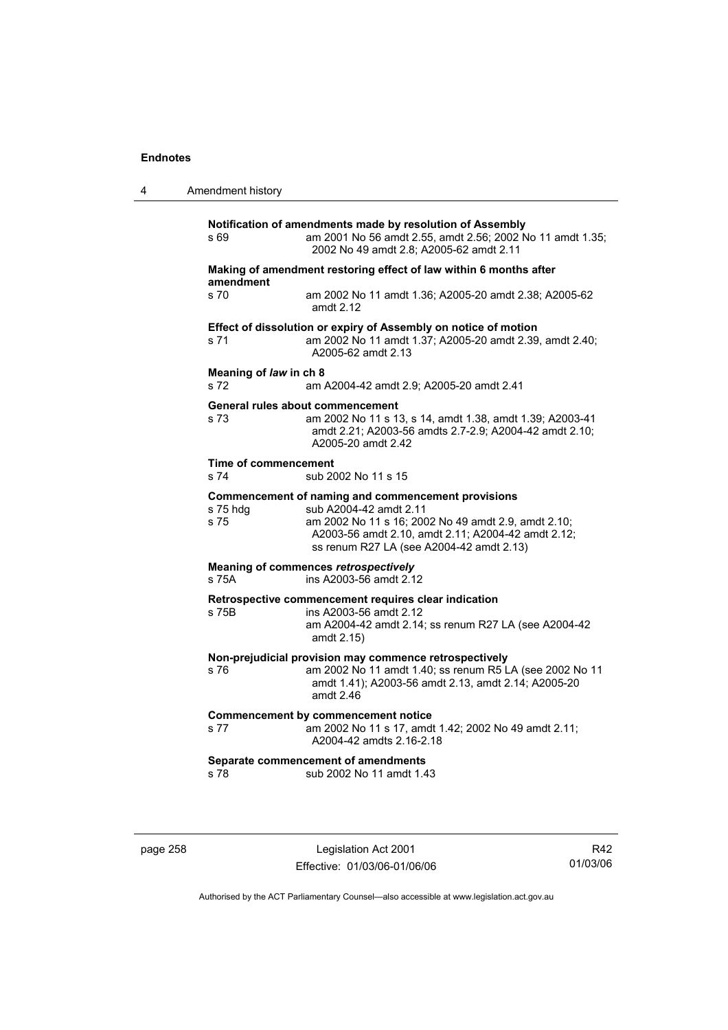**Notification of amendments made by resolution of Assembly**

s 69 — am 2001 No 56 amdt 2.55, amdt 2.56; 2002 No 11 amdt 1.35; 2002 No 49 amdt 2.8; A2005-62 amdt 2.11

**Making of amendment restoring effect of law within 6 months after amendment**

s 70 — am 2002 No 11 amdt 1.36; A2005-20 amdt 2.38; A2005-62 amdt 2.12

**Effect of dissolution or expiry of Assembly on notice of motion**

s 71 — am 2002 No 11 amdt 1.37; A2005-20 amdt 2.39, amdt 2.40; A2005-62 amdt 2.13

**Meaning of *law* in ch 8**

s 72 — am A2004-42 amdt 2.9; A2005-20 amdt 2.41

**General rules about commencement**

s 73 — am 2002 No 11 s 13, s 14, amdt 1.38, amdt 1.39; A2003-41 amdt 2.21; A2003-56 amdts 2.7-2.9; A2004-42 amdt 2.10; A2005-20 amdt 2.42

**Time of commencement**

s 74 — sub 2002 No 11 s 15

**Commencement of naming and commencement provisions**

s 75 hdg — sub A2004-42 amdt 2.11

s 75 — am 2002 No 11 s 16; 2002 No 49 amdt 2.9, amdt 2.10; A2003-56 amdt 2.10, amdt 2.11; A2004-42 amdt 2.12; ss renum R27 LA (see A2004-42 amdt 2.13)

**Meaning of commences *retrospectively***

s 75A — ins A2003-56 amdt 2.12

**Retrospective commencement requires clear indication**

s 75B — ins A2003-56 amdt 2.12
am A2004-42 amdt 2.14; ss renum R27 LA (see A2004-42 amdt 2.15)

**Non-prejudicial provision may commence retrospectively**

s 76 — am 2002 No 11 amdt 1.40; ss renum R5 LA (see 2002 No 11 amdt 1.41); A2003-56 amdt 2.13, amdt 2.14; A2005-20 amdt 2.46

**Commencement by commencement notice**

s 77 — am 2002 No 11 s 17, amdt 1.42; 2002 No 49 amdt 2.11; A2004-42 amdts 2.16-2.18

**Separate commencement of amendments**

s 78 — sub 2002 No 11 amdt 1.43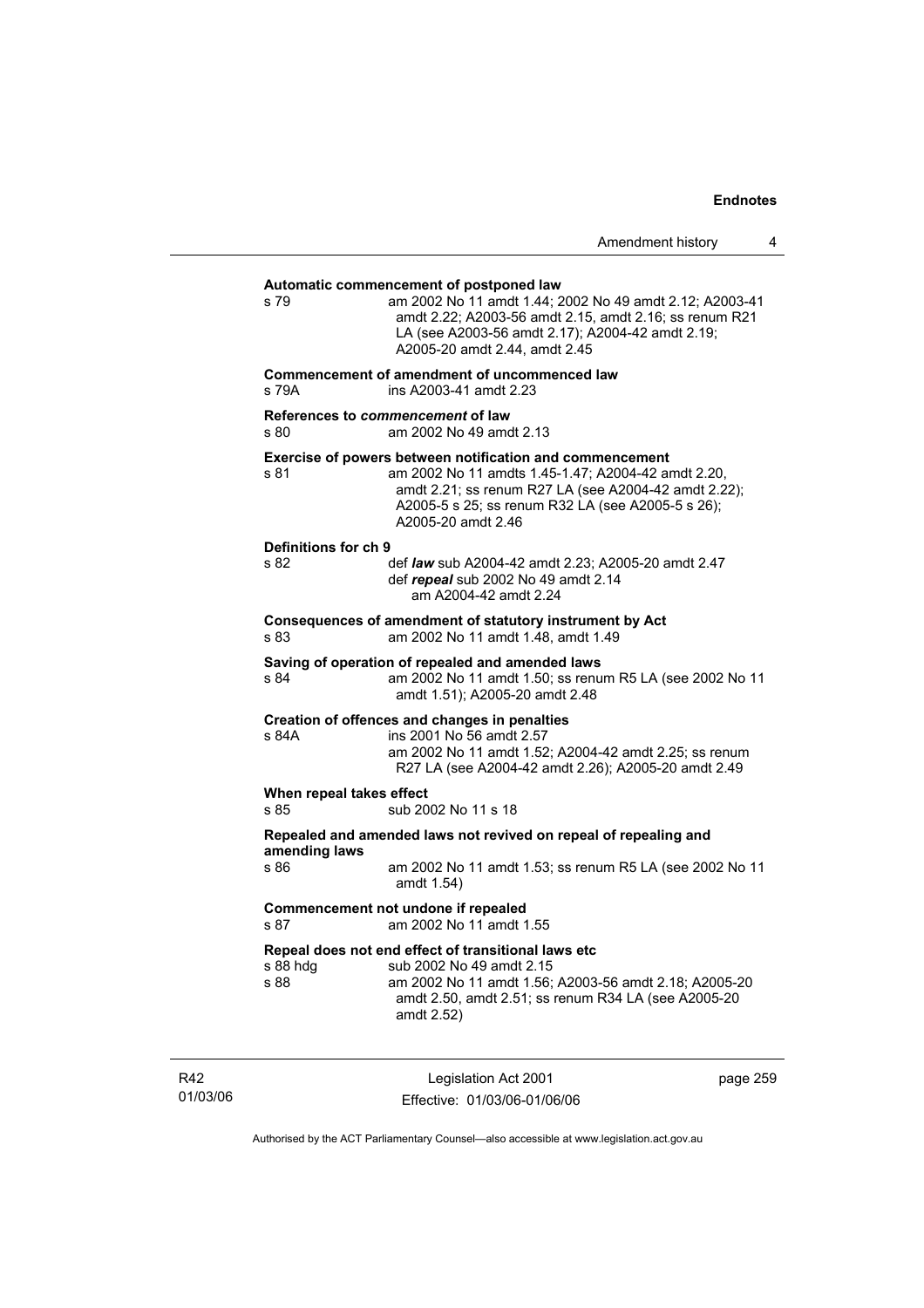**Automatic commencement of postponed law**

s 79 — am 2002 No 11 amdt 1.44; 2002 No 49 amdt 2.12; A2003-41 amdt 2.22; A2003-56 amdt 2.15, amdt 2.16; ss renum R21 LA (see A2003-56 amdt 2.17); A2004-42 amdt 2.19; A2005-20 amdt 2.44, amdt 2.45

**Commencement of amendment of uncommenced law**

s 79A — ins A2003-41 amdt 2.23

**References to *commencement* of law**

s 80 — am 2002 No 49 amdt 2.13

**Exercise of powers between notification and commencement**

s 81 — am 2002 No 11 amdts 1.45-1.47; A2004-42 amdt 2.20, amdt 2.21; ss renum R27 LA (see A2004-42 amdt 2.22); A2005-5 s 25; ss renum R32 LA (see A2005-5 s 26); A2005-20 amdt 2.46

**Definitions for ch 9**

s 82 — def ***law*** sub A2004-42 amdt 2.23; A2005-20 amdt 2.47
def ***repeal*** sub 2002 No 49 amdt 2.14
am A2004-42 amdt 2.24

**Consequences of amendment of statutory instrument by Act**

s 83 — am 2002 No 11 amdt 1.48, amdt 1.49

**Saving of operation of repealed and amended laws**

s 84 — am 2002 No 11 amdt 1.50; ss renum R5 LA (see 2002 No 11 amdt 1.51); A2005-20 amdt 2.48

**Creation of offences and changes in penalties**

s 84A — ins 2001 No 56 amdt 2.57
am 2002 No 11 amdt 1.52; A2004-42 amdt 2.25; ss renum R27 LA (see A2004-42 amdt 2.26); A2005-20 amdt 2.49

**When repeal takes effect**

s 85 — sub 2002 No 11 s 18

**Repealed and amended laws not revived on repeal of repealing and amending laws**

s 86 — am 2002 No 11 amdt 1.53; ss renum R5 LA (see 2002 No 11 amdt 1.54)

**Commencement not undone if repealed**

s 87 — am 2002 No 11 amdt 1.55

**Repeal does not end effect of transitional laws etc**

s 88 hdg — sub 2002 No 49 amdt 2.15

s 88 — am 2002 No 11 amdt 1.56; A2003-56 amdt 2.18; A2005-20 amdt 2.50, amdt 2.51; ss renum R34 LA (see A2005-20 amdt 2.52)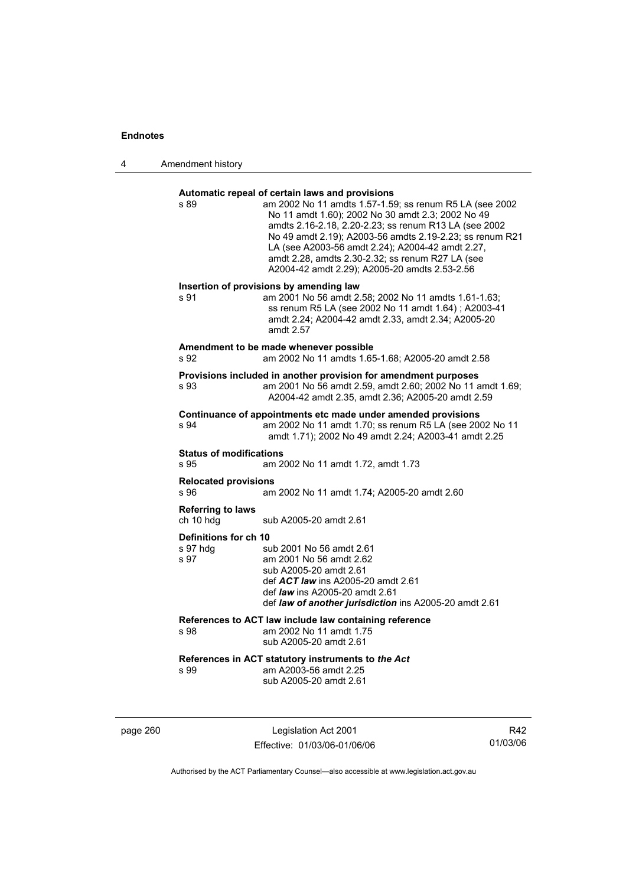**Automatic repeal of certain laws and provisions**

s 89 — am 2002 No 11 amdts 1.57-1.59; ss renum R5 LA (see 2002 No 11 amdt 1.60); 2002 No 30 amdt 2.3; 2002 No 49 amdts 2.16-2.18, 2.20-2.23; ss renum R13 LA (see 2002 No 49 amdt 2.19); A2003-56 amdts 2.19-2.23; ss renum R21 LA (see A2003-56 amdt 2.24); A2004-42 amdt 2.27, amdt 2.28, amdts 2.30-2.32; ss renum R27 LA (see A2004-42 amdt 2.29); A2005-20 amdts 2.53-2.56

**Insertion of provisions by amending law**

s 91 — am 2001 No 56 amdt 2.58; 2002 No 11 amdts 1.61-1.63; ss renum R5 LA (see 2002 No 11 amdt 1.64) ; A2003-41 amdt 2.24; A2004-42 amdt 2.33, amdt 2.34; A2005-20 amdt 2.57

**Amendment to be made whenever possible**

s 92 — am 2002 No 11 amdts 1.65-1.68; A2005-20 amdt 2.58

**Provisions included in another provision for amendment purposes**

s 93 — am 2001 No 56 amdt 2.59, amdt 2.60; 2002 No 11 amdt 1.69; A2004-42 amdt 2.35, amdt 2.36; A2005-20 amdt 2.59

**Continuance of appointments etc made under amended provisions**

s 94 — am 2002 No 11 amdt 1.70; ss renum R5 LA (see 2002 No 11 amdt 1.71); 2002 No 49 amdt 2.24; A2003-41 amdt 2.25

**Status of modifications**

s 95 — am 2002 No 11 amdt 1.72, amdt 1.73

**Relocated provisions**

s 96 — am 2002 No 11 amdt 1.74; A2005-20 amdt 2.60

**Referring to laws**

ch 10 hdg — sub A2005-20 amdt 2.61

**Definitions for ch 10**

s 97 hdg — sub 2001 No 56 amdt 2.61

s 97 — am 2001 No 56 amdt 2.62
sub A2005-20 amdt 2.61
def ***ACT law*** ins A2005-20 amdt 2.61
def ***law*** ins A2005-20 amdt 2.61
def ***law of another jurisdiction*** ins A2005-20 amdt 2.61

**References to ACT law include law containing reference**

s 98 — am 2002 No 11 amdt 1.75
sub A2005-20 amdt 2.61

**References in ACT statutory instruments to *the Act***

s 99 — am A2003-56 amdt 2.25
sub A2005-20 amdt 2.61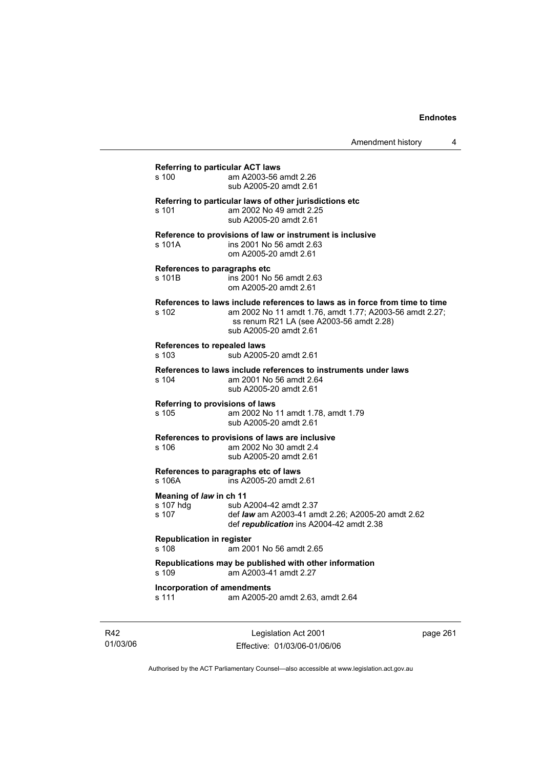**Referring to particular ACT laws**

s 100 am A2003-56 amdt 2.26
sub A2005-20 amdt 2.61

**Referring to particular laws of other jurisdictions etc**

s 101 am 2002 No 49 amdt 2.25
sub A2005-20 amdt 2.61

**Reference to provisions of law or instrument is inclusive**

s 101A ins 2001 No 56 amdt 2.63
om A2005-20 amdt 2.61

**References to paragraphs etc**

s 101B ins 2001 No 56 amdt 2.63
om A2005-20 amdt 2.61

**References to laws include references to laws as in force from time to time**

s 102 am 2002 No 11 amdt 1.76, amdt 1.77; A2003-56 amdt 2.27; ss renum R21 LA (see A2003-56 amdt 2.28)
sub A2005-20 amdt 2.61

**References to repealed laws**

s 103 sub A2005-20 amdt 2.61

**References to laws include references to instruments under laws**

s 104 am 2001 No 56 amdt 2.64
sub A2005-20 amdt 2.61

**Referring to provisions of laws**

s 105 am 2002 No 11 amdt 1.78, amdt 1.79
sub A2005-20 amdt 2.61

**References to provisions of laws are inclusive**

s 106 am 2002 No 30 amdt 2.4
sub A2005-20 amdt 2.61

**References to paragraphs etc of laws**

s 106A ins A2005-20 amdt 2.61

**Meaning of *law* in ch 11**

s 107 hdg sub A2004-42 amdt 2.37
s 107 def ***law*** am A2003-41 amdt 2.26; A2005-20 amdt 2.62
def ***republication*** ins A2004-42 amdt 2.38

**Republication in register**

s 108 am 2001 No 56 amdt 2.65

**Republications may be published with other information**

s 109 am A2003-41 amdt 2.27

**Incorporation of amendments**

s 111 am A2005-20 amdt 2.63, amdt 2.64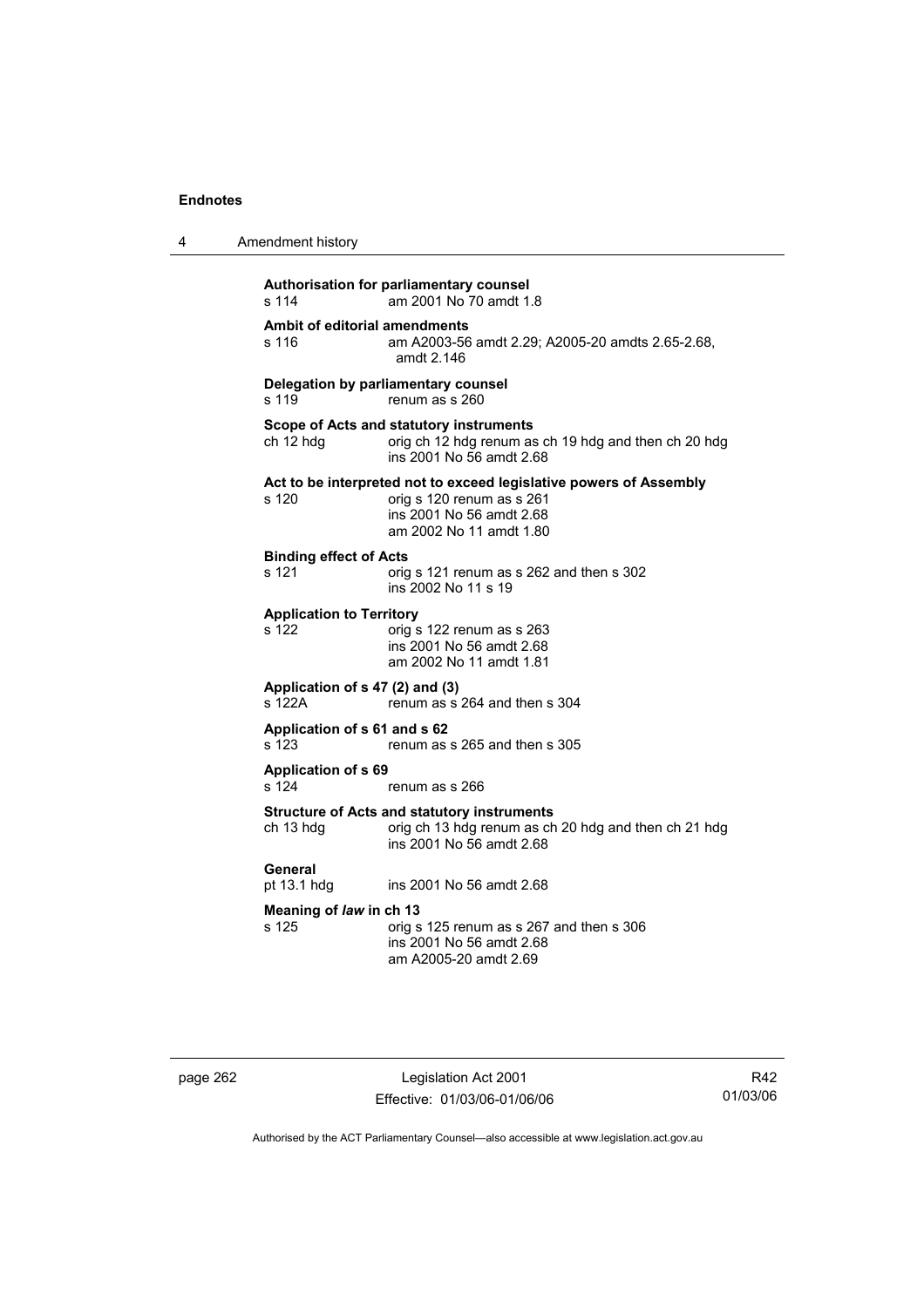**Authorisation for parliamentary counsel**
s 114 am 2001 No 70 amdt 1.8

**Ambit of editorial amendments**
s 116 am A2003-56 amdt 2.29; A2005-20 amdts 2.65-2.68, amdt 2.146

**Delegation by parliamentary counsel**
s 119 renum as s 260

**Scope of Acts and statutory instruments**
ch 12 hdg orig ch 12 hdg renum as ch 19 hdg and then ch 20 hdg
ins 2001 No 56 amdt 2.68

**Act to be interpreted not to exceed legislative powers of Assembly**
s 120 orig s 120 renum as s 261
ins 2001 No 56 amdt 2.68
am 2002 No 11 amdt 1.80

**Binding effect of Acts**
s 121 orig s 121 renum as s 262 and then s 302
ins 2002 No 11 s 19

**Application to Territory**
s 122 orig s 122 renum as s 263
ins 2001 No 56 amdt 2.68
am 2002 No 11 amdt 1.81

**Application of s 47 (2) and (3)**
s 122A renum as s 264 and then s 304

**Application of s 61 and s 62**
s 123 renum as s 265 and then s 305

**Application of s 69**
s 124 renum as s 266

**Structure of Acts and statutory instruments**
ch 13 hdg orig ch 13 hdg renum as ch 20 hdg and then ch 21 hdg
ins 2001 No 56 amdt 2.68

**General**
pt 13.1 hdg ins 2001 No 56 amdt 2.68

**Meaning of *law* in ch 13**
s 125 orig s 125 renum as s 267 and then s 306
ins 2001 No 56 amdt 2.68
am A2005-20 amdt 2.69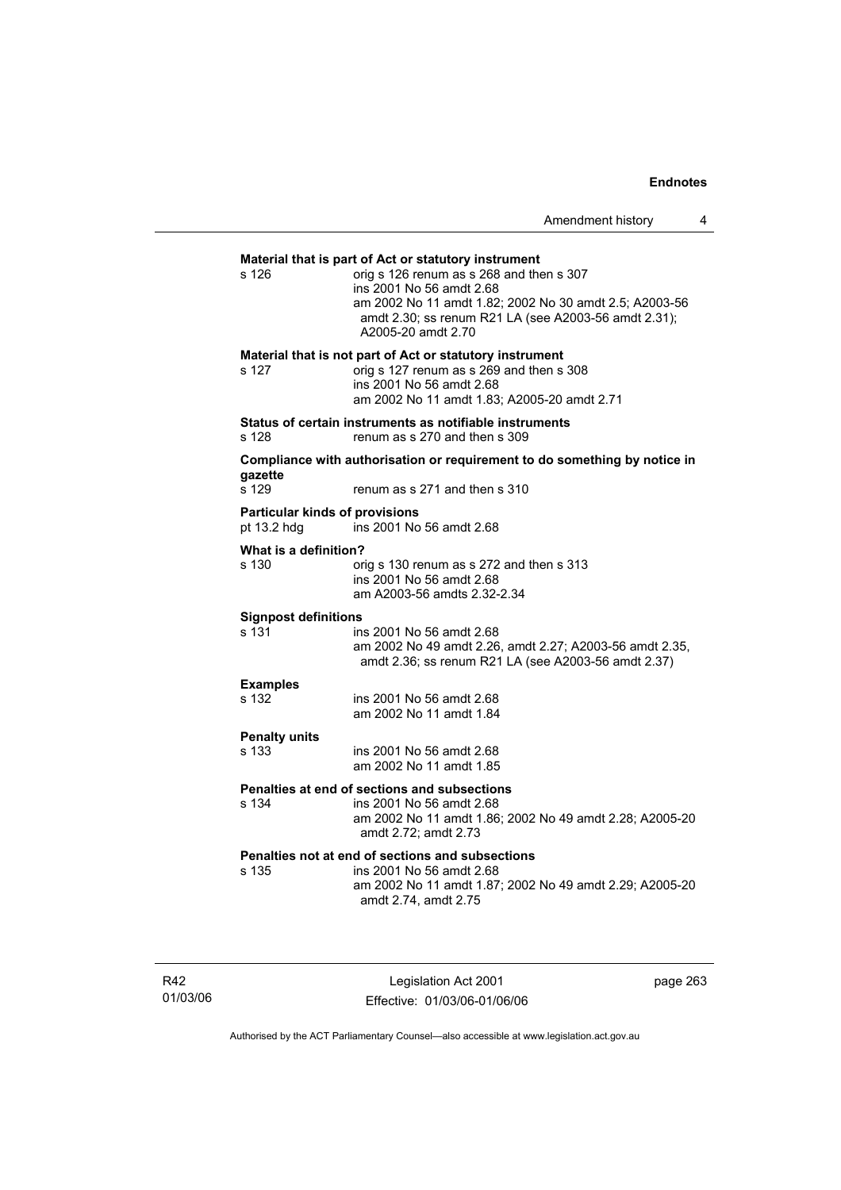**Material that is part of Act or statutory instrument**

s 126 orig s 126 renum as s 268 and then s 307
ins 2001 No 56 amdt 2.68
am 2002 No 11 amdt 1.82; 2002 No 30 amdt 2.5; A2003-56 amdt 2.30; ss renum R21 LA (see A2003-56 amdt 2.31); A2005-20 amdt 2.70

**Material that is not part of Act or statutory instrument**

s 127 orig s 127 renum as s 269 and then s 308
ins 2001 No 56 amdt 2.68
am 2002 No 11 amdt 1.83; A2005-20 amdt 2.71

**Status of certain instruments as notifiable instruments**

s 128 renum as s 270 and then s 309

**Compliance with authorisation or requirement to do something by notice in gazette**

s 129 renum as s 271 and then s 310

**Particular kinds of provisions**

pt 13.2 hdg ins 2001 No 56 amdt 2.68

**What is a definition?**

s 130 orig s 130 renum as s 272 and then s 313
ins 2001 No 56 amdt 2.68
am A2003-56 amdts 2.32-2.34

**Signpost definitions**

s 131 ins 2001 No 56 amdt 2.68
am 2002 No 49 amdt 2.26, amdt 2.27; A2003-56 amdt 2.35, amdt 2.36; ss renum R21 LA (see A2003-56 amdt 2.37)

**Examples**

s 132 ins 2001 No 56 amdt 2.68
am 2002 No 11 amdt 1.84

**Penalty units**

s 133 ins 2001 No 56 amdt 2.68
am 2002 No 11 amdt 1.85

**Penalties at end of sections and subsections**

s 134 ins 2001 No 56 amdt 2.68
am 2002 No 11 amdt 1.86; 2002 No 49 amdt 2.28; A2005-20 amdt 2.72; amdt 2.73

**Penalties not at end of sections and subsections**

s 135 ins 2001 No 56 amdt 2.68
am 2002 No 11 amdt 1.87; 2002 No 49 amdt 2.29; A2005-20 amdt 2.74, amdt 2.75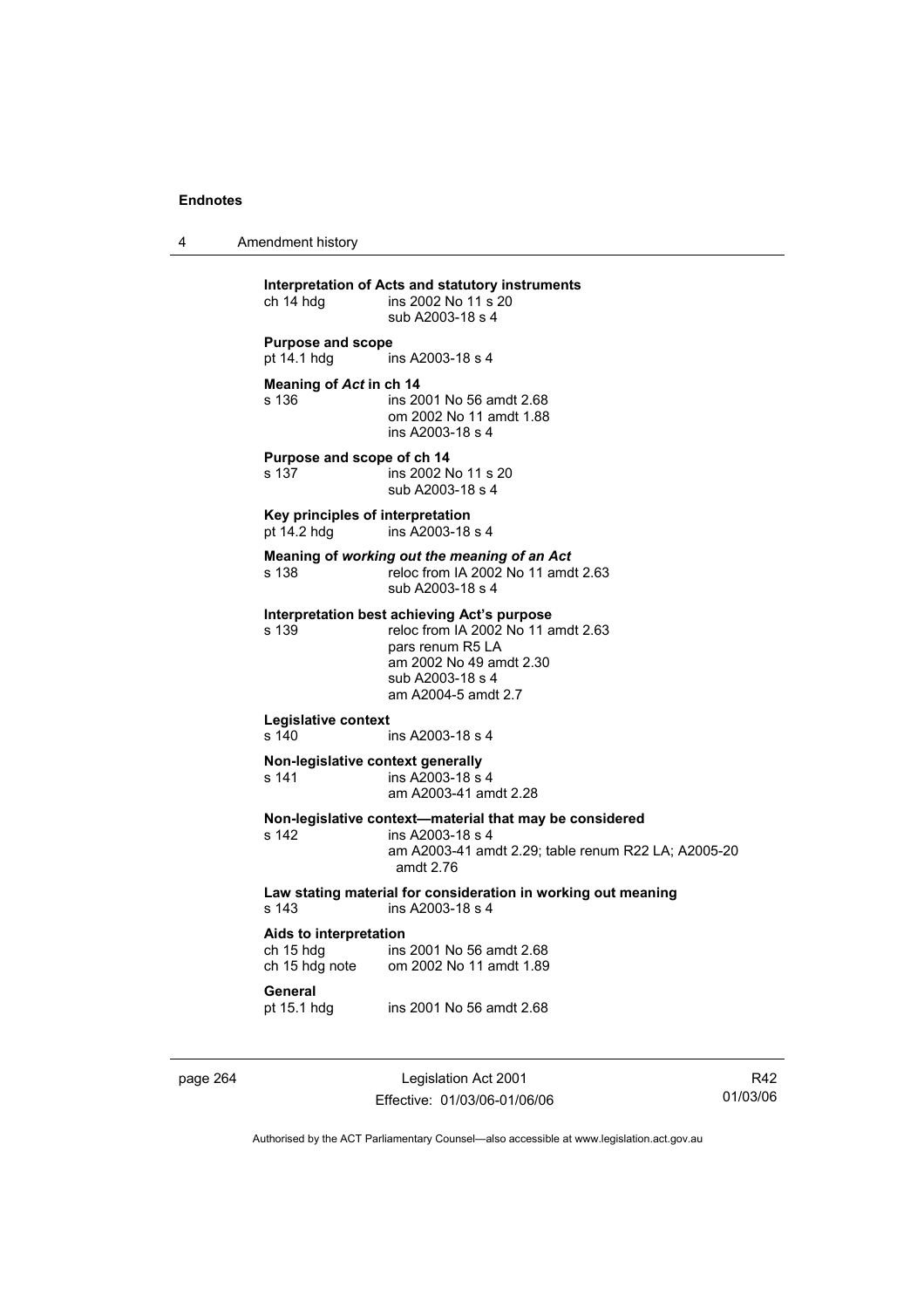**Interpretation of Acts and statutory instruments**
ch 14 hdg ins 2002 No 11 s 20
sub A2003-18 s 4

**Purpose and scope**
pt 14.1 hdg ins A2003-18 s 4

**Meaning of *Act* in ch 14**
s 136 ins 2001 No 56 amdt 2.68
om 2002 No 11 amdt 1.88
ins A2003-18 s 4

**Purpose and scope of ch 14**
s 137 ins 2002 No 11 s 20
sub A2003-18 s 4

**Key principles of interpretation**
pt 14.2 hdg ins A2003-18 s 4

**Meaning of *working out the meaning of an Act***
s 138 reloc from IA 2002 No 11 amdt 2.63
sub A2003-18 s 4

**Interpretation best achieving Act's purpose**
s 139 reloc from IA 2002 No 11 amdt 2.63
pars renum R5 LA
am 2002 No 49 amdt 2.30
sub A2003-18 s 4
am A2004-5 amdt 2.7

**Legislative context**
s 140 ins A2003-18 s 4

**Non-legislative context generally**
s 141 ins A2003-18 s 4
am A2003-41 amdt 2.28

**Non-legislative context—material that may be considered**
s 142 ins A2003-18 s 4
am A2003-41 amdt 2.29; table renum R22 LA; A2005-20 amdt 2.76

**Law stating material for consideration in working out meaning**
s 143 ins A2003-18 s 4

**Aids to interpretation**
ch 15 hdg ins 2001 No 56 amdt 2.68
ch 15 hdg note om 2002 No 11 amdt 1.89

**General**
pt 15.1 hdg ins 2001 No 56 amdt 2.68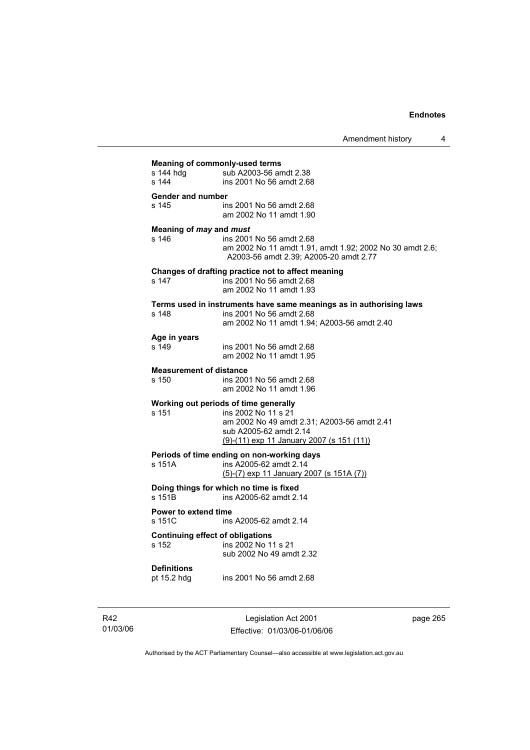**Meaning of commonly-used terms**
s 144 hdg sub A2003-56 amdt 2.38
s 144 ins 2001 No 56 amdt 2.68

**Gender and number**
s 145 ins 2001 No 56 amdt 2.68
am 2002 No 11 amdt 1.90

**Meaning of *may* and *must***
s 146 ins 2001 No 56 amdt 2.68
am 2002 No 11 amdt 1.91, amdt 1.92; 2002 No 30 amdt 2.6; A2003-56 amdt 2.39; A2005-20 amdt 2.77

**Changes of drafting practice not to affect meaning**
s 147 ins 2001 No 56 amdt 2.68
am 2002 No 11 amdt 1.93

**Terms used in instruments have same meanings as in authorising laws**
s 148 ins 2001 No 56 amdt 2.68
am 2002 No 11 amdt 1.94; A2003-56 amdt 2.40

**Age in years**
s 149 ins 2001 No 56 amdt 2.68
am 2002 No 11 amdt 1.95

**Measurement of distance**
s 150 ins 2001 No 56 amdt 2.68
am 2002 No 11 amdt 1.96

**Working out periods of time generally**
s 151 ins 2002 No 11 s 21
am 2002 No 49 amdt 2.31; A2003-56 amdt 2.41
sub A2005-62 amdt 2.14
(9)-(11) exp 11 January 2007 (s 151 (11))

**Periods of time ending on non-working days**
s 151A ins A2005-62 amdt 2.14
(5)-(7) exp 11 January 2007 (s 151A (7))

**Doing things for which no time is fixed**
s 151B ins A2005-62 amdt 2.14

**Power to extend time**
s 151C ins A2005-62 amdt 2.14

**Continuing effect of obligations**
s 152 ins 2002 No 11 s 21
sub 2002 No 49 amdt 2.32

**Definitions**
pt 15.2 hdg ins 2001 No 56 amdt 2.68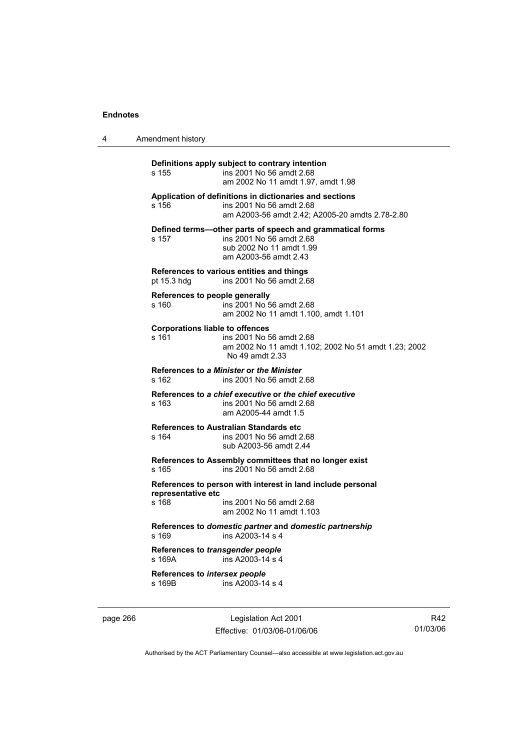**Definitions apply subject to contrary intention**
s 155 ins 2001 No 56 amdt 2.68
am 2002 No 11 amdt 1.97, amdt 1.98

**Application of definitions in dictionaries and sections**
s 156 ins 2001 No 56 amdt 2.68
am A2003-56 amdt 2.42; A2005-20 amdts 2.78-2.80

**Defined terms—other parts of speech and grammatical forms**
s 157 ins 2001 No 56 amdt 2.68
sub 2002 No 11 amdt 1.99
am A2003-56 amdt 2.43

**References to various entities and things**
pt 15.3 hdg ins 2001 No 56 amdt 2.68

**References to people generally**
s 160 ins 2001 No 56 amdt 2.68
am 2002 No 11 amdt 1.100, amdt 1.101

**Corporations liable to offences**
s 161 ins 2001 No 56 amdt 2.68
am 2002 No 11 amdt 1.102; 2002 No 51 amdt 1.23; 2002 No 49 amdt 2.33

**References to *a Minister* or *the Minister***
s 162 ins 2001 No 56 amdt 2.68

**References to *a chief executive* or *the chief executive***
s 163 ins 2001 No 56 amdt 2.68
am A2005-44 amdt 1.5

**References to Australian Standards etc**
s 164 ins 2001 No 56 amdt 2.68
sub A2003-56 amdt 2.44

**References to Assembly committees that no longer exist**
s 165 ins 2001 No 56 amdt 2.68

**References to person with interest in land include personal representative etc**
s 168 ins 2001 No 56 amdt 2.68
am 2002 No 11 amdt 1.103

**References to *domestic partner* and *domestic partnership***
s 169 ins A2003-14 s 4

**References to *transgender people***
s 169A ins A2003-14 s 4

**References to *intersex people***
s 169B ins A2003-14 s 4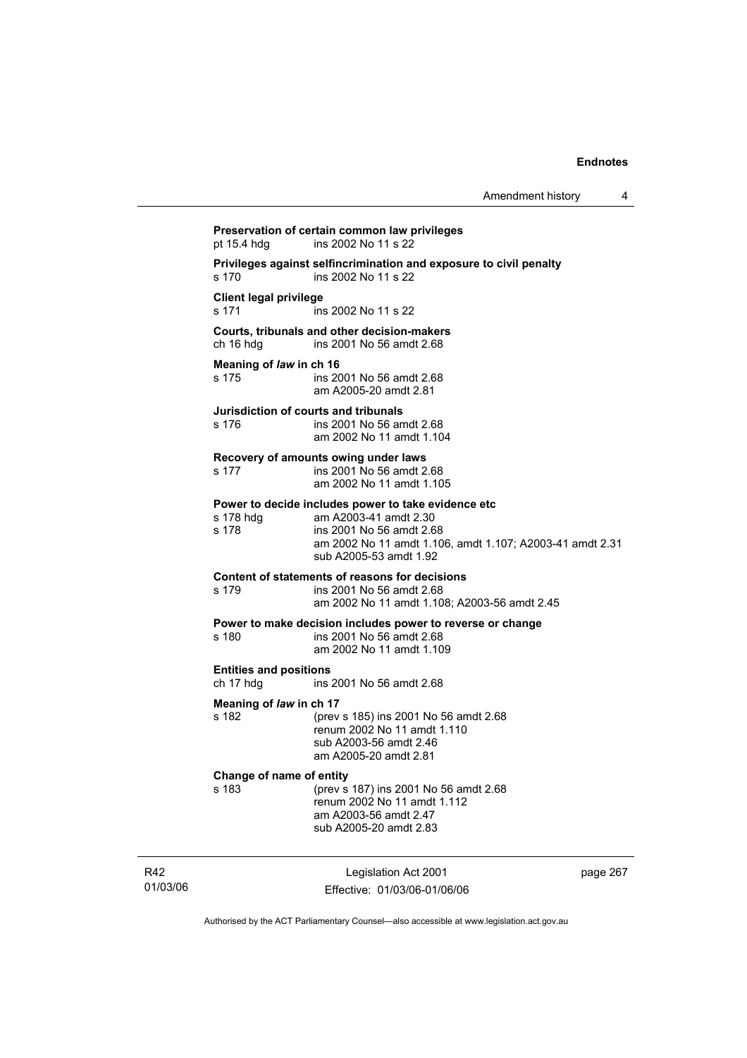**Preservation of certain common law privileges**

pt 15.4 hdg ins 2002 No 11 s 22

**Privileges against selfincrimination and exposure to civil penalty**

s 170 ins 2002 No 11 s 22

**Client legal privilege**

s 171 ins 2002 No 11 s 22

**Courts, tribunals and other decision-makers**

ch 16 hdg ins 2001 No 56 amdt 2.68

**Meaning of *law* in ch 16**

s 175 ins 2001 No 56 amdt 2.68
am A2005-20 amdt 2.81

**Jurisdiction of courts and tribunals**

s 176 ins 2001 No 56 amdt 2.68
am 2002 No 11 amdt 1.104

**Recovery of amounts owing under laws**

s 177 ins 2001 No 56 amdt 2.68
am 2002 No 11 amdt 1.105

**Power to decide includes power to take evidence etc**

s 178 hdg am A2003-41 amdt 2.30

s 178 ins 2001 No 56 amdt 2.68
am 2002 No 11 amdt 1.106, amdt 1.107; A2003-41 amdt 2.31
sub A2005-53 amdt 1.92

**Content of statements of reasons for decisions**

s 179 ins 2001 No 56 amdt 2.68
am 2002 No 11 amdt 1.108; A2003-56 amdt 2.45

**Power to make decision includes power to reverse or change**

s 180 ins 2001 No 56 amdt 2.68
am 2002 No 11 amdt 1.109

**Entities and positions**

ch 17 hdg ins 2001 No 56 amdt 2.68

**Meaning of *law* in ch 17**

s 182 (prev s 185) ins 2001 No 56 amdt 2.68
renum 2002 No 11 amdt 1.110
sub A2003-56 amdt 2.46
am A2005-20 amdt 2.81

**Change of name of entity**

s 183 (prev s 187) ins 2001 No 56 amdt 2.68
renum 2002 No 11 amdt 1.112
am A2003-56 amdt 2.47
sub A2005-20 amdt 2.83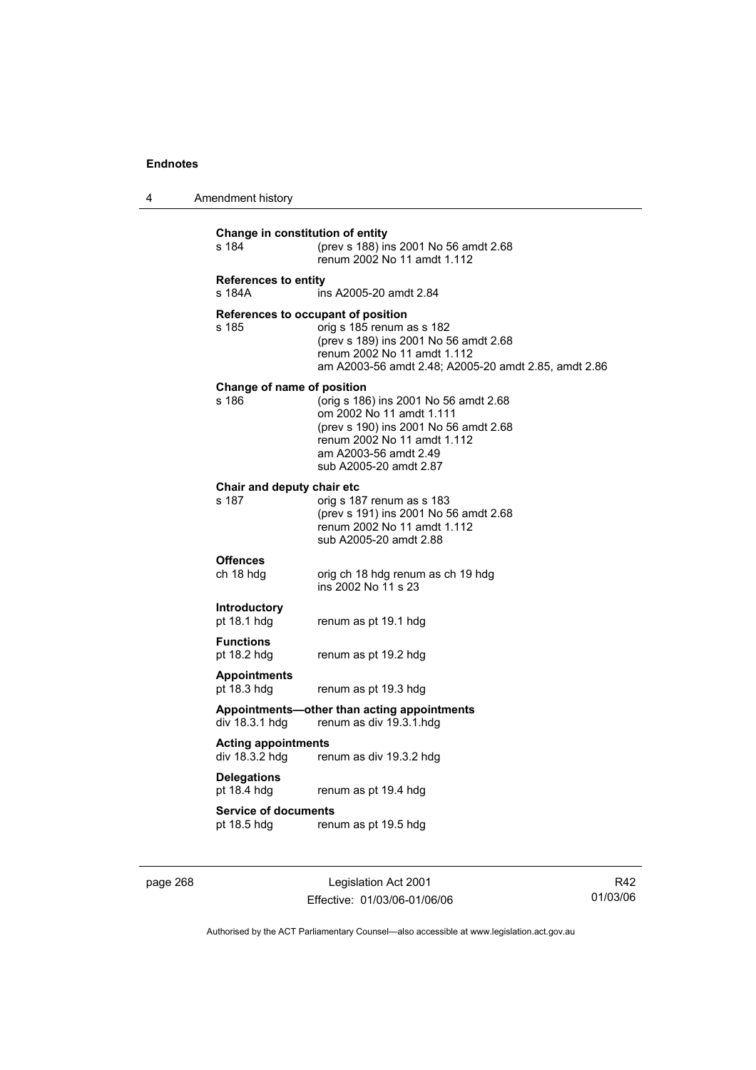**Change in constitution of entity**
s 184 (prev s 188) ins 2001 No 56 amdt 2.68
renum 2002 No 11 amdt 1.112

**References to entity**
s 184A ins A2005-20 amdt 2.84

**References to occupant of position**
s 185 orig s 185 renum as s 182
(prev s 189) ins 2001 No 56 amdt 2.68
renum 2002 No 11 amdt 1.112
am A2003-56 amdt 2.48; A2005-20 amdt 2.85, amdt 2.86

**Change of name of position**
s 186 (orig s 186) ins 2001 No 56 amdt 2.68
om 2002 No 11 amdt 1.111
(prev s 190) ins 2001 No 56 amdt 2.68
renum 2002 No 11 amdt 1.112
am A2003-56 amdt 2.49
sub A2005-20 amdt 2.87

**Chair and deputy chair etc**
s 187 orig s 187 renum as s 183
(prev s 191) ins 2001 No 56 amdt 2.68
renum 2002 No 11 amdt 1.112
sub A2005-20 amdt 2.88

**Offences**
ch 18 hdg orig ch 18 hdg renum as ch 19 hdg
ins 2002 No 11 s 23

**Introductory**
pt 18.1 hdg renum as pt 19.1 hdg

**Functions**
pt 18.2 hdg renum as pt 19.2 hdg

**Appointments**
pt 18.3 hdg renum as pt 19.3 hdg

**Appointments—other than acting appointments**
div 18.3.1 hdg renum as div 19.3.1.hdg

**Acting appointments**
div 18.3.2 hdg renum as div 19.3.2 hdg

**Delegations**
pt 18.4 hdg renum as pt 19.4 hdg

**Service of documents**
pt 18.5 hdg renum as pt 19.5 hdg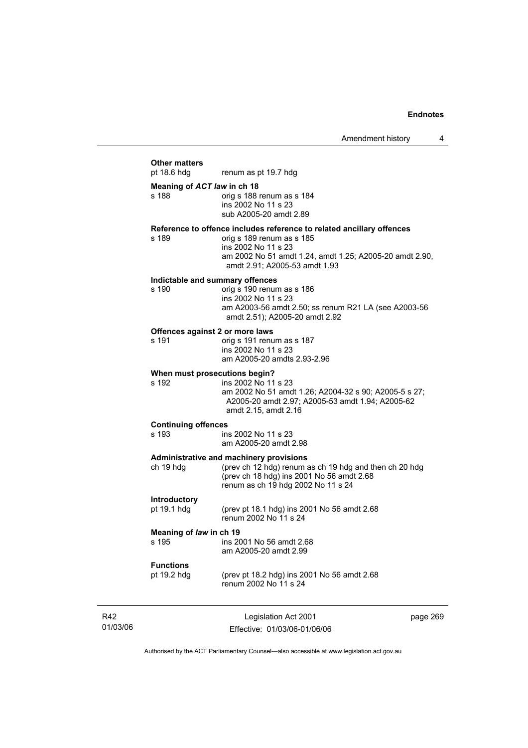**Other matters**

pt 18.6 hdg renum as pt 19.7 hdg

**Meaning of *ACT law* in ch 18**

s 188 orig s 188 renum as s 184
ins 2002 No 11 s 23
sub A2005-20 amdt 2.89

**Reference to offence includes reference to related ancillary offences**

s 189 orig s 189 renum as s 185
ins 2002 No 11 s 23
am 2002 No 51 amdt 1.24, amdt 1.25; A2005-20 amdt 2.90, amdt 2.91; A2005-53 amdt 1.93

**Indictable and summary offences**

s 190 orig s 190 renum as s 186
ins 2002 No 11 s 23
am A2003-56 amdt 2.50; ss renum R21 LA (see A2003-56 amdt 2.51); A2005-20 amdt 2.92

**Offences against 2 or more laws**

s 191 orig s 191 renum as s 187
ins 2002 No 11 s 23
am A2005-20 amdts 2.93-2.96

**When must prosecutions begin?**

s 192 ins 2002 No 11 s 23
am 2002 No 51 amdt 1.26; A2004-32 s 90; A2005-5 s 27; A2005-20 amdt 2.97; A2005-53 amdt 1.94; A2005-62 amdt 2.15, amdt 2.16

**Continuing offences**

s 193 ins 2002 No 11 s 23
am A2005-20 amdt 2.98

**Administrative and machinery provisions**

ch 19 hdg (prev ch 12 hdg) renum as ch 19 hdg and then ch 20 hdg
(prev ch 18 hdg) ins 2001 No 56 amdt 2.68
renum as ch 19 hdg 2002 No 11 s 24

**Introductory**

pt 19.1 hdg (prev pt 18.1 hdg) ins 2001 No 56 amdt 2.68
renum 2002 No 11 s 24

**Meaning of *law* in ch 19**

s 195 ins 2001 No 56 amdt 2.68
am A2005-20 amdt 2.99

**Functions**

pt 19.2 hdg (prev pt 18.2 hdg) ins 2001 No 56 amdt 2.68
renum 2002 No 11 s 24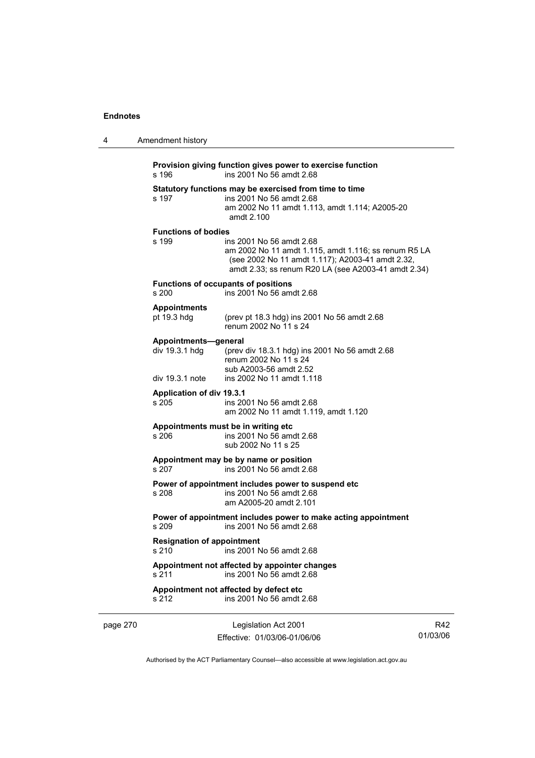**Provision giving function gives power to exercise function**
s 196 ins 2001 No 56 amdt 2.68

**Statutory functions may be exercised from time to time**
s 197 ins 2001 No 56 amdt 2.68
am 2002 No 11 amdt 1.113, amdt 1.114; A2005-20 amdt 2.100

**Functions of bodies**
s 199 ins 2001 No 56 amdt 2.68
am 2002 No 11 amdt 1.115, amdt 1.116; ss renum R5 LA (see 2002 No 11 amdt 1.117); A2003-41 amdt 2.32, amdt 2.33; ss renum R20 LA (see A2003-41 amdt 2.34)

**Functions of occupants of positions**
s 200 ins 2001 No 56 amdt 2.68

**Appointments**
pt 19.3 hdg (prev pt 18.3 hdg) ins 2001 No 56 amdt 2.68
renum 2002 No 11 s 24

**Appointments—general**
div 19.3.1 hdg (prev div 18.3.1 hdg) ins 2001 No 56 amdt 2.68
renum 2002 No 11 s 24
sub A2003-56 amdt 2.52
div 19.3.1 note ins 2002 No 11 amdt 1.118

**Application of div 19.3.1**
s 205 ins 2001 No 56 amdt 2.68
am 2002 No 11 amdt 1.119, amdt 1.120

**Appointments must be in writing etc**
s 206 ins 2001 No 56 amdt 2.68
sub 2002 No 11 s 25

**Appointment may be by name or position**
s 207 ins 2001 No 56 amdt 2.68

**Power of appointment includes power to suspend etc**
s 208 ins 2001 No 56 amdt 2.68
am A2005-20 amdt 2.101

**Power of appointment includes power to make acting appointment**
s 209 ins 2001 No 56 amdt 2.68

**Resignation of appointment**
s 210 ins 2001 No 56 amdt 2.68

**Appointment not affected by appointer changes**
s 211 ins 2001 No 56 amdt 2.68

**Appointment not affected by defect etc**
s 212 ins 2001 No 56 amdt 2.68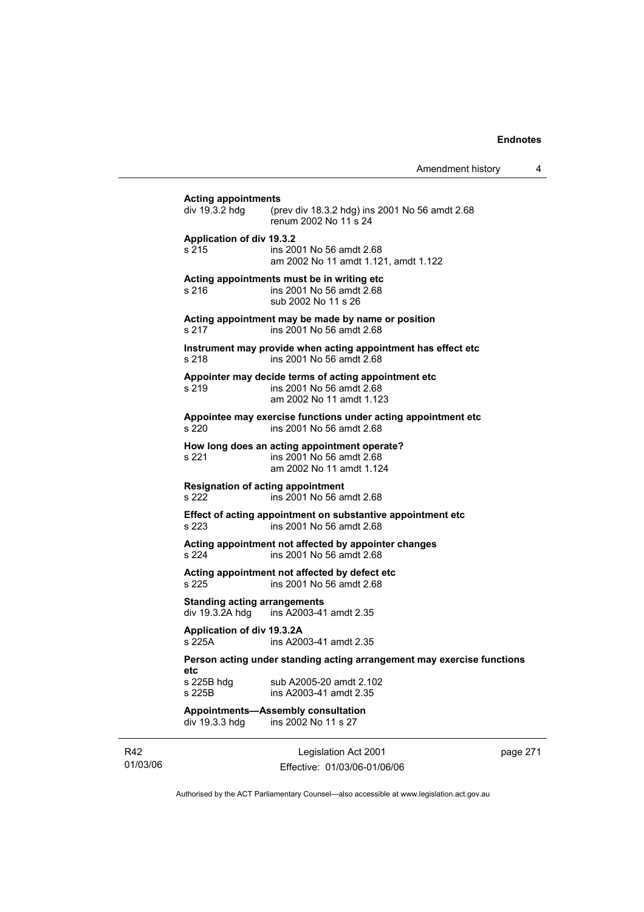**Acting appointments**
div 19.3.2 hdg (prev div 18.3.2 hdg) ins 2001 No 56 amdt 2.68
renum 2002 No 11 s 24

**Application of div 19.3.2**
s 215 ins 2001 No 56 amdt 2.68
am 2002 No 11 amdt 1.121, amdt 1.122

**Acting appointments must be in writing etc**
s 216 ins 2001 No 56 amdt 2.68
sub 2002 No 11 s 26

**Acting appointment may be made by name or position**
s 217 ins 2001 No 56 amdt 2.68

**Instrument may provide when acting appointment has effect etc**
s 218 ins 2001 No 56 amdt 2.68

**Appointer may decide terms of acting appointment etc**
s 219 ins 2001 No 56 amdt 2.68
am 2002 No 11 amdt 1.123

**Appointee may exercise functions under acting appointment etc**
s 220 ins 2001 No 56 amdt 2.68

**How long does an acting appointment operate?**
s 221 ins 2001 No 56 amdt 2.68
am 2002 No 11 amdt 1.124

**Resignation of acting appointment**
s 222 ins 2001 No 56 amdt 2.68

**Effect of acting appointment on substantive appointment etc**
s 223 ins 2001 No 56 amdt 2.68

**Acting appointment not affected by appointer changes**
s 224 ins 2001 No 56 amdt 2.68

**Acting appointment not affected by defect etc**
s 225 ins 2001 No 56 amdt 2.68

**Standing acting arrangements**
div 19.3.2A hdg ins A2003-41 amdt 2.35

**Application of div 19.3.2A**
s 225A ins A2003-41 amdt 2.35

**Person acting under standing acting arrangement may exercise functions etc**
s 225B hdg sub A2005-20 amdt 2.102
s 225B ins A2003-41 amdt 2.35

**Appointments—Assembly consultation**
div 19.3.3 hdg ins 2002 No 11 s 27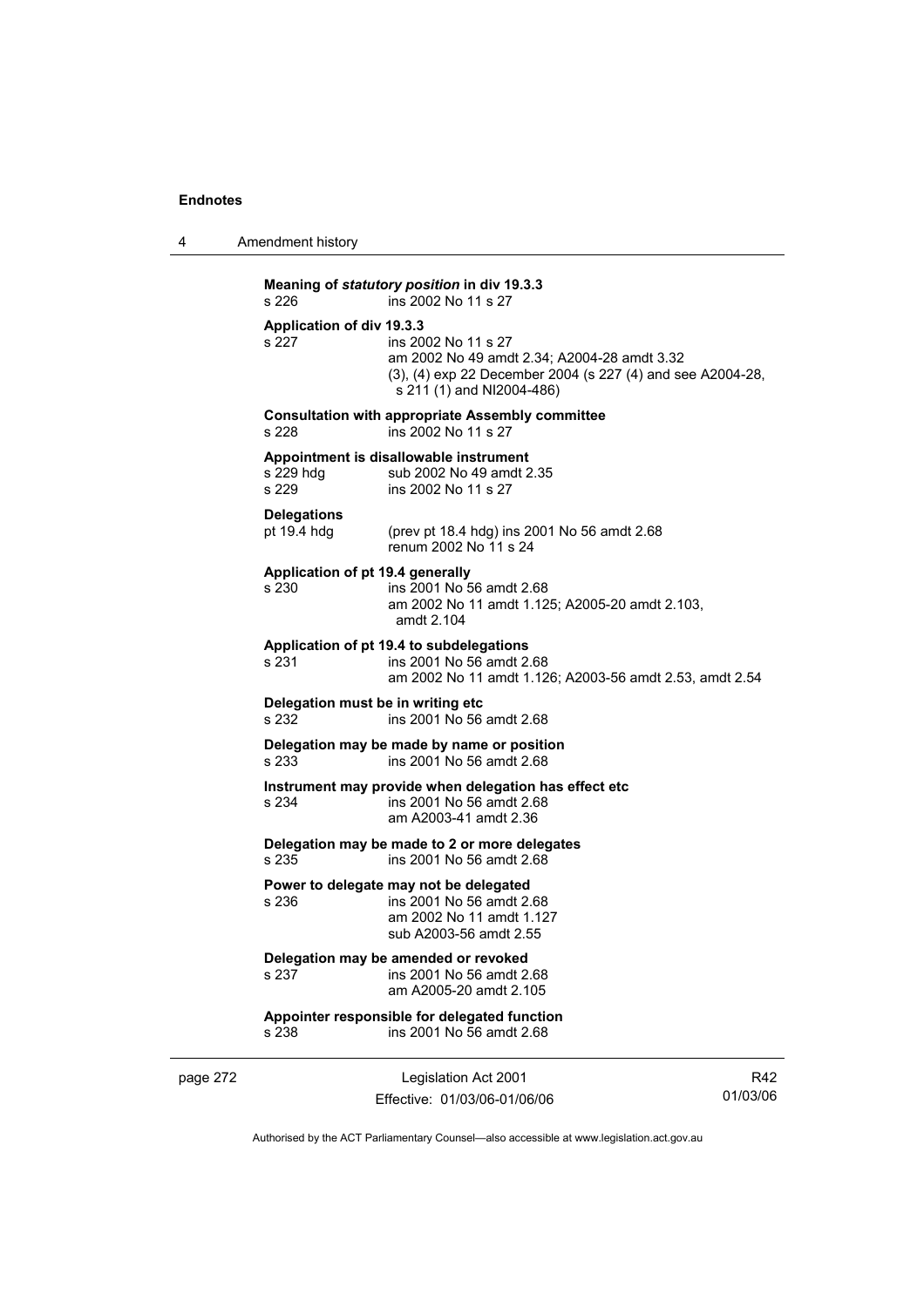**Meaning of *statutory position* in div 19.3.3**
s 226 ins 2002 No 11 s 27

**Application of div 19.3.3**
s 227 ins 2002 No 11 s 27
am 2002 No 49 amdt 2.34; A2004-28 amdt 3.32
(3), (4) exp 22 December 2004 (s 227 (4) and see A2004-28, s 211 (1) and NI2004-486)

**Consultation with appropriate Assembly committee**
s 228 ins 2002 No 11 s 27

**Appointment is disallowable instrument**
s 229 hdg sub 2002 No 49 amdt 2.35
s 229 ins 2002 No 11 s 27

**Delegations**
pt 19.4 hdg (prev pt 18.4 hdg) ins 2001 No 56 amdt 2.68
renum 2002 No 11 s 24

**Application of pt 19.4 generally**
s 230 ins 2001 No 56 amdt 2.68
am 2002 No 11 amdt 1.125; A2005-20 amdt 2.103, amdt 2.104

**Application of pt 19.4 to subdelegations**
s 231 ins 2001 No 56 amdt 2.68
am 2002 No 11 amdt 1.126; A2003-56 amdt 2.53, amdt 2.54

**Delegation must be in writing etc**
s 232 ins 2001 No 56 amdt 2.68

**Delegation may be made by name or position**
s 233 ins 2001 No 56 amdt 2.68

**Instrument may provide when delegation has effect etc**
s 234 ins 2001 No 56 amdt 2.68
am A2003-41 amdt 2.36

**Delegation may be made to 2 or more delegates**
s 235 ins 2001 No 56 amdt 2.68

**Power to delegate may not be delegated**
s 236 ins 2001 No 56 amdt 2.68
am 2002 No 11 amdt 1.127
sub A2003-56 amdt 2.55

**Delegation may be amended or revoked**
s 237 ins 2001 No 56 amdt 2.68
am A2005-20 amdt 2.105

**Appointer responsible for delegated function**
s 238 ins 2001 No 56 amdt 2.68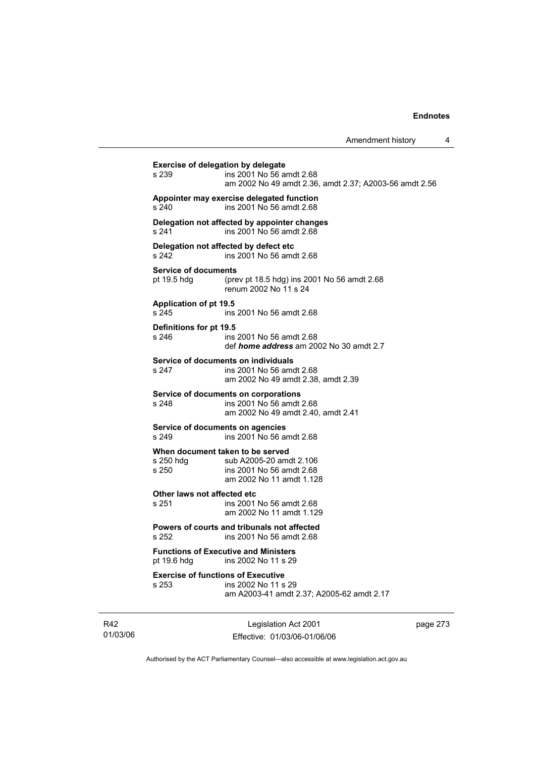**Exercise of delegation by delegate**
s 239 ins 2001 No 56 amdt 2.68
am 2002 No 49 amdt 2.36, amdt 2.37; A2003-56 amdt 2.56

**Appointer may exercise delegated function**
s 240 ins 2001 No 56 amdt 2.68

**Delegation not affected by appointer changes**
s 241 ins 2001 No 56 amdt 2.68

**Delegation not affected by defect etc**
s 242 ins 2001 No 56 amdt 2.68

**Service of documents**
pt 19.5 hdg (prev pt 18.5 hdg) ins 2001 No 56 amdt 2.68
renum 2002 No 11 s 24

**Application of pt 19.5**
s 245 ins 2001 No 56 amdt 2.68

**Definitions for pt 19.5**
s 246 ins 2001 No 56 amdt 2.68
def ***home address*** am 2002 No 30 amdt 2.7

**Service of documents on individuals**
s 247 ins 2001 No 56 amdt 2.68
am 2002 No 49 amdt 2.38, amdt 2.39

**Service of documents on corporations**
s 248 ins 2001 No 56 amdt 2.68
am 2002 No 49 amdt 2.40, amdt 2.41

**Service of documents on agencies**
s 249 ins 2001 No 56 amdt 2.68

**When document taken to be served**
s 250 hdg sub A2005-20 amdt 2.106
s 250 ins 2001 No 56 amdt 2.68
am 2002 No 11 amdt 1.128

**Other laws not affected etc**
s 251 ins 2001 No 56 amdt 2.68
am 2002 No 11 amdt 1.129

**Powers of courts and tribunals not affected**
s 252 ins 2001 No 56 amdt 2.68

**Functions of Executive and Ministers**
pt 19.6 hdg ins 2002 No 11 s 29

**Exercise of functions of Executive**
s 253 ins 2002 No 11 s 29
am A2003-41 amdt 2.37; A2005-62 amdt 2.17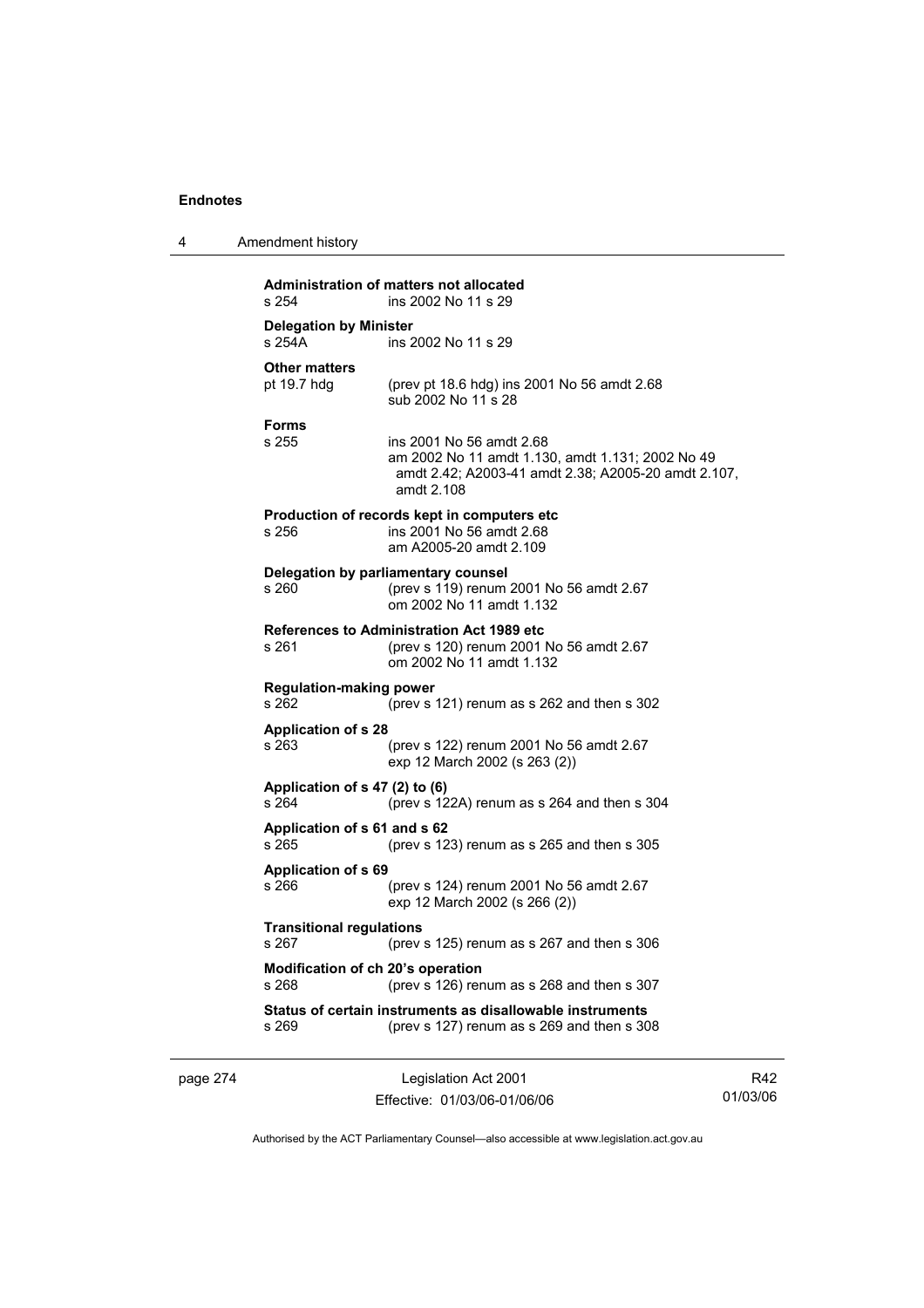**Administration of matters not allocated**
s 254 ins 2002 No 11 s 29

**Delegation by Minister**
s 254A ins 2002 No 11 s 29

**Other matters**
pt 19.7 hdg (prev pt 18.6 hdg) ins 2001 No 56 amdt 2.68
sub 2002 No 11 s 28

**Forms**
s 255 ins 2001 No 56 amdt 2.68
am 2002 No 11 amdt 1.130, amdt 1.131; 2002 No 49 amdt 2.42; A2003-41 amdt 2.38; A2005-20 amdt 2.107, amdt 2.108

**Production of records kept in computers etc**
s 256 ins 2001 No 56 amdt 2.68
am A2005-20 amdt 2.109

**Delegation by parliamentary counsel**
s 260 (prev s 119) renum 2001 No 56 amdt 2.67
om 2002 No 11 amdt 1.132

**References to Administration Act 1989 etc**
s 261 (prev s 120) renum 2001 No 56 amdt 2.67
om 2002 No 11 amdt 1.132

**Regulation-making power**
s 262 (prev s 121) renum as s 262 and then s 302

**Application of s 28**
s 263 (prev s 122) renum 2001 No 56 amdt 2.67
exp 12 March 2002 (s 263 (2))

**Application of s 47 (2) to (6)**
s 264 (prev s 122A) renum as s 264 and then s 304

**Application of s 61 and s 62**
s 265 (prev s 123) renum as s 265 and then s 305

**Application of s 69**
s 266 (prev s 124) renum 2001 No 56 amdt 2.67
exp 12 March 2002 (s 266 (2))

**Transitional regulations**
s 267 (prev s 125) renum as s 267 and then s 306

**Modification of ch 20's operation**
s 268 (prev s 126) renum as s 268 and then s 307

**Status of certain instruments as disallowable instruments**
s 269 (prev s 127) renum as s 269 and then s 308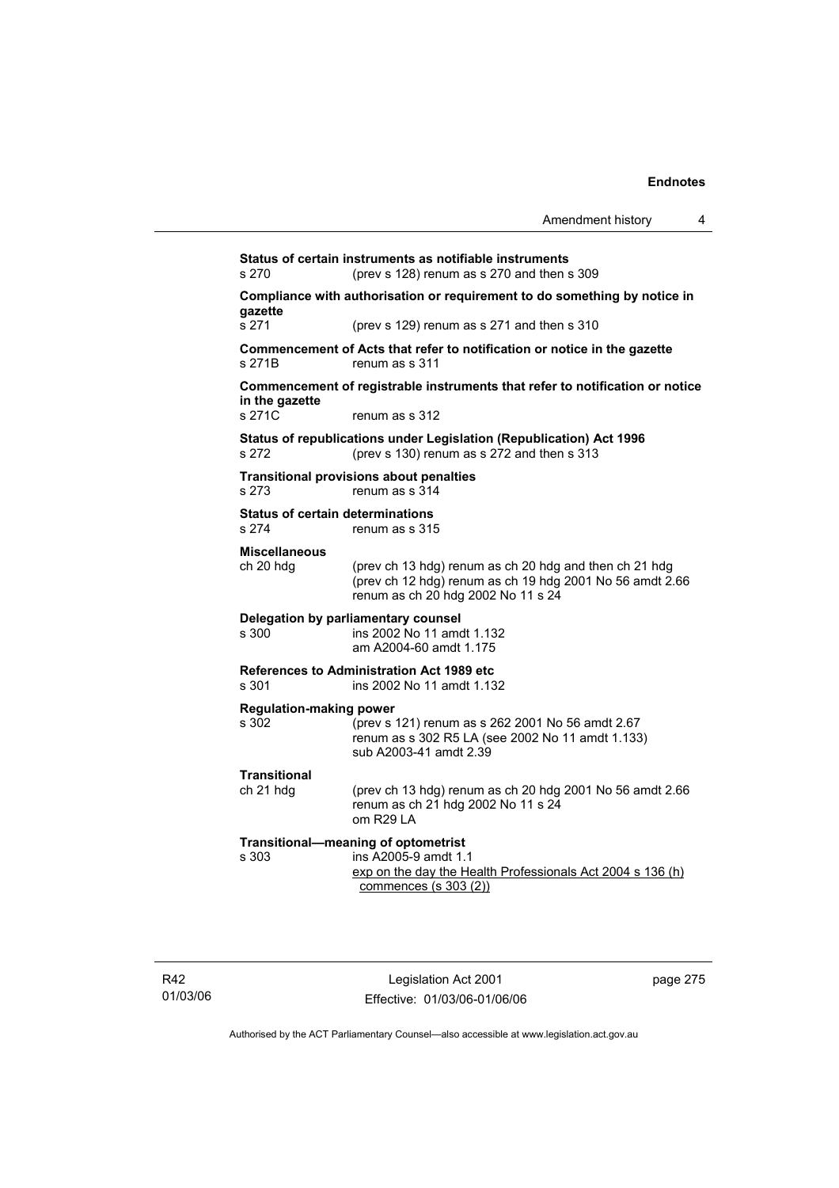**Status of certain instruments as notifiable instruments**
s 270 (prev s 128) renum as s 270 and then s 309

**Compliance with authorisation or requirement to do something by notice in gazette**
s 271 (prev s 129) renum as s 271 and then s 310

**Commencement of Acts that refer to notification or notice in the gazette**
s 271B renum as s 311

**Commencement of registrable instruments that refer to notification or notice in the gazette**
s 271C renum as s 312

**Status of republications under Legislation (Republication) Act 1996**
s 272 (prev s 130) renum as s 272 and then s 313

**Transitional provisions about penalties**
s 273 renum as s 314

**Status of certain determinations**
s 274 renum as s 315

**Miscellaneous**
ch 20 hdg (prev ch 13 hdg) renum as ch 20 hdg and then ch 21 hdg
(prev ch 12 hdg) renum as ch 19 hdg 2001 No 56 amdt 2.66
renum as ch 20 hdg 2002 No 11 s 24

**Delegation by parliamentary counsel**
s 300 ins 2002 No 11 amdt 1.132
am A2004-60 amdt 1.175

**References to Administration Act 1989 etc**
s 301 ins 2002 No 11 amdt 1.132

**Regulation-making power**
s 302 (prev s 121) renum as s 262 2001 No 56 amdt 2.67
renum as s 302 R5 LA (see 2002 No 11 amdt 1.133)
sub A2003-41 amdt 2.39

**Transitional**
ch 21 hdg (prev ch 13 hdg) renum as ch 20 hdg 2001 No 56 amdt 2.66
renum as ch 21 hdg 2002 No 11 s 24
om R29 LA

**Transitional—meaning of optometrist**
s 303 ins A2005-9 amdt 1.1
exp on the day the Health Professionals Act 2004 s 136 (h) commences (s 303 (2))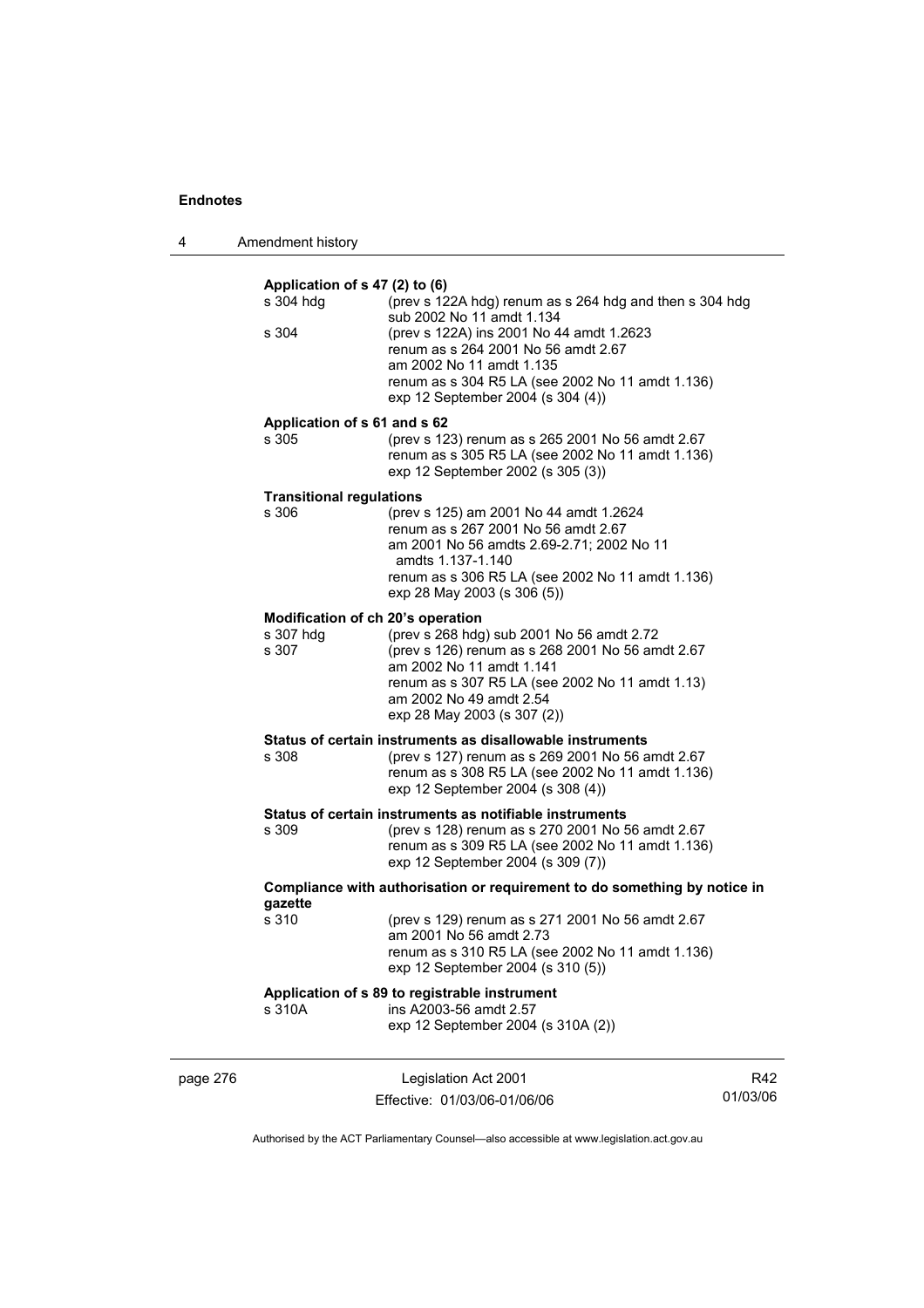**Application of s 47 (2) to (6)**

s 304 hdg (prev s 122A hdg) renum as s 264 hdg and then s 304 hdg
sub 2002 No 11 amdt 1.134

s 304 (prev s 122A) ins 2001 No 44 amdt 1.2623
renum as s 264 2001 No 56 amdt 2.67
am 2002 No 11 amdt 1.135
renum as s 304 R5 LA (see 2002 No 11 amdt 1.136)
exp 12 September 2004 (s 304 (4))

**Application of s 61 and s 62**

s 305 (prev s 123) renum as s 265 2001 No 56 amdt 2.67
renum as s 305 R5 LA (see 2002 No 11 amdt 1.136)
exp 12 September 2002 (s 305 (3))

**Transitional regulations**

s 306 (prev s 125) am 2001 No 44 amdt 1.2624
renum as s 267 2001 No 56 amdt 2.67
am 2001 No 56 amdts 2.69-2.71; 2002 No 11 amdts 1.137-1.140
renum as s 306 R5 LA (see 2002 No 11 amdt 1.136)
exp 28 May 2003 (s 306 (5))

**Modification of ch 20's operation**

s 307 hdg (prev s 268 hdg) sub 2001 No 56 amdt 2.72

s 307 (prev s 126) renum as s 268 2001 No 56 amdt 2.67
am 2002 No 11 amdt 1.141
renum as s 307 R5 LA (see 2002 No 11 amdt 1.13)
am 2002 No 49 amdt 2.54
exp 28 May 2003 (s 307 (2))

**Status of certain instruments as disallowable instruments**

s 308 (prev s 127) renum as s 269 2001 No 56 amdt 2.67
renum as s 308 R5 LA (see 2002 No 11 amdt 1.136)
exp 12 September 2004 (s 308 (4))

**Status of certain instruments as notifiable instruments**

s 309 (prev s 128) renum as s 270 2001 No 56 amdt 2.67
renum as s 309 R5 LA (see 2002 No 11 amdt 1.136)
exp 12 September 2004 (s 309 (7))

**Compliance with authorisation or requirement to do something by notice in gazette**

s 310 (prev s 129) renum as s 271 2001 No 56 amdt 2.67
am 2001 No 56 amdt 2.73
renum as s 310 R5 LA (see 2002 No 11 amdt 1.136)
exp 12 September 2004 (s 310 (5))

**Application of s 89 to registrable instrument**

s 310A ins A2003-56 amdt 2.57
exp 12 September 2004 (s 310A (2))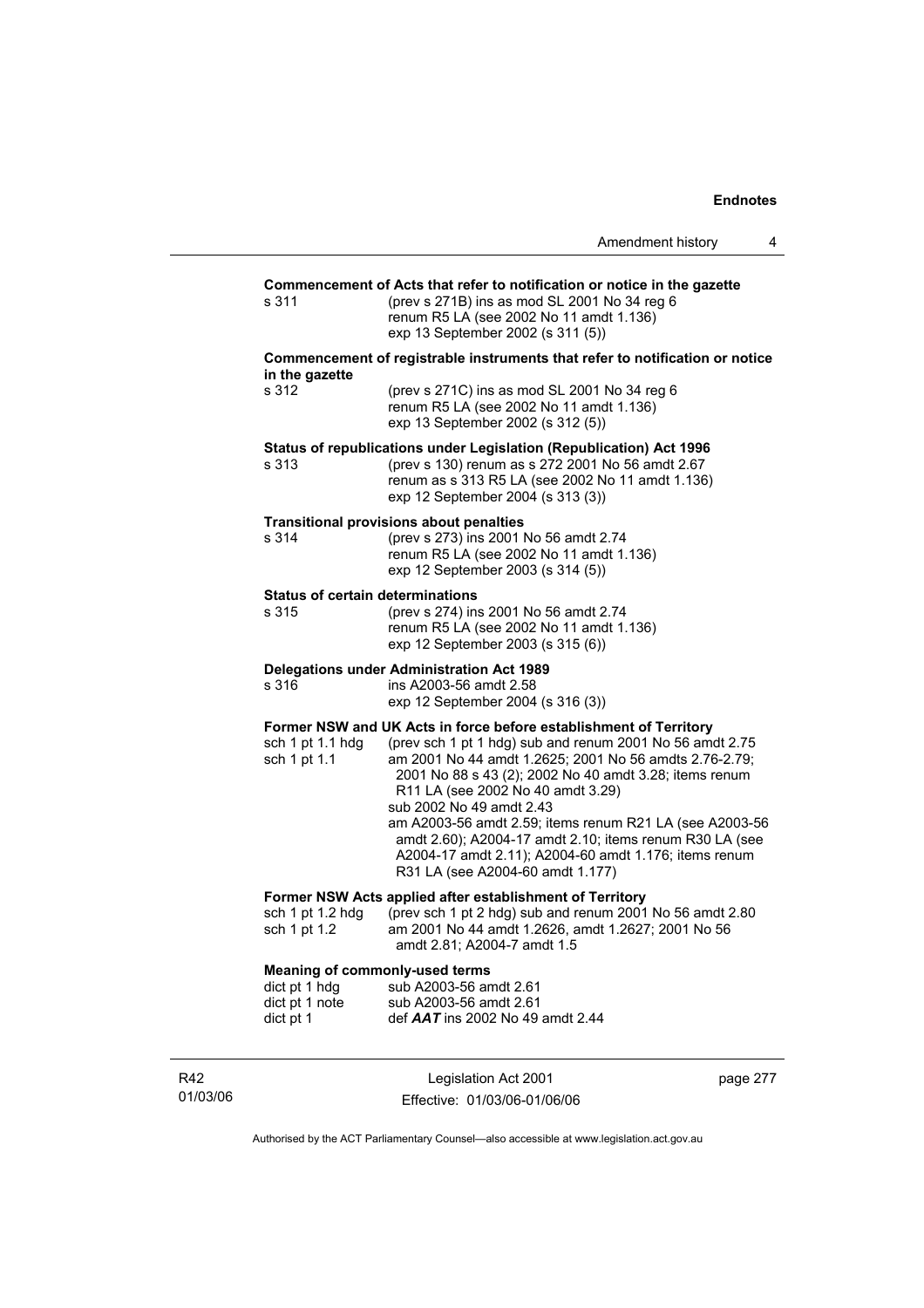**Commencement of Acts that refer to notification or notice in the gazette**

s 311 (prev s 271B) ins as mod SL 2001 No 34 reg 6
renum R5 LA (see 2002 No 11 amdt 1.136)
exp 13 September 2002 (s 311 (5))

**Commencement of registrable instruments that refer to notification or notice in the gazette**

s 312 (prev s 271C) ins as mod SL 2001 No 34 reg 6
renum R5 LA (see 2002 No 11 amdt 1.136)
exp 13 September 2002 (s 312 (5))

**Status of republications under Legislation (Republication) Act 1996**

s 313 (prev s 130) renum as s 272 2001 No 56 amdt 2.67
renum as s 313 R5 LA (see 2002 No 11 amdt 1.136)
exp 12 September 2004 (s 313 (3))

**Transitional provisions about penalties**

s 314 (prev s 273) ins 2001 No 56 amdt 2.74
renum R5 LA (see 2002 No 11 amdt 1.136)
exp 12 September 2003 (s 314 (5))

**Status of certain determinations**

s 315 (prev s 274) ins 2001 No 56 amdt 2.74
renum R5 LA (see 2002 No 11 amdt 1.136)
exp 12 September 2003 (s 315 (6))

**Delegations under Administration Act 1989**

s 316 ins A2003-56 amdt 2.58
exp 12 September 2004 (s 316 (3))

**Former NSW and UK Acts in force before establishment of Territory**

sch 1 pt 1.1 hdg (prev sch 1 pt 1 hdg) sub and renum 2001 No 56 amdt 2.75

sch 1 pt 1.1 am 2001 No 44 amdt 1.2625; 2001 No 56 amdts 2.76-2.79; 2001 No 88 s 43 (2); 2002 No 40 amdt 3.28; items renum R11 LA (see 2002 No 40 amdt 3.29)
sub 2002 No 49 amdt 2.43
am A2003-56 amdt 2.59; items renum R21 LA (see A2003-56 amdt 2.60); A2004-17 amdt 2.10; items renum R30 LA (see A2004-17 amdt 2.11); A2004-60 amdt 1.176; items renum R31 LA (see A2004-60 amdt 1.177)

**Former NSW Acts applied after establishment of Territory**

sch 1 pt 1.2 hdg (prev sch 1 pt 2 hdg) sub and renum 2001 No 56 amdt 2.80

sch 1 pt 1.2 am 2001 No 44 amdt 1.2626, amdt 1.2627; 2001 No 56 amdt 2.81; A2004-7 amdt 1.5

**Meaning of commonly-used terms**

dict pt 1 hdg sub A2003-56 amdt 2.61

dict pt 1 note sub A2003-56 amdt 2.61

dict pt 1 def ***AAT*** ins 2002 No 49 amdt 2.44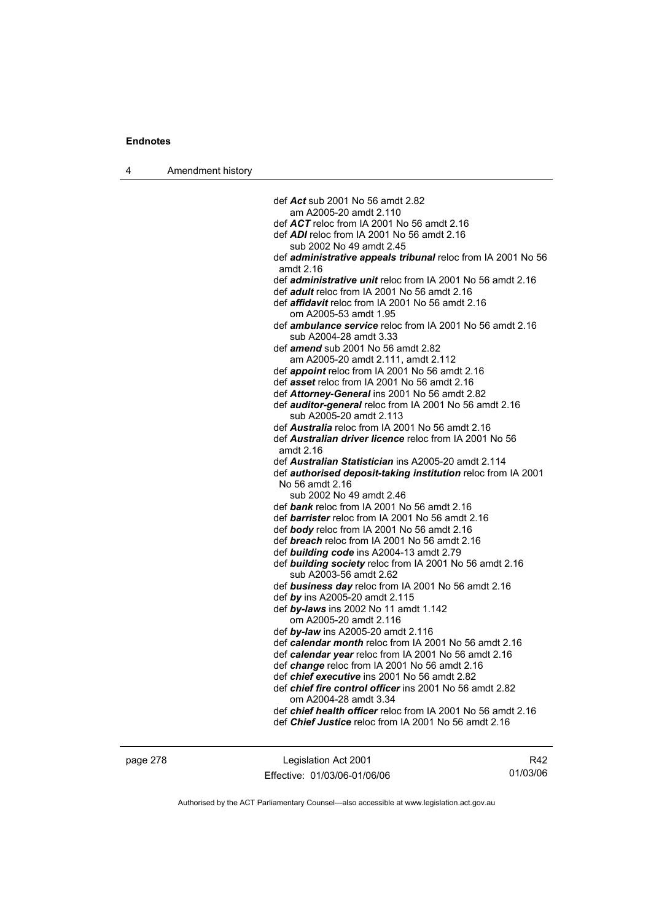def ***Act*** sub 2001 No 56 amdt 2.82
am A2005-20 amdt 2.110
def ***ACT*** reloc from IA 2001 No 56 amdt 2.16
def ***ADI*** reloc from IA 2001 No 56 amdt 2.16
sub 2002 No 49 amdt 2.45
def ***administrative appeals tribunal*** reloc from IA 2001 No 56 amdt 2.16
def ***administrative unit*** reloc from IA 2001 No 56 amdt 2.16
def ***adult*** reloc from IA 2001 No 56 amdt 2.16
def ***affidavit*** reloc from IA 2001 No 56 amdt 2.16
om A2005-53 amdt 1.95
def ***ambulance service*** reloc from IA 2001 No 56 amdt 2.16
sub A2004-28 amdt 3.33
def ***amend*** sub 2001 No 56 amdt 2.82
am A2005-20 amdt 2.111, amdt 2.112
def ***appoint*** reloc from IA 2001 No 56 amdt 2.16
def ***asset*** reloc from IA 2001 No 56 amdt 2.16
def ***Attorney-General*** ins 2001 No 56 amdt 2.82
def ***auditor-general*** reloc from IA 2001 No 56 amdt 2.16
sub A2005-20 amdt 2.113
def ***Australia*** reloc from IA 2001 No 56 amdt 2.16
def ***Australian driver licence*** reloc from IA 2001 No 56 amdt 2.16
def ***Australian Statistician*** ins A2005-20 amdt 2.114
def ***authorised deposit-taking institution*** reloc from IA 2001 No 56 amdt 2.16
sub 2002 No 49 amdt 2.46
def ***bank*** reloc from IA 2001 No 56 amdt 2.16
def ***barrister*** reloc from IA 2001 No 56 amdt 2.16
def ***body*** reloc from IA 2001 No 56 amdt 2.16
def ***breach*** reloc from IA 2001 No 56 amdt 2.16
def ***building code*** ins A2004-13 amdt 2.79
def ***building society*** reloc from IA 2001 No 56 amdt 2.16
sub A2003-56 amdt 2.62
def ***business day*** reloc from IA 2001 No 56 amdt 2.16
def ***by*** ins A2005-20 amdt 2.115
def ***by-laws*** ins 2002 No 11 amdt 1.142
om A2005-20 amdt 2.116
def ***by-law*** ins A2005-20 amdt 2.116
def ***calendar month*** reloc from IA 2001 No 56 amdt 2.16
def ***calendar year*** reloc from IA 2001 No 56 amdt 2.16
def ***change*** reloc from IA 2001 No 56 amdt 2.16
def ***chief executive*** ins 2001 No 56 amdt 2.82
def ***chief fire control officer*** ins 2001 No 56 amdt 2.82
om A2004-28 amdt 3.34
def ***chief health officer*** reloc from IA 2001 No 56 amdt 2.16
def ***Chief Justice*** reloc from IA 2001 No 56 amdt 2.16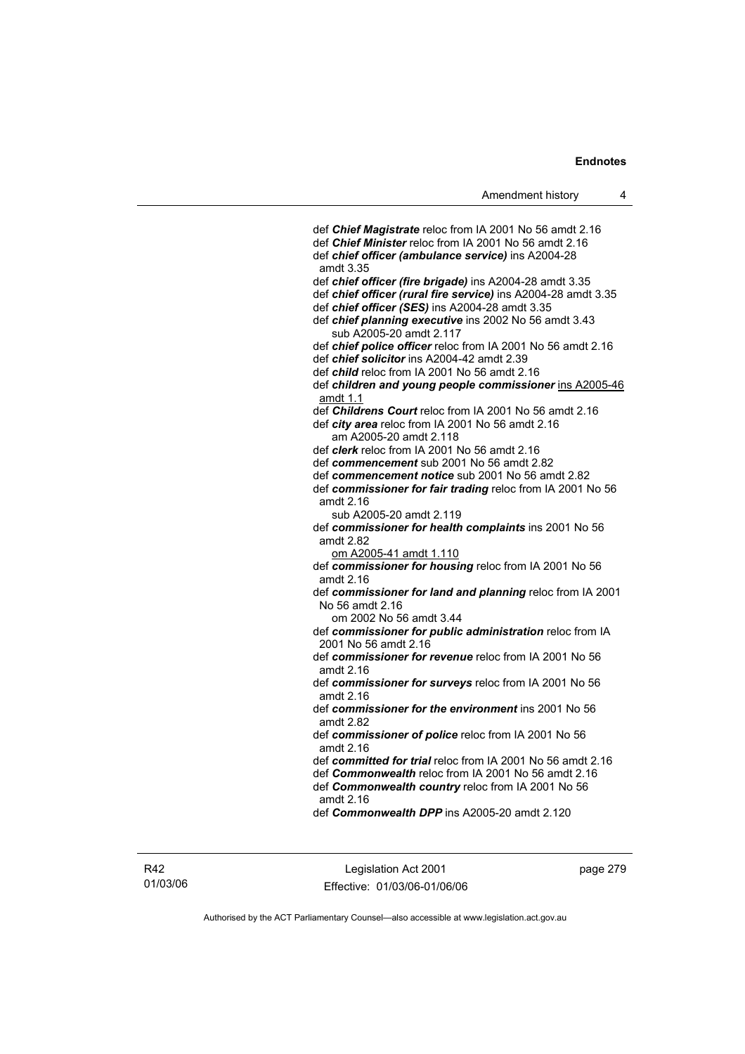def ***Chief Magistrate*** reloc from IA 2001 No 56 amdt 2.16
def ***Chief Minister*** reloc from IA 2001 No 56 amdt 2.16
def ***chief officer (ambulance service)*** ins A2004-28 amdt 3.35
def ***chief officer (fire brigade)*** ins A2004-28 amdt 3.35
def ***chief officer (rural fire service)*** ins A2004-28 amdt 3.35
def ***chief officer (SES)*** ins A2004-28 amdt 3.35
def ***chief planning executive*** ins 2002 No 56 amdt 3.43
sub A2005-20 amdt 2.117
def ***chief police officer*** reloc from IA 2001 No 56 amdt 2.16
def ***chief solicitor*** ins A2004-42 amdt 2.39
def ***child*** reloc from IA 2001 No 56 amdt 2.16
def ***children and young people commissioner*** ins A2005-46 amdt 1.1
def ***Childrens Court*** reloc from IA 2001 No 56 amdt 2.16
def ***city area*** reloc from IA 2001 No 56 amdt 2.16
am A2005-20 amdt 2.118
def ***clerk*** reloc from IA 2001 No 56 amdt 2.16
def ***commencement*** sub 2001 No 56 amdt 2.82
def ***commencement notice*** sub 2001 No 56 amdt 2.82
def ***commissioner for fair trading*** reloc from IA 2001 No 56 amdt 2.16
sub A2005-20 amdt 2.119
def ***commissioner for health complaints*** ins 2001 No 56 amdt 2.82
om A2005-41 amdt 1.110
def ***commissioner for housing*** reloc from IA 2001 No 56 amdt 2.16
def ***commissioner for land and planning*** reloc from IA 2001 No 56 amdt 2.16
om 2002 No 56 amdt 3.44
def ***commissioner for public administration*** reloc from IA 2001 No 56 amdt 2.16
def ***commissioner for revenue*** reloc from IA 2001 No 56 amdt 2.16
def ***commissioner for surveys*** reloc from IA 2001 No 56 amdt 2.16
def ***commissioner for the environment*** ins 2001 No 56 amdt 2.82
def ***commissioner of police*** reloc from IA 2001 No 56 amdt 2.16
def ***committed for trial*** reloc from IA 2001 No 56 amdt 2.16
def ***Commonwealth*** reloc from IA 2001 No 56 amdt 2.16
def ***Commonwealth country*** reloc from IA 2001 No 56 amdt 2.16
def ***Commonwealth DPP*** ins A2005-20 amdt 2.120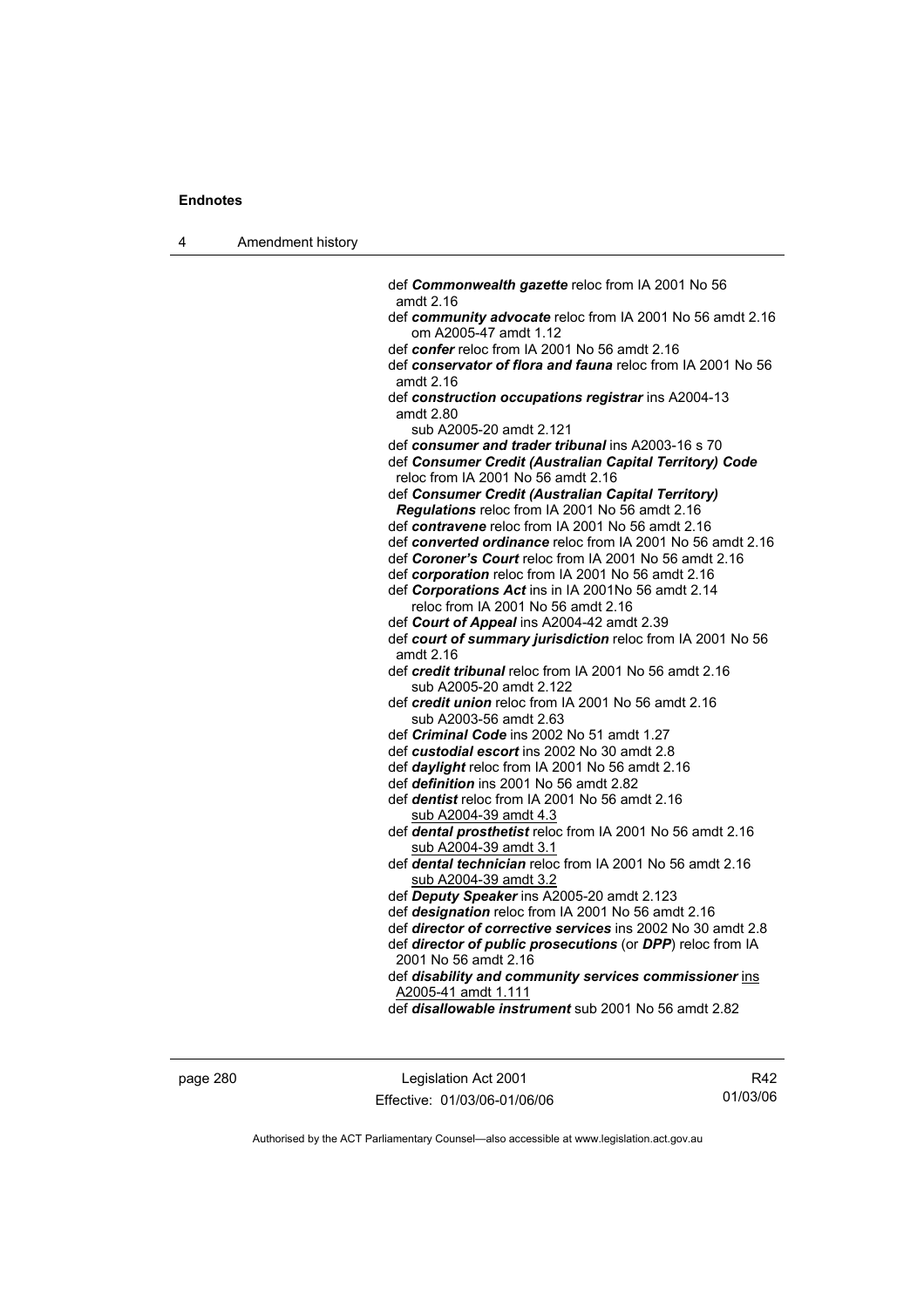def ***Commonwealth gazette*** reloc from IA 2001 No 56 amdt 2.16

def ***community advocate*** reloc from IA 2001 No 56 amdt 2.16
om A2005-47 amdt 1.12

def ***confer*** reloc from IA 2001 No 56 amdt 2.16

def ***conservator of flora and fauna*** reloc from IA 2001 No 56 amdt 2.16

def ***construction occupations registrar*** ins A2004-13 amdt 2.80
sub A2005-20 amdt 2.121

def ***consumer and trader tribunal*** ins A2003-16 s 70

def ***Consumer Credit (Australian Capital Territory) Code*** reloc from IA 2001 No 56 amdt 2.16

def ***Consumer Credit (Australian Capital Territory) Regulations*** reloc from IA 2001 No 56 amdt 2.16

def ***contravene*** reloc from IA 2001 No 56 amdt 2.16

def ***converted ordinance*** reloc from IA 2001 No 56 amdt 2.16

def ***Coroner's Court*** reloc from IA 2001 No 56 amdt 2.16

def ***corporation*** reloc from IA 2001 No 56 amdt 2.16

def ***Corporations Act*** ins in IA 2001No 56 amdt 2.14
reloc from IA 2001 No 56 amdt 2.16

def ***Court of Appeal*** ins A2004-42 amdt 2.39

def ***court of summary jurisdiction*** reloc from IA 2001 No 56 amdt 2.16

def ***credit tribunal*** reloc from IA 2001 No 56 amdt 2.16
sub A2005-20 amdt 2.122

def ***credit union*** reloc from IA 2001 No 56 amdt 2.16
sub A2003-56 amdt 2.63

def ***Criminal Code*** ins 2002 No 51 amdt 1.27

def ***custodial escort*** ins 2002 No 30 amdt 2.8

def ***daylight*** reloc from IA 2001 No 56 amdt 2.16

def ***definition*** ins 2001 No 56 amdt 2.82

def ***dentist*** reloc from IA 2001 No 56 amdt 2.16
sub A2004-39 amdt 4.3

def ***dental prosthetist*** reloc from IA 2001 No 56 amdt 2.16
sub A2004-39 amdt 3.1

def ***dental technician*** reloc from IA 2001 No 56 amdt 2.16
sub A2004-39 amdt 3.2

def ***Deputy Speaker*** ins A2005-20 amdt 2.123

def ***designation*** reloc from IA 2001 No 56 amdt 2.16

def ***director of corrective services*** ins 2002 No 30 amdt 2.8

def ***director of public prosecutions*** (or ***DPP***) reloc from IA 2001 No 56 amdt 2.16

def ***disability and community services commissioner*** ins A2005-41 amdt 1.111

def ***disallowable instrument*** sub 2001 No 56 amdt 2.82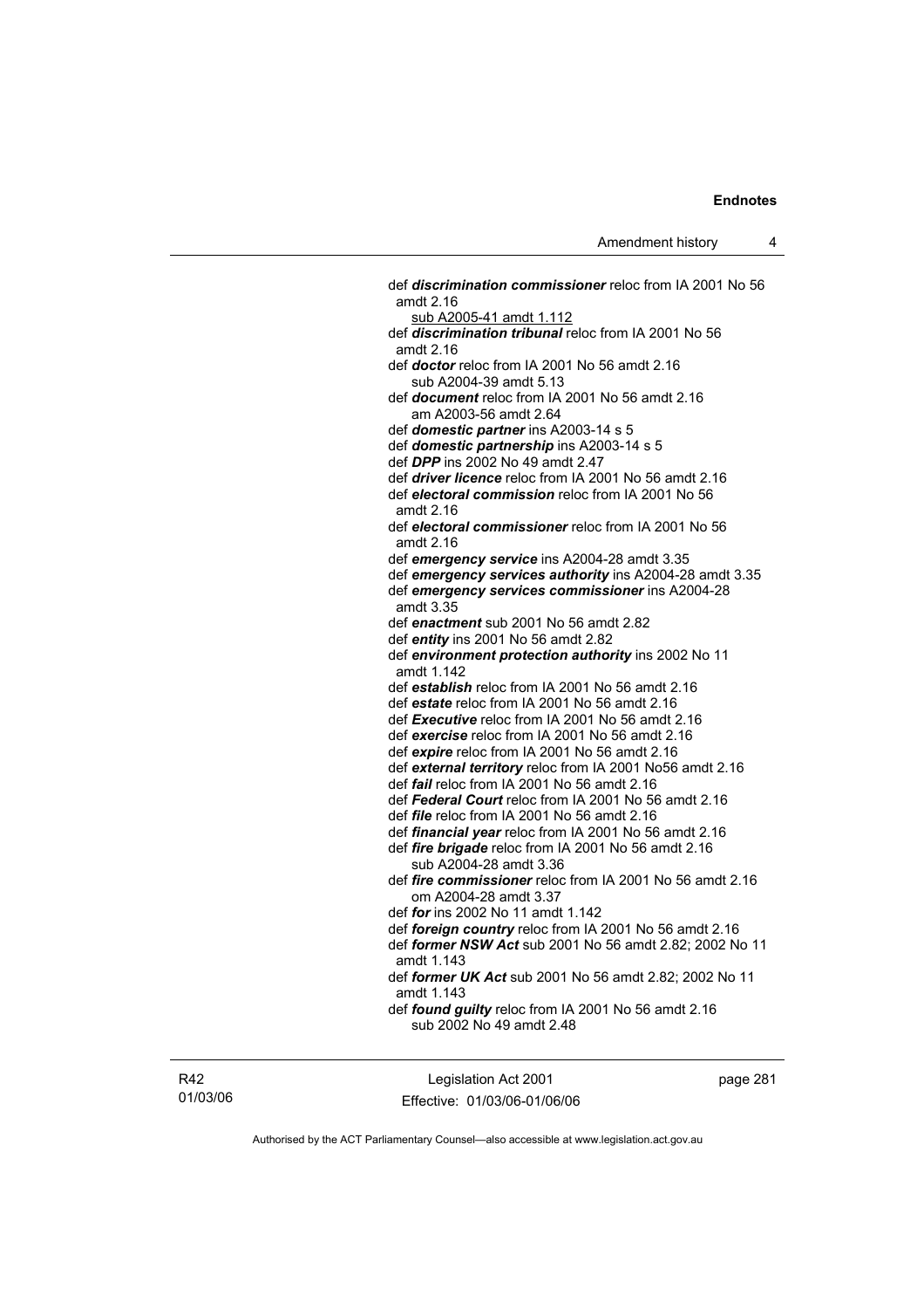def ***discrimination commissioner*** reloc from IA 2001 No 56 amdt 2.16
  sub A2005-41 amdt 1.112
def ***discrimination tribunal*** reloc from IA 2001 No 56 amdt 2.16
def ***doctor*** reloc from IA 2001 No 56 amdt 2.16
  sub A2004-39 amdt 5.13
def ***document*** reloc from IA 2001 No 56 amdt 2.16
  am A2003-56 amdt 2.64
def ***domestic partner*** ins A2003-14 s 5
def ***domestic partnership*** ins A2003-14 s 5
def ***DPP*** ins 2002 No 49 amdt 2.47
def ***driver licence*** reloc from IA 2001 No 56 amdt 2.16
def ***electoral commission*** reloc from IA 2001 No 56 amdt 2.16
def ***electoral commissioner*** reloc from IA 2001 No 56 amdt 2.16
def ***emergency service*** ins A2004-28 amdt 3.35
def ***emergency services authority*** ins A2004-28 amdt 3.35
def ***emergency services commissioner*** ins A2004-28 amdt 3.35
def ***enactment*** sub 2001 No 56 amdt 2.82
def ***entity*** ins 2001 No 56 amdt 2.82
def ***environment protection authority*** ins 2002 No 11 amdt 1.142
def ***establish*** reloc from IA 2001 No 56 amdt 2.16
def ***estate*** reloc from IA 2001 No 56 amdt 2.16
def ***Executive*** reloc from IA 2001 No 56 amdt 2.16
def ***exercise*** reloc from IA 2001 No 56 amdt 2.16
def ***expire*** reloc from IA 2001 No 56 amdt 2.16
def ***external territory*** reloc from IA 2001 No56 amdt 2.16
def ***fail*** reloc from IA 2001 No 56 amdt 2.16
def ***Federal Court*** reloc from IA 2001 No 56 amdt 2.16
def ***file*** reloc from IA 2001 No 56 amdt 2.16
def ***financial year*** reloc from IA 2001 No 56 amdt 2.16
def ***fire brigade*** reloc from IA 2001 No 56 amdt 2.16
  sub A2004-28 amdt 3.36
def ***fire commissioner*** reloc from IA 2001 No 56 amdt 2.16
  om A2004-28 amdt 3.37
def ***for*** ins 2002 No 11 amdt 1.142
def ***foreign country*** reloc from IA 2001 No 56 amdt 2.16
def ***former NSW Act*** sub 2001 No 56 amdt 2.82; 2002 No 11 amdt 1.143
def ***former UK Act*** sub 2001 No 56 amdt 2.82; 2002 No 11 amdt 1.143
def ***found guilty*** reloc from IA 2001 No 56 amdt 2.16
  sub 2002 No 49 amdt 2.48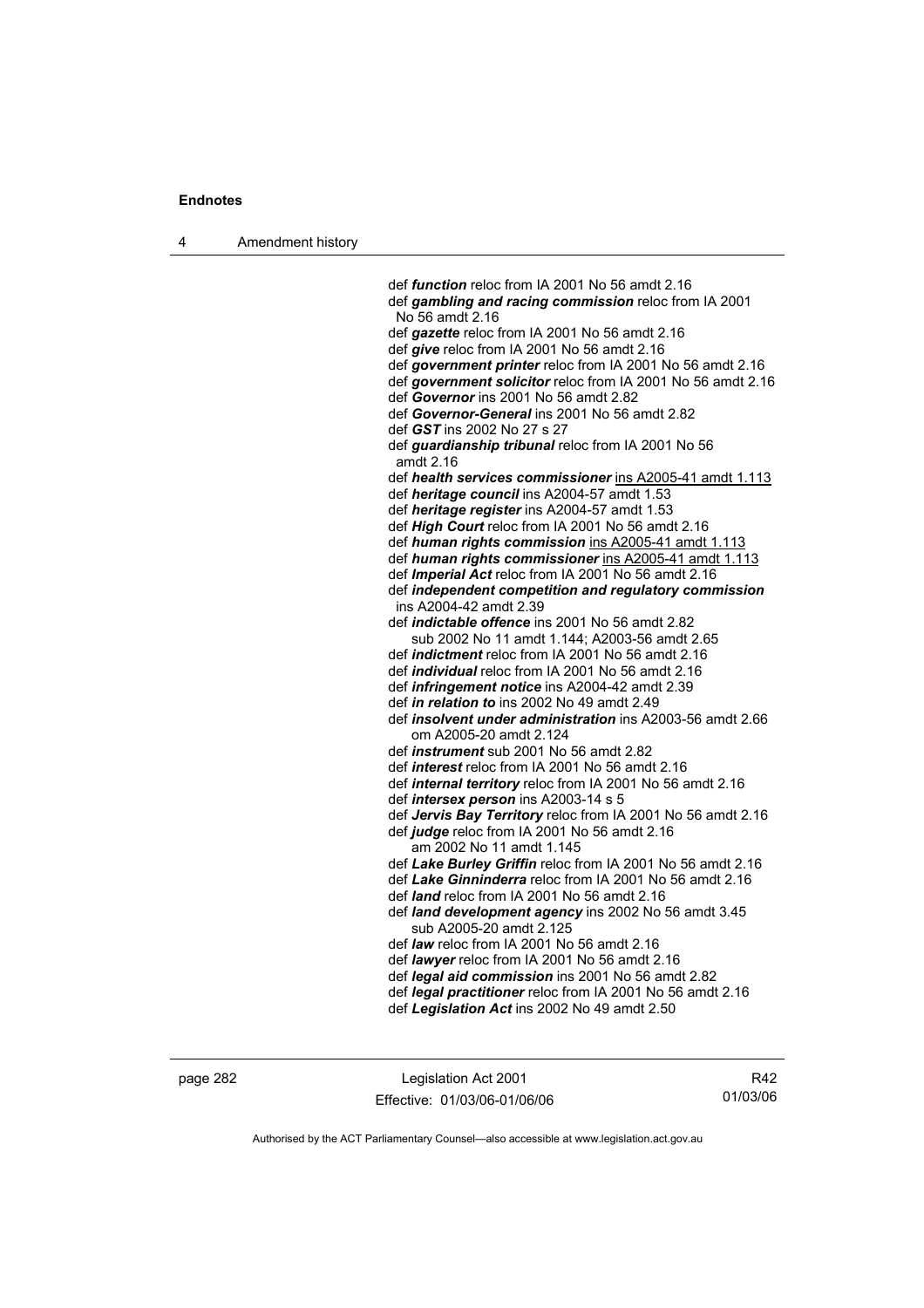def ***function*** reloc from IA 2001 No 56 amdt 2.16
def ***gambling and racing commission*** reloc from IA 2001 No 56 amdt 2.16
def ***gazette*** reloc from IA 2001 No 56 amdt 2.16
def ***give*** reloc from IA 2001 No 56 amdt 2.16
def ***government printer*** reloc from IA 2001 No 56 amdt 2.16
def ***government solicitor*** reloc from IA 2001 No 56 amdt 2.16
def ***Governor*** ins 2001 No 56 amdt 2.82
def ***Governor-General*** ins 2001 No 56 amdt 2.82
def ***GST*** ins 2002 No 27 s 27
def ***guardianship tribunal*** reloc from IA 2001 No 56 amdt 2.16
def ***health services commissioner*** ins A2005-41 amdt 1.113
def ***heritage council*** ins A2004-57 amdt 1.53
def ***heritage register*** ins A2004-57 amdt 1.53
def ***High Court*** reloc from IA 2001 No 56 amdt 2.16
def ***human rights commission*** ins A2005-41 amdt 1.113
def ***human rights commissioner*** ins A2005-41 amdt 1.113
def ***Imperial Act*** reloc from IA 2001 No 56 amdt 2.16
def ***independent competition and regulatory commission*** ins A2004-42 amdt 2.39
def ***indictable offence*** ins 2001 No 56 amdt 2.82
  sub 2002 No 11 amdt 1.144; A2003-56 amdt 2.65
def ***indictment*** reloc from IA 2001 No 56 amdt 2.16
def ***individual*** reloc from IA 2001 No 56 amdt 2.16
def ***infringement notice*** ins A2004-42 amdt 2.39
def ***in relation to*** ins 2002 No 49 amdt 2.49
def ***insolvent under administration*** ins A2003-56 amdt 2.66
  om A2005-20 amdt 2.124
def ***instrument*** sub 2001 No 56 amdt 2.82
def ***interest*** reloc from IA 2001 No 56 amdt 2.16
def ***internal territory*** reloc from IA 2001 No 56 amdt 2.16
def ***intersex person*** ins A2003-14 s 5
def ***Jervis Bay Territory*** reloc from IA 2001 No 56 amdt 2.16
def ***judge*** reloc from IA 2001 No 56 amdt 2.16
  am 2002 No 11 amdt 1.145
def ***Lake Burley Griffin*** reloc from IA 2001 No 56 amdt 2.16
def ***Lake Ginninderra*** reloc from IA 2001 No 56 amdt 2.16
def ***land*** reloc from IA 2001 No 56 amdt 2.16
def ***land development agency*** ins 2002 No 56 amdt 3.45
  sub A2005-20 amdt 2.125
def ***law*** reloc from IA 2001 No 56 amdt 2.16
def ***lawyer*** reloc from IA 2001 No 56 amdt 2.16
def ***legal aid commission*** ins 2001 No 56 amdt 2.82
def ***legal practitioner*** reloc from IA 2001 No 56 amdt 2.16
def ***Legislation Act*** ins 2002 No 49 amdt 2.50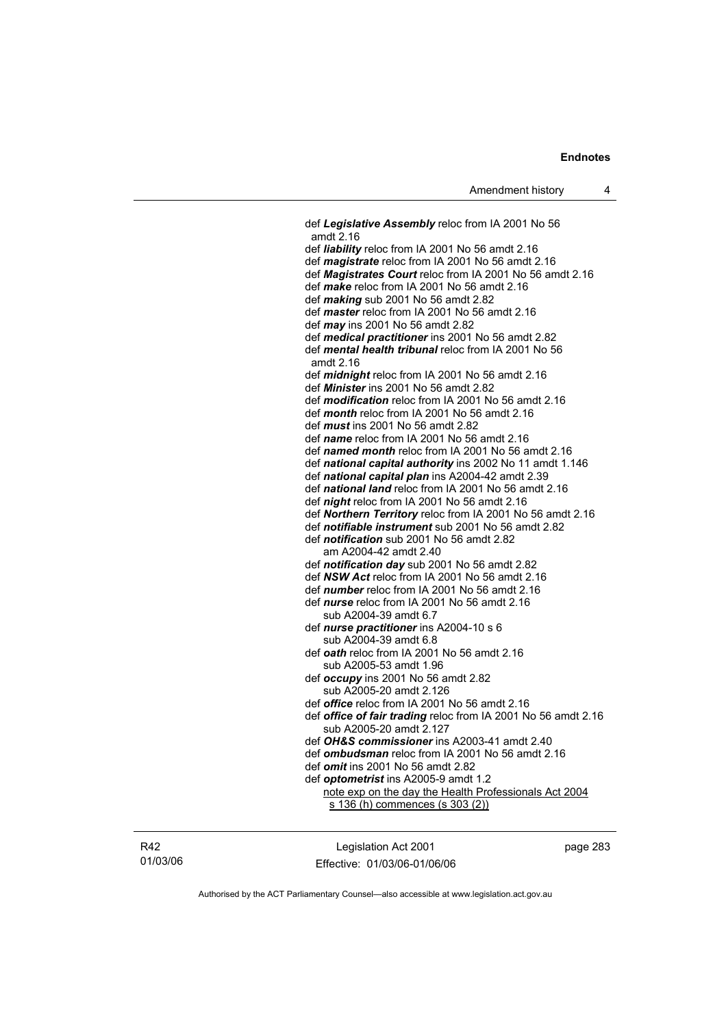def ***Legislative Assembly*** reloc from IA 2001 No 56 amdt 2.16
def ***liability*** reloc from IA 2001 No 56 amdt 2.16
def ***magistrate*** reloc from IA 2001 No 56 amdt 2.16
def ***Magistrates Court*** reloc from IA 2001 No 56 amdt 2.16
def ***make*** reloc from IA 2001 No 56 amdt 2.16
def ***making*** sub 2001 No 56 amdt 2.82
def ***master*** reloc from IA 2001 No 56 amdt 2.16
def ***may*** ins 2001 No 56 amdt 2.82
def ***medical practitioner*** ins 2001 No 56 amdt 2.82
def ***mental health tribunal*** reloc from IA 2001 No 56 amdt 2.16
def ***midnight*** reloc from IA 2001 No 56 amdt 2.16
def ***Minister*** ins 2001 No 56 amdt 2.82
def ***modification*** reloc from IA 2001 No 56 amdt 2.16
def ***month*** reloc from IA 2001 No 56 amdt 2.16
def ***must*** ins 2001 No 56 amdt 2.82
def ***name*** reloc from IA 2001 No 56 amdt 2.16
def ***named month*** reloc from IA 2001 No 56 amdt 2.16
def ***national capital authority*** ins 2002 No 11 amdt 1.146
def ***national capital plan*** ins A2004-42 amdt 2.39
def ***national land*** reloc from IA 2001 No 56 amdt 2.16
def ***night*** reloc from IA 2001 No 56 amdt 2.16
def ***Northern Territory*** reloc from IA 2001 No 56 amdt 2.16
def ***notifiable instrument*** sub 2001 No 56 amdt 2.82
def ***notification*** sub 2001 No 56 amdt 2.82
  am A2004-42 amdt 2.40
def ***notification day*** sub 2001 No 56 amdt 2.82
def ***NSW Act*** reloc from IA 2001 No 56 amdt 2.16
def ***number*** reloc from IA 2001 No 56 amdt 2.16
def ***nurse*** reloc from IA 2001 No 56 amdt 2.16
  sub A2004-39 amdt 6.7
def ***nurse practitioner*** ins A2004-10 s 6
  sub A2004-39 amdt 6.8
def ***oath*** reloc from IA 2001 No 56 amdt 2.16
  sub A2005-53 amdt 1.96
def ***occupy*** ins 2001 No 56 amdt 2.82
  sub A2005-20 amdt 2.126
def ***office*** reloc from IA 2001 No 56 amdt 2.16
def ***office of fair trading*** reloc from IA 2001 No 56 amdt 2.16
  sub A2005-20 amdt 2.127
def ***OH&S commissioner*** ins A2003-41 amdt 2.40
def ***ombudsman*** reloc from IA 2001 No 56 amdt 2.16
def ***omit*** ins 2001 No 56 amdt 2.82
def ***optometrist*** ins A2005-9 amdt 1.2
  note exp on the day the Health Professionals Act 2004 s 136 (h) commences (s 303 (2))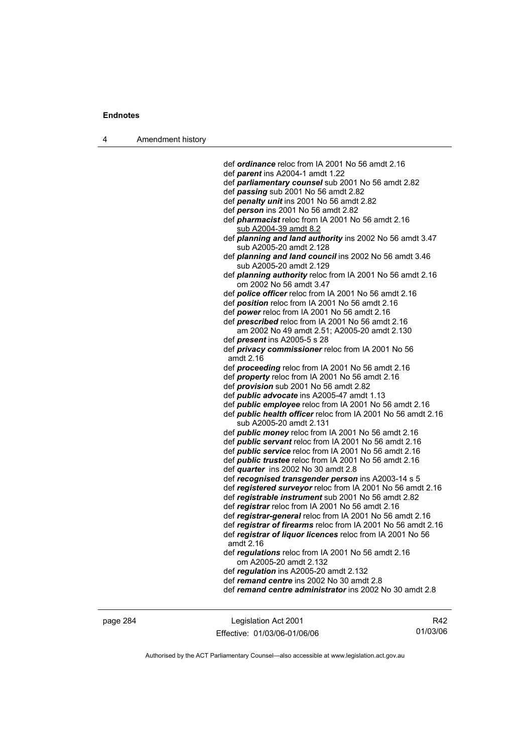def *ordinance* reloc from IA 2001 No 56 amdt 2.16
def *parent* ins A2004-1 amdt 1.22
def *parliamentary counsel* sub 2001 No 56 amdt 2.82
def *passing* sub 2001 No 56 amdt 2.82
def *penalty unit* ins 2001 No 56 amdt 2.82
def *person* ins 2001 No 56 amdt 2.82
def *pharmacist* reloc from IA 2001 No 56 amdt 2.16
sub A2004-39 amdt 8.2
def *planning and land authority* ins 2002 No 56 amdt 3.47
sub A2005-20 amdt 2.128
def *planning and land council* ins 2002 No 56 amdt 3.46
sub A2005-20 amdt 2.129
def *planning authority* reloc from IA 2001 No 56 amdt 2.16
om 2002 No 56 amdt 3.47
def *police officer* reloc from IA 2001 No 56 amdt 2.16
def *position* reloc from IA 2001 No 56 amdt 2.16
def *power* reloc from IA 2001 No 56 amdt 2.16
def *prescribed* reloc from IA 2001 No 56 amdt 2.16
am 2002 No 49 amdt 2.51; A2005-20 amdt 2.130
def *present* ins A2005-5 s 28
def *privacy commissioner* reloc from IA 2001 No 56 amdt 2.16
def *proceeding* reloc from IA 2001 No 56 amdt 2.16
def *property* reloc from IA 2001 No 56 amdt 2.16
def *provision* sub 2001 No 56 amdt 2.82
def *public advocate* ins A2005-47 amdt 1.13
def *public employee* reloc from IA 2001 No 56 amdt 2.16
def *public health officer* reloc from IA 2001 No 56 amdt 2.16
sub A2005-20 amdt 2.131
def *public money* reloc from IA 2001 No 56 amdt 2.16
def *public servant* reloc from IA 2001 No 56 amdt 2.16
def *public service* reloc from IA 2001 No 56 amdt 2.16
def *public trustee* reloc from IA 2001 No 56 amdt 2.16
def *quarter* ins 2002 No 30 amdt 2.8
def *recognised transgender person* ins A2003-14 s 5
def *registered surveyor* reloc from IA 2001 No 56 amdt 2.16
def *registrable instrument* sub 2001 No 56 amdt 2.82
def *registrar* reloc from IA 2001 No 56 amdt 2.16
def *registrar-general* reloc from IA 2001 No 56 amdt 2.16
def *registrar of firearms* reloc from IA 2001 No 56 amdt 2.16
def *registrar of liquor licences* reloc from IA 2001 No 56 amdt 2.16
def *regulations* reloc from IA 2001 No 56 amdt 2.16
om A2005-20 amdt 2.132
def *regulation* ins A2005-20 amdt 2.132
def *remand centre* ins 2002 No 30 amdt 2.8
def *remand centre administrator* ins 2002 No 30 amdt 2.8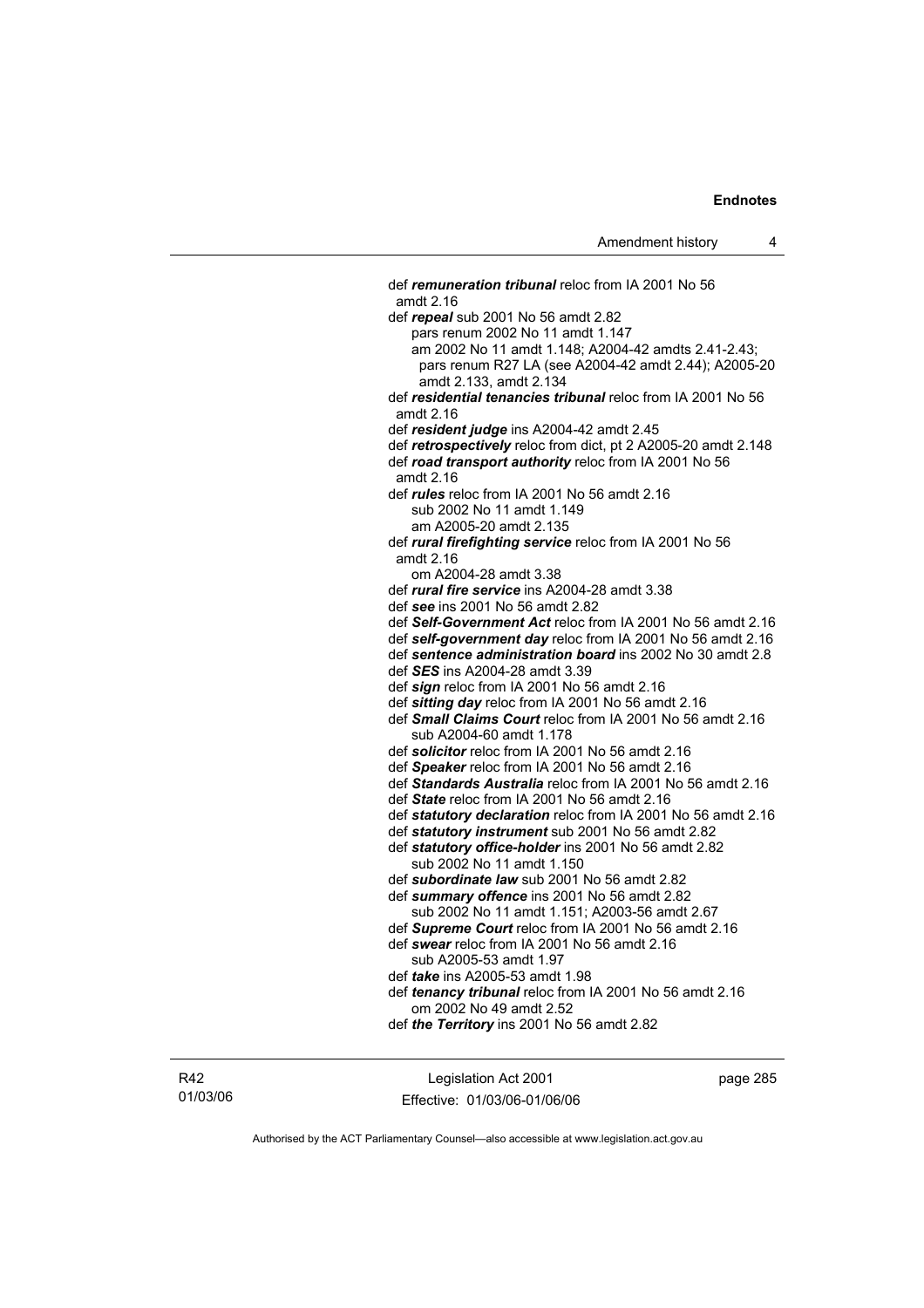def ***remuneration tribunal*** reloc from IA 2001 No 56 amdt 2.16

def ***repeal*** sub 2001 No 56 amdt 2.82
  pars renum 2002 No 11 amdt 1.147
  am 2002 No 11 amdt 1.148; A2004-42 amdts 2.41-2.43; pars renum R27 LA (see A2004-42 amdt 2.44); A2005-20 amdt 2.133, amdt 2.134

def ***residential tenancies tribunal*** reloc from IA 2001 No 56 amdt 2.16

def ***resident judge*** ins A2004-42 amdt 2.45

def ***retrospectively*** reloc from dict, pt 2 A2005-20 amdt 2.148

def ***road transport authority*** reloc from IA 2001 No 56 amdt 2.16

def ***rules*** reloc from IA 2001 No 56 amdt 2.16
  sub 2002 No 11 amdt 1.149
  am A2005-20 amdt 2.135

def ***rural firefighting service*** reloc from IA 2001 No 56 amdt 2.16
  om A2004-28 amdt 3.38

def ***rural fire service*** ins A2004-28 amdt 3.38

def ***see*** ins 2001 No 56 amdt 2.82

def ***Self-Government Act*** reloc from IA 2001 No 56 amdt 2.16

def ***self-government day*** reloc from IA 2001 No 56 amdt 2.16

def ***sentence administration board*** ins 2002 No 30 amdt 2.8

def ***SES*** ins A2004-28 amdt 3.39

def ***sign*** reloc from IA 2001 No 56 amdt 2.16

def ***sitting day*** reloc from IA 2001 No 56 amdt 2.16

def ***Small Claims Court*** reloc from IA 2001 No 56 amdt 2.16
  sub A2004-60 amdt 1.178

def ***solicitor*** reloc from IA 2001 No 56 amdt 2.16

def ***Speaker*** reloc from IA 2001 No 56 amdt 2.16

def ***Standards Australia*** reloc from IA 2001 No 56 amdt 2.16

def ***State*** reloc from IA 2001 No 56 amdt 2.16

def ***statutory declaration*** reloc from IA 2001 No 56 amdt 2.16

def ***statutory instrument*** sub 2001 No 56 amdt 2.82

def ***statutory office-holder*** ins 2001 No 56 amdt 2.82
  sub 2002 No 11 amdt 1.150

def ***subordinate law*** sub 2001 No 56 amdt 2.82

def ***summary offence*** ins 2001 No 56 amdt 2.82
  sub 2002 No 11 amdt 1.151; A2003-56 amdt 2.67

def ***Supreme Court*** reloc from IA 2001 No 56 amdt 2.16

def ***swear*** reloc from IA 2001 No 56 amdt 2.16
  sub A2005-53 amdt 1.97

def ***take*** ins A2005-53 amdt 1.98

def ***tenancy tribunal*** reloc from IA 2001 No 56 amdt 2.16
  om 2002 No 49 amdt 2.52

def ***the Territory*** ins 2001 No 56 amdt 2.82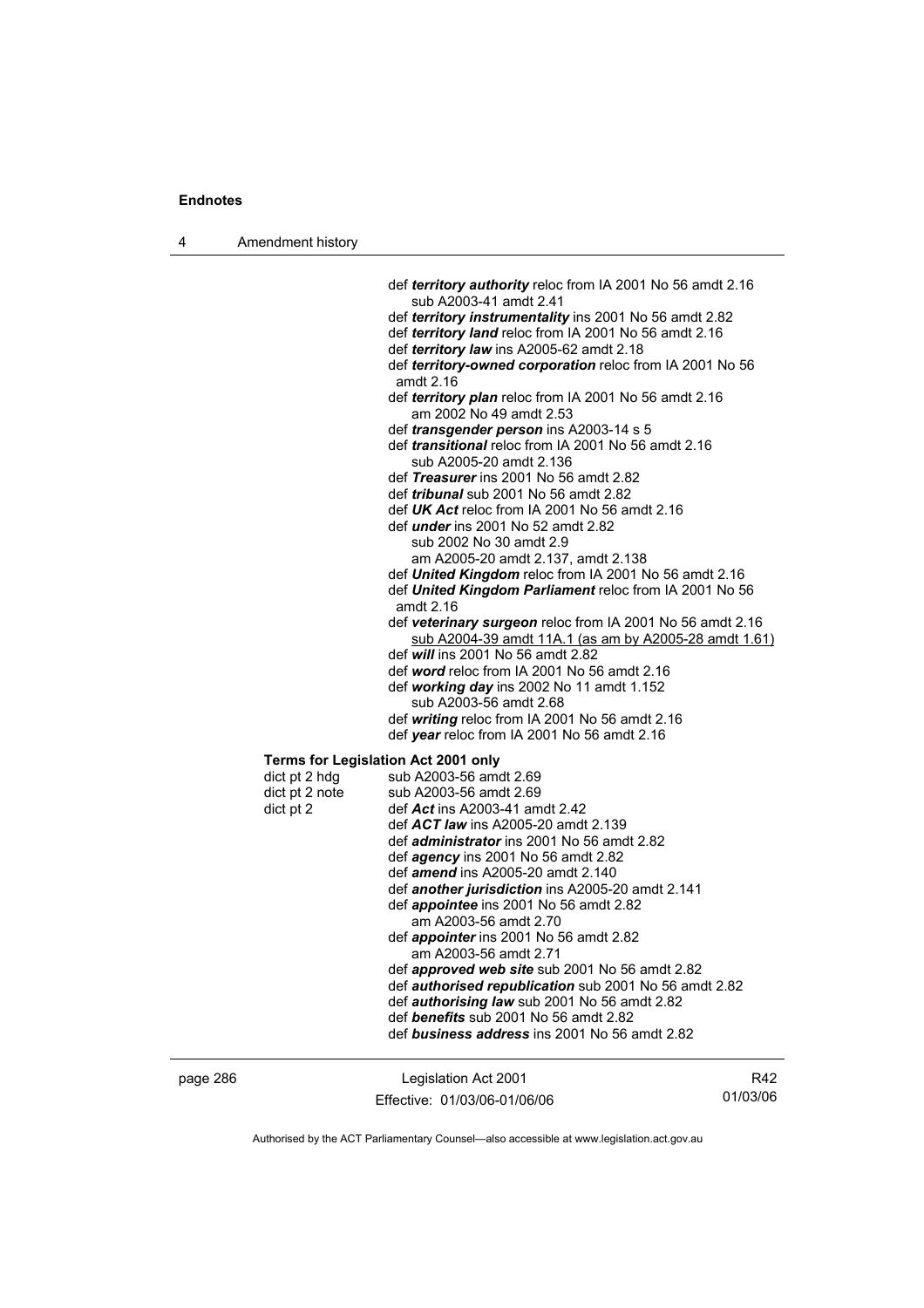def ***territory authority*** reloc from IA 2001 No 56 amdt 2.16
sub A2003-41 amdt 2.41

def ***territory instrumentality*** ins 2001 No 56 amdt 2.82

def ***territory land*** reloc from IA 2001 No 56 amdt 2.16

def ***territory law*** ins A2005-62 amdt 2.18

def ***territory-owned corporation*** reloc from IA 2001 No 56 amdt 2.16

def ***territory plan*** reloc from IA 2001 No 56 amdt 2.16
am 2002 No 49 amdt 2.53

def ***transgender person*** ins A2003-14 s 5

def ***transitional*** reloc from IA 2001 No 56 amdt 2.16
sub A2005-20 amdt 2.136

def ***Treasurer*** ins 2001 No 56 amdt 2.82

def ***tribunal*** sub 2001 No 56 amdt 2.82

def ***UK Act*** reloc from IA 2001 No 56 amdt 2.16

def ***under*** ins 2001 No 52 amdt 2.82
sub 2002 No 30 amdt 2.9
am A2005-20 amdt 2.137, amdt 2.138

def ***United Kingdom*** reloc from IA 2001 No 56 amdt 2.16

def ***United Kingdom Parliament*** reloc from IA 2001 No 56 amdt 2.16

def ***veterinary surgeon*** reloc from IA 2001 No 56 amdt 2.16
sub A2004-39 amdt 11A.1 (as am by A2005-28 amdt 1.61)

def ***will*** ins 2001 No 56 amdt 2.82

def ***word*** reloc from IA 2001 No 56 amdt 2.16

def ***working day*** ins 2002 No 11 amdt 1.152
sub A2003-56 amdt 2.68

def ***writing*** reloc from IA 2001 No 56 amdt 2.16

def ***year*** reloc from IA 2001 No 56 amdt 2.16

**Terms for Legislation Act 2001 only**

dict pt 2 hdg sub A2003-56 amdt 2.69

dict pt 2 note sub A2003-56 amdt 2.69

dict pt 2 def ***Act*** ins A2003-41 amdt 2.42

def ***ACT law*** ins A2005-20 amdt 2.139

def ***administrator*** ins 2001 No 56 amdt 2.82

def ***agency*** ins 2001 No 56 amdt 2.82

def ***amend*** ins A2005-20 amdt 2.140

def ***another jurisdiction*** ins A2005-20 amdt 2.141

def ***appointee*** ins 2001 No 56 amdt 2.82
am A2003-56 amdt 2.70

def ***appointer*** ins 2001 No 56 amdt 2.82
am A2003-56 amdt 2.71

def ***approved web site*** sub 2001 No 56 amdt 2.82

def ***authorised republication*** sub 2001 No 56 amdt 2.82

def ***authorising law*** sub 2001 No 56 amdt 2.82

def ***benefits*** sub 2001 No 56 amdt 2.82

def ***business address*** ins 2001 No 56 amdt 2.82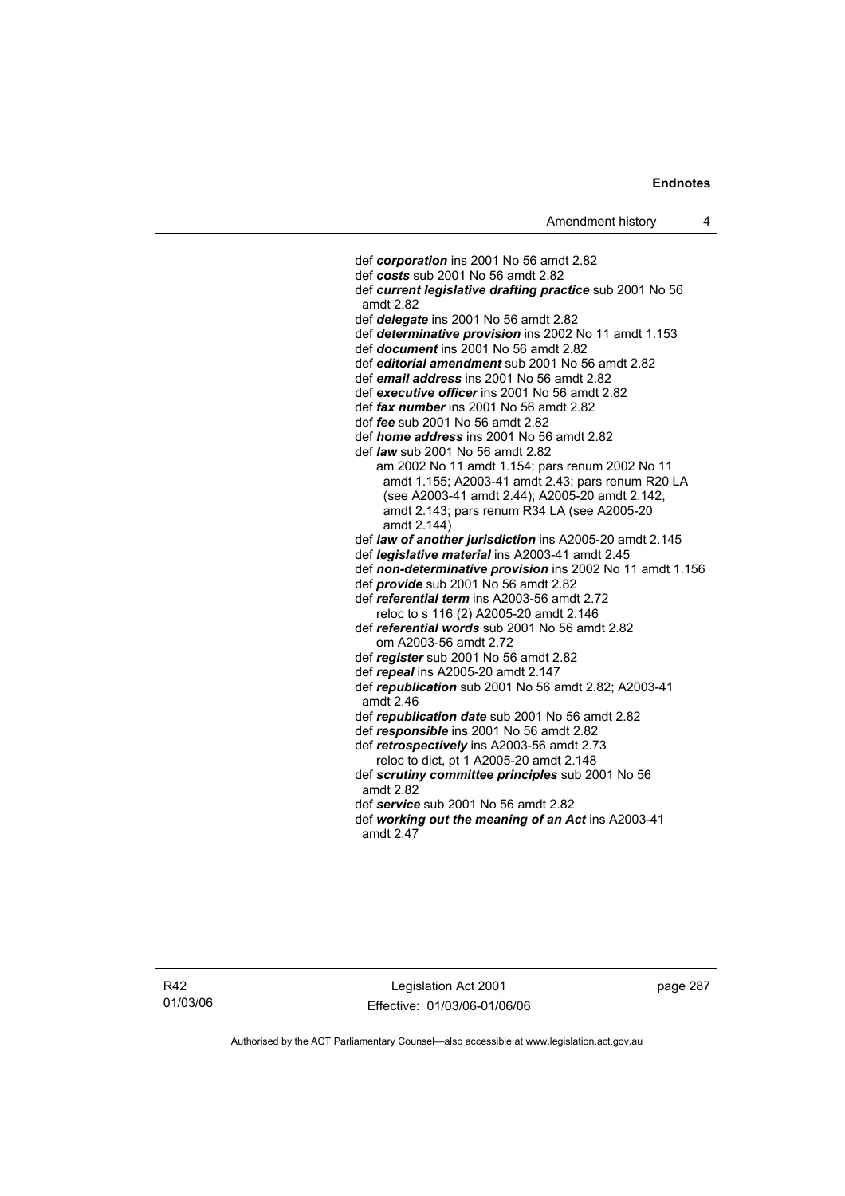def ***corporation*** ins 2001 No 56 amdt 2.82
def ***costs*** sub 2001 No 56 amdt 2.82
def ***current legislative drafting practice*** sub 2001 No 56 amdt 2.82
def ***delegate*** ins 2001 No 56 amdt 2.82
def ***determinative provision*** ins 2002 No 11 amdt 1.153
def ***document*** ins 2001 No 56 amdt 2.82
def ***editorial amendment*** sub 2001 No 56 amdt 2.82
def ***email address*** ins 2001 No 56 amdt 2.82
def ***executive officer*** ins 2001 No 56 amdt 2.82
def ***fax number*** ins 2001 No 56 amdt 2.82
def ***fee*** sub 2001 No 56 amdt 2.82
def ***home address*** ins 2001 No 56 amdt 2.82
def ***law*** sub 2001 No 56 amdt 2.82
   am 2002 No 11 amdt 1.154; pars renum 2002 No 11 amdt 1.155; A2003-41 amdt 2.43; pars renum R20 LA (see A2003-41 amdt 2.44); A2005-20 amdt 2.142, amdt 2.143; pars renum R34 LA (see A2005-20 amdt 2.144)
def ***law of another jurisdiction*** ins A2005-20 amdt 2.145
def ***legislative material*** ins A2003-41 amdt 2.45
def ***non-determinative provision*** ins 2002 No 11 amdt 1.156
def ***provide*** sub 2001 No 56 amdt 2.82
def ***referential term*** ins A2003-56 amdt 2.72
   reloc to s 116 (2) A2005-20 amdt 2.146
def ***referential words*** sub 2001 No 56 amdt 2.82
   om A2003-56 amdt 2.72
def ***register*** sub 2001 No 56 amdt 2.82
def ***repeal*** ins A2005-20 amdt 2.147
def ***republication*** sub 2001 No 56 amdt 2.82; A2003-41 amdt 2.46
def ***republication date*** sub 2001 No 56 amdt 2.82
def ***responsible*** ins 2001 No 56 amdt 2.82
def ***retrospectively*** ins A2003-56 amdt 2.73
   reloc to dict, pt 1 A2005-20 amdt 2.148
def ***scrutiny committee principles*** sub 2001 No 56 amdt 2.82
def ***service*** sub 2001 No 56 amdt 2.82
def ***working out the meaning of an Act*** ins A2003-41 amdt 2.47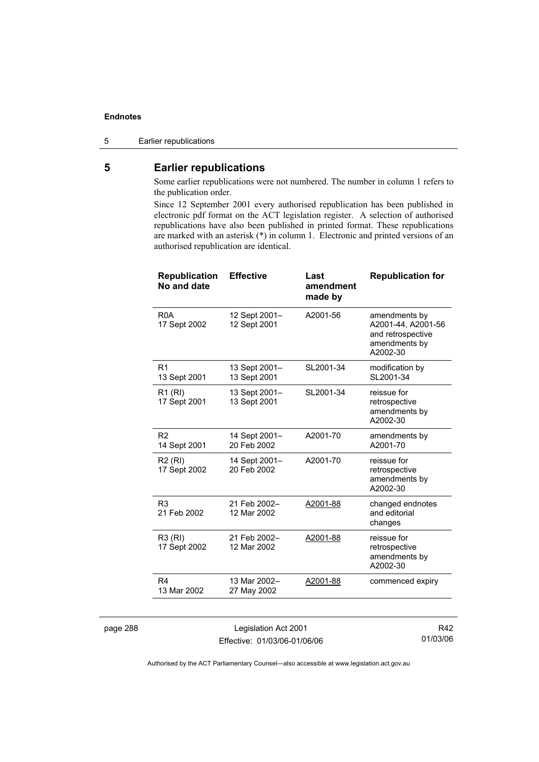## 5 Earlier republications

Some earlier republications were not numbered. The number in column 1 refers to the publication order.

Since 12 September 2001 every authorised republication has been published in electronic pdf format on the ACT legislation register. A selection of authorised republications have also been published in printed format. These republications are marked with an asterisk (*) in column 1. Electronic and printed versions of an authorised republication are identical.

| Republication No and date | Effective | Last amendment made by | Republication for |
|---|---|---|---|
| R0A<br>17 Sept 2002 | 12 Sept 2001–<br>12 Sept 2001 | A2001-56 | amendments by A2001-44, A2001-56 and retrospective amendments by A2002-30 |
| R1<br>13 Sept 2001 | 13 Sept 2001–<br>13 Sept 2001 | SL2001-34 | modification by SL2001-34 |
| R1 (RI)<br>17 Sept 2001 | 13 Sept 2001–<br>13 Sept 2001 | SL2001-34 | reissue for retrospective amendments by A2002-30 |
| R2<br>14 Sept 2001 | 14 Sept 2001–<br>20 Feb 2002 | A2001-70 | amendments by A2001-70 |
| R2 (RI)<br>17 Sept 2002 | 14 Sept 2001–<br>20 Feb 2002 | A2001-70 | reissue for retrospective amendments by A2002-30 |
| R3<br>21 Feb 2002 | 21 Feb 2002–<br>12 Mar 2002 | A2001-88 | changed endnotes and editorial changes |
| R3 (RI)<br>17 Sept 2002 | 21 Feb 2002–<br>12 Mar 2002 | A2001-88 | reissue for retrospective amendments by A2002-30 |
| R4<br>13 Mar 2002 | 13 Mar 2002–<br>27 May 2002 | A2001-88 | commenced expiry |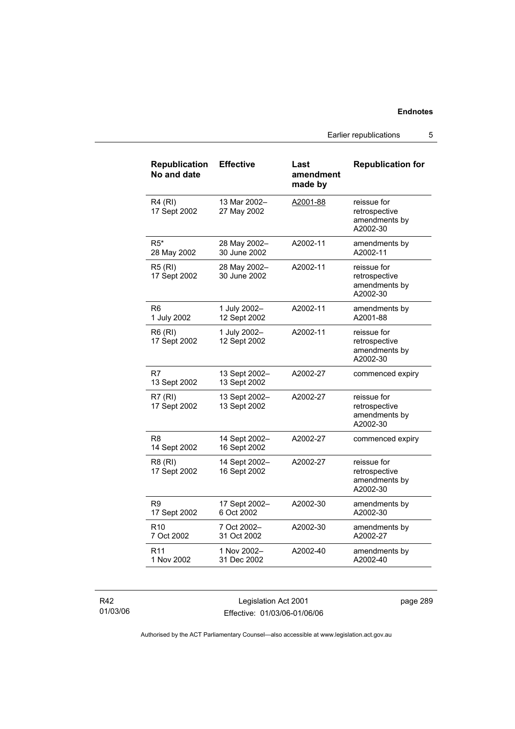| Republication No and date | Effective | Last amendment made by | Republication for |
|---|---|---|---|
| R4 (RI) 17 Sept 2002 | 13 Mar 2002– 27 May 2002 | A2001-88 | reissue for retrospective amendments by A2002-30 |
| R5* 28 May 2002 | 28 May 2002– 30 June 2002 | A2002-11 | amendments by A2002-11 |
| R5 (RI) 17 Sept 2002 | 28 May 2002– 30 June 2002 | A2002-11 | reissue for retrospective amendments by A2002-30 |
| R6 1 July 2002 | 1 July 2002– 12 Sept 2002 | A2002-11 | amendments by A2001-88 |
| R6 (RI) 17 Sept 2002 | 1 July 2002– 12 Sept 2002 | A2002-11 | reissue for retrospective amendments by A2002-30 |
| R7 13 Sept 2002 | 13 Sept 2002– 13 Sept 2002 | A2002-27 | commenced expiry |
| R7 (RI) 17 Sept 2002 | 13 Sept 2002– 13 Sept 2002 | A2002-27 | reissue for retrospective amendments by A2002-30 |
| R8 14 Sept 2002 | 14 Sept 2002– 16 Sept 2002 | A2002-27 | commenced expiry |
| R8 (RI) 17 Sept 2002 | 14 Sept 2002– 16 Sept 2002 | A2002-27 | reissue for retrospective amendments by A2002-30 |
| R9 17 Sept 2002 | 17 Sept 2002– 6 Oct 2002 | A2002-30 | amendments by A2002-30 |
| R10 7 Oct 2002 | 7 Oct 2002– 31 Oct 2002 | A2002-30 | amendments by A2002-27 |
| R11 1 Nov 2002 | 1 Nov 2002– 31 Dec 2002 | A2002-40 | amendments by A2002-40 |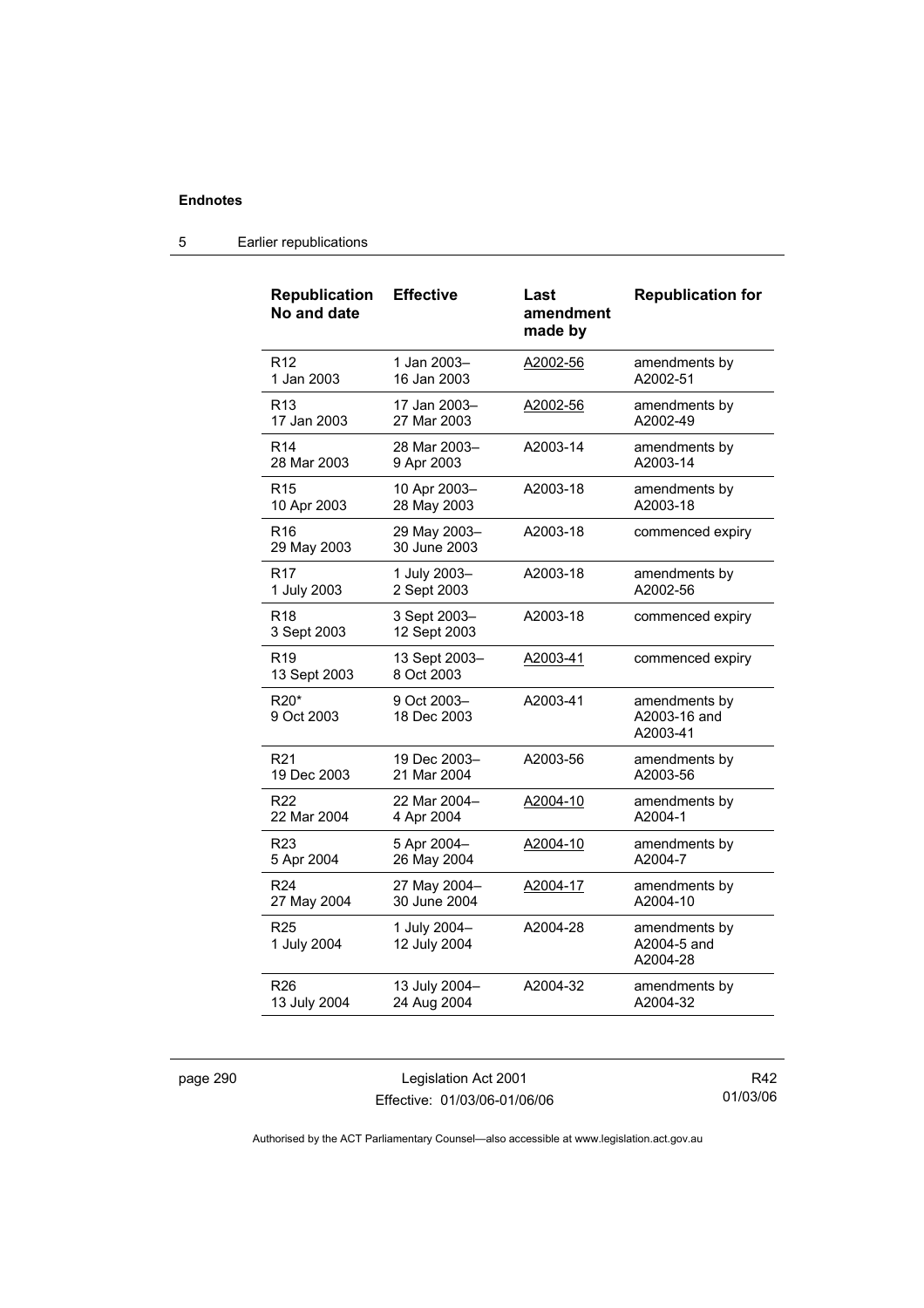## 5 Earlier republications

| Republication No and date | Effective | Last amendment made by | Republication for |
|---|---|---|---|
| R12<br>1 Jan 2003 | 1 Jan 2003–<br>16 Jan 2003 | A2002-56 | amendments by A2002-51 |
| R13<br>17 Jan 2003 | 17 Jan 2003–<br>27 Mar 2003 | A2002-56 | amendments by A2002-49 |
| R14<br>28 Mar 2003 | 28 Mar 2003–<br>9 Apr 2003 | A2003-14 | amendments by A2003-14 |
| R15<br>10 Apr 2003 | 10 Apr 2003–<br>28 May 2003 | A2003-18 | amendments by A2003-18 |
| R16<br>29 May 2003 | 29 May 2003–<br>30 June 2003 | A2003-18 | commenced expiry |
| R17<br>1 July 2003 | 1 July 2003–<br>2 Sept 2003 | A2003-18 | amendments by A2002-56 |
| R18<br>3 Sept 2003 | 3 Sept 2003–<br>12 Sept 2003 | A2003-18 | commenced expiry |
| R19<br>13 Sept 2003 | 13 Sept 2003–<br>8 Oct 2003 | A2003-41 | commenced expiry |
| R20*<br>9 Oct 2003 | 9 Oct 2003–<br>18 Dec 2003 | A2003-41 | amendments by A2003-16 and A2003-41 |
| R21<br>19 Dec 2003 | 19 Dec 2003–<br>21 Mar 2004 | A2003-56 | amendments by A2003-56 |
| R22<br>22 Mar 2004 | 22 Mar 2004–<br>4 Apr 2004 | A2004-10 | amendments by A2004-1 |
| R23<br>5 Apr 2004 | 5 Apr 2004–<br>26 May 2004 | A2004-10 | amendments by A2004-7 |
| R24<br>27 May 2004 | 27 May 2004–<br>30 June 2004 | A2004-17 | amendments by A2004-10 |
| R25<br>1 July 2004 | 1 July 2004–<br>12 July 2004 | A2004-28 | amendments by A2004-5 and A2004-28 |
| R26<br>13 July 2004 | 13 July 2004–<br>24 Aug 2004 | A2004-32 | amendments by A2004-32 |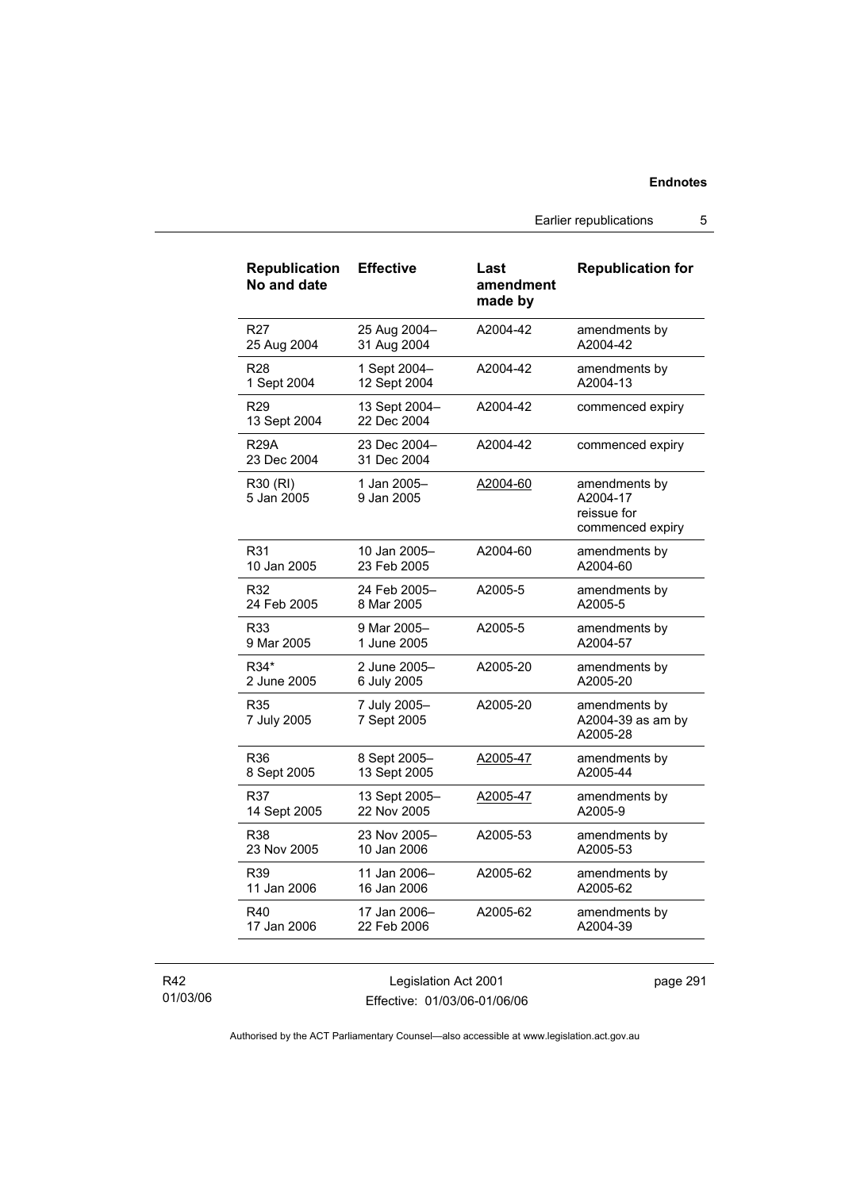| Republication No and date | Effective | Last amendment made by | Republication for |
|---|---|---|---|
| R27<br>25 Aug 2004 | 25 Aug 2004–<br>31 Aug 2004 | A2004-42 | amendments by<br>A2004-42 |
| R28<br>1 Sept 2004 | 1 Sept 2004–<br>12 Sept 2004 | A2004-42 | amendments by<br>A2004-13 |
| R29<br>13 Sept 2004 | 13 Sept 2004–<br>22 Dec 2004 | A2004-42 | commenced expiry |
| R29A<br>23 Dec 2004 | 23 Dec 2004–<br>31 Dec 2004 | A2004-42 | commenced expiry |
| R30 (RI)<br>5 Jan 2005 | 1 Jan 2005–<br>9 Jan 2005 | A2004-60 | amendments by<br>A2004-17<br>reissue for<br>commenced expiry |
| R31<br>10 Jan 2005 | 10 Jan 2005–<br>23 Feb 2005 | A2004-60 | amendments by<br>A2004-60 |
| R32<br>24 Feb 2005 | 24 Feb 2005–<br>8 Mar 2005 | A2005-5 | amendments by<br>A2005-5 |
| R33<br>9 Mar 2005 | 9 Mar 2005–<br>1 June 2005 | A2005-5 | amendments by<br>A2004-57 |
| R34*<br>2 June 2005 | 2 June 2005–<br>6 July 2005 | A2005-20 | amendments by<br>A2005-20 |
| R35<br>7 July 2005 | 7 July 2005–<br>7 Sept 2005 | A2005-20 | amendments by<br>A2004-39 as am by<br>A2005-28 |
| R36<br>8 Sept 2005 | 8 Sept 2005–<br>13 Sept 2005 | A2005-47 | amendments by<br>A2005-44 |
| R37<br>14 Sept 2005 | 13 Sept 2005–<br>22 Nov 2005 | A2005-47 | amendments by<br>A2005-9 |
| R38<br>23 Nov 2005 | 23 Nov 2005–<br>10 Jan 2006 | A2005-53 | amendments by<br>A2005-53 |
| R39<br>11 Jan 2006 | 11 Jan 2006–<br>16 Jan 2006 | A2005-62 | amendments by<br>A2005-62 |
| R40<br>17 Jan 2006 | 17 Jan 2006–<br>22 Feb 2006 | A2005-62 | amendments by<br>A2004-39 |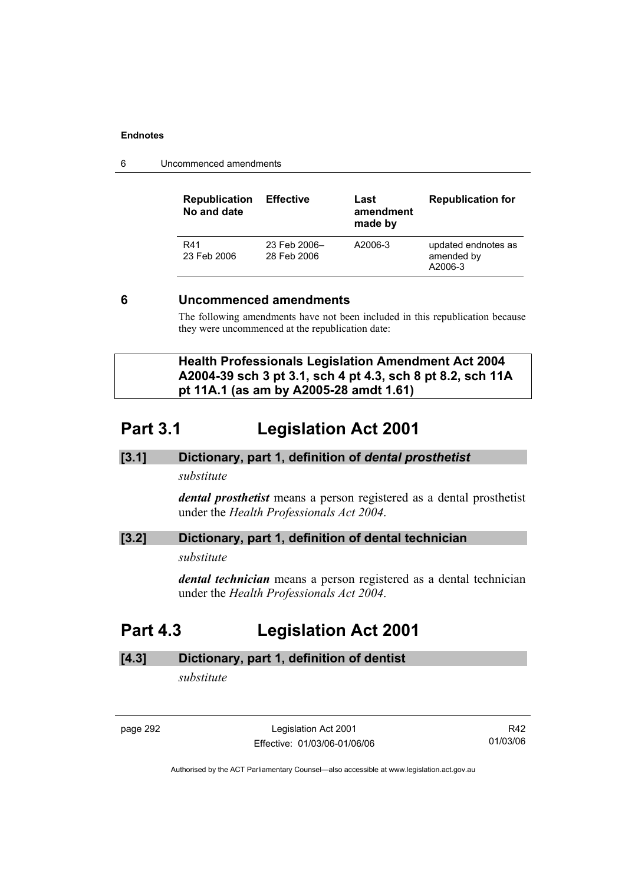| Republication No and date | Effective | Last amendment made by | Republication for |
| --- | --- | --- | --- |
| R41<br>23 Feb 2006 | 23 Feb 2006–<br>28 Feb 2006 | A2006-3 | updated endnotes as amended by A2006-3 |

## 6 Uncommenced amendments

The following amendments have not been included in this republication because they were uncommenced at the republication date:

**Health Professionals Legislation Amendment Act 2004 A2004-39 sch 3 pt 3.1, sch 4 pt 4.3, sch 8 pt 8.2, sch 11A pt 11A.1 (as am by A2005-28 amdt 1.61)**

# Part 3.1 Legislation Act 2001

### [3.1] Dictionary, part 1, definition of *dental prosthetist*

*substitute*

***dental prosthetist*** means a person registered as a dental prosthetist under the *Health Professionals Act 2004*.

### [3.2] Dictionary, part 1, definition of dental technician

*substitute*

***dental technician*** means a person registered as a dental technician under the *Health Professionals Act 2004*.

# Part 4.3 Legislation Act 2001

### [4.3] Dictionary, part 1, definition of dentist

*substitute*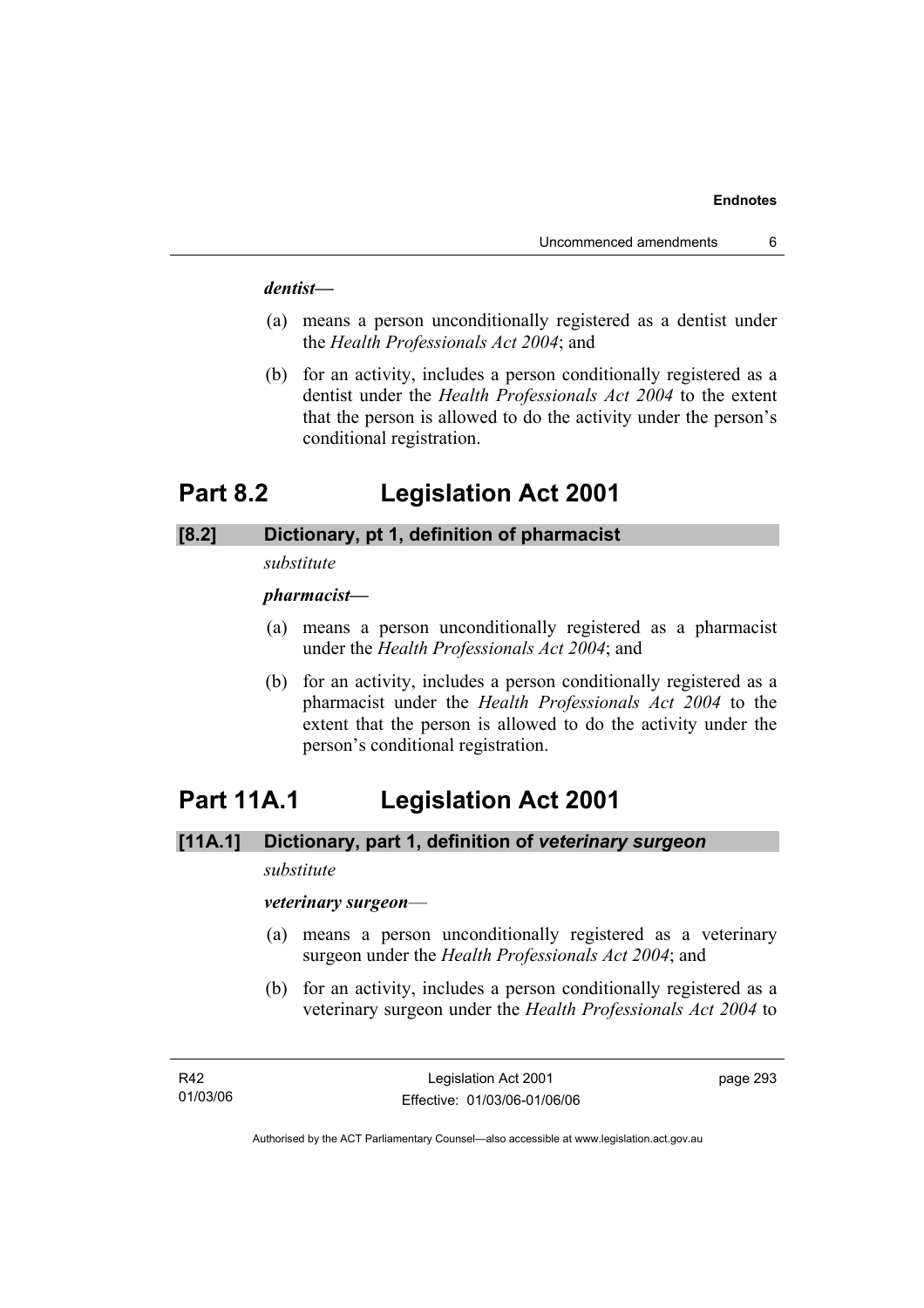***dentist*—**

(a) means a person unconditionally registered as a dentist under the *Health Professionals Act 2004*; and

(b) for an activity, includes a person conditionally registered as a dentist under the *Health Professionals Act 2004* to the extent that the person is allowed to do the activity under the person's conditional registration.

# Part 8.2 Legislation Act 2001

### [8.2] Dictionary, pt 1, definition of pharmacist

*substitute*

***pharmacist*—**

(a) means a person unconditionally registered as a pharmacist under the *Health Professionals Act 2004*; and

(b) for an activity, includes a person conditionally registered as a pharmacist under the *Health Professionals Act 2004* to the extent that the person is allowed to do the activity under the person's conditional registration.

# Part 11A.1 Legislation Act 2001

### [11A.1] Dictionary, part 1, definition of *veterinary surgeon*

*substitute*

***veterinary surgeon***—

(a) means a person unconditionally registered as a veterinary surgeon under the *Health Professionals Act 2004*; and

(b) for an activity, includes a person conditionally registered as a veterinary surgeon under the *Health Professionals Act 2004* to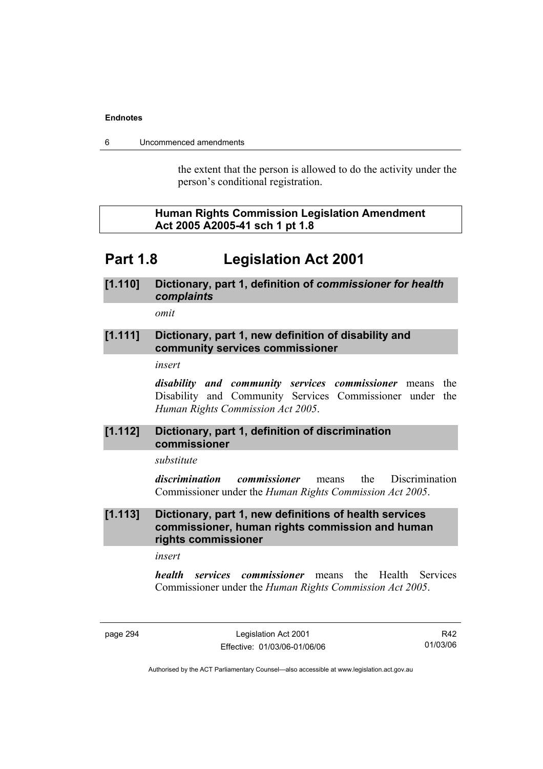the extent that the person is allowed to do the activity under the person's conditional registration.

**Human Rights Commission Legislation Amendment Act 2005 A2005-41 sch 1 pt 1.8**

# Part 1.8 Legislation Act 2001

### [1.110] Dictionary, part 1, definition of *commissioner for health complaints*

*omit*

### [1.111] Dictionary, part 1, new definition of disability and community services commissioner

*insert*

***disability and community services commissioner*** means the Disability and Community Services Commissioner under the *Human Rights Commission Act 2005*.

### [1.112] Dictionary, part 1, definition of discrimination commissioner

*substitute*

***discrimination commissioner*** means the Discrimination Commissioner under the *Human Rights Commission Act 2005*.

### [1.113] Dictionary, part 1, new definitions of health services commissioner, human rights commission and human rights commissioner

*insert*

***health services commissioner*** means the Health Services Commissioner under the *Human Rights Commission Act 2005*.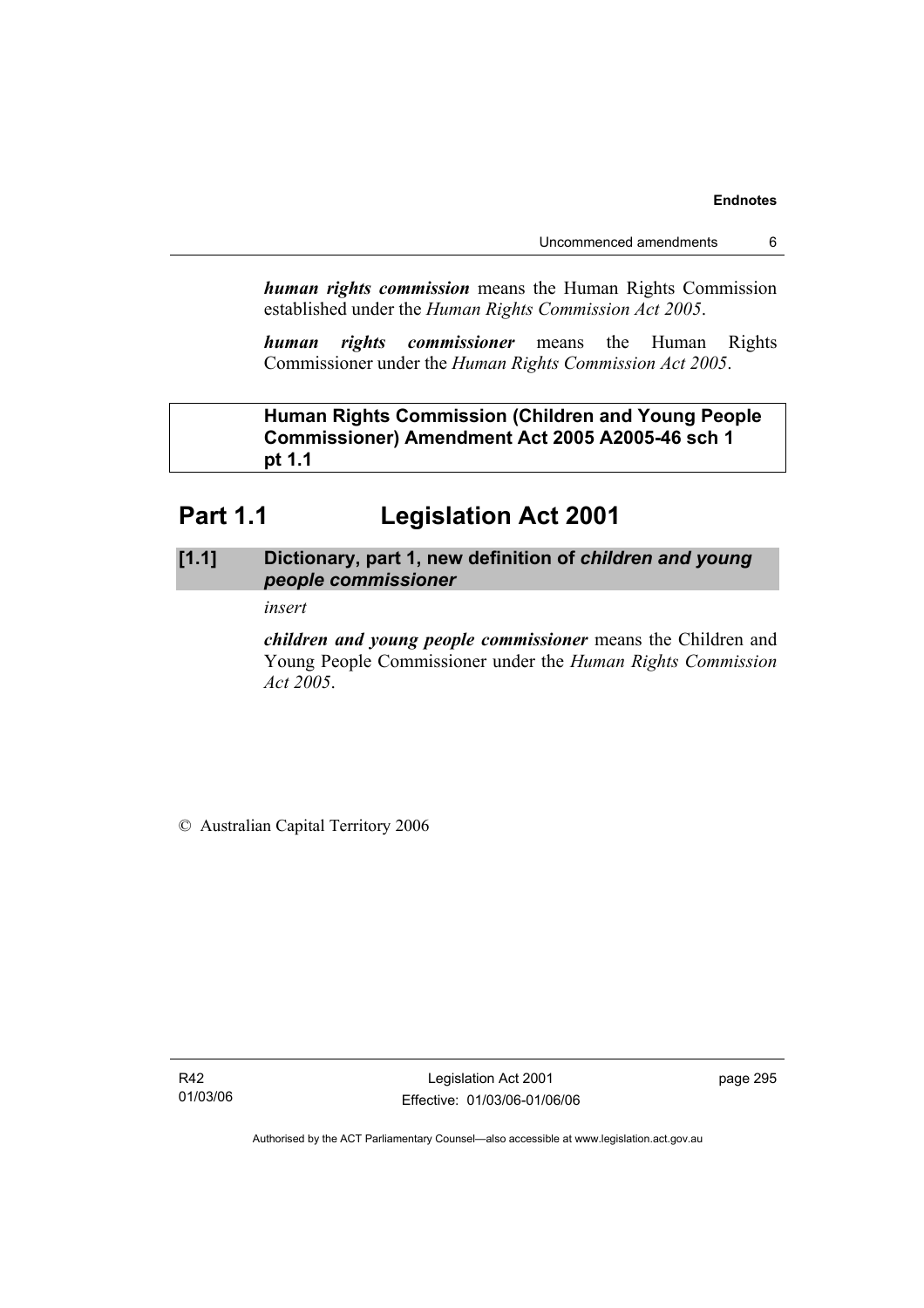***human rights commission*** means the Human Rights Commission established under the *Human Rights Commission Act 2005*.

***human rights commissioner*** means the Human Rights Commissioner under the *Human Rights Commission Act 2005*.

**Human Rights Commission (Children and Young People Commissioner) Amendment Act 2005 A2005-46 sch 1 pt 1.1**

## Part 1.1 Legislation Act 2001

### [1.1] Dictionary, part 1, new definition of *children and young people commissioner*

*insert*

***children and young people commissioner*** means the Children and Young People Commissioner under the *Human Rights Commission Act 2005*.

© Australian Capital Territory 2006